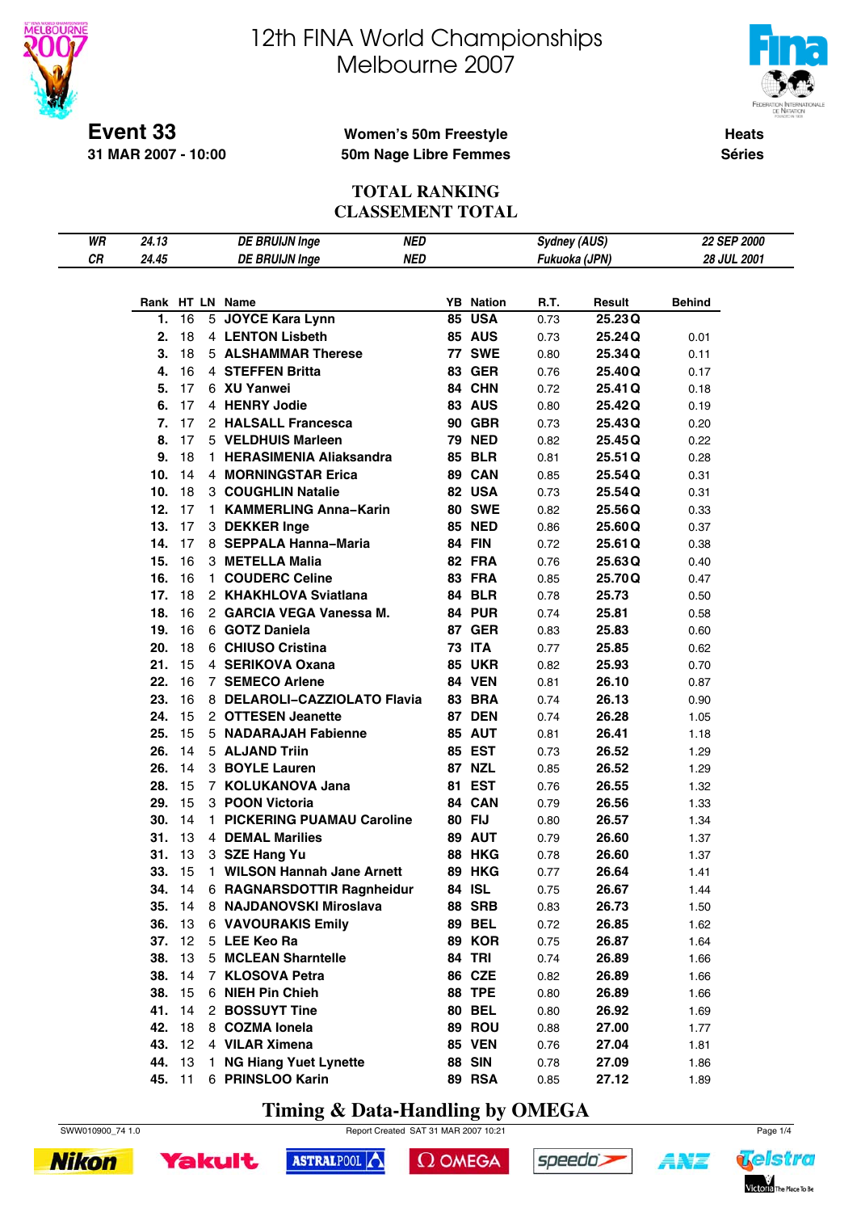# 12th FINA World Championships
# Melbourne 2007

**Event 33**
**31 MAR 2007 - 10:00**

**Women's 50m Freestyle**
**50m Nage Libre Femmes**

**Heats**
**Séries**

## TOTAL RANKING
## CLASSEMENT TOTAL

| | | | | | |
|---|---|---|---|---|---|
| *WR* | *24.13* | *DE BRUIJN Inge* | *NED* | *Sydney (AUS)* | *22 SEP 2000* |
| *CR* | *24.45* | *DE BRUIJN Inge* | *NED* | *Fukuoka (JPN)* | *28 JUL 2001* |

| Rank | HT | LN | Name | YB | Nation | R.T. | Result | Behind |
|---|---|---|---|---|---|---|---|---|
| 1. | 16 | 5 | JOYCE Kara Lynn | 85 | USA | 0.73 | 25.23 Q | |
| 2. | 18 | 4 | LENTON Lisbeth | 85 | AUS | 0.73 | 25.24 Q | 0.01 |
| 3. | 18 | 5 | ALSHAMMAR Therese | 77 | SWE | 0.80 | 25.34 Q | 0.11 |
| 4. | 16 | 4 | STEFFEN Britta | 83 | GER | 0.76 | 25.40 Q | 0.17 |
| 5. | 17 | 6 | XU Yanwei | 84 | CHN | 0.72 | 25.41 Q | 0.18 |
| 6. | 17 | 4 | HENRY Jodie | 83 | AUS | 0.80 | 25.42 Q | 0.19 |
| 7. | 17 | 2 | HALSALL Francesca | 90 | GBR | 0.73 | 25.43 Q | 0.20 |
| 8. | 17 | 5 | VELDHUIS Marleen | 79 | NED | 0.82 | 25.45 Q | 0.22 |
| 9. | 18 | 1 | HERASIMENIA Aliaksandra | 85 | BLR | 0.81 | 25.51 Q | 0.28 |
| 10. | 14 | 4 | MORNINGSTAR Erica | 89 | CAN | 0.85 | 25.54 Q | 0.31 |
| 10. | 18 | 3 | COUGHLIN Natalie | 82 | USA | 0.73 | 25.54 Q | 0.31 |
| 12. | 17 | 1 | KAMMERLING Anna–Karin | 80 | SWE | 0.82 | 25.56 Q | 0.33 |
| 13. | 17 | 3 | DEKKER Inge | 85 | NED | 0.86 | 25.60 Q | 0.37 |
| 14. | 17 | 8 | SEPPALA Hanna–Maria | 84 | FIN | 0.72 | 25.61 Q | 0.38 |
| 15. | 16 | 3 | METELLA Malia | 82 | FRA | 0.76 | 25.63 Q | 0.40 |
| 16. | 16 | 1 | COUDERC Celine | 83 | FRA | 0.85 | 25.70 Q | 0.47 |
| 17. | 18 | 2 | KHAKHLOVA Sviatlana | 84 | BLR | 0.78 | 25.73 | 0.50 |
| 18. | 16 | 2 | GARCIA VEGA Vanessa M. | 84 | PUR | 0.74 | 25.81 | 0.58 |
| 19. | 16 | 6 | GOTZ Daniela | 87 | GER | 0.83 | 25.83 | 0.60 |
| 20. | 18 | 6 | CHIUSO Cristina | 73 | ITA | 0.77 | 25.85 | 0.62 |
| 21. | 15 | 4 | SERIKOVA Oxana | 85 | UKR | 0.82 | 25.93 | 0.70 |
| 22. | 16 | 7 | SEMECO Arlene | 84 | VEN | 0.81 | 26.10 | 0.87 |
| 23. | 16 | 8 | DELAROLI–CAZZIOLATO Flavia | 83 | BRA | 0.74 | 26.13 | 0.90 |
| 24. | 15 | 2 | OTTESEN Jeanette | 87 | DEN | 0.74 | 26.28 | 1.05 |
| 25. | 15 | 5 | NADARAJAH Fabienne | 85 | AUT | 0.81 | 26.41 | 1.18 |
| 26. | 14 | 5 | ALJAND Triin | 85 | EST | 0.73 | 26.52 | 1.29 |
| 26. | 14 | 3 | BOYLE Lauren | 87 | NZL | 0.85 | 26.52 | 1.29 |
| 28. | 15 | 7 | KOLUKANOVA Jana | 81 | EST | 0.76 | 26.55 | 1.32 |
| 29. | 15 | 3 | POON Victoria | 84 | CAN | 0.79 | 26.56 | 1.33 |
| 30. | 14 | 1 | PICKERING PUAMAU Caroline | 80 | FIJ | 0.80 | 26.57 | 1.34 |
| 31. | 13 | 4 | DEMAL Marilies | 89 | AUT | 0.79 | 26.60 | 1.37 |
| 31. | 13 | 3 | SZE Hang Yu | 88 | HKG | 0.78 | 26.60 | 1.37 |
| 33. | 15 | 1 | WILSON Hannah Jane Arnett | 89 | HKG | 0.77 | 26.64 | 1.41 |
| 34. | 14 | 6 | RAGNARSDOTTIR Ragnheidur | 84 | ISL | 0.75 | 26.67 | 1.44 |
| 35. | 14 | 8 | NAJDANOVSKI Miroslava | 88 | SRB | 0.83 | 26.73 | 1.50 |
| 36. | 13 | 6 | VAVOURAKIS Emily | 89 | BEL | 0.72 | 26.85 | 1.62 |
| 37. | 12 | 5 | LEE Keo Ra | 89 | KOR | 0.75 | 26.87 | 1.64 |
| 38. | 13 | 5 | MCLEAN Sharntelle | 84 | TRI | 0.74 | 26.89 | 1.66 |
| 38. | 14 | 7 | KLOSOVA Petra | 86 | CZE | 0.82 | 26.89 | 1.66 |
| 38. | 15 | 6 | NIEH Pin Chieh | 88 | TPE | 0.80 | 26.89 | 1.66 |
| 41. | 14 | 2 | BOSSUYT Tine | 80 | BEL | 0.80 | 26.92 | 1.69 |
| 42. | 18 | 8 | COZMA Ionela | 89 | ROU | 0.88 | 27.00 | 1.77 |
| 43. | 12 | 4 | VILAR Ximena | 85 | VEN | 0.76 | 27.04 | 1.81 |
| 44. | 13 | 1 | NG Hiang Yuet Lynette | 88 | SIN | 0.78 | 27.09 | 1.86 |
| 45. | 11 | 6 | PRINSLOO Karin | 89 | RSA | 0.85 | 27.12 | 1.89 |

**Timing & Data-Handling by OMEGA**

SWW010900_74 1.0 Report Created SAT 31 MAR 2007 10:21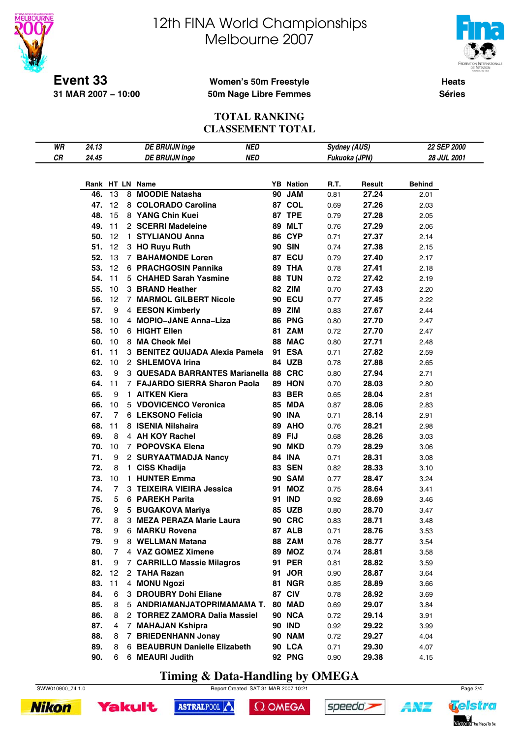# 12th FINA World Championships Melbourne 2007

**Event 33**
**31 MAR 2007 – 10:00**

**Women's 50m Freestyle**
**50m Nage Libre Femmes**

**Heats**
**Séries**

## TOTAL RANKING
## CLASSEMENT TOTAL

| | | | | | |
|---|---|---|---|---|---|
| WR | 24.13 | DE BRUIJN Inge | NED | Sydney (AUS) | 22 SEP 2000 |
| CR | 24.45 | DE BRUIJN Inge | NED | Fukuoka (JPN) | 28 JUL 2001 |

| Rank | HT | LN | Name | YB | Nation | R.T. | Result | Behind |
|---|---|---|---|---|---|---|---|---|
| 46. | 13 | 8 | MOODIE Natasha | 90 | JAM | 0.81 | 27.24 | 2.01 |
| 47. | 12 | 8 | COLORADO Carolina | 87 | COL | 0.69 | 27.26 | 2.03 |
| 48. | 15 | 8 | YANG Chin Kuei | 87 | TPE | 0.79 | 27.28 | 2.05 |
| 49. | 11 | 2 | SCERRI Madeleine | 89 | MLT | 0.76 | 27.29 | 2.06 |
| 50. | 12 | 1 | STYLIANOU Anna | 86 | CYP | 0.71 | 27.37 | 2.14 |
| 51. | 12 | 3 | HO Ruyu Ruth | 90 | SIN | 0.74 | 27.38 | 2.15 |
| 52. | 13 | 7 | BAHAMONDE Loren | 87 | ECU | 0.79 | 27.40 | 2.17 |
| 53. | 12 | 6 | PRACHGOSIN Pannika | 89 | THA | 0.78 | 27.41 | 2.18 |
| 54. | 11 | 5 | CHAHED Sarah Yasmine | 88 | TUN | 0.72 | 27.42 | 2.19 |
| 55. | 10 | 3 | BRAND Heather | 82 | ZIM | 0.70 | 27.43 | 2.20 |
| 56. | 12 | 7 | MARMOL GILBERT Nicole | 90 | ECU | 0.77 | 27.45 | 2.22 |
| 57. | 9 | 4 | EESON Kimberly | 89 | ZIM | 0.83 | 27.67 | 2.44 |
| 58. | 10 | 4 | MOPIO–JANE Anna–Liza | 86 | PNG | 0.80 | 27.70 | 2.47 |
| 58. | 10 | 6 | HIGHT Ellen | 81 | ZAM | 0.72 | 27.70 | 2.47 |
| 60. | 10 | 8 | MA Cheok Mei | 88 | MAC | 0.80 | 27.71 | 2.48 |
| 61. | 11 | 3 | BENITEZ QUIJADA Alexia Pamela | 91 | ESA | 0.71 | 27.82 | 2.59 |
| 62. | 10 | 2 | SHLEMOVA Irina | 84 | UZB | 0.78 | 27.88 | 2.65 |
| 63. | 9 | 3 | QUESADA BARRANTES Marianella | 88 | CRC | 0.80 | 27.94 | 2.71 |
| 64. | 11 | 7 | FAJARDO SIERRA Sharon Paola | 89 | HON | 0.70 | 28.03 | 2.80 |
| 65. | 9 | 1 | AITKEN Kiera | 83 | BER | 0.65 | 28.04 | 2.81 |
| 66. | 10 | 5 | VDOVICENCO Veronica | 85 | MDA | 0.87 | 28.06 | 2.83 |
| 67. | 7 | 6 | LEKSONO Felicia | 90 | INA | 0.71 | 28.14 | 2.91 |
| 68. | 11 | 8 | ISENIA Nilshaira | 89 | AHO | 0.76 | 28.21 | 2.98 |
| 69. | 8 | 4 | AH KOY Rachel | 89 | FIJ | 0.68 | 28.26 | 3.03 |
| 70. | 10 | 7 | POPOVSKA Elena | 90 | MKD | 0.79 | 28.29 | 3.06 |
| 71. | 9 | 2 | SURYAATMADJA Nancy | 84 | INA | 0.71 | 28.31 | 3.08 |
| 72. | 8 | 1 | CISS Khadija | 83 | SEN | 0.82 | 28.33 | 3.10 |
| 73. | 10 | 1 | HUNTER Emma | 90 | SAM | 0.77 | 28.47 | 3.24 |
| 74. | 7 | 3 | TEIXEIRA VIEIRA Jessica | 91 | MOZ | 0.75 | 28.64 | 3.41 |
| 75. | 5 | 6 | PAREKH Parita | 91 | IND | 0.92 | 28.69 | 3.46 |
| 76. | 9 | 5 | BUGAKOVA Mariya | 85 | UZB | 0.80 | 28.70 | 3.47 |
| 77. | 8 | 3 | MEZA PERAZA Marie Laura | 90 | CRC | 0.83 | 28.71 | 3.48 |
| 78. | 9 | 6 | MARKU Rovena | 87 | ALB | 0.71 | 28.76 | 3.53 |
| 79. | 9 | 8 | WELLMAN Matana | 88 | ZAM | 0.76 | 28.77 | 3.54 |
| 80. | 7 | 4 | VAZ GOMEZ Ximene | 89 | MOZ | 0.74 | 28.81 | 3.58 |
| 81. | 9 | 7 | CARRILLO Massie Milagros | 91 | PER | 0.81 | 28.82 | 3.59 |
| 82. | 12 | 2 | TAHA Razan | 91 | JOR | 0.90 | 28.87 | 3.64 |
| 83. | 11 | 4 | MONU Ngozi | 81 | NGR | 0.85 | 28.89 | 3.66 |
| 84. | 6 | 3 | DROUBRY Dohi Eliane | 87 | CIV | 0.78 | 28.92 | 3.69 |
| 85. | 8 | 5 | ANDRIAMANJATOPRIMAMAMA T. | 80 | MAD | 0.69 | 29.07 | 3.84 |
| 86. | 8 | 2 | TORREZ ZAMORA Dalia Massiel | 90 | NCA | 0.72 | 29.14 | 3.91 |
| 87. | 4 | 7 | MAHAJAN Kshipra | 90 | IND | 0.92 | 29.22 | 3.99 |
| 88. | 8 | 7 | BRIEDENHANN Jonay | 90 | NAM | 0.72 | 29.27 | 4.04 |
| 89. | 8 | 6 | BEAUBRUN Danielle Elizabeth | 90 | LCA | 0.71 | 29.30 | 4.07 |
| 90. | 6 | 6 | MEAURI Judith | 92 | PNG | 0.90 | 29.38 | 4.15 |

**Timing & Data-Handling by OMEGA**

SWW010900_74 1.0 Report Created SAT 31 MAR 2007 10:21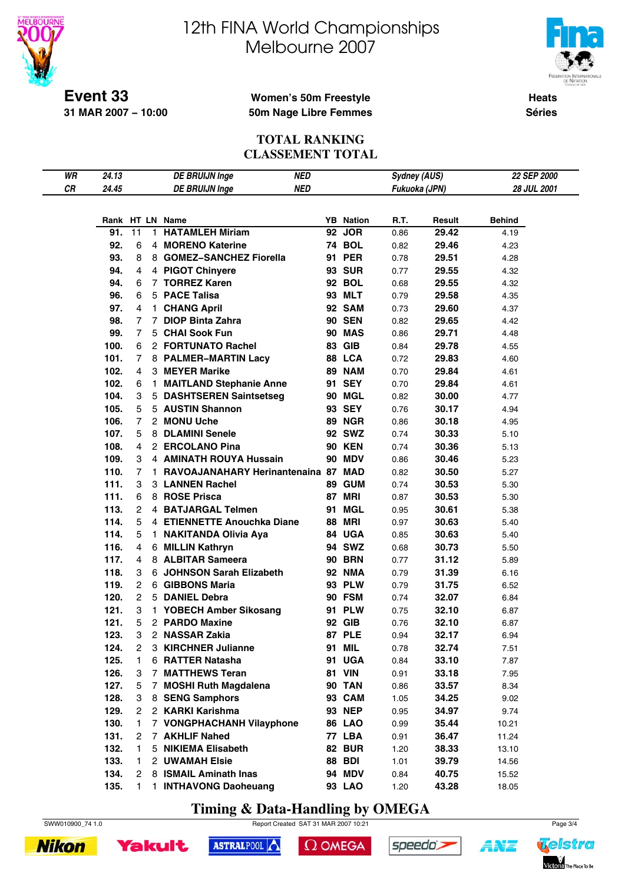# 12th FINA World Championships
# Melbourne 2007

**Event 33**
**31 MAR 2007 – 10:00**

**Women's 50m Freestyle**
**50m Nage Libre Femmes**

**Heats**
**Séries**

## TOTAL RANKING
## CLASSEMENT TOTAL

| | | | | | |
|---|---|---|---|---|---|
| WR | 24.13 | DE BRUIJN Inge | NED | Sydney (AUS) | 22 SEP 2000 |
| CR | 24.45 | DE BRUIJN Inge | NED | Fukuoka (JPN) | 28 JUL 2001 |

| Rank | HT | LN | Name | YB | Nation | R.T. | Result | Behind |
|---|---|---|---|---|---|---|---|---|
| 91. | 11 | 1 | HATAMLEH Miriam | 92 | JOR | 0.86 | 29.42 | 4.19 |
| 92. | 6 | 4 | MORENO Katerine | 74 | BOL | 0.82 | 29.46 | 4.23 |
| 93. | 8 | 8 | GOMEZ–SANCHEZ Fiorella | 91 | PER | 0.78 | 29.51 | 4.28 |
| 94. | 4 | 4 | PIGOT Chinyere | 93 | SUR | 0.77 | 29.55 | 4.32 |
| 94. | 6 | 7 | TORREZ Karen | 92 | BOL | 0.68 | 29.55 | 4.32 |
| 96. | 6 | 5 | PACE Talisa | 93 | MLT | 0.79 | 29.58 | 4.35 |
| 97. | 4 | 1 | CHANG April | 92 | SAM | 0.73 | 29.60 | 4.37 |
| 98. | 7 | 7 | DIOP Binta Zahra | 90 | SEN | 0.82 | 29.65 | 4.42 |
| 99. | 7 | 5 | CHAI Sook Fun | 90 | MAS | 0.86 | 29.71 | 4.48 |
| 100. | 6 | 2 | FORTUNATO Rachel | 83 | GIB | 0.84 | 29.78 | 4.55 |
| 101. | 7 | 8 | PALMER–MARTIN Lacy | 88 | LCA | 0.72 | 29.83 | 4.60 |
| 102. | 4 | 3 | MEYER Marike | 89 | NAM | 0.70 | 29.84 | 4.61 |
| 102. | 6 | 1 | MAITLAND Stephanie Anne | 91 | SEY | 0.70 | 29.84 | 4.61 |
| 104. | 3 | 5 | DASHTSEREN Saintsetseg | 90 | MGL | 0.82 | 30.00 | 4.77 |
| 105. | 5 | 5 | AUSTIN Shannon | 93 | SEY | 0.76 | 30.17 | 4.94 |
| 106. | 7 | 2 | MONU Uche | 89 | NGR | 0.86 | 30.18 | 4.95 |
| 107. | 5 | 8 | DLAMINI Senele | 92 | SWZ | 0.74 | 30.33 | 5.10 |
| 108. | 4 | 2 | ERCOLANO Pina | 90 | KEN | 0.74 | 30.36 | 5.13 |
| 109. | 3 | 4 | AMINATH ROUYA Hussain | 90 | MDV | 0.86 | 30.46 | 5.23 |
| 110. | 7 | 1 | RAVOAJANAHARY Herinantenaina | 87 | MAD | 0.82 | 30.50 | 5.27 |
| 111. | 3 | 3 | LANNEN Rachel | 89 | GUM | 0.74 | 30.53 | 5.30 |
| 111. | 6 | 8 | ROSE Prisca | 87 | MRI | 0.87 | 30.53 | 5.30 |
| 113. | 2 | 4 | BATJARGAL Telmen | 91 | MGL | 0.95 | 30.61 | 5.38 |
| 114. | 5 | 4 | ETIENNETTE Anouchka Diane | 88 | MRI | 0.97 | 30.63 | 5.40 |
| 114. | 5 | 1 | NAKITANDA Olivia Aya | 84 | UGA | 0.85 | 30.63 | 5.40 |
| 116. | 4 | 6 | MILLIN Kathryn | 94 | SWZ | 0.68 | 30.73 | 5.50 |
| 117. | 4 | 8 | ALBITAR Sameera | 90 | BRN | 0.77 | 31.12 | 5.89 |
| 118. | 3 | 6 | JOHNSON Sarah Elizabeth | 92 | NMA | 0.79 | 31.39 | 6.16 |
| 119. | 2 | 6 | GIBBONS Maria | 93 | PLW | 0.79 | 31.75 | 6.52 |
| 120. | 2 | 5 | DANIEL Debra | 90 | FSM | 0.74 | 32.07 | 6.84 |
| 121. | 3 | 1 | YOBECH Amber Sikosang | 91 | PLW | 0.75 | 32.10 | 6.87 |
| 121. | 5 | 2 | PARDO Maxine | 92 | GIB | 0.76 | 32.10 | 6.87 |
| 123. | 3 | 2 | NASSAR Zakia | 87 | PLE | 0.94 | 32.17 | 6.94 |
| 124. | 2 | 3 | KIRCHNER Julianne | 91 | MIL | 0.78 | 32.74 | 7.51 |
| 125. | 1 | 6 | RATTER Natasha | 91 | UGA | 0.84 | 33.10 | 7.87 |
| 126. | 3 | 7 | MATTHEWS Teran | 81 | VIN | 0.91 | 33.18 | 7.95 |
| 127. | 5 | 7 | MOSHI Ruth Magdalena | 90 | TAN | 0.86 | 33.57 | 8.34 |
| 128. | 3 | 8 | SENG Samphors | 93 | CAM | 1.05 | 34.25 | 9.02 |
| 129. | 2 | 2 | KARKI Karishma | 93 | NEP | 0.95 | 34.97 | 9.74 |
| 130. | 1 | 7 | VONGPHACHANH Vilayphone | 86 | LAO | 0.99 | 35.44 | 10.21 |
| 131. | 2 | 7 | AKHLIF Nahed | 77 | LBA | 0.91 | 36.47 | 11.24 |
| 132. | 1 | 5 | NIKIEMA Elisabeth | 82 | BUR | 1.20 | 38.33 | 13.10 |
| 133. | 1 | 2 | UWAMAH Elsie | 88 | BDI | 1.01 | 39.79 | 14.56 |
| 134. | 2 | 8 | ISMAIL Aminath Inas | 94 | MDV | 0.84 | 40.75 | 15.52 |
| 135. | 1 | 1 | INTHAVONG Daoheuang | 93 | LAO | 1.20 | 43.28 | 18.05 |

**Timing & Data-Handling by OMEGA**

SWW010900_74 1.0 — Report Created SAT 31 MAR 2007 10:21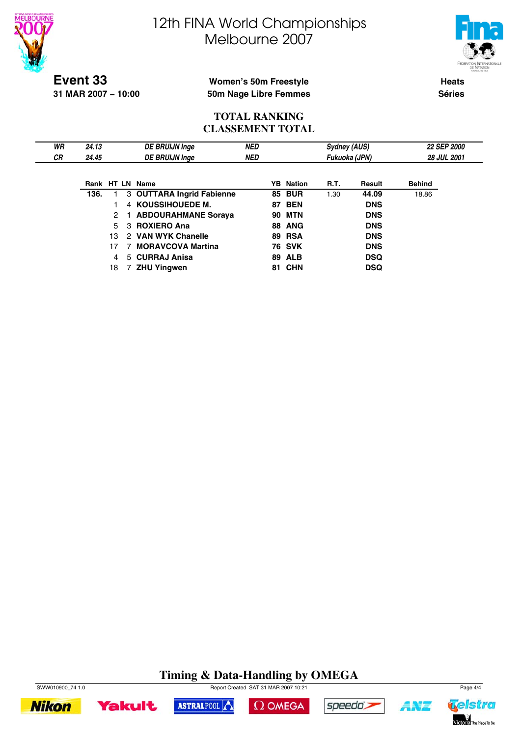# 12th FINA World Championships
# Melbourne 2007

**Event 33**
**31 MAR 2007 – 10:00**

**Women's 50m Freestyle**
**50m Nage Libre Femmes**

**Heats**
**Séries**

## TOTAL RANKING
## CLASSEMENT TOTAL

| | | | | | |
|---|---|---|---|---|---|
| *WR* | *24.13* | *DE BRUIJN Inge* | *NED* | *Sydney (AUS)* | *22 SEP 2000* |
| *CR* | *24.45* | *DE BRUIJN Inge* | *NED* | *Fukuoka (JPN)* | *28 JUL 2001* |

| Rank | HT | LN | Name | YB | Nation | R.T. | Result | Behind |
|---|---|---|---|---|---|---|---|---|
| 136. | 1 | 3 | **OUTTARA Ingrid Fabienne** | 85 | **BUR** | 1.30 | **44.09** | 18.86 |
| | 1 | 4 | **KOUSSIHOUEDE M.** | 87 | **BEN** | | **DNS** | |
| | 2 | 1 | **ABDOURAHMANE Soraya** | 90 | **MTN** | | **DNS** | |
| | 5 | 3 | **ROXIERO Ana** | 88 | **ANG** | | **DNS** | |
| | 13 | 2 | **VAN WYK Chanelle** | 89 | **RSA** | | **DNS** | |
| | 17 | 7 | **MORAVCOVA Martina** | 76 | **SVK** | | **DNS** | |
| | 4 | 5 | **CURRAJ Anisa** | 89 | **ALB** | | **DSQ** | |
| | 18 | 7 | **ZHU Yingwen** | 81 | **CHN** | | **DSQ** | |

**Timing & Data-Handling by OMEGA**

SWW010900_74 1.0 Report Created SAT 31 MAR 2007 10:21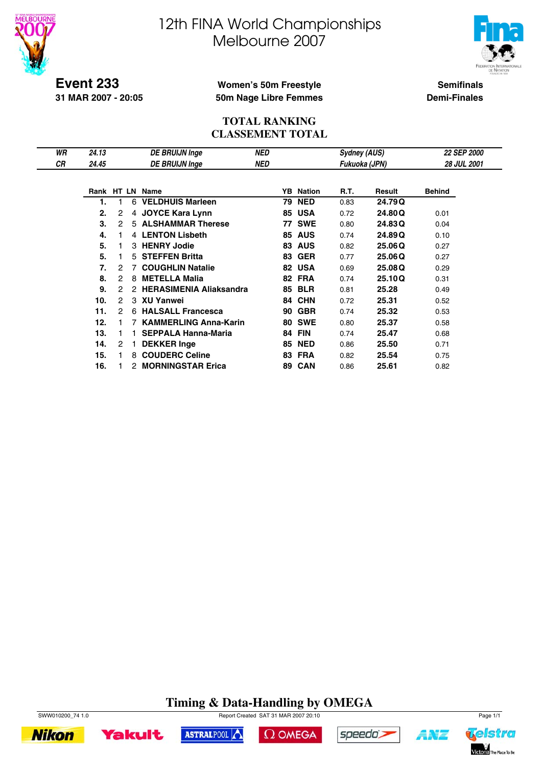# 12th FINA World Championships
# Melbourne 2007

**Event 233**
**31 MAR 2007 - 20:05**

**Women's 50m Freestyle**
**50m Nage Libre Femmes**

**Semifinals**
**Demi-Finales**

## TOTAL RANKING
## CLASSEMENT TOTAL

| | | | | | |
|---|---|---|---|---|---|
| *WR* | *24.13* | *DE BRUIJN Inge* | *NED* | *Sydney (AUS)* | *22 SEP 2000* |
| *CR* | *24.45* | *DE BRUIJN Inge* | *NED* | *Fukuoka (JPN)* | *28 JUL 2001* |

| Rank | HT | LN | Name | YB | Nation | R.T. | Result | Behind |
|---|---|---|---|---|---|---|---|---|
| **1.** | 1 | 6 | **VELDHUIS Marleen** | **79** | **NED** | 0.83 | **24.79Q** | |
| **2.** | 2 | 4 | **JOYCE Kara Lynn** | **85** | **USA** | 0.72 | **24.80Q** | 0.01 |
| **3.** | 2 | 5 | **ALSHAMMAR Therese** | **77** | **SWE** | 0.80 | **24.83Q** | 0.04 |
| **4.** | 1 | 4 | **LENTON Lisbeth** | **85** | **AUS** | 0.74 | **24.89Q** | 0.10 |
| **5.** | 1 | 3 | **HENRY Jodie** | **83** | **AUS** | 0.82 | **25.06Q** | 0.27 |
| **5.** | 1 | 5 | **STEFFEN Britta** | **83** | **GER** | 0.77 | **25.06Q** | 0.27 |
| **7.** | 2 | 7 | **COUGHLIN Natalie** | **82** | **USA** | 0.69 | **25.08Q** | 0.29 |
| **8.** | 2 | 8 | **METELLA Malia** | **82** | **FRA** | 0.74 | **25.10Q** | 0.31 |
| **9.** | 2 | 2 | **HERASIMENIA Aliaksandra** | **85** | **BLR** | 0.81 | **25.28** | 0.49 |
| **10.** | 2 | 3 | **XU Yanwei** | **84** | **CHN** | 0.72 | **25.31** | 0.52 |
| **11.** | 2 | 6 | **HALSALL Francesca** | **90** | **GBR** | 0.74 | **25.32** | 0.53 |
| **12.** | 1 | 7 | **KAMMERLING Anna-Karin** | **80** | **SWE** | 0.80 | **25.37** | 0.58 |
| **13.** | 1 | 1 | **SEPPALA Hanna-Maria** | **84** | **FIN** | 0.74 | **25.47** | 0.68 |
| **14.** | 2 | 1 | **DEKKER Inge** | **85** | **NED** | 0.86 | **25.50** | 0.71 |
| **15.** | 1 | 8 | **COUDERC Celine** | **83** | **FRA** | 0.82 | **25.54** | 0.75 |
| **16.** | 1 | 2 | **MORNINGSTAR Erica** | **89** | **CAN** | 0.86 | **25.61** | 0.82 |

**Timing & Data-Handling by OMEGA**

SWW010200_74 1.0 Report Created SAT 31 MAR 2007 20:10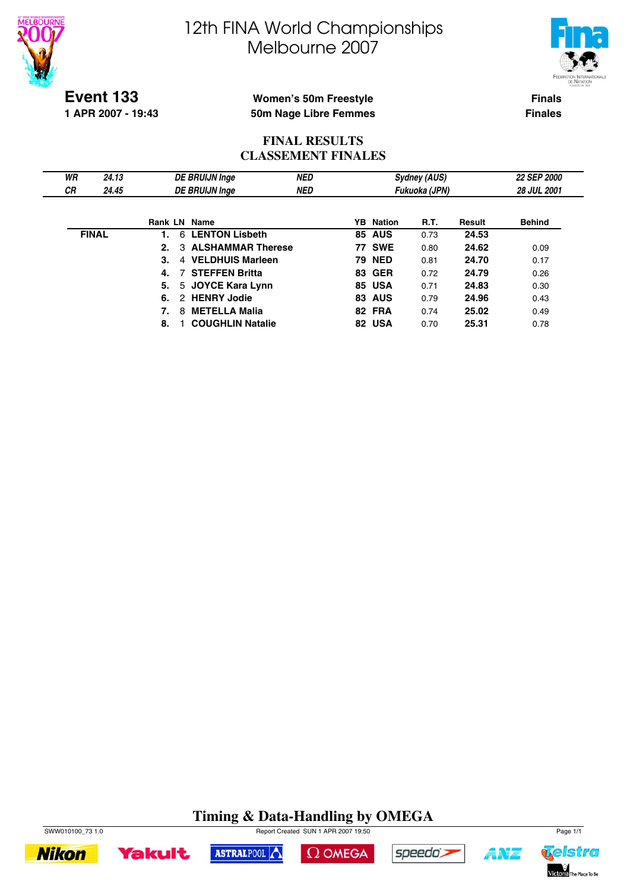# 12th FINA World Championships Melbourne 2007

**Event 133**
**1 APR 2007 - 19:43**

**Women's 50m Freestyle**
**50m Nage Libre Femmes**

**Finals**
**Finales**

## FINAL RESULTS
## CLASSEMENT FINALES

| | | | | | |
|---|---|---|---|---|---|
| *WR* | *24.13* | *DE BRUIJN Inge* | *NED* | *Sydney (AUS)* | *22 SEP 2000* |
| *CR* | *24.45* | *DE BRUIJN Inge* | *NED* | *Fukuoka (JPN)* | *28 JUL 2001* |

| | Rank | LN | Name | YB | Nation | R.T. | Result | Behind |
|---|---|---|---|---|---|---|---|---|
| **FINAL** | **1.** | 6 | **LENTON Lisbeth** | **85** | **AUS** | 0.73 | **24.53** | |
| | **2.** | 3 | **ALSHAMMAR Therese** | **77** | **SWE** | 0.80 | **24.62** | 0.09 |
| | **3.** | 4 | **VELDHUIS Marleen** | **79** | **NED** | 0.81 | **24.70** | 0.17 |
| | **4.** | 7 | **STEFFEN Britta** | **83** | **GER** | 0.72 | **24.79** | 0.26 |
| | **5.** | 5 | **JOYCE Kara Lynn** | **85** | **USA** | 0.71 | **24.83** | 0.30 |
| | **6.** | 2 | **HENRY Jodie** | **83** | **AUS** | 0.79 | **24.96** | 0.43 |
| | **7.** | 8 | **METELLA Malia** | **82** | **FRA** | 0.74 | **25.02** | 0.49 |
| | **8.** | 1 | **COUGHLIN Natalie** | **82** | **USA** | 0.70 | **25.31** | 0.78 |

**Timing & Data-Handling by OMEGA**

SWW010100_73 1.0 — Report Created SUN 1 APR 2007 19:50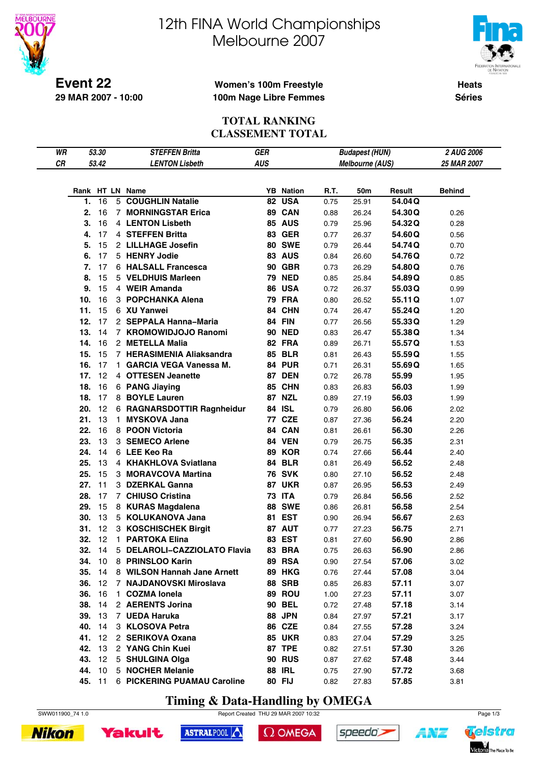# 12th FINA World Championships
# Melbourne 2007

**Event 22**
**29 MAR 2007 - 10:00**

**Women's 100m Freestyle**
**100m Nage Libre Femmes**

**Heats**
**Séries**

## TOTAL RANKING
## CLASSEMENT TOTAL

| | | | | | |
|---|---|---|---|---|---|
| WR | 53.30 | STEFFEN Britta | GER | Budapest (HUN) | 2 AUG 2006 |
| CR | 53.42 | LENTON Lisbeth | AUS | Melbourne (AUS) | 25 MAR 2007 |

| Rank | HT | LN | Name | YB | Nation | R.T. | 50m | Result | | Behind |
|---|---|---|---|---|---|---|---|---|---|---|
| 1. | 16 | 5 | COUGHLIN Natalie | 82 | USA | 0.75 | 25.91 | 54.04 | Q | |
| 2. | 16 | 7 | MORNINGSTAR Erica | 89 | CAN | 0.88 | 26.24 | 54.30 | Q | 0.26 |
| 3. | 16 | 4 | LENTON Lisbeth | 85 | AUS | 0.79 | 25.96 | 54.32 | Q | 0.28 |
| 4. | 17 | 4 | STEFFEN Britta | 83 | GER | 0.77 | 26.37 | 54.60 | Q | 0.56 |
| 5. | 15 | 2 | LILLHAGE Josefin | 80 | SWE | 0.79 | 26.44 | 54.74 | Q | 0.70 |
| 6. | 17 | 5 | HENRY Jodie | 83 | AUS | 0.84 | 26.60 | 54.76 | Q | 0.72 |
| 7. | 17 | 6 | HALSALL Francesca | 90 | GBR | 0.73 | 26.29 | 54.80 | Q | 0.76 |
| 8. | 15 | 5 | VELDHUIS Marleen | 79 | NED | 0.85 | 25.84 | 54.89 | Q | 0.85 |
| 9. | 15 | 4 | WEIR Amanda | 86 | USA | 0.72 | 26.37 | 55.03 | Q | 0.99 |
| 10. | 16 | 3 | POPCHANKA Alena | 79 | FRA | 0.80 | 26.52 | 55.11 | Q | 1.07 |
| 11. | 15 | 6 | XU Yanwei | 84 | CHN | 0.74 | 26.47 | 55.24 | Q | 1.20 |
| 12. | 17 | 2 | SEPPALA Hanna–Maria | 84 | FIN | 0.77 | 26.56 | 55.33 | Q | 1.29 |
| 13. | 14 | 7 | KROMOWIDJOJO Ranomi | 90 | NED | 0.83 | 26.47 | 55.38 | Q | 1.34 |
| 14. | 16 | 2 | METELLA Malia | 82 | FRA | 0.89 | 26.71 | 55.57 | Q | 1.53 |
| 15. | 15 | 7 | HERASIMENIA Aliaksandra | 85 | BLR | 0.81 | 26.43 | 55.59 | Q | 1.55 |
| 16. | 17 | 1 | GARCIA VEGA Vanessa M. | 84 | PUR | 0.71 | 26.31 | 55.69 | Q | 1.65 |
| 17. | 12 | 4 | OTTESEN Jeanette | 87 | DEN | 0.72 | 26.78 | 55.99 | | 1.95 |
| 18. | 16 | 6 | PANG Jiaying | 85 | CHN | 0.83 | 26.83 | 56.03 | | 1.99 |
| 18. | 17 | 8 | BOYLE Lauren | 87 | NZL | 0.89 | 27.19 | 56.03 | | 1.99 |
| 20. | 12 | 6 | RAGNARSDOTTIR Ragnheidur | 84 | ISL | 0.79 | 26.80 | 56.06 | | 2.02 |
| 21. | 13 | 1 | MYSKOVA Jana | 77 | CZE | 0.87 | 27.36 | 56.24 | | 2.20 |
| 22. | 16 | 8 | POON Victoria | 84 | CAN | 0.81 | 26.61 | 56.30 | | 2.26 |
| 23. | 13 | 3 | SEMECO Arlene | 84 | VEN | 0.79 | 26.75 | 56.35 | | 2.31 |
| 24. | 14 | 6 | LEE Keo Ra | 89 | KOR | 0.74 | 27.66 | 56.44 | | 2.40 |
| 25. | 13 | 4 | KHAKHLOVA Sviatlana | 84 | BLR | 0.81 | 26.49 | 56.52 | | 2.48 |
| 25. | 15 | 3 | MORAVCOVA Martina | 76 | SVK | 0.80 | 27.10 | 56.52 | | 2.48 |
| 27. | 11 | 3 | DZERKAL Ganna | 87 | UKR | 0.87 | 26.95 | 56.53 | | 2.49 |
| 28. | 17 | 7 | CHIUSO Cristina | 73 | ITA | 0.79 | 26.84 | 56.56 | | 2.52 |
| 29. | 15 | 8 | KURAS Magdalena | 88 | SWE | 0.86 | 26.81 | 56.58 | | 2.54 |
| 30. | 13 | 5 | KOLUKANOVA Jana | 81 | EST | 0.90 | 26.94 | 56.67 | | 2.63 |
| 31. | 12 | 3 | KOSCHISCHEK Birgit | 87 | AUT | 0.77 | 27.23 | 56.75 | | 2.71 |
| 32. | 12 | 1 | PARTOKA Elina | 83 | EST | 0.81 | 27.60 | 56.90 | | 2.86 |
| 32. | 14 | 5 | DELAROLI–CAZZIOLATO Flavia | 83 | BRA | 0.75 | 26.63 | 56.90 | | 2.86 |
| 34. | 10 | 8 | PRINSLOO Karin | 89 | RSA | 0.90 | 27.54 | 57.06 | | 3.02 |
| 35. | 14 | 8 | WILSON Hannah Jane Arnett | 89 | HKG | 0.76 | 27.44 | 57.08 | | 3.04 |
| 36. | 12 | 7 | NAJDANOVSKI Miroslava | 88 | SRB | 0.85 | 26.83 | 57.11 | | 3.07 |
| 36. | 16 | 1 | COZMA Ionela | 89 | ROU | 1.00 | 27.23 | 57.11 | | 3.07 |
| 38. | 14 | 2 | AERENTS Jorina | 90 | BEL | 0.72 | 27.48 | 57.18 | | 3.14 |
| 39. | 13 | 7 | UEDA Haruka | 88 | JPN | 0.84 | 27.97 | 57.21 | | 3.17 |
| 40. | 14 | 3 | KLOSOVA Petra | 86 | CZE | 0.84 | 27.55 | 57.28 | | 3.24 |
| 41. | 12 | 2 | SERIKOVA Oxana | 85 | UKR | 0.83 | 27.04 | 57.29 | | 3.25 |
| 42. | 13 | 2 | YANG Chin Kuei | 87 | TPE | 0.82 | 27.51 | 57.30 | | 3.26 |
| 43. | 12 | 5 | SHULGINA Olga | 90 | RUS | 0.87 | 27.62 | 57.48 | | 3.44 |
| 44. | 10 | 5 | NOCHER Melanie | 88 | IRL | 0.75 | 27.90 | 57.72 | | 3.68 |
| 45. | 11 | 6 | PICKERING PUAMAU Caroline | 80 | FIJ | 0.82 | 27.83 | 57.85 | | 3.81 |

**Timing & Data-Handling by OMEGA**

SWW011900_74 1.0 — Report Created THU 29 MAR 2007 10:32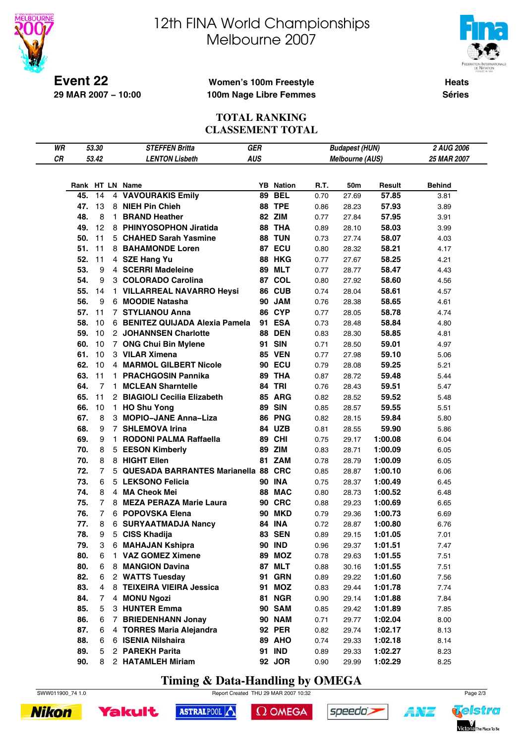# 12th FINA World Championships
# Melbourne 2007

**Event 22**
**29 MAR 2007 – 10:00**

**Women's 100m Freestyle**
**100m Nage Libre Femmes**

**Heats**
**Séries**

## TOTAL RANKING
## CLASSEMENT TOTAL

| | | | | |
|---|---|---|---|---|
| *WR* | *53.30* | *STEFFEN Britta* | *GER* | *Budapest (HUN)* | *2 AUG 2006* |
| *CR* | *53.42* | *LENTON Lisbeth* | *AUS* | *Melbourne (AUS)* | *25 MAR 2007* |

| Rank | HT | LN | Name | YB | Nation | R.T. | 50m | Result | Behind |
|---|---|---|---|---|---|---|---|---|---|
| 45. | 14 | 4 | VAVOURAKIS Emily | 89 | BEL | 0.70 | 27.69 | 57.85 | 3.81 |
| 47. | 13 | 8 | NIEH Pin Chieh | 88 | TPE | 0.86 | 28.23 | 57.93 | 3.89 |
| 48. | 8 | 1 | BRAND Heather | 82 | ZIM | 0.77 | 27.84 | 57.95 | 3.91 |
| 49. | 12 | 8 | PHINYOSOPHON Jiratida | 88 | THA | 0.89 | 28.10 | 58.03 | 3.99 |
| 50. | 11 | 5 | CHAHED Sarah Yasmine | 88 | TUN | 0.73 | 27.74 | 58.07 | 4.03 |
| 51. | 11 | 8 | BAHAMONDE Loren | 87 | ECU | 0.80 | 28.32 | 58.21 | 4.17 |
| 52. | 11 | 4 | SZE Hang Yu | 88 | HKG | 0.77 | 27.67 | 58.25 | 4.21 |
| 53. | 9 | 4 | SCERRI Madeleine | 89 | MLT | 0.77 | 28.77 | 58.47 | 4.43 |
| 54. | 9 | 3 | COLORADO Carolina | 87 | COL | 0.80 | 27.92 | 58.60 | 4.56 |
| 55. | 14 | 1 | VILLARREAL NAVARRO Heysi | 86 | CUB | 0.74 | 28.04 | 58.61 | 4.57 |
| 56. | 9 | 6 | MOODIE Natasha | 90 | JAM | 0.76 | 28.38 | 58.65 | 4.61 |
| 57. | 11 | 7 | STYLIANOU Anna | 86 | CYP | 0.77 | 28.05 | 58.78 | 4.74 |
| 58. | 10 | 6 | BENITEZ QUIJADA Alexia Pamela | 91 | ESA | 0.73 | 28.48 | 58.84 | 4.80 |
| 59. | 10 | 2 | JOHANNSEN Charlotte | 88 | DEN | 0.83 | 28.30 | 58.85 | 4.81 |
| 60. | 10 | 7 | ONG Chui Bin Mylene | 91 | SIN | 0.71 | 28.50 | 59.01 | 4.97 |
| 61. | 10 | 3 | VILAR Ximena | 85 | VEN | 0.77 | 27.98 | 59.10 | 5.06 |
| 62. | 10 | 4 | MARMOL GILBERT Nicole | 90 | ECU | 0.79 | 28.08 | 59.25 | 5.21 |
| 63. | 11 | 1 | PRACHGOSIN Pannika | 89 | THA | 0.87 | 28.72 | 59.48 | 5.44 |
| 64. | 7 | 1 | MCLEAN Sharntelle | 84 | TRI | 0.76 | 28.43 | 59.51 | 5.47 |
| 65. | 11 | 2 | BIAGIOLI Cecilia Elizabeth | 85 | ARG | 0.82 | 28.52 | 59.52 | 5.48 |
| 66. | 10 | 1 | HO Shu Yong | 89 | SIN | 0.85 | 28.57 | 59.55 | 5.51 |
| 67. | 8 | 3 | MOPIO–JANE Anna–Liza | 86 | PNG | 0.82 | 28.15 | 59.84 | 5.80 |
| 68. | 9 | 7 | SHLEMOVA Irina | 84 | UZB | 0.81 | 28.55 | 59.90 | 5.86 |
| 69. | 9 | 1 | RODONI PALMA Raffaella | 89 | CHI | 0.75 | 29.17 | 1:00.08 | 6.04 |
| 70. | 8 | 5 | EESON Kimberly | 89 | ZIM | 0.83 | 28.71 | 1:00.09 | 6.05 |
| 70. | 8 | 8 | HIGHT Ellen | 81 | ZAM | 0.78 | 28.79 | 1:00.09 | 6.05 |
| 72. | 7 | 5 | QUESADA BARRANTES Marianella | 88 | CRC | 0.85 | 28.87 | 1:00.10 | 6.06 |
| 73. | 6 | 5 | LEKSONO Felicia | 90 | INA | 0.75 | 28.37 | 1:00.49 | 6.45 |
| 74. | 8 | 4 | MA Cheok Mei | 88 | MAC | 0.80 | 28.73 | 1:00.52 | 6.48 |
| 75. | 7 | 8 | MEZA PERAZA Marie Laura | 90 | CRC | 0.88 | 29.23 | 1:00.69 | 6.65 |
| 76. | 7 | 6 | POPOVSKA Elena | 90 | MKD | 0.79 | 29.36 | 1:00.73 | 6.69 |
| 77. | 8 | 6 | SURYAATMADJA Nancy | 84 | INA | 0.72 | 28.87 | 1:00.80 | 6.76 |
| 78. | 9 | 5 | CISS Khadija | 83 | SEN | 0.89 | 29.15 | 1:01.05 | 7.01 |
| 79. | 3 | 6 | MAHAJAN Kshipra | 90 | IND | 0.96 | 29.37 | 1:01.51 | 7.47 |
| 80. | 6 | 1 | VAZ GOMEZ Ximene | 89 | MOZ | 0.78 | 29.63 | 1:01.55 | 7.51 |
| 80. | 6 | 8 | MANGION Davina | 87 | MLT | 0.88 | 30.16 | 1:01.55 | 7.51 |
| 82. | 6 | 2 | WATTS Tuesday | 91 | GRN | 0.89 | 29.22 | 1:01.60 | 7.56 |
| 83. | 4 | 8 | TEIXEIRA VIEIRA Jessica | 91 | MOZ | 0.83 | 29.44 | 1:01.78 | 7.74 |
| 84. | 7 | 4 | MONU Ngozi | 81 | NGR | 0.90 | 29.14 | 1:01.88 | 7.84 |
| 85. | 5 | 3 | HUNTER Emma | 90 | SAM | 0.85 | 29.42 | 1:01.89 | 7.85 |
| 86. | 6 | 7 | BRIEDENHANN Jonay | 90 | NAM | 0.71 | 29.77 | 1:02.04 | 8.00 |
| 87. | 6 | 4 | TORRES Maria Alejandra | 92 | PER | 0.82 | 29.74 | 1:02.17 | 8.13 |
| 88. | 6 | 6 | ISENIA Nilshaira | 89 | AHO | 0.74 | 29.33 | 1:02.18 | 8.14 |
| 89. | 5 | 2 | PAREKH Parita | 91 | IND | 0.89 | 29.33 | 1:02.27 | 8.23 |
| 90. | 8 | 2 | HATAMLEH Miriam | 92 | JOR | 0.90 | 29.99 | 1:02.29 | 8.25 |

**Timing & Data-Handling by OMEGA**

SWW011900_74 1.0 Report Created THU 29 MAR 2007 10:32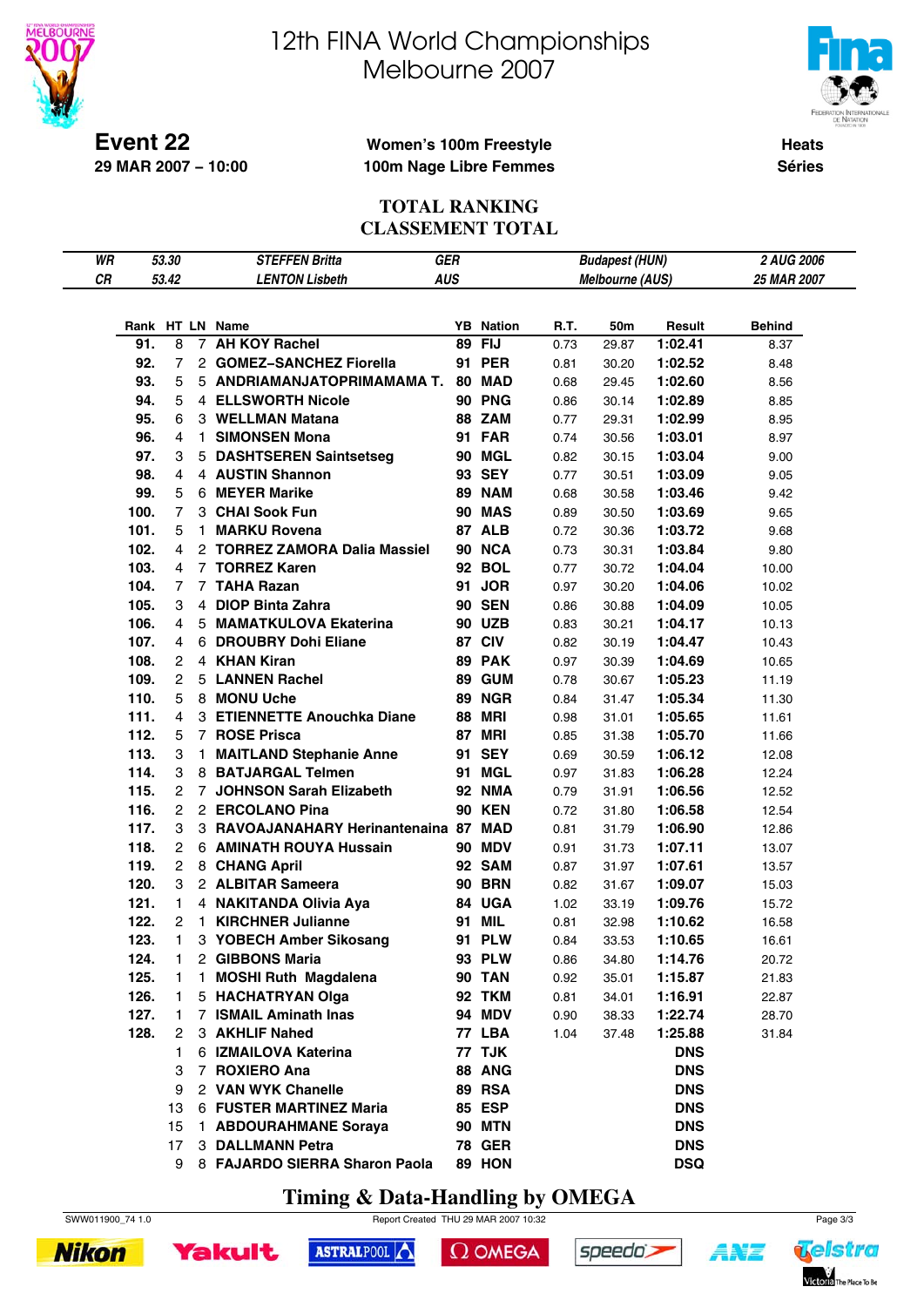# 12th FINA World Championships
# Melbourne 2007

**Event 22**
**29 MAR 2007 – 10:00**

**Women's 100m Freestyle**
**100m Nage Libre Femmes**

**Heats**
**Séries**

## TOTAL RANKING
## CLASSEMENT TOTAL

| | | | | | |
|---|---|---|---|---|---|
| *WR* | *53.30* | *STEFFEN Britta* | *GER* | *Budapest (HUN)* | *2 AUG 2006* |
| *CR* | *53.42* | *LENTON Lisbeth* | *AUS* | *Melbourne (AUS)* | *25 MAR 2007* |

| Rank | HT | LN | Name | YB | Nation | R.T. | 50m | Result | Behind |
|---|---|---|---|---|---|---|---|---|---|
| 91. | 8 | 7 | AH KOY Rachel | 89 | FIJ | 0.73 | 29.87 | 1:02.41 | 8.37 |
| 92. | 7 | 2 | GOMEZ-SANCHEZ Fiorella | 91 | PER | 0.81 | 30.20 | 1:02.52 | 8.48 |
| 93. | 5 | 5 | ANDRIAMANJATOPRIMAMAMA T. | 80 | MAD | 0.68 | 29.45 | 1:02.60 | 8.56 |
| 94. | 5 | 4 | ELLSWORTH Nicole | 90 | PNG | 0.86 | 30.14 | 1:02.89 | 8.85 |
| 95. | 6 | 3 | WELLMAN Matana | 88 | ZAM | 0.77 | 29.31 | 1:02.99 | 8.95 |
| 96. | 4 | 1 | SIMONSEN Mona | 91 | FAR | 0.74 | 30.56 | 1:03.01 | 8.97 |
| 97. | 3 | 5 | DASHTSEREN Saintsetseg | 90 | MGL | 0.82 | 30.15 | 1:03.04 | 9.00 |
| 98. | 4 | 4 | AUSTIN Shannon | 93 | SEY | 0.77 | 30.51 | 1:03.09 | 9.05 |
| 99. | 5 | 6 | MEYER Marike | 89 | NAM | 0.68 | 30.58 | 1:03.46 | 9.42 |
| 100. | 7 | 3 | CHAI Sook Fun | 90 | MAS | 0.89 | 30.50 | 1:03.69 | 9.65 |
| 101. | 5 | 1 | MARKU Rovena | 87 | ALB | 0.72 | 30.36 | 1:03.72 | 9.68 |
| 102. | 4 | 2 | TORREZ ZAMORA Dalia Massiel | 90 | NCA | 0.73 | 30.31 | 1:03.84 | 9.80 |
| 103. | 4 | 7 | TORREZ Karen | 92 | BOL | 0.77 | 30.72 | 1:04.04 | 10.00 |
| 104. | 7 | 7 | TAHA Razan | 91 | JOR | 0.97 | 30.20 | 1:04.06 | 10.02 |
| 105. | 3 | 4 | DIOP Binta Zahra | 90 | SEN | 0.86 | 30.88 | 1:04.09 | 10.05 |
| 106. | 4 | 5 | MAMATKULOVA Ekaterina | 90 | UZB | 0.83 | 30.21 | 1:04.17 | 10.13 |
| 107. | 4 | 6 | DROUBRY Dohi Eliane | 87 | CIV | 0.82 | 30.19 | 1:04.47 | 10.43 |
| 108. | 2 | 4 | KHAN Kiran | 89 | PAK | 0.97 | 30.39 | 1:04.69 | 10.65 |
| 109. | 2 | 5 | LANNEN Rachel | 89 | GUM | 0.78 | 30.67 | 1:05.23 | 11.19 |
| 110. | 5 | 8 | MONU Uche | 89 | NGR | 0.84 | 31.47 | 1:05.34 | 11.30 |
| 111. | 4 | 3 | ETIENNETTE Anouchka Diane | 88 | MRI | 0.98 | 31.01 | 1:05.65 | 11.61 |
| 112. | 5 | 7 | ROSE Prisca | 87 | MRI | 0.85 | 31.38 | 1:05.70 | 11.66 |
| 113. | 3 | 1 | MAITLAND Stephanie Anne | 91 | SEY | 0.69 | 30.59 | 1:06.12 | 12.08 |
| 114. | 3 | 8 | BATJARGAL Telmen | 91 | MGL | 0.97 | 31.83 | 1:06.28 | 12.24 |
| 115. | 2 | 7 | JOHNSON Sarah Elizabeth | 92 | NMA | 0.79 | 31.91 | 1:06.56 | 12.52 |
| 116. | 2 | 2 | ERCOLANO Pina | 90 | KEN | 0.72 | 31.80 | 1:06.58 | 12.54 |
| 117. | 3 | 3 | RAVOAJANAHARY Herinantenaina | 87 | MAD | 0.81 | 31.79 | 1:06.90 | 12.86 |
| 118. | 2 | 6 | AMINATH ROUYA Hussain | 90 | MDV | 0.91 | 31.73 | 1:07.11 | 13.07 |
| 119. | 2 | 8 | CHANG April | 92 | SAM | 0.87 | 31.97 | 1:07.61 | 13.57 |
| 120. | 3 | 2 | ALBITAR Sameera | 90 | BRN | 0.82 | 31.67 | 1:09.07 | 15.03 |
| 121. | 1 | 4 | NAKITANDA Olivia Aya | 84 | UGA | 1.02 | 33.19 | 1:09.76 | 15.72 |
| 122. | 2 | 1 | KIRCHNER Julianne | 91 | MIL | 0.81 | 32.98 | 1:10.62 | 16.58 |
| 123. | 1 | 3 | YOBECH Amber Sikosang | 91 | PLW | 0.84 | 33.53 | 1:10.65 | 16.61 |
| 124. | 1 | 2 | GIBBONS Maria | 93 | PLW | 0.86 | 34.80 | 1:14.76 | 20.72 |
| 125. | 1 | 1 | MOSHI Ruth Magdalena | 90 | TAN | 0.92 | 35.01 | 1:15.87 | 21.83 |
| 126. | 1 | 5 | HACHATRYAN Olga | 92 | TKM | 0.81 | 34.01 | 1:16.91 | 22.87 |
| 127. | 1 | 7 | ISMAIL Aminath Inas | 94 | MDV | 0.90 | 38.33 | 1:22.74 | 28.70 |
| 128. | 2 | 3 | AKHLIF Nahed | 77 | LBA | 1.04 | 37.48 | 1:25.88 | 31.84 |
| | 1 | 6 | IZMAILOVA Katerina | 77 | TJK | | | DNS | |
| | 3 | 7 | ROXIERO Ana | 88 | ANG | | | DNS | |
| | 9 | 2 | VAN WYK Chanelle | 89 | RSA | | | DNS | |
| | 13 | 6 | FUSTER MARTINEZ Maria | 85 | ESP | | | DNS | |
| | 15 | 1 | ABDOURAHMANE Soraya | 90 | MTN | | | DNS | |
| | 17 | 3 | DALLMANN Petra | 78 | GER | | | DNS | |
| | 9 | 8 | FAJARDO SIERRA Sharon Paola | 89 | HON | | | DSQ | |

**Timing & Data-Handling by OMEGA**

SWW011900_74 1.0 Report Created THU 29 MAR 2007 10:32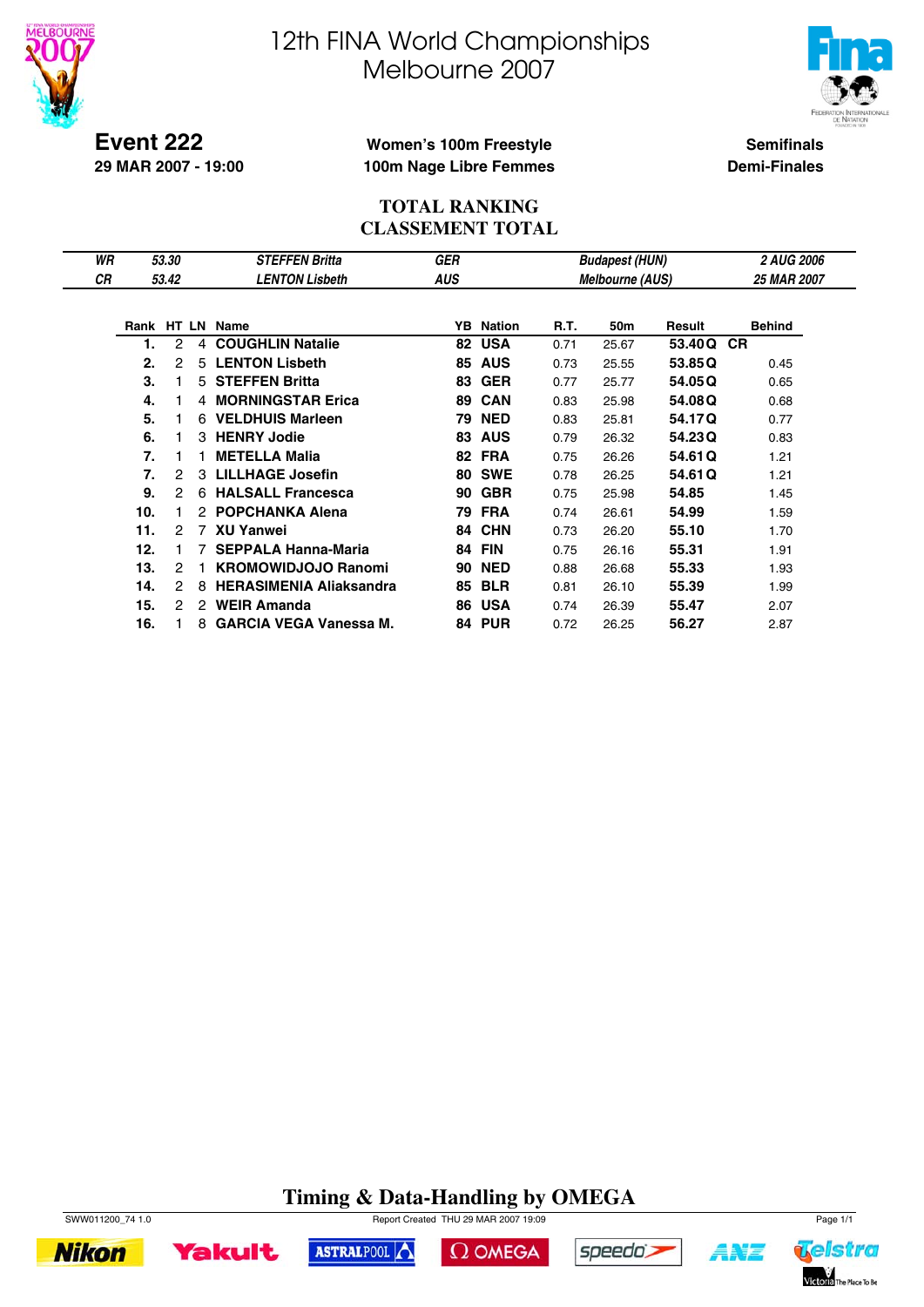# 12th FINA World Championships
# Melbourne 2007

**Event 222**
**29 MAR 2007 - 19:00**

**Women's 100m Freestyle**
**100m Nage Libre Femmes**

**Semifinals**
**Demi-Finales**

## TOTAL RANKING
## CLASSEMENT TOTAL

| | | | | | |
|---|---|---|---|---|---|
| *WR* | *53.30* | *STEFFEN Britta* | *GER* | *Budapest (HUN)* | *2 AUG 2006* |
| *CR* | *53.42* | *LENTON Lisbeth* | *AUS* | *Melbourne (AUS)* | *25 MAR 2007* |

| Rank | HT | LN | Name | YB | Nation | R.T. | 50m | Result | | Behind |
|---|---|---|---|---|---|---|---|---|---|---|
| **1.** | 2 | 4 | **COUGHLIN Natalie** | **82** | **USA** | 0.71 | 25.67 | **53.40** | **Q CR** | |
| **2.** | 2 | 5 | **LENTON Lisbeth** | **85** | **AUS** | 0.73 | 25.55 | **53.85** | **Q** | 0.45 |
| **3.** | 1 | 5 | **STEFFEN Britta** | **83** | **GER** | 0.77 | 25.77 | **54.05** | **Q** | 0.65 |
| **4.** | 1 | 4 | **MORNINGSTAR Erica** | **89** | **CAN** | 0.83 | 25.98 | **54.08** | **Q** | 0.68 |
| **5.** | 1 | 6 | **VELDHUIS Marleen** | **79** | **NED** | 0.83 | 25.81 | **54.17** | **Q** | 0.77 |
| **6.** | 1 | 3 | **HENRY Jodie** | **83** | **AUS** | 0.79 | 26.32 | **54.23** | **Q** | 0.83 |
| **7.** | 1 | 1 | **METELLA Malia** | **82** | **FRA** | 0.75 | 26.26 | **54.61** | **Q** | 1.21 |
| **7.** | 2 | 3 | **LILLHAGE Josefin** | **80** | **SWE** | 0.78 | 26.25 | **54.61** | **Q** | 1.21 |
| **9.** | 2 | 6 | **HALSALL Francesca** | **90** | **GBR** | 0.75 | 25.98 | **54.85** | | 1.45 |
| **10.** | 1 | 2 | **POPCHANKA Alena** | **79** | **FRA** | 0.74 | 26.61 | **54.99** | | 1.59 |
| **11.** | 2 | 7 | **XU Yanwei** | **84** | **CHN** | 0.73 | 26.20 | **55.10** | | 1.70 |
| **12.** | 1 | 7 | **SEPPALA Hanna-Maria** | **84** | **FIN** | 0.75 | 26.16 | **55.31** | | 1.91 |
| **13.** | 2 | 1 | **KROMOWIDJOJO Ranomi** | **90** | **NED** | 0.88 | 26.68 | **55.33** | | 1.93 |
| **14.** | 2 | 8 | **HERASIMENIA Aliaksandra** | **85** | **BLR** | 0.81 | 26.10 | **55.39** | | 1.99 |
| **15.** | 2 | 2 | **WEIR Amanda** | **86** | **USA** | 0.74 | 26.39 | **55.47** | | 2.07 |
| **16.** | 1 | 8 | **GARCIA VEGA Vanessa M.** | **84** | **PUR** | 0.72 | 26.25 | **56.27** | | 2.87 |

**Timing & Data-Handling by OMEGA**

SWW011200_74 1.0 Report Created THU 29 MAR 2007 19:09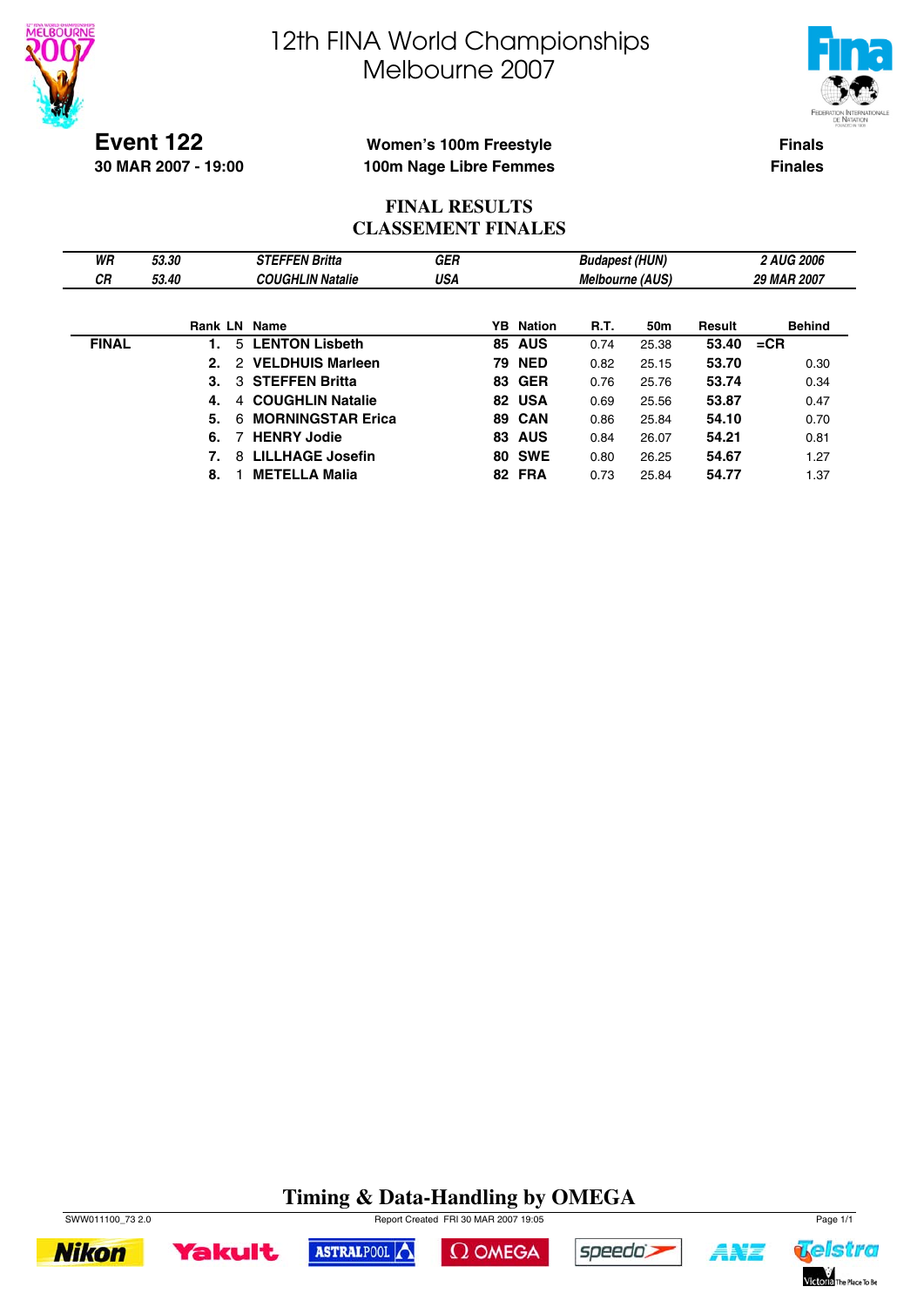# 12th FINA World Championships
# Melbourne 2007

**Event 122**
**30 MAR 2007 - 19:00**

**Women's 100m Freestyle**
**100m Nage Libre Femmes**

**Finals**
**Finales**

## FINAL RESULTS
## CLASSEMENT FINALES

| | | | | | |
|---|---|---|---|---|---|
| *WR* | *53.30* | *STEFFEN Britta* | *GER* | *Budapest (HUN)* | *2 AUG 2006* |
| *CR* | *53.40* | *COUGHLIN Natalie* | *USA* | *Melbourne (AUS)* | *29 MAR 2007* |

| | Rank | LN | Name | YB | Nation | R.T. | 50m | Result | Behind |
|---|---|---|---|---|---|---|---|---|---|
| **FINAL** | **1.** | 5 | **LENTON Lisbeth** | **85** | **AUS** | 0.74 | 25.38 | **53.40** | **=CR** |
| | **2.** | 2 | **VELDHUIS Marleen** | **79** | **NED** | 0.82 | 25.15 | **53.70** | 0.30 |
| | **3.** | 3 | **STEFFEN Britta** | **83** | **GER** | 0.76 | 25.76 | **53.74** | 0.34 |
| | **4.** | 4 | **COUGHLIN Natalie** | **82** | **USA** | 0.69 | 25.56 | **53.87** | 0.47 |
| | **5.** | 6 | **MORNINGSTAR Erica** | **89** | **CAN** | 0.86 | 25.84 | **54.10** | 0.70 |
| | **6.** | 7 | **HENRY Jodie** | **83** | **AUS** | 0.84 | 26.07 | **54.21** | 0.81 |
| | **7.** | 8 | **LILLHAGE Josefin** | **80** | **SWE** | 0.80 | 26.25 | **54.67** | 1.27 |
| | **8.** | 1 | **METELLA Malia** | **82** | **FRA** | 0.73 | 25.84 | **54.77** | 1.37 |

**Timing & Data-Handling by OMEGA**

SWW011100_73 2.0 Report Created FRI 30 MAR 2007 19:05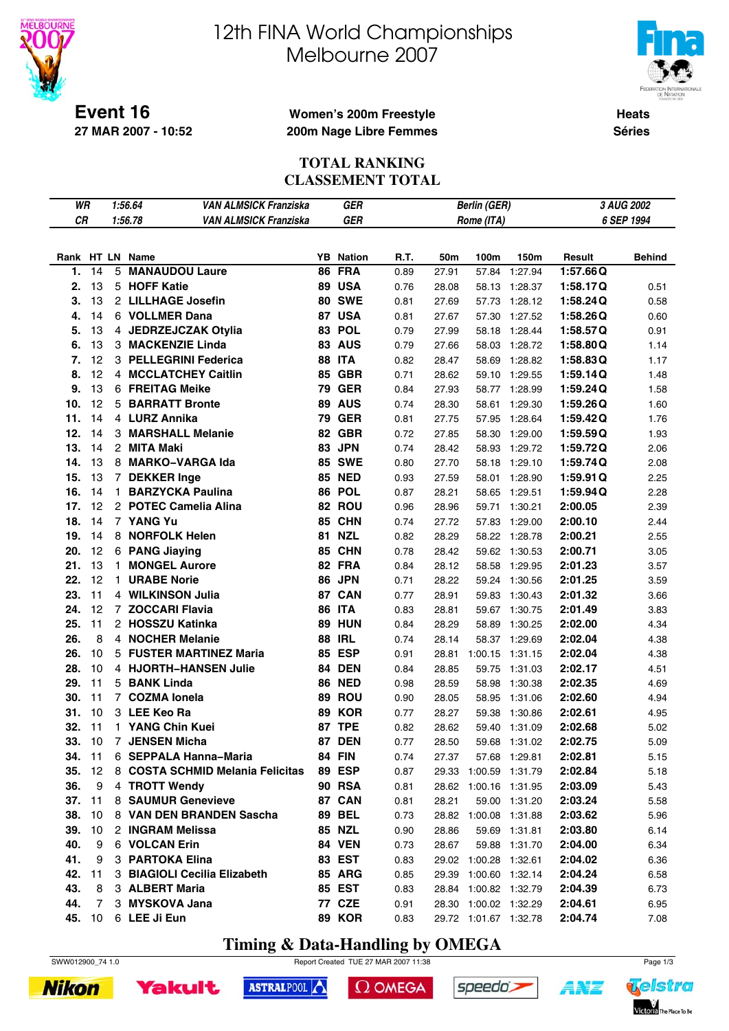# 12th FINA World Championships
# Melbourne 2007

**Event 16**
**27 MAR 2007 - 10:52**

**Women's 200m Freestyle**
**200m Nage Libre Femmes**

**Heats**
**Séries**

## TOTAL RANKING
## CLASSEMENT TOTAL

| | | | | | |
|---|---|---|---|---|---|
| *WR* | *1:56.64* | *VAN ALMSICK Franziska* | *GER* | *Berlin (GER)* | *3 AUG 2002* |
| *CR* | *1:56.78* | *VAN ALMSICK Franziska* | *GER* | *Rome (ITA)* | *6 SEP 1994* |

| Rank | HT | LN | Name | YB | Nation | R.T. | 50m | 100m | 150m | Result | Behind |
|---|---|---|---|---|---|---|---|---|---|---|---|
| 1. | 14 | 5 | MANAUDOU Laure | 86 | FRA | 0.89 | 27.91 | 57.84 | 1:27.94 | 1:57.66 Q | |
| 2. | 13 | 5 | HOFF Katie | 89 | USA | 0.76 | 28.08 | 58.13 | 1:28.37 | 1:58.17 Q | 0.51 |
| 3. | 13 | 2 | LILLHAGE Josefin | 80 | SWE | 0.81 | 27.69 | 57.73 | 1:28.12 | 1:58.24 Q | 0.58 |
| 4. | 14 | 6 | VOLLMER Dana | 87 | USA | 0.81 | 27.67 | 57.30 | 1:27.52 | 1:58.26 Q | 0.60 |
| 5. | 13 | 4 | JEDRZEJCZAK Otylia | 83 | POL | 0.79 | 27.99 | 58.18 | 1:28.44 | 1:58.57 Q | 0.91 |
| 6. | 13 | 3 | MACKENZIE Linda | 83 | AUS | 0.79 | 27.66 | 58.03 | 1:28.72 | 1:58.80 Q | 1.14 |
| 7. | 12 | 3 | PELLEGRINI Federica | 88 | ITA | 0.82 | 28.47 | 58.69 | 1:28.82 | 1:58.83 Q | 1.17 |
| 8. | 12 | 4 | MCCLATCHEY Caitlin | 85 | GBR | 0.71 | 28.62 | 59.10 | 1:29.55 | 1:59.14 Q | 1.48 |
| 9. | 13 | 6 | FREITAG Meike | 79 | GER | 0.84 | 27.93 | 58.77 | 1:28.99 | 1:59.24 Q | 1.58 |
| 10. | 12 | 5 | BARRATT Bronte | 89 | AUS | 0.74 | 28.30 | 58.61 | 1:29.30 | 1:59.26 Q | 1.60 |
| 11. | 14 | 4 | LURZ Annika | 79 | GER | 0.81 | 27.75 | 57.95 | 1:28.64 | 1:59.42 Q | 1.76 |
| 12. | 14 | 3 | MARSHALL Melanie | 82 | GBR | 0.72 | 27.85 | 58.30 | 1:29.00 | 1:59.59 Q | 1.93 |
| 13. | 14 | 2 | MITA Maki | 83 | JPN | 0.74 | 28.42 | 58.93 | 1:29.72 | 1:59.72 Q | 2.06 |
| 14. | 13 | 8 | MARKO–VARGA Ida | 85 | SWE | 0.80 | 27.70 | 58.18 | 1:29.10 | 1:59.74 Q | 2.08 |
| 15. | 13 | 7 | DEKKER Inge | 85 | NED | 0.93 | 27.59 | 58.01 | 1:28.90 | 1:59.91 Q | 2.25 |
| 16. | 14 | 1 | BARZYCKA Paulina | 86 | POL | 0.87 | 28.21 | 58.65 | 1:29.51 | 1:59.94 Q | 2.28 |
| 17. | 12 | 2 | POTEC Camelia Alina | 82 | ROU | 0.96 | 28.96 | 59.71 | 1:30.21 | 2:00.05 | 2.39 |
| 18. | 14 | 7 | YANG Yu | 85 | CHN | 0.74 | 27.72 | 57.83 | 1:29.00 | 2:00.10 | 2.44 |
| 19. | 14 | 8 | NORFOLK Helen | 81 | NZL | 0.82 | 28.29 | 58.22 | 1:28.78 | 2:00.21 | 2.55 |
| 20. | 12 | 6 | PANG Jiaying | 85 | CHN | 0.78 | 28.42 | 59.62 | 1:30.53 | 2:00.71 | 3.05 |
| 21. | 13 | 1 | MONGEL Aurore | 82 | FRA | 0.84 | 28.12 | 58.58 | 1:29.95 | 2:01.23 | 3.57 |
| 22. | 12 | 1 | URABE Norie | 86 | JPN | 0.71 | 28.22 | 59.24 | 1:30.56 | 2:01.25 | 3.59 |
| 23. | 11 | 4 | WILKINSON Julia | 87 | CAN | 0.77 | 28.91 | 59.83 | 1:30.43 | 2:01.32 | 3.66 |
| 24. | 12 | 7 | ZOCCARI Flavia | 86 | ITA | 0.83 | 28.81 | 59.67 | 1:30.75 | 2:01.49 | 3.83 |
| 25. | 11 | 2 | HOSSZU Katinka | 89 | HUN | 0.84 | 28.29 | 58.89 | 1:30.25 | 2:02.00 | 4.34 |
| 26. | 8 | 4 | NOCHER Melanie | 88 | IRL | 0.74 | 28.14 | 58.37 | 1:29.69 | 2:02.04 | 4.38 |
| 26. | 10 | 5 | FUSTER MARTINEZ Maria | 85 | ESP | 0.91 | 28.81 | 1:00.15 | 1:31.15 | 2:02.04 | 4.38 |
| 28. | 10 | 4 | HJORTH–HANSEN Julie | 84 | DEN | 0.84 | 28.85 | 59.75 | 1:31.03 | 2:02.17 | 4.51 |
| 29. | 11 | 5 | BANK Linda | 86 | NED | 0.98 | 28.59 | 58.98 | 1:30.38 | 2:02.35 | 4.69 |
| 30. | 11 | 7 | COZMA Ionela | 89 | ROU | 0.90 | 28.05 | 58.95 | 1:31.06 | 2:02.60 | 4.94 |
| 31. | 10 | 3 | LEE Keo Ra | 89 | KOR | 0.77 | 28.27 | 59.38 | 1:30.86 | 2:02.61 | 4.95 |
| 32. | 11 | 1 | YANG Chin Kuei | 87 | TPE | 0.82 | 28.62 | 59.40 | 1:31.09 | 2:02.68 | 5.02 |
| 33. | 10 | 7 | JENSEN Micha | 87 | DEN | 0.77 | 28.50 | 59.68 | 1:31.02 | 2:02.75 | 5.09 |
| 34. | 11 | 6 | SEPPALA Hanna–Maria | 84 | FIN | 0.74 | 27.37 | 57.68 | 1:29.81 | 2:02.81 | 5.15 |
| 35. | 12 | 8 | COSTA SCHMID Melania Felicitas | 89 | ESP | 0.87 | 29.33 | 1:00.59 | 1:31.79 | 2:02.84 | 5.18 |
| 36. | 9 | 4 | TROTT Wendy | 90 | RSA | 0.81 | 28.62 | 1:00.16 | 1:31.95 | 2:03.09 | 5.43 |
| 37. | 11 | 8 | SAUMUR Genevieve | 87 | CAN | 0.81 | 28.21 | 59.00 | 1:31.20 | 2:03.24 | 5.58 |
| 38. | 10 | 8 | VAN DEN BRANDEN Sascha | 89 | BEL | 0.73 | 28.82 | 1:00.08 | 1:31.88 | 2:03.62 | 5.96 |
| 39. | 10 | 2 | INGRAM Melissa | 85 | NZL | 0.90 | 28.86 | 59.69 | 1:31.81 | 2:03.80 | 6.14 |
| 40. | 9 | 6 | VOLCAN Erin | 84 | VEN | 0.73 | 28.67 | 59.88 | 1:31.70 | 2:04.00 | 6.34 |
| 41. | 9 | 3 | PARTOKA Elina | 83 | EST | 0.83 | 29.02 | 1:00.28 | 1:32.61 | 2:04.02 | 6.36 |
| 42. | 11 | 3 | BIAGIOLI Cecilia Elizabeth | 85 | ARG | 0.85 | 29.39 | 1:00.60 | 1:32.14 | 2:04.24 | 6.58 |
| 43. | 8 | 3 | ALBERT Maria | 85 | EST | 0.83 | 28.84 | 1:00.82 | 1:32.79 | 2:04.39 | 6.73 |
| 44. | 7 | 3 | MYSKOVA Jana | 77 | CZE | 0.91 | 28.30 | 1:00.02 | 1:32.29 | 2:04.61 | 6.95 |
| 45. | 10 | 6 | LEE Ji Eun | 89 | KOR | 0.83 | 29.72 | 1:01.67 | 1:32.78 | 2:04.74 | 7.08 |

**Timing & Data-Handling by OMEGA**

SWW012900_74 1.0 Report Created TUE 27 MAR 2007 11:38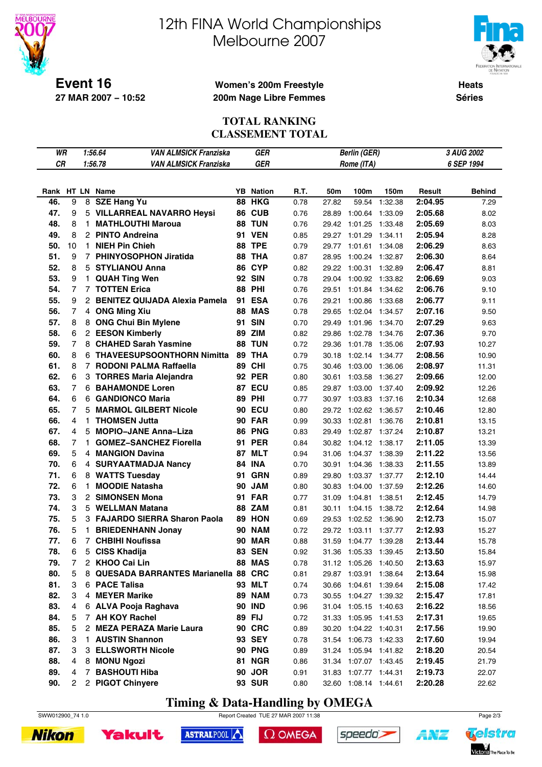# 12th FINA World Championships
# Melbourne 2007

**Event 16**
**27 MAR 2007 – 10:52**

**Women's 200m Freestyle**
**200m Nage Libre Femmes**

**Heats**
**Séries**

## TOTAL RANKING
## CLASSEMENT TOTAL

| | | | | | |
|---|---|---|---|---|---|
| *WR* | *1:56.64* | *VAN ALMSICK Franziska* | *GER* | *Berlin (GER)* | *3 AUG 2002* |
| *CR* | *1:56.78* | *VAN ALMSICK Franziska* | *GER* | *Rome (ITA)* | *6 SEP 1994* |

| Rank | HT | LN | Name | YB | Nation | R.T. | 50m | 100m | 150m | Result | Behind |
|---|---|---|---|---|---|---|---|---|---|---|---|
| 46. | 9 | 8 | SZE Hang Yu | 88 | HKG | 0.78 | 27.82 | 59.54 | 1:32.38 | 2:04.95 | 7.29 |
| 47. | 9 | 5 | VILLARREAL NAVARRO Heysi | 86 | CUB | 0.76 | 28.89 | 1:00.64 | 1:33.09 | 2:05.68 | 8.02 |
| 48. | 8 | 1 | MATHLOUTHI Maroua | 88 | TUN | 0.76 | 29.42 | 1:01.25 | 1:33.48 | 2:05.69 | 8.03 |
| 49. | 8 | 2 | PINTO Andreina | 91 | VEN | 0.85 | 29.27 | 1:01.29 | 1:34.11 | 2:05.94 | 8.28 |
| 50. | 10 | 1 | NIEH Pin Chieh | 88 | TPE | 0.79 | 29.77 | 1:01.61 | 1:34.08 | 2:06.29 | 8.63 |
| 51. | 9 | 7 | PHINYOSOPHON Jiratida | 88 | THA | 0.87 | 28.95 | 1:00.24 | 1:32.87 | 2:06.30 | 8.64 |
| 52. | 8 | 5 | STYLIANOU Anna | 86 | CYP | 0.82 | 29.22 | 1:00.31 | 1:32.89 | 2:06.47 | 8.81 |
| 53. | 9 | 1 | QUAH Ting Wen | 92 | SIN | 0.78 | 29.04 | 1:00.92 | 1:33.82 | 2:06.69 | 9.03 |
| 54. | 7 | 7 | TOTTEN Erica | 88 | PHI | 0.76 | 29.51 | 1:01.84 | 1:34.62 | 2:06.76 | 9.10 |
| 55. | 9 | 2 | BENITEZ QUIJADA Alexia Pamela | 91 | ESA | 0.76 | 29.21 | 1:00.86 | 1:33.68 | 2:06.77 | 9.11 |
| 56. | 7 | 4 | ONG Ming Xiu | 88 | MAS | 0.78 | 29.65 | 1:02.04 | 1:34.57 | 2:07.16 | 9.50 |
| 57. | 8 | 8 | ONG Chui Bin Mylene | 91 | SIN | 0.70 | 29.49 | 1:01.96 | 1:34.70 | 2:07.29 | 9.63 |
| 58. | 6 | 2 | EESON Kimberly | 89 | ZIM | 0.82 | 29.86 | 1:02.78 | 1:34.76 | 2:07.36 | 9.70 |
| 59. | 7 | 8 | CHAHED Sarah Yasmine | 88 | TUN | 0.72 | 29.36 | 1:01.78 | 1:35.06 | 2:07.93 | 10.27 |
| 60. | 8 | 6 | THAVEESUPSOONTHORN Nimitta | 89 | THA | 0.79 | 30.18 | 1:02.14 | 1:34.77 | 2:08.56 | 10.90 |
| 61. | 8 | 7 | RODONI PALMA Raffaella | 89 | CHI | 0.75 | 30.46 | 1:03.00 | 1:36.06 | 2:08.97 | 11.31 |
| 62. | 6 | 3 | TORRES Maria Alejandra | 92 | PER | 0.80 | 30.61 | 1:03.58 | 1:36.27 | 2:09.66 | 12.00 |
| 63. | 7 | 6 | BAHAMONDE Loren | 87 | ECU | 0.85 | 29.87 | 1:03.00 | 1:37.40 | 2:09.92 | 12.26 |
| 64. | 6 | 6 | GANDIONCO Maria | 89 | PHI | 0.77 | 30.97 | 1:03.83 | 1:37.16 | 2:10.34 | 12.68 |
| 65. | 7 | 5 | MARMOL GILBERT Nicole | 90 | ECU | 0.80 | 29.72 | 1:02.62 | 1:36.57 | 2:10.46 | 12.80 |
| 66. | 4 | 1 | THOMSEN Jutta | 90 | FAR | 0.99 | 30.33 | 1:02.81 | 1:36.76 | 2:10.81 | 13.15 |
| 67. | 4 | 5 | MOPIO–JANE Anna–Liza | 86 | PNG | 0.83 | 29.49 | 1:02.87 | 1:37.24 | 2:10.87 | 13.21 |
| 68. | 7 | 1 | GOMEZ–SANCHEZ Fiorella | 91 | PER | 0.84 | 30.82 | 1:04.12 | 1:38.17 | 2:11.05 | 13.39 |
| 69. | 5 | 4 | MANGION Davina | 87 | MLT | 0.94 | 31.06 | 1:04.37 | 1:38.39 | 2:11.22 | 13.56 |
| 70. | 6 | 4 | SURYAATMADJA Nancy | 84 | INA | 0.70 | 30.91 | 1:04.36 | 1:38.33 | 2:11.55 | 13.89 |
| 71. | 6 | 8 | WATTS Tuesday | 91 | GRN | 0.89 | 29.80 | 1:03.37 | 1:37.77 | 2:12.10 | 14.44 |
| 72. | 6 | 1 | MOODIE Natasha | 90 | JAM | 0.80 | 30.83 | 1:04.00 | 1:37.59 | 2:12.26 | 14.60 |
| 73. | 3 | 2 | SIMONSEN Mona | 91 | FAR | 0.77 | 31.09 | 1:04.81 | 1:38.51 | 2:12.45 | 14.79 |
| 74. | 3 | 5 | WELLMAN Matana | 88 | ZAM | 0.81 | 30.11 | 1:04.15 | 1:38.72 | 2:12.64 | 14.98 |
| 75. | 5 | 3 | FAJARDO SIERRA Sharon Paola | 89 | HON | 0.69 | 29.53 | 1:02.52 | 1:36.90 | 2:12.73 | 15.07 |
| 76. | 5 | 1 | BRIEDENHANN Jonay | 90 | NAM | 0.72 | 29.72 | 1:03.11 | 1:37.77 | 2:12.93 | 15.27 |
| 77. | 6 | 7 | CHBIHI Noufissa | 90 | MAR | 0.88 | 31.59 | 1:04.77 | 1:39.28 | 2:13.44 | 15.78 |
| 78. | 6 | 5 | CISS Khadija | 83 | SEN | 0.92 | 31.36 | 1:05.33 | 1:39.45 | 2:13.50 | 15.84 |
| 79. | 7 | 2 | KHOO Cai Lin | 88 | MAS | 0.78 | 31.12 | 1:05.26 | 1:40.50 | 2:13.63 | 15.97 |
| 80. | 5 | 8 | QUESADA BARRANTES Marianella | 88 | CRC | 0.81 | 29.87 | 1:03.91 | 1:38.64 | 2:13.64 | 15.98 |
| 81. | 3 | 6 | PACE Talisa | 93 | MLT | 0.74 | 30.66 | 1:04.61 | 1:39.64 | 2:15.08 | 17.42 |
| 82. | 3 | 4 | MEYER Marike | 89 | NAM | 0.73 | 30.55 | 1:04.27 | 1:39.32 | 2:15.47 | 17.81 |
| 83. | 4 | 6 | ALVA Pooja Raghava | 90 | IND | 0.96 | 31.04 | 1:05.15 | 1:40.63 | 2:16.22 | 18.56 |
| 84. | 5 | 7 | AH KOY Rachel | 89 | FIJ | 0.72 | 31.33 | 1:05.95 | 1:41.53 | 2:17.31 | 19.65 |
| 85. | 5 | 2 | MEZA PERAZA Marie Laura | 90 | CRC | 0.89 | 30.20 | 1:04.22 | 1:40.31 | 2:17.56 | 19.90 |
| 86. | 3 | 1 | AUSTIN Shannon | 93 | SEY | 0.78 | 31.54 | 1:06.73 | 1:42.33 | 2:17.60 | 19.94 |
| 87. | 3 | 3 | ELLSWORTH Nicole | 90 | PNG | 0.89 | 31.24 | 1:05.94 | 1:41.82 | 2:18.20 | 20.54 |
| 88. | 4 | 8 | MONU Ngozi | 81 | NGR | 0.86 | 31.34 | 1:07.07 | 1:43.45 | 2:19.45 | 21.79 |
| 89. | 4 | 7 | BASHOUTI Hiba | 90 | JOR | 0.91 | 31.83 | 1:07.77 | 1:44.31 | 2:19.73 | 22.07 |
| 90. | 2 | 2 | PIGOT Chinyere | 93 | SUR | 0.80 | 32.60 | 1:08.14 | 1:44.61 | 2:20.28 | 22.62 |

**Timing & Data-Handling by OMEGA**

SWW012900_74 1.0 — Report Created TUE 27 MAR 2007 11:38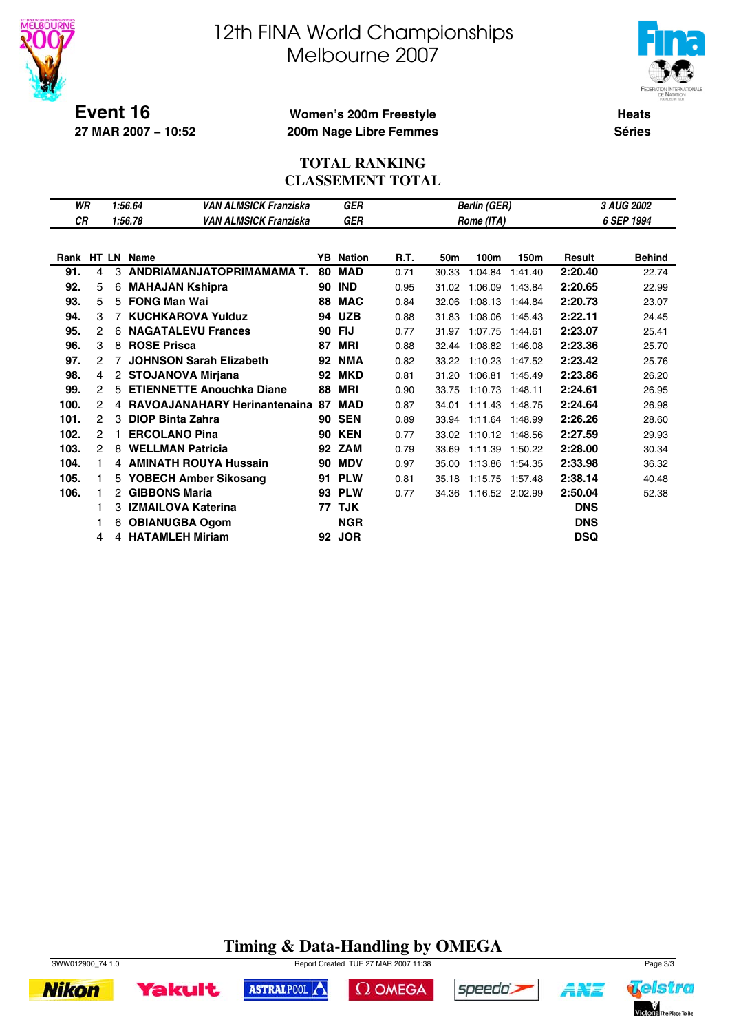# 12th FINA World Championships
# Melbourne 2007

**Event 16**
**27 MAR 2007 – 10:52**

**Women's 200m Freestyle**
**200m Nage Libre Femmes**

**Heats**
**Séries**

## TOTAL RANKING
## CLASSEMENT TOTAL

| | | | | | | |
|---|---|---|---|---|---|---|
| *WR* | *1:56.64* | *VAN ALMSICK Franziska* | *GER* | *Berlin (GER)* | *3 AUG 2002* |
| *CR* | *1:56.78* | *VAN ALMSICK Franziska* | *GER* | *Rome (ITA)* | *6 SEP 1994* |

| Rank | HT | LN | Name | YB | Nation | R.T. | 50m | 100m | 150m | Result | Behind |
|---|---|---|---|---|---|---|---|---|---|---|---|
| 91. | 4 | 3 | ANDRIAMANJATOPRIMAMAMA T. | 80 | MAD | 0.71 | 30.33 | 1:04.84 | 1:41.40 | 2:20.40 | 22.74 |
| 92. | 5 | 6 | MAHAJAN Kshipra | 90 | IND | 0.95 | 31.02 | 1:06.09 | 1:43.84 | 2:20.65 | 22.99 |
| 93. | 5 | 5 | FONG Man Wai | 88 | MAC | 0.84 | 32.06 | 1:08.13 | 1:44.84 | 2:20.73 | 23.07 |
| 94. | 3 | 7 | KUCHKAROVA Yulduz | 94 | UZB | 0.88 | 31.83 | 1:08.06 | 1:45.43 | 2:22.11 | 24.45 |
| 95. | 2 | 6 | NAGATALEVU Frances | 90 | FIJ | 0.77 | 31.97 | 1:07.75 | 1:44.61 | 2:23.07 | 25.41 |
| 96. | 3 | 8 | ROSE Prisca | 87 | MRI | 0.88 | 32.44 | 1:08.82 | 1:46.08 | 2:23.36 | 25.70 |
| 97. | 2 | 7 | JOHNSON Sarah Elizabeth | 92 | NMA | 0.82 | 33.22 | 1:10.23 | 1:47.52 | 2:23.42 | 25.76 |
| 98. | 4 | 2 | STOJANOVA Mirjana | 92 | MKD | 0.81 | 31.20 | 1:06.81 | 1:45.49 | 2:23.86 | 26.20 |
| 99. | 2 | 5 | ETIENNETTE Anouchka Diane | 88 | MRI | 0.90 | 33.75 | 1:10.73 | 1:48.11 | 2:24.61 | 26.95 |
| 100. | 2 | 4 | RAVOAJANAHARY Herinantenaina | 87 | MAD | 0.87 | 34.01 | 1:11.43 | 1:48.75 | 2:24.64 | 26.98 |
| 101. | 2 | 3 | DIOP Binta Zahra | 90 | SEN | 0.89 | 33.94 | 1:11.64 | 1:48.99 | 2:26.26 | 28.60 |
| 102. | 2 | 1 | ERCOLANO Pina | 90 | KEN | 0.77 | 33.02 | 1:10.12 | 1:48.56 | 2:27.59 | 29.93 |
| 103. | 2 | 8 | WELLMAN Patricia | 92 | ZAM | 0.79 | 33.69 | 1:11.39 | 1:50.22 | 2:28.00 | 30.34 |
| 104. | 1 | 4 | AMINATH ROUYA Hussain | 90 | MDV | 0.97 | 35.00 | 1:13.86 | 1:54.35 | 2:33.98 | 36.32 |
| 105. | 1 | 5 | YOBECH Amber Sikosang | 91 | PLW | 0.81 | 35.18 | 1:15.75 | 1:57.48 | 2:38.14 | 40.48 |
| 106. | 1 | 2 | GIBBONS Maria | 93 | PLW | 0.77 | 34.36 | 1:16.52 | 2:02.99 | 2:50.04 | 52.38 |
| | 1 | 3 | IZMAILOVA Katerina | 77 | TJK | | | | | DNS | |
| | 1 | 6 | OBIANUGBA Ogom | | NGR | | | | | DNS | |
| | 4 | 4 | HATAMLEH Miriam | 92 | JOR | | | | | DSQ | |

**Timing & Data-Handling by OMEGA**

SWW012900_74 1.0 — Report Created TUE 27 MAR 2007 11:38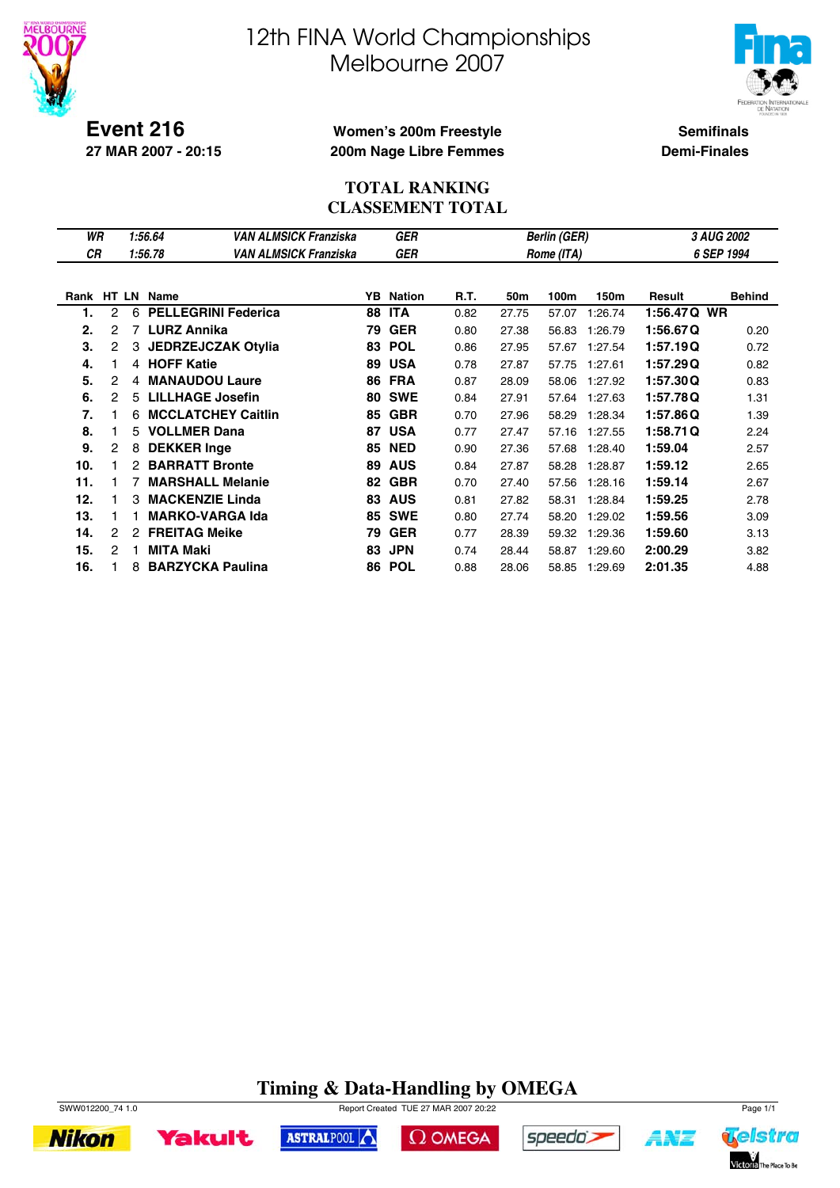# 12th FINA World Championships
# Melbourne 2007

**Event 216**
**27 MAR 2007 - 20:15**

**Women's 200m Freestyle**
**200m Nage Libre Femmes**

**Semifinals**
**Demi-Finales**

## TOTAL RANKING
## CLASSEMENT TOTAL

| | | | | | |
|---|---|---|---|---|---|
| *WR* | *1:56.64* | *VAN ALMSICK Franziska* | *GER* | *Berlin (GER)* | *3 AUG 2002* |
| *CR* | *1:56.78* | *VAN ALMSICK Franziska* | *GER* | *Rome (ITA)* | *6 SEP 1994* |

| Rank | HT | LN | Name | YB | Nation | R.T. | 50m | 100m | 150m | Result | | Behind |
|---|---|---|---|---|---|---|---|---|---|---|---|---|
| **1.** | 2 | 6 | **PELLEGRINI Federica** | **88** | **ITA** | 0.82 | 27.75 | 57.07 | 1:26.74 | **1:56.47** | **Q WR** | |
| **2.** | 2 | 7 | **LURZ Annika** | **79** | **GER** | 0.80 | 27.38 | 56.83 | 1:26.79 | **1:56.67** | **Q** | 0.20 |
| **3.** | 2 | 3 | **JEDRZEJCZAK Otylia** | **83** | **POL** | 0.86 | 27.95 | 57.67 | 1:27.54 | **1:57.19** | **Q** | 0.72 |
| **4.** | 1 | 4 | **HOFF Katie** | **89** | **USA** | 0.78 | 27.87 | 57.75 | 1:27.61 | **1:57.29** | **Q** | 0.82 |
| **5.** | 2 | 4 | **MANAUDOU Laure** | **86** | **FRA** | 0.87 | 28.09 | 58.06 | 1:27.92 | **1:57.30** | **Q** | 0.83 |
| **6.** | 2 | 5 | **LILLHAGE Josefin** | **80** | **SWE** | 0.84 | 27.91 | 57.64 | 1:27.63 | **1:57.78** | **Q** | 1.31 |
| **7.** | 1 | 6 | **MCCLATCHEY Caitlin** | **85** | **GBR** | 0.70 | 27.96 | 58.29 | 1:28.34 | **1:57.86** | **Q** | 1.39 |
| **8.** | 1 | 5 | **VOLLMER Dana** | **87** | **USA** | 0.77 | 27.47 | 57.16 | 1:27.55 | **1:58.71** | **Q** | 2.24 |
| **9.** | 2 | 8 | **DEKKER Inge** | **85** | **NED** | 0.90 | 27.36 | 57.68 | 1:28.40 | **1:59.04** | | 2.57 |
| **10.** | 1 | 2 | **BARRATT Bronte** | **89** | **AUS** | 0.84 | 27.87 | 58.28 | 1:28.87 | **1:59.12** | | 2.65 |
| **11.** | 1 | 7 | **MARSHALL Melanie** | **82** | **GBR** | 0.70 | 27.40 | 57.56 | 1:28.16 | **1:59.14** | | 2.67 |
| **12.** | 1 | 3 | **MACKENZIE Linda** | **83** | **AUS** | 0.81 | 27.82 | 58.31 | 1:28.84 | **1:59.25** | | 2.78 |
| **13.** | 1 | 1 | **MARKO-VARGA Ida** | **85** | **SWE** | 0.80 | 27.74 | 58.20 | 1:29.02 | **1:59.56** | | 3.09 |
| **14.** | 2 | 2 | **FREITAG Meike** | **79** | **GER** | 0.77 | 28.39 | 59.32 | 1:29.36 | **1:59.60** | | 3.13 |
| **15.** | 2 | 1 | **MITA Maki** | **83** | **JPN** | 0.74 | 28.44 | 58.87 | 1:29.60 | **2:00.29** | | 3.82 |
| **16.** | 1 | 8 | **BARZYCKA Paulina** | **86** | **POL** | 0.88 | 28.06 | 58.85 | 1:29.69 | **2:01.35** | | 4.88 |

**Timing & Data-Handling by OMEGA**

SWW012200_74 1.0 Report Created TUE 27 MAR 2007 20:22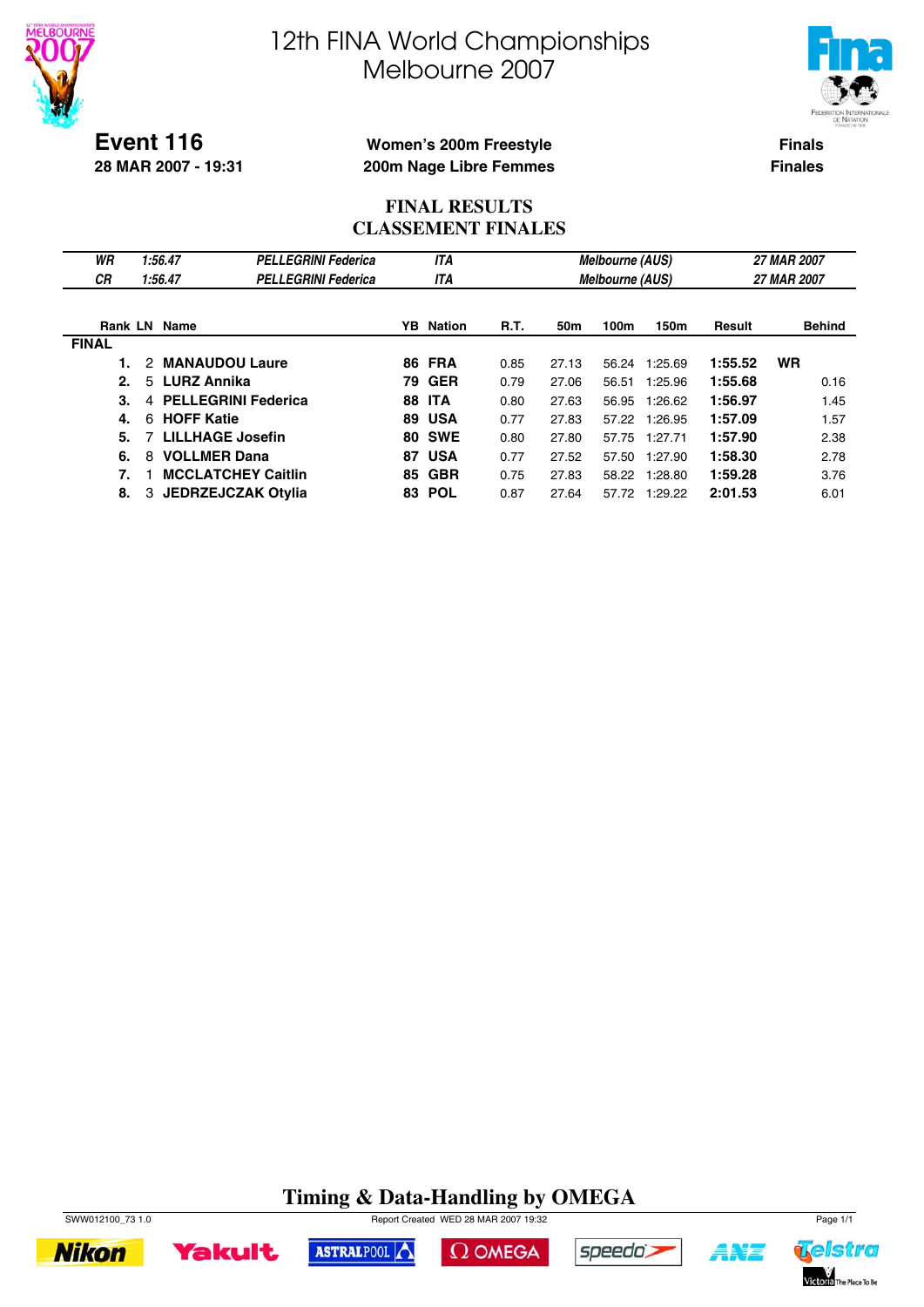# 12th FINA World Championships
# Melbourne 2007

**Event 116**
**28 MAR 2007 - 19:31**

**Women's 200m Freestyle**
**200m Nage Libre Femmes**

**Finals**
**Finales**

## FINAL RESULTS
## CLASSEMENT FINALES

| | | | | | |
|---|---|---|---|---|---|
| *WR* | *1:56.47* | *PELLEGRINI Federica* | *ITA* | *Melbourne (AUS)* | *27 MAR 2007* |
| *CR* | *1:56.47* | *PELLEGRINI Federica* | *ITA* | *Melbourne (AUS)* | *27 MAR 2007* |

| Rank | LN | Name | YB | Nation | R.T. | 50m | 100m | 150m | Result | | Behind |
|---|---|---|---|---|---|---|---|---|---|---|---|
| **FINAL** | | | | | | | | | | | |
| **1.** | 2 | **MANAUDOU Laure** | **86** | **FRA** | 0.85 | 27.13 | 56.24 | 1:25.69 | **1:55.52** | **WR** | |
| **2.** | 5 | **LURZ Annika** | **79** | **GER** | 0.79 | 27.06 | 56.51 | 1:25.96 | **1:55.68** | | 0.16 |
| **3.** | 4 | **PELLEGRINI Federica** | **88** | **ITA** | 0.80 | 27.63 | 56.95 | 1:26.62 | **1:56.97** | | 1.45 |
| **4.** | 6 | **HOFF Katie** | **89** | **USA** | 0.77 | 27.83 | 57.22 | 1:26.95 | **1:57.09** | | 1.57 |
| **5.** | 7 | **LILLHAGE Josefin** | **80** | **SWE** | 0.80 | 27.80 | 57.75 | 1:27.71 | **1:57.90** | | 2.38 |
| **6.** | 8 | **VOLLMER Dana** | **87** | **USA** | 0.77 | 27.52 | 57.50 | 1:27.90 | **1:58.30** | | 2.78 |
| **7.** | 1 | **MCCLATCHEY Caitlin** | **85** | **GBR** | 0.75 | 27.83 | 58.22 | 1:28.80 | **1:59.28** | | 3.76 |
| **8.** | 3 | **JEDRZEJCZAK Otylia** | **83** | **POL** | 0.87 | 27.64 | 57.72 | 1:29.22 | **2:01.53** | | 6.01 |

**Timing & Data-Handling by OMEGA**

SWW012100_73 1.0 Report Created WED 28 MAR 2007 19:32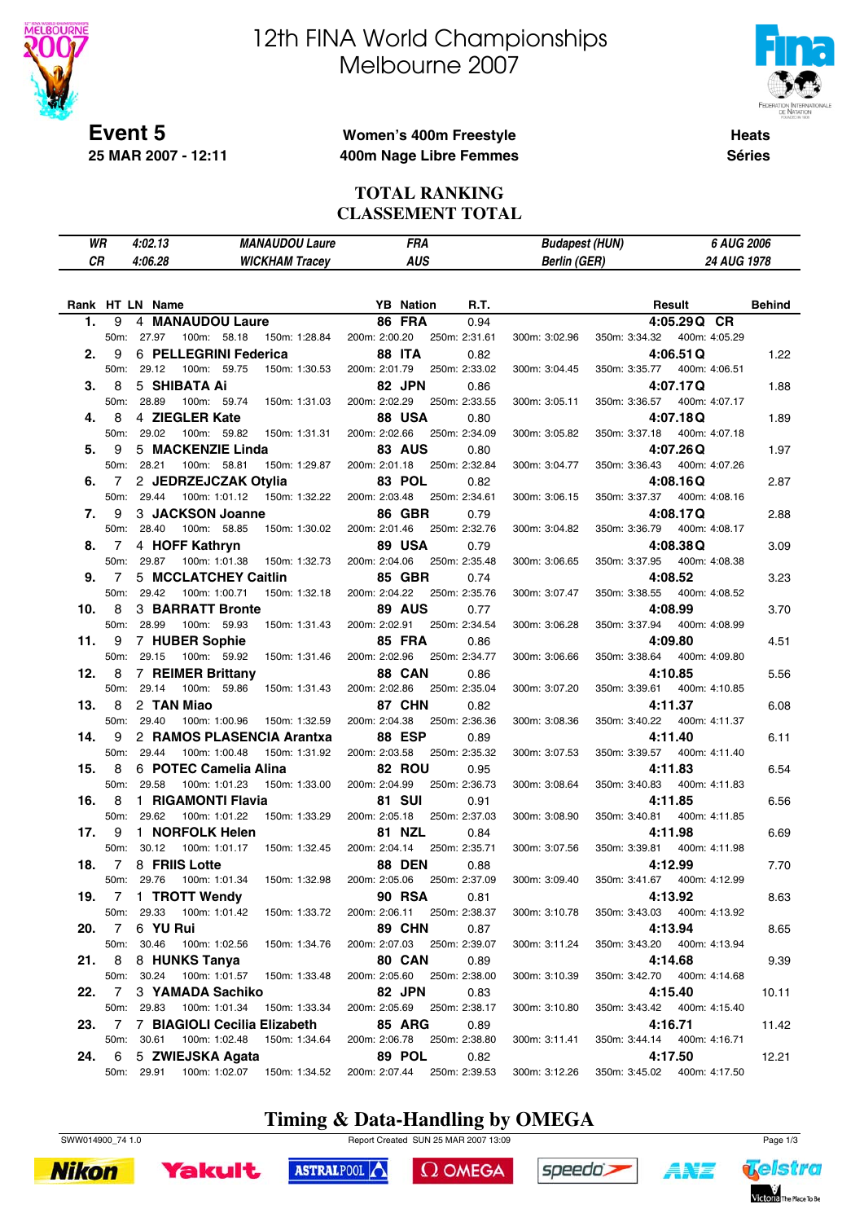# 12th FINA World Championships
# Melbourne 2007

**Event 5**
**25 MAR 2007 - 12:11**

**Women's 400m Freestyle**
**400m Nage Libre Femmes**

**Heats**
**Séries**

## TOTAL RANKING
## CLASSEMENT TOTAL

| | | | | | |
|---|---|---|---|---|---|
| *WR* | *4:02.13* | *MANAUDOU Laure* | *FRA* | *Budapest (HUN)* | *6 AUG 2006* |
| *CR* | *4:06.28* | *WICKHAM Tracey* | *AUS* | *Berlin (GER)* | *24 AUG 1978* |

| Rank | HT | LN | Name | YB | Nation | R.T. | Result | Behind |
|---|---|---|---|---|---|---|---|---|
| 1. | 9 | 4 | **MANAUDOU Laure** | 86 | FRA | 0.94 | 4:05.29 Q CR | |
| | | | 50m: 27.97 100m: 58.18 150m: 1:28.84 | 200m: 2:00.20 | 250m: 2:31.61 | 300m: 3:02.96 | 350m: 3:34.32 400m: 4:05.29 | |
| 2. | 9 | 6 | **PELLEGRINI Federica** | 88 | ITA | 0.82 | 4:06.51 Q | 1.22 |
| | | | 50m: 29.12 100m: 59.75 150m: 1:30.53 | 200m: 2:01.79 | 250m: 2:33.02 | 300m: 3:04.45 | 350m: 3:35.77 400m: 4:06.51 | |
| 3. | 8 | 5 | **SHIBATA Ai** | 82 | JPN | 0.86 | 4:07.17 Q | 1.88 |
| | | | 50m: 28.89 100m: 59.74 150m: 1:31.03 | 200m: 2:02.29 | 250m: 2:33.55 | 300m: 3:05.11 | 350m: 3:36.57 400m: 4:07.17 | |
| 4. | 8 | 4 | **ZIEGLER Kate** | 88 | USA | 0.80 | 4:07.18 Q | 1.89 |
| | | | 50m: 29.02 100m: 59.82 150m: 1:31.31 | 200m: 2:02.66 | 250m: 2:34.09 | 300m: 3:05.82 | 350m: 3:37.18 400m: 4:07.18 | |
| 5. | 9 | 5 | **MACKENZIE Linda** | 83 | AUS | 0.80 | 4:07.26 Q | 1.97 |
| | | | 50m: 28.21 100m: 58.81 150m: 1:29.87 | 200m: 2:01.18 | 250m: 2:32.84 | 300m: 3:04.77 | 350m: 3:36.43 400m: 4:07.26 | |
| 6. | 7 | 2 | **JEDRZEJCZAK Otylia** | 83 | POL | 0.82 | 4:08.16 Q | 2.87 |
| | | | 50m: 29.44 100m: 1:01.12 150m: 1:32.22 | 200m: 2:03.48 | 250m: 2:34.61 | 300m: 3:06.15 | 350m: 3:37.37 400m: 4:08.16 | |
| 7. | 9 | 3 | **JACKSON Joanne** | 86 | GBR | 0.79 | 4:08.17 Q | 2.88 |
| | | | 50m: 28.40 100m: 58.85 150m: 1:30.02 | 200m: 2:01.46 | 250m: 2:32.76 | 300m: 3:04.82 | 350m: 3:36.79 400m: 4:08.17 | |
| 8. | 7 | 4 | **HOFF Kathryn** | 89 | USA | 0.79 | 4:08.38 Q | 3.09 |
| | | | 50m: 29.87 100m: 1:01.38 150m: 1:32.73 | 200m: 2:04.06 | 250m: 2:35.48 | 300m: 3:06.65 | 350m: 3:37.95 400m: 4:08.38 | |
| 9. | 7 | 5 | **MCCLATCHEY Caitlin** | 85 | GBR | 0.74 | 4:08.52 | 3.23 |
| | | | 50m: 29.42 100m: 1:00.71 150m: 1:32.18 | 200m: 2:04.22 | 250m: 2:35.76 | 300m: 3:07.47 | 350m: 3:38.55 400m: 4:08.52 | |
| 10. | 8 | 3 | **BARRATT Bronte** | 89 | AUS | 0.77 | 4:08.99 | 3.70 |
| | | | 50m: 28.99 100m: 59.93 150m: 1:31.43 | 200m: 2:02.91 | 250m: 2:34.54 | 300m: 3:06.28 | 350m: 3:37.94 400m: 4:08.99 | |
| 11. | 9 | 7 | **HUBER Sophie** | 85 | FRA | 0.86 | 4:09.80 | 4.51 |
| | | | 50m: 29.15 100m: 59.92 150m: 1:31.46 | 200m: 2:02.96 | 250m: 2:34.77 | 300m: 3:06.66 | 350m: 3:38.64 400m: 4:09.80 | |
| 12. | 8 | 7 | **REIMER Brittany** | 88 | CAN | 0.86 | 4:10.85 | 5.56 |
| | | | 50m: 29.14 100m: 59.86 150m: 1:31.43 | 200m: 2:02.86 | 250m: 2:35.04 | 300m: 3:07.20 | 350m: 3:39.61 400m: 4:10.85 | |
| 13. | 8 | 2 | **TAN Miao** | 87 | CHN | 0.82 | 4:11.37 | 6.08 |
| | | | 50m: 29.40 100m: 1:00.96 150m: 1:32.59 | 200m: 2:04.38 | 250m: 2:36.36 | 300m: 3:08.36 | 350m: 3:40.22 400m: 4:11.37 | |
| 14. | 9 | 2 | **RAMOS PLASENCIA Arantxa** | 88 | ESP | 0.89 | 4:11.40 | 6.11 |
| | | | 50m: 29.44 100m: 1:00.48 150m: 1:31.92 | 200m: 2:03.58 | 250m: 2:35.32 | 300m: 3:07.53 | 350m: 3:39.57 400m: 4:11.40 | |
| 15. | 8 | 6 | **POTEC Camelia Alina** | 82 | ROU | 0.95 | 4:11.83 | 6.54 |
| | | | 50m: 29.58 100m: 1:01.23 150m: 1:33.00 | 200m: 2:04.99 | 250m: 2:36.73 | 300m: 3:08.64 | 350m: 3:40.83 400m: 4:11.83 | |
| 16. | 8 | 1 | **RIGAMONTI Flavia** | 81 | SUI | 0.91 | 4:11.85 | 6.56 |
| | | | 50m: 29.62 100m: 1:01.22 150m: 1:33.29 | 200m: 2:05.18 | 250m: 2:37.03 | 300m: 3:08.90 | 350m: 3:40.81 400m: 4:11.85 | |
| 17. | 9 | 1 | **NORFOLK Helen** | 81 | NZL | 0.84 | 4:11.98 | 6.69 |
| | | | 50m: 30.12 100m: 1:01.17 150m: 1:32.45 | 200m: 2:04.14 | 250m: 2:35.71 | 300m: 3:07.56 | 350m: 3:39.81 400m: 4:11.98 | |
| 18. | 7 | 8 | **FRIIS Lotte** | 88 | DEN | 0.88 | 4:12.99 | 7.70 |
| | | | 50m: 29.76 100m: 1:01.34 150m: 1:32.98 | 200m: 2:05.06 | 250m: 2:37.09 | 300m: 3:09.40 | 350m: 3:41.67 400m: 4:12.99 | |
| 19. | 7 | 1 | **TROTT Wendy** | 90 | RSA | 0.81 | 4:13.92 | 8.63 |
| | | | 50m: 29.33 100m: 1:01.42 150m: 1:33.72 | 200m: 2:06.11 | 250m: 2:38.37 | 300m: 3:10.78 | 350m: 3:43.03 400m: 4:13.92 | |
| 20. | 7 | 6 | **YU Rui** | 89 | CHN | 0.87 | 4:13.94 | 8.65 |
| | | | 50m: 30.46 100m: 1:02.56 150m: 1:34.76 | 200m: 2:07.03 | 250m: 2:39.07 | 300m: 3:11.24 | 350m: 3:43.20 400m: 4:13.94 | |
| 21. | 8 | 8 | **HUNKS Tanya** | 80 | CAN | 0.89 | 4:14.68 | 9.39 |
| | | | 50m: 30.24 100m: 1:01.57 150m: 1:33.48 | 200m: 2:05.60 | 250m: 2:38.00 | 300m: 3:10.39 | 350m: 3:42.70 400m: 4:14.68 | |
| 22. | 7 | 3 | **YAMADA Sachiko** | 82 | JPN | 0.83 | 4:15.40 | 10.11 |
| | | | 50m: 29.83 100m: 1:01.34 150m: 1:33.34 | 200m: 2:05.69 | 250m: 2:38.17 | 300m: 3:10.80 | 350m: 3:43.42 400m: 4:15.40 | |
| 23. | 7 | 7 | **BIAGIOLI Cecilia Elizabeth** | 85 | ARG | 0.89 | 4:16.71 | 11.42 |
| | | | 50m: 30.61 100m: 1:02.48 150m: 1:34.64 | 200m: 2:06.78 | 250m: 2:38.80 | 300m: 3:11.41 | 350m: 3:44.14 400m: 4:16.71 | |
| 24. | 6 | 5 | **ZWIEJSKA Agata** | 89 | POL | 0.82 | 4:17.50 | 12.21 |
| | | | 50m: 29.91 100m: 1:02.07 150m: 1:34.52 | 200m: 2:07.44 | 250m: 2:39.53 | 300m: 3:12.26 | 350m: 3:45.02 400m: 4:17.50 | |

**Timing & Data-Handling by OMEGA**

SWW014900_74 1.0 Report Created SUN 25 MAR 2007 13:09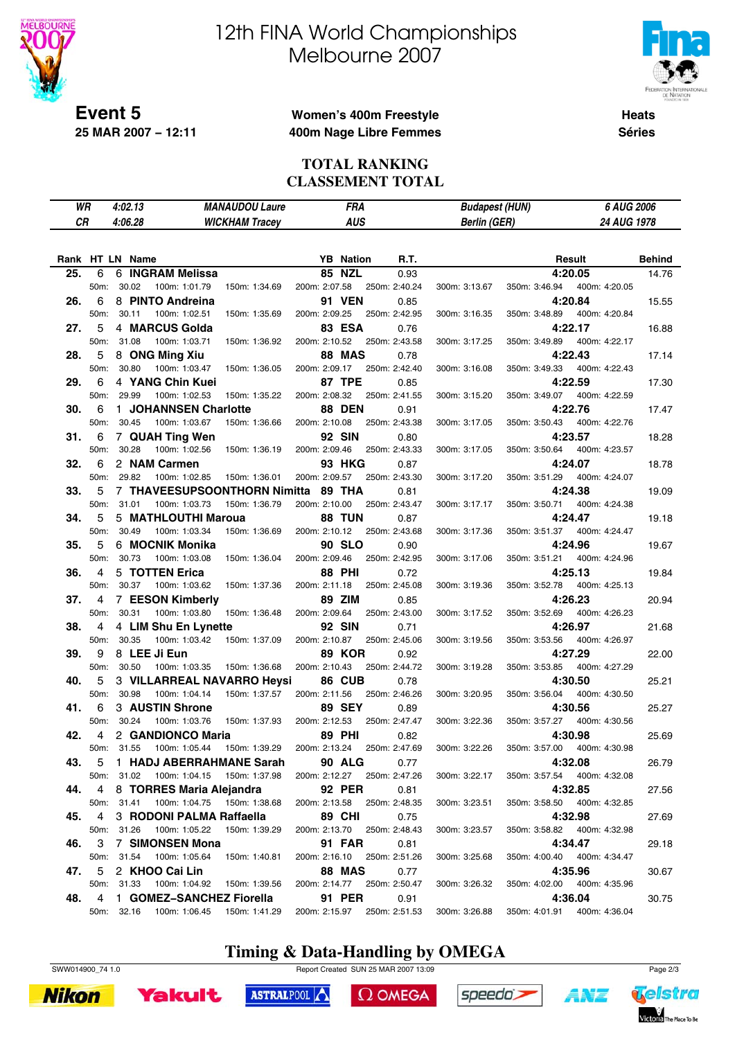# 12th FINA World Championships
# Melbourne 2007

**Event 5**
**25 MAR 2007 – 12:11**

**Women's 400m Freestyle**
**400m Nage Libre Femmes**

**Heats**
**Séries**

## TOTAL RANKING
## CLASSEMENT TOTAL

| | | | | | |
|---|---|---|---|---|---|
| *WR* | *4:02.13* | *MANAUDOU Laure* | *FRA* | *Budapest (HUN)* | *6 AUG 2006* |
| *CR* | *4:06.28* | *WICKHAM Tracey* | *AUS* | *Berlin (GER)* | *24 AUG 1978* |

| Rank | HT | LN | Name | YB | Nation | R.T. | Result | Behind |
|---|---|---|---|---|---|---|---|---|
| **25.** | 6 | 6 | **INGRAM Melissa** | **85** | **NZL** | 0.93 | **4:20.05** | 14.76 |
| | | | 50m: 30.02 / 100m: 1:01.79 / 150m: 1:34.69 / 200m: 2:07.58 / 250m: 2:40.24 / 300m: 3:13.67 / 350m: 3:46.94 / 400m: 4:20.05 | | | | | |
| **26.** | 6 | 8 | **PINTO Andreina** | **91** | **VEN** | 0.85 | **4:20.84** | 15.55 |
| | | | 50m: 30.11 / 100m: 1:02.51 / 150m: 1:35.69 / 200m: 2:09.25 / 250m: 2:42.95 / 300m: 3:16.35 / 350m: 3:48.89 / 400m: 4:20.84 | | | | | |
| **27.** | 5 | 4 | **MARCUS Golda** | **83** | **ESA** | 0.76 | **4:22.17** | 16.88 |
| | | | 50m: 31.08 / 100m: 1:03.71 / 150m: 1:36.92 / 200m: 2:10.52 / 250m: 2:43.58 / 300m: 3:17.25 / 350m: 3:49.89 / 400m: 4:22.17 | | | | | |
| **28.** | 5 | 8 | **ONG Ming Xiu** | **88** | **MAS** | 0.78 | **4:22.43** | 17.14 |
| | | | 50m: 30.80 / 100m: 1:03.47 / 150m: 1:36.05 / 200m: 2:09.17 / 250m: 2:42.40 / 300m: 3:16.08 / 350m: 3:49.33 / 400m: 4:22.43 | | | | | |
| **29.** | 6 | 4 | **YANG Chin Kuei** | **87** | **TPE** | 0.85 | **4:22.59** | 17.30 |
| | | | 50m: 29.99 / 100m: 1:02.53 / 150m: 1:35.22 / 200m: 2:08.32 / 250m: 2:41.55 / 300m: 3:15.20 / 350m: 3:49.07 / 400m: 4:22.59 | | | | | |
| **30.** | 6 | 1 | **JOHANNSEN Charlotte** | **88** | **DEN** | 0.91 | **4:22.76** | 17.47 |
| | | | 50m: 30.45 / 100m: 1:03.67 / 150m: 1:36.66 / 200m: 2:10.08 / 250m: 2:43.38 / 300m: 3:17.05 / 350m: 3:50.43 / 400m: 4:22.76 | | | | | |
| **31.** | 6 | 7 | **QUAH Ting Wen** | **92** | **SIN** | 0.80 | **4:23.57** | 18.28 |
| | | | 50m: 30.28 / 100m: 1:02.56 / 150m: 1:36.19 / 200m: 2:09.46 / 250m: 2:43.33 / 300m: 3:17.05 / 350m: 3:50.64 / 400m: 4:23.57 | | | | | |
| **32.** | 6 | 2 | **NAM Carmen** | **93** | **HKG** | 0.87 | **4:24.07** | 18.78 |
| | | | 50m: 29.82 / 100m: 1:02.85 / 150m: 1:36.01 / 200m: 2:09.57 / 250m: 2:43.30 / 300m: 3:17.20 / 350m: 3:51.29 / 400m: 4:24.07 | | | | | |
| **33.** | 5 | 7 | **THAVEESUPSOONTHORN Nimitta** | **89** | **THA** | 0.81 | **4:24.38** | 19.09 |
| | | | 50m: 31.01 / 100m: 1:03.73 / 150m: 1:36.79 / 200m: 2:10.00 / 250m: 2:43.47 / 300m: 3:17.17 / 350m: 3:50.71 / 400m: 4:24.38 | | | | | |
| **34.** | 5 | 5 | **MATHLOUTHI Maroua** | **88** | **TUN** | 0.87 | **4:24.47** | 19.18 |
| | | | 50m: 30.49 / 100m: 1:03.34 / 150m: 1:36.69 / 200m: 2:10.12 / 250m: 2:43.68 / 300m: 3:17.36 / 350m: 3:51.37 / 400m: 4:24.47 | | | | | |
| **35.** | 5 | 6 | **MOCNIK Monika** | **90** | **SLO** | 0.90 | **4:24.96** | 19.67 |
| | | | 50m: 30.73 / 100m: 1:03.08 / 150m: 1:36.04 / 200m: 2:09.46 / 250m: 2:42.95 / 300m: 3:17.06 / 350m: 3:51.21 / 400m: 4:24.96 | | | | | |
| **36.** | 4 | 5 | **TOTTEN Erica** | **88** | **PHI** | 0.72 | **4:25.13** | 19.84 |
| | | | 50m: 30.37 / 100m: 1:03.62 / 150m: 1:37.36 / 200m: 2:11.18 / 250m: 2:45.08 / 300m: 3:19.36 / 350m: 3:52.78 / 400m: 4:25.13 | | | | | |
| **37.** | 4 | 7 | **EESON Kimberly** | **89** | **ZIM** | 0.85 | **4:26.23** | 20.94 |
| | | | 50m: 30.31 / 100m: 1:03.80 / 150m: 1:36.48 / 200m: 2:09.64 / 250m: 2:43.00 / 300m: 3:17.52 / 350m: 3:52.69 / 400m: 4:26.23 | | | | | |
| **38.** | 4 | 4 | **LIM Shu En Lynette** | **92** | **SIN** | 0.71 | **4:26.97** | 21.68 |
| | | | 50m: 30.35 / 100m: 1:03.42 / 150m: 1:37.09 / 200m: 2:10.87 / 250m: 2:45.06 / 300m: 3:19.56 / 350m: 3:53.56 / 400m: 4:26.97 | | | | | |
| **39.** | 9 | 8 | **LEE Ji Eun** | **89** | **KOR** | 0.92 | **4:27.29** | 22.00 |
| | | | 50m: 30.50 / 100m: 1:03.35 / 150m: 1:36.68 / 200m: 2:10.43 / 250m: 2:44.72 / 300m: 3:19.28 / 350m: 3:53.85 / 400m: 4:27.29 | | | | | |
| **40.** | 5 | 3 | **VILLARREAL NAVARRO Heysi** | **86** | **CUB** | 0.78 | **4:30.50** | 25.21 |
| | | | 50m: 30.98 / 100m: 1:04.14 / 150m: 1:37.57 / 200m: 2:11.56 / 250m: 2:46.26 / 300m: 3:20.95 / 350m: 3:56.04 / 400m: 4:30.50 | | | | | |
| **41.** | 6 | 3 | **AUSTIN Shrone** | **89** | **SEY** | 0.89 | **4:30.56** | 25.27 |
| | | | 50m: 30.24 / 100m: 1:03.76 / 150m: 1:37.93 / 200m: 2:12.53 / 250m: 2:47.47 / 300m: 3:22.36 / 350m: 3:57.27 / 400m: 4:30.56 | | | | | |
| **42.** | 4 | 2 | **GANDIONCO Maria** | **89** | **PHI** | 0.82 | **4:30.98** | 25.69 |
| | | | 50m: 31.55 / 100m: 1:05.44 / 150m: 1:39.29 / 200m: 2:13.24 / 250m: 2:47.69 / 300m: 3:22.26 / 350m: 3:57.00 / 400m: 4:30.98 | | | | | |
| **43.** | 5 | 1 | **HADJ ABERRAHMANE Sarah** | **90** | **ALG** | 0.77 | **4:32.08** | 26.79 |
| | | | 50m: 31.02 / 100m: 1:04.15 / 150m: 1:37.98 / 200m: 2:12.27 / 250m: 2:47.26 / 300m: 3:22.17 / 350m: 3:57.54 / 400m: 4:32.08 | | | | | |
| **44.** | 4 | 8 | **TORRES Maria Alejandra** | **92** | **PER** | 0.81 | **4:32.85** | 27.56 |
| | | | 50m: 31.41 / 100m: 1:04.75 / 150m: 1:38.68 / 200m: 2:13.58 / 250m: 2:48.35 / 300m: 3:23.51 / 350m: 3:58.50 / 400m: 4:32.85 | | | | | |
| **45.** | 4 | 3 | **RODONI PALMA Raffaella** | **89** | **CHI** | 0.75 | **4:32.98** | 27.69 |
| | | | 50m: 31.26 / 100m: 1:05.22 / 150m: 1:39.29 / 200m: 2:13.70 / 250m: 2:48.43 / 300m: 3:23.57 / 350m: 3:58.82 / 400m: 4:32.98 | | | | | |
| **46.** | 3 | 7 | **SIMONSEN Mona** | **91** | **FAR** | 0.81 | **4:34.47** | 29.18 |
| | | | 50m: 31.54 / 100m: 1:05.64 / 150m: 1:40.81 / 200m: 2:16.10 / 250m: 2:51.26 / 300m: 3:25.68 / 350m: 4:00.40 / 400m: 4:34.47 | | | | | |
| **47.** | 5 | 2 | **KHOO Cai Lin** | **88** | **MAS** | 0.77 | **4:35.96** | 30.67 |
| | | | 50m: 31.33 / 100m: 1:04.92 / 150m: 1:39.56 / 200m: 2:14.77 / 250m: 2:50.47 / 300m: 3:26.32 / 350m: 4:02.00 / 400m: 4:35.96 | | | | | |
| **48.** | 4 | 1 | **GOMEZ–SANCHEZ Fiorella** | **91** | **PER** | 0.91 | **4:36.04** | 30.75 |
| | | | 50m: 32.16 / 100m: 1:06.45 / 150m: 1:41.29 / 200m: 2:15.97 / 250m: 2:51.53 / 300m: 3:26.88 / 350m: 4:01.91 / 400m: 4:36.04 | | | | | |

**Timing & Data-Handling by OMEGA**

SWW014900_74 1.0 — Report Created SUN 25 MAR 2007 13:09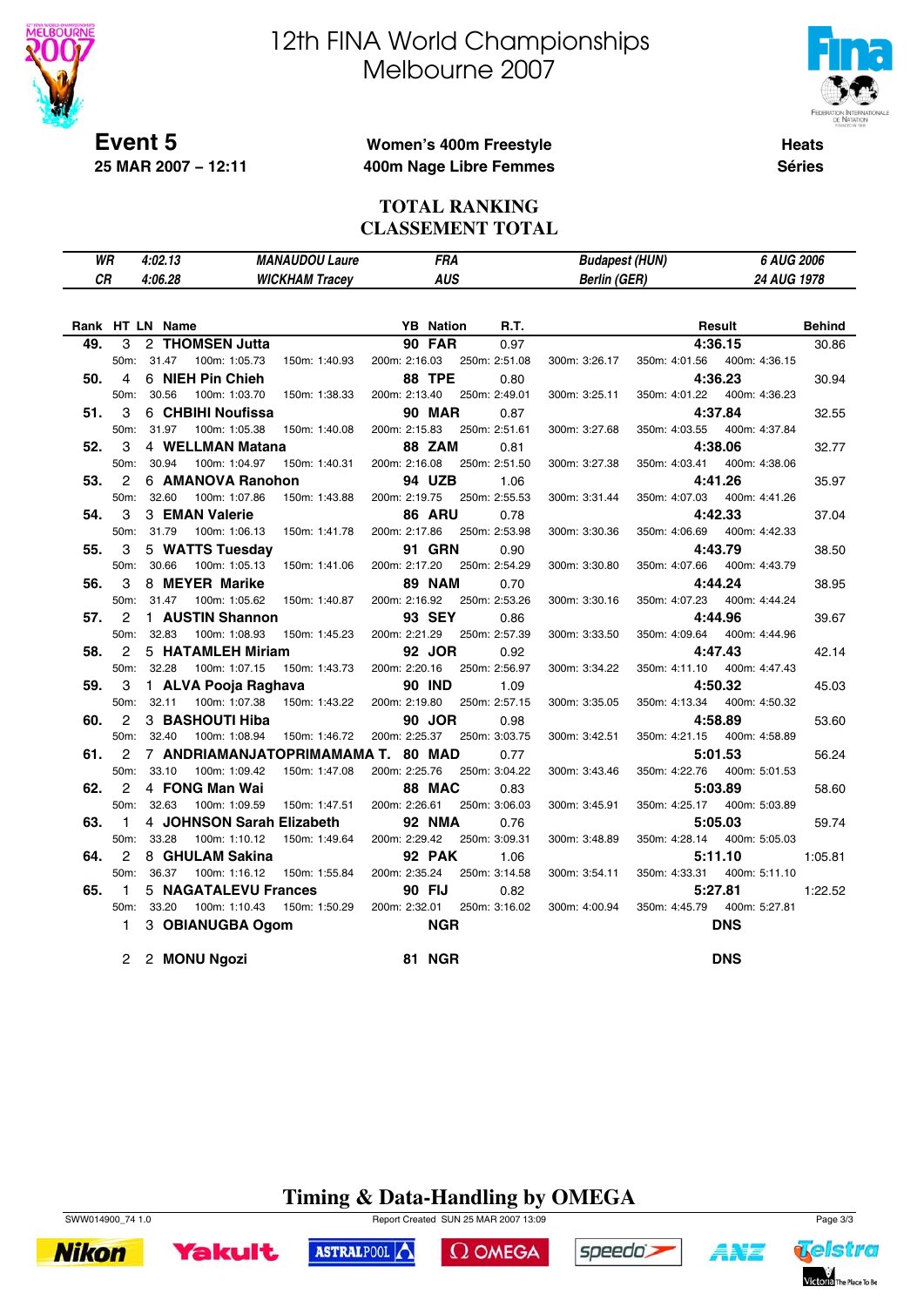# 12th FINA World Championships
# Melbourne 2007

**Event 5**
**25 MAR 2007 – 12:11**

**Women's 400m Freestyle**
**400m Nage Libre Femmes**

**Heats**
**Séries**

## TOTAL RANKING
## CLASSEMENT TOTAL

| | | | | | |
|---|---|---|---|---|---|
| WR | 4:02.13 | MANAUDOU Laure | FRA | Budapest (HUN) | 6 AUG 2006 |
| CR | 4:06.28 | WICKHAM Tracey | AUS | Berlin (GER) | 24 AUG 1978 |

| Rank | HT | LN | Name | YB | Nation | R.T. | Result | Behind |
|---|---|---|---|---|---|---|---|---|
| 49. | 3 | 2 | THOMSEN Jutta | 90 | FAR | 0.97 | 4:36.15 | 30.86 |
| | | | 50m: 31.47 100m: 1:05.73 150m: 1:40.93 200m: 2:16.03 250m: 2:51.08 300m: 3:26.17 350m: 4:01.56 400m: 4:36.15 | | | | | |
| 50. | 4 | 6 | NIEH Pin Chieh | 88 | TPE | 0.80 | 4:36.23 | 30.94 |
| | | | 50m: 30.56 100m: 1:03.70 150m: 1:38.33 200m: 2:13.40 250m: 2:49.01 300m: 3:25.11 350m: 4:01.22 400m: 4:36.23 | | | | | |
| 51. | 3 | 6 | CHBIHI Noufissa | 90 | MAR | 0.87 | 4:37.84 | 32.55 |
| | | | 50m: 31.97 100m: 1:05.38 150m: 1:40.08 200m: 2:15.83 250m: 2:51.61 300m: 3:27.68 350m: 4:03.55 400m: 4:37.84 | | | | | |
| 52. | 3 | 4 | WELLMAN Matana | 88 | ZAM | 0.81 | 4:38.06 | 32.77 |
| | | | 50m: 30.94 100m: 1:04.97 150m: 1:40.31 200m: 2:16.08 250m: 2:51.50 300m: 3:27.38 350m: 4:03.41 400m: 4:38.06 | | | | | |
| 53. | 2 | 6 | AMANOVA Ranohon | 94 | UZB | 1.06 | 4:41.26 | 35.97 |
| | | | 50m: 32.60 100m: 1:07.86 150m: 1:43.88 200m: 2:19.75 250m: 2:55.53 300m: 3:31.44 350m: 4:07.03 400m: 4:41.26 | | | | | |
| 54. | 3 | 3 | EMAN Valerie | 86 | ARU | 0.78 | 4:42.33 | 37.04 |
| | | | 50m: 31.79 100m: 1:06.13 150m: 1:41.78 200m: 2:17.86 250m: 2:53.98 300m: 3:30.36 350m: 4:06.69 400m: 4:42.33 | | | | | |
| 55. | 3 | 5 | WATTS Tuesday | 91 | GRN | 0.90 | 4:43.79 | 38.50 |
| | | | 50m: 30.66 100m: 1:05.13 150m: 1:41.06 200m: 2:17.20 250m: 2:54.29 300m: 3:30.80 350m: 4:07.66 400m: 4:43.79 | | | | | |
| 56. | 3 | 8 | MEYER Marike | 89 | NAM | 0.70 | 4:44.24 | 38.95 |
| | | | 50m: 31.47 100m: 1:05.62 150m: 1:40.87 200m: 2:16.92 250m: 2:53.26 300m: 3:30.16 350m: 4:07.23 400m: 4:44.24 | | | | | |
| 57. | 2 | 1 | AUSTIN Shannon | 93 | SEY | 0.86 | 4:44.96 | 39.67 |
| | | | 50m: 32.83 100m: 1:08.93 150m: 1:45.23 200m: 2:21.29 250m: 2:57.39 300m: 3:33.50 350m: 4:09.64 400m: 4:44.96 | | | | | |
| 58. | 2 | 5 | HATAMLEH Miriam | 92 | JOR | 0.92 | 4:47.43 | 42.14 |
| | | | 50m: 32.28 100m: 1:07.15 150m: 1:43.73 200m: 2:20.16 250m: 2:56.97 300m: 3:34.22 350m: 4:11.10 400m: 4:47.43 | | | | | |
| 59. | 3 | 1 | ALVA Pooja Raghava | 90 | IND | 1.09 | 4:50.32 | 45.03 |
| | | | 50m: 32.11 100m: 1:07.38 150m: 1:43.22 200m: 2:19.80 250m: 2:57.15 300m: 3:35.05 350m: 4:13.34 400m: 4:50.32 | | | | | |
| 60. | 2 | 3 | BASHOUTI Hiba | 90 | JOR | 0.98 | 4:58.89 | 53.60 |
| | | | 50m: 32.40 100m: 1:08.94 150m: 1:46.72 200m: 2:25.37 250m: 3:03.75 300m: 3:42.51 350m: 4:21.15 400m: 4:58.89 | | | | | |
| 61. | 2 | 7 | ANDRIAMANJATOPRIMAMAMA T. | 80 | MAD | 0.77 | 5:01.53 | 56.24 |
| | | | 50m: 33.10 100m: 1:09.42 150m: 1:47.08 200m: 2:25.76 250m: 3:04.22 300m: 3:43.46 350m: 4:22.76 400m: 5:01.53 | | | | | |
| 62. | 2 | 4 | FONG Man Wai | 88 | MAC | 0.83 | 5:03.89 | 58.60 |
| | | | 50m: 32.63 100m: 1:09.59 150m: 1:47.51 200m: 2:26.61 250m: 3:06.03 300m: 3:45.91 350m: 4:25.17 400m: 5:03.89 | | | | | |
| 63. | 1 | 4 | JOHNSON Sarah Elizabeth | 92 | NMA | 0.76 | 5:05.03 | 59.74 |
| | | | 50m: 33.28 100m: 1:10.12 150m: 1:49.64 200m: 2:29.42 250m: 3:09.31 300m: 3:48.89 350m: 4:28.14 400m: 5:05.03 | | | | | |
| 64. | 2 | 8 | GHULAM Sakina | 92 | PAK | 1.06 | 5:11.10 | 1:05.81 |
| | | | 50m: 36.37 100m: 1:16.12 150m: 1:55.84 200m: 2:35.24 250m: 3:14.58 300m: 3:54.11 350m: 4:33.31 400m: 5:11.10 | | | | | |
| 65. | 1 | 5 | NAGATALEVU Frances | 90 | FIJ | 0.82 | 5:27.81 | 1:22.52 |
| | | | 50m: 33.20 100m: 1:10.43 150m: 1:50.29 200m: 2:32.01 250m: 3:16.02 300m: 4:00.94 350m: 4:45.79 400m: 5:27.81 | | | | | |
| | 1 | 3 | OBIANUGBA Ogom | | NGR | | DNS | |
| | 2 | 2 | MONU Ngozi | 81 | NGR | | DNS | |

## Timing & Data-Handling by OMEGA

SWW014900_74 1.0 Report Created SUN 25 MAR 2007 13:09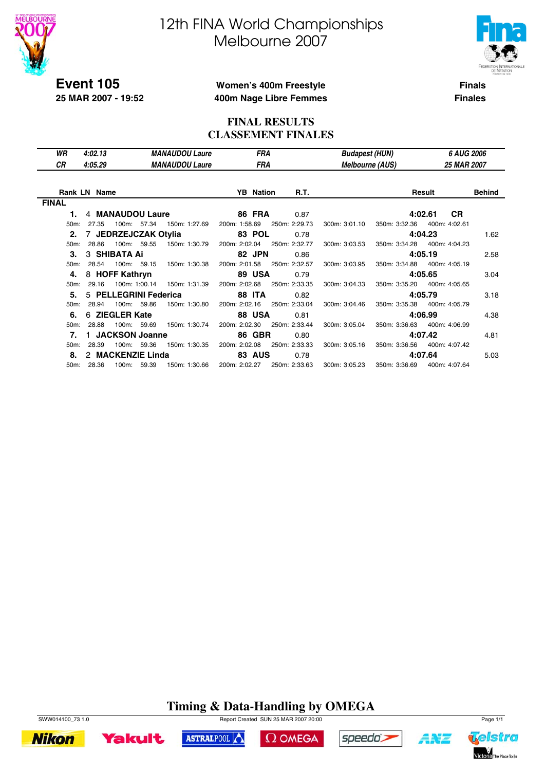# 12th FINA World Championships Melbourne 2007

**Event 105**
**25 MAR 2007 - 19:52**

**Women's 400m Freestyle**
**400m Nage Libre Femmes**

**Finals**
**Finales**

## FINAL RESULTS
## CLASSEMENT FINALES

| | | | | | |
|---|---|---|---|---|---|
| *WR* | *4:02.13* | *MANAUDOU Laure* | *FRA* | *Budapest (HUN)* | *6 AUG 2006* |
| *CR* | *4:05.29* | *MANAUDOU Laure* | *FRA* | *Melbourne (AUS)* | *25 MAR 2007* |

**FINAL**

| Rank | LN | Name | YB | Nation | R.T. | Result | | Behind |
|---|---|---|---|---|---|---|---|---|
| **1.** | 4 | **MANAUDOU Laure** | **86** | **FRA** | 0.87 | **4:02.61** | **CR** | |
| 50m: 27.35 | 100m: 57.34 | 150m: 1:27.69 | 200m: 1:58.69 | 250m: 2:29.73 | 300m: 3:01.10 | 350m: 3:32.36 | 400m: 4:02.61 | |
| **2.** | 7 | **JEDRZEJCZAK Otylia** | **83** | **POL** | 0.78 | **4:04.23** | | 1.62 |
| 50m: 28.86 | 100m: 59.55 | 150m: 1:30.79 | 200m: 2:02.04 | 250m: 2:32.77 | 300m: 3:03.53 | 350m: 3:34.28 | 400m: 4:04.23 | |
| **3.** | 3 | **SHIBATA Ai** | **82** | **JPN** | 0.86 | **4:05.19** | | 2.58 |
| 50m: 28.54 | 100m: 59.15 | 150m: 1:30.38 | 200m: 2:01.58 | 250m: 2:32.57 | 300m: 3:03.95 | 350m: 3:34.88 | 400m: 4:05.19 | |
| **4.** | 8 | **HOFF Kathryn** | **89** | **USA** | 0.79 | **4:05.65** | | 3.04 |
| 50m: 29.16 | 100m: 1:00.14 | 150m: 1:31.39 | 200m: 2:02.68 | 250m: 2:33.35 | 300m: 3:04.33 | 350m: 3:35.20 | 400m: 4:05.65 | |
| **5.** | 5 | **PELLEGRINI Federica** | **88** | **ITA** | 0.82 | **4:05.79** | | 3.18 |
| 50m: 28.94 | 100m: 59.86 | 150m: 1:30.80 | 200m: 2:02.16 | 250m: 2:33.04 | 300m: 3:04.46 | 350m: 3:35.38 | 400m: 4:05.79 | |
| **6.** | 6 | **ZIEGLER Kate** | **88** | **USA** | 0.81 | **4:06.99** | | 4.38 |
| 50m: 28.88 | 100m: 59.69 | 150m: 1:30.74 | 200m: 2:02.30 | 250m: 2:33.44 | 300m: 3:05.04 | 350m: 3:36.63 | 400m: 4:06.99 | |
| **7.** | 1 | **JACKSON Joanne** | **86** | **GBR** | 0.80 | **4:07.42** | | 4.81 |
| 50m: 28.39 | 100m: 59.36 | 150m: 1:30.35 | 200m: 2:02.08 | 250m: 2:33.33 | 300m: 3:05.16 | 350m: 3:36.56 | 400m: 4:07.42 | |
| **8.** | 2 | **MACKENZIE Linda** | **83** | **AUS** | 0.78 | **4:07.64** | | 5.03 |
| 50m: 28.36 | 100m: 59.39 | 150m: 1:30.66 | 200m: 2:02.27 | 250m: 2:33.63 | 300m: 3:05.23 | 350m: 3:36.69 | 400m: 4:07.64 | |

**Timing & Data-Handling by OMEGA**

SWW014100_73 1.0 Report Created SUN 25 MAR 2007 20:00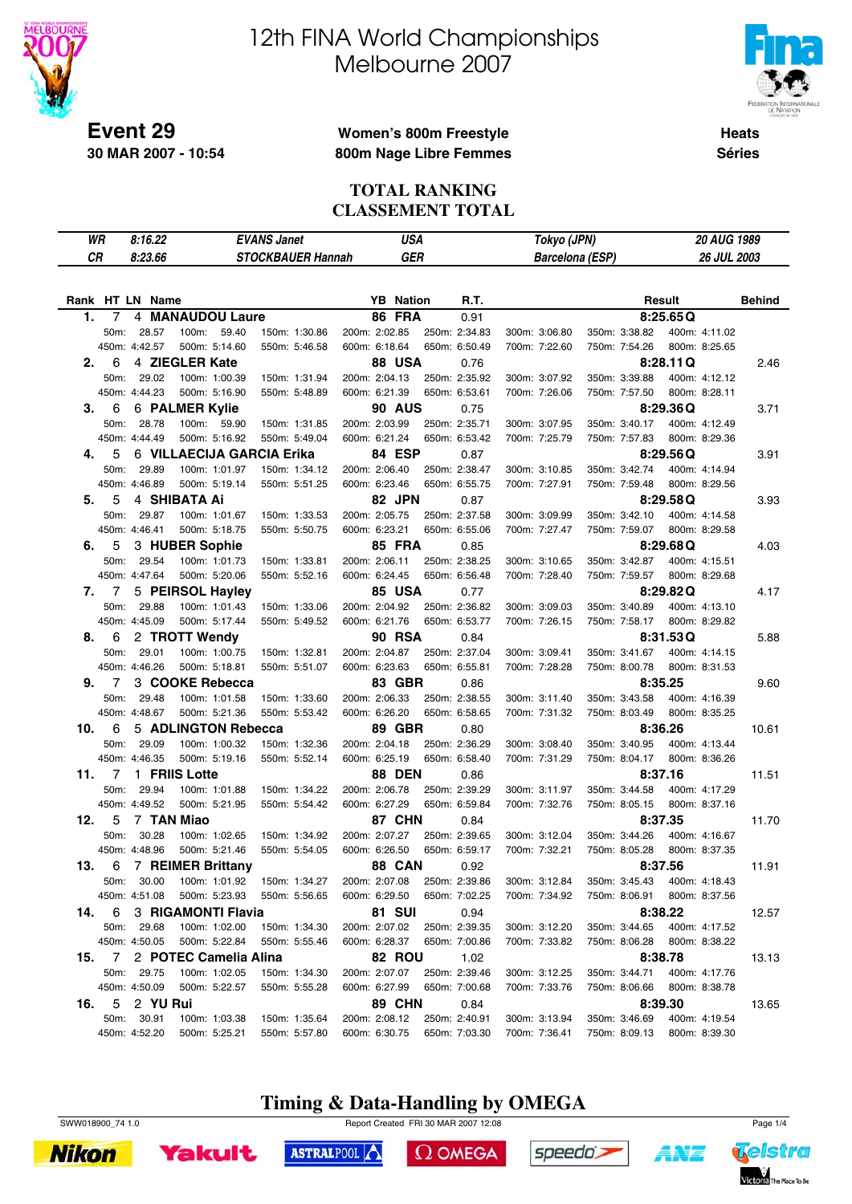# 12th FINA World Championships
# Melbourne 2007

**Event 29**
**30 MAR 2007 - 10:54**

**Women's 800m Freestyle**
**800m Nage Libre Femmes**

**Heats**
**Séries**

## TOTAL RANKING
## CLASSEMENT TOTAL

| | | | | | |
|---|---|---|---|---|---|
| *WR* | *8:16.22* | *EVANS Janet* | *USA* | *Tokyo (JPN)* | *20 AUG 1989* |
| *CR* | *8:23.66* | *STOCKBAUER Hannah* | *GER* | *Barcelona (ESP)* | *26 JUL 2003* |

| Rank | HT | LN | Name | YB | Nation | R.T. | Result | Behind |
|---|---|---|---|---|---|---|---|---|
| 1. | 7 | 4 | **MANAUDOU Laure** | 86 | FRA | 0.91 | **8:25.65 Q** | |
| | | | 50m: 28.57 / 100m: 59.40 / 150m: 1:30.86 / 200m: 2:02.85 / 250m: 2:34.83 / 300m: 3:06.80 / 350m: 3:38.82 / 400m: 4:11.02 / 450m: 4:42.57 / 500m: 5:14.60 / 550m: 5:46.58 / 600m: 6:18.64 / 650m: 6:50.49 / 700m: 7:22.60 / 750m: 7:54.26 / 800m: 8:25.65 | | | | | |
| 2. | 6 | 4 | **ZIEGLER Kate** | 88 | USA | 0.76 | **8:28.11 Q** | 2.46 |
| | | | 50m: 29.02 / 100m: 1:00.39 / 150m: 1:31.94 / 200m: 2:04.13 / 250m: 2:35.92 / 300m: 3:07.92 / 350m: 3:39.88 / 400m: 4:12.12 / 450m: 4:44.23 / 500m: 5:16.90 / 550m: 5:48.89 / 600m: 6:21.39 / 650m: 6:53.61 / 700m: 7:26.06 / 750m: 7:57.50 / 800m: 8:28.11 | | | | | |
| 3. | 6 | 6 | **PALMER Kylie** | 90 | AUS | 0.75 | **8:29.36 Q** | 3.71 |
| | | | 50m: 28.78 / 100m: 59.90 / 150m: 1:31.85 / 200m: 2:03.99 / 250m: 2:35.71 / 300m: 3:07.95 / 350m: 3:40.17 / 400m: 4:12.49 / 450m: 4:44.49 / 500m: 5:16.92 / 550m: 5:49.04 / 600m: 6:21.24 / 650m: 6:53.42 / 700m: 7:25.79 / 750m: 7:57.83 / 800m: 8:29.36 | | | | | |
| 4. | 5 | 6 | **VILLAECIJA GARCIA Erika** | 84 | ESP | 0.87 | **8:29.56 Q** | 3.91 |
| | | | 50m: 29.89 / 100m: 1:01.97 / 150m: 1:34.12 / 200m: 2:06.40 / 250m: 2:38.47 / 300m: 3:10.85 / 350m: 3:42.74 / 400m: 4:14.94 / 450m: 4:46.89 / 500m: 5:19.14 / 550m: 5:51.25 / 600m: 6:23.46 / 650m: 6:55.75 / 700m: 7:27.91 / 750m: 7:59.48 / 800m: 8:29.56 | | | | | |
| 5. | 5 | 4 | **SHIBATA Ai** | 82 | JPN | 0.87 | **8:29.58 Q** | 3.93 |
| | | | 50m: 29.87 / 100m: 1:01.67 / 150m: 1:33.53 / 200m: 2:05.75 / 250m: 2:37.58 / 300m: 3:09.99 / 350m: 3:42.10 / 400m: 4:14.58 / 450m: 4:46.41 / 500m: 5:18.75 / 550m: 5:50.75 / 600m: 6:23.21 / 650m: 6:55.06 / 700m: 7:27.47 / 750m: 7:59.07 / 800m: 8:29.58 | | | | | |
| 6. | 5 | 3 | **HUBER Sophie** | 85 | FRA | 0.85 | **8:29.68 Q** | 4.03 |
| | | | 50m: 29.54 / 100m: 1:01.73 / 150m: 1:33.81 / 200m: 2:06.11 / 250m: 2:38.25 / 300m: 3:10.65 / 350m: 3:42.87 / 400m: 4:15.51 / 450m: 4:47.64 / 500m: 5:20.06 / 550m: 5:52.16 / 600m: 6:24.45 / 650m: 6:56.48 / 700m: 7:28.40 / 750m: 7:59.57 / 800m: 8:29.68 | | | | | |
| 7. | 7 | 5 | **PEIRSOL Hayley** | 85 | USA | 0.77 | **8:29.82 Q** | 4.17 |
| | | | 50m: 29.88 / 100m: 1:01.43 / 150m: 1:33.06 / 200m: 2:04.92 / 250m: 2:36.82 / 300m: 3:09.03 / 350m: 3:40.89 / 400m: 4:13.10 / 450m: 4:45.09 / 500m: 5:17.44 / 550m: 5:49.52 / 600m: 6:21.76 / 650m: 6:53.77 / 700m: 7:26.15 / 750m: 7:58.17 / 800m: 8:29.82 | | | | | |
| 8. | 6 | 2 | **TROTT Wendy** | 90 | RSA | 0.84 | **8:31.53 Q** | 5.88 |
| | | | 50m: 29.01 / 100m: 1:00.75 / 150m: 1:32.81 / 200m: 2:04.87 / 250m: 2:37.04 / 300m: 3:09.41 / 350m: 3:41.67 / 400m: 4:14.15 / 450m: 4:46.26 / 500m: 5:18.81 / 550m: 5:51.07 / 600m: 6:23.63 / 650m: 6:55.81 / 700m: 7:28.28 / 750m: 8:00.78 / 800m: 8:31.53 | | | | | |
| 9. | 7 | 3 | **COOKE Rebecca** | 83 | GBR | 0.86 | **8:35.25** | 9.60 |
| | | | 50m: 29.48 / 100m: 1:01.58 / 150m: 1:33.60 / 200m: 2:06.33 / 250m: 2:38.55 / 300m: 3:11.40 / 350m: 3:43.58 / 400m: 4:16.39 / 450m: 4:48.67 / 500m: 5:21.36 / 550m: 5:53.42 / 600m: 6:26.20 / 650m: 6:58.65 / 700m: 7:31.32 / 750m: 8:03.49 / 800m: 8:35.25 | | | | | |
| 10. | 6 | 5 | **ADLINGTON Rebecca** | 89 | GBR | 0.80 | **8:36.26** | 10.61 |
| | | | 50m: 29.09 / 100m: 1:00.32 / 150m: 1:32.36 / 200m: 2:04.18 / 250m: 2:36.29 / 300m: 3:08.40 / 350m: 3:40.95 / 400m: 4:13.44 / 450m: 4:46.35 / 500m: 5:19.16 / 550m: 5:52.14 / 600m: 6:25.19 / 650m: 6:58.40 / 700m: 7:31.29 / 750m: 8:04.17 / 800m: 8:36.26 | | | | | |
| 11. | 7 | 1 | **FRIIS Lotte** | 88 | DEN | 0.86 | **8:37.16** | 11.51 |
| | | | 50m: 29.94 / 100m: 1:01.88 / 150m: 1:34.22 / 200m: 2:06.78 / 250m: 2:39.29 / 300m: 3:11.97 / 350m: 3:44.58 / 400m: 4:17.29 / 450m: 4:49.52 / 500m: 5:21.95 / 550m: 5:54.42 / 600m: 6:27.29 / 650m: 6:59.84 / 700m: 7:32.76 / 750m: 8:05.15 / 800m: 8:37.16 | | | | | |
| 12. | 5 | 7 | **TAN Miao** | 87 | CHN | 0.84 | **8:37.35** | 11.70 |
| | | | 50m: 30.28 / 100m: 1:02.65 / 150m: 1:34.92 / 200m: 2:07.27 / 250m: 2:39.65 / 300m: 3:12.04 / 350m: 3:44.26 / 400m: 4:16.67 / 450m: 4:48.96 / 500m: 5:21.46 / 550m: 5:54.05 / 600m: 6:26.50 / 650m: 6:59.17 / 700m: 7:32.21 / 750m: 8:05.28 / 800m: 8:37.35 | | | | | |
| 13. | 6 | 7 | **REIMER Brittany** | 88 | CAN | 0.92 | **8:37.56** | 11.91 |
| | | | 50m: 30.00 / 100m: 1:01.92 / 150m: 1:34.27 / 200m: 2:07.08 / 250m: 2:39.86 / 300m: 3:12.84 / 350m: 3:45.43 / 400m: 4:18.43 / 450m: 4:51.08 / 500m: 5:23.93 / 550m: 5:56.65 / 600m: 6:29.50 / 650m: 7:02.25 / 700m: 7:34.92 / 750m: 8:06.91 / 800m: 8:37.56 | | | | | |
| 14. | 6 | 3 | **RIGAMONTI Flavia** | 81 | SUI | 0.94 | **8:38.22** | 12.57 |
| | | | 50m: 29.68 / 100m: 1:02.00 / 150m: 1:34.30 / 200m: 2:07.02 / 250m: 2:39.35 / 300m: 3:12.20 / 350m: 3:44.65 / 400m: 4:17.52 / 450m: 4:50.05 / 500m: 5:22.84 / 550m: 5:55.46 / 600m: 6:28.37 / 650m: 7:00.86 / 700m: 7:33.82 / 750m: 8:06.28 / 800m: 8:38.22 | | | | | |
| 15. | 7 | 2 | **POTEC Camelia Alina** | 82 | ROU | 1.02 | **8:38.78** | 13.13 |
| | | | 50m: 29.75 / 100m: 1:02.05 / 150m: 1:34.30 / 200m: 2:07.05 / 250m: 2:39.46 / 300m: 3:12.25 / 350m: 3:44.71 / 400m: 4:17.76 / 450m: 4:50.09 / 500m: 5:22.57 / 550m: 5:55.28 / 600m: 6:27.99 / 650m: 7:00.68 / 700m: 7:33.76 / 750m: 8:06.66 / 800m: 8:38.78 | | | | | |
| 16. | 5 | 2 | **YU Rui** | 89 | CHN | 0.84 | **8:39.30** | 13.65 |
| | | | 50m: 30.91 / 100m: 1:03.38 / 150m: 1:35.64 / 200m: 2:08.12 / 250m: 2:40.91 / 300m: 3:13.94 / 350m: 3:46.69 / 400m: 4:19.54 / 450m: 4:52.20 / 500m: 5:25.21 / 550m: 5:57.80 / 600m: 6:30.75 / 650m: 7:03.30 / 700m: 7:36.41 / 750m: 8:09.13 / 800m: 8:39.30 | | | | | |

**Timing & Data-Handling by OMEGA**

SWW018900_74 1.0 Report Created FRI 30 MAR 2007 12:08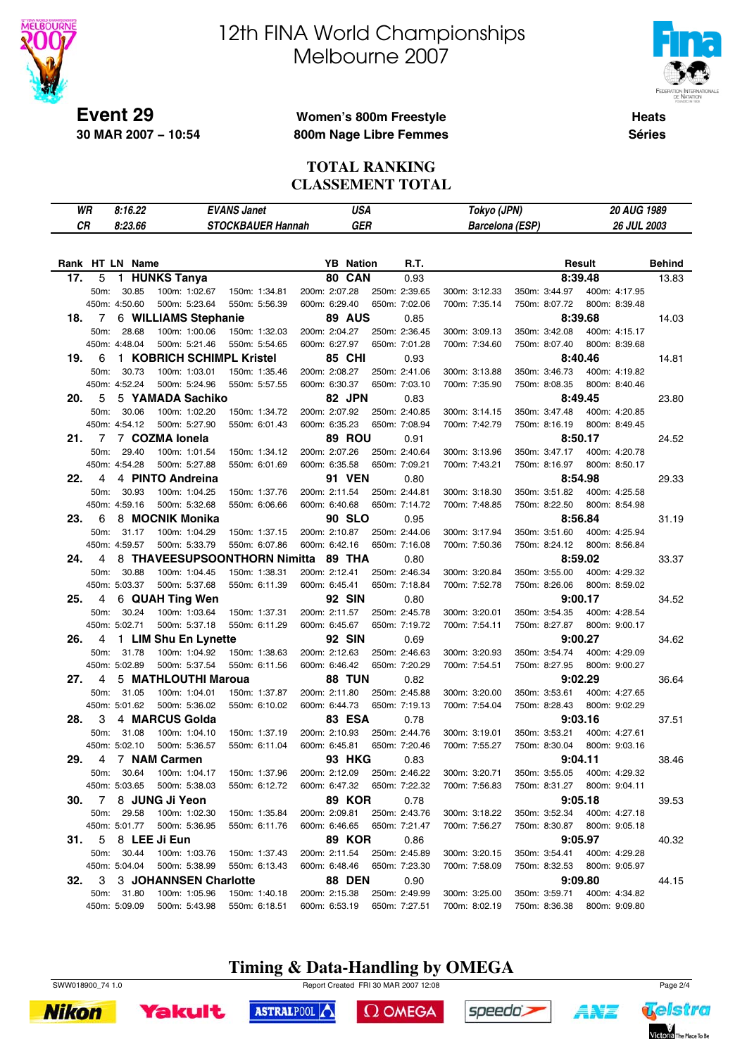# 12th FINA World Championships
# Melbourne 2007

**Event 29** — **Women's 800m Freestyle** / **800m Nage Libre Femmes** — **Heats** / **Séries**

**30 MAR 2007 – 10:54**

## TOTAL RANKING
## CLASSEMENT TOTAL

| | | | | | |
|---|---|---|---|---|---|
| WR | 8:16.22 | EVANS Janet | USA | Tokyo (JPN) | 20 AUG 1989 |
| CR | 8:23.66 | STOCKBAUER Hannah | GER | Barcelona (ESP) | 26 JUL 2003 |

| Rank | HT | LN | Name | YB | Nation | R.T. | Result | Behind |
|---|---|---|---|---|---|---|---|---|
| 17. | 5 | 1 | HUNKS Tanya | 80 | CAN | 0.93 | 8:39.48 | 13.83 |
| | | | 50m: 30.85 · 100m: 1:02.67 · 150m: 1:34.81 · 200m: 2:07.28 · 250m: 2:39.65 · 300m: 3:12.33 · 350m: 3:44.97 · 400m: 4:17.95 · 450m: 4:50.60 · 500m: 5:23.64 · 550m: 5:56.39 · 600m: 6:29.40 · 650m: 7:02.06 · 700m: 7:35.14 · 750m: 8:07.72 · 800m: 8:39.48 | | | | | |
| 18. | 7 | 6 | WILLIAMS Stephanie | 89 | AUS | 0.85 | 8:39.68 | 14.03 |
| | | | 50m: 28.68 · 100m: 1:00.06 · 150m: 1:32.03 · 200m: 2:04.27 · 250m: 2:36.45 · 300m: 3:09.13 · 350m: 3:42.08 · 400m: 4:15.17 · 450m: 4:48.04 · 500m: 5:21.46 · 550m: 5:54.65 · 600m: 6:27.97 · 650m: 7:01.28 · 700m: 7:34.60 · 750m: 8:07.40 · 800m: 8:39.68 | | | | | |
| 19. | 6 | 1 | KOBRICH SCHIMPL Kristel | 85 | CHI | 0.93 | 8:40.46 | 14.81 |
| | | | 50m: 30.73 · 100m: 1:03.01 · 150m: 1:35.46 · 200m: 2:08.27 · 250m: 2:41.06 · 300m: 3:13.88 · 350m: 3:46.73 · 400m: 4:19.82 · 450m: 4:52.24 · 500m: 5:24.96 · 550m: 5:57.55 · 600m: 6:30.37 · 650m: 7:03.10 · 700m: 7:35.90 · 750m: 8:08.35 · 800m: 8:40.46 | | | | | |
| 20. | 5 | 5 | YAMADA Sachiko | 82 | JPN | 0.83 | 8:49.45 | 23.80 |
| | | | 50m: 30.06 · 100m: 1:02.20 · 150m: 1:34.72 · 200m: 2:07.92 · 250m: 2:40.85 · 300m: 3:14.15 · 350m: 3:47.48 · 400m: 4:20.85 · 450m: 4:54.12 · 500m: 5:27.90 · 550m: 6:01.43 · 600m: 6:35.23 · 650m: 7:08.94 · 700m: 7:42.79 · 750m: 8:16.19 · 800m: 8:49.45 | | | | | |
| 21. | 7 | 7 | COZMA Ionela | 89 | ROU | 0.91 | 8:50.17 | 24.52 |
| | | | 50m: 29.40 · 100m: 1:01.54 · 150m: 1:34.12 · 200m: 2:07.26 · 250m: 2:40.64 · 300m: 3:13.96 · 350m: 3:47.17 · 400m: 4:20.78 · 450m: 4:54.28 · 500m: 5:27.88 · 550m: 6:01.69 · 600m: 6:35.58 · 650m: 7:09.21 · 700m: 7:43.21 · 750m: 8:16.97 · 800m: 8:50.17 | | | | | |
| 22. | 4 | 4 | PINTO Andreina | 91 | VEN | 0.80 | 8:54.98 | 29.33 |
| | | | 50m: 30.93 · 100m: 1:04.25 · 150m: 1:37.76 · 200m: 2:11.54 · 250m: 2:44.81 · 300m: 3:18.30 · 350m: 3:51.82 · 400m: 4:25.58 · 450m: 4:59.16 · 500m: 5:32.68 · 550m: 6:06.66 · 600m: 6:40.68 · 650m: 7:14.72 · 700m: 7:48.85 · 750m: 8:22.50 · 800m: 8:54.98 | | | | | |
| 23. | 6 | 8 | MOCNIK Monika | 90 | SLO | 0.95 | 8:56.84 | 31.19 |
| | | | 50m: 31.17 · 100m: 1:04.29 · 150m: 1:37.15 · 200m: 2:10.87 · 250m: 2:44.06 · 300m: 3:17.94 · 350m: 3:51.60 · 400m: 4:25.94 · 450m: 4:59.57 · 500m: 5:33.79 · 550m: 6:07.86 · 600m: 6:42.16 · 650m: 7:16.08 · 700m: 7:50.36 · 750m: 8:24.12 · 800m: 8:56.84 | | | | | |
| 24. | 4 | 8 | THAVEESUPSOONTHORN Nimitta | 89 | THA | 0.80 | 8:59.02 | 33.37 |
| | | | 50m: 30.88 · 100m: 1:04.45 · 150m: 1:38.31 · 200m: 2:12.41 · 250m: 2:46.34 · 300m: 3:20.84 · 350m: 3:55.00 · 400m: 4:29.32 · 450m: 5:03.37 · 500m: 5:37.68 · 550m: 6:11.39 · 600m: 6:45.41 · 650m: 7:18.84 · 700m: 7:52.78 · 750m: 8:26.06 · 800m: 8:59.02 | | | | | |
| 25. | 4 | 6 | QUAH Ting Wen | 92 | SIN | 0.80 | 9:00.17 | 34.52 |
| | | | 50m: 30.24 · 100m: 1:03.64 · 150m: 1:37.31 · 200m: 2:11.57 · 250m: 2:45.78 · 300m: 3:20.01 · 350m: 3:54.35 · 400m: 4:28.54 · 450m: 5:02.71 · 500m: 5:37.18 · 550m: 6:11.29 · 600m: 6:45.67 · 650m: 7:19.72 · 700m: 7:54.11 · 750m: 8:27.87 · 800m: 9:00.17 | | | | | |
| 26. | 4 | 1 | LIM Shu En Lynette | 92 | SIN | 0.69 | 9:00.27 | 34.62 |
| | | | 50m: 31.78 · 100m: 1:04.92 · 150m: 1:38.63 · 200m: 2:12.63 · 250m: 2:46.63 · 300m: 3:20.93 · 350m: 3:54.74 · 400m: 4:29.09 · 450m: 5:02.89 · 500m: 5:37.54 · 550m: 6:11.56 · 600m: 6:46.42 · 650m: 7:20.29 · 700m: 7:54.51 · 750m: 8:27.95 · 800m: 9:00.27 | | | | | |
| 27. | 4 | 5 | MATHLOUTHI Maroua | 88 | TUN | 0.82 | 9:02.29 | 36.64 |
| | | | 50m: 31.05 · 100m: 1:04.01 · 150m: 1:37.87 · 200m: 2:11.80 · 250m: 2:45.88 · 300m: 3:20.00 · 350m: 3:53.61 · 400m: 4:27.65 · 450m: 5:01.62 · 500m: 5:36.02 · 550m: 6:10.02 · 600m: 6:44.73 · 650m: 7:19.13 · 700m: 7:54.04 · 750m: 8:28.43 · 800m: 9:02.29 | | | | | |
| 28. | 3 | 4 | MARCUS Golda | 83 | ESA | 0.78 | 9:03.16 | 37.51 |
| | | | 50m: 31.08 · 100m: 1:04.10 · 150m: 1:37.19 · 200m: 2:10.93 · 250m: 2:44.76 · 300m: 3:19.01 · 350m: 3:53.21 · 400m: 4:27.61 · 450m: 5:02.10 · 500m: 5:36.57 · 550m: 6:11.04 · 600m: 6:45.81 · 650m: 7:20.46 · 700m: 7:55.27 · 750m: 8:30.04 · 800m: 9:03.16 | | | | | |
| 29. | 4 | 7 | NAM Carmen | 93 | HKG | 0.83 | 9:04.11 | 38.46 |
| | | | 50m: 30.64 · 100m: 1:04.17 · 150m: 1:37.96 · 200m: 2:12.09 · 250m: 2:46.22 · 300m: 3:20.71 · 350m: 3:55.05 · 400m: 4:29.32 · 450m: 5:03.65 · 500m: 5:38.03 · 550m: 6:12.72 · 600m: 6:47.32 · 650m: 7:22.32 · 700m: 7:56.83 · 750m: 8:31.27 · 800m: 9:04.11 | | | | | |
| 30. | 7 | 8 | JUNG Ji Yeon | 89 | KOR | 0.78 | 9:05.18 | 39.53 |
| | | | 50m: 29.58 · 100m: 1:02.30 · 150m: 1:35.84 · 200m: 2:09.81 · 250m: 2:43.76 · 300m: 3:18.22 · 350m: 3:52.34 · 400m: 4:27.18 · 450m: 5:01.77 · 500m: 5:36.95 · 550m: 6:11.76 · 600m: 6:46.65 · 650m: 7:21.47 · 700m: 7:56.27 · 750m: 8:30.87 · 800m: 9:05.18 | | | | | |
| 31. | 5 | 8 | LEE Ji Eun | 89 | KOR | 0.86 | 9:05.97 | 40.32 |
| | | | 50m: 30.44 · 100m: 1:03.76 · 150m: 1:37.43 · 200m: 2:11.54 · 250m: 2:45.89 · 300m: 3:20.15 · 350m: 3:54.41 · 400m: 4:29.28 · 450m: 5:04.04 · 500m: 5:38.99 · 550m: 6:13.43 · 600m: 6:48.46 · 650m: 7:23.30 · 700m: 7:58.09 · 750m: 8:32.53 · 800m: 9:05.97 | | | | | |
| 32. | 3 | 3 | JOHANNSEN Charlotte | 88 | DEN | 0.90 | 9:09.80 | 44.15 |
| | | | 50m: 31.80 · 100m: 1:05.96 · 150m: 1:40.18 · 200m: 2:15.38 · 250m: 2:49.99 · 300m: 3:25.00 · 350m: 3:59.71 · 400m: 4:34.82 · 450m: 5:09.09 · 500m: 5:43.98 · 550m: 6:18.51 · 600m: 6:53.19 · 650m: 7:27.51 · 700m: 8:02.19 · 750m: 8:36.38 · 800m: 9:09.80 | | | | | |

**Timing & Data-Handling by OMEGA**

SWW018900_74 1.0 — Report Created FRI 30 MAR 2007 12:08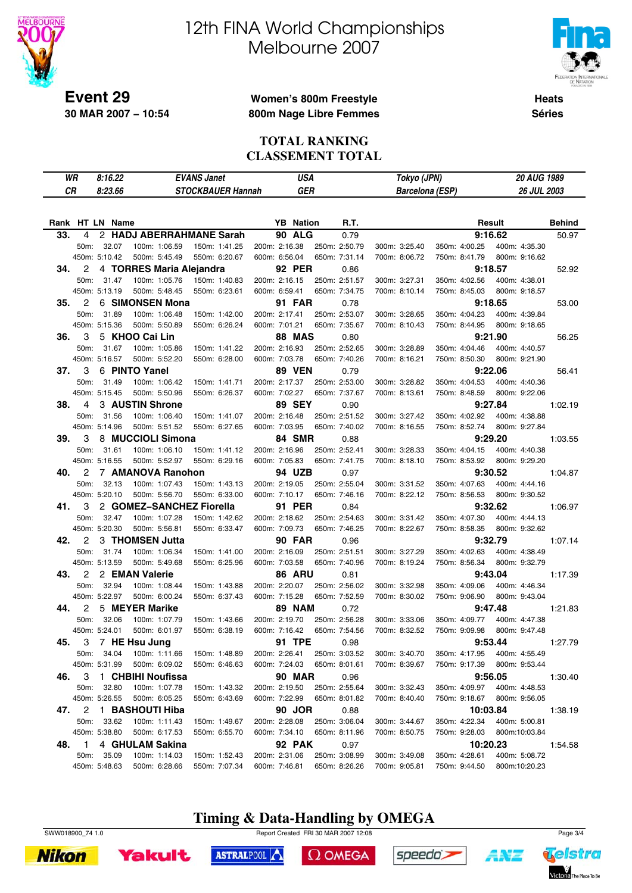# 12th FINA World Championships Melbourne 2007

**Event 29**
**30 MAR 2007 – 10:54**

**Women's 800m Freestyle**
**800m Nage Libre Femmes**

**Heats**
**Séries**

## TOTAL RANKING
## CLASSEMENT TOTAL

| | | | | | |
|---|---|---|---|---|---|
| WR | 8:16.22 | EVANS Janet | USA | Tokyo (JPN) | 20 AUG 1989 |
| CR | 8:23.66 | STOCKBAUER Hannah | GER | Barcelona (ESP) | 26 JUL 2003 |

| Rank | HT | LN | Name | YB | Nation | R.T. | Result | Behind |
|---|---|---|---|---|---|---|---|---|
| 33. | 4 | 2 | HADJ ABERRAHMANE Sarah | 90 | ALG | 0.79 | 9:16.62 | 50.97 |
| | | | 50m: 32.07 · 100m: 1:06.59 · 150m: 1:41.25 · 200m: 2:16.38 · 250m: 2:50.79 · 300m: 3:25.40 · 350m: 4:00.25 · 400m: 4:35.30 · 450m: 5:10.42 · 500m: 5:45.49 · 550m: 6:20.67 · 600m: 6:56.04 · 650m: 7:31.14 · 700m: 8:06.72 · 750m: 8:41.79 · 800m: 9:16.62 | | | | | |
| 34. | 2 | 4 | TORRES Maria Alejandra | 92 | PER | 0.86 | 9:18.57 | 52.92 |
| | | | 50m: 31.47 · 100m: 1:05.76 · 150m: 1:40.83 · 200m: 2:16.15 · 250m: 2:51.57 · 300m: 3:27.31 · 350m: 4:02.56 · 400m: 4:38.01 · 450m: 5:13.19 · 500m: 5:48.45 · 550m: 6:23.61 · 600m: 6:59.41 · 650m: 7:34.75 · 700m: 8:10.14 · 750m: 8:45.03 · 800m: 9:18.57 | | | | | |
| 35. | 2 | 6 | SIMONSEN Mona | 91 | FAR | 0.78 | 9:18.65 | 53.00 |
| | | | 50m: 31.89 · 100m: 1:06.48 · 150m: 1:42.00 · 200m: 2:17.41 · 250m: 2:53.07 · 300m: 3:28.65 · 350m: 4:04.23 · 400m: 4:39.84 · 450m: 5:15.36 · 500m: 5:50.89 · 550m: 6:26.24 · 600m: 7:01.21 · 650m: 7:35.67 · 700m: 8:10.43 · 750m: 8:44.95 · 800m: 9:18.65 | | | | | |
| 36. | 3 | 5 | KHOO Cai Lin | 88 | MAS | 0.80 | 9:21.90 | 56.25 |
| | | | 50m: 31.67 · 100m: 1:05.86 · 150m: 1:41.22 · 200m: 2:16.93 · 250m: 2:52.65 · 300m: 3:28.89 · 350m: 4:04.46 · 400m: 4:40.57 · 450m: 5:16.57 · 500m: 5:52.20 · 550m: 6:28.00 · 600m: 7:03.78 · 650m: 7:40.26 · 700m: 8:16.21 · 750m: 8:50.30 · 800m: 9:21.90 | | | | | |
| 37. | 3 | 6 | PINTO Yanel | 89 | VEN | 0.79 | 9:22.06 | 56.41 |
| | | | 50m: 31.49 · 100m: 1:06.42 · 150m: 1:41.71 · 200m: 2:17.37 · 250m: 2:53.00 · 300m: 3:28.82 · 350m: 4:04.53 · 400m: 4:40.36 · 450m: 5:15.45 · 500m: 5:50.96 · 550m: 6:26.37 · 600m: 7:02.27 · 650m: 7:37.67 · 700m: 8:13.61 · 750m: 8:48.59 · 800m: 9:22.06 | | | | | |
| 38. | 4 | 3 | AUSTIN Shrone | 89 | SEY | 0.90 | 9:27.84 | 1:02.19 |
| | | | 50m: 31.56 · 100m: 1:06.40 · 150m: 1:41.07 · 200m: 2:16.48 · 250m: 2:51.52 · 300m: 3:27.42 · 350m: 4:02.92 · 400m: 4:38.88 · 450m: 5:14.96 · 500m: 5:51.52 · 550m: 6:27.65 · 600m: 7:03.95 · 650m: 7:40.02 · 700m: 8:16.55 · 750m: 8:52.74 · 800m: 9:27.84 | | | | | |
| 39. | 3 | 8 | MUCCIOLI Simona | 84 | SMR | 0.88 | 9:29.20 | 1:03.55 |
| | | | 50m: 31.61 · 100m: 1:06.10 · 150m: 1:41.12 · 200m: 2:16.96 · 250m: 2:52.41 · 300m: 3:28.33 · 350m: 4:04.15 · 400m: 4:40.38 · 450m: 5:16.55 · 500m: 5:52.97 · 550m: 6:29.16 · 600m: 7:05.83 · 650m: 7:41.75 · 700m: 8:18.10 · 750m: 8:53.92 · 800m: 9:29.20 | | | | | |
| 40. | 2 | 7 | AMANOVA Ranohon | 94 | UZB | 0.97 | 9:30.52 | 1:04.87 |
| | | | 50m: 32.13 · 100m: 1:07.43 · 150m: 1:43.13 · 200m: 2:19.05 · 250m: 2:55.04 · 300m: 3:31.52 · 350m: 4:07.63 · 400m: 4:44.16 · 450m: 5:20.10 · 500m: 5:56.70 · 550m: 6:33.00 · 600m: 7:10.17 · 650m: 7:46.16 · 700m: 8:22.12 · 750m: 8:56.53 · 800m: 9:30.52 | | | | | |
| 41. | 3 | 2 | GOMEZ–SANCHEZ Fiorella | 91 | PER | 0.84 | 9:32.62 | 1:06.97 |
| | | | 50m: 32.47 · 100m: 1:07.28 · 150m: 1:42.62 · 200m: 2:18.62 · 250m: 2:54.63 · 300m: 3:31.42 · 350m: 4:07.30 · 400m: 4:44.13 · 450m: 5:20.30 · 500m: 5:56.81 · 550m: 6:33.47 · 600m: 7:09.73 · 650m: 7:46.25 · 700m: 8:22.67 · 750m: 8:58.35 · 800m: 9:32.62 | | | | | |
| 42. | 2 | 3 | THOMSEN Jutta | 90 | FAR | 0.96 | 9:32.79 | 1:07.14 |
| | | | 50m: 31.74 · 100m: 1:06.34 · 150m: 1:41.00 · 200m: 2:16.09 · 250m: 2:51.51 · 300m: 3:27.29 · 350m: 4:02.63 · 400m: 4:38.49 · 450m: 5:13.59 · 500m: 5:49.68 · 550m: 6:25.96 · 600m: 7:03.58 · 650m: 7:40.96 · 700m: 8:19.24 · 750m: 8:56.34 · 800m: 9:32.79 | | | | | |
| 43. | 2 | 2 | EMAN Valerie | 86 | ARU | 0.81 | 9:43.04 | 1:17.39 |
| | | | 50m: 32.94 · 100m: 1:08.44 · 150m: 1:43.88 · 200m: 2:20.07 · 250m: 2:56.02 · 300m: 3:32.98 · 350m: 4:09.06 · 400m: 4:46.34 · 450m: 5:22.97 · 500m: 6:00.24 · 550m: 6:37.43 · 600m: 7:15.28 · 650m: 7:52.59 · 700m: 8:30.02 · 750m: 9:06.90 · 800m: 9:43.04 | | | | | |
| 44. | 2 | 5 | MEYER Marike | 89 | NAM | 0.72 | 9:47.48 | 1:21.83 |
| | | | 50m: 32.06 · 100m: 1:07.79 · 150m: 1:43.66 · 200m: 2:19.70 · 250m: 2:56.28 · 300m: 3:33.06 · 350m: 4:09.77 · 400m: 4:47.38 · 450m: 5:24.01 · 500m: 6:01.97 · 550m: 6:38.19 · 600m: 7:16.42 · 650m: 7:54.56 · 700m: 8:32.52 · 750m: 9:09.98 · 800m: 9:47.48 | | | | | |
| 45. | 3 | 7 | HE Hsu Jung | 91 | TPE | 0.98 | 9:53.44 | 1:27.79 |
| | | | 50m: 34.04 · 100m: 1:11.66 · 150m: 1:48.89 · 200m: 2:26.41 · 250m: 3:03.52 · 300m: 3:40.70 · 350m: 4:17.95 · 400m: 4:55.49 · 450m: 5:31.99 · 500m: 6:09.02 · 550m: 6:46.63 · 600m: 7:24.03 · 650m: 8:01.61 · 700m: 8:39.67 · 750m: 9:17.39 · 800m: 9:53.44 | | | | | |
| 46. | 3 | 1 | CHBIHI Noufissa | 90 | MAR | 0.96 | 9:56.05 | 1:30.40 |
| | | | 50m: 32.80 · 100m: 1:07.78 · 150m: 1:43.32 · 200m: 2:19.50 · 250m: 2:55.64 · 300m: 3:32.43 · 350m: 4:09.97 · 400m: 4:48.53 · 450m: 5:26.55 · 500m: 6:05.25 · 550m: 6:43.69 · 600m: 7:22.99 · 650m: 8:01.82 · 700m: 8:40.40 · 750m: 9:18.67 · 800m: 9:56.05 | | | | | |
| 47. | 2 | 1 | BASHOUTI Hiba | 90 | JOR | 0.88 | 10:03.84 | 1:38.19 |
| | | | 50m: 33.62 · 100m: 1:11.43 · 150m: 1:49.67 · 200m: 2:28.08 · 250m: 3:06.04 · 300m: 3:44.67 · 350m: 4:22.34 · 400m: 5:00.81 · 450m: 5:38.80 · 500m: 6:17.53 · 550m: 6:55.70 · 600m: 7:34.10 · 650m: 8:11.96 · 700m: 8:50.75 · 750m: 9:28.03 · 800m: 10:03.84 | | | | | |
| 48. | 1 | 4 | GHULAM Sakina | 92 | PAK | 0.97 | 10:20.23 | 1:54.58 |
| | | | 50m: 35.09 · 100m: 1:14.03 · 150m: 1:52.43 · 200m: 2:31.06 · 250m: 3:08.99 · 300m: 3:49.08 · 350m: 4:28.61 · 400m: 5:08.72 · 450m: 5:48.63 · 500m: 6:28.66 · 550m: 7:07.34 · 600m: 7:46.81 · 650m: 8:26.26 · 700m: 9:05.81 · 750m: 9:44.50 · 800m: 10:20.23 | | | | | |

**Timing & Data-Handling by OMEGA**

SWW018900_74 1.0 — Report Created FRI 30 MAR 2007 12:08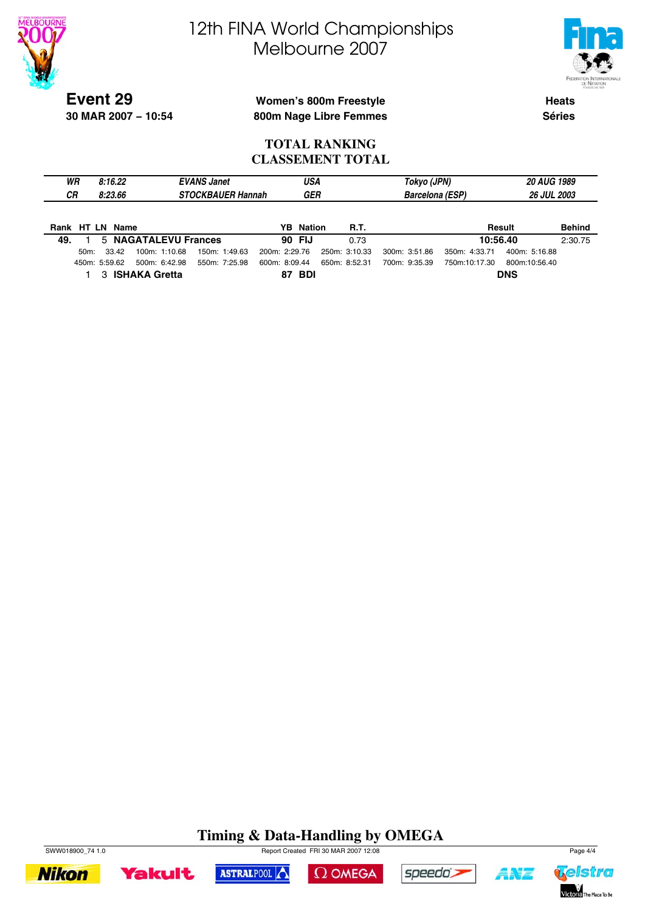# 12th FINA World Championships
## Melbourne 2007

**Event 29**
**30 MAR 2007 – 10:54**

**Women's 800m Freestyle**
**800m Nage Libre Femmes**

**Heats**
**Séries**

### TOTAL RANKING
### CLASSEMENT TOTAL

| | | | | | |
|---|---|---|---|---|---|
| *WR* | *8:16.22* | *EVANS Janet* | *USA* | *Tokyo (JPN)* | *20 AUG 1989* |
| *CR* | *8:23.66* | *STOCKBAUER Hannah* | *GER* | *Barcelona (ESP)* | *26 JUL 2003* |

| Rank | HT | LN | Name | YB | Nation | R.T. | Result | Behind |
|---|---|---|---|---|---|---|---|---|
| **49.** | 1 | 5 | **NAGATALEVU Frances** | **90** | **FIJ** | 0.73 | **10:56.40** | 2:30.75 |
| | | | 50m: 33.42 · 100m: 1:10.68 · 150m: 1:49.63 · 200m: 2:29.76 · 250m: 3:10.33 · 300m: 3:51.86 · 350m: 4:33.71 · 400m: 5:16.88 | | | | | |
| | | | 450m: 5:59.62 · 500m: 6:42.98 · 550m: 7:25.98 · 600m: 8:09.44 · 650m: 8:52.31 · 700m: 9:35.39 · 750m:10:17.30 · 800m:10:56.40 | | | | | |
| | 1 | 3 | **ISHAKA Gretta** | **87** | **BDI** | | **DNS** | |

**Timing & Data-Handling by OMEGA**

SWW018900_74 1.0 · Report Created FRI 30 MAR 2007 12:08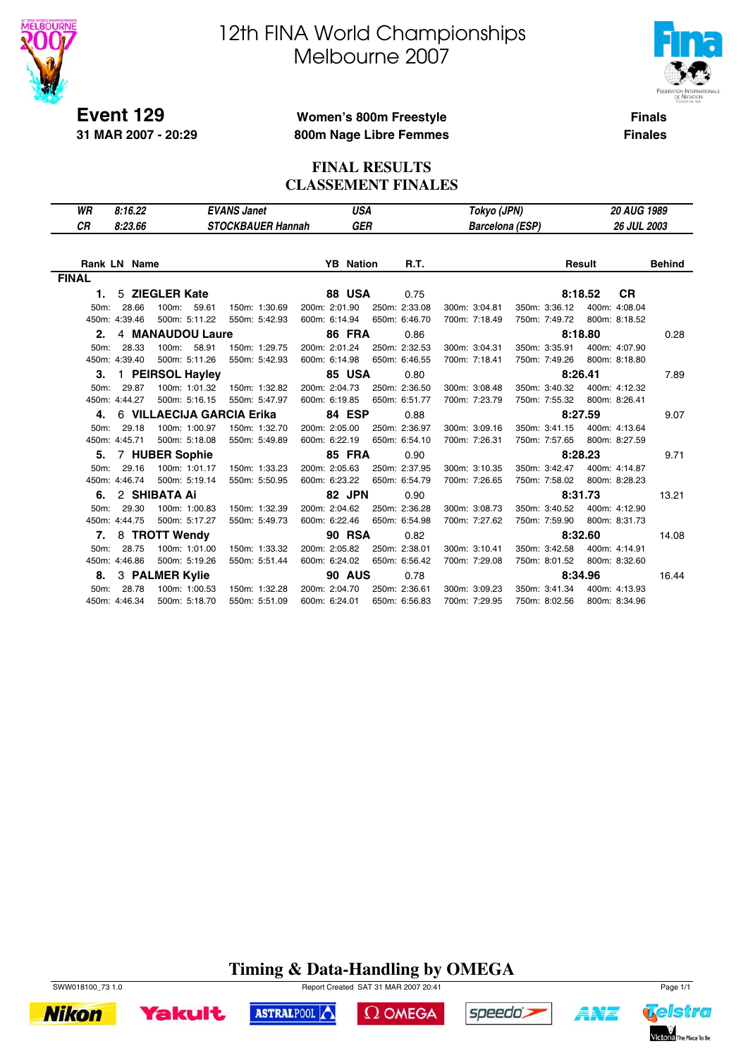# 12th FINA World Championships
# Melbourne 2007

**Event 129**
**31 MAR 2007 - 20:29**

**Women's 800m Freestyle**
**800m Nage Libre Femmes**

**Finals**
**Finales**

## FINAL RESULTS
## CLASSEMENT FINALES

| | | | | | |
|---|---|---|---|---|---|
| *WR* | *8:16.22* | *EVANS Janet* | *USA* | *Tokyo (JPN)* | *20 AUG 1989* |
| *CR* | *8:23.66* | *STOCKBAUER Hannah* | *GER* | *Barcelona (ESP)* | *26 JUL 2003* |

**FINAL**

| Rank | LN | Name | YB | Nation | R.T. | Result | Behind |
|---|---|---|---|---|---|---|---|
| **1.** | 5 | **ZIEGLER Kate** | **88** | **USA** | 0.75 | **8:18.52 CR** | |
| **2.** | 4 | **MANAUDOU Laure** | **86** | **FRA** | 0.86 | **8:18.80** | 0.28 |
| **3.** | 1 | **PEIRSOL Hayley** | **85** | **USA** | 0.80 | **8:26.41** | 7.89 |
| **4.** | 6 | **VILLAECIJA GARCIA Erika** | **84** | **ESP** | 0.88 | **8:27.59** | 9.07 |
| **5.** | 7 | **HUBER Sophie** | **85** | **FRA** | 0.90 | **8:28.23** | 9.71 |
| **6.** | 2 | **SHIBATA Ai** | **82** | **JPN** | 0.90 | **8:31.73** | 13.21 |
| **7.** | 8 | **TROTT Wendy** | **90** | **RSA** | 0.82 | **8:32.60** | 14.08 |
| **8.** | 3 | **PALMER Kylie** | **90** | **AUS** | 0.78 | **8:34.96** | 16.44 |

**Splits**

| Name | 50m | 100m | 150m | 200m | 250m | 300m | 350m | 400m | 450m | 500m | 550m | 600m | 650m | 700m | 750m | 800m |
|---|---|---|---|---|---|---|---|---|---|---|---|---|---|---|---|---|
| ZIEGLER Kate | 28.66 | 59.61 | 1:30.69 | 2:01.90 | 2:33.08 | 3:04.81 | 3:36.12 | 4:08.04 | 4:39.46 | 5:11.22 | 5:42.93 | 6:14.94 | 6:46.70 | 7:18.49 | 7:49.72 | 8:18.52 |
| MANAUDOU Laure | 28.33 | 58.91 | 1:29.75 | 2:01.24 | 2:32.53 | 3:04.31 | 3:35.91 | 4:07.90 | 4:39.40 | 5:11.26 | 5:42.93 | 6:14.98 | 6:46.55 | 7:18.41 | 7:49.26 | 8:18.80 |
| PEIRSOL Hayley | 29.87 | 1:01.32 | 1:32.82 | 2:04.73 | 2:36.50 | 3:08.48 | 3:40.32 | 4:12.32 | 4:44.27 | 5:16.15 | 5:47.97 | 6:19.85 | 6:51.77 | 7:23.79 | 7:55.32 | 8:26.41 |
| VILLAECIJA GARCIA Erika | 29.18 | 1:00.97 | 1:32.70 | 2:05.00 | 2:36.97 | 3:09.16 | 3:41.15 | 4:13.64 | 4:45.71 | 5:18.08 | 5:49.89 | 6:22.19 | 6:54.10 | 7:26.31 | 7:57.65 | 8:27.59 |
| HUBER Sophie | 29.16 | 1:01.17 | 1:33.23 | 2:05.63 | 2:37.95 | 3:10.35 | 3:42.47 | 4:14.87 | 4:46.74 | 5:19.14 | 5:50.95 | 6:23.22 | 6:54.79 | 7:26.65 | 7:58.02 | 8:28.23 |
| SHIBATA Ai | 29.30 | 1:00.83 | 1:32.39 | 2:04.62 | 2:36.28 | 3:08.73 | 3:40.52 | 4:12.90 | 4:44.75 | 5:17.27 | 5:49.73 | 6:22.46 | 6:54.98 | 7:27.62 | 7:59.90 | 8:31.73 |
| TROTT Wendy | 28.75 | 1:01.00 | 1:33.32 | 2:05.82 | 2:38.01 | 3:10.41 | 3:42.58 | 4:14.91 | 4:46.86 | 5:19.26 | 5:51.44 | 6:24.02 | 6:56.42 | 7:29.08 | 8:01.52 | 8:32.60 |
| PALMER Kylie | 28.78 | 1:00.53 | 1:32.28 | 2:04.70 | 2:36.61 | 3:09.23 | 3:41.34 | 4:13.93 | 4:46.34 | 5:18.70 | 5:51.09 | 6:24.01 | 6:56.83 | 7:29.95 | 8:02.56 | 8:34.96 |

**Timing & Data-Handling by OMEGA**

SWW018100_73 1.0 — Report Created SAT 31 MAR 2007 20:41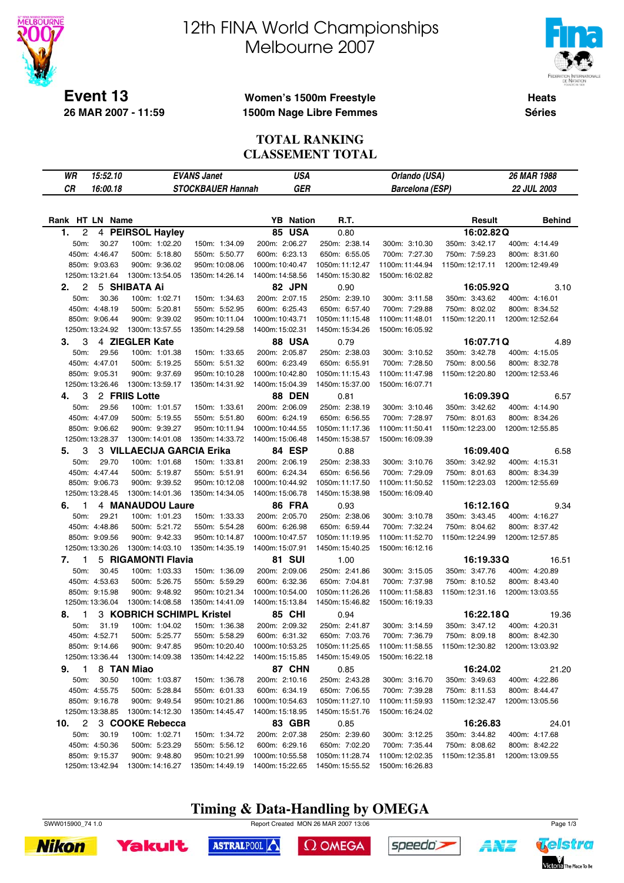# 12th FINA World Championships Melbourne 2007

**Event 13** — 26 MAR 2007 - 11:59

**Women's 1500m Freestyle** / **1500m Nage Libre Femmes**

**Heats** / **Séries**

## TOTAL RANKING
## CLASSEMENT TOTAL

| | | | | |
|---|---|---|---|---|
| WR | 15:52.10 | EVANS Janet | USA | Orlando (USA) | 26 MAR 1988 |
| CR | 16:00.18 | STOCKBAUER Hannah | GER | Barcelona (ESP) | 22 JUL 2003 |

| Rank | HT | LN | Name | YB | Nation | R.T. | Result | Behind |
|---|---|---|---|---|---|---|---|---|
| 1. | 2 | 4 | PEIRSOL Hayley | 85 | USA | 0.80 | 16:02.82 Q | |
| 2. | 2 | 5 | SHIBATA Ai | 82 | JPN | 0.90 | 16:05.92 Q | 3.10 |
| 3. | 3 | 4 | ZIEGLER Kate | 88 | USA | 0.79 | 16:07.71 Q | 4.89 |
| 4. | 3 | 2 | FRIIS Lotte | 88 | DEN | 0.81 | 16:09.39 Q | 6.57 |
| 5. | 3 | 3 | VILLAECIJA GARCIA Erika | 84 | ESP | 0.88 | 16:09.40 Q | 6.58 |
| 6. | 1 | 4 | MANAUDOU Laure | 86 | FRA | 0.93 | 16:12.16 Q | 9.34 |
| 7. | 1 | 5 | RIGAMONTI Flavia | 81 | SUI | 1.00 | 16:19.33 Q | 16.51 |
| 8. | 1 | 3 | KOBRICH SCHIMPL Kristel | 85 | CHI | 0.94 | 16:22.18 Q | 19.36 |
| 9. | 1 | 8 | TAN Miao | 87 | CHN | 0.85 | 16:24.02 | 21.20 |
| 10. | 2 | 3 | COOKE Rebecca | 83 | GBR | 0.85 | 16:26.83 | 24.01 |

### Splits

| Name | 50m | 100m | 150m | 200m | 250m | 300m | 350m | 400m | 450m | 500m | 550m | 600m | 650m | 700m | 750m | 800m | 850m | 900m | 950m | 1000m | 1050m | 1100m | 1150m | 1200m | 1250m | 1300m | 1350m | 1400m | 1450m | 1500m |
|---|---|---|---|---|---|---|---|---|---|---|---|---|---|---|---|---|---|---|---|---|---|---|---|---|---|---|---|---|---|---|
| PEIRSOL Hayley | 30.27 | 1:02.20 | 1:34.09 | 2:06.27 | 2:38.14 | 3:10.30 | 3:42.17 | 4:14.49 | 4:46.47 | 5:18.80 | 5:50.77 | 6:23.13 | 6:55.05 | 7:27.30 | 7:59.23 | 8:31.60 | 9:03.63 | 9:36.02 | 10:08.06 | 10:40.47 | 11:12.47 | 11:44.94 | 12:17.11 | 12:49.49 | 13:21.64 | 13:54.05 | 14:26.14 | 14:58.56 | 15:30.82 | 16:02.82 |
| SHIBATA Ai | 30.36 | 1:02.71 | 1:34.63 | 2:07.15 | 2:39.10 | 3:11.58 | 3:43.62 | 4:16.01 | 4:48.19 | 5:20.81 | 5:52.95 | 6:25.43 | 6:57.40 | 7:29.88 | 8:02.02 | 8:34.52 | 9:06.44 | 9:39.02 | 10:11.04 | 10:43.71 | 11:15.48 | 11:48.01 | 12:20.11 | 12:52.64 | 13:24.92 | 13:57.55 | 14:29.58 | 15:02.31 | 15:34.26 | 16:05.92 |
| ZIEGLER Kate | 29.56 | 1:01.38 | 1:33.65 | 2:05.87 | 2:38.03 | 3:10.52 | 3:42.78 | 4:15.05 | 4:47.01 | 5:19.25 | 5:51.32 | 6:23.49 | 6:55.91 | 7:28.50 | 8:00.56 | 8:32.78 | 9:05.31 | 9:37.69 | 10:10.28 | 10:42.80 | 11:15.43 | 11:47.98 | 12:20.80 | 12:53.46 | 13:26.46 | 13:59.17 | 14:31.92 | 15:04.39 | 15:37.00 | 16:07.71 |
| FRIIS Lotte | 29.56 | 1:01.57 | 1:33.61 | 2:06.09 | 2:38.19 | 3:10.46 | 3:42.62 | 4:14.90 | 4:47.09 | 5:19.55 | 5:51.80 | 6:24.19 | 6:56.55 | 7:28.97 | 8:01.63 | 8:34.26 | 9:06.62 | 9:39.27 | 10:11.94 | 10:44.55 | 11:17.36 | 11:50.41 | 12:23.00 | 12:55.85 | 13:28.37 | 14:01.08 | 14:33.72 | 15:06.48 | 15:38.57 | 16:09.39 |
| VILLAECIJA GARCIA Erika | 29.70 | 1:01.68 | 1:33.81 | 2:06.19 | 2:38.33 | 3:10.76 | 3:42.92 | 4:15.31 | 4:47.44 | 5:19.87 | 5:51.91 | 6:24.34 | 6:56.56 | 7:29.09 | 8:01.63 | 8:34.39 | 9:06.73 | 9:39.52 | 10:12.08 | 10:44.92 | 11:17.50 | 11:50.52 | 12:23.03 | 12:55.69 | 13:28.45 | 14:01.36 | 14:34.05 | 15:06.78 | 15:38.98 | 16:09.40 |
| MANAUDOU Laure | 29.21 | 1:01.23 | 1:33.33 | 2:05.70 | 2:38.06 | 3:10.78 | 3:43.45 | 4:16.27 | 4:48.86 | 5:21.72 | 5:54.28 | 6:26.98 | 6:59.44 | 7:32.24 | 8:04.62 | 8:37.42 | 9:09.56 | 9:42.33 | 10:14.87 | 10:47.57 | 11:19.95 | 11:52.70 | 12:24.99 | 12:57.85 | 13:30.26 | 14:03.10 | 14:35.19 | 15:07.91 | 15:40.25 | 16:12.16 |
| RIGAMONTI Flavia | 30.45 | 1:03.33 | 1:36.09 | 2:09.06 | 2:41.86 | 3:15.05 | 3:47.76 | 4:20.89 | 4:53.63 | 5:26.75 | 5:59.29 | 6:32.36 | 7:04.81 | 7:37.98 | 8:10.52 | 8:43.40 | 9:15.98 | 9:48.92 | 10:21.34 | 10:54.00 | 11:26.26 | 11:58.83 | 12:31.16 | 13:03.55 | 13:36.04 | 14:08.58 | 14:41.09 | 15:13.84 | 15:46.82 | 16:19.33 |
| KOBRICH SCHIMPL Kristel | 31.19 | 1:04.02 | 1:36.38 | 2:09.32 | 2:41.87 | 3:14.59 | 3:47.12 | 4:20.31 | 4:52.71 | 5:25.77 | 5:58.29 | 6:31.32 | 7:03.76 | 7:36.79 | 8:09.18 | 8:42.30 | 9:14.66 | 9:47.85 | 10:20.40 | 10:53.25 | 11:25.65 | 11:58.55 | 12:30.82 | 13:03.92 | 13:36.44 | 14:09.38 | 14:42.22 | 15:15.85 | 15:49.05 | 16:22.18 |
| TAN Miao | 30.50 | 1:03.87 | 1:36.78 | 2:10.16 | 2:43.28 | 3:16.70 | 3:49.63 | 4:22.86 | 4:55.75 | 5:28.84 | 6:01.33 | 6:34.19 | 7:06.55 | 7:39.28 | 8:11.53 | 8:44.47 | 9:16.78 | 9:49.54 | 10:21.86 | 10:54.63 | 11:27.10 | 11:59.93 | 12:32.47 | 13:05.56 | 13:38.85 | 14:12.30 | 14:45.47 | 15:18.95 | 15:51.76 | 16:24.02 |
| COOKE Rebecca | 30.19 | 1:02.71 | 1:34.72 | 2:07.38 | 2:39.60 | 3:12.25 | 3:44.82 | 4:17.68 | 4:50.36 | 5:23.29 | 5:56.12 | 6:29.16 | 7:02.20 | 7:35.44 | 8:08.62 | 8:42.22 | 9:15.37 | 9:48.80 | 10:21.99 | 10:55.58 | 11:28.74 | 12:02.35 | 12:35.81 | 13:09.55 | 13:42.94 | 14:16.27 | 14:49.19 | 15:22.65 | 15:55.52 | 16:26.83 |

**Timing & Data-Handling by OMEGA**

SWW015900_74 1.0 — Report Created MON 26 MAR 2007 13:06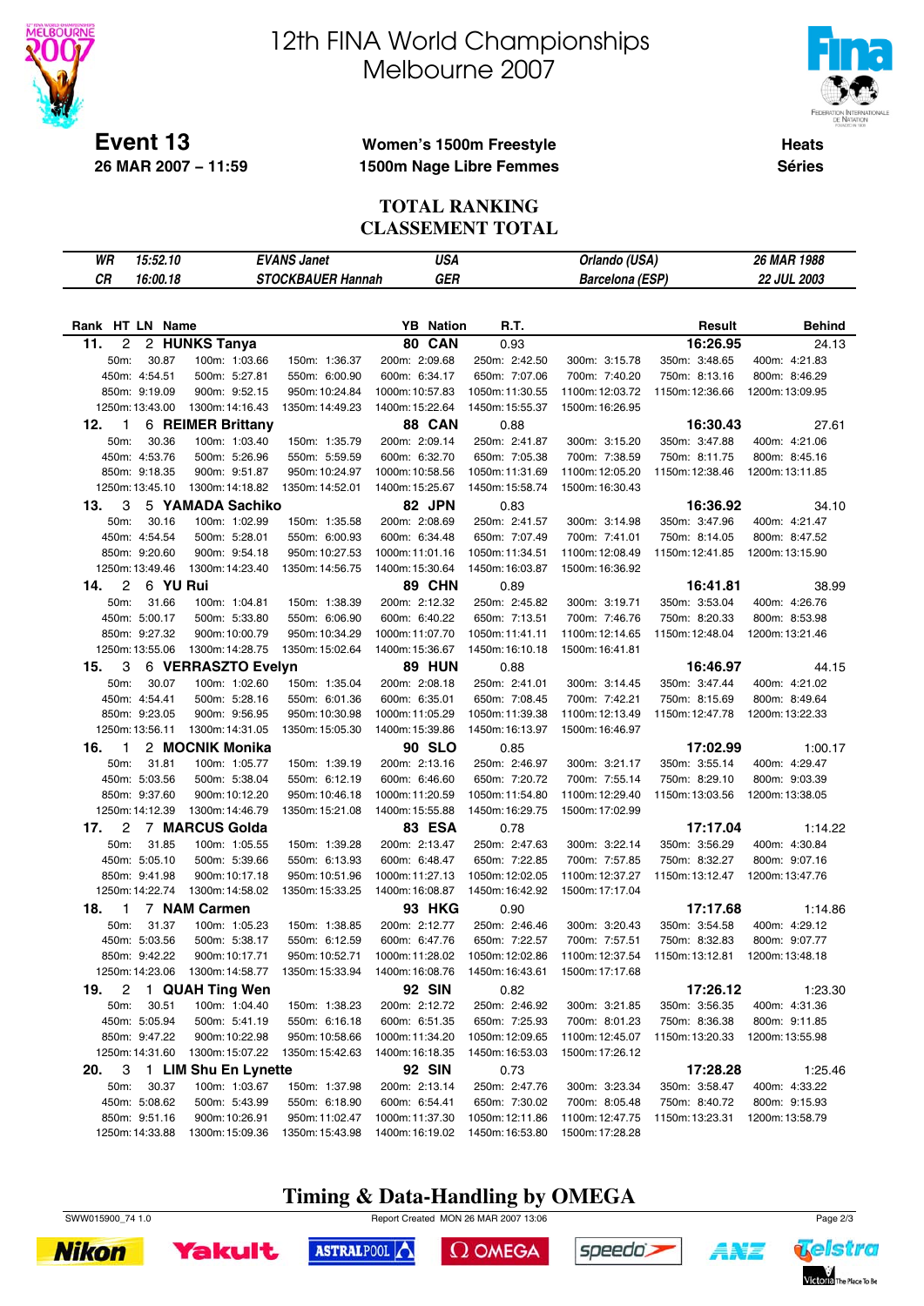# 12th FINA World Championships
# Melbourne 2007

**Event 13**
**26 MAR 2007 – 11:59**

**Women's 1500m Freestyle**
**1500m Nage Libre Femmes**

**Heats**
**Séries**

## TOTAL RANKING
## CLASSEMENT TOTAL

| | | | | | |
|---|---|---|---|---|---|
| *WR* | *15:52.10* | *EVANS Janet* | *USA* | *Orlando (USA)* | *26 MAR 1988* |
| *CR* | *16:00.18* | *STOCKBAUER Hannah* | *GER* | *Barcelona (ESP)* | *22 JUL 2003* |

| Rank | HT | LN | Name | YB | Nation | R.T. | Result | Behind |
|---|---|---|---|---|---|---|---|---|
| **11.** | 2 | 2 | **HUNKS Tanya** | **80** | **CAN** | 0.93 | **16:26.95** | 24.13 |
| **12.** | 1 | 6 | **REIMER Brittany** | **88** | **CAN** | 0.88 | **16:30.43** | 27.61 |
| **13.** | 3 | 5 | **YAMADA Sachiko** | **82** | **JPN** | 0.83 | **16:36.92** | 34.10 |
| **14.** | 2 | 6 | **YU Rui** | **89** | **CHN** | 0.89 | **16:41.81** | 38.99 |
| **15.** | 3 | 6 | **VERRASZTO Evelyn** | **89** | **HUN** | 0.88 | **16:46.97** | 44.15 |
| **16.** | 1 | 2 | **MOCNIK Monika** | **90** | **SLO** | 0.85 | **17:02.99** | 1:00.17 |
| **17.** | 2 | 7 | **MARCUS Golda** | **83** | **ESA** | 0.78 | **17:17.04** | 1:14.22 |
| **18.** | 1 | 7 | **NAM Carmen** | **93** | **HKG** | 0.90 | **17:17.68** | 1:14.86 |
| **19.** | 2 | 1 | **QUAH Ting Wen** | **92** | **SIN** | 0.82 | **17:26.12** | 1:23.30 |
| **20.** | 3 | 1 | **LIM Shu En Lynette** | **92** | **SIN** | 0.73 | **17:28.28** | 1:25.46 |

### Split times

**11. HUNKS Tanya (CAN)**

| | | | | | | | |
|---|---|---|---|---|---|---|---|
| 50m: 30.87 | 100m: 1:03.66 | 150m: 1:36.37 | 200m: 2:09.68 | 250m: 2:42.50 | 300m: 3:15.78 | 350m: 3:48.65 | 400m: 4:21.83 |
| 450m: 4:54.51 | 500m: 5:27.81 | 550m: 6:00.90 | 600m: 6:34.17 | 650m: 7:07.06 | 700m: 7:40.20 | 750m: 8:13.16 | 800m: 8:46.29 |
| 850m: 9:19.09 | 900m: 9:52.15 | 950m: 10:24.84 | 1000m: 10:57.83 | 1050m: 11:30.55 | 1100m: 12:03.72 | 1150m: 12:36.66 | 1200m: 13:09.95 |
| 1250m: 13:43.00 | 1300m: 14:16.43 | 1350m: 14:49.23 | 1400m: 15:22.64 | 1450m: 15:55.37 | 1500m: 16:26.95 | | |

**12. REIMER Brittany (CAN)**

| | | | | | | | |
|---|---|---|---|---|---|---|---|
| 50m: 30.36 | 100m: 1:03.40 | 150m: 1:35.79 | 200m: 2:09.14 | 250m: 2:41.87 | 300m: 3:15.20 | 350m: 3:47.88 | 400m: 4:21.06 |
| 450m: 4:53.76 | 500m: 5:26.96 | 550m: 5:59.59 | 600m: 6:32.70 | 650m: 7:05.38 | 700m: 7:38.59 | 750m: 8:11.75 | 800m: 8:45.16 |
| 850m: 9:18.35 | 900m: 9:51.87 | 950m: 10:24.97 | 1000m: 10:58.56 | 1050m: 11:31.69 | 1100m: 12:05.20 | 1150m: 12:38.46 | 1200m: 13:11.85 |
| 1250m: 13:45.10 | 1300m: 14:18.82 | 1350m: 14:52.01 | 1400m: 15:25.67 | 1450m: 15:58.74 | 1500m: 16:30.43 | | |

**13. YAMADA Sachiko (JPN)**

| | | | | | | | |
|---|---|---|---|---|---|---|---|
| 50m: 30.16 | 100m: 1:02.99 | 150m: 1:35.58 | 200m: 2:08.69 | 250m: 2:41.57 | 300m: 3:14.98 | 350m: 3:47.96 | 400m: 4:21.47 |
| 450m: 4:54.54 | 500m: 5:28.01 | 550m: 6:00.93 | 600m: 6:34.48 | 650m: 7:07.49 | 700m: 7:41.01 | 750m: 8:14.05 | 800m: 8:47.52 |
| 850m: 9:20.60 | 900m: 9:54.18 | 950m: 10:27.53 | 1000m: 11:01.16 | 1050m: 11:34.51 | 1100m: 12:08.49 | 1150m: 12:41.85 | 1200m: 13:15.90 |
| 1250m: 13:49.46 | 1300m: 14:23.40 | 1350m: 14:56.75 | 1400m: 15:30.64 | 1450m: 16:03.87 | 1500m: 16:36.92 | | |

**14. YU Rui (CHN)**

| | | | | | | | |
|---|---|---|---|---|---|---|---|
| 50m: 31.66 | 100m: 1:04.81 | 150m: 1:38.39 | 200m: 2:12.32 | 250m: 2:45.82 | 300m: 3:19.71 | 350m: 3:53.04 | 400m: 4:26.76 |
| 450m: 5:00.17 | 500m: 5:33.80 | 550m: 6:06.90 | 600m: 6:40.22 | 650m: 7:13.51 | 700m: 7:46.76 | 750m: 8:20.33 | 800m: 8:53.98 |
| 850m: 9:27.32 | 900m: 10:00.79 | 950m: 10:34.29 | 1000m: 11:07.70 | 1050m: 11:41.11 | 1100m: 12:14.65 | 1150m: 12:48.04 | 1200m: 13:21.46 |
| 1250m: 13:55.06 | 1300m: 14:28.75 | 1350m: 15:02.64 | 1400m: 15:36.67 | 1450m: 16:10.18 | 1500m: 16:41.81 | | |

**15. VERRASZTO Evelyn (HUN)**

| | | | | | | | |
|---|---|---|---|---|---|---|---|
| 50m: 30.07 | 100m: 1:02.60 | 150m: 1:35.04 | 200m: 2:08.18 | 250m: 2:41.01 | 300m: 3:14.45 | 350m: 3:47.44 | 400m: 4:21.02 |
| 450m: 4:54.41 | 500m: 5:28.16 | 550m: 6:01.36 | 600m: 6:35.01 | 650m: 7:08.45 | 700m: 7:42.21 | 750m: 8:15.69 | 800m: 8:49.64 |
| 850m: 9:23.05 | 900m: 9:56.95 | 950m: 10:30.98 | 1000m: 11:05.29 | 1050m: 11:39.38 | 1100m: 12:13.49 | 1150m: 12:47.78 | 1200m: 13:22.33 |
| 1250m: 13:56.11 | 1300m: 14:31.05 | 1350m: 15:05.30 | 1400m: 15:39.86 | 1450m: 16:13.97 | 1500m: 16:46.97 | | |

**16. MOCNIK Monika (SLO)**

| | | | | | | | |
|---|---|---|---|---|---|---|---|
| 50m: 31.81 | 100m: 1:05.77 | 150m: 1:39.19 | 200m: 2:13.16 | 250m: 2:46.97 | 300m: 3:21.17 | 350m: 3:55.14 | 400m: 4:29.47 |
| 450m: 5:03.56 | 500m: 5:38.04 | 550m: 6:12.19 | 600m: 6:46.60 | 650m: 7:20.72 | 700m: 7:55.14 | 750m: 8:29.10 | 800m: 9:03.39 |
| 850m: 9:37.60 | 900m: 10:12.20 | 950m: 10:46.18 | 1000m: 11:20.59 | 1050m: 11:54.80 | 1100m: 12:29.40 | 1150m: 13:03.56 | 1200m: 13:38.05 |
| 1250m: 14:12.39 | 1300m: 14:46.79 | 1350m: 15:21.08 | 1400m: 15:55.88 | 1450m: 16:29.75 | 1500m: 17:02.99 | | |

**17. MARCUS Golda (ESA)**

| | | | | | | | |
|---|---|---|---|---|---|---|---|
| 50m: 31.85 | 100m: 1:05.55 | 150m: 1:39.28 | 200m: 2:13.47 | 250m: 2:47.63 | 300m: 3:22.14 | 350m: 3:56.29 | 400m: 4:30.84 |
| 450m: 5:05.10 | 500m: 5:39.66 | 550m: 6:13.93 | 600m: 6:48.47 | 650m: 7:22.85 | 700m: 7:57.85 | 750m: 8:32.27 | 800m: 9:07.16 |
| 850m: 9:41.98 | 900m: 10:17.18 | 950m: 10:51.96 | 1000m: 11:27.13 | 1050m: 12:02.05 | 1100m: 12:37.27 | 1150m: 13:12.47 | 1200m: 13:47.76 |
| 1250m: 14:22.74 | 1300m: 14:58.02 | 1350m: 15:33.25 | 1400m: 16:08.87 | 1450m: 16:42.92 | 1500m: 17:17.04 | | |

**18. NAM Carmen (HKG)**

| | | | | | | | |
|---|---|---|---|---|---|---|---|
| 50m: 31.37 | 100m: 1:05.23 | 150m: 1:38.85 | 200m: 2:12.77 | 250m: 2:46.46 | 300m: 3:20.43 | 350m: 3:54.58 | 400m: 4:29.12 |
| 450m: 5:03.56 | 500m: 5:38.17 | 550m: 6:12.59 | 600m: 6:47.76 | 650m: 7:22.57 | 700m: 7:57.51 | 750m: 8:32.83 | 800m: 9:07.77 |
| 850m: 9:42.22 | 900m: 10:17.71 | 950m: 10:52.71 | 1000m: 11:28.02 | 1050m: 12:02.86 | 1100m: 12:37.54 | 1150m: 13:12.81 | 1200m: 13:48.18 |
| 1250m: 14:23.06 | 1300m: 14:58.77 | 1350m: 15:33.94 | 1400m: 16:08.76 | 1450m: 16:43.61 | 1500m: 17:17.68 | | |

**19. QUAH Ting Wen (SIN)**

| | | | | | | | |
|---|---|---|---|---|---|---|---|
| 50m: 30.51 | 100m: 1:04.40 | 150m: 1:38.23 | 200m: 2:12.72 | 250m: 2:46.92 | 300m: 3:21.85 | 350m: 3:56.35 | 400m: 4:31.36 |
| 450m: 5:05.94 | 500m: 5:41.19 | 550m: 6:16.18 | 600m: 6:51.35 | 650m: 7:25.93 | 700m: 8:01.23 | 750m: 8:36.38 | 800m: 9:11.85 |
| 850m: 9:47.22 | 900m: 10:22.98 | 950m: 10:58.66 | 1000m: 11:34.20 | 1050m: 12:09.65 | 1100m: 12:45.07 | 1150m: 13:20.33 | 1200m: 13:55.98 |
| 1250m: 14:31.60 | 1300m: 15:07.22 | 1350m: 15:42.63 | 1400m: 16:18.35 | 1450m: 16:53.03 | 1500m: 17:26.12 | | |

**20. LIM Shu En Lynette (SIN)**

| | | | | | | | |
|---|---|---|---|---|---|---|---|
| 50m: 30.37 | 100m: 1:03.67 | 150m: 1:37.98 | 200m: 2:13.14 | 250m: 2:47.76 | 300m: 3:23.34 | 350m: 3:58.47 | 400m: 4:33.22 |
| 450m: 5:08.62 | 500m: 5:43.99 | 550m: 6:18.90 | 600m: 6:54.41 | 650m: 7:30.02 | 700m: 8:05.48 | 750m: 8:40.72 | 800m: 9:15.93 |
| 850m: 9:51.16 | 900m: 10:26.91 | 950m: 11:02.47 | 1000m: 11:37.30 | 1050m: 12:11.86 | 1100m: 12:47.75 | 1150m: 13:23.31 | 1200m: 13:58.79 |
| 1250m: 14:33.88 | 1300m: 15:09.36 | 1350m: 15:43.98 | 1400m: 16:19.02 | 1450m: 16:53.80 | 1500m: 17:28.28 | | |

**Timing & Data-Handling by OMEGA**

SWW015900_74 1.0 — Report Created MON 26 MAR 2007 13:06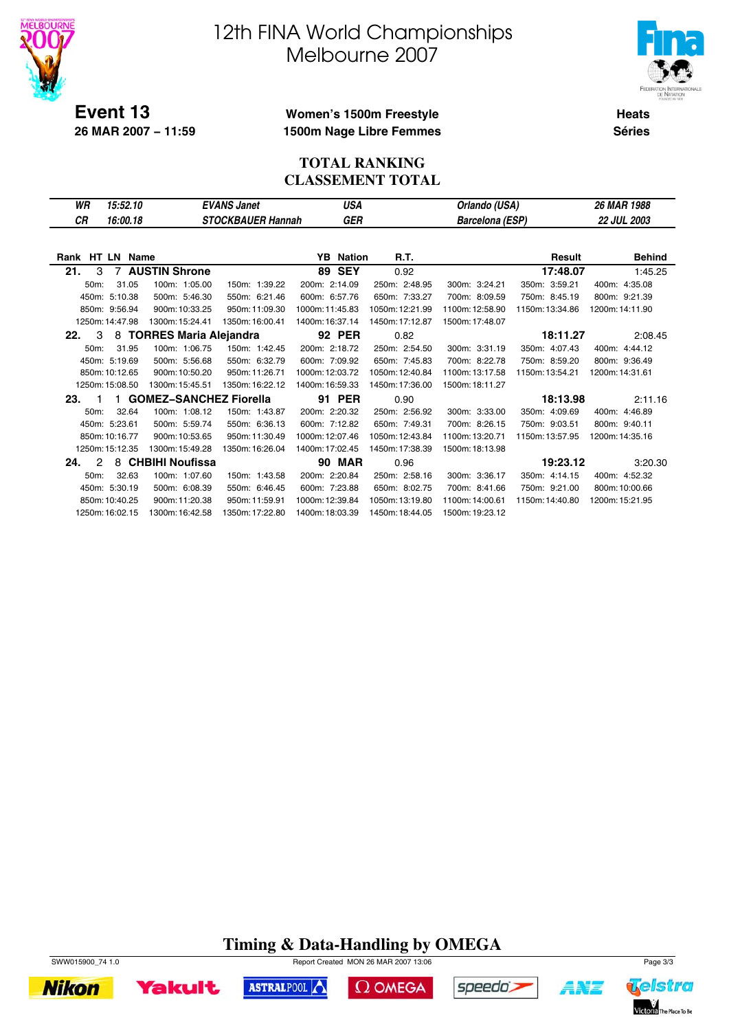# 12th FINA World Championships
# Melbourne 2007

**Event 13**
**26 MAR 2007 – 11:59**

**Women's 1500m Freestyle**
**1500m Nage Libre Femmes**

**Heats**
**Séries**

## TOTAL RANKING
## CLASSEMENT TOTAL

| | | | | | |
|---|---|---|---|---|---|
| *WR* | *15:52.10* | *EVANS Janet* | *USA* | *Orlando (USA)* | *26 MAR 1988* |
| *CR* | *16:00.18* | *STOCKBAUER Hannah* | *GER* | *Barcelona (ESP)* | *22 JUL 2003* |

| Rank | HT | LN | Name | YB | Nation | R.T. | Result | Behind |
|---|---|---|---|---|---|---|---|---|
| **21.** | 3 | 7 | **AUSTIN Shrone** | **89** | **SEY** | 0.92 | **17:48.07** | 1:45.25 |
| **22.** | 3 | 8 | **TORRES Maria Alejandra** | **92** | **PER** | 0.82 | **18:11.27** | 2:08.45 |
| **23.** | 1 | 1 | **GOMEZ–SANCHEZ Fiorella** | **91** | **PER** | 0.90 | **18:13.98** | 2:11.16 |
| **24.** | 2 | 8 | **CHBIHI Noufissa** | **90** | **MAR** | 0.96 | **19:23.12** | 3:20.30 |

**21. AUSTIN Shrone** – splits

| | | | | | | | |
|---|---|---|---|---|---|---|---|
| 50m: 31.05 | 100m: 1:05.00 | 150m: 1:39.22 | 200m: 2:14.09 | 250m: 2:48.95 | 300m: 3:24.21 | 350m: 3:59.21 | 400m: 4:35.08 |
| 450m: 5:10.38 | 500m: 5:46.30 | 550m: 6:21.46 | 600m: 6:57.76 | 650m: 7:33.27 | 700m: 8:09.59 | 750m: 8:45.19 | 800m: 9:21.39 |
| 850m: 9:56.94 | 900m: 10:33.25 | 950m: 11:09.30 | 1000m: 11:45.83 | 1050m: 12:21.99 | 1100m: 12:58.90 | 1150m: 13:34.86 | 1200m: 14:11.90 |
| 1250m: 14:47.98 | 1300m: 15:24.41 | 1350m: 16:00.41 | 1400m: 16:37.14 | 1450m: 17:12.87 | 1500m: 17:48.07 | | |

**22. TORRES Maria Alejandra** – splits

| | | | | | | | |
|---|---|---|---|---|---|---|---|
| 50m: 31.95 | 100m: 1:06.75 | 150m: 1:42.45 | 200m: 2:18.72 | 250m: 2:54.50 | 300m: 3:31.19 | 350m: 4:07.43 | 400m: 4:44.12 |
| 450m: 5:19.69 | 500m: 5:56.68 | 550m: 6:32.79 | 600m: 7:09.92 | 650m: 7:45.83 | 700m: 8:22.78 | 750m: 8:59.20 | 800m: 9:36.49 |
| 850m: 10:12.65 | 900m: 10:50.20 | 950m: 11:26.71 | 1000m: 12:03.72 | 1050m: 12:40.84 | 1100m: 13:17.58 | 1150m: 13:54.21 | 1200m: 14:31.61 |
| 1250m: 15:08.50 | 1300m: 15:45.51 | 1350m: 16:22.12 | 1400m: 16:59.33 | 1450m: 17:36.00 | 1500m: 18:11.27 | | |

**23. GOMEZ–SANCHEZ Fiorella** – splits

| | | | | | | | |
|---|---|---|---|---|---|---|---|
| 50m: 32.64 | 100m: 1:08.12 | 150m: 1:43.87 | 200m: 2:20.32 | 250m: 2:56.92 | 300m: 3:33.00 | 350m: 4:09.69 | 400m: 4:46.89 |
| 450m: 5:23.61 | 500m: 5:59.74 | 550m: 6:36.13 | 600m: 7:12.82 | 650m: 7:49.31 | 700m: 8:26.15 | 750m: 9:03.51 | 800m: 9:40.11 |
| 850m: 10:16.77 | 900m: 10:53.65 | 950m: 11:30.49 | 1000m: 12:07.46 | 1050m: 12:43.84 | 1100m: 13:20.71 | 1150m: 13:57.95 | 1200m: 14:35.16 |
| 1250m: 15:12.35 | 1300m: 15:49.28 | 1350m: 16:26.04 | 1400m: 17:02.45 | 1450m: 17:38.39 | 1500m: 18:13.98 | | |

**24. CHBIHI Noufissa** – splits

| | | | | | | | |
|---|---|---|---|---|---|---|---|
| 50m: 32.63 | 100m: 1:07.60 | 150m: 1:43.58 | 200m: 2:20.84 | 250m: 2:58.16 | 300m: 3:36.17 | 350m: 4:14.15 | 400m: 4:52.32 |
| 450m: 5:30.19 | 500m: 6:08.39 | 550m: 6:46.45 | 600m: 7:23.88 | 650m: 8:02.75 | 700m: 8:41.66 | 750m: 9:21.00 | 800m: 10:00.66 |
| 850m: 10:40.25 | 900m: 11:20.38 | 950m: 11:59.91 | 1000m: 12:39.84 | 1050m: 13:19.80 | 1100m: 14:00.61 | 1150m: 14:40.80 | 1200m: 15:21.95 |
| 1250m: 16:02.15 | 1300m: 16:42.58 | 1350m: 17:22.80 | 1400m: 18:03.39 | 1450m: 18:44.05 | 1500m: 19:23.12 | | |

**Timing & Data-Handling by OMEGA**

SWW015900_74 1.0 — Report Created MON 26 MAR 2007 13:06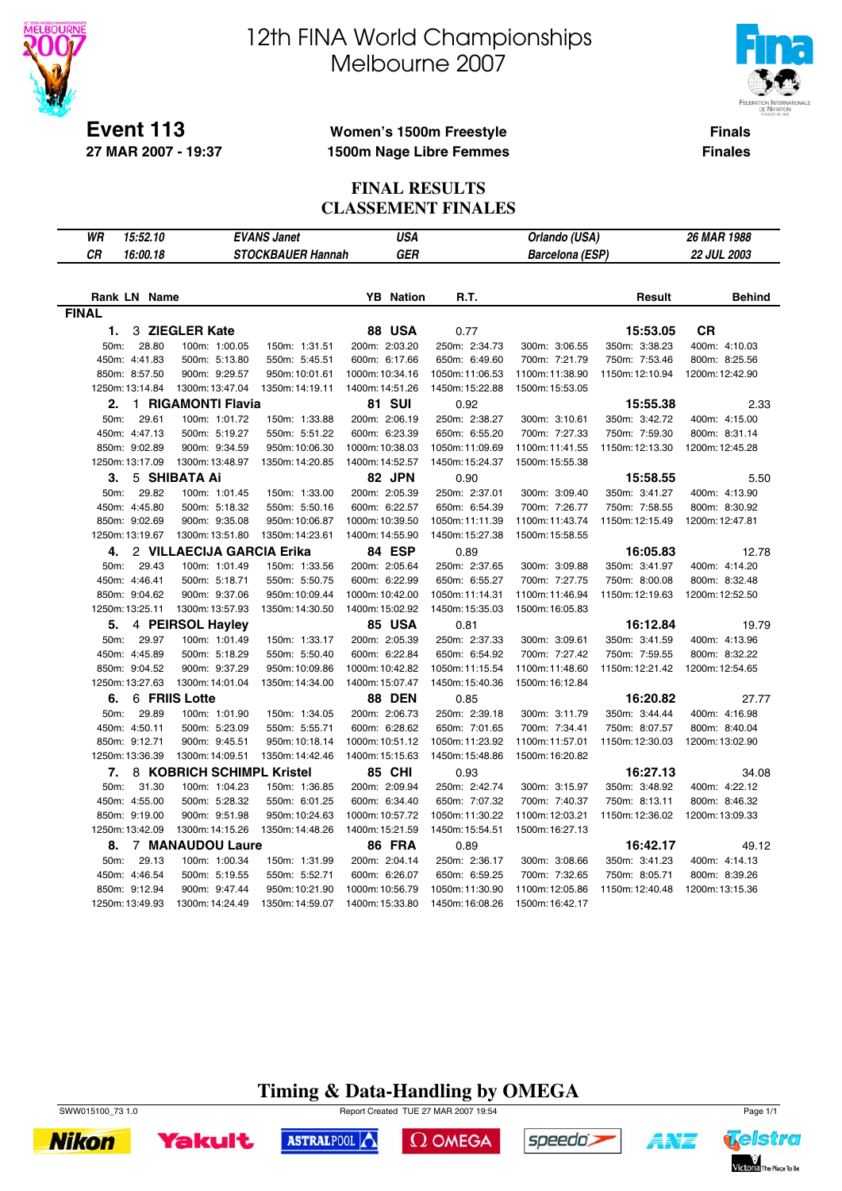# 12th FINA World Championships Melbourne 2007

**Event 113**
**27 MAR 2007 - 19:37**

**Women's 1500m Freestyle**
**1500m Nage Libre Femmes**

**Finals**
**Finales**

## FINAL RESULTS
## CLASSEMENT FINALES

| | | | | | |
|---|---|---|---|---|---|
| WR | 15:52.10 | EVANS Janet | USA | Orlando (USA) | 26 MAR 1988 |
| CR | 16:00.18 | STOCKBAUER Hannah | GER | Barcelona (ESP) | 22 JUL 2003 |

**FINAL**

| Rank | LN | Name | YB | Nation | R.T. | Result | Behind |
|---|---|---|---|---|---|---|---|
| 1. | 3 | ZIEGLER Kate | 88 | USA | 0.77 | 15:53.05 | CR |
| 2. | 1 | RIGAMONTI Flavia | 81 | SUI | 0.92 | 15:55.38 | 2.33 |
| 3. | 5 | SHIBATA Ai | 82 | JPN | 0.90 | 15:58.55 | 5.50 |
| 4. | 2 | VILLAECIJA GARCIA Erika | 84 | ESP | 0.89 | 16:05.83 | 12.78 |
| 5. | 4 | PEIRSOL Hayley | 85 | USA | 0.81 | 16:12.84 | 19.79 |
| 6. | 6 | FRIIS Lotte | 88 | DEN | 0.85 | 16:20.82 | 27.77 |
| 7. | 8 | KOBRICH SCHIMPL Kristel | 85 | CHI | 0.93 | 16:27.13 | 34.08 |
| 8. | 7 | MANAUDOU Laure | 86 | FRA | 0.89 | 16:42.17 | 49.12 |

### Splits

| Split | ZIEGLER Kate | RIGAMONTI Flavia | SHIBATA Ai | VILLAECIJA GARCIA Erika | PEIRSOL Hayley | FRIIS Lotte | KOBRICH SCHIMPL Kristel | MANAUDOU Laure |
|---|---|---|---|---|---|---|---|---|
| 50m | 28.80 | 29.61 | 29.82 | 29.43 | 29.97 | 29.89 | 31.30 | 29.13 |
| 100m | 1:00.05 | 1:01.72 | 1:01.45 | 1:01.49 | 1:01.49 | 1:01.90 | 1:04.23 | 1:00.34 |
| 150m | 1:31.51 | 1:33.88 | 1:33.00 | 1:33.56 | 1:33.17 | 1:34.05 | 1:36.85 | 1:31.99 |
| 200m | 2:03.20 | 2:06.19 | 2:05.39 | 2:05.64 | 2:05.39 | 2:06.73 | 2:09.94 | 2:04.14 |
| 250m | 2:34.73 | 2:38.27 | 2:37.01 | 2:37.65 | 2:37.33 | 2:39.18 | 2:42.74 | 2:36.17 |
| 300m | 3:06.55 | 3:10.61 | 3:09.40 | 3:09.88 | 3:09.61 | 3:11.79 | 3:15.97 | 3:08.66 |
| 350m | 3:38.23 | 3:42.72 | 3:41.27 | 3:41.97 | 3:41.59 | 3:44.44 | 3:48.92 | 3:41.23 |
| 400m | 4:10.03 | 4:15.00 | 4:13.90 | 4:14.20 | 4:13.96 | 4:16.98 | 4:22.12 | 4:14.13 |
| 450m | 4:41.83 | 4:47.13 | 4:45.80 | 4:46.41 | 4:45.89 | 4:50.11 | 4:55.00 | 4:46.54 |
| 500m | 5:13.80 | 5:19.27 | 5:18.32 | 5:18.71 | 5:18.29 | 5:23.09 | 5:28.32 | 5:19.55 |
| 550m | 5:45.51 | 5:51.22 | 5:50.16 | 5:50.75 | 5:50.40 | 5:55.71 | 6:01.25 | 5:52.71 |
| 600m | 6:17.66 | 6:23.39 | 6:22.57 | 6:22.99 | 6:22.84 | 6:28.62 | 6:34.40 | 6:26.07 |
| 650m | 6:49.60 | 6:55.20 | 6:54.39 | 6:55.27 | 6:54.92 | 7:01.65 | 7:07.32 | 6:59.25 |
| 700m | 7:21.79 | 7:27.33 | 7:26.77 | 7:27.75 | 7:27.42 | 7:34.41 | 7:40.37 | 7:32.65 |
| 750m | 7:53.46 | 7:59.30 | 7:58.55 | 8:00.08 | 7:59.55 | 8:07.57 | 8:13.11 | 8:05.71 |
| 800m | 8:25.56 | 8:31.14 | 8:30.92 | 8:32.48 | 8:32.22 | 8:40.04 | 8:46.32 | 8:39.26 |
| 850m | 8:57.50 | 9:02.89 | 9:02.69 | 9:04.62 | 9:04.52 | 9:12.71 | 9:19.00 | 9:12.94 |
| 900m | 9:29.57 | 9:34.59 | 9:35.08 | 9:37.06 | 9:37.29 | 9:45.51 | 9:51.98 | 9:47.44 |
| 950m | 10:01.61 | 10:06.30 | 10:06.87 | 10:09.44 | 10:09.86 | 10:18.14 | 10:24.63 | 10:21.90 |
| 1000m | 10:34.16 | 10:38.03 | 10:39.50 | 10:42.00 | 10:42.82 | 10:51.12 | 10:57.72 | 10:56.79 |
| 1050m | 11:06.53 | 11:09.69 | 11:11.39 | 11:14.31 | 11:15.54 | 11:23.92 | 11:30.22 | 11:30.90 |
| 1100m | 11:38.90 | 11:41.55 | 11:43.74 | 11:46.94 | 11:48.60 | 11:57.01 | 12:03.21 | 12:05.86 |
| 1150m | 12:10.94 | 12:13.30 | 12:15.49 | 12:19.63 | 12:21.42 | 12:30.03 | 12:36.02 | 12:40.48 |
| 1200m | 12:42.90 | 12:45.28 | 12:47.81 | 12:52.50 | 12:54.65 | 13:02.90 | 13:09.33 | 13:15.36 |
| 1250m | 13:14.84 | 13:17.09 | 13:19.67 | 13:25.11 | 13:27.63 | 13:36.39 | 13:42.09 | 13:49.93 |
| 1300m | 13:47.04 | 13:48.97 | 13:51.80 | 13:57.93 | 14:01.04 | 14:09.51 | 14:15.26 | 14:24.49 |
| 1350m | 14:19.11 | 14:20.85 | 14:23.61 | 14:30.50 | 14:34.00 | 14:42.46 | 14:48.26 | 14:59.07 |
| 1400m | 14:51.26 | 14:52.57 | 14:55.90 | 15:02.92 | 15:07.47 | 15:15.63 | 15:21.59 | 15:33.80 |
| 1450m | 15:22.88 | 15:24.37 | 15:27.38 | 15:35.03 | 15:40.36 | 15:48.86 | 15:54.51 | 16:08.26 |
| 1500m | 15:53.05 | 15:55.38 | 15:58.55 | 16:05.83 | 16:12.84 | 16:20.82 | 16:27.13 | 16:42.17 |

**Timing & Data-Handling by OMEGA**

SWW015100_73 1.0 Report Created TUE 27 MAR 2007 19:54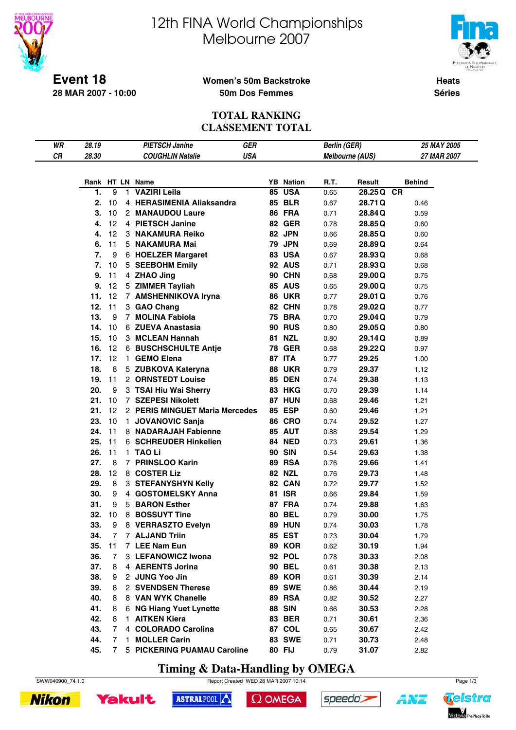# 12th FINA World Championships
# Melbourne 2007

**Event 18**
**28 MAR 2007 - 10:00**

**Women's 50m Backstroke**
**50m Dos Femmes**

**Heats**
**Séries**

## TOTAL RANKING
## CLASSEMENT TOTAL

| | | | | |
|---|---|---|---|---|
| *WR* | *28.19* | *PIETSCH Janine* | *GER* | *Berlin (GER)* | *25 MAY 2005* |
| *CR* | *28.30* | *COUGHLIN Natalie* | *USA* | *Melbourne (AUS)* | *27 MAR 2007* |

| Rank | HT | LN | Name | YB | Nation | R.T. | Result | Behind |
|---|---|---|---|---|---|---|---|---|
| 1. | 9 | 1 | VAZIRI Leila | 85 | USA | 0.65 | 28.25 Q CR | |
| 2. | 10 | 4 | HERASIMENIA Aliaksandra | 85 | BLR | 0.67 | 28.71 Q | 0.46 |
| 3. | 10 | 2 | MANAUDOU Laure | 86 | FRA | 0.71 | 28.84 Q | 0.59 |
| 4. | 12 | 4 | PIETSCH Janine | 82 | GER | 0.78 | 28.85 Q | 0.60 |
| 4. | 12 | 3 | NAKAMURA Reiko | 82 | JPN | 0.66 | 28.85 Q | 0.60 |
| 6. | 11 | 5 | NAKAMURA Mai | 79 | JPN | 0.69 | 28.89 Q | 0.64 |
| 7. | 9 | 6 | HOELZER Margaret | 83 | USA | 0.67 | 28.93 Q | 0.68 |
| 7. | 10 | 5 | SEEBOHM Emily | 92 | AUS | 0.71 | 28.93 Q | 0.68 |
| 9. | 11 | 4 | ZHAO Jing | 90 | CHN | 0.68 | 29.00 Q | 0.75 |
| 9. | 12 | 5 | ZIMMER Tayliah | 85 | AUS | 0.65 | 29.00 Q | 0.75 |
| 11. | 12 | 7 | AMSHENNIKOVA Iryna | 86 | UKR | 0.77 | 29.01 Q | 0.76 |
| 12. | 11 | 3 | GAO Chang | 82 | CHN | 0.78 | 29.02 Q | 0.77 |
| 13. | 9 | 7 | MOLINA Fabiola | 75 | BRA | 0.70 | 29.04 Q | 0.79 |
| 14. | 10 | 6 | ZUEVA Anastasia | 90 | RUS | 0.80 | 29.05 Q | 0.80 |
| 15. | 10 | 3 | MCLEAN Hannah | 81 | NZL | 0.80 | 29.14 Q | 0.89 |
| 16. | 12 | 6 | BUSCHSCHULTE Antje | 78 | GER | 0.68 | 29.22 Q | 0.97 |
| 17. | 12 | 1 | GEMO Elena | 87 | ITA | 0.77 | 29.25 | 1.00 |
| 18. | 8 | 5 | ZUBKOVA Kateryna | 88 | UKR | 0.79 | 29.37 | 1.12 |
| 19. | 11 | 2 | ORNSTEDT Louise | 85 | DEN | 0.74 | 29.38 | 1.13 |
| 20. | 9 | 3 | TSAI Hiu Wai Sherry | 83 | HKG | 0.70 | 29.39 | 1.14 |
| 21. | 10 | 7 | SZEPESI Nikolett | 87 | HUN | 0.68 | 29.46 | 1.21 |
| 21. | 12 | 2 | PERIS MINGUET Maria Mercedes | 85 | ESP | 0.60 | 29.46 | 1.21 |
| 23. | 10 | 1 | JOVANOVIC Sanja | 86 | CRO | 0.74 | 29.52 | 1.27 |
| 24. | 11 | 8 | NADARAJAH Fabienne | 85 | AUT | 0.88 | 29.54 | 1.29 |
| 25. | 11 | 6 | SCHREUDER Hinkelien | 84 | NED | 0.73 | 29.61 | 1.36 |
| 26. | 11 | 1 | TAO Li | 90 | SIN | 0.54 | 29.63 | 1.38 |
| 27. | 8 | 7 | PRINSLOO Karin | 89 | RSA | 0.76 | 29.66 | 1.41 |
| 28. | 12 | 8 | COSTER Liz | 82 | NZL | 0.76 | 29.73 | 1.48 |
| 29. | 8 | 3 | STEFANYSHYN Kelly | 82 | CAN | 0.72 | 29.77 | 1.52 |
| 30. | 9 | 4 | GOSTOMELSKY Anna | 81 | ISR | 0.66 | 29.84 | 1.59 |
| 31. | 9 | 5 | BARON Esther | 87 | FRA | 0.74 | 29.88 | 1.63 |
| 32. | 10 | 8 | BOSSUYT Tine | 80 | BEL | 0.79 | 30.00 | 1.75 |
| 33. | 9 | 8 | VERRASZTO Evelyn | 89 | HUN | 0.74 | 30.03 | 1.78 |
| 34. | 7 | 7 | ALJAND Triin | 85 | EST | 0.73 | 30.04 | 1.79 |
| 35. | 11 | 7 | LEE Nam Eun | 89 | KOR | 0.62 | 30.19 | 1.94 |
| 36. | 7 | 3 | LEFANOWICZ Iwona | 92 | POL | 0.78 | 30.33 | 2.08 |
| 37. | 8 | 4 | AERENTS Jorina | 90 | BEL | 0.61 | 30.38 | 2.13 |
| 38. | 9 | 2 | JUNG Yoo Jin | 89 | KOR | 0.61 | 30.39 | 2.14 |
| 39. | 8 | 2 | SVENDSEN Therese | 89 | SWE | 0.86 | 30.44 | 2.19 |
| 40. | 8 | 8 | VAN WYK Chanelle | 89 | RSA | 0.82 | 30.52 | 2.27 |
| 41. | 8 | 6 | NG Hiang Yuet Lynette | 88 | SIN | 0.66 | 30.53 | 2.28 |
| 42. | 8 | 1 | AITKEN Kiera | 83 | BER | 0.71 | 30.61 | 2.36 |
| 43. | 7 | 4 | COLORADO Carolina | 87 | COL | 0.65 | 30.67 | 2.42 |
| 44. | 7 | 1 | MOLLER Carin | 83 | SWE | 0.71 | 30.73 | 2.48 |
| 45. | 7 | 5 | PICKERING PUAMAU Caroline | 80 | FIJ | 0.79 | 31.07 | 2.82 |

**Timing & Data-Handling by OMEGA**

SWW040900_74 1.0 Report Created WED 28 MAR 2007 10:14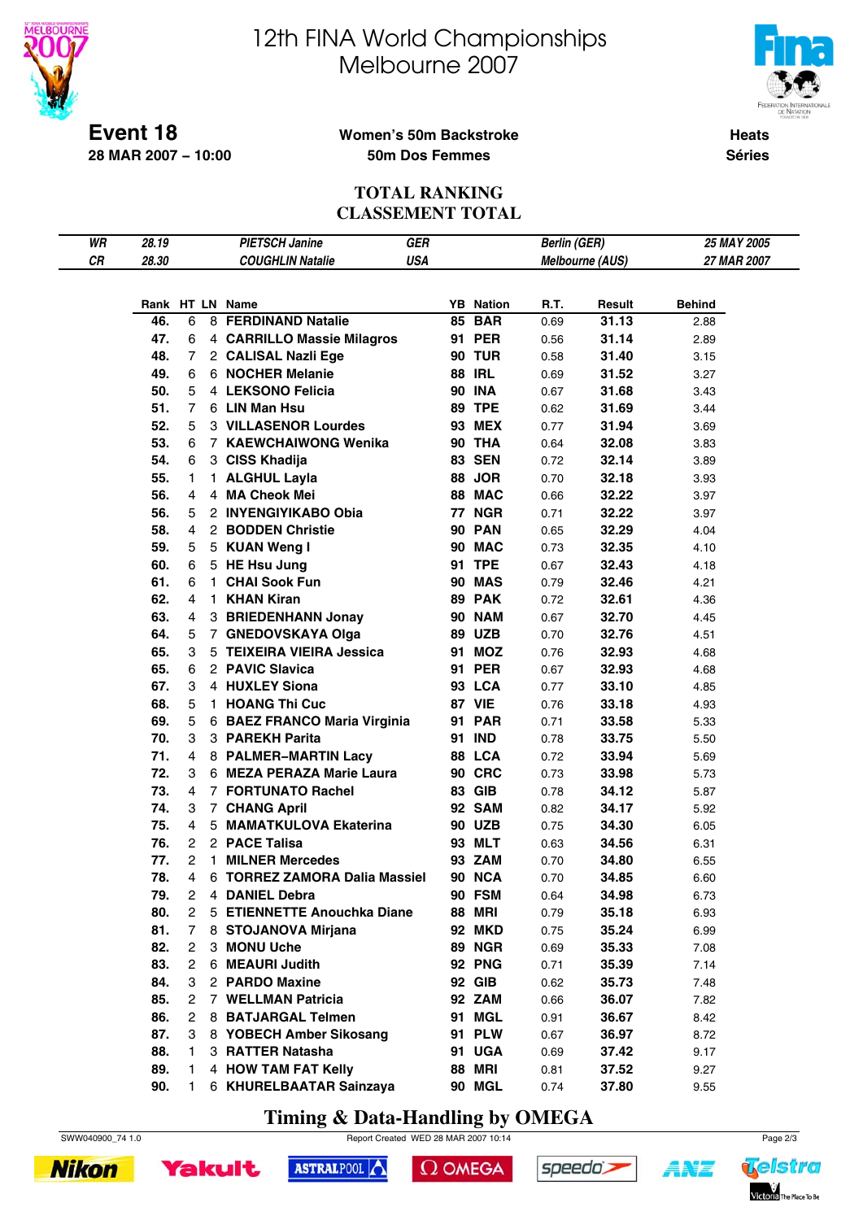# 12th FINA World Championships
# Melbourne 2007

**Event 18**
**28 MAR 2007 – 10:00**

**Women's 50m Backstroke**
**50m Dos Femmes**

**Heats**
**Séries**

## TOTAL RANKING
## CLASSEMENT TOTAL

| | | | | | |
|---|---|---|---|---|---|
| *WR* | *28.19* | *PIETSCH Janine* | *GER* | *Berlin (GER)* | *25 MAY 2005* |
| *CR* | *28.30* | *COUGHLIN Natalie* | *USA* | *Melbourne (AUS)* | *27 MAR 2007* |

| Rank | HT | LN | Name | YB | Nation | R.T. | Result | Behind |
|---|---|---|---|---|---|---|---|---|
| 46. | 6 | 8 | FERDINAND Natalie | 85 | BAR | 0.69 | 31.13 | 2.88 |
| 47. | 6 | 4 | CARRILLO Massie Milagros | 91 | PER | 0.56 | 31.14 | 2.89 |
| 48. | 7 | 2 | CALISAL Nazli Ege | 90 | TUR | 0.58 | 31.40 | 3.15 |
| 49. | 6 | 6 | NOCHER Melanie | 88 | IRL | 0.69 | 31.52 | 3.27 |
| 50. | 5 | 4 | LEKSONO Felicia | 90 | INA | 0.67 | 31.68 | 3.43 |
| 51. | 7 | 6 | LIN Man Hsu | 89 | TPE | 0.62 | 31.69 | 3.44 |
| 52. | 5 | 3 | VILLASENOR Lourdes | 93 | MEX | 0.77 | 31.94 | 3.69 |
| 53. | 6 | 7 | KAEWCHAIWONG Wenika | 90 | THA | 0.64 | 32.08 | 3.83 |
| 54. | 6 | 3 | CISS Khadija | 83 | SEN | 0.72 | 32.14 | 3.89 |
| 55. | 1 | 1 | ALGHUL Layla | 88 | JOR | 0.70 | 32.18 | 3.93 |
| 56. | 4 | 4 | MA Cheok Mei | 88 | MAC | 0.66 | 32.22 | 3.97 |
| 56. | 5 | 2 | INYENGIYIKABO Obia | 77 | NGR | 0.71 | 32.22 | 3.97 |
| 58. | 4 | 2 | BODDEN Christie | 90 | PAN | 0.65 | 32.29 | 4.04 |
| 59. | 5 | 5 | KUAN Weng I | 90 | MAC | 0.73 | 32.35 | 4.10 |
| 60. | 6 | 5 | HE Hsu Jung | 91 | TPE | 0.67 | 32.43 | 4.18 |
| 61. | 6 | 1 | CHAI Sook Fun | 90 | MAS | 0.79 | 32.46 | 4.21 |
| 62. | 4 | 1 | KHAN Kiran | 89 | PAK | 0.72 | 32.61 | 4.36 |
| 63. | 4 | 3 | BRIEDENHANN Jonay | 90 | NAM | 0.67 | 32.70 | 4.45 |
| 64. | 5 | 7 | GNEDOVSKAYA Olga | 89 | UZB | 0.70 | 32.76 | 4.51 |
| 65. | 3 | 5 | TEIXEIRA VIEIRA Jessica | 91 | MOZ | 0.76 | 32.93 | 4.68 |
| 65. | 6 | 2 | PAVIC Slavica | 91 | PER | 0.67 | 32.93 | 4.68 |
| 67. | 3 | 4 | HUXLEY Siona | 93 | LCA | 0.77 | 33.10 | 4.85 |
| 68. | 5 | 1 | HOANG Thi Cuc | 87 | VIE | 0.76 | 33.18 | 4.93 |
| 69. | 5 | 6 | BAEZ FRANCO Maria Virginia | 91 | PAR | 0.71 | 33.58 | 5.33 |
| 70. | 3 | 3 | PAREKH Parita | 91 | IND | 0.78 | 33.75 | 5.50 |
| 71. | 4 | 8 | PALMER–MARTIN Lacy | 88 | LCA | 0.72 | 33.94 | 5.69 |
| 72. | 3 | 6 | MEZA PERAZA Marie Laura | 90 | CRC | 0.73 | 33.98 | 5.73 |
| 73. | 4 | 7 | FORTUNATO Rachel | 83 | GIB | 0.78 | 34.12 | 5.87 |
| 74. | 3 | 7 | CHANG April | 92 | SAM | 0.82 | 34.17 | 5.92 |
| 75. | 4 | 5 | MAMATKULOVA Ekaterina | 90 | UZB | 0.75 | 34.30 | 6.05 |
| 76. | 2 | 2 | PACE Talisa | 93 | MLT | 0.63 | 34.56 | 6.31 |
| 77. | 2 | 1 | MILNER Mercedes | 93 | ZAM | 0.70 | 34.80 | 6.55 |
| 78. | 4 | 6 | TORREZ ZAMORA Dalia Massiel | 90 | NCA | 0.70 | 34.85 | 6.60 |
| 79. | 2 | 4 | DANIEL Debra | 90 | FSM | 0.64 | 34.98 | 6.73 |
| 80. | 2 | 5 | ETIENNETTE Anouchka Diane | 88 | MRI | 0.79 | 35.18 | 6.93 |
| 81. | 7 | 8 | STOJANOVA Mirjana | 92 | MKD | 0.75 | 35.24 | 6.99 |
| 82. | 2 | 3 | MONU Uche | 89 | NGR | 0.69 | 35.33 | 7.08 |
| 83. | 2 | 6 | MEAURI Judith | 92 | PNG | 0.71 | 35.39 | 7.14 |
| 84. | 3 | 2 | PARDO Maxine | 92 | GIB | 0.62 | 35.73 | 7.48 |
| 85. | 2 | 7 | WELLMAN Patricia | 92 | ZAM | 0.66 | 36.07 | 7.82 |
| 86. | 2 | 8 | BATJARGAL Telmen | 91 | MGL | 0.91 | 36.67 | 8.42 |
| 87. | 3 | 8 | YOBECH Amber Sikosang | 91 | PLW | 0.67 | 36.97 | 8.72 |
| 88. | 1 | 3 | RATTER Natasha | 91 | UGA | 0.69 | 37.42 | 9.17 |
| 89. | 1 | 4 | HOW TAM FAT Kelly | 88 | MRI | 0.81 | 37.52 | 9.27 |
| 90. | 1 | 6 | KHURELBAATAR Sainzaya | 90 | MGL | 0.74 | 37.80 | 9.55 |

**Timing & Data-Handling by OMEGA**

SWW040900_74 1.0 — Report Created WED 28 MAR 2007 10:14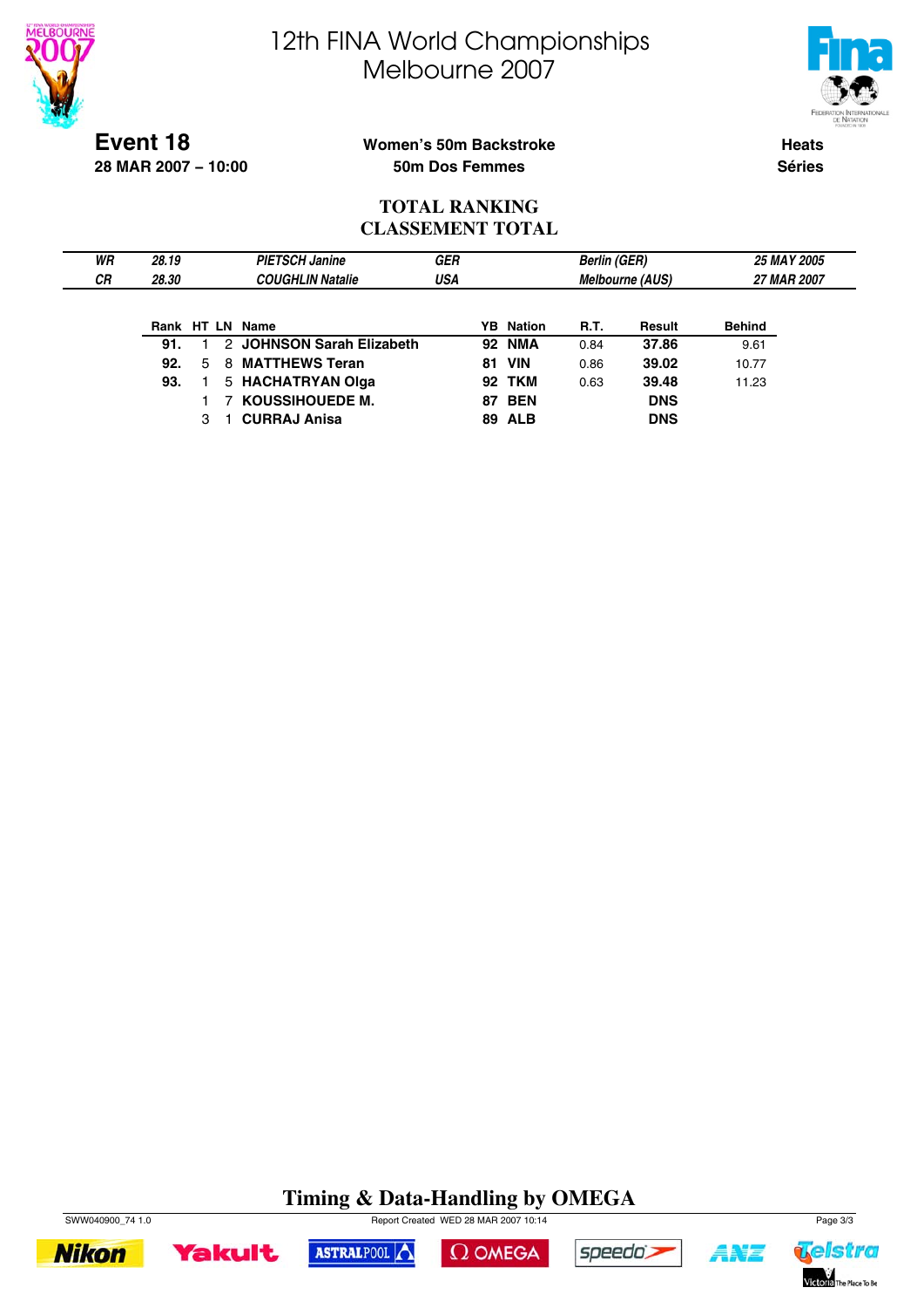# 12th FINA World Championships
# Melbourne 2007

**Event 18**
**28 MAR 2007 – 10:00**

**Women's 50m Backstroke**
**50m Dos Femmes**

**Heats**
**Séries**

## TOTAL RANKING
## CLASSEMENT TOTAL

| | | | | | |
|---|---|---|---|---|---|
| *WR* | *28.19* | *PIETSCH Janine* | *GER* | *Berlin (GER)* | *25 MAY 2005* |
| *CR* | *28.30* | *COUGHLIN Natalie* | *USA* | *Melbourne (AUS)* | *27 MAR 2007* |

| Rank | HT | LN | Name | YB | Nation | R.T. | Result | Behind |
|---|---|---|---|---|---|---|---|---|
| **91.** | 1 | 2 | **JOHNSON Sarah Elizabeth** | **92** | **NMA** | 0.84 | **37.86** | 9.61 |
| **92.** | 5 | 8 | **MATTHEWS Teran** | **81** | **VIN** | 0.86 | **39.02** | 10.77 |
| **93.** | 1 | 5 | **HACHATRYAN Olga** | **92** | **TKM** | 0.63 | **39.48** | 11.23 |
| | 1 | 7 | **KOUSSIHOUEDE M.** | **87** | **BEN** | | **DNS** | |
| | 3 | 1 | **CURRAJ Anisa** | **89** | **ALB** | | **DNS** | |

**Timing & Data-Handling by OMEGA**

SWW040900_74 1.0 Report Created WED 28 MAR 2007 10:14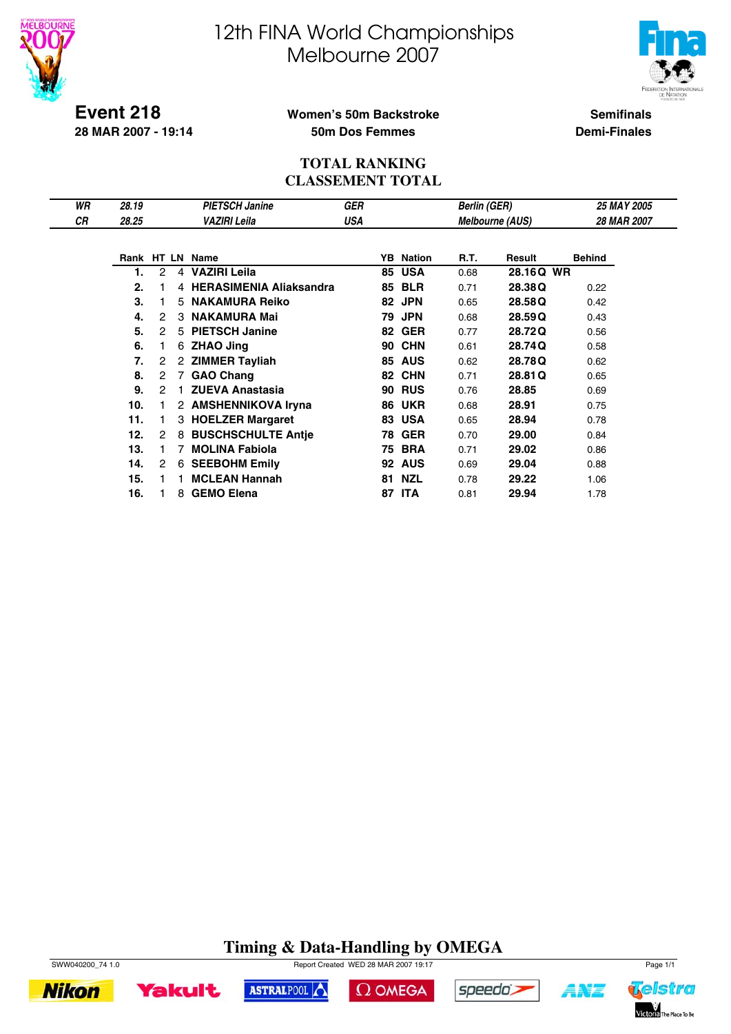# 12th FINA World Championships
# Melbourne 2007

**Event 218**
**28 MAR 2007 - 19:14**

**Women's 50m Backstroke**
**50m Dos Femmes**

**Semifinals**
**Demi-Finales**

## TOTAL RANKING
## CLASSEMENT TOTAL

| | | | | | |
|---|---|---|---|---|---|
| *WR* | *28.19* | *PIETSCH Janine* | *GER* | *Berlin (GER)* | *25 MAY 2005* |
| *CR* | *28.25* | *VAZIRI Leila* | *USA* | *Melbourne (AUS)* | *28 MAR 2007* |

| Rank | HT | LN | Name | YB | Nation | R.T. | Result | Behind |
|---|---|---|---|---|---|---|---|---|
| **1.** | 2 | 4 | **VAZIRI Leila** | **85** | **USA** | 0.68 | **28.16 Q WR** | |
| **2.** | 1 | 4 | **HERASIMENIA Aliaksandra** | **85** | **BLR** | 0.71 | **28.38 Q** | 0.22 |
| **3.** | 1 | 5 | **NAKAMURA Reiko** | **82** | **JPN** | 0.65 | **28.58 Q** | 0.42 |
| **4.** | 2 | 3 | **NAKAMURA Mai** | **79** | **JPN** | 0.68 | **28.59 Q** | 0.43 |
| **5.** | 2 | 5 | **PIETSCH Janine** | **82** | **GER** | 0.77 | **28.72 Q** | 0.56 |
| **6.** | 1 | 6 | **ZHAO Jing** | **90** | **CHN** | 0.61 | **28.74 Q** | 0.58 |
| **7.** | 2 | 2 | **ZIMMER Tayliah** | **85** | **AUS** | 0.62 | **28.78 Q** | 0.62 |
| **8.** | 2 | 7 | **GAO Chang** | **82** | **CHN** | 0.71 | **28.81 Q** | 0.65 |
| **9.** | 2 | 1 | **ZUEVA Anastasia** | **90** | **RUS** | 0.76 | **28.85** | 0.69 |
| **10.** | 1 | 2 | **AMSHENNIKOVA Iryna** | **86** | **UKR** | 0.68 | **28.91** | 0.75 |
| **11.** | 1 | 3 | **HOELZER Margaret** | **83** | **USA** | 0.65 | **28.94** | 0.78 |
| **12.** | 2 | 8 | **BUSCHSCHULTE Antje** | **78** | **GER** | 0.70 | **29.00** | 0.84 |
| **13.** | 1 | 7 | **MOLINA Fabiola** | **75** | **BRA** | 0.71 | **29.02** | 0.86 |
| **14.** | 2 | 6 | **SEEBOHM Emily** | **92** | **AUS** | 0.69 | **29.04** | 0.88 |
| **15.** | 1 | 1 | **MCLEAN Hannah** | **81** | **NZL** | 0.78 | **29.22** | 1.06 |
| **16.** | 1 | 8 | **GEMO Elena** | **87** | **ITA** | 0.81 | **29.94** | 1.78 |

**Timing & Data-Handling by OMEGA**

SWW040200_74 1.0 Report Created WED 28 MAR 2007 19:17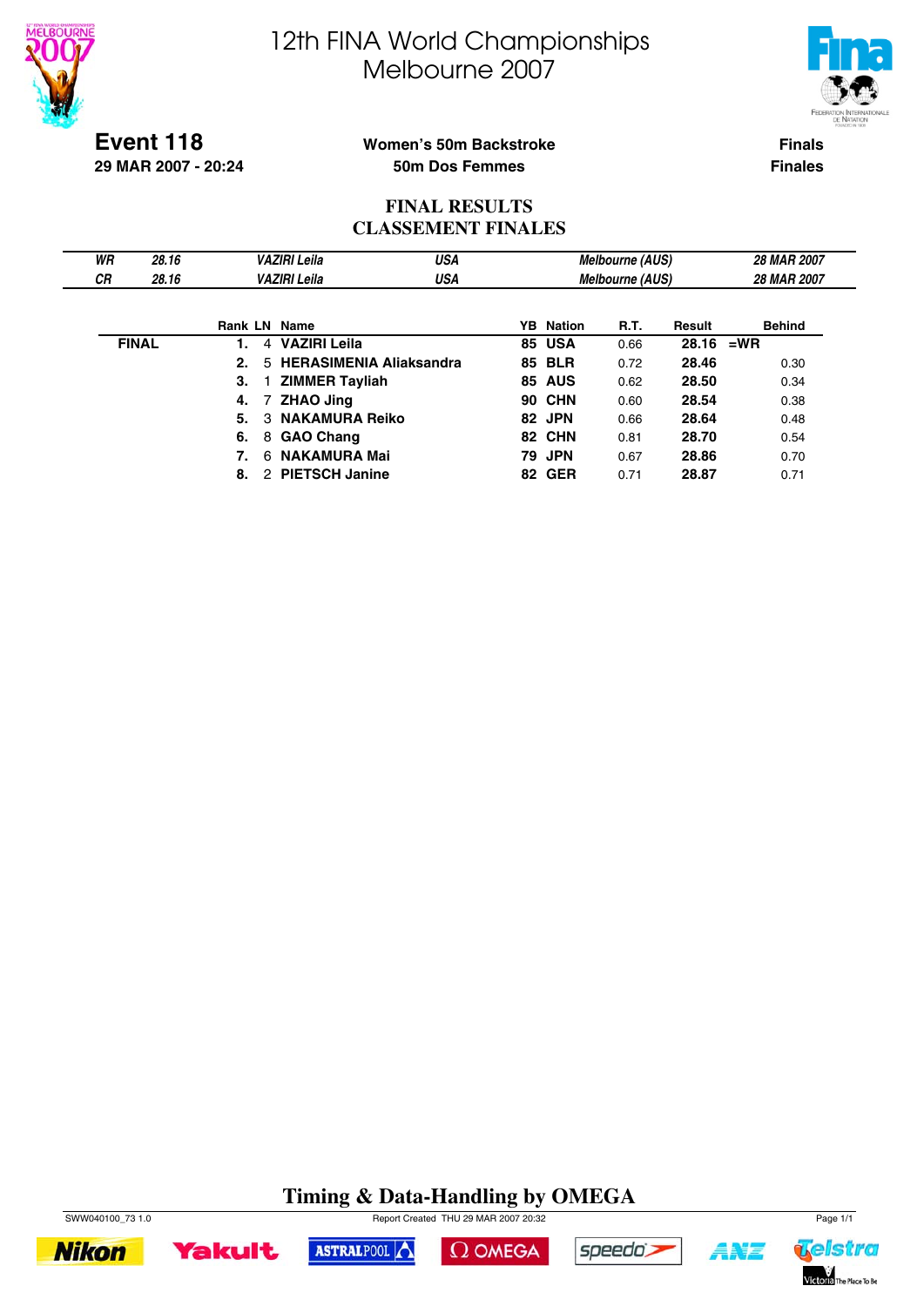# 12th FINA World Championships
# Melbourne 2007

**Event 118**
**29 MAR 2007 - 20:24**

**Women's 50m Backstroke**
**50m Dos Femmes**

**Finals**
**Finales**

## FINAL RESULTS
## CLASSEMENT FINALES

| | | | | | |
|---|---|---|---|---|---|
| *WR* | *28.16* | *VAZIRI Leila* | *USA* | *Melbourne (AUS)* | *28 MAR 2007* |
| *CR* | *28.16* | *VAZIRI Leila* | *USA* | *Melbourne (AUS)* | *28 MAR 2007* |

| | Rank | LN | Name | YB | Nation | R.T. | Result | Behind |
|---|---|---|---|---|---|---|---|---|
| **FINAL** | **1.** | 4 | **VAZIRI Leila** | **85** | **USA** | 0.66 | **28.16** | **=WR** |
| | **2.** | 5 | **HERASIMENIA Aliaksandra** | **85** | **BLR** | 0.72 | **28.46** | 0.30 |
| | **3.** | 1 | **ZIMMER Tayliah** | **85** | **AUS** | 0.62 | **28.50** | 0.34 |
| | **4.** | 7 | **ZHAO Jing** | **90** | **CHN** | 0.60 | **28.54** | 0.38 |
| | **5.** | 3 | **NAKAMURA Reiko** | **82** | **JPN** | 0.66 | **28.64** | 0.48 |
| | **6.** | 8 | **GAO Chang** | **82** | **CHN** | 0.81 | **28.70** | 0.54 |
| | **7.** | 6 | **NAKAMURA Mai** | **79** | **JPN** | 0.67 | **28.86** | 0.70 |
| | **8.** | 2 | **PIETSCH Janine** | **82** | **GER** | 0.71 | **28.87** | 0.71 |

**Timing & Data-Handling by OMEGA**

SWW040100_73 1.0 Report Created THU 29 MAR 2007 20:32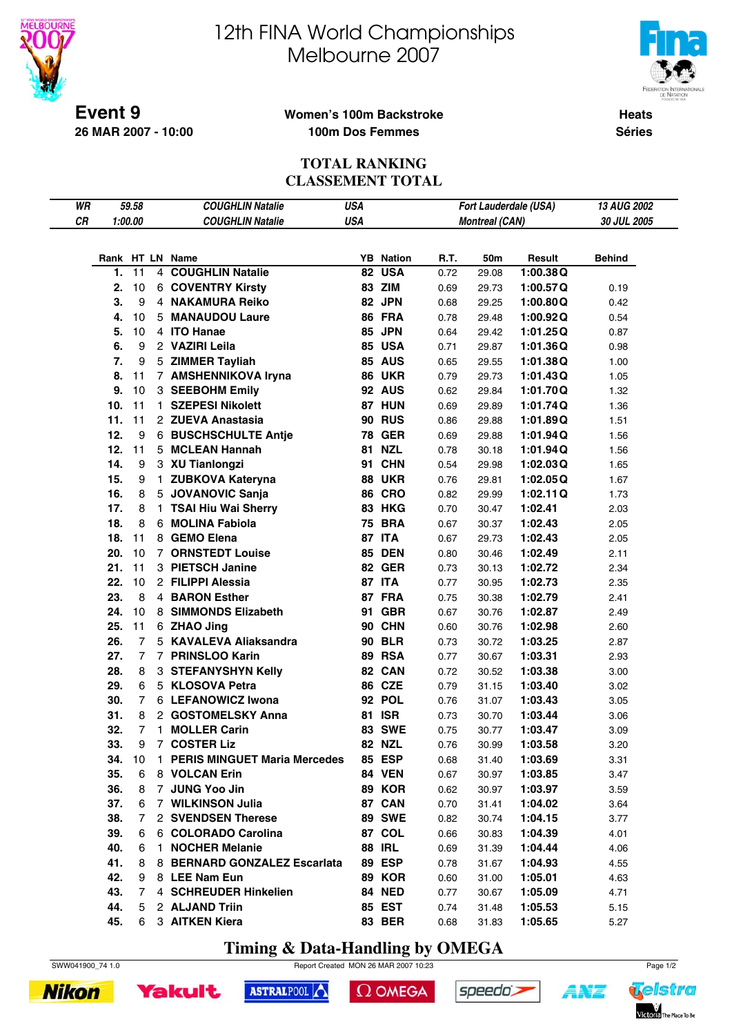# 12th FINA World Championships
# Melbourne 2007

**Event 9**
**26 MAR 2007 - 10:00**

**Women's 100m Backstroke**
**100m Dos Femmes**

**Heats**
**Séries**

## TOTAL RANKING
## CLASSEMENT TOTAL

| | | | | | |
|---|---|---|---|---|---|
| *WR* | *59.58* | *COUGHLIN Natalie* | *USA* | *Fort Lauderdale (USA)* | *13 AUG 2002* |
| *CR* | *1:00.00* | *COUGHLIN Natalie* | *USA* | *Montreal (CAN)* | *30 JUL 2005* |

| Rank | HT | LN | Name | YB | Nation | R.T. | 50m | Result | | Behind |
|---|---|---|---|---|---|---|---|---|---|---|
| **1.** | 11 | 4 | **COUGHLIN Natalie** | **82** | **USA** | 0.72 | 29.08 | **1:00.38** | **Q** | |
| **2.** | 10 | 6 | **COVENTRY Kirsty** | **83** | **ZIM** | 0.69 | 29.73 | **1:00.57** | **Q** | 0.19 |
| **3.** | 9 | 4 | **NAKAMURA Reiko** | **82** | **JPN** | 0.68 | 29.25 | **1:00.80** | **Q** | 0.42 |
| **4.** | 10 | 5 | **MANAUDOU Laure** | **86** | **FRA** | 0.78 | 29.48 | **1:00.92** | **Q** | 0.54 |
| **5.** | 10 | 4 | **ITO Hanae** | **85** | **JPN** | 0.64 | 29.42 | **1:01.25** | **Q** | 0.87 |
| **6.** | 9 | 2 | **VAZIRI Leila** | **85** | **USA** | 0.71 | 29.87 | **1:01.36** | **Q** | 0.98 |
| **7.** | 9 | 5 | **ZIMMER Tayliah** | **85** | **AUS** | 0.65 | 29.55 | **1:01.38** | **Q** | 1.00 |
| **8.** | 11 | 7 | **AMSHENNIKOVA Iryna** | **86** | **UKR** | 0.79 | 29.73 | **1:01.43** | **Q** | 1.05 |
| **9.** | 10 | 3 | **SEEBOHM Emily** | **92** | **AUS** | 0.62 | 29.84 | **1:01.70** | **Q** | 1.32 |
| **10.** | 11 | 1 | **SZEPESI Nikolett** | **87** | **HUN** | 0.69 | 29.89 | **1:01.74** | **Q** | 1.36 |
| **11.** | 11 | 2 | **ZUEVA Anastasia** | **90** | **RUS** | 0.86 | 29.88 | **1:01.89** | **Q** | 1.51 |
| **12.** | 9 | 6 | **BUSCHSCHULTE Antje** | **78** | **GER** | 0.69 | 29.88 | **1:01.94** | **Q** | 1.56 |
| **12.** | 11 | 5 | **MCLEAN Hannah** | **81** | **NZL** | 0.78 | 30.18 | **1:01.94** | **Q** | 1.56 |
| **14.** | 9 | 3 | **XU Tianlongzi** | **91** | **CHN** | 0.54 | 29.98 | **1:02.03** | **Q** | 1.65 |
| **15.** | 9 | 1 | **ZUBKOVA Kateryna** | **88** | **UKR** | 0.76 | 29.81 | **1:02.05** | **Q** | 1.67 |
| **16.** | 8 | 5 | **JOVANOVIC Sanja** | **86** | **CRO** | 0.82 | 29.99 | **1:02.11** | **Q** | 1.73 |
| **17.** | 8 | 1 | **TSAI Hiu Wai Sherry** | **83** | **HKG** | 0.70 | 30.47 | **1:02.41** | | 2.03 |
| **18.** | 8 | 6 | **MOLINA Fabiola** | **75** | **BRA** | 0.67 | 30.37 | **1:02.43** | | 2.05 |
| **18.** | 11 | 8 | **GEMO Elena** | **87** | **ITA** | 0.67 | 29.73 | **1:02.43** | | 2.05 |
| **20.** | 10 | 7 | **ORNSTEDT Louise** | **85** | **DEN** | 0.80 | 30.46 | **1:02.49** | | 2.11 |
| **21.** | 11 | 3 | **PIETSCH Janine** | **82** | **GER** | 0.73 | 30.13 | **1:02.72** | | 2.34 |
| **22.** | 10 | 2 | **FILIPPI Alessia** | **87** | **ITA** | 0.77 | 30.95 | **1:02.73** | | 2.35 |
| **23.** | 8 | 4 | **BARON Esther** | **87** | **FRA** | 0.75 | 30.38 | **1:02.79** | | 2.41 |
| **24.** | 10 | 8 | **SIMMONDS Elizabeth** | **91** | **GBR** | 0.67 | 30.76 | **1:02.87** | | 2.49 |
| **25.** | 11 | 6 | **ZHAO Jing** | **90** | **CHN** | 0.60 | 30.76 | **1:02.98** | | 2.60 |
| **26.** | 7 | 5 | **KAVALEVA Aliaksandra** | **90** | **BLR** | 0.73 | 30.72 | **1:03.25** | | 2.87 |
| **27.** | 7 | 7 | **PRINSLOO Karin** | **89** | **RSA** | 0.77 | 30.67 | **1:03.31** | | 2.93 |
| **28.** | 8 | 3 | **STEFANYSHYN Kelly** | **82** | **CAN** | 0.72 | 30.52 | **1:03.38** | | 3.00 |
| **29.** | 6 | 5 | **KLOSOVA Petra** | **86** | **CZE** | 0.79 | 31.15 | **1:03.40** | | 3.02 |
| **30.** | 7 | 6 | **LEFANOWICZ Iwona** | **92** | **POL** | 0.76 | 31.07 | **1:03.43** | | 3.05 |
| **31.** | 8 | 2 | **GOSTOMELSKY Anna** | **81** | **ISR** | 0.73 | 30.70 | **1:03.44** | | 3.06 |
| **32.** | 7 | 1 | **MOLLER Carin** | **83** | **SWE** | 0.75 | 30.77 | **1:03.47** | | 3.09 |
| **33.** | 9 | 7 | **COSTER Liz** | **82** | **NZL** | 0.76 | 30.99 | **1:03.58** | | 3.20 |
| **34.** | 10 | 1 | **PERIS MINGUET Maria Mercedes** | **85** | **ESP** | 0.68 | 31.40 | **1:03.69** | | 3.31 |
| **35.** | 6 | 8 | **VOLCAN Erin** | **84** | **VEN** | 0.67 | 30.97 | **1:03.85** | | 3.47 |
| **36.** | 8 | 7 | **JUNG Yoo Jin** | **89** | **KOR** | 0.62 | 30.97 | **1:03.97** | | 3.59 |
| **37.** | 6 | 7 | **WILKINSON Julia** | **87** | **CAN** | 0.70 | 31.41 | **1:04.02** | | 3.64 |
| **38.** | 7 | 2 | **SVENDSEN Therese** | **89** | **SWE** | 0.82 | 30.74 | **1:04.15** | | 3.77 |
| **39.** | 6 | 6 | **COLORADO Carolina** | **87** | **COL** | 0.66 | 30.83 | **1:04.39** | | 4.01 |
| **40.** | 6 | 1 | **NOCHER Melanie** | **88** | **IRL** | 0.69 | 31.39 | **1:04.44** | | 4.06 |
| **41.** | 8 | 8 | **BERNARD GONZALEZ Escarlata** | **89** | **ESP** | 0.78 | 31.67 | **1:04.93** | | 4.55 |
| **42.** | 9 | 8 | **LEE Nam Eun** | **89** | **KOR** | 0.60 | 31.00 | **1:05.01** | | 4.63 |
| **43.** | 7 | 4 | **SCHREUDER Hinkelien** | **84** | **NED** | 0.77 | 30.67 | **1:05.09** | | 4.71 |
| **44.** | 5 | 2 | **ALJAND Triin** | **85** | **EST** | 0.74 | 31.48 | **1:05.53** | | 5.15 |
| **45.** | 6 | 3 | **AITKEN Kiera** | **83** | **BER** | 0.68 | 31.83 | **1:05.65** | | 5.27 |

**Timing & Data-Handling by OMEGA**

SWW041900_74 1.0 — Report Created MON 26 MAR 2007 10:23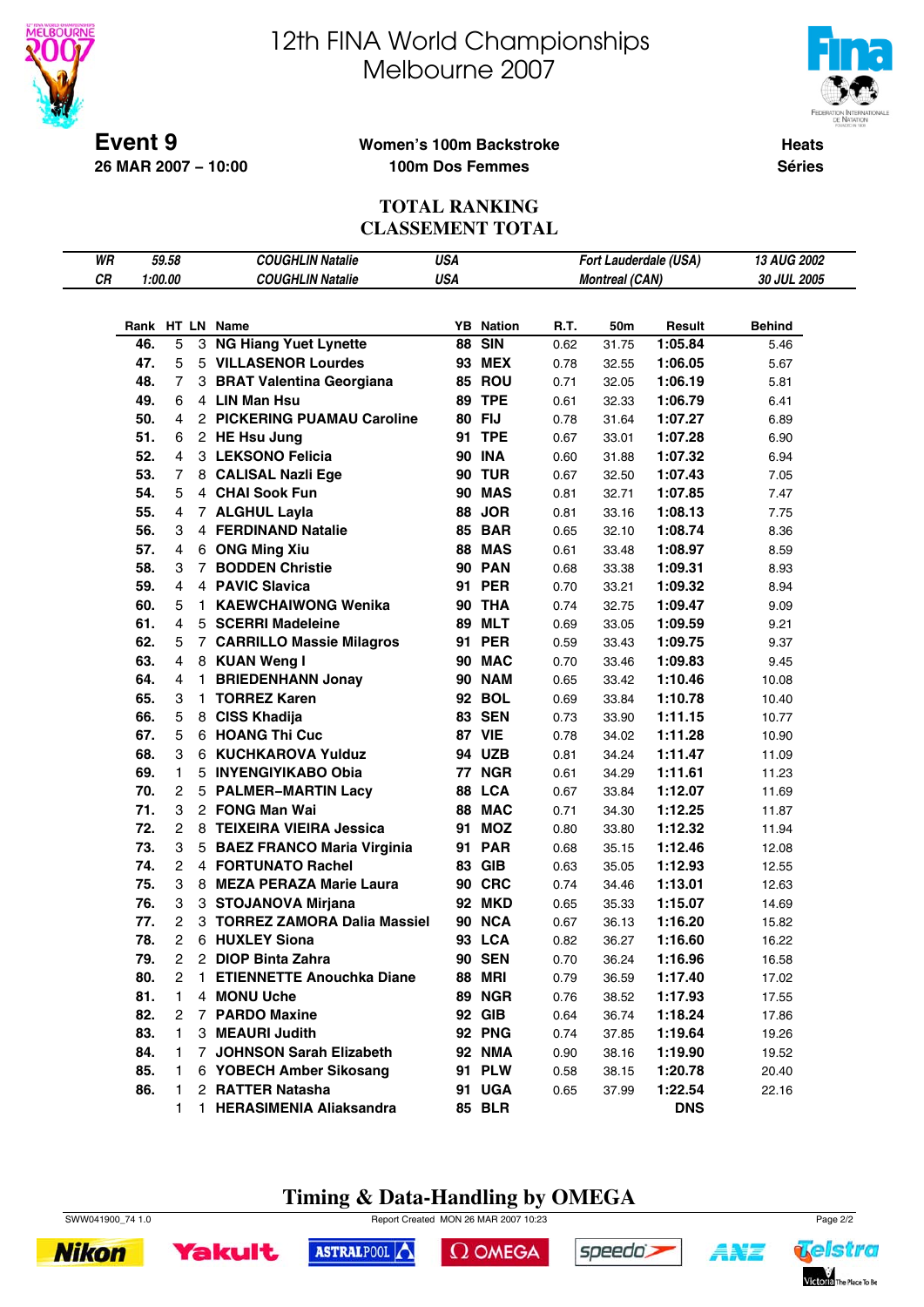# 12th FINA World Championships
# Melbourne 2007

**Event 9**
**26 MAR 2007 – 10:00**

**Women's 100m Backstroke**
**100m Dos Femmes**

**Heats**
**Séries**

## TOTAL RANKING
## CLASSEMENT TOTAL

| | | | | | |
|---|---|---|---|---|---|
| *WR* | *59.58* | *COUGHLIN Natalie* | *USA* | *Fort Lauderdale (USA)* | *13 AUG 2002* |
| *CR* | *1:00.00* | *COUGHLIN Natalie* | *USA* | *Montreal (CAN)* | *30 JUL 2005* |

| Rank | HT | LN | Name | YB | Nation | R.T. | 50m | Result | Behind |
|---|---|---|---|---|---|---|---|---|---|
| 46. | 5 | 3 | NG Hiang Yuet Lynette | 88 | SIN | 0.62 | 31.75 | 1:05.84 | 5.46 |
| 47. | 5 | 5 | VILLASENOR Lourdes | 93 | MEX | 0.78 | 32.55 | 1:06.05 | 5.67 |
| 48. | 7 | 3 | BRAT Valentina Georgiana | 85 | ROU | 0.71 | 32.05 | 1:06.19 | 5.81 |
| 49. | 6 | 4 | LIN Man Hsu | 89 | TPE | 0.61 | 32.33 | 1:06.79 | 6.41 |
| 50. | 4 | 2 | PICKERING PUAMAU Caroline | 80 | FIJ | 0.78 | 31.64 | 1:07.27 | 6.89 |
| 51. | 6 | 2 | HE Hsu Jung | 91 | TPE | 0.67 | 33.01 | 1:07.28 | 6.90 |
| 52. | 4 | 3 | LEKSONO Felicia | 90 | INA | 0.60 | 31.88 | 1:07.32 | 6.94 |
| 53. | 7 | 8 | CALISAL Nazli Ege | 90 | TUR | 0.67 | 32.50 | 1:07.43 | 7.05 |
| 54. | 5 | 4 | CHAI Sook Fun | 90 | MAS | 0.81 | 32.71 | 1:07.85 | 7.47 |
| 55. | 4 | 7 | ALGHUL Layla | 88 | JOR | 0.81 | 33.16 | 1:08.13 | 7.75 |
| 56. | 3 | 4 | FERDINAND Natalie | 85 | BAR | 0.65 | 32.10 | 1:08.74 | 8.36 |
| 57. | 4 | 6 | ONG Ming Xiu | 88 | MAS | 0.61 | 33.48 | 1:08.97 | 8.59 |
| 58. | 3 | 7 | BODDEN Christie | 90 | PAN | 0.68 | 33.38 | 1:09.31 | 8.93 |
| 59. | 4 | 4 | PAVIC Slavica | 91 | PER | 0.70 | 33.21 | 1:09.32 | 8.94 |
| 60. | 5 | 1 | KAEWCHAIWONG Wenika | 90 | THA | 0.74 | 32.75 | 1:09.47 | 9.09 |
| 61. | 4 | 5 | SCERRI Madeleine | 89 | MLT | 0.69 | 33.05 | 1:09.59 | 9.21 |
| 62. | 5 | 7 | CARRILLO Massie Milagros | 91 | PER | 0.59 | 33.43 | 1:09.75 | 9.37 |
| 63. | 4 | 8 | KUAN Weng I | 90 | MAC | 0.70 | 33.46 | 1:09.83 | 9.45 |
| 64. | 4 | 1 | BRIEDENHANN Jonay | 90 | NAM | 0.65 | 33.42 | 1:10.46 | 10.08 |
| 65. | 3 | 1 | TORREZ Karen | 92 | BOL | 0.69 | 33.84 | 1:10.78 | 10.40 |
| 66. | 5 | 8 | CISS Khadija | 83 | SEN | 0.73 | 33.90 | 1:11.15 | 10.77 |
| 67. | 5 | 6 | HOANG Thi Cuc | 87 | VIE | 0.78 | 34.02 | 1:11.28 | 10.90 |
| 68. | 3 | 6 | KUCHKAROVA Yulduz | 94 | UZB | 0.81 | 34.24 | 1:11.47 | 11.09 |
| 69. | 1 | 5 | INYENGIYIKABO Obia | 77 | NGR | 0.61 | 34.29 | 1:11.61 | 11.23 |
| 70. | 2 | 5 | PALMER–MARTIN Lacy | 88 | LCA | 0.67 | 33.84 | 1:12.07 | 11.69 |
| 71. | 3 | 2 | FONG Man Wai | 88 | MAC | 0.71 | 34.30 | 1:12.25 | 11.87 |
| 72. | 2 | 8 | TEIXEIRA VIEIRA Jessica | 91 | MOZ | 0.80 | 33.80 | 1:12.32 | 11.94 |
| 73. | 3 | 5 | BAEZ FRANCO Maria Virginia | 91 | PAR | 0.68 | 35.15 | 1:12.46 | 12.08 |
| 74. | 2 | 4 | FORTUNATO Rachel | 83 | GIB | 0.63 | 35.05 | 1:12.93 | 12.55 |
| 75. | 3 | 8 | MEZA PERAZA Marie Laura | 90 | CRC | 0.74 | 34.46 | 1:13.01 | 12.63 |
| 76. | 3 | 3 | STOJANOVA Mirjana | 92 | MKD | 0.65 | 35.33 | 1:15.07 | 14.69 |
| 77. | 2 | 3 | TORREZ ZAMORA Dalia Massiel | 90 | NCA | 0.67 | 36.13 | 1:16.20 | 15.82 |
| 78. | 2 | 6 | HUXLEY Siona | 93 | LCA | 0.82 | 36.27 | 1:16.60 | 16.22 |
| 79. | 2 | 2 | DIOP Binta Zahra | 90 | SEN | 0.70 | 36.24 | 1:16.96 | 16.58 |
| 80. | 2 | 1 | ETIENNETTE Anouchka Diane | 88 | MRI | 0.79 | 36.59 | 1:17.40 | 17.02 |
| 81. | 1 | 4 | MONU Uche | 89 | NGR | 0.76 | 38.52 | 1:17.93 | 17.55 |
| 82. | 2 | 7 | PARDO Maxine | 92 | GIB | 0.64 | 36.74 | 1:18.24 | 17.86 |
| 83. | 1 | 3 | MEAURI Judith | 92 | PNG | 0.74 | 37.85 | 1:19.64 | 19.26 |
| 84. | 1 | 7 | JOHNSON Sarah Elizabeth | 92 | NMA | 0.90 | 38.16 | 1:19.90 | 19.52 |
| 85. | 1 | 6 | YOBECH Amber Sikosang | 91 | PLW | 0.58 | 38.15 | 1:20.78 | 20.40 |
| 86. | 1 | 2 | RATTER Natasha | 91 | UGA | 0.65 | 37.99 | 1:22.54 | 22.16 |
| | 1 | 1 | HERASIMENIA Aliaksandra | 85 | BLR | | | DNS | |

**Timing & Data-Handling by OMEGA**

SWW041900_74 1.0 Report Created MON 26 MAR 2007 10:23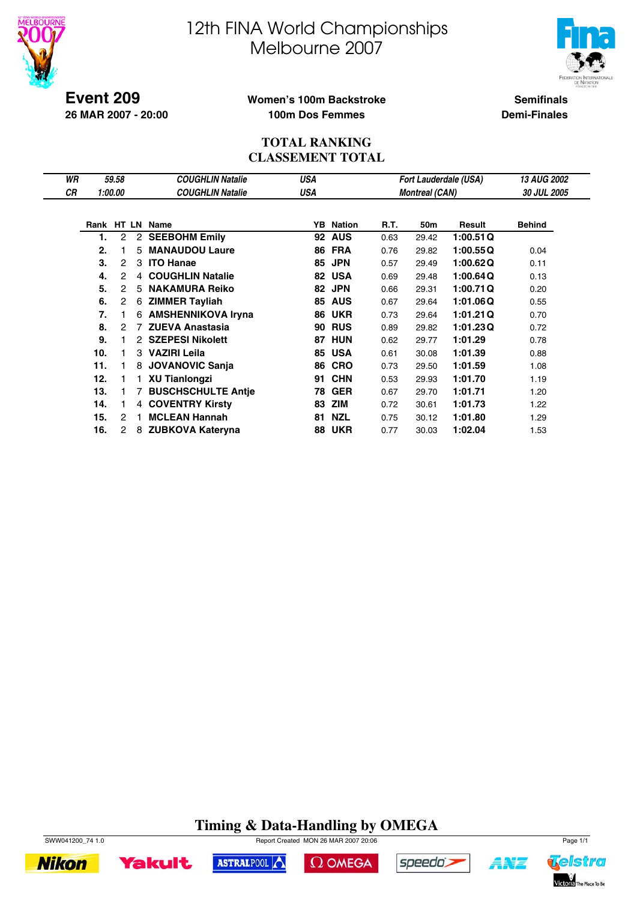# 12th FINA World Championships
# Melbourne 2007

**Event 209**
**26 MAR 2007 - 20:00**

**Women's 100m Backstroke**
**100m Dos Femmes**

**Semifinals**
**Demi-Finales**

## TOTAL RANKING
## CLASSEMENT TOTAL

| | | | | | |
|---|---|---|---|---|---|
| *WR* | *59.58* | *COUGHLIN Natalie* | *USA* | *Fort Lauderdale (USA)* | *13 AUG 2002* |
| *CR* | *1:00.00* | *COUGHLIN Natalie* | *USA* | *Montreal (CAN)* | *30 JUL 2005* |

| Rank | HT | LN | Name | YB | Nation | R.T. | 50m | Result | | Behind |
|---|---|---|---|---|---|---|---|---|---|---|
| **1.** | 2 | 2 | **SEEBOHM Emily** | **92** | **AUS** | 0.63 | 29.42 | **1:00.51** | **Q** | |
| **2.** | 1 | 5 | **MANAUDOU Laure** | **86** | **FRA** | 0.76 | 29.82 | **1:00.55** | **Q** | 0.04 |
| **3.** | 2 | 3 | **ITO Hanae** | **85** | **JPN** | 0.57 | 29.49 | **1:00.62** | **Q** | 0.11 |
| **4.** | 2 | 4 | **COUGHLIN Natalie** | **82** | **USA** | 0.69 | 29.48 | **1:00.64** | **Q** | 0.13 |
| **5.** | 2 | 5 | **NAKAMURA Reiko** | **82** | **JPN** | 0.66 | 29.31 | **1:00.71** | **Q** | 0.20 |
| **6.** | 2 | 6 | **ZIMMER Tayliah** | **85** | **AUS** | 0.67 | 29.64 | **1:01.06** | **Q** | 0.55 |
| **7.** | 1 | 6 | **AMSHENNIKOVA Iryna** | **86** | **UKR** | 0.73 | 29.64 | **1:01.21** | **Q** | 0.70 |
| **8.** | 2 | 7 | **ZUEVA Anastasia** | **90** | **RUS** | 0.89 | 29.82 | **1:01.23** | **Q** | 0.72 |
| **9.** | 1 | 2 | **SZEPESI Nikolett** | **87** | **HUN** | 0.62 | 29.77 | **1:01.29** | | 0.78 |
| **10.** | 1 | 3 | **VAZIRI Leila** | **85** | **USA** | 0.61 | 30.08 | **1:01.39** | | 0.88 |
| **11.** | 1 | 8 | **JOVANOVIC Sanja** | **86** | **CRO** | 0.73 | 29.50 | **1:01.59** | | 1.08 |
| **12.** | 1 | 1 | **XU Tianlongzi** | **91** | **CHN** | 0.53 | 29.93 | **1:01.70** | | 1.19 |
| **13.** | 1 | 7 | **BUSCHSCHULTE Antje** | **78** | **GER** | 0.67 | 29.70 | **1:01.71** | | 1.20 |
| **14.** | 1 | 4 | **COVENTRY Kirsty** | **83** | **ZIM** | 0.72 | 30.61 | **1:01.73** | | 1.22 |
| **15.** | 2 | 1 | **MCLEAN Hannah** | **81** | **NZL** | 0.75 | 30.12 | **1:01.80** | | 1.29 |
| **16.** | 2 | 8 | **ZUBKOVA Kateryna** | **88** | **UKR** | 0.77 | 30.03 | **1:02.04** | | 1.53 |

**Timing & Data-Handling by OMEGA**

SWW041200_74 1.0 Report Created MON 26 MAR 2007 20:06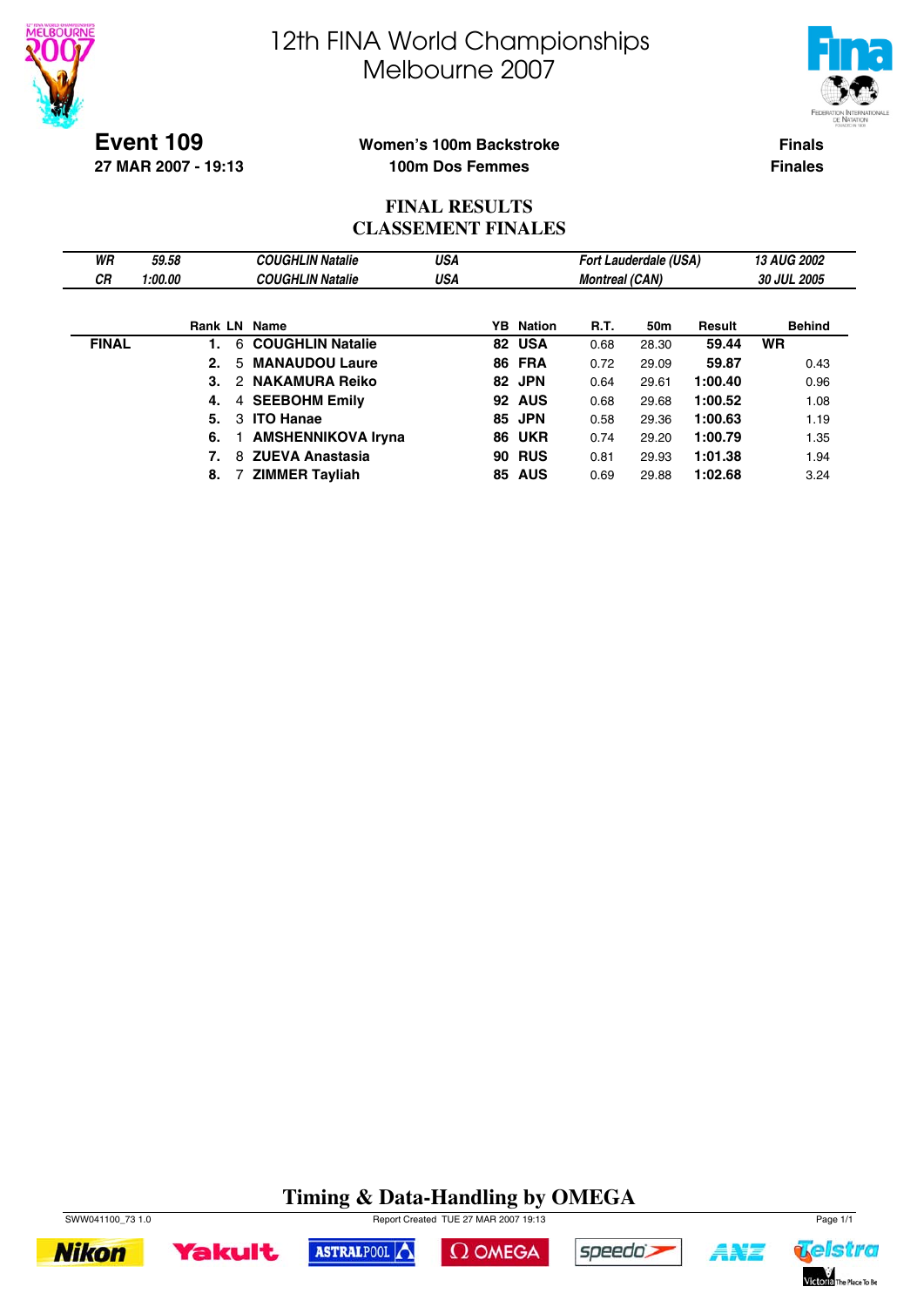# 12th FINA World Championships
## Melbourne 2007

**Event 109**
**27 MAR 2007 - 19:13**

**Women's 100m Backstroke**
**100m Dos Femmes**

**Finals**
**Finales**

### FINAL RESULTS
### CLASSEMENT FINALES

| | | | | | |
|---|---|---|---|---|---|
| *WR* | *59.58* | *COUGHLIN Natalie* | *USA* | *Fort Lauderdale (USA)* | *13 AUG 2002* |
| *CR* | *1:00.00* | *COUGHLIN Natalie* | *USA* | *Montreal (CAN)* | *30 JUL 2005* |

| | Rank | LN | Name | YB | Nation | R.T. | 50m | Result | Behind |
|---|---|---|---|---|---|---|---|---|---|
| **FINAL** | **1.** | 6 | **COUGHLIN Natalie** | **82** | **USA** | 0.68 | 28.30 | **59.44** | **WR** |
| | **2.** | 5 | **MANAUDOU Laure** | **86** | **FRA** | 0.72 | 29.09 | **59.87** | 0.43 |
| | **3.** | 2 | **NAKAMURA Reiko** | **82** | **JPN** | 0.64 | 29.61 | **1:00.40** | 0.96 |
| | **4.** | 4 | **SEEBOHM Emily** | **92** | **AUS** | 0.68 | 29.68 | **1:00.52** | 1.08 |
| | **5.** | 3 | **ITO Hanae** | **85** | **JPN** | 0.58 | 29.36 | **1:00.63** | 1.19 |
| | **6.** | 1 | **AMSHENNIKOVA Iryna** | **86** | **UKR** | 0.74 | 29.20 | **1:00.79** | 1.35 |
| | **7.** | 8 | **ZUEVA Anastasia** | **90** | **RUS** | 0.81 | 29.93 | **1:01.38** | 1.94 |
| | **8.** | 7 | **ZIMMER Tayliah** | **85** | **AUS** | 0.69 | 29.88 | **1:02.68** | 3.24 |

**Timing & Data-Handling by OMEGA**

SWW041100_73 1.0 Report Created TUE 27 MAR 2007 19:13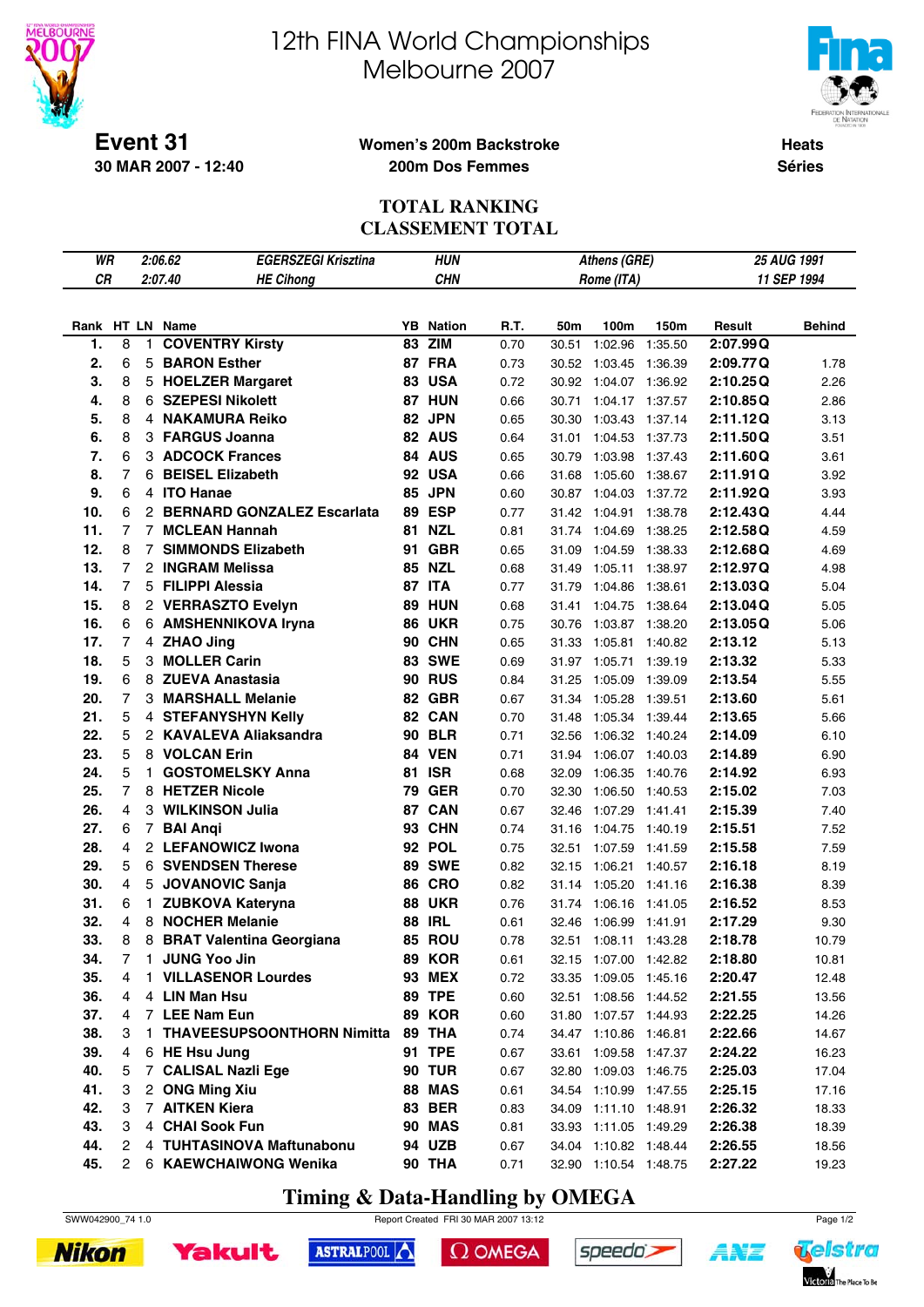# 12th FINA World Championships
# Melbourne 2007

**Event 31**
**30 MAR 2007 - 12:40**

**Women's 200m Backstroke**
**200m Dos Femmes**

**Heats**
**Séries**

## TOTAL RANKING
## CLASSEMENT TOTAL

| | | | | | |
|---|---|---|---|---|---|
| WR | 2:06.62 | EGERSZEGI Krisztina | HUN | Athens (GRE) | 25 AUG 1991 |
| CR | 2:07.40 | HE Cihong | CHN | Rome (ITA) | 11 SEP 1994 |

| Rank | HT | LN | Name | YB | Nation | R.T. | 50m | 100m | 150m | Result | Behind |
|---|---|---|---|---|---|---|---|---|---|---|---|
| 1. | 8 | 1 | COVENTRY Kirsty | 83 | ZIM | 0.70 | 30.51 | 1:02.96 | 1:35.50 | 2:07.99 Q | |
| 2. | 6 | 5 | BARON Esther | 87 | FRA | 0.73 | 30.52 | 1:03.45 | 1:36.39 | 2:09.77 Q | 1.78 |
| 3. | 8 | 5 | HOELZER Margaret | 83 | USA | 0.72 | 30.92 | 1:04.07 | 1:36.92 | 2:10.25 Q | 2.26 |
| 4. | 8 | 6 | SZEPESI Nikolett | 87 | HUN | 0.66 | 30.71 | 1:04.17 | 1:37.57 | 2:10.85 Q | 2.86 |
| 5. | 8 | 4 | NAKAMURA Reiko | 82 | JPN | 0.65 | 30.30 | 1:03.43 | 1:37.14 | 2:11.12 Q | 3.13 |
| 6. | 8 | 3 | FARGUS Joanna | 82 | AUS | 0.64 | 31.01 | 1:04.53 | 1:37.73 | 2:11.50 Q | 3.51 |
| 7. | 6 | 3 | ADCOCK Frances | 84 | AUS | 0.65 | 30.79 | 1:03.98 | 1:37.43 | 2:11.60 Q | 3.61 |
| 8. | 7 | 6 | BEISEL Elizabeth | 92 | USA | 0.66 | 31.68 | 1:05.60 | 1:38.67 | 2:11.91 Q | 3.92 |
| 9. | 6 | 4 | ITO Hanae | 85 | JPN | 0.60 | 30.87 | 1:04.03 | 1:37.72 | 2:11.92 Q | 3.93 |
| 10. | 6 | 2 | BERNARD GONZALEZ Escarlata | 89 | ESP | 0.77 | 31.42 | 1:04.91 | 1:38.78 | 2:12.43 Q | 4.44 |
| 11. | 7 | 7 | MCLEAN Hannah | 81 | NZL | 0.81 | 31.74 | 1:04.69 | 1:38.25 | 2:12.58 Q | 4.59 |
| 12. | 8 | 7 | SIMMONDS Elizabeth | 91 | GBR | 0.65 | 31.09 | 1:04.59 | 1:38.33 | 2:12.68 Q | 4.69 |
| 13. | 7 | 2 | INGRAM Melissa | 85 | NZL | 0.68 | 31.49 | 1:05.11 | 1:38.97 | 2:12.97 Q | 4.98 |
| 14. | 7 | 5 | FILIPPI Alessia | 87 | ITA | 0.77 | 31.79 | 1:04.86 | 1:38.61 | 2:13.03 Q | 5.04 |
| 15. | 8 | 2 | VERRASZTO Evelyn | 89 | HUN | 0.68 | 31.41 | 1:04.75 | 1:38.64 | 2:13.04 Q | 5.05 |
| 16. | 6 | 6 | AMSHENNIKOVA Iryna | 86 | UKR | 0.75 | 30.76 | 1:03.87 | 1:38.20 | 2:13.05 Q | 5.06 |
| 17. | 7 | 4 | ZHAO Jing | 90 | CHN | 0.65 | 31.33 | 1:05.81 | 1:40.82 | 2:13.12 | 5.13 |
| 18. | 5 | 3 | MOLLER Carin | 83 | SWE | 0.69 | 31.97 | 1:05.71 | 1:39.19 | 2:13.32 | 5.33 |
| 19. | 6 | 8 | ZUEVA Anastasia | 90 | RUS | 0.84 | 31.25 | 1:05.09 | 1:39.09 | 2:13.54 | 5.55 |
| 20. | 7 | 3 | MARSHALL Melanie | 82 | GBR | 0.67 | 31.34 | 1:05.28 | 1:39.51 | 2:13.60 | 5.61 |
| 21. | 5 | 4 | STEFANYSHYN Kelly | 82 | CAN | 0.70 | 31.48 | 1:05.34 | 1:39.44 | 2:13.65 | 5.66 |
| 22. | 5 | 2 | KAVALEVA Aliaksandra | 90 | BLR | 0.71 | 32.56 | 1:06.32 | 1:40.24 | 2:14.09 | 6.10 |
| 23. | 5 | 8 | VOLCAN Erin | 84 | VEN | 0.71 | 31.94 | 1:06.07 | 1:40.03 | 2:14.89 | 6.90 |
| 24. | 5 | 1 | GOSTOMELSKY Anna | 81 | ISR | 0.68 | 32.09 | 1:06.35 | 1:40.76 | 2:14.92 | 6.93 |
| 25. | 7 | 8 | HETZER Nicole | 79 | GER | 0.70 | 32.30 | 1:06.50 | 1:40.53 | 2:15.02 | 7.03 |
| 26. | 4 | 3 | WILKINSON Julia | 87 | CAN | 0.67 | 32.46 | 1:07.29 | 1:41.41 | 2:15.39 | 7.40 |
| 27. | 6 | 7 | BAI Anqi | 93 | CHN | 0.74 | 31.16 | 1:04.75 | 1:40.19 | 2:15.51 | 7.52 |
| 28. | 4 | 2 | LEFANOWICZ Iwona | 92 | POL | 0.75 | 32.51 | 1:07.59 | 1:41.59 | 2:15.58 | 7.59 |
| 29. | 5 | 6 | SVENDSEN Therese | 89 | SWE | 0.82 | 32.15 | 1:06.21 | 1:40.57 | 2:16.18 | 8.19 |
| 30. | 4 | 5 | JOVANOVIC Sanja | 86 | CRO | 0.82 | 31.14 | 1:05.20 | 1:41.16 | 2:16.38 | 8.39 |
| 31. | 6 | 1 | ZUBKOVA Kateryna | 88 | UKR | 0.76 | 31.74 | 1:06.16 | 1:41.05 | 2:16.52 | 8.53 |
| 32. | 4 | 8 | NOCHER Melanie | 88 | IRL | 0.61 | 32.46 | 1:06.99 | 1:41.91 | 2:17.29 | 9.30 |
| 33. | 8 | 8 | BRAT Valentina Georgiana | 85 | ROU | 0.78 | 32.51 | 1:08.11 | 1:43.28 | 2:18.78 | 10.79 |
| 34. | 7 | 1 | JUNG Yoo Jin | 89 | KOR | 0.61 | 32.15 | 1:07.00 | 1:42.82 | 2:18.80 | 10.81 |
| 35. | 4 | 1 | VILLASENOR Lourdes | 93 | MEX | 0.72 | 33.35 | 1:09.05 | 1:45.16 | 2:20.47 | 12.48 |
| 36. | 4 | 4 | LIN Man Hsu | 89 | TPE | 0.60 | 32.51 | 1:08.56 | 1:44.52 | 2:21.55 | 13.56 |
| 37. | 4 | 7 | LEE Nam Eun | 89 | KOR | 0.60 | 31.80 | 1:07.57 | 1:44.93 | 2:22.25 | 14.26 |
| 38. | 3 | 1 | THAVEESUPSOONTHORN Nimitta | 89 | THA | 0.74 | 34.47 | 1:10.86 | 1:46.81 | 2:22.66 | 14.67 |
| 39. | 4 | 6 | HE Hsu Jung | 91 | TPE | 0.67 | 33.61 | 1:09.58 | 1:47.37 | 2:24.22 | 16.23 |
| 40. | 5 | 7 | CALISAL Nazli Ege | 90 | TUR | 0.67 | 32.80 | 1:09.03 | 1:46.75 | 2:25.03 | 17.04 |
| 41. | 3 | 2 | ONG Ming Xiu | 88 | MAS | 0.61 | 34.54 | 1:10.99 | 1:47.55 | 2:25.15 | 17.16 |
| 42. | 3 | 7 | AITKEN Kiera | 83 | BER | 0.83 | 34.09 | 1:11.10 | 1:48.91 | 2:26.32 | 18.33 |
| 43. | 3 | 4 | CHAI Sook Fun | 90 | MAS | 0.81 | 33.93 | 1:11.05 | 1:49.29 | 2:26.38 | 18.39 |
| 44. | 2 | 4 | TUHTASINOVA Maftunabonu | 94 | UZB | 0.67 | 34.04 | 1:10.82 | 1:48.44 | 2:26.55 | 18.56 |
| 45. | 2 | 6 | KAEWCHAIWONG Wenika | 90 | THA | 0.71 | 32.90 | 1:10.54 | 1:48.75 | 2:27.22 | 19.23 |

**Timing & Data-Handling by OMEGA**

SWW042900_74 1.0 — Report Created FRI 30 MAR 2007 13:12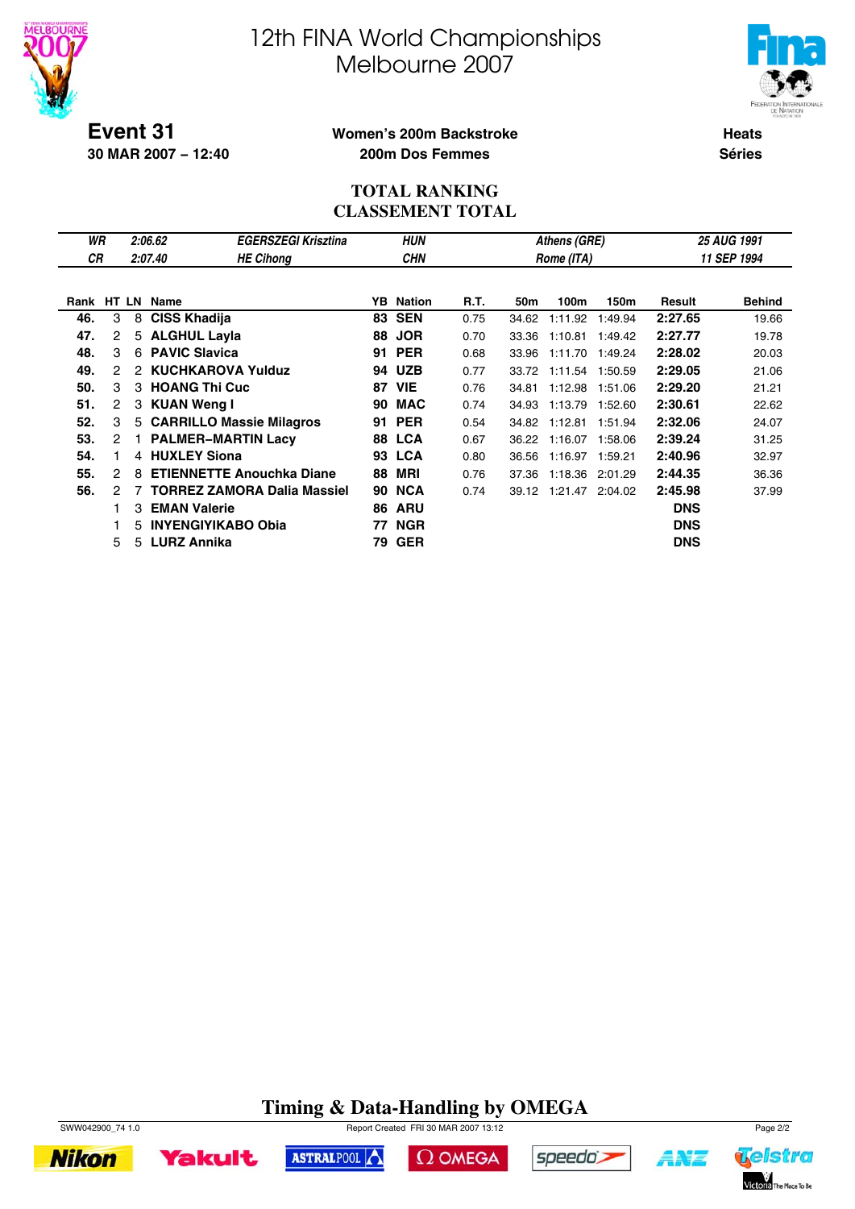# 12th FINA World Championships
# Melbourne 2007

**Event 31**
**30 MAR 2007 – 12:40**

**Women's 200m Backstroke**
**200m Dos Femmes**

**Heats**
**Séries**

## TOTAL RANKING
## CLASSEMENT TOTAL

| | | | | | |
|---|---|---|---|---|---|
| *WR* | *2:06.62* | *EGERSZEGI Krisztina* | *HUN* | *Athens (GRE)* | *25 AUG 1991* |
| *CR* | *2:07.40* | *HE Cihong* | *CHN* | *Rome (ITA)* | *11 SEP 1994* |

| Rank | HT | LN | Name | YB | Nation | R.T. | 50m | 100m | 150m | Result | Behind |
|---|---|---|---|---|---|---|---|---|---|---|---|
| **46.** | 3 | 8 | **CISS Khadija** | **83** | **SEN** | 0.75 | 34.62 | 1:11.92 | 1:49.94 | **2:27.65** | 19.66 |
| **47.** | 2 | 5 | **ALGHUL Layla** | **88** | **JOR** | 0.70 | 33.36 | 1:10.81 | 1:49.42 | **2:27.77** | 19.78 |
| **48.** | 3 | 6 | **PAVIC Slavica** | **91** | **PER** | 0.68 | 33.96 | 1:11.70 | 1:49.24 | **2:28.02** | 20.03 |
| **49.** | 2 | 2 | **KUCHKAROVA Yulduz** | **94** | **UZB** | 0.77 | 33.72 | 1:11.54 | 1:50.59 | **2:29.05** | 21.06 |
| **50.** | 3 | 3 | **HOANG Thi Cuc** | **87** | **VIE** | 0.76 | 34.81 | 1:12.98 | 1:51.06 | **2:29.20** | 21.21 |
| **51.** | 2 | 3 | **KUAN Weng I** | **90** | **MAC** | 0.74 | 34.93 | 1:13.79 | 1:52.60 | **2:30.61** | 22.62 |
| **52.** | 3 | 5 | **CARRILLO Massie Milagros** | **91** | **PER** | 0.54 | 34.82 | 1:12.81 | 1:51.94 | **2:32.06** | 24.07 |
| **53.** | 2 | 1 | **PALMER–MARTIN Lacy** | **88** | **LCA** | 0.67 | 36.22 | 1:16.07 | 1:58.06 | **2:39.24** | 31.25 |
| **54.** | 1 | 4 | **HUXLEY Siona** | **93** | **LCA** | 0.80 | 36.56 | 1:16.97 | 1:59.21 | **2:40.96** | 32.97 |
| **55.** | 2 | 8 | **ETIENNETTE Anouchka Diane** | **88** | **MRI** | 0.76 | 37.36 | 1:18.36 | 2:01.29 | **2:44.35** | 36.36 |
| **56.** | 2 | 7 | **TORREZ ZAMORA Dalia Massiel** | **90** | **NCA** | 0.74 | 39.12 | 1:21.47 | 2:04.02 | **2:45.98** | 37.99 |
| | 1 | 3 | **EMAN Valerie** | **86** | **ARU** | | | | | **DNS** | |
| | 1 | 5 | **INYENGIYIKABO Obia** | **77** | **NGR** | | | | | **DNS** | |
| | 5 | 5 | **LURZ Annika** | **79** | **GER** | | | | | **DNS** | |

**Timing & Data-Handling by OMEGA**

SWW042900_74 1.0 Report Created FRI 30 MAR 2007 13:12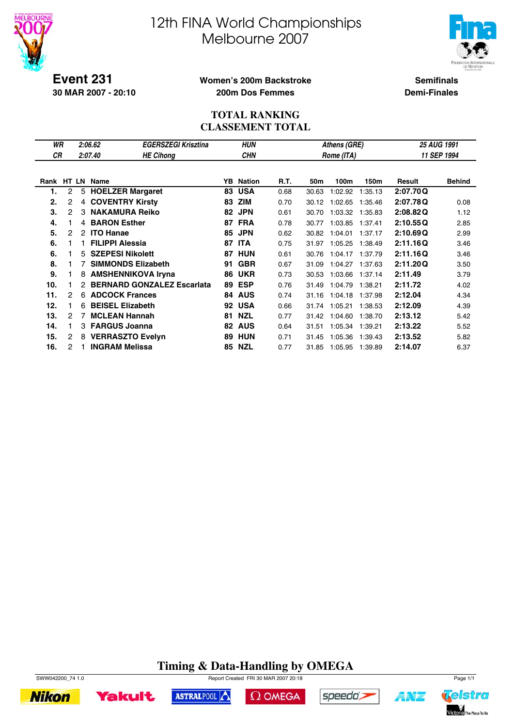# 12th FINA World Championships
# Melbourne 2007

**Event 231**
**30 MAR 2007 - 20:10**

**Women's 200m Backstroke**
**200m Dos Femmes**

**Semifinals**
**Demi-Finales**

## TOTAL RANKING
## CLASSEMENT TOTAL

| | | | | |
|---|---|---|---|---|
| *WR* | *2:06.62* | *EGERSZEGI Krisztina* | *HUN* | *Athens (GRE)* | *25 AUG 1991* |
| *CR* | *2:07.40* | *HE Cihong* | *CHN* | *Rome (ITA)* | *11 SEP 1994* |

| Rank | HT | LN | Name | YB | Nation | R.T. | 50m | 100m | 150m | Result | | Behind |
|---|---|---|---|---|---|---|---|---|---|---|---|---|
| 1. | 2 | 5 | **HOELZER Margaret** | 83 | USA | 0.68 | 30.63 | 1:02.92 | 1:35.13 | **2:07.70** | Q | |
| 2. | 2 | 4 | **COVENTRY Kirsty** | 83 | ZIM | 0.70 | 30.12 | 1:02.65 | 1:35.46 | **2:07.78** | Q | 0.08 |
| 3. | 2 | 3 | **NAKAMURA Reiko** | 82 | JPN | 0.61 | 30.70 | 1:03.32 | 1:35.83 | **2:08.82** | Q | 1.12 |
| 4. | 1 | 4 | **BARON Esther** | 87 | FRA | 0.78 | 30.77 | 1:03.85 | 1:37.41 | **2:10.55** | Q | 2.85 |
| 5. | 2 | 2 | **ITO Hanae** | 85 | JPN | 0.62 | 30.82 | 1:04.01 | 1:37.17 | **2:10.69** | Q | 2.99 |
| 6. | 1 | 1 | **FILIPPI Alessia** | 87 | ITA | 0.75 | 31.97 | 1:05.25 | 1:38.49 | **2:11.16** | Q | 3.46 |
| 6. | 1 | 5 | **SZEPESI Nikolett** | 87 | HUN | 0.61 | 30.76 | 1:04.17 | 1:37.79 | **2:11.16** | Q | 3.46 |
| 8. | 1 | 7 | **SIMMONDS Elizabeth** | 91 | GBR | 0.67 | 31.09 | 1:04.27 | 1:37.63 | **2:11.20** | Q | 3.50 |
| 9. | 1 | 8 | **AMSHENNIKOVA Iryna** | 86 | UKR | 0.73 | 30.53 | 1:03.66 | 1:37.14 | **2:11.49** | | 3.79 |
| 10. | 1 | 2 | **BERNARD GONZALEZ Escarlata** | 89 | ESP | 0.76 | 31.49 | 1:04.79 | 1:38.21 | **2:11.72** | | 4.02 |
| 11. | 2 | 6 | **ADCOCK Frances** | 84 | AUS | 0.74 | 31.16 | 1:04.18 | 1:37.98 | **2:12.04** | | 4.34 |
| 12. | 1 | 6 | **BEISEL Elizabeth** | 92 | USA | 0.66 | 31.74 | 1:05.21 | 1:38.53 | **2:12.09** | | 4.39 |
| 13. | 2 | 7 | **MCLEAN Hannah** | 81 | NZL | 0.77 | 31.42 | 1:04.60 | 1:38.70 | **2:13.12** | | 5.42 |
| 14. | 1 | 3 | **FARGUS Joanna** | 82 | AUS | 0.64 | 31.51 | 1:05.34 | 1:39.21 | **2:13.22** | | 5.52 |
| 15. | 2 | 8 | **VERRASZTO Evelyn** | 89 | HUN | 0.71 | 31.45 | 1:05.36 | 1:39.43 | **2:13.52** | | 5.82 |
| 16. | 2 | 1 | **INGRAM Melissa** | 85 | NZL | 0.77 | 31.85 | 1:05.95 | 1:39.89 | **2:14.07** | | 6.37 |

**Timing & Data-Handling by OMEGA**

SWW042200_74 1.0 Report Created FRI 30 MAR 2007 20:18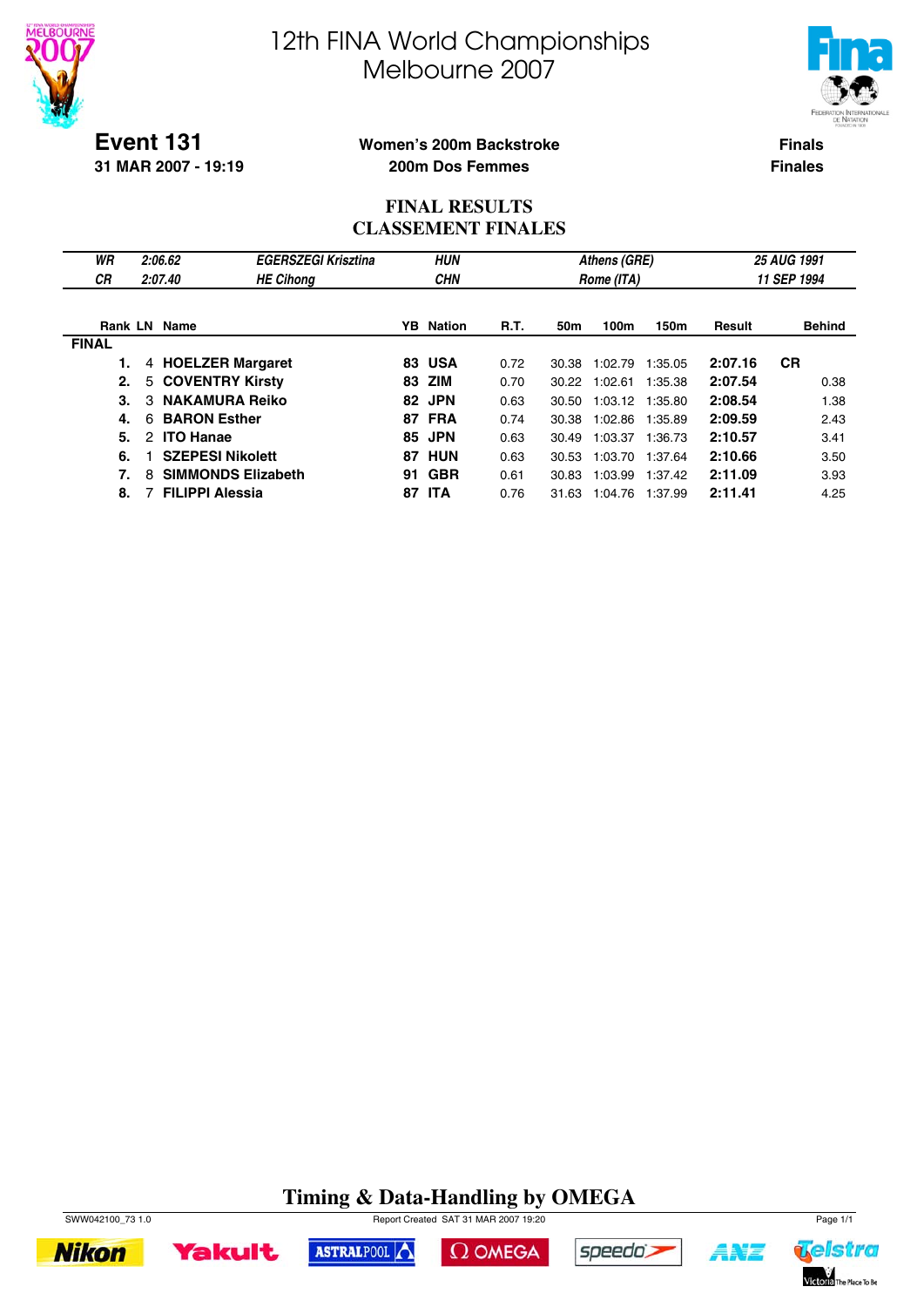# 12th FINA World Championships
## Melbourne 2007

**Event 131**
**31 MAR 2007 - 19:19**

**Women's 200m Backstroke**
**200m Dos Femmes**

**Finals**
**Finales**

### FINAL RESULTS
### CLASSEMENT FINALES

| | | | | | |
|---|---|---|---|---|---|
| *WR* | *2:06.62* | *EGERSZEGI Krisztina* | *HUN* | *Athens (GRE)* | *25 AUG 1991* |
| *CR* | *2:07.40* | *HE Cihong* | *CHN* | *Rome (ITA)* | *11 SEP 1994* |

| Rank | LN | Name | YB | Nation | R.T. | 50m | 100m | 150m | Result | | Behind |
|---|---|---|---|---|---|---|---|---|---|---|---|
| **FINAL** | | | | | | | | | | | |
| **1.** | 4 | **HOELZER Margaret** | **83** | **USA** | 0.72 | 30.38 | 1:02.79 | 1:35.05 | **2:07.16** | **CR** | |
| **2.** | 5 | **COVENTRY Kirsty** | **83** | **ZIM** | 0.70 | 30.22 | 1:02.61 | 1:35.38 | **2:07.54** | | 0.38 |
| **3.** | 3 | **NAKAMURA Reiko** | **82** | **JPN** | 0.63 | 30.50 | 1:03.12 | 1:35.80 | **2:08.54** | | 1.38 |
| **4.** | 6 | **BARON Esther** | **87** | **FRA** | 0.74 | 30.38 | 1:02.86 | 1:35.89 | **2:09.59** | | 2.43 |
| **5.** | 2 | **ITO Hanae** | **85** | **JPN** | 0.63 | 30.49 | 1:03.37 | 1:36.73 | **2:10.57** | | 3.41 |
| **6.** | 1 | **SZEPESI Nikolett** | **87** | **HUN** | 0.63 | 30.53 | 1:03.70 | 1:37.64 | **2:10.66** | | 3.50 |
| **7.** | 8 | **SIMMONDS Elizabeth** | **91** | **GBR** | 0.61 | 30.83 | 1:03.99 | 1:37.42 | **2:11.09** | | 3.93 |
| **8.** | 7 | **FILIPPI Alessia** | **87** | **ITA** | 0.76 | 31.63 | 1:04.76 | 1:37.99 | **2:11.41** | | 4.25 |

**Timing & Data-Handling by OMEGA**

SWW042100_73 1.0 Report Created SAT 31 MAR 2007 19:20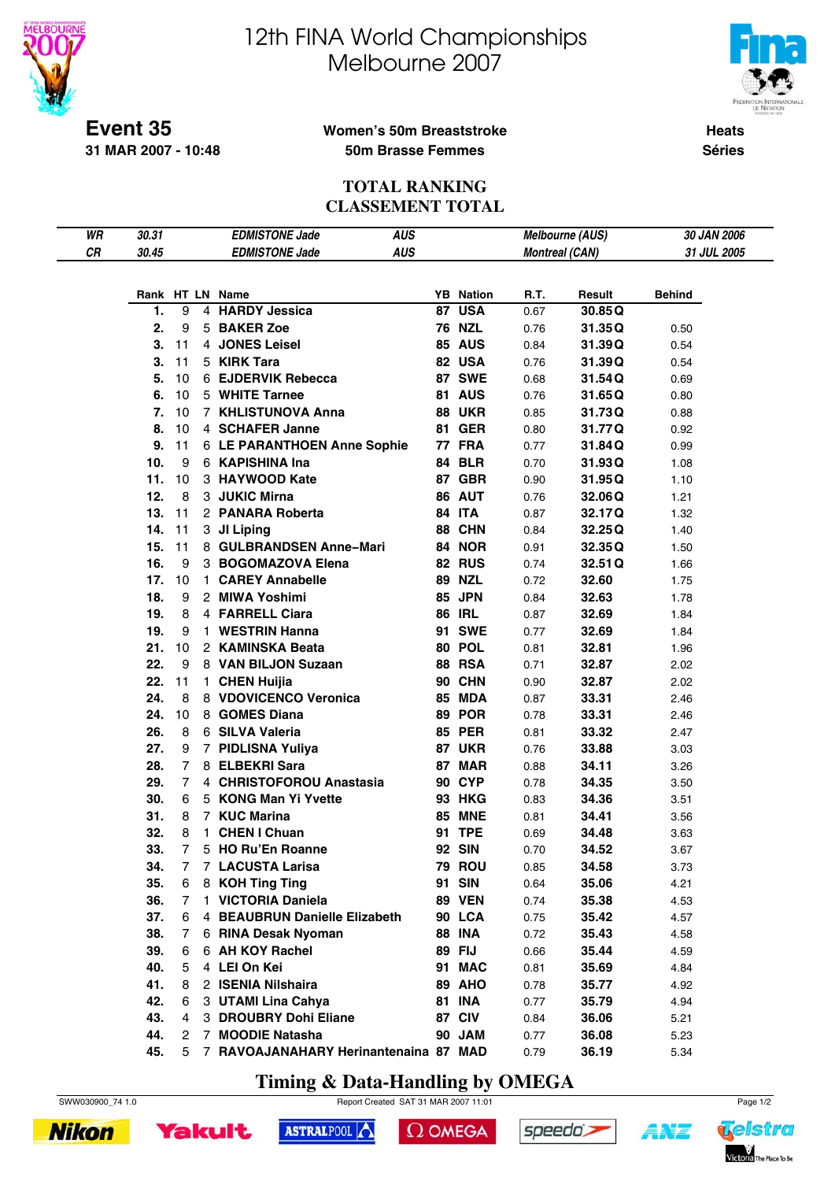# 12th FINA World Championships
# Melbourne 2007

**Event 35**
**31 MAR 2007 - 10:48**

**Women's 50m Breaststroke**
**50m Brasse Femmes**

**Heats**
**Séries**

## TOTAL RANKING
## CLASSEMENT TOTAL

| | | | | | |
|---|---|---|---|---|---|
| *WR* | *30.31* | *EDMISTONE Jade* | *AUS* | *Melbourne (AUS)* | *30 JAN 2006* |
| *CR* | *30.45* | *EDMISTONE Jade* | *AUS* | *Montreal (CAN)* | *31 JUL 2005* |

| Rank | HT | LN | Name | YB | Nation | R.T. | Result | Behind |
|---|---|---|---|---|---|---|---|---|
| 1. | 9 | 4 | **HARDY Jessica** | 87 | USA | 0.67 | 30.85Q | |
| 2. | 9 | 5 | **BAKER Zoe** | 76 | NZL | 0.76 | 31.35Q | 0.50 |
| 3. | 11 | 4 | **JONES Leisel** | 85 | AUS | 0.84 | 31.39Q | 0.54 |
| 3. | 11 | 5 | **KIRK Tara** | 82 | USA | 0.76 | 31.39Q | 0.54 |
| 5. | 10 | 6 | **EJDERVIK Rebecca** | 87 | SWE | 0.68 | 31.54Q | 0.69 |
| 6. | 10 | 5 | **WHITE Tarnee** | 81 | AUS | 0.76 | 31.65Q | 0.80 |
| 7. | 10 | 7 | **KHLISTUNOVA Anna** | 88 | UKR | 0.85 | 31.73Q | 0.88 |
| 8. | 10 | 4 | **SCHAFER Janne** | 81 | GER | 0.80 | 31.77Q | 0.92 |
| 9. | 11 | 6 | **LE PARANTHOEN Anne Sophie** | 77 | FRA | 0.77 | 31.84Q | 0.99 |
| 10. | 9 | 6 | **KAPISHINA Ina** | 84 | BLR | 0.70 | 31.93Q | 1.08 |
| 11. | 10 | 3 | **HAYWOOD Kate** | 87 | GBR | 0.90 | 31.95Q | 1.10 |
| 12. | 8 | 3 | **JUKIC Mirna** | 86 | AUT | 0.76 | 32.06Q | 1.21 |
| 13. | 11 | 2 | **PANARA Roberta** | 84 | ITA | 0.87 | 32.17Q | 1.32 |
| 14. | 11 | 3 | **JI Liping** | 88 | CHN | 0.84 | 32.25Q | 1.40 |
| 15. | 11 | 8 | **GULBRANDSEN Anne–Mari** | 84 | NOR | 0.91 | 32.35Q | 1.50 |
| 16. | 9 | 3 | **BOGOMAZOVA Elena** | 82 | RUS | 0.74 | 32.51Q | 1.66 |
| 17. | 10 | 1 | **CAREY Annabelle** | 89 | NZL | 0.72 | 32.60 | 1.75 |
| 18. | 9 | 2 | **MIWA Yoshimi** | 85 | JPN | 0.84 | 32.63 | 1.78 |
| 19. | 8 | 4 | **FARRELL Ciara** | 86 | IRL | 0.87 | 32.69 | 1.84 |
| 19. | 9 | 1 | **WESTRIN Hanna** | 91 | SWE | 0.77 | 32.69 | 1.84 |
| 21. | 10 | 2 | **KAMINSKA Beata** | 80 | POL | 0.81 | 32.81 | 1.96 |
| 22. | 9 | 8 | **VAN BILJON Suzaan** | 88 | RSA | 0.71 | 32.87 | 2.02 |
| 22. | 11 | 1 | **CHEN Huijia** | 90 | CHN | 0.90 | 32.87 | 2.02 |
| 24. | 8 | 8 | **VDOVICENCO Veronica** | 85 | MDA | 0.87 | 33.31 | 2.46 |
| 24. | 10 | 8 | **GOMES Diana** | 89 | POR | 0.78 | 33.31 | 2.46 |
| 26. | 8 | 6 | **SILVA Valeria** | 85 | PER | 0.81 | 33.32 | 2.47 |
| 27. | 9 | 7 | **PIDLISNA Yuliya** | 87 | UKR | 0.76 | 33.88 | 3.03 |
| 28. | 7 | 8 | **ELBEKRI Sara** | 87 | MAR | 0.88 | 34.11 | 3.26 |
| 29. | 7 | 4 | **CHRISTOFOROU Anastasia** | 90 | CYP | 0.78 | 34.35 | 3.50 |
| 30. | 6 | 5 | **KONG Man Yi Yvette** | 93 | HKG | 0.83 | 34.36 | 3.51 |
| 31. | 8 | 7 | **KUC Marina** | 85 | MNE | 0.81 | 34.41 | 3.56 |
| 32. | 8 | 1 | **CHEN I Chuan** | 91 | TPE | 0.69 | 34.48 | 3.63 |
| 33. | 7 | 5 | **HO Ru'En Roanne** | 92 | SIN | 0.70 | 34.52 | 3.67 |
| 34. | 7 | 7 | **LACUSTA Larisa** | 79 | ROU | 0.85 | 34.58 | 3.73 |
| 35. | 6 | 8 | **KOH Ting Ting** | 91 | SIN | 0.64 | 35.06 | 4.21 |
| 36. | 7 | 1 | **VICTORIA Daniela** | 89 | VEN | 0.74 | 35.38 | 4.53 |
| 37. | 6 | 4 | **BEAUBRUN Danielle Elizabeth** | 90 | LCA | 0.75 | 35.42 | 4.57 |
| 38. | 7 | 6 | **RINA Desak Nyoman** | 88 | INA | 0.72 | 35.43 | 4.58 |
| 39. | 6 | 6 | **AH KOY Rachel** | 89 | FIJ | 0.66 | 35.44 | 4.59 |
| 40. | 5 | 4 | **LEI On Kei** | 91 | MAC | 0.81 | 35.69 | 4.84 |
| 41. | 8 | 2 | **ISENIA Nilshaira** | 89 | AHO | 0.78 | 35.77 | 4.92 |
| 42. | 6 | 3 | **UTAMI Lina Cahya** | 81 | INA | 0.77 | 35.79 | 4.94 |
| 43. | 4 | 3 | **DROUBRY Dohi Eliane** | 87 | CIV | 0.84 | 36.06 | 5.21 |
| 44. | 2 | 7 | **MOODIE Natasha** | 90 | JAM | 0.77 | 36.08 | 5.23 |
| 45. | 5 | 7 | **RAVOAJANAHARY Herinantenaina** | 87 | MAD | 0.79 | 36.19 | 5.34 |

**Timing & Data-Handling by OMEGA**

SWW030900_74 1.0 Report Created SAT 31 MAR 2007 11:01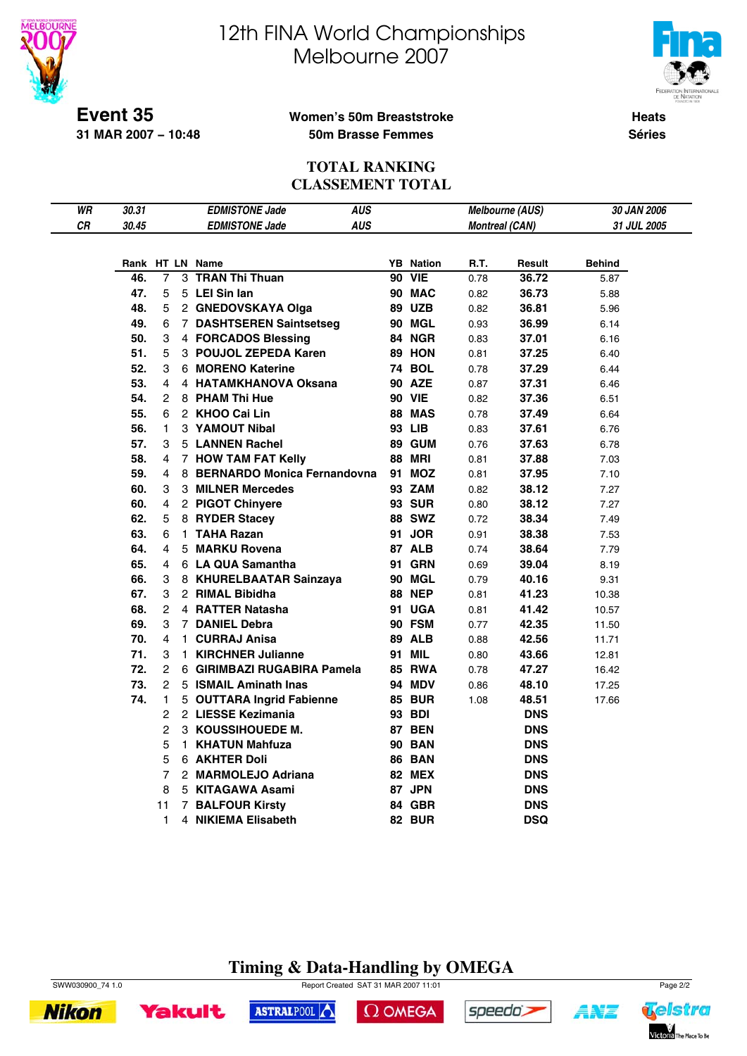# 12th FINA World Championships
# Melbourne 2007

**Event 35**
**31 MAR 2007 – 10:48**

**Women's 50m Breaststroke**
**50m Brasse Femmes**

**Heats**
**Séries**

## TOTAL RANKING
## CLASSEMENT TOTAL

| | | | | | |
|---|---|---|---|---|---|
| *WR* | *30.31* | *EDMISTONE Jade* | *AUS* | *Melbourne (AUS)* | *30 JAN 2006* |
| *CR* | *30.45* | *EDMISTONE Jade* | *AUS* | *Montreal (CAN)* | *31 JUL 2005* |

| Rank | HT | LN | Name | YB | Nation | R.T. | Result | Behind |
|---|---|---|---|---|---|---|---|---|
| 46. | 7 | 3 | **TRAN Thi Thuan** | 90 | VIE | 0.78 | **36.72** | 5.87 |
| 47. | 5 | 5 | **LEI Sin Ian** | 90 | MAC | 0.82 | **36.73** | 5.88 |
| 48. | 5 | 2 | **GNEDOVSKAYA Olga** | 89 | UZB | 0.82 | **36.81** | 5.96 |
| 49. | 6 | 7 | **DASHTSEREN Saintsetseg** | 90 | MGL | 0.93 | **36.99** | 6.14 |
| 50. | 3 | 4 | **FORCADOS Blessing** | 84 | NGR | 0.83 | **37.01** | 6.16 |
| 51. | 5 | 3 | **POUJOL ZEPEDA Karen** | 89 | HON | 0.81 | **37.25** | 6.40 |
| 52. | 3 | 6 | **MORENO Katerine** | 74 | BOL | 0.78 | **37.29** | 6.44 |
| 53. | 4 | 4 | **HATAMKHANOVA Oksana** | 90 | AZE | 0.87 | **37.31** | 6.46 |
| 54. | 2 | 8 | **PHAM Thi Hue** | 90 | VIE | 0.82 | **37.36** | 6.51 |
| 55. | 6 | 2 | **KHOO Cai Lin** | 88 | MAS | 0.78 | **37.49** | 6.64 |
| 56. | 1 | 3 | **YAMOUT Nibal** | 93 | LIB | 0.83 | **37.61** | 6.76 |
| 57. | 3 | 5 | **LANNEN Rachel** | 89 | GUM | 0.76 | **37.63** | 6.78 |
| 58. | 4 | 7 | **HOW TAM FAT Kelly** | 88 | MRI | 0.81 | **37.88** | 7.03 |
| 59. | 4 | 8 | **BERNARDO Monica Fernandovna** | 91 | MOZ | 0.81 | **37.95** | 7.10 |
| 60. | 3 | 3 | **MILNER Mercedes** | 93 | ZAM | 0.82 | **38.12** | 7.27 |
| 60. | 4 | 2 | **PIGOT Chinyere** | 93 | SUR | 0.80 | **38.12** | 7.27 |
| 62. | 5 | 8 | **RYDER Stacey** | 88 | SWZ | 0.72 | **38.34** | 7.49 |
| 63. | 6 | 1 | **TAHA Razan** | 91 | JOR | 0.91 | **38.38** | 7.53 |
| 64. | 4 | 5 | **MARKU Rovena** | 87 | ALB | 0.74 | **38.64** | 7.79 |
| 65. | 4 | 6 | **LA QUA Samantha** | 91 | GRN | 0.69 | **39.04** | 8.19 |
| 66. | 3 | 8 | **KHURELBAATAR Sainzaya** | 90 | MGL | 0.79 | **40.16** | 9.31 |
| 67. | 3 | 2 | **RIMAL Bibidha** | 88 | NEP | 0.81 | **41.23** | 10.38 |
| 68. | 2 | 4 | **RATTER Natasha** | 91 | UGA | 0.81 | **41.42** | 10.57 |
| 69. | 3 | 7 | **DANIEL Debra** | 90 | FSM | 0.77 | **42.35** | 11.50 |
| 70. | 4 | 1 | **CURRAJ Anisa** | 89 | ALB | 0.88 | **42.56** | 11.71 |
| 71. | 3 | 1 | **KIRCHNER Julianne** | 91 | MIL | 0.80 | **43.66** | 12.81 |
| 72. | 2 | 6 | **GIRIMBAZI RUGABIRA Pamela** | 85 | RWA | 0.78 | **47.27** | 16.42 |
| 73. | 2 | 5 | **ISMAIL Aminath Inas** | 94 | MDV | 0.86 | **48.10** | 17.25 |
| 74. | 1 | 5 | **OUTTARA Ingrid Fabienne** | 85 | BUR | 1.08 | **48.51** | 17.66 |
| | 2 | 2 | **LIESSE Kezimania** | 93 | BDI | | **DNS** | |
| | 2 | 3 | **KOUSSIHOUEDE M.** | 87 | BEN | | **DNS** | |
| | 5 | 1 | **KHATUN Mahfuza** | 90 | BAN | | **DNS** | |
| | 5 | 6 | **AKHTER Doli** | 86 | BAN | | **DNS** | |
| | 7 | 2 | **MARMOLEJO Adriana** | 82 | MEX | | **DNS** | |
| | 8 | 5 | **KITAGAWA Asami** | 87 | JPN | | **DNS** | |
| | 11 | 7 | **BALFOUR Kirsty** | 84 | GBR | | **DNS** | |
| | 1 | 4 | **NIKIEMA Elisabeth** | 82 | BUR | | **DSQ** | |

**Timing & Data-Handling by OMEGA**

SWW030900_74 1.0 Report Created SAT 31 MAR 2007 11:01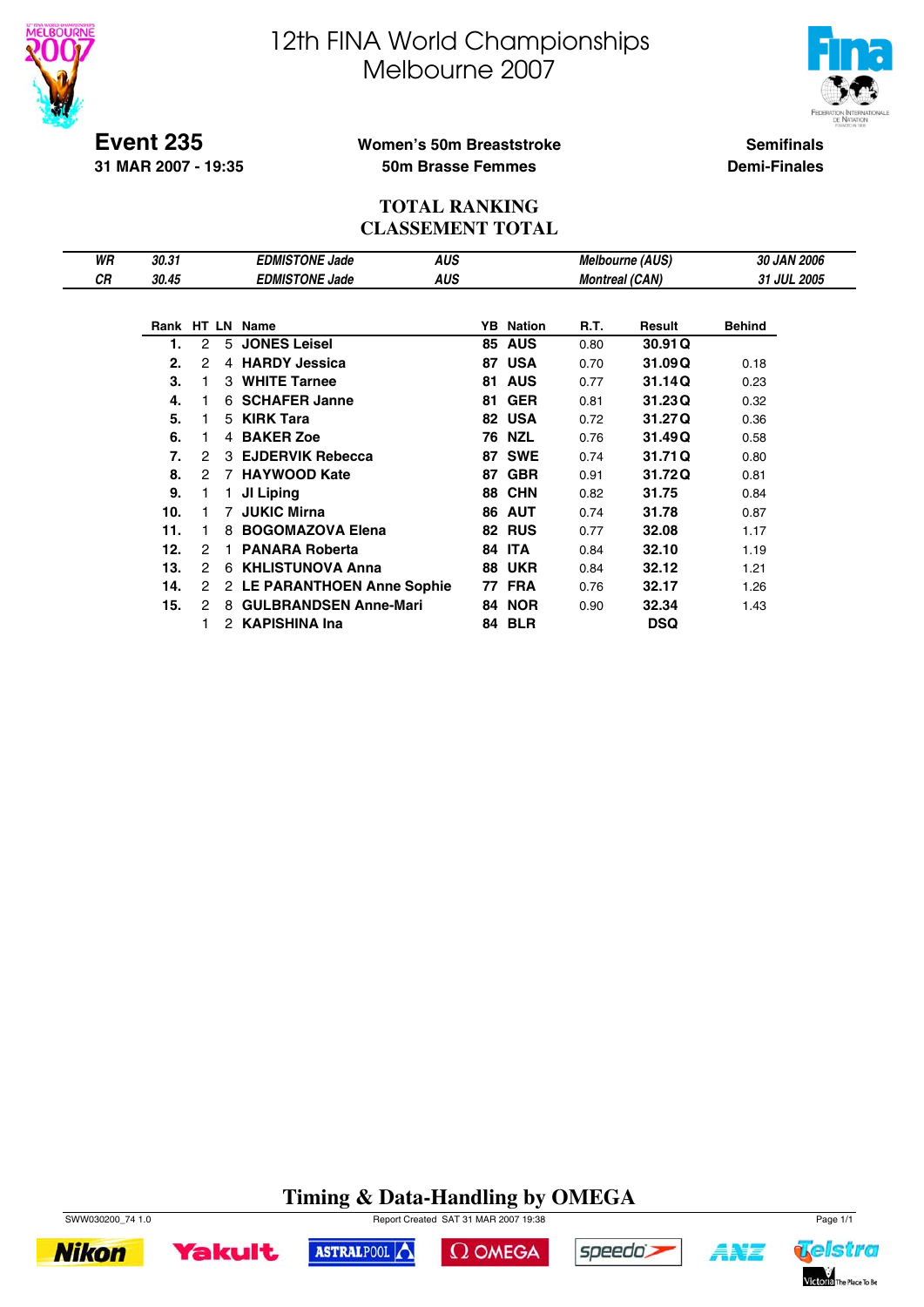# 12th FINA World Championships
# Melbourne 2007

**Event 235**
**31 MAR 2007 - 19:35**

**Women's 50m Breaststroke**
**50m Brasse Femmes**

**Semifinals**
**Demi-Finales**

## TOTAL RANKING
## CLASSEMENT TOTAL

| | | | | | |
|---|---|---|---|---|---|
| *WR* | *30.31* | *EDMISTONE Jade* | *AUS* | *Melbourne (AUS)* | *30 JAN 2006* |
| *CR* | *30.45* | *EDMISTONE Jade* | *AUS* | *Montreal (CAN)* | *31 JUL 2005* |

| Rank | HT | LN | Name | YB | Nation | R.T. | Result | Behind |
|---|---|---|---|---|---|---|---|---|
| 1. | 2 | 5 | JONES Leisel | 85 | AUS | 0.80 | 30.91 Q | |
| 2. | 2 | 4 | HARDY Jessica | 87 | USA | 0.70 | 31.09 Q | 0.18 |
| 3. | 1 | 3 | WHITE Tarnee | 81 | AUS | 0.77 | 31.14 Q | 0.23 |
| 4. | 1 | 6 | SCHAFER Janne | 81 | GER | 0.81 | 31.23 Q | 0.32 |
| 5. | 1 | 5 | KIRK Tara | 82 | USA | 0.72 | 31.27 Q | 0.36 |
| 6. | 1 | 4 | BAKER Zoe | 76 | NZL | 0.76 | 31.49 Q | 0.58 |
| 7. | 2 | 3 | EJDERVIK Rebecca | 87 | SWE | 0.74 | 31.71 Q | 0.80 |
| 8. | 2 | 7 | HAYWOOD Kate | 87 | GBR | 0.91 | 31.72 Q | 0.81 |
| 9. | 1 | 1 | JI Liping | 88 | CHN | 0.82 | 31.75 | 0.84 |
| 10. | 1 | 7 | JUKIC Mirna | 86 | AUT | 0.74 | 31.78 | 0.87 |
| 11. | 1 | 8 | BOGOMAZOVA Elena | 82 | RUS | 0.77 | 32.08 | 1.17 |
| 12. | 2 | 1 | PANARA Roberta | 84 | ITA | 0.84 | 32.10 | 1.19 |
| 13. | 2 | 6 | KHLISTUNOVA Anna | 88 | UKR | 0.84 | 32.12 | 1.21 |
| 14. | 2 | 2 | LE PARANTHOEN Anne Sophie | 77 | FRA | 0.76 | 32.17 | 1.26 |
| 15. | 2 | 8 | GULBRANDSEN Anne-Mari | 84 | NOR | 0.90 | 32.34 | 1.43 |
| | 1 | 2 | KAPISHINA Ina | 84 | BLR | | DSQ | |

**Timing & Data-Handling by OMEGA**

SWW030200_74 1.0 Report Created SAT 31 MAR 2007 19:38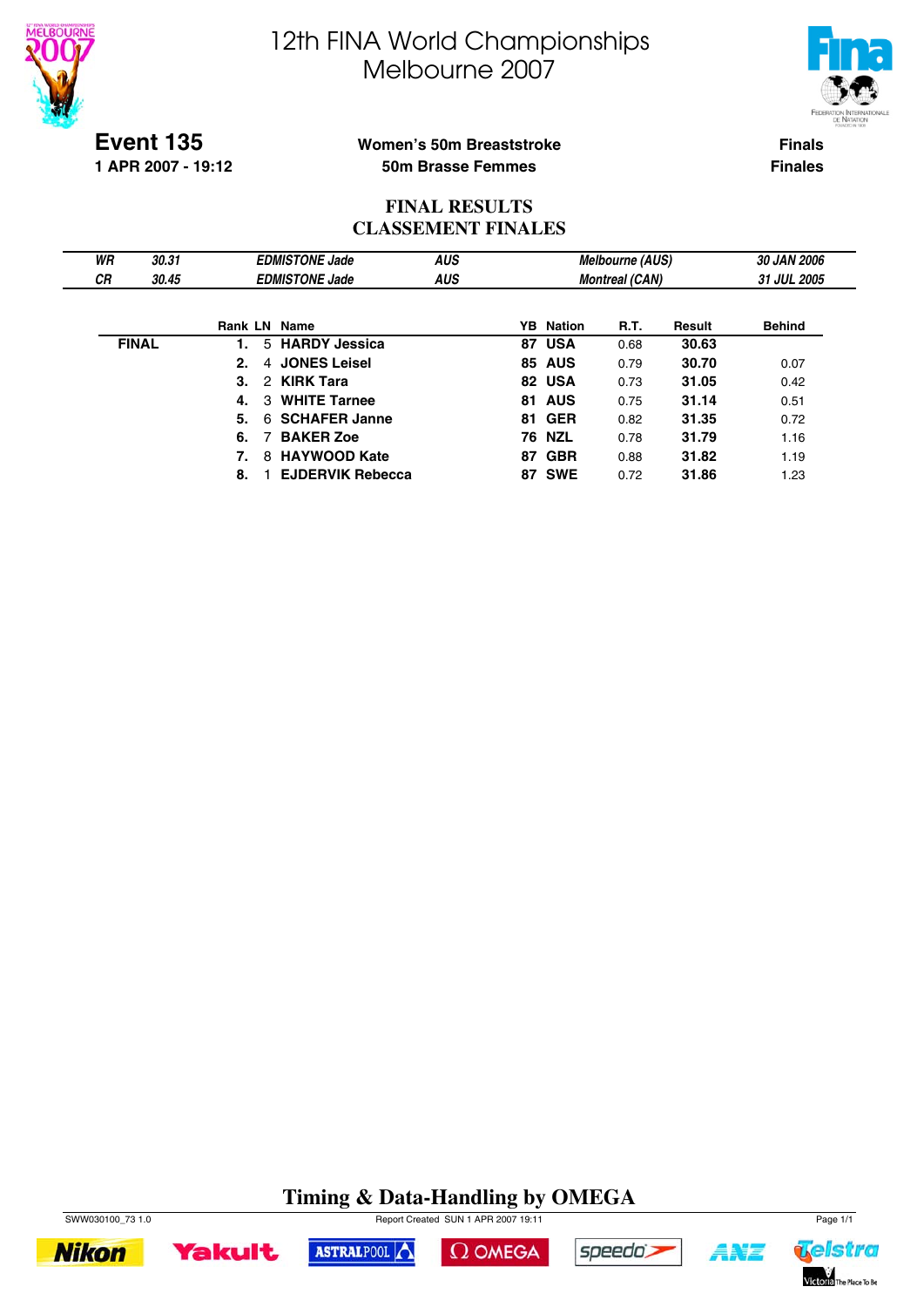# 12th FINA World Championships
# Melbourne 2007

**Event 135**
**1 APR 2007 - 19:12**

**Women's 50m Breaststroke**
**50m Brasse Femmes**

**Finals**
**Finales**

## FINAL RESULTS
## CLASSEMENT FINALES

| | | | | | |
|---|---|---|---|---|---|
| *WR* | *30.31* | *EDMISTONE Jade* | *AUS* | *Melbourne (AUS)* | *30 JAN 2006* |
| *CR* | *30.45* | *EDMISTONE Jade* | *AUS* | *Montreal (CAN)* | *31 JUL 2005* |

| | Rank | LN | Name | YB | Nation | R.T. | Result | Behind |
|---|---|---|---|---|---|---|---|---|
| **FINAL** | **1.** | 5 | **HARDY Jessica** | **87** | **USA** | 0.68 | **30.63** | |
| | **2.** | 4 | **JONES Leisel** | **85** | **AUS** | 0.79 | **30.70** | 0.07 |
| | **3.** | 2 | **KIRK Tara** | **82** | **USA** | 0.73 | **31.05** | 0.42 |
| | **4.** | 3 | **WHITE Tarnee** | **81** | **AUS** | 0.75 | **31.14** | 0.51 |
| | **5.** | 6 | **SCHAFER Janne** | **81** | **GER** | 0.82 | **31.35** | 0.72 |
| | **6.** | 7 | **BAKER Zoe** | **76** | **NZL** | 0.78 | **31.79** | 1.16 |
| | **7.** | 8 | **HAYWOOD Kate** | **87** | **GBR** | 0.88 | **31.82** | 1.19 |
| | **8.** | 1 | **EJDERVIK Rebecca** | **87** | **SWE** | 0.72 | **31.86** | 1.23 |

**Timing & Data-Handling by OMEGA**

SWW030100_73 1.0 Report Created SUN 1 APR 2007 19:11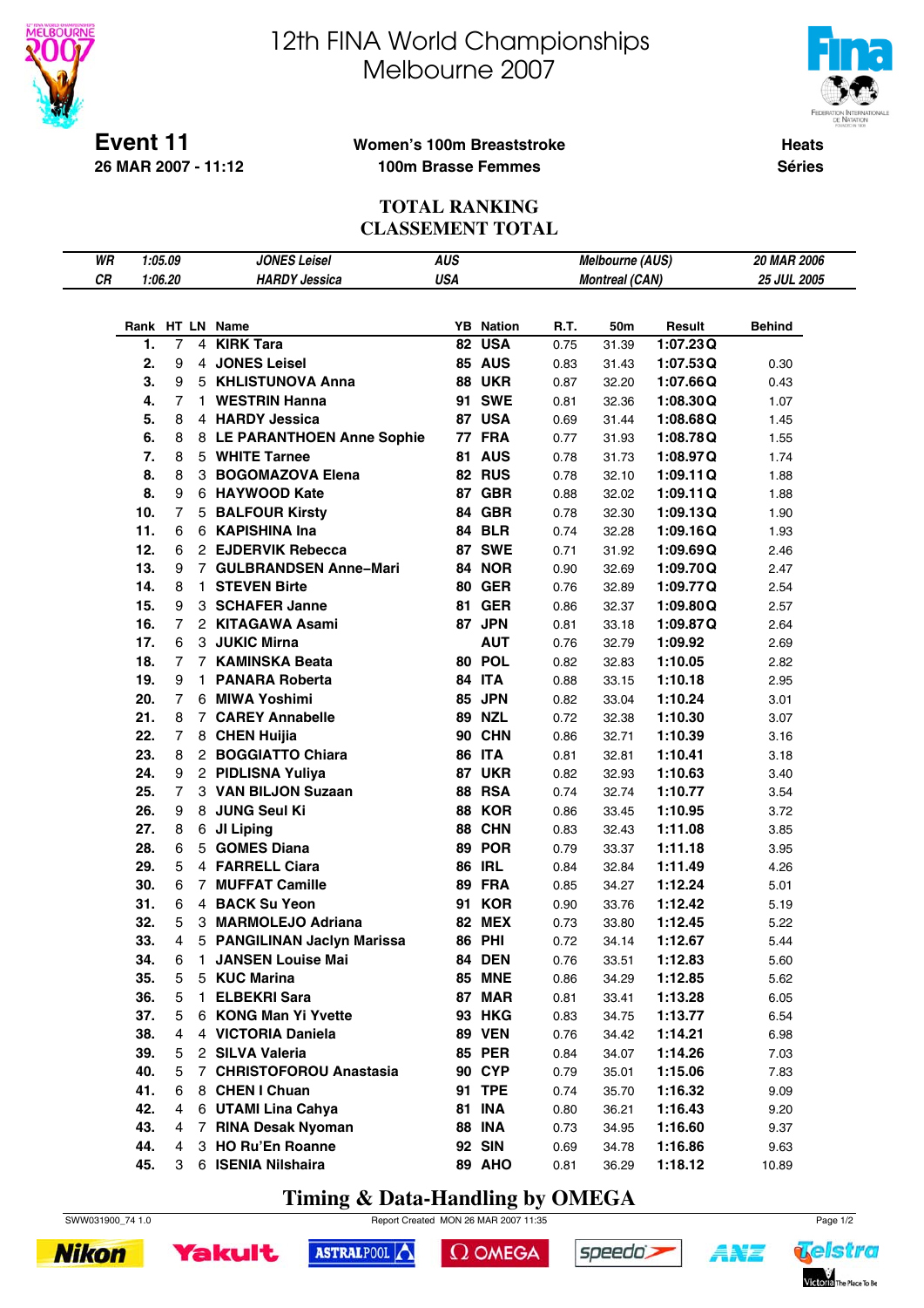# 12th FINA World Championships Melbourne 2007

**Event 11**
**26 MAR 2007 - 11:12**

**Women's 100m Breaststroke**
**100m Brasse Femmes**

**Heats**
**Séries**

## TOTAL RANKING
## CLASSEMENT TOTAL

| | | | | | |
|---|---|---|---|---|---|
| WR | 1:05.09 | JONES Leisel | AUS | Melbourne (AUS) | 20 MAR 2006 |
| CR | 1:06.20 | HARDY Jessica | USA | Montreal (CAN) | 25 JUL 2005 |

| Rank | HT | LN | Name | YB | Nation | R.T. | 50m | Result | | Behind |
|---|---|---|---|---|---|---|---|---|---|---|
| 1. | 7 | 4 | KIRK Tara | 82 | USA | 0.75 | 31.39 | 1:07.23 | Q | |
| 2. | 9 | 4 | JONES Leisel | 85 | AUS | 0.83 | 31.43 | 1:07.53 | Q | 0.30 |
| 3. | 9 | 5 | KHLISTUNOVA Anna | 88 | UKR | 0.87 | 32.20 | 1:07.66 | Q | 0.43 |
| 4. | 7 | 1 | WESTRIN Hanna | 91 | SWE | 0.81 | 32.36 | 1:08.30 | Q | 1.07 |
| 5. | 8 | 4 | HARDY Jessica | 87 | USA | 0.69 | 31.44 | 1:08.68 | Q | 1.45 |
| 6. | 8 | 8 | LE PARANTHOEN Anne Sophie | 77 | FRA | 0.77 | 31.93 | 1:08.78 | Q | 1.55 |
| 7. | 8 | 5 | WHITE Tarnee | 81 | AUS | 0.78 | 31.73 | 1:08.97 | Q | 1.74 |
| 8. | 8 | 3 | BOGOMAZOVA Elena | 82 | RUS | 0.78 | 32.10 | 1:09.11 | Q | 1.88 |
| 8. | 9 | 6 | HAYWOOD Kate | 87 | GBR | 0.88 | 32.02 | 1:09.11 | Q | 1.88 |
| 10. | 7 | 5 | BALFOUR Kirsty | 84 | GBR | 0.78 | 32.30 | 1:09.13 | Q | 1.90 |
| 11. | 6 | 6 | KAPISHINA Ina | 84 | BLR | 0.74 | 32.28 | 1:09.16 | Q | 1.93 |
| 12. | 6 | 2 | EJDERVIK Rebecca | 87 | SWE | 0.71 | 31.92 | 1:09.69 | Q | 2.46 |
| 13. | 9 | 7 | GULBRANDSEN Anne–Mari | 84 | NOR | 0.90 | 32.69 | 1:09.70 | Q | 2.47 |
| 14. | 8 | 1 | STEVEN Birte | 80 | GER | 0.76 | 32.89 | 1:09.77 | Q | 2.54 |
| 15. | 9 | 3 | SCHAFER Janne | 81 | GER | 0.86 | 32.37 | 1:09.80 | Q | 2.57 |
| 16. | 7 | 2 | KITAGAWA Asami | 87 | JPN | 0.81 | 33.18 | 1:09.87 | Q | 2.64 |
| 17. | 6 | 3 | JUKIC Mirna | | AUT | 0.76 | 32.79 | 1:09.92 | | 2.69 |
| 18. | 7 | 7 | KAMINSKA Beata | 80 | POL | 0.82 | 32.83 | 1:10.05 | | 2.82 |
| 19. | 9 | 1 | PANARA Roberta | 84 | ITA | 0.88 | 33.15 | 1:10.18 | | 2.95 |
| 20. | 7 | 6 | MIWA Yoshimi | 85 | JPN | 0.82 | 33.04 | 1:10.24 | | 3.01 |
| 21. | 8 | 7 | CAREY Annabelle | 89 | NZL | 0.72 | 32.38 | 1:10.30 | | 3.07 |
| 22. | 7 | 8 | CHEN Huijia | 90 | CHN | 0.86 | 32.71 | 1:10.39 | | 3.16 |
| 23. | 8 | 2 | BOGGIATTO Chiara | 86 | ITA | 0.81 | 32.81 | 1:10.41 | | 3.18 |
| 24. | 9 | 2 | PIDLISNA Yuliya | 87 | UKR | 0.82 | 32.93 | 1:10.63 | | 3.40 |
| 25. | 7 | 3 | VAN BILJON Suzaan | 88 | RSA | 0.74 | 32.74 | 1:10.77 | | 3.54 |
| 26. | 9 | 8 | JUNG Seul Ki | 88 | KOR | 0.86 | 33.45 | 1:10.95 | | 3.72 |
| 27. | 8 | 6 | JI Liping | 88 | CHN | 0.83 | 32.43 | 1:11.08 | | 3.85 |
| 28. | 6 | 5 | GOMES Diana | 89 | POR | 0.79 | 33.37 | 1:11.18 | | 3.95 |
| 29. | 5 | 4 | FARRELL Ciara | 86 | IRL | 0.84 | 32.84 | 1:11.49 | | 4.26 |
| 30. | 6 | 7 | MUFFAT Camille | 89 | FRA | 0.85 | 34.27 | 1:12.24 | | 5.01 |
| 31. | 6 | 4 | BACK Su Yeon | 91 | KOR | 0.90 | 33.76 | 1:12.42 | | 5.19 |
| 32. | 5 | 3 | MARMOLEJO Adriana | 82 | MEX | 0.73 | 33.80 | 1:12.45 | | 5.22 |
| 33. | 4 | 5 | PANGILINAN Jaclyn Marissa | 86 | PHI | 0.72 | 34.14 | 1:12.67 | | 5.44 |
| 34. | 6 | 1 | JANSEN Louise Mai | 84 | DEN | 0.76 | 33.51 | 1:12.83 | | 5.60 |
| 35. | 5 | 5 | KUC Marina | 85 | MNE | 0.86 | 34.29 | 1:12.85 | | 5.62 |
| 36. | 5 | 1 | ELBEKRI Sara | 87 | MAR | 0.81 | 33.41 | 1:13.28 | | 6.05 |
| 37. | 5 | 6 | KONG Man Yi Yvette | 93 | HKG | 0.83 | 34.75 | 1:13.77 | | 6.54 |
| 38. | 4 | 4 | VICTORIA Daniela | 89 | VEN | 0.76 | 34.42 | 1:14.21 | | 6.98 |
| 39. | 5 | 2 | SILVA Valeria | 85 | PER | 0.84 | 34.07 | 1:14.26 | | 7.03 |
| 40. | 5 | 7 | CHRISTOFOROU Anastasia | 90 | CYP | 0.79 | 35.01 | 1:15.06 | | 7.83 |
| 41. | 6 | 8 | CHEN I Chuan | 91 | TPE | 0.74 | 35.70 | 1:16.32 | | 9.09 |
| 42. | 4 | 6 | UTAMI Lina Cahya | 81 | INA | 0.80 | 36.21 | 1:16.43 | | 9.20 |
| 43. | 4 | 7 | RINA Desak Nyoman | 88 | INA | 0.73 | 34.95 | 1:16.60 | | 9.37 |
| 44. | 4 | 3 | HO Ru'En Roanne | 92 | SIN | 0.69 | 34.78 | 1:16.86 | | 9.63 |
| 45. | 3 | 6 | ISENIA Nilshaira | 89 | AHO | 0.81 | 36.29 | 1:18.12 | | 10.89 |

**Timing & Data-Handling by OMEGA**

SWW031900_74 1.0 — Report Created MON 26 MAR 2007 11:35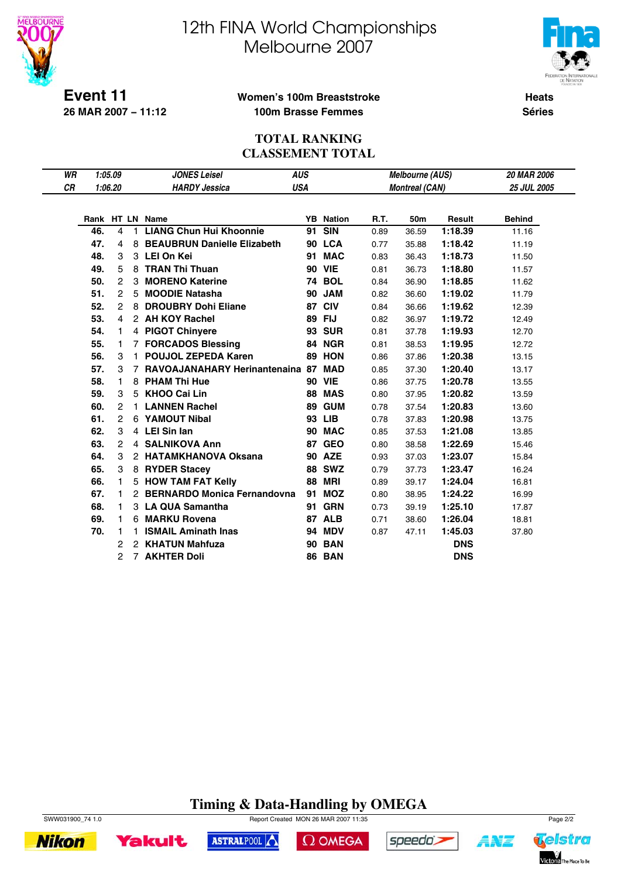# 12th FINA World Championships Melbourne 2007

**Event 11**
**26 MAR 2007 – 11:12**

**Women's 100m Breaststroke**
**100m Brasse Femmes**

**Heats**
**Séries**

## TOTAL RANKING
## CLASSEMENT TOTAL

| | | | | | |
|---|---|---|---|---|---|
| *WR* | *1:05.09* | *JONES Leisel* | *AUS* | *Melbourne (AUS)* | *20 MAR 2006* |
| *CR* | *1:06.20* | *HARDY Jessica* | *USA* | *Montreal (CAN)* | *25 JUL 2005* |

| Rank | HT | LN | Name | YB | Nation | R.T. | 50m | Result | Behind |
|---|---|---|---|---|---|---|---|---|---|
| 46. | 4 | 1 | LIANG Chun Hui Khoonnie | 91 | SIN | 0.89 | 36.59 | 1:18.39 | 11.16 |
| 47. | 4 | 8 | BEAUBRUN Danielle Elizabeth | 90 | LCA | 0.77 | 35.88 | 1:18.42 | 11.19 |
| 48. | 3 | 3 | LEI On Kei | 91 | MAC | 0.83 | 36.43 | 1:18.73 | 11.50 |
| 49. | 5 | 8 | TRAN Thi Thuan | 90 | VIE | 0.81 | 36.73 | 1:18.80 | 11.57 |
| 50. | 2 | 3 | MORENO Katerine | 74 | BOL | 0.84 | 36.90 | 1:18.85 | 11.62 |
| 51. | 2 | 5 | MOODIE Natasha | 90 | JAM | 0.82 | 36.60 | 1:19.02 | 11.79 |
| 52. | 2 | 8 | DROUBRY Dohi Eliane | 87 | CIV | 0.84 | 36.66 | 1:19.62 | 12.39 |
| 53. | 4 | 2 | AH KOY Rachel | 89 | FIJ | 0.82 | 36.97 | 1:19.72 | 12.49 |
| 54. | 1 | 4 | PIGOT Chinyere | 93 | SUR | 0.81 | 37.78 | 1:19.93 | 12.70 |
| 55. | 1 | 7 | FORCADOS Blessing | 84 | NGR | 0.81 | 38.53 | 1:19.95 | 12.72 |
| 56. | 3 | 1 | POUJOL ZEPEDA Karen | 89 | HON | 0.86 | 37.86 | 1:20.38 | 13.15 |
| 57. | 3 | 7 | RAVOAJANAHARY Herinantenaina | 87 | MAD | 0.85 | 37.30 | 1:20.40 | 13.17 |
| 58. | 1 | 8 | PHAM Thi Hue | 90 | VIE | 0.86 | 37.75 | 1:20.78 | 13.55 |
| 59. | 3 | 5 | KHOO Cai Lin | 88 | MAS | 0.80 | 37.95 | 1:20.82 | 13.59 |
| 60. | 2 | 1 | LANNEN Rachel | 89 | GUM | 0.78 | 37.54 | 1:20.83 | 13.60 |
| 61. | 2 | 6 | YAMOUT Nibal | 93 | LIB | 0.78 | 37.83 | 1:20.98 | 13.75 |
| 62. | 3 | 4 | LEI Sin Ian | 90 | MAC | 0.85 | 37.53 | 1:21.08 | 13.85 |
| 63. | 2 | 4 | SALNIKOVA Ann | 87 | GEO | 0.80 | 38.58 | 1:22.69 | 15.46 |
| 64. | 3 | 2 | HATAMKHANOVA Oksana | 90 | AZE | 0.93 | 37.03 | 1:23.07 | 15.84 |
| 65. | 3 | 8 | RYDER Stacey | 88 | SWZ | 0.79 | 37.73 | 1:23.47 | 16.24 |
| 66. | 1 | 5 | HOW TAM FAT Kelly | 88 | MRI | 0.89 | 39.17 | 1:24.04 | 16.81 |
| 67. | 1 | 2 | BERNARDO Monica Fernandovna | 91 | MOZ | 0.80 | 38.95 | 1:24.22 | 16.99 |
| 68. | 1 | 3 | LA QUA Samantha | 91 | GRN | 0.73 | 39.19 | 1:25.10 | 17.87 |
| 69. | 1 | 6 | MARKU Rovena | 87 | ALB | 0.71 | 38.60 | 1:26.04 | 18.81 |
| 70. | 1 | 1 | ISMAIL Aminath Inas | 94 | MDV | 0.87 | 47.11 | 1:45.03 | 37.80 |
| | 2 | 2 | KHATUN Mahfuza | 90 | BAN | | | DNS | |
| | 2 | 7 | AKHTER Doli | 86 | BAN | | | DNS | |

**Timing & Data-Handling by OMEGA**

SWW031900_74 1.0 Report Created MON 26 MAR 2007 11:35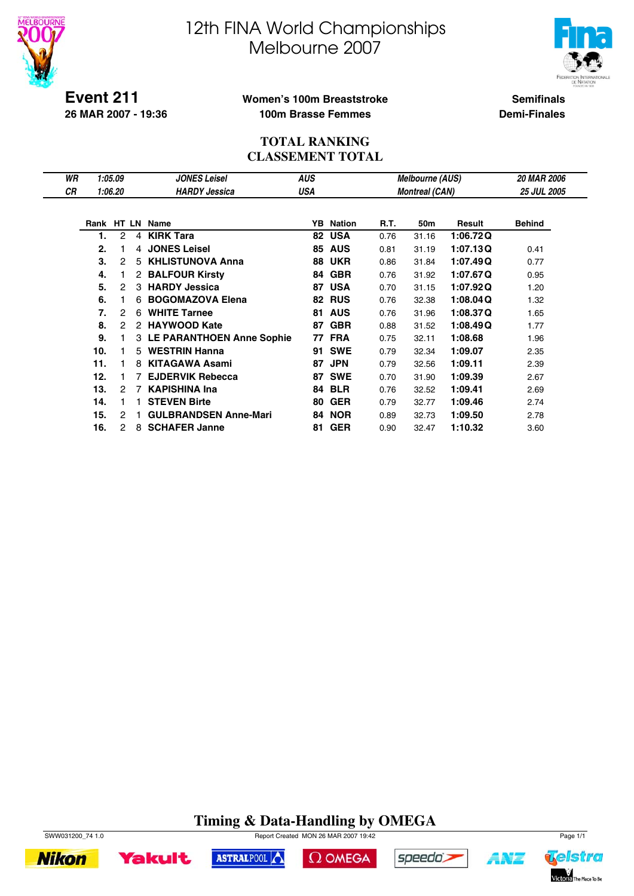# 12th FINA World Championships
# Melbourne 2007

**Event 211**
**26 MAR 2007 - 19:36**

**Women's 100m Breaststroke**
**100m Brasse Femmes**

**Semifinals**
**Demi-Finales**

## TOTAL RANKING
## CLASSEMENT TOTAL

| | | | | | |
|---|---|---|---|---|---|
| *WR* | *1:05.09* | *JONES Leisel* | *AUS* | *Melbourne (AUS)* | *20 MAR 2006* |
| *CR* | *1:06.20* | *HARDY Jessica* | *USA* | *Montreal (CAN)* | *25 JUL 2005* |

| Rank | HT | LN | Name | YB | Nation | R.T. | 50m | Result | | Behind |
|---|---|---|---|---|---|---|---|---|---|---|
| 1. | 2 | 4 | **KIRK Tara** | 82 | **USA** | 0.76 | 31.16 | **1:06.72** | **Q** | |
| 2. | 1 | 4 | **JONES Leisel** | 85 | **AUS** | 0.81 | 31.19 | **1:07.13** | **Q** | 0.41 |
| 3. | 2 | 5 | **KHLISTUNOVA Anna** | 88 | **UKR** | 0.86 | 31.84 | **1:07.49** | **Q** | 0.77 |
| 4. | 1 | 2 | **BALFOUR Kirsty** | 84 | **GBR** | 0.76 | 31.92 | **1:07.67** | **Q** | 0.95 |
| 5. | 2 | 3 | **HARDY Jessica** | 87 | **USA** | 0.70 | 31.15 | **1:07.92** | **Q** | 1.20 |
| 6. | 1 | 6 | **BOGOMAZOVA Elena** | 82 | **RUS** | 0.76 | 32.38 | **1:08.04** | **Q** | 1.32 |
| 7. | 2 | 6 | **WHITE Tarnee** | 81 | **AUS** | 0.76 | 31.96 | **1:08.37** | **Q** | 1.65 |
| 8. | 2 | 2 | **HAYWOOD Kate** | 87 | **GBR** | 0.88 | 31.52 | **1:08.49** | **Q** | 1.77 |
| 9. | 1 | 3 | **LE PARANTHOEN Anne Sophie** | 77 | **FRA** | 0.75 | 32.11 | **1:08.68** | | 1.96 |
| 10. | 1 | 5 | **WESTRIN Hanna** | 91 | **SWE** | 0.79 | 32.34 | **1:09.07** | | 2.35 |
| 11. | 1 | 8 | **KITAGAWA Asami** | 87 | **JPN** | 0.79 | 32.56 | **1:09.11** | | 2.39 |
| 12. | 1 | 7 | **EJDERVIK Rebecca** | 87 | **SWE** | 0.70 | 31.90 | **1:09.39** | | 2.67 |
| 13. | 2 | 7 | **KAPISHINA Ina** | 84 | **BLR** | 0.76 | 32.52 | **1:09.41** | | 2.69 |
| 14. | 1 | 1 | **STEVEN Birte** | 80 | **GER** | 0.79 | 32.77 | **1:09.46** | | 2.74 |
| 15. | 2 | 1 | **GULBRANDSEN Anne-Mari** | 84 | **NOR** | 0.89 | 32.73 | **1:09.50** | | 2.78 |
| 16. | 2 | 8 | **SCHAFER Janne** | 81 | **GER** | 0.90 | 32.47 | **1:10.32** | | 3.60 |

**Timing & Data-Handling by OMEGA**

SWW031200_74 1.0 — Report Created MON 26 MAR 2007 19:42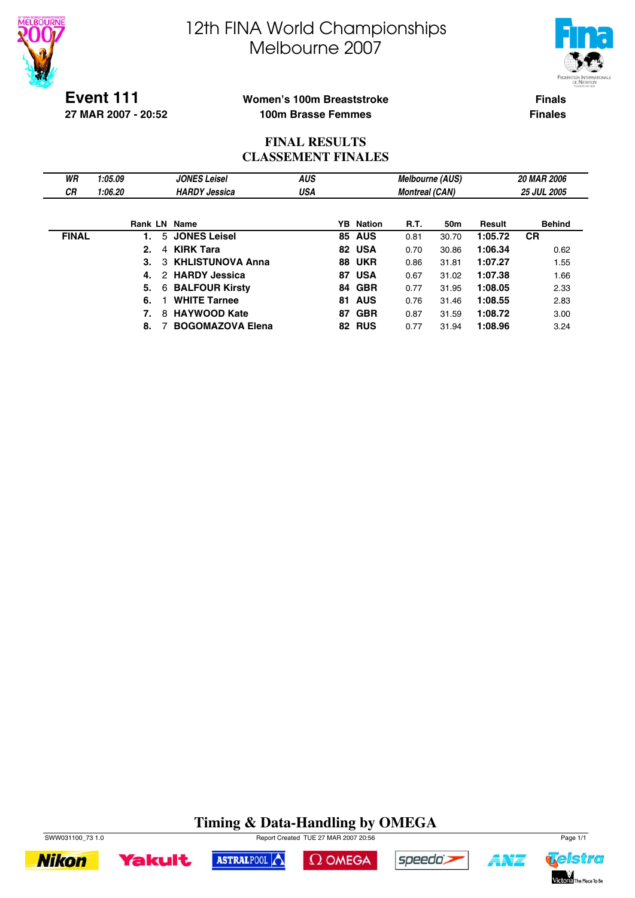# 12th FINA World Championships
# Melbourne 2007

**Event 111**
**27 MAR 2007 - 20:52**

**Women's 100m Breaststroke**
**100m Brasse Femmes**

**Finals**
**Finales**

## FINAL RESULTS
## CLASSEMENT FINALES

| | | | | | |
|---|---|---|---|---|---|
| *WR* | *1:05.09* | *JONES Leisel* | *AUS* | *Melbourne (AUS)* | *20 MAR 2006* |
| *CR* | *1:06.20* | *HARDY Jessica* | *USA* | *Montreal (CAN)* | *25 JUL 2005* |

| | Rank | LN | Name | YB | Nation | R.T. | 50m | Result | Behind |
|---|---|---|---|---|---|---|---|---|---|
| **FINAL** | **1.** | 5 | **JONES Leisel** | **85** | **AUS** | 0.81 | 30.70 | **1:05.72** | **CR** |
| | **2.** | 4 | **KIRK Tara** | **82** | **USA** | 0.70 | 30.86 | **1:06.34** | 0.62 |
| | **3.** | 3 | **KHLISTUNOVA Anna** | **88** | **UKR** | 0.86 | 31.81 | **1:07.27** | 1.55 |
| | **4.** | 2 | **HARDY Jessica** | **87** | **USA** | 0.67 | 31.02 | **1:07.38** | 1.66 |
| | **5.** | 6 | **BALFOUR Kirsty** | **84** | **GBR** | 0.77 | 31.95 | **1:08.05** | 2.33 |
| | **6.** | 1 | **WHITE Tarnee** | **81** | **AUS** | 0.76 | 31.46 | **1:08.55** | 2.83 |
| | **7.** | 8 | **HAYWOOD Kate** | **87** | **GBR** | 0.87 | 31.59 | **1:08.72** | 3.00 |
| | **8.** | 7 | **BOGOMAZOVA Elena** | **82** | **RUS** | 0.77 | 31.94 | **1:08.96** | 3.24 |

**Timing & Data-Handling by OMEGA**

SWW031100_73 1.0 Report Created TUE 27 MAR 2007 20:56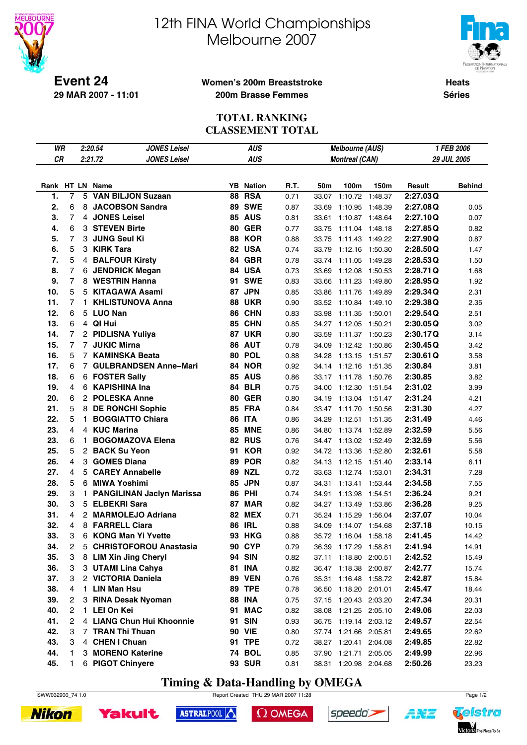# 12th FINA World Championships
# Melbourne 2007

**Event 24** — **29 MAR 2007 - 11:01**

**Women's 200m Breaststroke**
**200m Brasse Femmes**

**Heats**
**Séries**

## TOTAL RANKING
## CLASSEMENT TOTAL

| | | | | | |
|---|---|---|---|---|---|
| WR | 2:20.54 | JONES Leisel | AUS | Melbourne (AUS) | 1 FEB 2006 |
| CR | 2:21.72 | JONES Leisel | AUS | Montreal (CAN) | 29 JUL 2005 |

| Rank | HT | LN | Name | YB | Nation | R.T. | 50m | 100m | 150m | Result | | Behind |
|---|---|---|---|---|---|---|---|---|---|---|---|---|
| 1. | 7 | 5 | VAN BILJON Suzaan | 88 | RSA | 0.71 | 33.07 | 1:10.72 | 1:48.37 | 2:27.03 | Q | |
| 2. | 6 | 8 | JACOBSON Sandra | 89 | SWE | 0.87 | 33.69 | 1:10.95 | 1:48.39 | 2:27.08 | Q | 0.05 |
| 3. | 7 | 4 | JONES Leisel | 85 | AUS | 0.81 | 33.61 | 1:10.87 | 1:48.64 | 2:27.10 | Q | 0.07 |
| 4. | 6 | 3 | STEVEN Birte | 80 | GER | 0.77 | 33.75 | 1:11.04 | 1:48.18 | 2:27.85 | Q | 0.82 |
| 5. | 7 | 3 | JUNG Seul Ki | 88 | KOR | 0.88 | 33.75 | 1:11.43 | 1:49.22 | 2:27.90 | Q | 0.87 |
| 6. | 5 | 3 | KIRK Tara | 82 | USA | 0.74 | 33.79 | 1:12.16 | 1:50.30 | 2:28.50 | Q | 1.47 |
| 7. | 5 | 4 | BALFOUR Kirsty | 84 | GBR | 0.78 | 33.74 | 1:11.05 | 1:49.28 | 2:28.53 | Q | 1.50 |
| 8. | 7 | 6 | JENDRICK Megan | 84 | USA | 0.73 | 33.69 | 1:12.08 | 1:50.53 | 2:28.71 | Q | 1.68 |
| 9. | 7 | 8 | WESTRIN Hanna | 91 | SWE | 0.83 | 33.66 | 1:11.23 | 1:49.80 | 2:28.95 | Q | 1.92 |
| 10. | 5 | 5 | KITAGAWA Asami | 87 | JPN | 0.85 | 33.86 | 1:11.76 | 1:49.89 | 2:29.34 | Q | 2.31 |
| 11. | 7 | 1 | KHLISTUNOVA Anna | 88 | UKR | 0.90 | 33.52 | 1:10.84 | 1:49.10 | 2:29.38 | Q | 2.35 |
| 12. | 6 | 5 | LUO Nan | 86 | CHN | 0.83 | 33.98 | 1:11.35 | 1:50.01 | 2:29.54 | Q | 2.51 |
| 13. | 6 | 4 | QI Hui | 85 | CHN | 0.85 | 34.27 | 1:12.05 | 1:50.21 | 2:30.05 | Q | 3.02 |
| 14. | 7 | 2 | PIDLISNA Yuliya | 87 | UKR | 0.80 | 33.59 | 1:11.37 | 1:50.23 | 2:30.17 | Q | 3.14 |
| 15. | 7 | 7 | JUKIC Mirna | 86 | AUT | 0.78 | 34.09 | 1:12.42 | 1:50.86 | 2:30.45 | Q | 3.42 |
| 16. | 5 | 7 | KAMINSKA Beata | 80 | POL | 0.88 | 34.28 | 1:13.15 | 1:51.57 | 2:30.61 | Q | 3.58 |
| 17. | 6 | 7 | GULBRANDSEN Anne–Mari | 84 | NOR | 0.92 | 34.14 | 1:12.16 | 1:51.35 | 2:30.84 | | 3.81 |
| 18. | 6 | 6 | FOSTER Sally | 85 | AUS | 0.86 | 33.17 | 1:11.78 | 1:50.76 | 2:30.85 | | 3.82 |
| 19. | 4 | 6 | KAPISHINA Ina | 84 | BLR | 0.75 | 34.00 | 1:12.30 | 1:51.54 | 2:31.02 | | 3.99 |
| 20. | 6 | 2 | POLESKA Anne | 80 | GER | 0.80 | 34.19 | 1:13.04 | 1:51.47 | 2:31.24 | | 4.21 |
| 21. | 5 | 8 | DE RONCHI Sophie | 85 | FRA | 0.84 | 33.47 | 1:11.70 | 1:50.56 | 2:31.30 | | 4.27 |
| 22. | 5 | 1 | BOGGIATTO Chiara | 86 | ITA | 0.86 | 34.29 | 1:12.51 | 1:51.35 | 2:31.49 | | 4.46 |
| 23. | 4 | 4 | KUC Marina | 85 | MNE | 0.86 | 34.80 | 1:13.74 | 1:52.89 | 2:32.59 | | 5.56 |
| 23. | 6 | 1 | BOGOMAZOVA Elena | 82 | RUS | 0.76 | 34.47 | 1:13.02 | 1:52.49 | 2:32.59 | | 5.56 |
| 25. | 5 | 2 | BACK Su Yeon | 91 | KOR | 0.92 | 34.72 | 1:13.36 | 1:52.80 | 2:32.61 | | 5.58 |
| 26. | 4 | 3 | GOMES Diana | 89 | POR | 0.82 | 34.13 | 1:12.15 | 1:51.40 | 2:33.14 | | 6.11 |
| 27. | 4 | 5 | CAREY Annabelle | 89 | NZL | 0.72 | 33.63 | 1:12.74 | 1:53.01 | 2:34.31 | | 7.28 |
| 28. | 5 | 6 | MIWA Yoshimi | 85 | JPN | 0.87 | 34.31 | 1:13.41 | 1:53.44 | 2:34.58 | | 7.55 |
| 29. | 3 | 1 | PANGILINAN Jaclyn Marissa | 86 | PHI | 0.74 | 34.91 | 1:13.98 | 1:54.51 | 2:36.24 | | 9.21 |
| 30. | 3 | 5 | ELBEKRI Sara | 87 | MAR | 0.82 | 34.27 | 1:13.49 | 1:53.86 | 2:36.28 | | 9.25 |
| 31. | 4 | 2 | MARMOLEJO Adriana | 82 | MEX | 0.71 | 35.24 | 1:15.29 | 1:56.04 | 2:37.07 | | 10.04 |
| 32. | 4 | 8 | FARRELL Ciara | 86 | IRL | 0.88 | 34.09 | 1:14.07 | 1:54.68 | 2:37.18 | | 10.15 |
| 33. | 3 | 6 | KONG Man Yi Yvette | 93 | HKG | 0.88 | 35.72 | 1:16.04 | 1:58.18 | 2:41.45 | | 14.42 |
| 34. | 2 | 5 | CHRISTOFOROU Anastasia | 90 | CYP | 0.79 | 36.39 | 1:17.29 | 1:58.81 | 2:41.94 | | 14.91 |
| 35. | 3 | 8 | LIM Xin Jing Cheryl | 94 | SIN | 0.82 | 37.11 | 1:18.80 | 2:00.51 | 2:42.52 | | 15.49 |
| 36. | 3 | 3 | UTAMI Lina Cahya | 81 | INA | 0.82 | 36.47 | 1:18.38 | 2:00.87 | 2:42.77 | | 15.74 |
| 37. | 3 | 2 | VICTORIA Daniela | 89 | VEN | 0.76 | 35.31 | 1:16.48 | 1:58.72 | 2:42.87 | | 15.84 |
| 38. | 4 | 1 | LIN Man Hsu | 89 | TPE | 0.78 | 36.50 | 1:18.20 | 2:01.01 | 2:45.47 | | 18.44 |
| 39. | 2 | 3 | RINA Desak Nyoman | 88 | INA | 0.75 | 37.15 | 1:20.43 | 2:03.20 | 2:47.34 | | 20.31 |
| 40. | 2 | 1 | LEI On Kei | 91 | MAC | 0.82 | 38.08 | 1:21.25 | 2:05.10 | 2:49.06 | | 22.03 |
| 41. | 2 | 4 | LIANG Chun Hui Khoonnie | 91 | SIN | 0.93 | 36.75 | 1:19.14 | 2:03.12 | 2:49.57 | | 22.54 |
| 42. | 3 | 7 | TRAN Thi Thuan | 90 | VIE | 0.80 | 37.74 | 1:21.66 | 2:05.81 | 2:49.65 | | 22.62 |
| 43. | 3 | 4 | CHEN I Chuan | 91 | TPE | 0.72 | 38.27 | 1:20.41 | 2:04.08 | 2:49.85 | | 22.82 |
| 44. | 1 | 3 | MORENO Katerine | 74 | BOL | 0.85 | 37.90 | 1:21.71 | 2:05.05 | 2:49.99 | | 22.96 |
| 45. | 1 | 6 | PIGOT Chinyere | 93 | SUR | 0.81 | 38.31 | 1:20.98 | 2:04.68 | 2:50.26 | | 23.23 |

**Timing & Data-Handling by OMEGA**

SWW032900_74 1.0 — Report Created THU 29 MAR 2007 11:28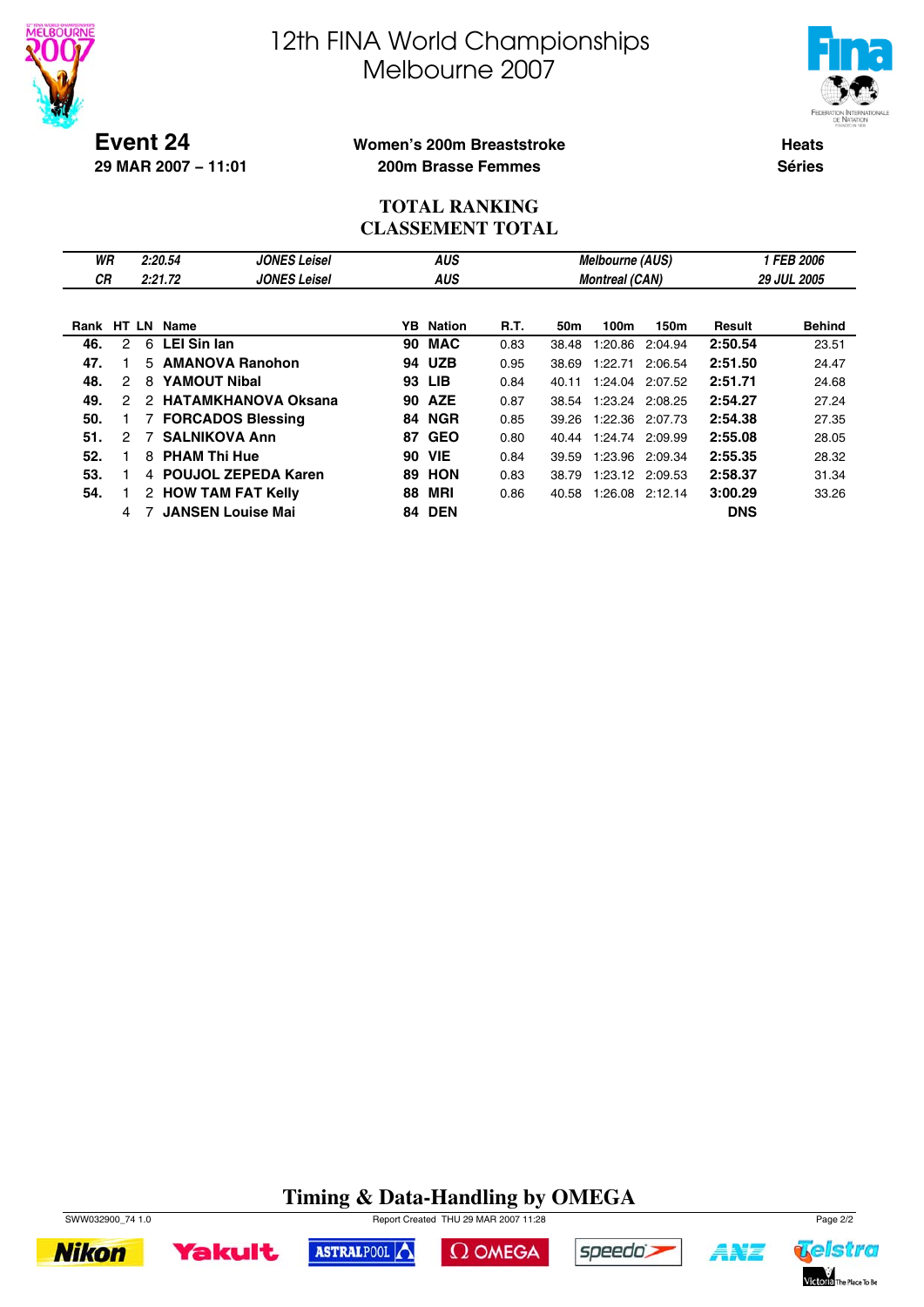# 12th FINA World Championships
# Melbourne 2007

**Event 24**
**29 MAR 2007 – 11:01**

**Women's 200m Breaststroke**
**200m Brasse Femmes**

**Heats**
**Séries**

## TOTAL RANKING
## CLASSEMENT TOTAL

| | | | | | |
|---|---|---|---|---|---|
| *WR* | *2:20.54* | *JONES Leisel* | *AUS* | *Melbourne (AUS)* | *1 FEB 2006* |
| *CR* | *2:21.72* | *JONES Leisel* | *AUS* | *Montreal (CAN)* | *29 JUL 2005* |

| Rank | HT | LN | Name | YB | Nation | R.T. | 50m | 100m | 150m | Result | Behind |
|---|---|---|---|---|---|---|---|---|---|---|---|
| **46.** | 2 | 6 | **LEI Sin Ian** | **90** | **MAC** | 0.83 | 38.48 | 1:20.86 | 2:04.94 | **2:50.54** | 23.51 |
| **47.** | 1 | 5 | **AMANOVA Ranohon** | **94** | **UZB** | 0.95 | 38.69 | 1:22.71 | 2:06.54 | **2:51.50** | 24.47 |
| **48.** | 2 | 8 | **YAMOUT Nibal** | **93** | **LIB** | 0.84 | 40.11 | 1:24.04 | 2:07.52 | **2:51.71** | 24.68 |
| **49.** | 2 | 2 | **HATAMKHANOVA Oksana** | **90** | **AZE** | 0.87 | 38.54 | 1:23.24 | 2:08.25 | **2:54.27** | 27.24 |
| **50.** | 1 | 7 | **FORCADOS Blessing** | **84** | **NGR** | 0.85 | 39.26 | 1:22.36 | 2:07.73 | **2:54.38** | 27.35 |
| **51.** | 2 | 7 | **SALNIKOVA Ann** | **87** | **GEO** | 0.80 | 40.44 | 1:24.74 | 2:09.99 | **2:55.08** | 28.05 |
| **52.** | 1 | 8 | **PHAM Thi Hue** | **90** | **VIE** | 0.84 | 39.59 | 1:23.96 | 2:09.34 | **2:55.35** | 28.32 |
| **53.** | 1 | 4 | **POUJOL ZEPEDA Karen** | **89** | **HON** | 0.83 | 38.79 | 1:23.12 | 2:09.53 | **2:58.37** | 31.34 |
| **54.** | 1 | 2 | **HOW TAM FAT Kelly** | **88** | **MRI** | 0.86 | 40.58 | 1:26.08 | 2:12.14 | **3:00.29** | 33.26 |
| | 4 | 7 | **JANSEN Louise Mai** | **84** | **DEN** | | | | | **DNS** | |

**Timing & Data-Handling by OMEGA**

SWW032900_74 1.0 — Report Created THU 29 MAR 2007 11:28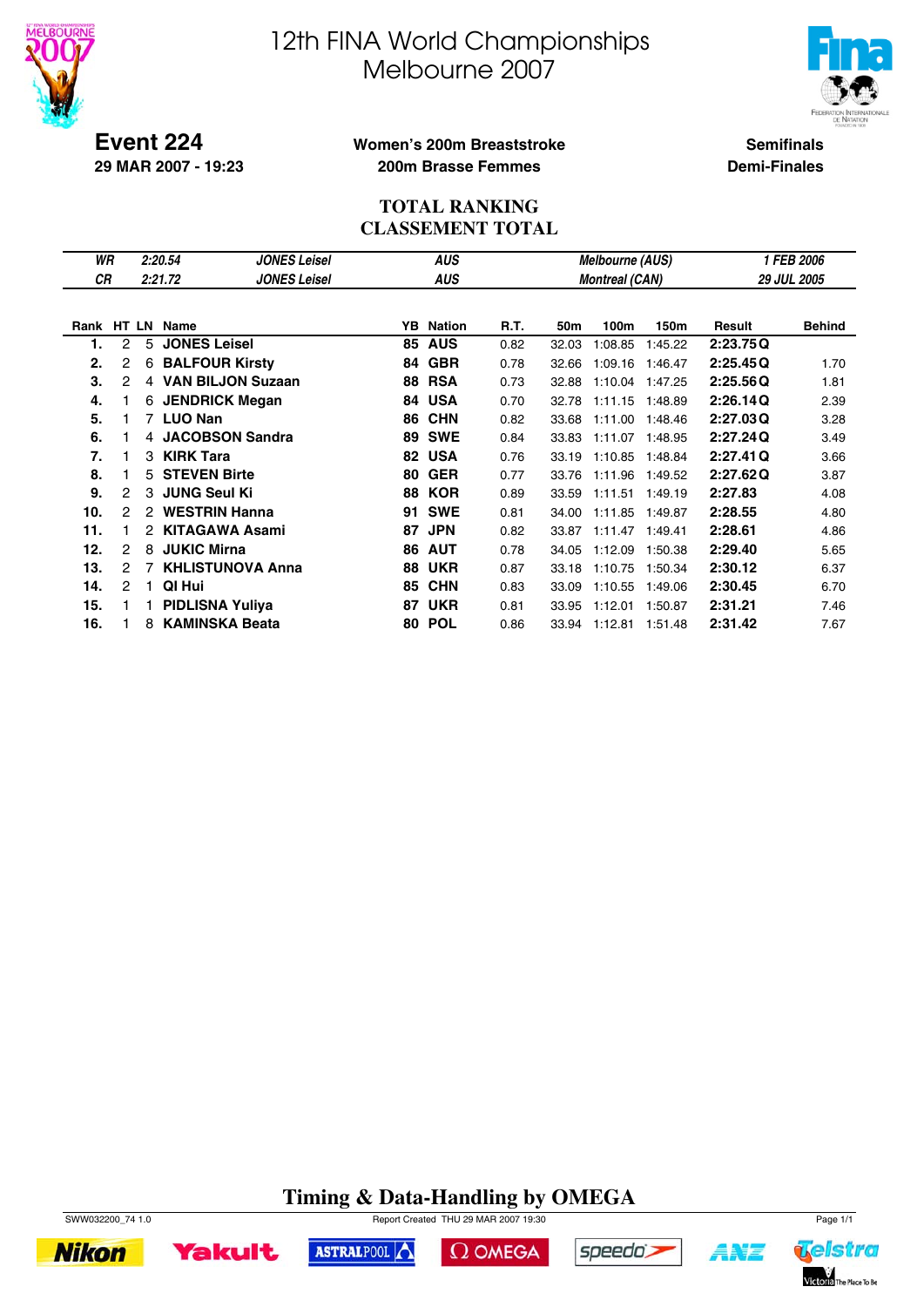# 12th FINA World Championships
# Melbourne 2007

**Event 224**
**29 MAR 2007 - 19:23**

**Women's 200m Breaststroke**
**200m Brasse Femmes**

**Semifinals**
**Demi-Finales**

## TOTAL RANKING
## CLASSEMENT TOTAL

| | | | | | |
|---|---|---|---|---|---|
| *WR* | *2:20.54* | *JONES Leisel* | *AUS* | *Melbourne (AUS)* | *1 FEB 2006* |
| *CR* | *2:21.72* | *JONES Leisel* | *AUS* | *Montreal (CAN)* | *29 JUL 2005* |

| Rank | HT | LN | Name | YB | Nation | R.T. | 50m | 100m | 150m | Result | | Behind |
|---|---|---|---|---|---|---|---|---|---|---|---|---|
| 1. | 2 | 5 | **JONES Leisel** | 85 | **AUS** | 0.82 | 32.03 | 1:08.85 | 1:45.22 | **2:23.75** | **Q** | |
| 2. | 2 | 6 | **BALFOUR Kirsty** | 84 | **GBR** | 0.78 | 32.66 | 1:09.16 | 1:46.47 | **2:25.45** | **Q** | 1.70 |
| 3. | 2 | 4 | **VAN BILJON Suzaan** | 88 | **RSA** | 0.73 | 32.88 | 1:10.04 | 1:47.25 | **2:25.56** | **Q** | 1.81 |
| 4. | 1 | 6 | **JENDRICK Megan** | 84 | **USA** | 0.70 | 32.78 | 1:11.15 | 1:48.89 | **2:26.14** | **Q** | 2.39 |
| 5. | 1 | 7 | **LUO Nan** | 86 | **CHN** | 0.82 | 33.68 | 1:11.00 | 1:48.46 | **2:27.03** | **Q** | 3.28 |
| 6. | 1 | 4 | **JACOBSON Sandra** | 89 | **SWE** | 0.84 | 33.83 | 1:11.07 | 1:48.95 | **2:27.24** | **Q** | 3.49 |
| 7. | 1 | 3 | **KIRK Tara** | 82 | **USA** | 0.76 | 33.19 | 1:10.85 | 1:48.84 | **2:27.41** | **Q** | 3.66 |
| 8. | 1 | 5 | **STEVEN Birte** | 80 | **GER** | 0.77 | 33.76 | 1:11.96 | 1:49.52 | **2:27.62** | **Q** | 3.87 |
| 9. | 2 | 3 | **JUNG Seul Ki** | 88 | **KOR** | 0.89 | 33.59 | 1:11.51 | 1:49.19 | **2:27.83** | | 4.08 |
| 10. | 2 | 2 | **WESTRIN Hanna** | 91 | **SWE** | 0.81 | 34.00 | 1:11.85 | 1:49.87 | **2:28.55** | | 4.80 |
| 11. | 1 | 2 | **KITAGAWA Asami** | 87 | **JPN** | 0.82 | 33.87 | 1:11.47 | 1:49.41 | **2:28.61** | | 4.86 |
| 12. | 2 | 8 | **JUKIC Mirna** | 86 | **AUT** | 0.78 | 34.05 | 1:12.09 | 1:50.38 | **2:29.40** | | 5.65 |
| 13. | 2 | 7 | **KHLISTUNOVA Anna** | 88 | **UKR** | 0.87 | 33.18 | 1:10.75 | 1:50.34 | **2:30.12** | | 6.37 |
| 14. | 2 | 1 | **QI Hui** | 85 | **CHN** | 0.83 | 33.09 | 1:10.55 | 1:49.06 | **2:30.45** | | 6.70 |
| 15. | 1 | 1 | **PIDLISNA Yuliya** | 87 | **UKR** | 0.81 | 33.95 | 1:12.01 | 1:50.87 | **2:31.21** | | 7.46 |
| 16. | 1 | 8 | **KAMINSKA Beata** | 80 | **POL** | 0.86 | 33.94 | 1:12.81 | 1:51.48 | **2:31.42** | | 7.67 |

**Timing & Data-Handling by OMEGA**

SWW032200_74 1.0 — Report Created THU 29 MAR 2007 19:30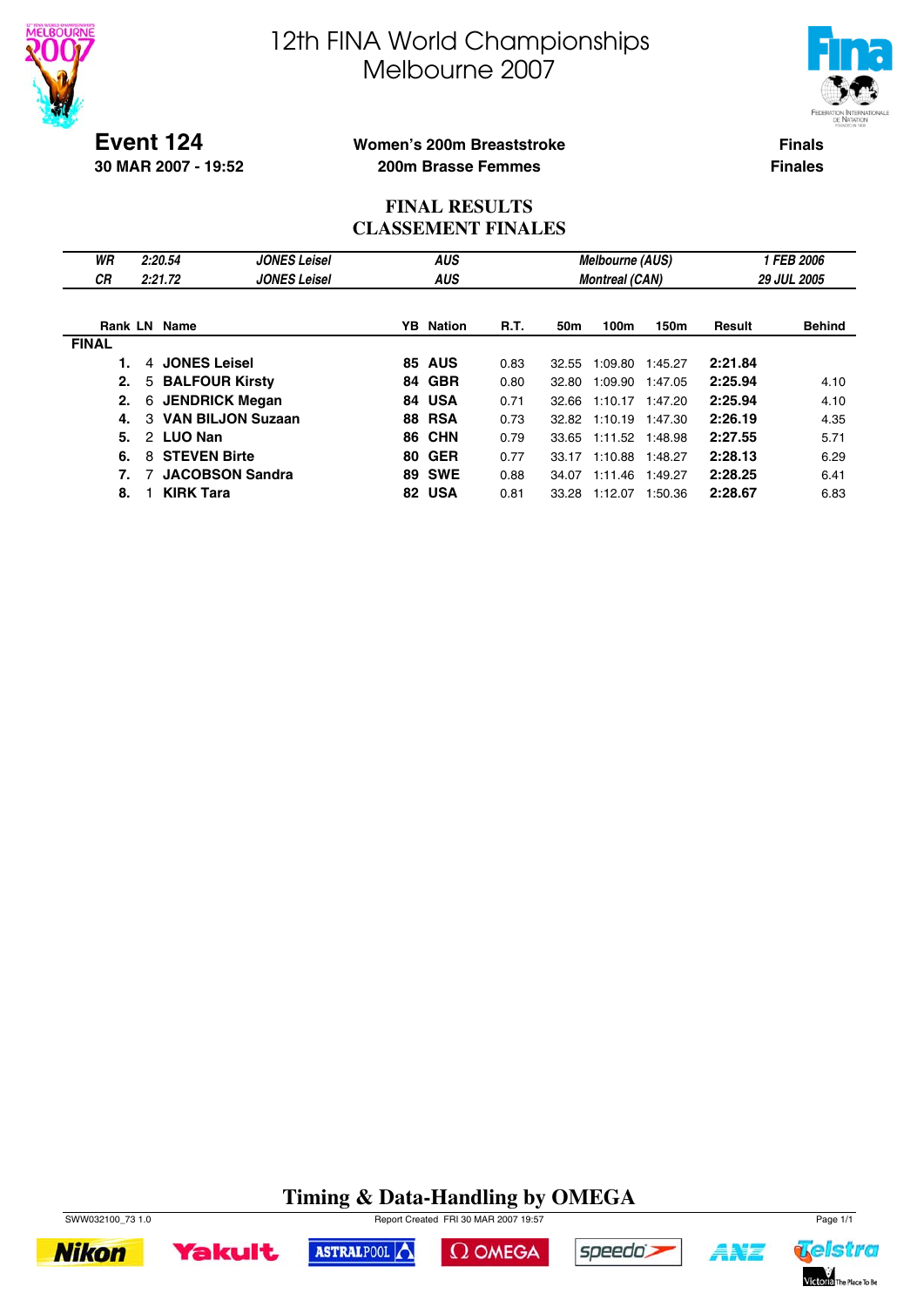# 12th FINA World Championships
# Melbourne 2007

**Event 124**
**30 MAR 2007 - 19:52**

**Women's 200m Breaststroke**
**200m Brasse Femmes**

**Finals**
**Finales**

## FINAL RESULTS
## CLASSEMENT FINALES

| | | | | | |
|---|---|---|---|---|---|
| *WR* | *2:20.54* | *JONES Leisel* | *AUS* | *Melbourne (AUS)* | *1 FEB 2006* |
| *CR* | *2:21.72* | *JONES Leisel* | *AUS* | *Montreal (CAN)* | *29 JUL 2005* |

| Rank | LN | Name | YB | Nation | R.T. | 50m | 100m | 150m | Result | Behind |
|---|---|---|---|---|---|---|---|---|---|---|
| **FINAL** | | | | | | | | | | |
| **1.** | 4 | **JONES Leisel** | **85** | **AUS** | 0.83 | 32.55 | 1:09.80 | 1:45.27 | **2:21.84** | |
| **2.** | 5 | **BALFOUR Kirsty** | **84** | **GBR** | 0.80 | 32.80 | 1:09.90 | 1:47.05 | **2:25.94** | 4.10 |
| **2.** | 6 | **JENDRICK Megan** | **84** | **USA** | 0.71 | 32.66 | 1:10.17 | 1:47.20 | **2:25.94** | 4.10 |
| **4.** | 3 | **VAN BILJON Suzaan** | **88** | **RSA** | 0.73 | 32.82 | 1:10.19 | 1:47.30 | **2:26.19** | 4.35 |
| **5.** | 2 | **LUO Nan** | **86** | **CHN** | 0.79 | 33.65 | 1:11.52 | 1:48.98 | **2:27.55** | 5.71 |
| **6.** | 8 | **STEVEN Birte** | **80** | **GER** | 0.77 | 33.17 | 1:10.88 | 1:48.27 | **2:28.13** | 6.29 |
| **7.** | 7 | **JACOBSON Sandra** | **89** | **SWE** | 0.88 | 34.07 | 1:11.46 | 1:49.27 | **2:28.25** | 6.41 |
| **8.** | 1 | **KIRK Tara** | **82** | **USA** | 0.81 | 33.28 | 1:12.07 | 1:50.36 | **2:28.67** | 6.83 |

**Timing & Data-Handling by OMEGA**

SWW032100_73 1.0 Report Created FRI 30 MAR 2007 19:57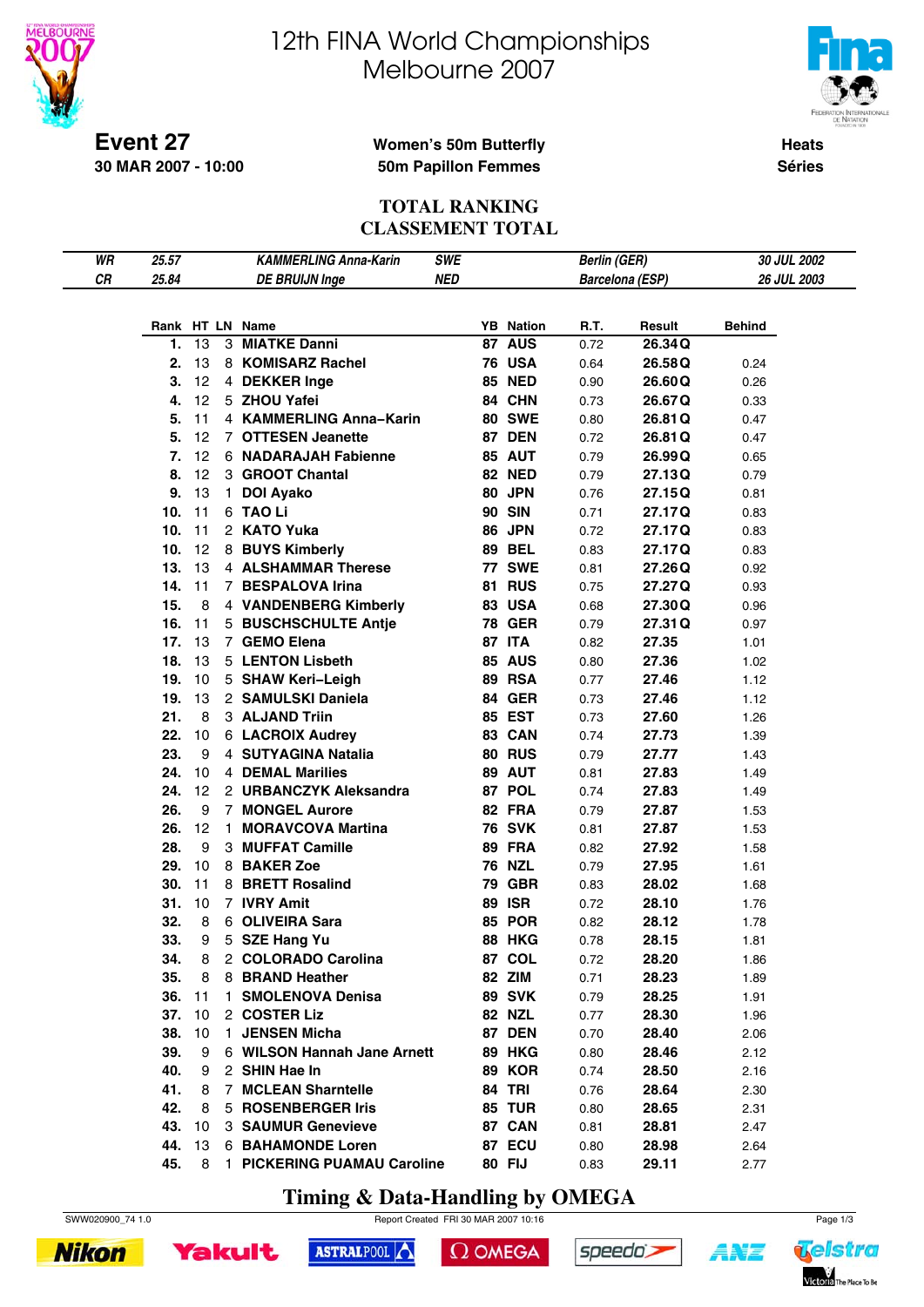# 12th FINA World Championships
## Melbourne 2007

**Event 27**
**30 MAR 2007 - 10:00**

**Women's 50m Butterfly**
**50m Papillon Femmes**

**Heats**
**Séries**

### TOTAL RANKING
### CLASSEMENT TOTAL

| | | | | | |
|---|---|---|---|---|---|
| *WR* | *25.57* | *KAMMERLING Anna-Karin* | *SWE* | *Berlin (GER)* | *30 JUL 2002* |
| *CR* | *25.84* | *DE BRUIJN Inge* | *NED* | *Barcelona (ESP)* | *26 JUL 2003* |

| Rank | HT | LN | Name | YB | Nation | R.T. | Result | Behind |
|---|---|---|---|---|---|---|---|---|
| **1.** | 13 | 3 | **MIATKE Danni** | **87** | **AUS** | 0.72 | **26.34Q** | |
| **2.** | 13 | 8 | **KOMISARZ Rachel** | **76** | **USA** | 0.64 | **26.58Q** | 0.24 |
| **3.** | 12 | 4 | **DEKKER Inge** | **85** | **NED** | 0.90 | **26.60Q** | 0.26 |
| **4.** | 12 | 5 | **ZHOU Yafei** | **84** | **CHN** | 0.73 | **26.67Q** | 0.33 |
| **5.** | 11 | 4 | **KAMMERLING Anna–Karin** | **80** | **SWE** | 0.80 | **26.81Q** | 0.47 |
| **5.** | 12 | 7 | **OTTESEN Jeanette** | **87** | **DEN** | 0.72 | **26.81Q** | 0.47 |
| **7.** | 12 | 6 | **NADARAJAH Fabienne** | **85** | **AUT** | 0.79 | **26.99Q** | 0.65 |
| **8.** | 12 | 3 | **GROOT Chantal** | **82** | **NED** | 0.79 | **27.13Q** | 0.79 |
| **9.** | 13 | 1 | **DOI Ayako** | **80** | **JPN** | 0.76 | **27.15Q** | 0.81 |
| **10.** | 11 | 6 | **TAO Li** | **90** | **SIN** | 0.71 | **27.17Q** | 0.83 |
| **10.** | 11 | 2 | **KATO Yuka** | **86** | **JPN** | 0.72 | **27.17Q** | 0.83 |
| **10.** | 12 | 8 | **BUYS Kimberly** | **89** | **BEL** | 0.83 | **27.17Q** | 0.83 |
| **13.** | 13 | 4 | **ALSHAMMAR Therese** | **77** | **SWE** | 0.81 | **27.26Q** | 0.92 |
| **14.** | 11 | 7 | **BESPALOVA Irina** | **81** | **RUS** | 0.75 | **27.27Q** | 0.93 |
| **15.** | 8 | 4 | **VANDENBERG Kimberly** | **83** | **USA** | 0.68 | **27.30Q** | 0.96 |
| **16.** | 11 | 5 | **BUSCHSCHULTE Antje** | **78** | **GER** | 0.79 | **27.31Q** | 0.97 |
| **17.** | 13 | 7 | **GEMO Elena** | **87** | **ITA** | 0.82 | **27.35** | 1.01 |
| **18.** | 13 | 5 | **LENTON Lisbeth** | **85** | **AUS** | 0.80 | **27.36** | 1.02 |
| **19.** | 10 | 5 | **SHAW Keri–Leigh** | **89** | **RSA** | 0.77 | **27.46** | 1.12 |
| **19.** | 13 | 2 | **SAMULSKI Daniela** | **84** | **GER** | 0.73 | **27.46** | 1.12 |
| **21.** | 8 | 3 | **ALJAND Triin** | **85** | **EST** | 0.73 | **27.60** | 1.26 |
| **22.** | 10 | 6 | **LACROIX Audrey** | **83** | **CAN** | 0.74 | **27.73** | 1.39 |
| **23.** | 9 | 4 | **SUTYAGINA Natalia** | **80** | **RUS** | 0.79 | **27.77** | 1.43 |
| **24.** | 10 | 4 | **DEMAL Marilies** | **89** | **AUT** | 0.81 | **27.83** | 1.49 |
| **24.** | 12 | 2 | **URBANCZYK Aleksandra** | **87** | **POL** | 0.74 | **27.83** | 1.49 |
| **26.** | 9 | 7 | **MONGEL Aurore** | **82** | **FRA** | 0.79 | **27.87** | 1.53 |
| **26.** | 12 | 1 | **MORAVCOVA Martina** | **76** | **SVK** | 0.81 | **27.87** | 1.53 |
| **28.** | 9 | 3 | **MUFFAT Camille** | **89** | **FRA** | 0.82 | **27.92** | 1.58 |
| **29.** | 10 | 8 | **BAKER Zoe** | **76** | **NZL** | 0.79 | **27.95** | 1.61 |
| **30.** | 11 | 8 | **BRETT Rosalind** | **79** | **GBR** | 0.83 | **28.02** | 1.68 |
| **31.** | 10 | 7 | **IVRY Amit** | **89** | **ISR** | 0.72 | **28.10** | 1.76 |
| **32.** | 8 | 6 | **OLIVEIRA Sara** | **85** | **POR** | 0.82 | **28.12** | 1.78 |
| **33.** | 9 | 5 | **SZE Hang Yu** | **88** | **HKG** | 0.78 | **28.15** | 1.81 |
| **34.** | 8 | 2 | **COLORADO Carolina** | **87** | **COL** | 0.72 | **28.20** | 1.86 |
| **35.** | 8 | 8 | **BRAND Heather** | **82** | **ZIM** | 0.71 | **28.23** | 1.89 |
| **36.** | 11 | 1 | **SMOLENOVA Denisa** | **89** | **SVK** | 0.79 | **28.25** | 1.91 |
| **37.** | 10 | 2 | **COSTER Liz** | **82** | **NZL** | 0.77 | **28.30** | 1.96 |
| **38.** | 10 | 1 | **JENSEN Micha** | **87** | **DEN** | 0.70 | **28.40** | 2.06 |
| **39.** | 9 | 6 | **WILSON Hannah Jane Arnett** | **89** | **HKG** | 0.80 | **28.46** | 2.12 |
| **40.** | 9 | 2 | **SHIN Hae In** | **89** | **KOR** | 0.74 | **28.50** | 2.16 |
| **41.** | 8 | 7 | **MCLEAN Sharntelle** | **84** | **TRI** | 0.76 | **28.64** | 2.30 |
| **42.** | 8 | 5 | **ROSENBERGER Iris** | **85** | **TUR** | 0.80 | **28.65** | 2.31 |
| **43.** | 10 | 3 | **SAUMUR Genevieve** | **87** | **CAN** | 0.81 | **28.81** | 2.47 |
| **44.** | 13 | 6 | **BAHAMONDE Loren** | **87** | **ECU** | 0.80 | **28.98** | 2.64 |
| **45.** | 8 | 1 | **PICKERING PUAMAU Caroline** | **80** | **FIJ** | 0.83 | **29.11** | 2.77 |

**Timing & Data-Handling by OMEGA**

SWW020900_74 1.0 Report Created FRI 30 MAR 2007 10:16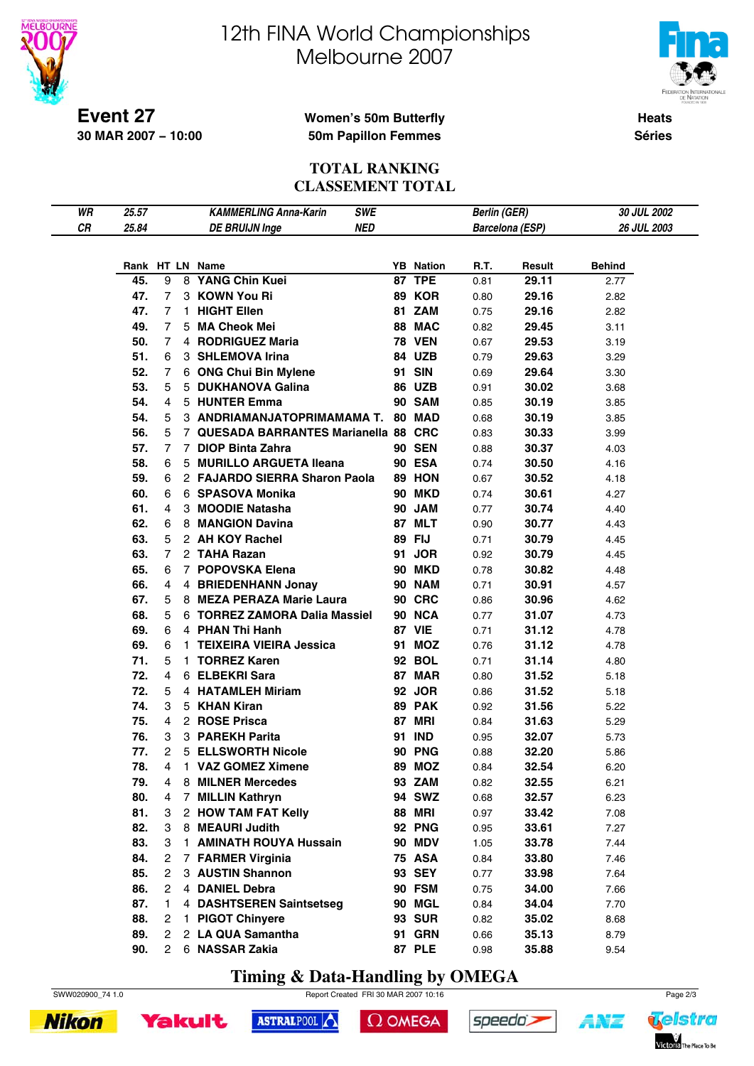# 12th FINA World Championships Melbourne 2007

**Event 27**
**30 MAR 2007 – 10:00**

**Women's 50m Butterfly**
**50m Papillon Femmes**

**Heats**
**Séries**

## TOTAL RANKING
## CLASSEMENT TOTAL

| | | | | |
|---|---|---|---|---|
| *WR* | *25.57* | *KAMMERLING Anna-Karin* *SWE* | *Berlin (GER)* | *30 JUL 2002* |
| *CR* | *25.84* | *DE BRUIJN Inge* *NED* | *Barcelona (ESP)* | *26 JUL 2003* |

| Rank | HT | LN | Name | YB | Nation | R.T. | Result | Behind |
|---|---|---|---|---|---|---|---|---|
| 45. | 9 | 8 | YANG Chin Kuei | 87 | TPE | 0.81 | 29.11 | 2.77 |
| 47. | 7 | 3 | KOWN You Ri | 89 | KOR | 0.80 | 29.16 | 2.82 |
| 47. | 7 | 1 | HIGHT Ellen | 81 | ZAM | 0.75 | 29.16 | 2.82 |
| 49. | 7 | 5 | MA Cheok Mei | 88 | MAC | 0.82 | 29.45 | 3.11 |
| 50. | 7 | 4 | RODRIGUEZ Maria | 78 | VEN | 0.67 | 29.53 | 3.19 |
| 51. | 6 | 3 | SHLEMOVA Irina | 84 | UZB | 0.79 | 29.63 | 3.29 |
| 52. | 7 | 6 | ONG Chui Bin Mylene | 91 | SIN | 0.69 | 29.64 | 3.30 |
| 53. | 5 | 5 | DUKHANOVA Galina | 86 | UZB | 0.91 | 30.02 | 3.68 |
| 54. | 4 | 5 | HUNTER Emma | 90 | SAM | 0.85 | 30.19 | 3.85 |
| 54. | 5 | 3 | ANDRIAMANJATOPRIMAMAMA T. | 80 | MAD | 0.68 | 30.19 | 3.85 |
| 56. | 5 | 7 | QUESADA BARRANTES Marianella | 88 | CRC | 0.83 | 30.33 | 3.99 |
| 57. | 7 | 7 | DIOP Binta Zahra | 90 | SEN | 0.88 | 30.37 | 4.03 |
| 58. | 6 | 5 | MURILLO ARGUETA Ileana | 90 | ESA | 0.74 | 30.50 | 4.16 |
| 59. | 6 | 2 | FAJARDO SIERRA Sharon Paola | 89 | HON | 0.67 | 30.52 | 4.18 |
| 60. | 6 | 6 | SPASOVA Monika | 90 | MKD | 0.74 | 30.61 | 4.27 |
| 61. | 4 | 3 | MOODIE Natasha | 90 | JAM | 0.77 | 30.74 | 4.40 |
| 62. | 6 | 8 | MANGION Davina | 87 | MLT | 0.90 | 30.77 | 4.43 |
| 63. | 5 | 2 | AH KOY Rachel | 89 | FIJ | 0.71 | 30.79 | 4.45 |
| 63. | 7 | 2 | TAHA Razan | 91 | JOR | 0.92 | 30.79 | 4.45 |
| 65. | 6 | 7 | POPOVSKA Elena | 90 | MKD | 0.78 | 30.82 | 4.48 |
| 66. | 4 | 4 | BRIEDENHANN Jonay | 90 | NAM | 0.71 | 30.91 | 4.57 |
| 67. | 5 | 8 | MEZA PERAZA Marie Laura | 90 | CRC | 0.86 | 30.96 | 4.62 |
| 68. | 5 | 6 | TORREZ ZAMORA Dalia Massiel | 90 | NCA | 0.77 | 31.07 | 4.73 |
| 69. | 6 | 4 | PHAN Thi Hanh | 87 | VIE | 0.71 | 31.12 | 4.78 |
| 69. | 6 | 1 | TEIXEIRA VIEIRA Jessica | 91 | MOZ | 0.76 | 31.12 | 4.78 |
| 71. | 5 | 1 | TORREZ Karen | 92 | BOL | 0.71 | 31.14 | 4.80 |
| 72. | 4 | 6 | ELBEKRI Sara | 87 | MAR | 0.80 | 31.52 | 5.18 |
| 72. | 5 | 4 | HATAMLEH Miriam | 92 | JOR | 0.86 | 31.52 | 5.18 |
| 74. | 3 | 5 | KHAN Kiran | 89 | PAK | 0.92 | 31.56 | 5.22 |
| 75. | 4 | 2 | ROSE Prisca | 87 | MRI | 0.84 | 31.63 | 5.29 |
| 76. | 3 | 3 | PAREKH Parita | 91 | IND | 0.95 | 32.07 | 5.73 |
| 77. | 2 | 5 | ELLSWORTH Nicole | 90 | PNG | 0.88 | 32.20 | 5.86 |
| 78. | 4 | 1 | VAZ GOMEZ Ximene | 89 | MOZ | 0.84 | 32.54 | 6.20 |
| 79. | 4 | 8 | MILNER Mercedes | 93 | ZAM | 0.82 | 32.55 | 6.21 |
| 80. | 4 | 7 | MILLIN Kathryn | 94 | SWZ | 0.68 | 32.57 | 6.23 |
| 81. | 3 | 2 | HOW TAM FAT Kelly | 88 | MRI | 0.97 | 33.42 | 7.08 |
| 82. | 3 | 8 | MEAURI Judith | 92 | PNG | 0.95 | 33.61 | 7.27 |
| 83. | 3 | 1 | AMINATH ROUYA Hussain | 90 | MDV | 1.05 | 33.78 | 7.44 |
| 84. | 2 | 7 | FARMER Virginia | 75 | ASA | 0.84 | 33.80 | 7.46 |
| 85. | 2 | 3 | AUSTIN Shannon | 93 | SEY | 0.77 | 33.98 | 7.64 |
| 86. | 2 | 4 | DANIEL Debra | 90 | FSM | 0.75 | 34.00 | 7.66 |
| 87. | 1 | 4 | DASHTSEREN Saintsetseg | 90 | MGL | 0.84 | 34.04 | 7.70 |
| 88. | 2 | 1 | PIGOT Chinyere | 93 | SUR | 0.82 | 35.02 | 8.68 |
| 89. | 2 | 2 | LA QUA Samantha | 91 | GRN | 0.66 | 35.13 | 8.79 |
| 90. | 2 | 6 | NASSAR Zakia | 87 | PLE | 0.98 | 35.88 | 9.54 |

**Timing & Data-Handling by OMEGA**

SWW020900_74 1.0 Report Created FRI 30 MAR 2007 10:16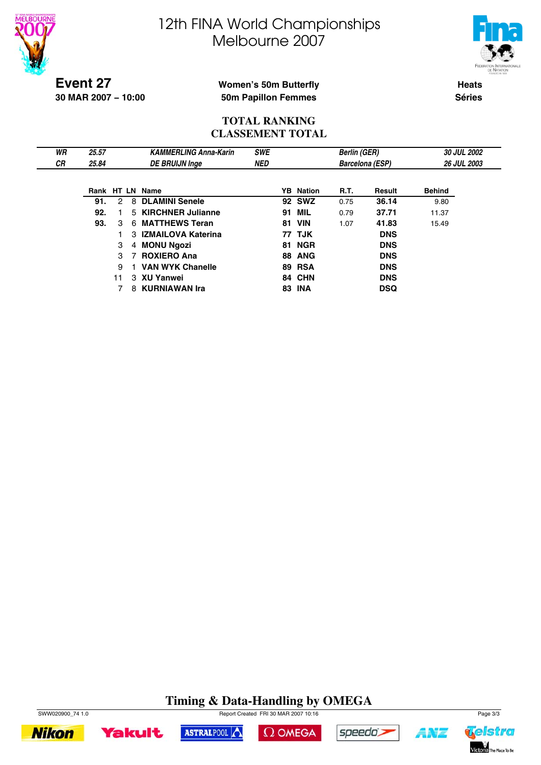# 12th FINA World Championships
# Melbourne 2007

**Event 27**
**30 MAR 2007 – 10:00**

**Women's 50m Butterfly**
**50m Papillon Femmes**

**Heats**
**Séries**

## TOTAL RANKING
## CLASSEMENT TOTAL

| | | | | | |
|---|---|---|---|---|---|
| *WR* | *25.57* | *KAMMERLING Anna-Karin* | *SWE* | *Berlin (GER)* | *30 JUL 2002* |
| *CR* | *25.84* | *DE BRUIJN Inge* | *NED* | *Barcelona (ESP)* | *26 JUL 2003* |

| Rank | HT | LN | Name | YB | Nation | R.T. | Result | Behind |
|---|---|---|---|---|---|---|---|---|
| **91.** | 2 | 8 | **DLAMINI Senele** | **92** | **SWZ** | 0.75 | **36.14** | 9.80 |
| **92.** | 1 | 5 | **KIRCHNER Julianne** | **91** | **MIL** | 0.79 | **37.71** | 11.37 |
| **93.** | 3 | 6 | **MATTHEWS Teran** | **81** | **VIN** | 1.07 | **41.83** | 15.49 |
| | 1 | 3 | **IZMAILOVA Katerina** | **77** | **TJK** | | **DNS** | |
| | 3 | 4 | **MONU Ngozi** | **81** | **NGR** | | **DNS** | |
| | 3 | 7 | **ROXIERO Ana** | **88** | **ANG** | | **DNS** | |
| | 9 | 1 | **VAN WYK Chanelle** | **89** | **RSA** | | **DNS** | |
| | 11 | 3 | **XU Yanwei** | **84** | **CHN** | | **DNS** | |
| | 7 | 8 | **KURNIAWAN Ira** | **83** | **INA** | | **DSQ** | |

**Timing & Data-Handling by OMEGA**

SWW020900_74 1.0 Report Created FRI 30 MAR 2007 10:16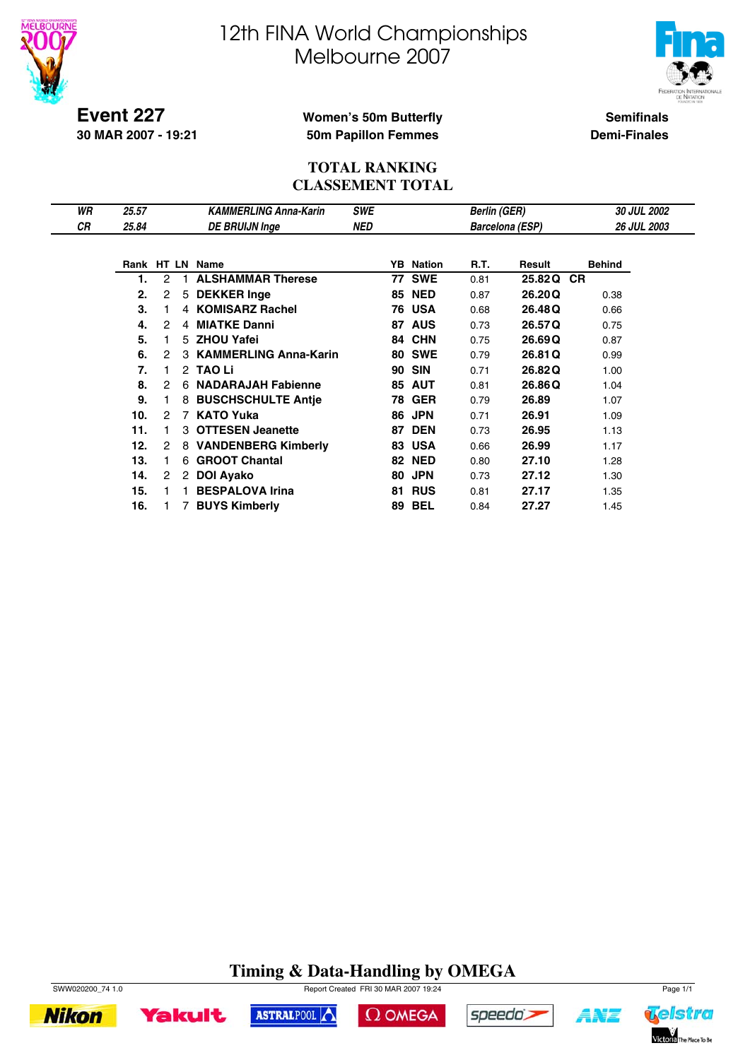# 12th FINA World Championships
# Melbourne 2007

**Event 227**
**30 MAR 2007 - 19:21**

**Women's 50m Butterfly**
**50m Papillon Femmes**

**Semifinals**
**Demi-Finales**

## TOTAL RANKING
## CLASSEMENT TOTAL

| | | | | | |
|---|---|---|---|---|---|
| *WR* | *25.57* | *KAMMERLING Anna-Karin* | *SWE* | *Berlin (GER)* | *30 JUL 2002* |
| *CR* | *25.84* | *DE BRUIJN Inge* | *NED* | *Barcelona (ESP)* | *26 JUL 2003* |

| Rank | HT | LN | Name | YB | Nation | R.T. | Result | | Behind |
|---|---|---|---|---|---|---|---|---|---|
| **1.** | 2 | 1 | **ALSHAMMAR Therese** | **77** | **SWE** | 0.81 | **25.82 Q** | **CR** | |
| **2.** | 2 | 5 | **DEKKER Inge** | **85** | **NED** | 0.87 | **26.20 Q** | | 0.38 |
| **3.** | 1 | 4 | **KOMISARZ Rachel** | **76** | **USA** | 0.68 | **26.48 Q** | | 0.66 |
| **4.** | 2 | 4 | **MIATKE Danni** | **87** | **AUS** | 0.73 | **26.57 Q** | | 0.75 |
| **5.** | 1 | 5 | **ZHOU Yafei** | **84** | **CHN** | 0.75 | **26.69 Q** | | 0.87 |
| **6.** | 2 | 3 | **KAMMERLING Anna-Karin** | **80** | **SWE** | 0.79 | **26.81 Q** | | 0.99 |
| **7.** | 1 | 2 | **TAO Li** | **90** | **SIN** | 0.71 | **26.82 Q** | | 1.00 |
| **8.** | 2 | 6 | **NADARAJAH Fabienne** | **85** | **AUT** | 0.81 | **26.86 Q** | | 1.04 |
| **9.** | 1 | 8 | **BUSCHSCHULTE Antje** | **78** | **GER** | 0.79 | **26.89** | | 1.07 |
| **10.** | 2 | 7 | **KATO Yuka** | **86** | **JPN** | 0.71 | **26.91** | | 1.09 |
| **11.** | 1 | 3 | **OTTESEN Jeanette** | **87** | **DEN** | 0.73 | **26.95** | | 1.13 |
| **12.** | 2 | 8 | **VANDENBERG Kimberly** | **83** | **USA** | 0.66 | **26.99** | | 1.17 |
| **13.** | 1 | 6 | **GROOT Chantal** | **82** | **NED** | 0.80 | **27.10** | | 1.28 |
| **14.** | 2 | 2 | **DOI Ayako** | **80** | **JPN** | 0.73 | **27.12** | | 1.30 |
| **15.** | 1 | 1 | **BESPALOVA Irina** | **81** | **RUS** | 0.81 | **27.17** | | 1.35 |
| **16.** | 1 | 7 | **BUYS Kimberly** | **89** | **BEL** | 0.84 | **27.27** | | 1.45 |

**Timing & Data-Handling by OMEGA**

SWW020200_74 1.0 Report Created FRI 30 MAR 2007 19:24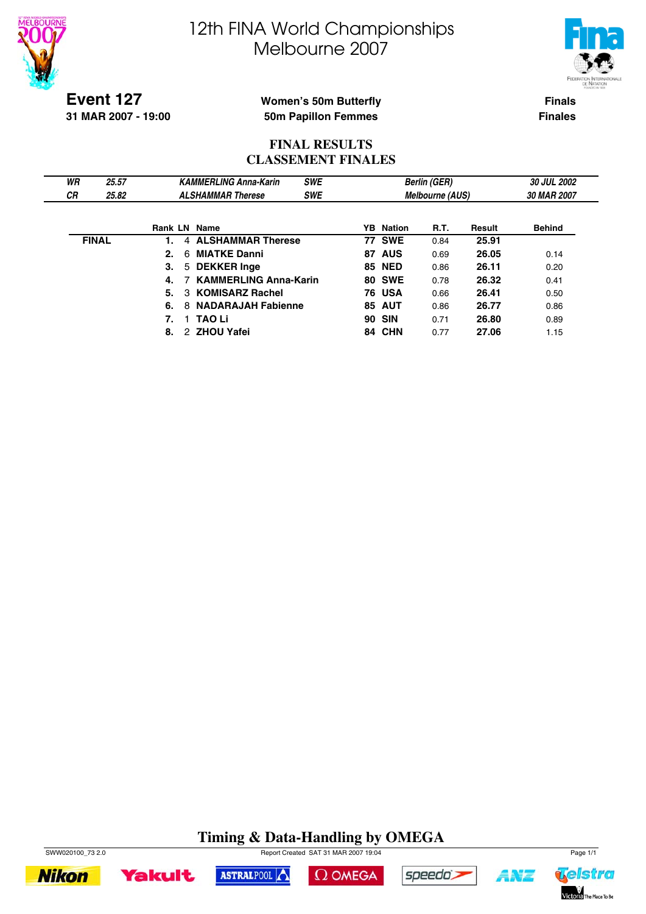# 12th FINA World Championships
# Melbourne 2007

**Event 127**
**31 MAR 2007 - 19:00**

**Women's 50m Butterfly**
**50m Papillon Femmes**

**Finals**
**Finales**

## FINAL RESULTS
## CLASSEMENT FINALES

| | | | | | |
|---|---|---|---|---|---|
| *WR* | *25.57* | *KAMMERLING Anna-Karin* | *SWE* | *Berlin (GER)* | *30 JUL 2002* |
| *CR* | *25.82* | *ALSHAMMAR Therese* | *SWE* | *Melbourne (AUS)* | *30 MAR 2007* |

| | Rank | LN | Name | YB | Nation | R.T. | Result | Behind |
|---|---|---|---|---|---|---|---|---|
| **FINAL** | **1.** | 4 | **ALSHAMMAR Therese** | **77** | **SWE** | 0.84 | **25.91** | |
| | **2.** | 6 | **MIATKE Danni** | **87** | **AUS** | 0.69 | **26.05** | 0.14 |
| | **3.** | 5 | **DEKKER Inge** | **85** | **NED** | 0.86 | **26.11** | 0.20 |
| | **4.** | 7 | **KAMMERLING Anna-Karin** | **80** | **SWE** | 0.78 | **26.32** | 0.41 |
| | **5.** | 3 | **KOMISARZ Rachel** | **76** | **USA** | 0.66 | **26.41** | 0.50 |
| | **6.** | 8 | **NADARAJAH Fabienne** | **85** | **AUT** | 0.86 | **26.77** | 0.86 |
| | **7.** | 1 | **TAO Li** | **90** | **SIN** | 0.71 | **26.80** | 0.89 |
| | **8.** | 2 | **ZHOU Yafei** | **84** | **CHN** | 0.77 | **27.06** | 1.15 |

**Timing & Data-Handling by OMEGA**

SWW020100_73 2.0 Report Created SAT 31 MAR 2007 19:04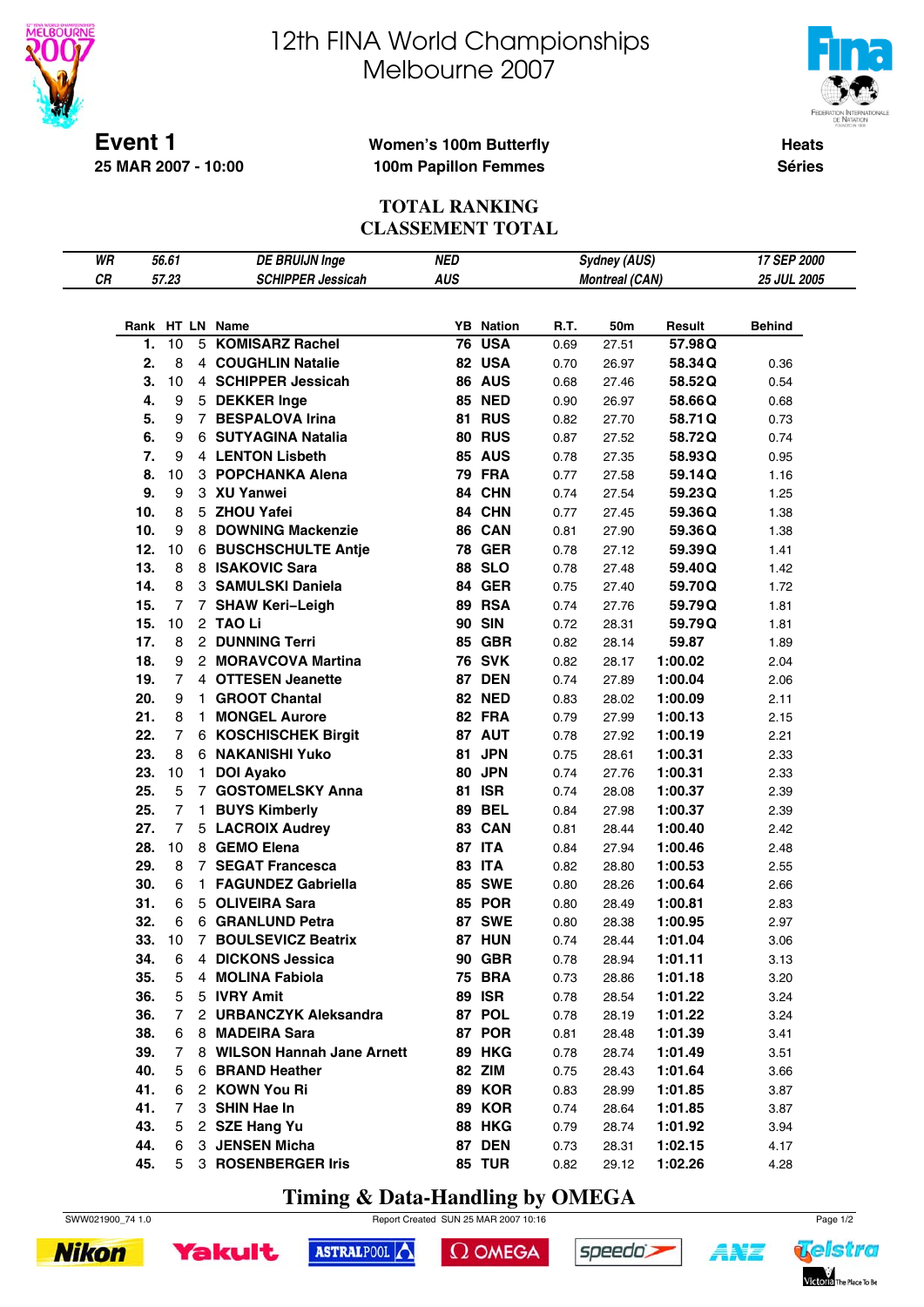# 12th FINA World Championships
# Melbourne 2007

**Event 1**
**25 MAR 2007 - 10:00**

**Women's 100m Butterfly**
**100m Papillon Femmes**

**Heats**
**Séries**

## TOTAL RANKING
## CLASSEMENT TOTAL

| | | | | | |
|---|---|---|---|---|---|
| WR | 56.61 | DE BRUIJN Inge | NED | Sydney (AUS) | 17 SEP 2000 |
| CR | 57.23 | SCHIPPER Jessicah | AUS | Montreal (CAN) | 25 JUL 2005 |

| Rank | HT | LN | Name | YB | Nation | R.T. | 50m | Result | | Behind |
|---|---|---|---|---|---|---|---|---|---|---|
| 1. | 10 | 5 | KOMISARZ Rachel | 76 | USA | 0.69 | 27.51 | 57.98 | Q | |
| 2. | 8 | 4 | COUGHLIN Natalie | 82 | USA | 0.70 | 26.97 | 58.34 | Q | 0.36 |
| 3. | 10 | 4 | SCHIPPER Jessicah | 86 | AUS | 0.68 | 27.46 | 58.52 | Q | 0.54 |
| 4. | 9 | 5 | DEKKER Inge | 85 | NED | 0.90 | 26.97 | 58.66 | Q | 0.68 |
| 5. | 9 | 7 | BESPALOVA Irina | 81 | RUS | 0.82 | 27.70 | 58.71 | Q | 0.73 |
| 6. | 9 | 6 | SUTYAGINA Natalia | 80 | RUS | 0.87 | 27.52 | 58.72 | Q | 0.74 |
| 7. | 9 | 4 | LENTON Lisbeth | 85 | AUS | 0.78 | 27.35 | 58.93 | Q | 0.95 |
| 8. | 10 | 3 | POPCHANKA Alena | 79 | FRA | 0.77 | 27.58 | 59.14 | Q | 1.16 |
| 9. | 9 | 3 | XU Yanwei | 84 | CHN | 0.74 | 27.54 | 59.23 | Q | 1.25 |
| 10. | 8 | 5 | ZHOU Yafei | 84 | CHN | 0.77 | 27.45 | 59.36 | Q | 1.38 |
| 10. | 9 | 8 | DOWNING Mackenzie | 86 | CAN | 0.81 | 27.90 | 59.36 | Q | 1.38 |
| 12. | 10 | 6 | BUSCHSCHULTE Antje | 78 | GER | 0.78 | 27.12 | 59.39 | Q | 1.41 |
| 13. | 8 | 8 | ISAKOVIC Sara | 88 | SLO | 0.78 | 27.48 | 59.40 | Q | 1.42 |
| 14. | 8 | 3 | SAMULSKI Daniela | 84 | GER | 0.75 | 27.40 | 59.70 | Q | 1.72 |
| 15. | 7 | 7 | SHAW Keri–Leigh | 89 | RSA | 0.74 | 27.76 | 59.79 | Q | 1.81 |
| 15. | 10 | 2 | TAO Li | 90 | SIN | 0.72 | 28.31 | 59.79 | Q | 1.81 |
| 17. | 8 | 2 | DUNNING Terri | 85 | GBR | 0.82 | 28.14 | 59.87 | | 1.89 |
| 18. | 9 | 2 | MORAVCOVA Martina | 76 | SVK | 0.82 | 28.17 | 1:00.02 | | 2.04 |
| 19. | 7 | 4 | OTTESEN Jeanette | 87 | DEN | 0.74 | 27.89 | 1:00.04 | | 2.06 |
| 20. | 9 | 1 | GROOT Chantal | 82 | NED | 0.83 | 28.02 | 1:00.09 | | 2.11 |
| 21. | 8 | 1 | MONGEL Aurore | 82 | FRA | 0.79 | 27.99 | 1:00.13 | | 2.15 |
| 22. | 7 | 6 | KOSCHISCHEK Birgit | 87 | AUT | 0.78 | 27.92 | 1:00.19 | | 2.21 |
| 23. | 8 | 6 | NAKANISHI Yuko | 81 | JPN | 0.75 | 28.61 | 1:00.31 | | 2.33 |
| 23. | 10 | 1 | DOI Ayako | 80 | JPN | 0.74 | 27.76 | 1:00.31 | | 2.33 |
| 25. | 5 | 7 | GOSTOMELSKY Anna | 81 | ISR | 0.74 | 28.08 | 1:00.37 | | 2.39 |
| 25. | 7 | 1 | BUYS Kimberly | 89 | BEL | 0.84 | 27.98 | 1:00.37 | | 2.39 |
| 27. | 7 | 5 | LACROIX Audrey | 83 | CAN | 0.81 | 28.44 | 1:00.40 | | 2.42 |
| 28. | 10 | 8 | GEMO Elena | 87 | ITA | 0.84 | 27.94 | 1:00.46 | | 2.48 |
| 29. | 8 | 7 | SEGAT Francesca | 83 | ITA | 0.82 | 28.80 | 1:00.53 | | 2.55 |
| 30. | 6 | 1 | FAGUNDEZ Gabriella | 85 | SWE | 0.80 | 28.26 | 1:00.64 | | 2.66 |
| 31. | 6 | 5 | OLIVEIRA Sara | 85 | POR | 0.80 | 28.49 | 1:00.81 | | 2.83 |
| 32. | 6 | 6 | GRANLUND Petra | 87 | SWE | 0.80 | 28.38 | 1:00.95 | | 2.97 |
| 33. | 10 | 7 | BOULSEVICZ Beatrix | 87 | HUN | 0.74 | 28.44 | 1:01.04 | | 3.06 |
| 34. | 6 | 4 | DICKONS Jessica | 90 | GBR | 0.78 | 28.94 | 1:01.11 | | 3.13 |
| 35. | 5 | 4 | MOLINA Fabiola | 75 | BRA | 0.73 | 28.86 | 1:01.18 | | 3.20 |
| 36. | 5 | 5 | IVRY Amit | 89 | ISR | 0.78 | 28.54 | 1:01.22 | | 3.24 |
| 36. | 7 | 2 | URBANCZYK Aleksandra | 87 | POL | 0.78 | 28.19 | 1:01.22 | | 3.24 |
| 38. | 6 | 8 | MADEIRA Sara | 87 | POR | 0.81 | 28.48 | 1:01.39 | | 3.41 |
| 39. | 7 | 8 | WILSON Hannah Jane Arnett | 89 | HKG | 0.78 | 28.74 | 1:01.49 | | 3.51 |
| 40. | 5 | 6 | BRAND Heather | 82 | ZIM | 0.75 | 28.43 | 1:01.64 | | 3.66 |
| 41. | 6 | 2 | KOWN You Ri | 89 | KOR | 0.83 | 28.99 | 1:01.85 | | 3.87 |
| 41. | 7 | 3 | SHIN Hae In | 89 | KOR | 0.74 | 28.64 | 1:01.85 | | 3.87 |
| 43. | 5 | 2 | SZE Hang Yu | 88 | HKG | 0.79 | 28.74 | 1:01.92 | | 3.94 |
| 44. | 6 | 3 | JENSEN Micha | 87 | DEN | 0.73 | 28.31 | 1:02.15 | | 4.17 |
| 45. | 5 | 3 | ROSENBERGER Iris | 85 | TUR | 0.82 | 29.12 | 1:02.26 | | 4.28 |

**Timing & Data-Handling by OMEGA**

SWW021900_74 1.0 — Report Created SUN 25 MAR 2007 10:16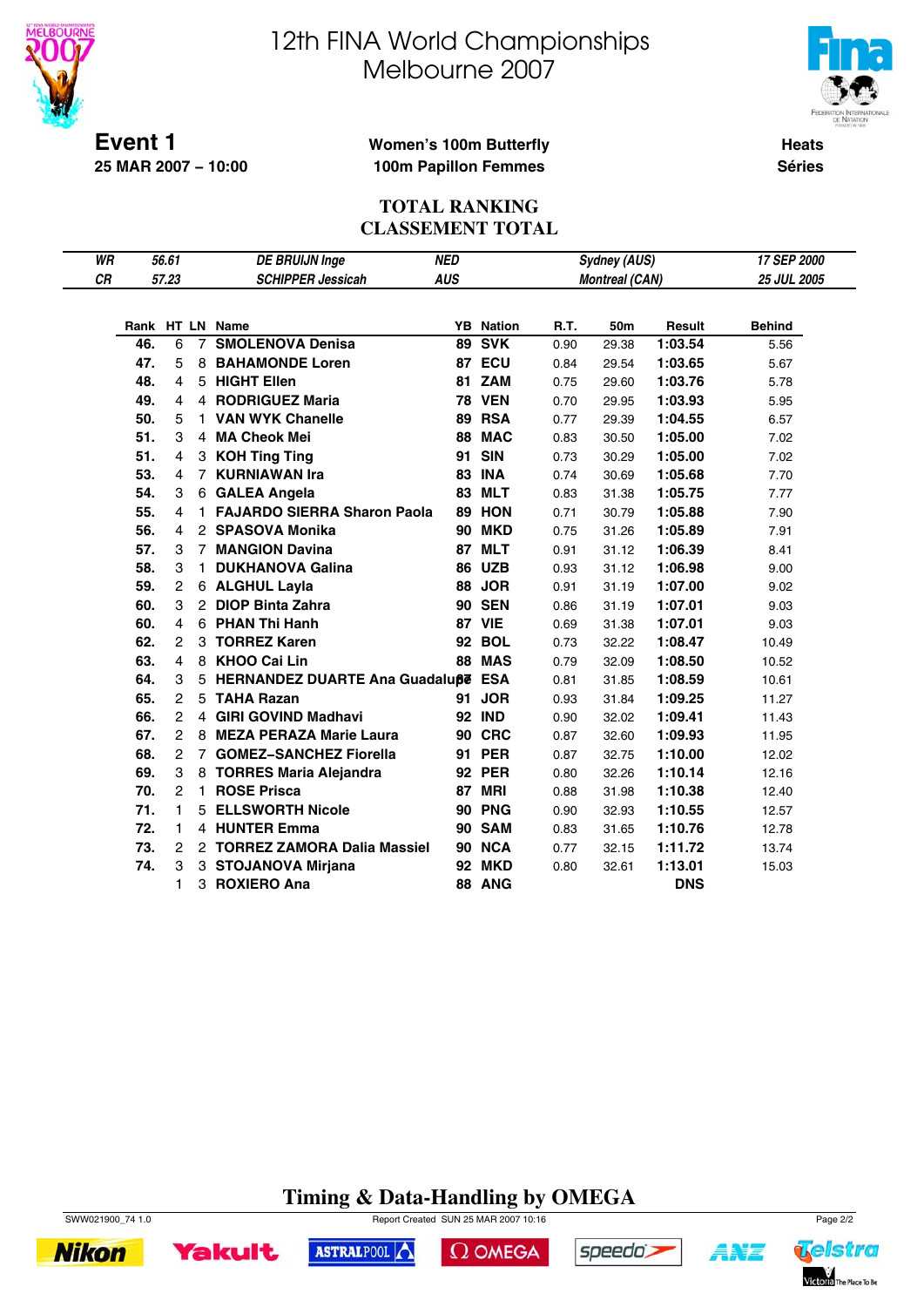# 12th FINA World Championships
# Melbourne 2007

**Event 1**
**25 MAR 2007 – 10:00**

**Women's 100m Butterfly**
**100m Papillon Femmes**

**Heats**
**Séries**

## TOTAL RANKING
## CLASSEMENT TOTAL

| | | | | | |
|---|---|---|---|---|---|
| *WR* | *56.61* | *DE BRUIJN Inge* | *NED* | *Sydney (AUS)* | *17 SEP 2000* |
| *CR* | *57.23* | *SCHIPPER Jessicah* | *AUS* | *Montreal (CAN)* | *25 JUL 2005* |

| Rank | HT | LN | Name | YB | Nation | R.T. | 50m | Result | Behind |
|---|---|---|---|---|---|---|---|---|---|
| **46.** | 6 | 7 | **SMOLENOVA Denisa** | **89** | **SVK** | 0.90 | 29.38 | **1:03.54** | 5.56 |
| **47.** | 5 | 8 | **BAHAMONDE Loren** | **87** | **ECU** | 0.84 | 29.54 | **1:03.65** | 5.67 |
| **48.** | 4 | 5 | **HIGHT Ellen** | **81** | **ZAM** | 0.75 | 29.60 | **1:03.76** | 5.78 |
| **49.** | 4 | 4 | **RODRIGUEZ Maria** | **78** | **VEN** | 0.70 | 29.95 | **1:03.93** | 5.95 |
| **50.** | 5 | 1 | **VAN WYK Chanelle** | **89** | **RSA** | 0.77 | 29.39 | **1:04.55** | 6.57 |
| **51.** | 3 | 4 | **MA Cheok Mei** | **88** | **MAC** | 0.83 | 30.50 | **1:05.00** | 7.02 |
| **51.** | 4 | 3 | **KOH Ting Ting** | **91** | **SIN** | 0.73 | 30.29 | **1:05.00** | 7.02 |
| **53.** | 4 | 7 | **KURNIAWAN Ira** | **83** | **INA** | 0.74 | 30.69 | **1:05.68** | 7.70 |
| **54.** | 3 | 6 | **GALEA Angela** | **83** | **MLT** | 0.83 | 31.38 | **1:05.75** | 7.77 |
| **55.** | 4 | 1 | **FAJARDO SIERRA Sharon Paola** | **89** | **HON** | 0.71 | 30.79 | **1:05.88** | 7.90 |
| **56.** | 4 | 2 | **SPASOVA Monika** | **90** | **MKD** | 0.75 | 31.26 | **1:05.89** | 7.91 |
| **57.** | 3 | 7 | **MANGION Davina** | **87** | **MLT** | 0.91 | 31.12 | **1:06.39** | 8.41 |
| **58.** | 3 | 1 | **DUKHANOVA Galina** | **86** | **UZB** | 0.93 | 31.12 | **1:06.98** | 9.00 |
| **59.** | 2 | 6 | **ALGHUL Layla** | **88** | **JOR** | 0.91 | 31.19 | **1:07.00** | 9.02 |
| **60.** | 3 | 2 | **DIOP Binta Zahra** | **90** | **SEN** | 0.86 | 31.19 | **1:07.01** | 9.03 |
| **60.** | 4 | 6 | **PHAN Thi Hanh** | **87** | **VIE** | 0.69 | 31.38 | **1:07.01** | 9.03 |
| **62.** | 2 | 3 | **TORREZ Karen** | **92** | **BOL** | 0.73 | 32.22 | **1:08.47** | 10.49 |
| **63.** | 4 | 8 | **KHOO Cai Lin** | **88** | **MAS** | 0.79 | 32.09 | **1:08.50** | 10.52 |
| **64.** | 3 | 5 | **HERNANDEZ DUARTE Ana Guadalupe** | **87** | **ESA** | 0.81 | 31.85 | **1:08.59** | 10.61 |
| **65.** | 2 | 5 | **TAHA Razan** | **91** | **JOR** | 0.93 | 31.84 | **1:09.25** | 11.27 |
| **66.** | 2 | 4 | **GIRI GOVIND Madhavi** | **92** | **IND** | 0.90 | 32.02 | **1:09.41** | 11.43 |
| **67.** | 2 | 8 | **MEZA PERAZA Marie Laura** | **90** | **CRC** | 0.87 | 32.60 | **1:09.93** | 11.95 |
| **68.** | 2 | 7 | **GOMEZ–SANCHEZ Fiorella** | **91** | **PER** | 0.87 | 32.75 | **1:10.00** | 12.02 |
| **69.** | 3 | 8 | **TORRES Maria Alejandra** | **92** | **PER** | 0.80 | 32.26 | **1:10.14** | 12.16 |
| **70.** | 2 | 1 | **ROSE Prisca** | **87** | **MRI** | 0.88 | 31.98 | **1:10.38** | 12.40 |
| **71.** | 1 | 5 | **ELLSWORTH Nicole** | **90** | **PNG** | 0.90 | 32.93 | **1:10.55** | 12.57 |
| **72.** | 1 | 4 | **HUNTER Emma** | **90** | **SAM** | 0.83 | 31.65 | **1:10.76** | 12.78 |
| **73.** | 2 | 2 | **TORREZ ZAMORA Dalia Massiel** | **90** | **NCA** | 0.77 | 32.15 | **1:11.72** | 13.74 |
| **74.** | 3 | 3 | **STOJANOVA Mirjana** | **92** | **MKD** | 0.80 | 32.61 | **1:13.01** | 15.03 |
| | 1 | 3 | **ROXIERO Ana** | **88** | **ANG** | | | **DNS** | |

**Timing & Data-Handling by OMEGA**

SWW021900_74 1.0 — Report Created SUN 25 MAR 2007 10:16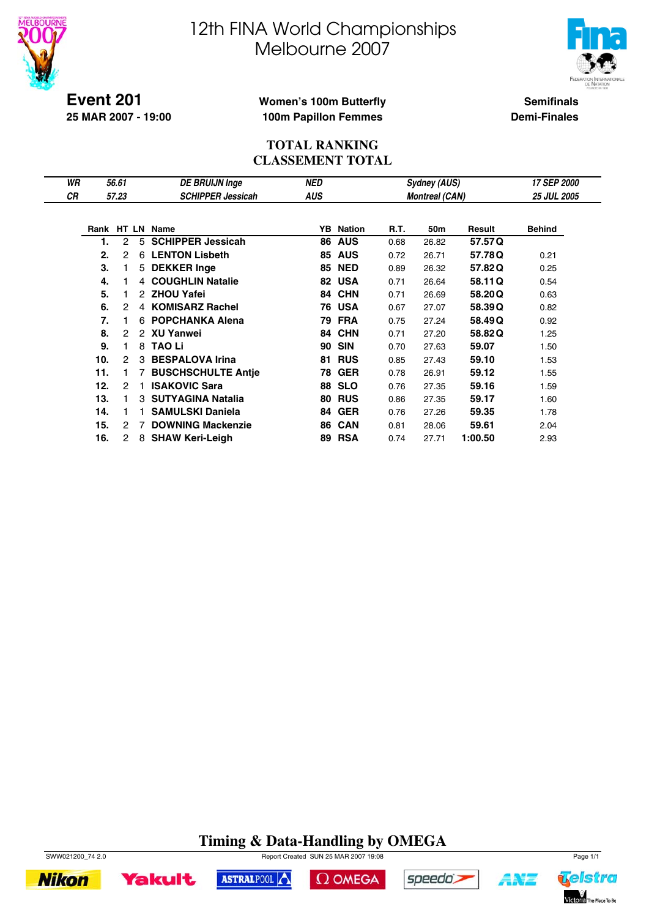# 12th FINA World Championships
# Melbourne 2007

**Event 201**
**25 MAR 2007 - 19:00**

**Women's 100m Butterfly**
**100m Papillon Femmes**

**Semifinals**
**Demi-Finales**

## TOTAL RANKING
## CLASSEMENT TOTAL

| | | | | | |
|---|---|---|---|---|---|
| *WR* | *56.61* | *DE BRUIJN Inge* | *NED* | *Sydney (AUS)* | *17 SEP 2000* |
| *CR* | *57.23* | *SCHIPPER Jessicah* | *AUS* | *Montreal (CAN)* | *25 JUL 2005* |

| Rank | HT | LN | Name | YB | Nation | R.T. | 50m | Result | Behind |
|---|---|---|---|---|---|---|---|---|---|
| **1.** | 2 | 5 | **SCHIPPER Jessicah** | **86** | **AUS** | 0.68 | 26.82 | **57.57 Q** | |
| **2.** | 2 | 6 | **LENTON Lisbeth** | **85** | **AUS** | 0.72 | 26.71 | **57.78 Q** | 0.21 |
| **3.** | 1 | 5 | **DEKKER Inge** | **85** | **NED** | 0.89 | 26.32 | **57.82 Q** | 0.25 |
| **4.** | 1 | 4 | **COUGHLIN Natalie** | **82** | **USA** | 0.71 | 26.64 | **58.11 Q** | 0.54 |
| **5.** | 1 | 2 | **ZHOU Yafei** | **84** | **CHN** | 0.71 | 26.69 | **58.20 Q** | 0.63 |
| **6.** | 2 | 4 | **KOMISARZ Rachel** | **76** | **USA** | 0.67 | 27.07 | **58.39 Q** | 0.82 |
| **7.** | 1 | 6 | **POPCHANKA Alena** | **79** | **FRA** | 0.75 | 27.24 | **58.49 Q** | 0.92 |
| **8.** | 2 | 2 | **XU Yanwei** | **84** | **CHN** | 0.71 | 27.20 | **58.82 Q** | 1.25 |
| **9.** | 1 | 8 | **TAO Li** | **90** | **SIN** | 0.70 | 27.63 | **59.07** | 1.50 |
| **10.** | 2 | 3 | **BESPALOVA Irina** | **81** | **RUS** | 0.85 | 27.43 | **59.10** | 1.53 |
| **11.** | 1 | 7 | **BUSCHSCHULTE Antje** | **78** | **GER** | 0.78 | 26.91 | **59.12** | 1.55 |
| **12.** | 2 | 1 | **ISAKOVIC Sara** | **88** | **SLO** | 0.76 | 27.35 | **59.16** | 1.59 |
| **13.** | 1 | 3 | **SUTYAGINA Natalia** | **80** | **RUS** | 0.86 | 27.35 | **59.17** | 1.60 |
| **14.** | 1 | 1 | **SAMULSKI Daniela** | **84** | **GER** | 0.76 | 27.26 | **59.35** | 1.78 |
| **15.** | 2 | 7 | **DOWNING Mackenzie** | **86** | **CAN** | 0.81 | 28.06 | **59.61** | 2.04 |
| **16.** | 2 | 8 | **SHAW Keri-Leigh** | **89** | **RSA** | 0.74 | 27.71 | **1:00.50** | 2.93 |

**Timing & Data-Handling by OMEGA**

SWW021200_74 2.0 Report Created SUN 25 MAR 2007 19:08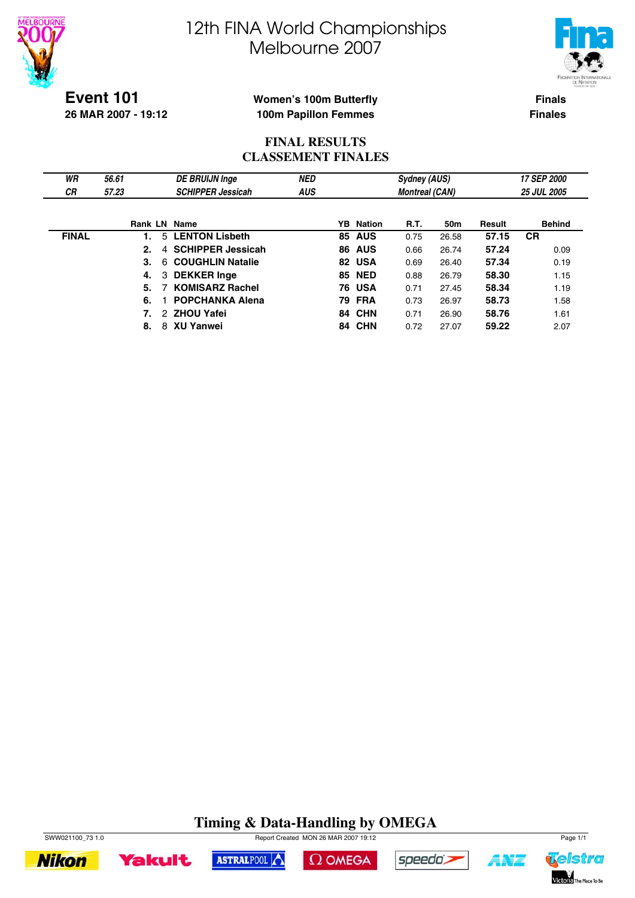# 12th FINA World Championships
# Melbourne 2007

**Event 101**
**26 MAR 2007 - 19:12**

**Women's 100m Butterfly**
**100m Papillon Femmes**

**Finals**
**Finales**

## FINAL RESULTS
## CLASSEMENT FINALES

| | | | | | |
|---|---|---|---|---|---|
| *WR* | *56.61* | *DE BRUIJN Inge* | *NED* | *Sydney (AUS)* | *17 SEP 2000* |
| *CR* | *57.23* | *SCHIPPER Jessicah* | *AUS* | *Montreal (CAN)* | *25 JUL 2005* |

| | Rank | LN | Name | YB | Nation | R.T. | 50m | Result | Behind |
|---|---|---|---|---|---|---|---|---|---|
| **FINAL** | **1.** | 5 | **LENTON Lisbeth** | **85** | **AUS** | 0.75 | 26.58 | **57.15** | **CR** |
| | **2.** | 4 | **SCHIPPER Jessicah** | **86** | **AUS** | 0.66 | 26.74 | **57.24** | 0.09 |
| | **3.** | 6 | **COUGHLIN Natalie** | **82** | **USA** | 0.69 | 26.40 | **57.34** | 0.19 |
| | **4.** | 3 | **DEKKER Inge** | **85** | **NED** | 0.88 | 26.79 | **58.30** | 1.15 |
| | **5.** | 7 | **KOMISARZ Rachel** | **76** | **USA** | 0.71 | 27.45 | **58.34** | 1.19 |
| | **6.** | 1 | **POPCHANKA Alena** | **79** | **FRA** | 0.73 | 26.97 | **58.73** | 1.58 |
| | **7.** | 2 | **ZHOU Yafei** | **84** | **CHN** | 0.71 | 26.90 | **58.76** | 1.61 |
| | **8.** | 8 | **XU Yanwei** | **84** | **CHN** | 0.72 | 27.07 | **59.22** | 2.07 |

**Timing & Data-Handling by OMEGA**

SWW021100_73 1.0 Report Created MON 26 MAR 2007 19:12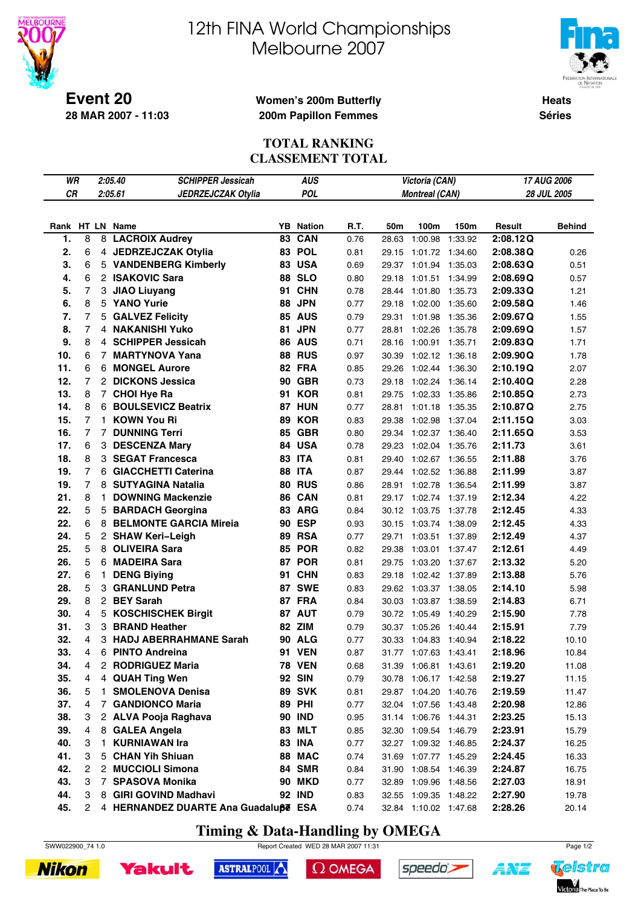# 12th FINA World Championships
# Melbourne 2007

**Event 20**
**28 MAR 2007 - 11:03**

**Women's 200m Butterfly**
**200m Papillon Femmes**

**Heats**
**Séries**

## TOTAL RANKING
## CLASSEMENT TOTAL

| | | | | |
|---|---|---|---|---|
| WR | 2:05.40 | SCHIPPER Jessicah | AUS | Victoria (CAN) | 17 AUG 2006 |
| CR | 2:05.61 | JEDRZEJCZAK Otylia | POL | Montreal (CAN) | 28 JUL 2005 |

| Rank | HT | LN | Name | YB | Nation | R.T. | 50m | 100m | 150m | Result | | Behind |
|---|---|---|---|---|---|---|---|---|---|---|---|---|
| 1. | 8 | 8 | LACROIX Audrey | 83 | CAN | 0.76 | 28.63 | 1:00.98 | 1:33.92 | 2:08.12 | Q | |
| 2. | 6 | 4 | JEDRZEJCZAK Otylia | 83 | POL | 0.81 | 29.15 | 1:01.72 | 1:34.60 | 2:08.38 | Q | 0.26 |
| 3. | 6 | 5 | VANDENBERG Kimberly | 83 | USA | 0.69 | 29.37 | 1:01.94 | 1:35.03 | 2:08.63 | Q | 0.51 |
| 4. | 6 | 2 | ISAKOVIC Sara | 88 | SLO | 0.80 | 29.18 | 1:01.51 | 1:34.99 | 2:08.69 | Q | 0.57 |
| 5. | 7 | 3 | JIAO Liuyang | 91 | CHN | 0.78 | 28.44 | 1:01.80 | 1:35.73 | 2:09.33 | Q | 1.21 |
| 6. | 8 | 5 | YANO Yurie | 88 | JPN | 0.77 | 29.18 | 1:02.00 | 1:35.60 | 2:09.58 | Q | 1.46 |
| 7. | 7 | 5 | GALVEZ Felicity | 85 | AUS | 0.79 | 29.31 | 1:01.98 | 1:35.36 | 2:09.67 | Q | 1.55 |
| 8. | 7 | 4 | NAKANISHI Yuko | 81 | JPN | 0.77 | 28.81 | 1:02.26 | 1:35.78 | 2:09.69 | Q | 1.57 |
| 9. | 8 | 4 | SCHIPPER Jessicah | 86 | AUS | 0.71 | 28.16 | 1:00.91 | 1:35.71 | 2:09.83 | Q | 1.71 |
| 10. | 6 | 7 | MARTYNOVA Yana | 88 | RUS | 0.97 | 30.39 | 1:02.12 | 1:36.18 | 2:09.90 | Q | 1.78 |
| 11. | 6 | 6 | MONGEL Aurore | 82 | FRA | 0.85 | 29.26 | 1:02.44 | 1:36.30 | 2:10.19 | Q | 2.07 |
| 12. | 7 | 2 | DICKONS Jessica | 90 | GBR | 0.73 | 29.18 | 1:02.24 | 1:36.14 | 2:10.40 | Q | 2.28 |
| 13. | 8 | 7 | CHOI Hye Ra | 91 | KOR | 0.81 | 29.75 | 1:02.33 | 1:35.86 | 2:10.85 | Q | 2.73 |
| 14. | 8 | 6 | BOULSEVICZ Beatrix | 87 | HUN | 0.77 | 28.81 | 1:01.18 | 1:35.35 | 2:10.87 | Q | 2.75 |
| 15. | 7 | 1 | KOWN You Ri | 89 | KOR | 0.83 | 29.38 | 1:02.98 | 1:37.04 | 2:11.15 | Q | 3.03 |
| 16. | 7 | 7 | DUNNING Terri | 85 | GBR | 0.80 | 29.34 | 1:02.37 | 1:36.40 | 2:11.65 | Q | 3.53 |
| 17. | 6 | 3 | DESCENZA Mary | 84 | USA | 0.78 | 29.23 | 1:02.04 | 1:35.76 | 2:11.73 | | 3.61 |
| 18. | 8 | 3 | SEGAT Francesca | 83 | ITA | 0.81 | 29.40 | 1:02.67 | 1:36.55 | 2:11.88 | | 3.76 |
| 19. | 7 | 6 | GIACCHETTI Caterina | 88 | ITA | 0.87 | 29.44 | 1:02.52 | 1:36.88 | 2:11.99 | | 3.87 |
| 19. | 7 | 8 | SUTYAGINA Natalia | 80 | RUS | 0.86 | 28.91 | 1:02.78 | 1:36.54 | 2:11.99 | | 3.87 |
| 21. | 8 | 1 | DOWNING Mackenzie | 86 | CAN | 0.81 | 29.17 | 1:02.74 | 1:37.19 | 2:12.34 | | 4.22 |
| 22. | 5 | 5 | BARDACH Georgina | 83 | ARG | 0.84 | 30.12 | 1:03.75 | 1:37.78 | 2:12.45 | | 4.33 |
| 22. | 6 | 8 | BELMONTE GARCIA Mireia | 90 | ESP | 0.93 | 30.15 | 1:03.74 | 1:38.09 | 2:12.45 | | 4.33 |
| 24. | 5 | 2 | SHAW Keri–Leigh | 89 | RSA | 0.77 | 29.71 | 1:03.51 | 1:37.89 | 2:12.49 | | 4.37 |
| 25. | 5 | 8 | OLIVEIRA Sara | 85 | POR | 0.82 | 29.38 | 1:03.01 | 1:37.47 | 2:12.61 | | 4.49 |
| 26. | 5 | 6 | MADEIRA Sara | 87 | POR | 0.81 | 29.75 | 1:03.20 | 1:37.67 | 2:13.32 | | 5.20 |
| 27. | 6 | 1 | DENG Biying | 91 | CHN | 0.83 | 29.18 | 1:02.42 | 1:37.89 | 2:13.88 | | 5.76 |
| 28. | 5 | 3 | GRANLUND Petra | 87 | SWE | 0.83 | 29.62 | 1:03.37 | 1:38.05 | 2:14.10 | | 5.98 |
| 29. | 8 | 2 | BEY Sarah | 87 | FRA | 0.84 | 30.03 | 1:03.87 | 1:38.59 | 2:14.83 | | 6.71 |
| 30. | 4 | 5 | KOSCHISCHEK Birgit | 87 | AUT | 0.79 | 30.72 | 1:05.49 | 1:40.29 | 2:15.90 | | 7.78 |
| 31. | 3 | 3 | BRAND Heather | 82 | ZIM | 0.79 | 30.37 | 1:05.26 | 1:40.44 | 2:15.91 | | 7.79 |
| 32. | 4 | 3 | HADJ ABERRAHMANE Sarah | 90 | ALG | 0.77 | 30.33 | 1:04.83 | 1:40.94 | 2:18.22 | | 10.10 |
| 33. | 4 | 6 | PINTO Andreina | 91 | VEN | 0.87 | 31.77 | 1:07.63 | 1:43.41 | 2:18.96 | | 10.84 |
| 34. | 4 | 2 | RODRIGUEZ Maria | 78 | VEN | 0.68 | 31.39 | 1:06.81 | 1:43.61 | 2:19.20 | | 11.08 |
| 35. | 4 | 4 | QUAH Ting Wen | 92 | SIN | 0.79 | 30.78 | 1:06.17 | 1:42.58 | 2:19.27 | | 11.15 |
| 36. | 5 | 1 | SMOLENOVA Denisa | 89 | SVK | 0.81 | 29.87 | 1:04.20 | 1:40.76 | 2:19.59 | | 11.47 |
| 37. | 4 | 7 | GANDIONCO Maria | 89 | PHI | 0.77 | 32.04 | 1:07.56 | 1:43.48 | 2:20.98 | | 12.86 |
| 38. | 3 | 2 | ALVA Pooja Raghava | 90 | IND | 0.95 | 31.14 | 1:06.76 | 1:44.31 | 2:23.25 | | 15.13 |
| 39. | 4 | 8 | GALEA Angela | 83 | MLT | 0.85 | 32.30 | 1:09.54 | 1:46.79 | 2:23.91 | | 15.79 |
| 40. | 3 | 1 | KURNIAWAN Ira | 83 | INA | 0.77 | 32.27 | 1:09.32 | 1:46.85 | 2:24.37 | | 16.25 |
| 41. | 3 | 5 | CHAN Yih Shiuan | 88 | MAC | 0.74 | 31.69 | 1:07.77 | 1:45.29 | 2:24.45 | | 16.33 |
| 42. | 2 | 2 | MUCCIOLI Simona | 84 | SMR | 0.84 | 31.90 | 1:08.54 | 1:46.39 | 2:24.87 | | 16.75 |
| 43. | 3 | 7 | SPASOVA Monika | 90 | MKD | 0.77 | 32.89 | 1:09.96 | 1:48.56 | 2:27.03 | | 18.91 |
| 44. | 3 | 8 | GIRI GOVIND Madhavi | 92 | IND | 0.83 | 32.55 | 1:09.35 | 1:48.22 | 2:27.90 | | 19.78 |
| 45. | 2 | 4 | HERNANDEZ DUARTE Ana Guadalupe | 87 | ESA | 0.74 | 32.84 | 1:10.02 | 1:47.68 | 2:28.26 | | 20.14 |

**Timing & Data-Handling by OMEGA**

SWW022900_74 1.0 Report Created WED 28 MAR 2007 11:31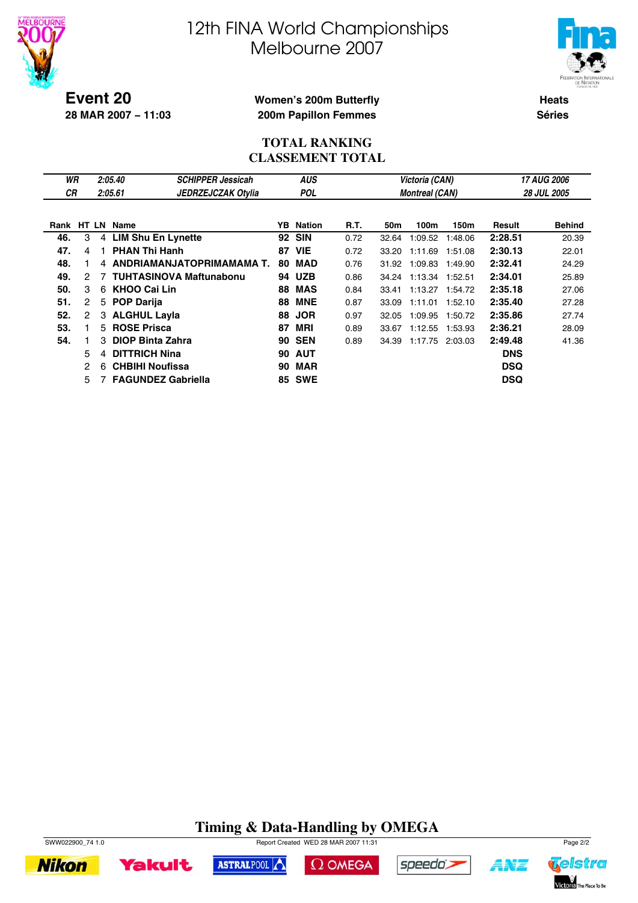# 12th FINA World Championships
# Melbourne 2007

**Event 20**
**28 MAR 2007 – 11:03**

**Women's 200m Butterfly**
**200m Papillon Femmes**

**Heats**
**Séries**

## TOTAL RANKING
## CLASSEMENT TOTAL

| | | | | | |
|---|---|---|---|---|---|
| *WR* | *2:05.40* | *SCHIPPER Jessicah* | *AUS* | *Victoria (CAN)* | *17 AUG 2006* |
| *CR* | *2:05.61* | *JEDRZEJCZAK Otylia* | *POL* | *Montreal (CAN)* | *28 JUL 2005* |

| Rank | HT | LN | Name | YB | Nation | R.T. | 50m | 100m | 150m | Result | Behind |
|---|---|---|---|---|---|---|---|---|---|---|---|
| **46.** | 3 | 4 | **LIM Shu En Lynette** | **92** | **SIN** | 0.72 | 32.64 | 1:09.52 | 1:48.06 | **2:28.51** | 20.39 |
| **47.** | 4 | 1 | **PHAN Thi Hanh** | **87** | **VIE** | 0.72 | 33.20 | 1:11.69 | 1:51.08 | **2:30.13** | 22.01 |
| **48.** | 1 | 4 | **ANDRIAMANJATOPRIMAMAMA T.** | **80** | **MAD** | 0.76 | 31.92 | 1:09.83 | 1:49.90 | **2:32.41** | 24.29 |
| **49.** | 2 | 7 | **TUHTASINOVA Maftunabonu** | **94** | **UZB** | 0.86 | 34.24 | 1:13.34 | 1:52.51 | **2:34.01** | 25.89 |
| **50.** | 3 | 6 | **KHOO Cai Lin** | **88** | **MAS** | 0.84 | 33.41 | 1:13.27 | 1:54.72 | **2:35.18** | 27.06 |
| **51.** | 2 | 5 | **POP Darija** | **88** | **MNE** | 0.87 | 33.09 | 1:11.01 | 1:52.10 | **2:35.40** | 27.28 |
| **52.** | 2 | 3 | **ALGHUL Layla** | **88** | **JOR** | 0.97 | 32.05 | 1:09.95 | 1:50.72 | **2:35.86** | 27.74 |
| **53.** | 1 | 5 | **ROSE Prisca** | **87** | **MRI** | 0.89 | 33.67 | 1:12.55 | 1:53.93 | **2:36.21** | 28.09 |
| **54.** | 1 | 3 | **DIOP Binta Zahra** | **90** | **SEN** | 0.89 | 34.39 | 1:17.75 | 2:03.03 | **2:49.48** | 41.36 |
| | 5 | 4 | **DITTRICH Nina** | **90** | **AUT** | | | | | **DNS** | |
| | 2 | 6 | **CHBIHI Noufissa** | **90** | **MAR** | | | | | **DSQ** | |
| | 5 | 7 | **FAGUNDEZ Gabriella** | **85** | **SWE** | | | | | **DSQ** | |

**Timing & Data-Handling by OMEGA**

SWW022900_74 1.0 Report Created WED 28 MAR 2007 11:31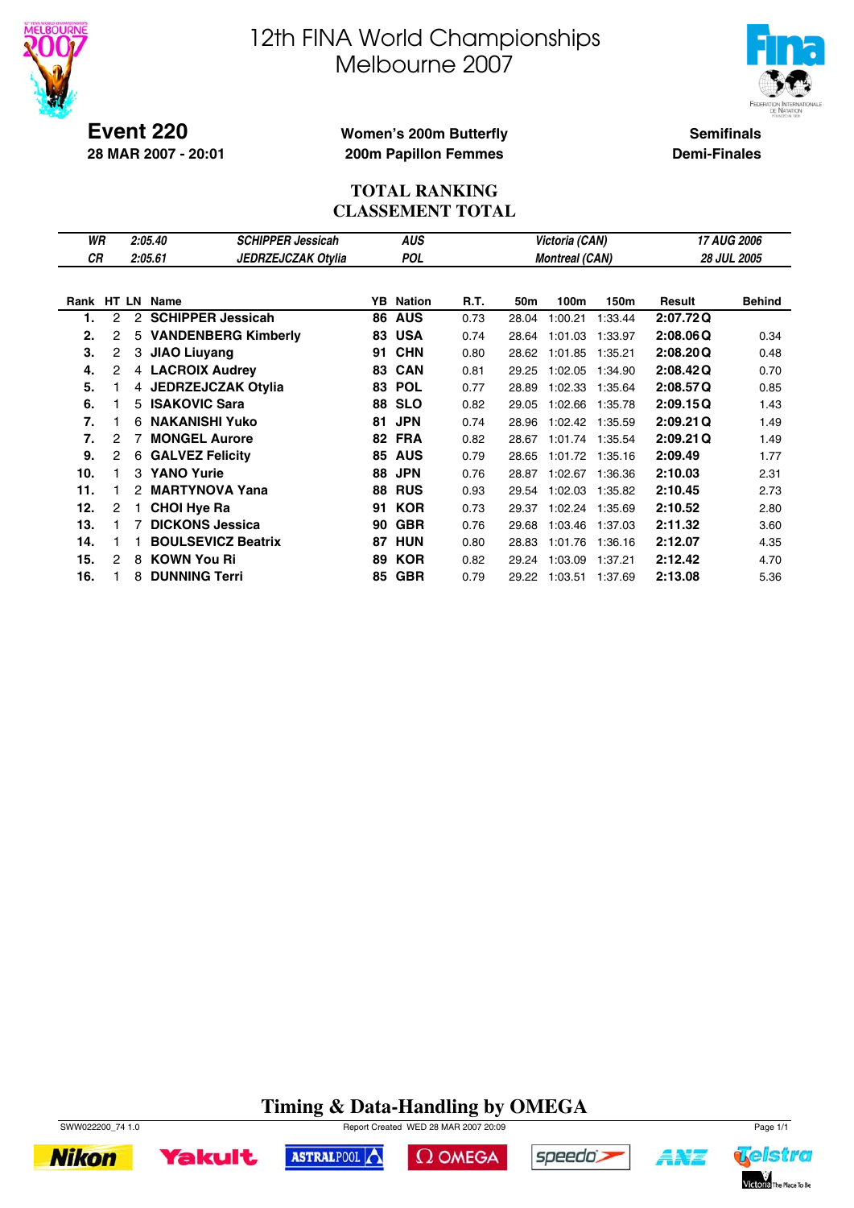# 12th FINA World Championships
# Melbourne 2007

**Event 220**
**28 MAR 2007 - 20:01**

**Women's 200m Butterfly**
**200m Papillon Femmes**

**Semifinals**
**Demi-Finales**

## TOTAL RANKING
## CLASSEMENT TOTAL

| | | | | | |
|---|---|---|---|---|---|
| *WR* | *2:05.40* | *SCHIPPER Jessicah* | *AUS* | *Victoria (CAN)* | *17 AUG 2006* |
| *CR* | *2:05.61* | *JEDRZEJCZAK Otylia* | *POL* | *Montreal (CAN)* | *28 JUL 2005* |

| Rank | HT | LN | Name | YB | Nation | R.T. | 50m | 100m | 150m | Result | | Behind |
|---|---|---|---|---|---|---|---|---|---|---|---|---|
| **1.** | 2 | 2 | **SCHIPPER Jessicah** | **86** | **AUS** | 0.73 | 28.04 | 1:00.21 | 1:33.44 | **2:07.72** | **Q** | |
| **2.** | 2 | 5 | **VANDENBERG Kimberly** | **83** | **USA** | 0.74 | 28.64 | 1:01.03 | 1:33.97 | **2:08.06** | **Q** | 0.34 |
| **3.** | 2 | 3 | **JIAO Liuyang** | **91** | **CHN** | 0.80 | 28.62 | 1:01.85 | 1:35.21 | **2:08.20** | **Q** | 0.48 |
| **4.** | 2 | 4 | **LACROIX Audrey** | **83** | **CAN** | 0.81 | 29.25 | 1:02.05 | 1:34.90 | **2:08.42** | **Q** | 0.70 |
| **5.** | 1 | 4 | **JEDRZEJCZAK Otylia** | **83** | **POL** | 0.77 | 28.89 | 1:02.33 | 1:35.64 | **2:08.57** | **Q** | 0.85 |
| **6.** | 1 | 5 | **ISAKOVIC Sara** | **88** | **SLO** | 0.82 | 29.05 | 1:02.66 | 1:35.78 | **2:09.15** | **Q** | 1.43 |
| **7.** | 1 | 6 | **NAKANISHI Yuko** | **81** | **JPN** | 0.74 | 28.96 | 1:02.42 | 1:35.59 | **2:09.21** | **Q** | 1.49 |
| **7.** | 2 | 7 | **MONGEL Aurore** | **82** | **FRA** | 0.82 | 28.67 | 1:01.74 | 1:35.54 | **2:09.21** | **Q** | 1.49 |
| **9.** | 2 | 6 | **GALVEZ Felicity** | **85** | **AUS** | 0.79 | 28.65 | 1:01.72 | 1:35.16 | **2:09.49** | | 1.77 |
| **10.** | 1 | 3 | **YANO Yurie** | **88** | **JPN** | 0.76 | 28.87 | 1:02.67 | 1:36.36 | **2:10.03** | | 2.31 |
| **11.** | 1 | 2 | **MARTYNOVA Yana** | **88** | **RUS** | 0.93 | 29.54 | 1:02.03 | 1:35.82 | **2:10.45** | | 2.73 |
| **12.** | 2 | 1 | **CHOI Hye Ra** | **91** | **KOR** | 0.73 | 29.37 | 1:02.24 | 1:35.69 | **2:10.52** | | 2.80 |
| **13.** | 1 | 7 | **DICKONS Jessica** | **90** | **GBR** | 0.76 | 29.68 | 1:03.46 | 1:37.03 | **2:11.32** | | 3.60 |
| **14.** | 1 | 1 | **BOULSEVICZ Beatrix** | **87** | **HUN** | 0.80 | 28.83 | 1:01.76 | 1:36.16 | **2:12.07** | | 4.35 |
| **15.** | 2 | 8 | **KOWN You Ri** | **89** | **KOR** | 0.82 | 29.24 | 1:03.09 | 1:37.21 | **2:12.42** | | 4.70 |
| **16.** | 1 | 8 | **DUNNING Terri** | **85** | **GBR** | 0.79 | 29.22 | 1:03.51 | 1:37.69 | **2:13.08** | | 5.36 |

**Timing & Data-Handling by OMEGA**

SWW022200_74 1.0 — Report Created WED 28 MAR 2007 20:09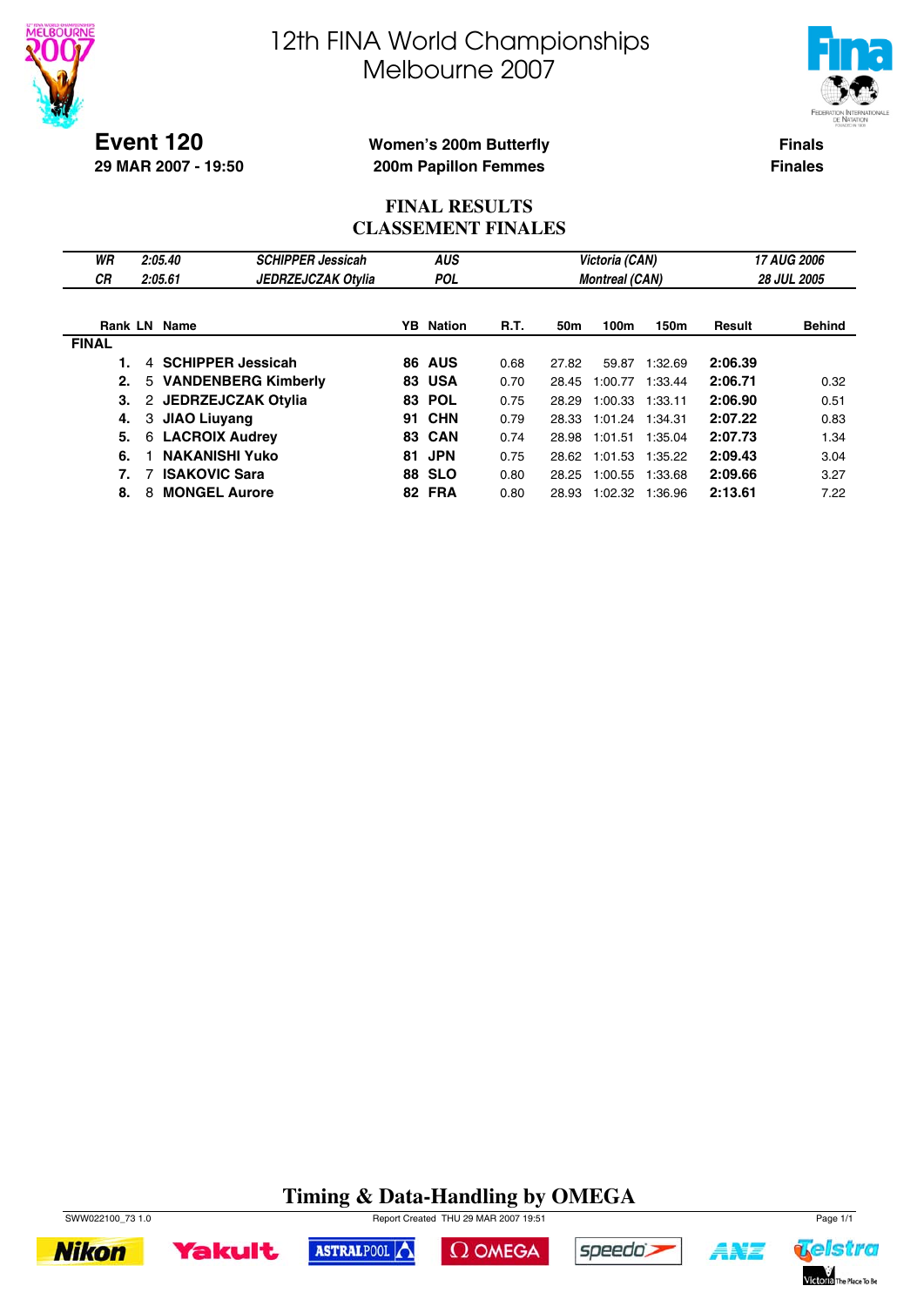# 12th FINA World Championships
# Melbourne 2007

**Event 120**
**29 MAR 2007 - 19:50**

**Women's 200m Butterfly**
**200m Papillon Femmes**

**Finals**
**Finales**

## FINAL RESULTS
## CLASSEMENT FINALES

| | | | | | |
|---|---|---|---|---|---|
| *WR* | *2:05.40* | *SCHIPPER Jessicah* | *AUS* | *Victoria (CAN)* | *17 AUG 2006* |
| *CR* | *2:05.61* | *JEDRZEJCZAK Otylia* | *POL* | *Montreal (CAN)* | *28 JUL 2005* |

| Rank | LN | Name | YB | Nation | R.T. | 50m | 100m | 150m | Result | Behind |
|---|---|---|---|---|---|---|---|---|---|---|
| **FINAL** | | | | | | | | | | |
| **1.** | 4 | **SCHIPPER Jessicah** | **86** | **AUS** | 0.68 | 27.82 | 59.87 | 1:32.69 | **2:06.39** | |
| **2.** | 5 | **VANDENBERG Kimberly** | **83** | **USA** | 0.70 | 28.45 | 1:00.77 | 1:33.44 | **2:06.71** | 0.32 |
| **3.** | 2 | **JEDRZEJCZAK Otylia** | **83** | **POL** | 0.75 | 28.29 | 1:00.33 | 1:33.11 | **2:06.90** | 0.51 |
| **4.** | 3 | **JIAO Liuyang** | **91** | **CHN** | 0.79 | 28.33 | 1:01.24 | 1:34.31 | **2:07.22** | 0.83 |
| **5.** | 6 | **LACROIX Audrey** | **83** | **CAN** | 0.74 | 28.98 | 1:01.51 | 1:35.04 | **2:07.73** | 1.34 |
| **6.** | 1 | **NAKANISHI Yuko** | **81** | **JPN** | 0.75 | 28.62 | 1:01.53 | 1:35.22 | **2:09.43** | 3.04 |
| **7.** | 7 | **ISAKOVIC Sara** | **88** | **SLO** | 0.80 | 28.25 | 1:00.55 | 1:33.68 | **2:09.66** | 3.27 |
| **8.** | 8 | **MONGEL Aurore** | **82** | **FRA** | 0.80 | 28.93 | 1:02.32 | 1:36.96 | **2:13.61** | 7.22 |

**Timing & Data-Handling by OMEGA**

SWW022100_73 1.0 Report Created THU 29 MAR 2007 19:51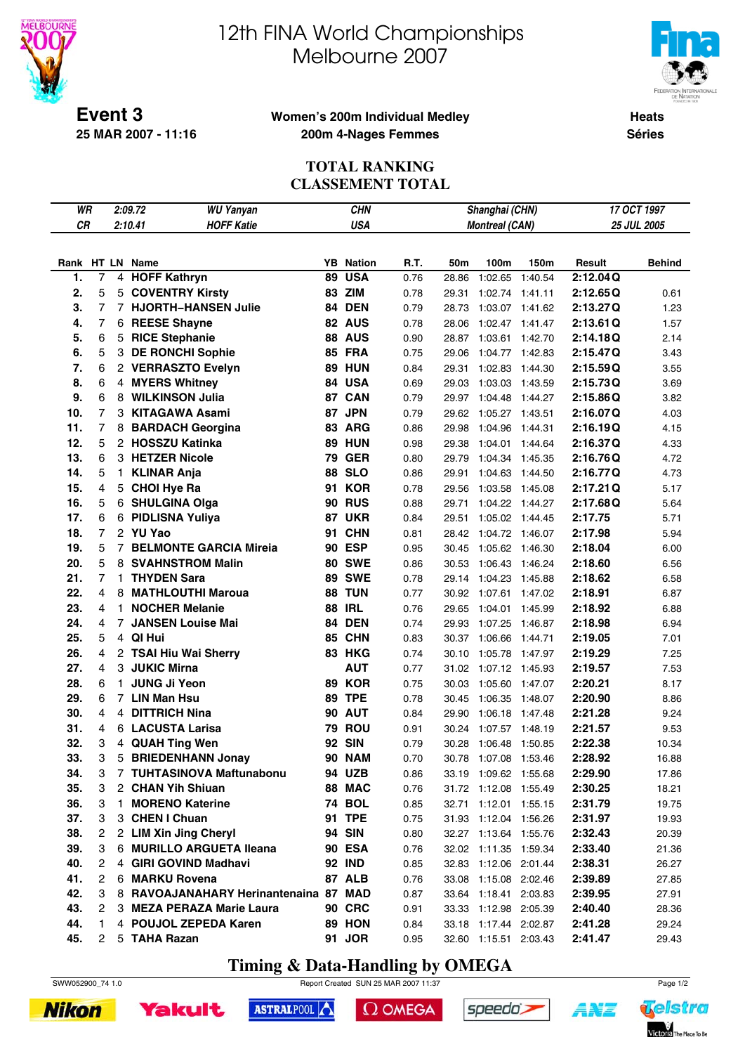# 12th FINA World Championships Melbourne 2007

**Event 3**
**25 MAR 2007 - 11:16**

**Women's 200m Individual Medley**
**200m 4-Nages Femmes**

**Heats**
**Séries**

## TOTAL RANKING
## CLASSEMENT TOTAL

| | | | | | |
|---|---|---|---|---|---|
| WR | 2:09.72 | WU Yanyan | CHN | Shanghai (CHN) | 17 OCT 1997 |
| CR | 2:10.41 | HOFF Katie | USA | Montreal (CAN) | 25 JUL 2005 |

| Rank | HT | LN | Name | YB | Nation | R.T. | 50m | 100m | 150m | Result | | Behind |
|---|---|---|---|---|---|---|---|---|---|---|---|---|
| 1. | 7 | 4 | HOFF Kathryn | 89 | USA | 0.76 | 28.86 | 1:02.65 | 1:40.54 | 2:12.04 | Q | |
| 2. | 5 | 5 | COVENTRY Kirsty | 83 | ZIM | 0.78 | 29.31 | 1:02.74 | 1:41.11 | 2:12.65 | Q | 0.61 |
| 3. | 7 | 7 | HJORTH–HANSEN Julie | 84 | DEN | 0.79 | 28.73 | 1:03.07 | 1:41.62 | 2:13.27 | Q | 1.23 |
| 4. | 7 | 6 | REESE Shayne | 82 | AUS | 0.78 | 28.06 | 1:02.47 | 1:41.47 | 2:13.61 | Q | 1.57 |
| 5. | 6 | 5 | RICE Stephanie | 88 | AUS | 0.90 | 28.87 | 1:03.61 | 1:42.70 | 2:14.18 | Q | 2.14 |
| 6. | 5 | 3 | DE RONCHI Sophie | 85 | FRA | 0.75 | 29.06 | 1:04.77 | 1:42.83 | 2:15.47 | Q | 3.43 |
| 7. | 6 | 2 | VERRASZTO Evelyn | 89 | HUN | 0.84 | 29.31 | 1:02.83 | 1:44.30 | 2:15.59 | Q | 3.55 |
| 8. | 6 | 4 | MYERS Whitney | 84 | USA | 0.69 | 29.03 | 1:03.03 | 1:43.59 | 2:15.73 | Q | 3.69 |
| 9. | 6 | 8 | WILKINSON Julia | 87 | CAN | 0.79 | 29.97 | 1:04.48 | 1:44.27 | 2:15.86 | Q | 3.82 |
| 10. | 7 | 3 | KITAGAWA Asami | 87 | JPN | 0.79 | 29.62 | 1:05.27 | 1:43.51 | 2:16.07 | Q | 4.03 |
| 11. | 7 | 8 | BARDACH Georgina | 83 | ARG | 0.86 | 29.98 | 1:04.96 | 1:44.31 | 2:16.19 | Q | 4.15 |
| 12. | 5 | 2 | HOSSZU Katinka | 89 | HUN | 0.98 | 29.38 | 1:04.01 | 1:44.64 | 2:16.37 | Q | 4.33 |
| 13. | 6 | 3 | HETZER Nicole | 79 | GER | 0.80 | 29.79 | 1:04.34 | 1:45.35 | 2:16.76 | Q | 4.72 |
| 14. | 5 | 1 | KLINAR Anja | 88 | SLO | 0.86 | 29.91 | 1:04.63 | 1:44.50 | 2:16.77 | Q | 4.73 |
| 15. | 4 | 5 | CHOI Hye Ra | 91 | KOR | 0.78 | 29.56 | 1:03.58 | 1:45.08 | 2:17.21 | Q | 5.17 |
| 16. | 5 | 6 | SHULGINA Olga | 90 | RUS | 0.88 | 29.71 | 1:04.22 | 1:44.27 | 2:17.68 | Q | 5.64 |
| 17. | 6 | 6 | PIDLISNA Yuliya | 87 | UKR | 0.84 | 29.51 | 1:05.02 | 1:44.45 | 2:17.75 | | 5.71 |
| 18. | 7 | 2 | YU Yao | 91 | CHN | 0.81 | 28.42 | 1:04.72 | 1:46.07 | 2:17.98 | | 5.94 |
| 19. | 5 | 7 | BELMONTE GARCIA Mireia | 90 | ESP | 0.95 | 30.45 | 1:05.62 | 1:46.30 | 2:18.04 | | 6.00 |
| 20. | 5 | 8 | SVAHNSTROM Malin | 80 | SWE | 0.86 | 30.53 | 1:06.43 | 1:46.24 | 2:18.60 | | 6.56 |
| 21. | 7 | 1 | THYDEN Sara | 89 | SWE | 0.78 | 29.14 | 1:04.23 | 1:45.88 | 2:18.62 | | 6.58 |
| 22. | 4 | 8 | MATHLOUTHI Maroua | 88 | TUN | 0.77 | 30.92 | 1:07.61 | 1:47.02 | 2:18.91 | | 6.87 |
| 23. | 4 | 1 | NOCHER Melanie | 88 | IRL | 0.76 | 29.65 | 1:04.01 | 1:45.99 | 2:18.92 | | 6.88 |
| 24. | 4 | 7 | JANSEN Louise Mai | 84 | DEN | 0.74 | 29.93 | 1:07.25 | 1:46.87 | 2:18.98 | | 6.94 |
| 25. | 5 | 4 | QI Hui | 85 | CHN | 0.83 | 30.37 | 1:06.66 | 1:44.71 | 2:19.05 | | 7.01 |
| 26. | 4 | 2 | TSAI Hiu Wai Sherry | 83 | HKG | 0.74 | 30.10 | 1:05.78 | 1:47.97 | 2:19.29 | | 7.25 |
| 27. | 4 | 3 | JUKIC Mirna | | AUT | 0.77 | 31.02 | 1:07.12 | 1:45.93 | 2:19.57 | | 7.53 |
| 28. | 6 | 1 | JUNG Ji Yeon | 89 | KOR | 0.75 | 30.03 | 1:05.60 | 1:47.07 | 2:20.21 | | 8.17 |
| 29. | 6 | 7 | LIN Man Hsu | 89 | TPE | 0.78 | 30.45 | 1:06.35 | 1:48.07 | 2:20.90 | | 8.86 |
| 30. | 4 | 4 | DITTRICH Nina | 90 | AUT | 0.84 | 29.90 | 1:06.18 | 1:47.48 | 2:21.28 | | 9.24 |
| 31. | 4 | 6 | LACUSTA Larisa | 79 | ROU | 0.91 | 30.24 | 1:07.57 | 1:48.19 | 2:21.57 | | 9.53 |
| 32. | 3 | 4 | QUAH Ting Wen | 92 | SIN | 0.79 | 30.28 | 1:06.48 | 1:50.85 | 2:22.38 | | 10.34 |
| 33. | 3 | 5 | BRIEDENHANN Jonay | 90 | NAM | 0.70 | 30.78 | 1:07.08 | 1:53.46 | 2:28.92 | | 16.88 |
| 34. | 3 | 7 | TUHTASINOVA Maftunabonu | 94 | UZB | 0.86 | 33.19 | 1:09.62 | 1:55.68 | 2:29.90 | | 17.86 |
| 35. | 3 | 2 | CHAN Yih Shiuan | 88 | MAC | 0.76 | 31.72 | 1:12.08 | 1:55.49 | 2:30.25 | | 18.21 |
| 36. | 3 | 1 | MORENO Katerine | 74 | BOL | 0.85 | 32.71 | 1:12.01 | 1:55.15 | 2:31.79 | | 19.75 |
| 37. | 3 | 3 | CHEN I Chuan | 91 | TPE | 0.75 | 31.93 | 1:12.04 | 1:56.26 | 2:31.97 | | 19.93 |
| 38. | 2 | 2 | LIM Xin Jing Cheryl | 94 | SIN | 0.80 | 32.27 | 1:13.64 | 1:55.76 | 2:32.43 | | 20.39 |
| 39. | 3 | 6 | MURILLO ARGUETA Ileana | 90 | ESA | 0.76 | 32.02 | 1:11.35 | 1:59.34 | 2:33.40 | | 21.36 |
| 40. | 2 | 4 | GIRI GOVIND Madhavi | 92 | IND | 0.85 | 32.83 | 1:12.06 | 2:01.44 | 2:38.31 | | 26.27 |
| 41. | 2 | 6 | MARKU Rovena | 87 | ALB | 0.76 | 33.08 | 1:15.08 | 2:02.46 | 2:39.89 | | 27.85 |
| 42. | 3 | 8 | RAVOAJANAHARY Herinantenaina | 87 | MAD | 0.87 | 33.64 | 1:18.41 | 2:03.83 | 2:39.95 | | 27.91 |
| 43. | 2 | 3 | MEZA PERAZA Marie Laura | 90 | CRC | 0.91 | 33.33 | 1:12.98 | 2:05.39 | 2:40.40 | | 28.36 |
| 44. | 1 | 4 | POUJOL ZEPEDA Karen | 89 | HON | 0.84 | 33.18 | 1:17.44 | 2:02.87 | 2:41.28 | | 29.24 |
| 45. | 2 | 5 | TAHA Razan | 91 | JOR | 0.95 | 32.60 | 1:15.51 | 2:03.43 | 2:41.47 | | 29.43 |

**Timing & Data-Handling by OMEGA**

SWW052900_74 1.0 Report Created SUN 25 MAR 2007 11:37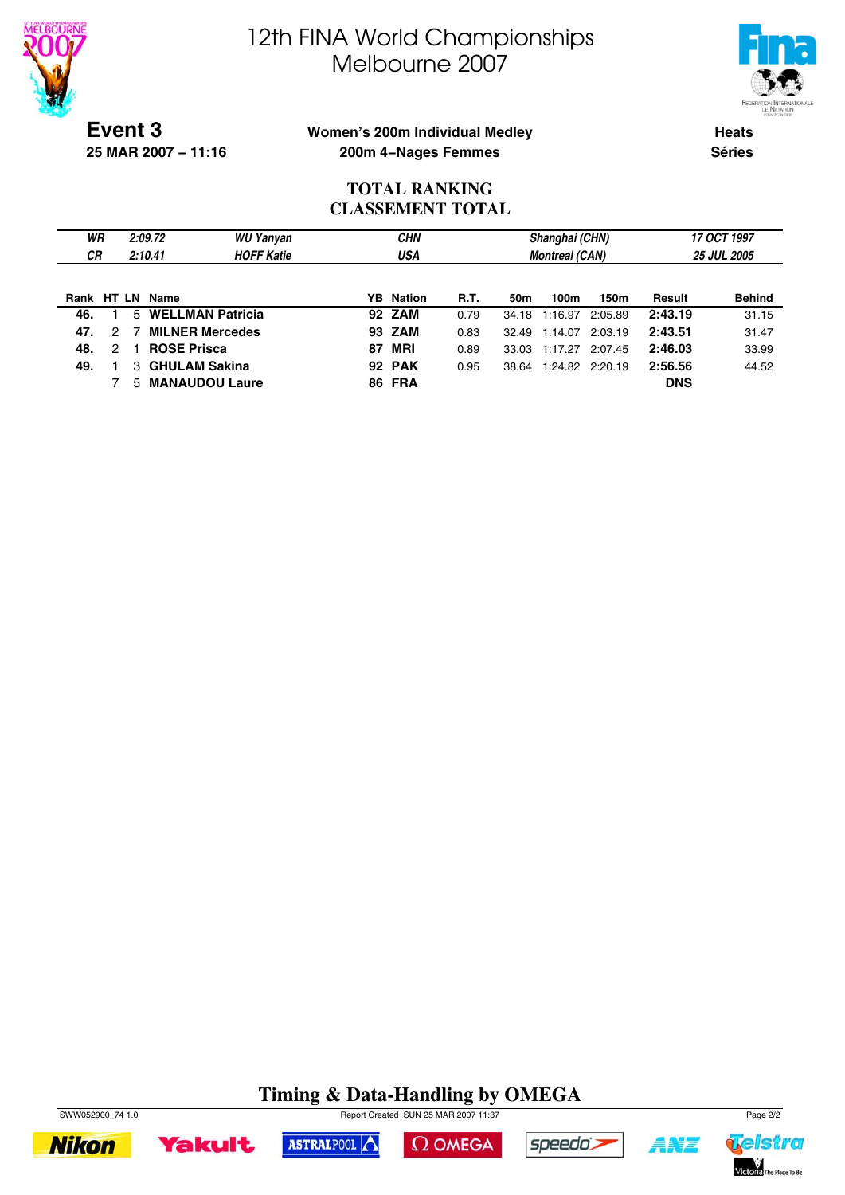# 12th FINA World Championships
# Melbourne 2007

**Event 3**
**25 MAR 2007 – 11:16**

**Women's 200m Individual Medley**
**200m 4–Nages Femmes**

**Heats**
**Séries**

## TOTAL RANKING
## CLASSEMENT TOTAL

| | | | | | |
|---|---|---|---|---|---|
| *WR* | *2:09.72* | *WU Yanyan* | *CHN* | *Shanghai (CHN)* | *17 OCT 1997* |
| *CR* | *2:10.41* | *HOFF Katie* | *USA* | *Montreal (CAN)* | *25 JUL 2005* |

| Rank | HT | LN | Name | YB | Nation | R.T. | 50m | 100m | 150m | Result | Behind |
|---|---|---|---|---|---|---|---|---|---|---|---|
| **46.** | 1 | 5 | **WELLMAN Patricia** | **92** | **ZAM** | 0.79 | 34.18 | 1:16.97 | 2:05.89 | **2:43.19** | 31.15 |
| **47.** | 2 | 7 | **MILNER Mercedes** | **93** | **ZAM** | 0.83 | 32.49 | 1:14.07 | 2:03.19 | **2:43.51** | 31.47 |
| **48.** | 2 | 1 | **ROSE Prisca** | **87** | **MRI** | 0.89 | 33.03 | 1:17.27 | 2:07.45 | **2:46.03** | 33.99 |
| **49.** | 1 | 3 | **GHULAM Sakina** | **92** | **PAK** | 0.95 | 38.64 | 1:24.82 | 2:20.19 | **2:56.56** | 44.52 |
| | 7 | 5 | **MANAUDOU Laure** | **86** | **FRA** | | | | | **DNS** | |

**Timing & Data-Handling by OMEGA**

SWW052900_74 1.0 Report Created SUN 25 MAR 2007 11:37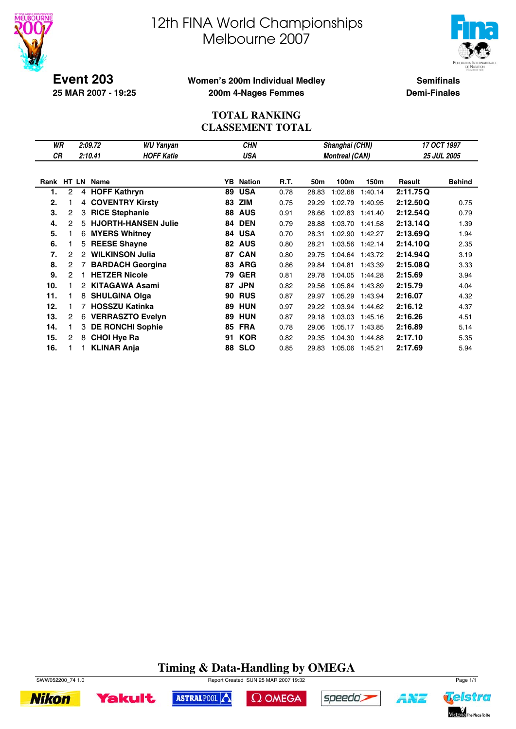# 12th FINA World Championships
# Melbourne 2007

**Event 203**
**25 MAR 2007 - 19:25**

**Women's 200m Individual Medley**
**200m 4-Nages Femmes**

**Semifinals**
**Demi-Finales**

## TOTAL RANKING
## CLASSEMENT TOTAL

| | | | | | |
|---|---|---|---|---|---|
| *WR* | *2:09.72* | *WU Yanyan* | *CHN* | *Shanghai (CHN)* | *17 OCT 1997* |
| *CR* | *2:10.41* | *HOFF Katie* | *USA* | *Montreal (CAN)* | *25 JUL 2005* |

| Rank | HT | LN | Name | YB | Nation | R.T. | 50m | 100m | 150m | Result | | Behind |
|---|---|---|---|---|---|---|---|---|---|---|---|---|
| **1.** | 2 | 4 | **HOFF Kathryn** | **89** | **USA** | 0.78 | 28.83 | 1:02.68 | 1:40.14 | **2:11.75** | **Q** | |
| **2.** | 1 | 4 | **COVENTRY Kirsty** | **83** | **ZIM** | 0.75 | 29.29 | 1:02.79 | 1:40.95 | **2:12.50** | **Q** | 0.75 |
| **3.** | 2 | 3 | **RICE Stephanie** | **88** | **AUS** | 0.91 | 28.66 | 1:02.83 | 1:41.40 | **2:12.54** | **Q** | 0.79 |
| **4.** | 2 | 5 | **HJORTH-HANSEN Julie** | **84** | **DEN** | 0.79 | 28.88 | 1:03.70 | 1:41.58 | **2:13.14** | **Q** | 1.39 |
| **5.** | 1 | 6 | **MYERS Whitney** | **84** | **USA** | 0.70 | 28.31 | 1:02.90 | 1:42.27 | **2:13.69** | **Q** | 1.94 |
| **6.** | 1 | 5 | **REESE Shayne** | **82** | **AUS** | 0.80 | 28.21 | 1:03.56 | 1:42.14 | **2:14.10** | **Q** | 2.35 |
| **7.** | 2 | 2 | **WILKINSON Julia** | **87** | **CAN** | 0.80 | 29.75 | 1:04.64 | 1:43.72 | **2:14.94** | **Q** | 3.19 |
| **8.** | 2 | 7 | **BARDACH Georgina** | **83** | **ARG** | 0.86 | 29.84 | 1:04.81 | 1:43.39 | **2:15.08** | **Q** | 3.33 |
| **9.** | 2 | 1 | **HETZER Nicole** | **79** | **GER** | 0.81 | 29.78 | 1:04.05 | 1:44.28 | **2:15.69** | | 3.94 |
| **10.** | 1 | 2 | **KITAGAWA Asami** | **87** | **JPN** | 0.82 | 29.56 | 1:05.84 | 1:43.89 | **2:15.79** | | 4.04 |
| **11.** | 1 | 8 | **SHULGINA Olga** | **90** | **RUS** | 0.87 | 29.97 | 1:05.29 | 1:43.94 | **2:16.07** | | 4.32 |
| **12.** | 1 | 7 | **HOSSZU Katinka** | **89** | **HUN** | 0.97 | 29.22 | 1:03.94 | 1:44.62 | **2:16.12** | | 4.37 |
| **13.** | 2 | 6 | **VERRASZTO Evelyn** | **89** | **HUN** | 0.87 | 29.18 | 1:03.03 | 1:45.16 | **2:16.26** | | 4.51 |
| **14.** | 1 | 3 | **DE RONCHI Sophie** | **85** | **FRA** | 0.78 | 29.06 | 1:05.17 | 1:43.85 | **2:16.89** | | 5.14 |
| **15.** | 2 | 8 | **CHOI Hye Ra** | **91** | **KOR** | 0.82 | 29.35 | 1:04.30 | 1:44.88 | **2:17.10** | | 5.35 |
| **16.** | 1 | 1 | **KLINAR Anja** | **88** | **SLO** | 0.85 | 29.83 | 1:05.06 | 1:45.21 | **2:17.69** | | 5.94 |

**Timing & Data-Handling by OMEGA**

SWW052200_74 1.0 | Report Created SUN 25 MAR 2007 19:32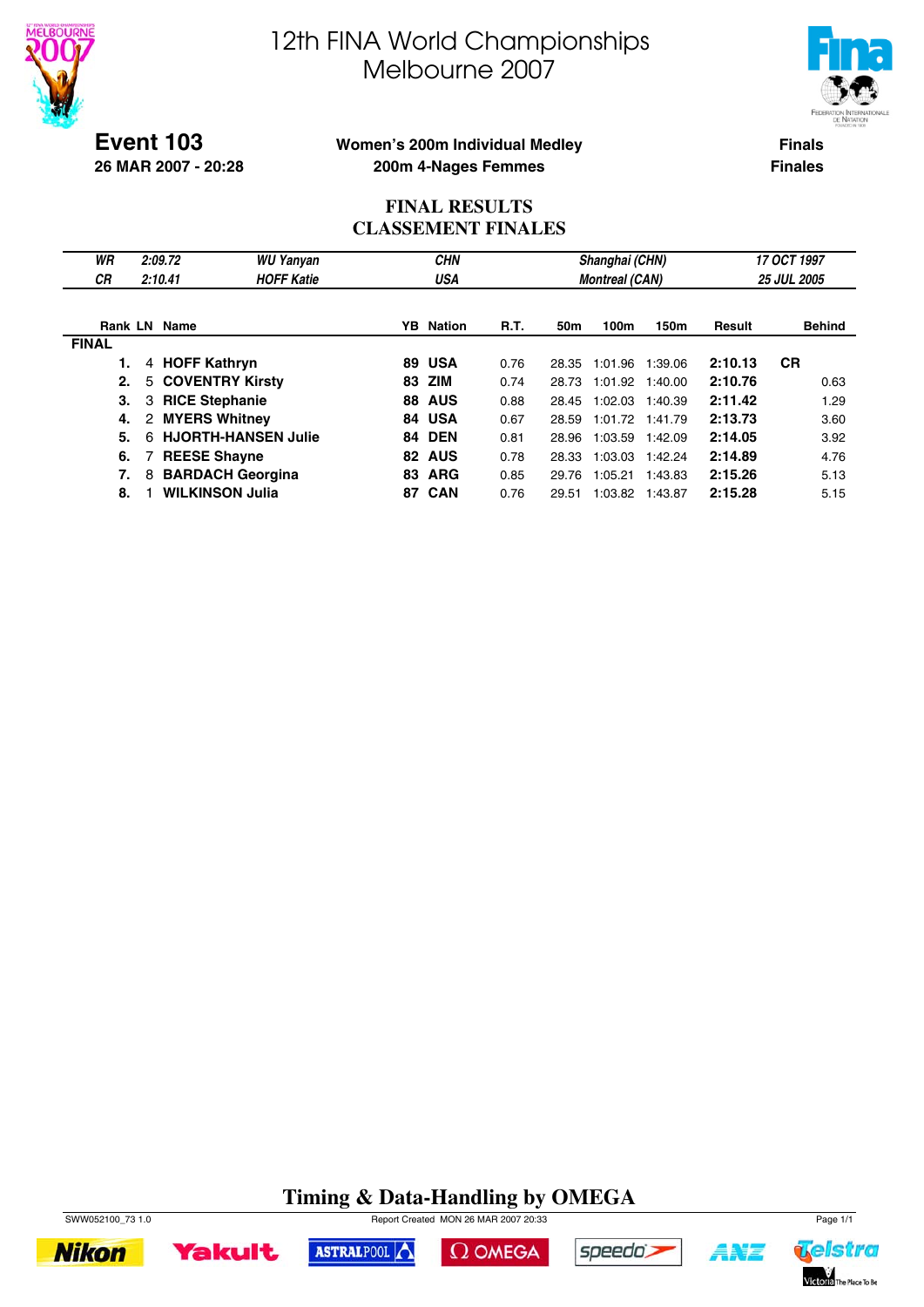# 12th FINA World Championships Melbourne 2007

**Event 103**
**26 MAR 2007 - 20:28**

**Women's 200m Individual Medley**
**200m 4-Nages Femmes**

**Finals**
**Finales**

## FINAL RESULTS
## CLASSEMENT FINALES

| | | | | | |
|---|---|---|---|---|---|
| *WR* | *2:09.72* | *WU Yanyan* | *CHN* | *Shanghai (CHN)* | *17 OCT 1997* |
| *CR* | *2:10.41* | *HOFF Katie* | *USA* | *Montreal (CAN)* | *25 JUL 2005* |

| Rank | LN | Name | YB | Nation | R.T. | 50m | 100m | 150m | Result | | Behind |
|---|---|---|---|---|---|---|---|---|---|---|---|
| **FINAL** | | | | | | | | | | | |
| **1.** | 4 | **HOFF Kathryn** | **89** | **USA** | 0.76 | 28.35 | 1:01.96 | 1:39.06 | **2:10.13** | **CR** | |
| **2.** | 5 | **COVENTRY Kirsty** | **83** | **ZIM** | 0.74 | 28.73 | 1:01.92 | 1:40.00 | **2:10.76** | | 0.63 |
| **3.** | 3 | **RICE Stephanie** | **88** | **AUS** | 0.88 | 28.45 | 1:02.03 | 1:40.39 | **2:11.42** | | 1.29 |
| **4.** | 2 | **MYERS Whitney** | **84** | **USA** | 0.67 | 28.59 | 1:01.72 | 1:41.79 | **2:13.73** | | 3.60 |
| **5.** | 6 | **HJORTH-HANSEN Julie** | **84** | **DEN** | 0.81 | 28.96 | 1:03.59 | 1:42.09 | **2:14.05** | | 3.92 |
| **6.** | 7 | **REESE Shayne** | **82** | **AUS** | 0.78 | 28.33 | 1:03.03 | 1:42.24 | **2:14.89** | | 4.76 |
| **7.** | 8 | **BARDACH Georgina** | **83** | **ARG** | 0.85 | 29.76 | 1:05.21 | 1:43.83 | **2:15.26** | | 5.13 |
| **8.** | 1 | **WILKINSON Julia** | **87** | **CAN** | 0.76 | 29.51 | 1:03.82 | 1:43.87 | **2:15.28** | | 5.15 |

**Timing & Data-Handling by OMEGA**

SWW052100_73 1.0 Report Created MON 26 MAR 2007 20:33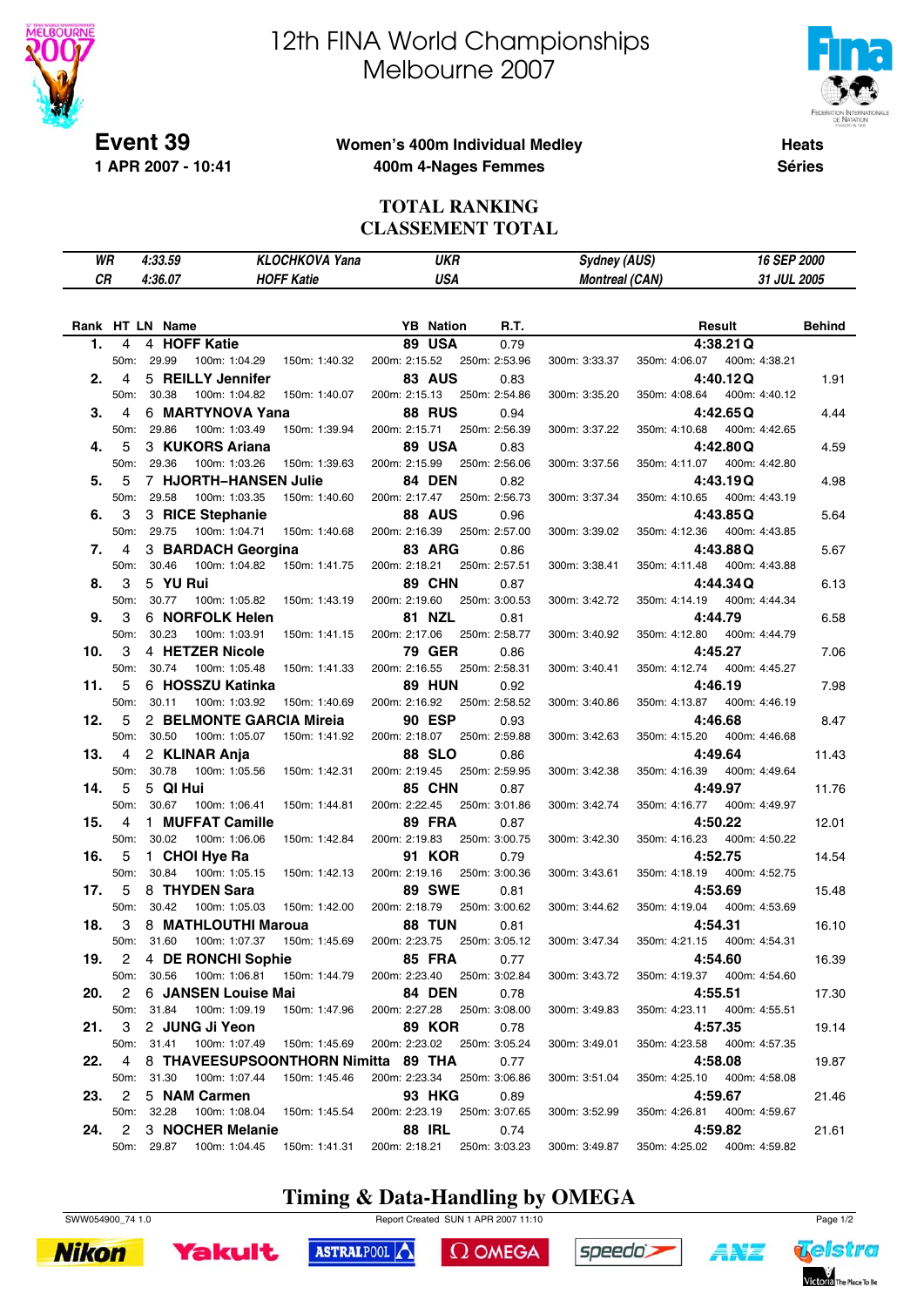# 12th FINA World Championships
# Melbourne 2007

**Event 39**
**1 APR 2007 - 10:41**

**Women's 400m Individual Medley**
**400m 4-Nages Femmes**

**Heats**
**Séries**

## TOTAL RANKING
## CLASSEMENT TOTAL

| | | | | | |
|---|---|---|---|---|---|
| WR | 4:33.59 | KLOCHKOVA Yana | UKR | Sydney (AUS) | 16 SEP 2000 |
| CR | 4:36.07 | HOFF Katie | USA | Montreal (CAN) | 31 JUL 2005 |

| Rank | HT | LN | Name | YB | Nation | R.T. | Result | Behind |
|---|---|---|---|---|---|---|---|---|
| 1. | 4 | 4 | **HOFF Katie** | 89 | USA | 0.79 | **4:38.21 Q** | |
| | | | 50m: 29.99 · 100m: 1:04.29 · 150m: 1:40.32 · 200m: 2:15.52 · 250m: 2:53.96 · 300m: 3:33.37 · 350m: 4:06.07 · 400m: 4:38.21 | | | | | |
| 2. | 4 | 5 | **REILLY Jennifer** | 83 | AUS | 0.83 | **4:40.12 Q** | 1.91 |
| | | | 50m: 30.38 · 100m: 1:04.82 · 150m: 1:40.07 · 200m: 2:15.13 · 250m: 2:54.86 · 300m: 3:35.20 · 350m: 4:08.64 · 400m: 4:40.12 | | | | | |
| 3. | 4 | 6 | **MARTYNOVA Yana** | 88 | RUS | 0.94 | **4:42.65 Q** | 4.44 |
| | | | 50m: 29.86 · 100m: 1:03.49 · 150m: 1:39.94 · 200m: 2:15.71 · 250m: 2:56.39 · 300m: 3:37.22 · 350m: 4:10.68 · 400m: 4:42.65 | | | | | |
| 4. | 5 | 3 | **KUKORS Ariana** | 89 | USA | 0.83 | **4:42.80 Q** | 4.59 |
| | | | 50m: 29.36 · 100m: 1:03.26 · 150m: 1:39.63 · 200m: 2:15.99 · 250m: 2:56.06 · 300m: 3:37.56 · 350m: 4:11.07 · 400m: 4:42.80 | | | | | |
| 5. | 5 | 7 | **HJORTH–HANSEN Julie** | 84 | DEN | 0.82 | **4:43.19 Q** | 4.98 |
| | | | 50m: 29.58 · 100m: 1:03.35 · 150m: 1:40.60 · 200m: 2:17.47 · 250m: 2:56.73 · 300m: 3:37.34 · 350m: 4:10.65 · 400m: 4:43.19 | | | | | |
| 6. | 3 | 3 | **RICE Stephanie** | 88 | AUS | 0.96 | **4:43.85 Q** | 5.64 |
| | | | 50m: 29.75 · 100m: 1:04.71 · 150m: 1:40.68 · 200m: 2:16.39 · 250m: 2:57.00 · 300m: 3:39.02 · 350m: 4:12.36 · 400m: 4:43.85 | | | | | |
| 7. | 4 | 3 | **BARDACH Georgina** | 83 | ARG | 0.86 | **4:43.88 Q** | 5.67 |
| | | | 50m: 30.46 · 100m: 1:04.82 · 150m: 1:41.75 · 200m: 2:18.21 · 250m: 2:57.51 · 300m: 3:38.41 · 350m: 4:11.48 · 400m: 4:43.88 | | | | | |
| 8. | 3 | 5 | **YU Rui** | 89 | CHN | 0.87 | **4:44.34 Q** | 6.13 |
| | | | 50m: 30.77 · 100m: 1:05.82 · 150m: 1:43.19 · 200m: 2:19.60 · 250m: 3:00.53 · 300m: 3:42.72 · 350m: 4:14.19 · 400m: 4:44.34 | | | | | |
| 9. | 3 | 6 | **NORFOLK Helen** | 81 | NZL | 0.81 | **4:44.79** | 6.58 |
| | | | 50m: 30.23 · 100m: 1:03.91 · 150m: 1:41.15 · 200m: 2:17.06 · 250m: 2:58.77 · 300m: 3:40.92 · 350m: 4:12.80 · 400m: 4:44.79 | | | | | |
| 10. | 3 | 4 | **HETZER Nicole** | 79 | GER | 0.86 | **4:45.27** | 7.06 |
| | | | 50m: 30.74 · 100m: 1:05.48 · 150m: 1:41.33 · 200m: 2:16.55 · 250m: 2:58.31 · 300m: 3:40.41 · 350m: 4:12.74 · 400m: 4:45.27 | | | | | |
| 11. | 5 | 6 | **HOSSZU Katinka** | 89 | HUN | 0.92 | **4:46.19** | 7.98 |
| | | | 50m: 30.11 · 100m: 1:03.92 · 150m: 1:40.69 · 200m: 2:16.92 · 250m: 2:58.52 · 300m: 3:40.86 · 350m: 4:13.87 · 400m: 4:46.19 | | | | | |
| 12. | 5 | 2 | **BELMONTE GARCIA Mireia** | 90 | ESP | 0.93 | **4:46.68** | 8.47 |
| | | | 50m: 30.50 · 100m: 1:05.07 · 150m: 1:41.92 · 200m: 2:18.07 · 250m: 2:59.88 · 300m: 3:42.63 · 350m: 4:15.20 · 400m: 4:46.68 | | | | | |
| 13. | 4 | 2 | **KLINAR Anja** | 88 | SLO | 0.86 | **4:49.64** | 11.43 |
| | | | 50m: 30.78 · 100m: 1:05.56 · 150m: 1:42.31 · 200m: 2:19.45 · 250m: 2:59.95 · 300m: 3:42.38 · 350m: 4:16.39 · 400m: 4:49.64 | | | | | |
| 14. | 5 | 5 | **QI Hui** | 85 | CHN | 0.87 | **4:49.97** | 11.76 |
| | | | 50m: 30.67 · 100m: 1:06.41 · 150m: 1:44.81 · 200m: 2:22.45 · 250m: 3:01.86 · 300m: 3:42.74 · 350m: 4:16.77 · 400m: 4:49.97 | | | | | |
| 15. | 4 | 1 | **MUFFAT Camille** | 89 | FRA | 0.87 | **4:50.22** | 12.01 |
| | | | 50m: 30.02 · 100m: 1:06.06 · 150m: 1:42.84 · 200m: 2:19.83 · 250m: 3:00.75 · 300m: 3:42.30 · 350m: 4:16.23 · 400m: 4:50.22 | | | | | |
| 16. | 5 | 1 | **CHOI Hye Ra** | 91 | KOR | 0.79 | **4:52.75** | 14.54 |
| | | | 50m: 30.84 · 100m: 1:05.15 · 150m: 1:42.13 · 200m: 2:19.16 · 250m: 3:00.36 · 300m: 3:43.61 · 350m: 4:18.19 · 400m: 4:52.75 | | | | | |
| 17. | 5 | 8 | **THYDEN Sara** | 89 | SWE | 0.81 | **4:53.69** | 15.48 |
| | | | 50m: 30.42 · 100m: 1:05.03 · 150m: 1:42.00 · 200m: 2:18.79 · 250m: 3:00.62 · 300m: 3:44.62 · 350m: 4:19.04 · 400m: 4:53.69 | | | | | |
| 18. | 3 | 8 | **MATHLOUTHI Maroua** | 88 | TUN | 0.81 | **4:54.31** | 16.10 |
| | | | 50m: 31.60 · 100m: 1:07.37 · 150m: 1:45.69 · 200m: 2:23.75 · 250m: 3:05.12 · 300m: 3:47.34 · 350m: 4:21.15 · 400m: 4:54.31 | | | | | |
| 19. | 2 | 4 | **DE RONCHI Sophie** | 85 | FRA | 0.77 | **4:54.60** | 16.39 |
| | | | 50m: 30.56 · 100m: 1:06.81 · 150m: 1:44.79 · 200m: 2:23.40 · 250m: 3:02.84 · 300m: 3:43.72 · 350m: 4:19.37 · 400m: 4:54.60 | | | | | |
| 20. | 2 | 6 | **JANSEN Louise Mai** | 84 | DEN | 0.78 | **4:55.51** | 17.30 |
| | | | 50m: 31.84 · 100m: 1:09.19 · 150m: 1:47.96 · 200m: 2:27.28 · 250m: 3:08.00 · 300m: 3:49.83 · 350m: 4:23.11 · 400m: 4:55.51 | | | | | |
| 21. | 3 | 2 | **JUNG Ji Yeon** | 89 | KOR | 0.78 | **4:57.35** | 19.14 |
| | | | 50m: 31.41 · 100m: 1:07.49 · 150m: 1:45.69 · 200m: 2:23.02 · 250m: 3:05.24 · 300m: 3:49.01 · 350m: 4:23.58 · 400m: 4:57.35 | | | | | |
| 22. | 4 | 8 | **THAVEESUPSOONTHORN Nimitta** | 89 | THA | 0.77 | **4:58.08** | 19.87 |
| | | | 50m: 31.30 · 100m: 1:07.44 · 150m: 1:45.46 · 200m: 2:23.34 · 250m: 3:06.86 · 300m: 3:51.04 · 350m: 4:25.10 · 400m: 4:58.08 | | | | | |
| 23. | 2 | 5 | **NAM Carmen** | 93 | HKG | 0.89 | **4:59.67** | 21.46 |
| | | | 50m: 32.28 · 100m: 1:08.04 · 150m: 1:45.54 · 200m: 2:23.19 · 250m: 3:07.65 · 300m: 3:52.99 · 350m: 4:26.81 · 400m: 4:59.67 | | | | | |
| 24. | 2 | 3 | **NOCHER Melanie** | 88 | IRL | 0.74 | **4:59.82** | 21.61 |
| | | | 50m: 29.87 · 100m: 1:04.45 · 150m: 1:41.31 · 200m: 2:18.21 · 250m: 3:03.23 · 300m: 3:49.87 · 350m: 4:25.02 · 400m: 4:59.82 | | | | | |

**Timing & Data-Handling by OMEGA**

SWW054900_74 1.0 — Report Created SUN 1 APR 2007 11:10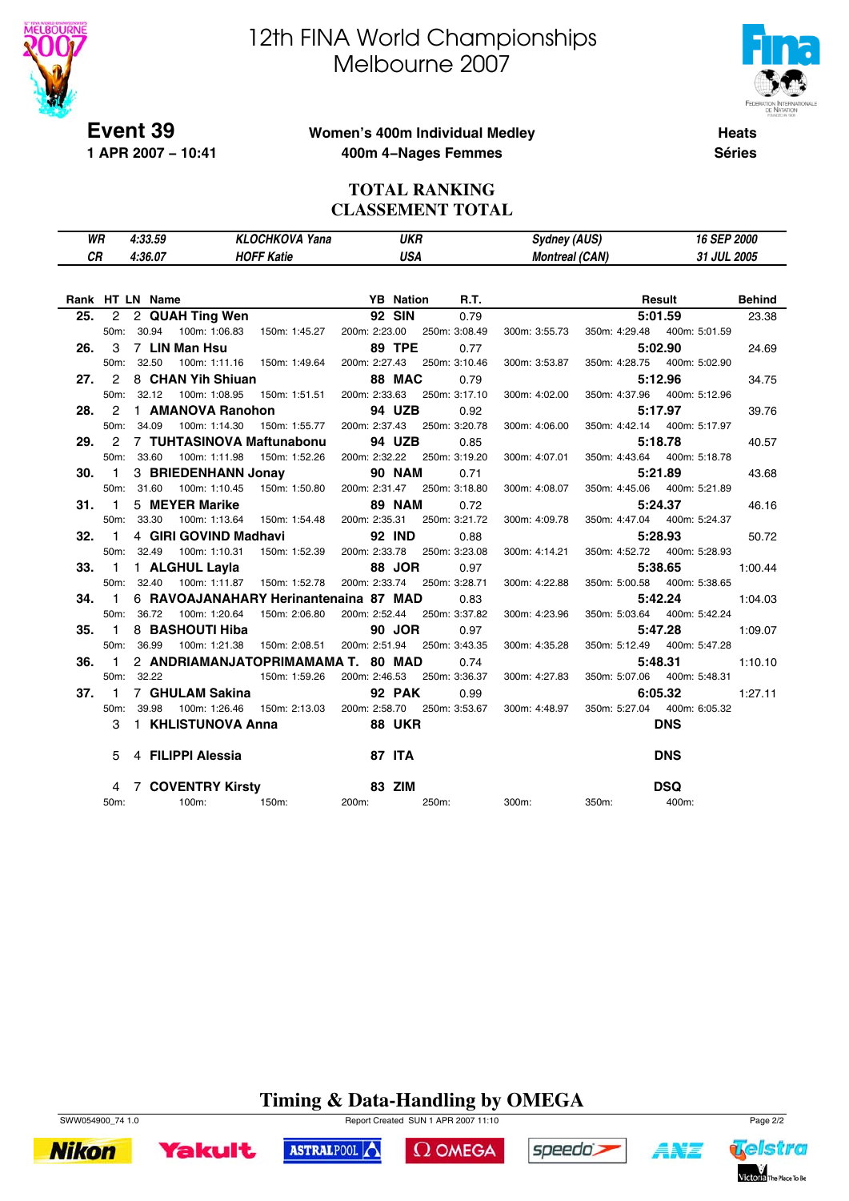# 12th FINA World Championships
# Melbourne 2007

**Event 39**
**1 APR 2007 – 10:41**

**Women's 400m Individual Medley**
**400m 4–Nages Femmes**

**Heats**
**Séries**

## TOTAL RANKING
## CLASSEMENT TOTAL

| | | | | | |
|---|---|---|---|---|---|
| WR | 4:33.59 | KLOCHKOVA Yana | UKR | Sydney (AUS) | 16 SEP 2000 |
| CR | 4:36.07 | HOFF Katie | USA | Montreal (CAN) | 31 JUL 2005 |

| Rank | HT | LN | Name | YB | Nation | R.T. | Result | Behind |
|---|---|---|---|---|---|---|---|---|
| 25. | 2 | 2 | QUAH Ting Wen | 92 | SIN | 0.79 | 5:01.59 | 23.38 |
| | | | 50m: 30.94 / 100m: 1:06.83 / 150m: 1:45.27 / 200m: 2:23.00 / 250m: 3:08.49 / 300m: 3:55.73 / 350m: 4:29.48 / 400m: 5:01.59 | | | | | |
| 26. | 3 | 7 | LIN Man Hsu | 89 | TPE | 0.77 | 5:02.90 | 24.69 |
| | | | 50m: 32.50 / 100m: 1:11.16 / 150m: 1:49.64 / 200m: 2:27.43 / 250m: 3:10.46 / 300m: 3:53.87 / 350m: 4:28.75 / 400m: 5:02.90 | | | | | |
| 27. | 2 | 8 | CHAN Yih Shiuan | 88 | MAC | 0.79 | 5:12.96 | 34.75 |
| | | | 50m: 32.12 / 100m: 1:08.95 / 150m: 1:51.51 / 200m: 2:33.63 / 250m: 3:17.10 / 300m: 4:02.00 / 350m: 4:37.96 / 400m: 5:12.96 | | | | | |
| 28. | 2 | 1 | AMANOVA Ranohon | 94 | UZB | 0.92 | 5:17.97 | 39.76 |
| | | | 50m: 34.09 / 100m: 1:14.30 / 150m: 1:55.77 / 200m: 2:37.43 / 250m: 3:20.78 / 300m: 4:06.00 / 350m: 4:42.14 / 400m: 5:17.97 | | | | | |
| 29. | 2 | 7 | TUHTASINOVA Maftunabonu | 94 | UZB | 0.85 | 5:18.78 | 40.57 |
| | | | 50m: 33.60 / 100m: 1:11.98 / 150m: 1:52.26 / 200m: 2:32.22 / 250m: 3:19.20 / 300m: 4:07.01 / 350m: 4:43.64 / 400m: 5:18.78 | | | | | |
| 30. | 1 | 3 | BRIEDENHANN Jonay | 90 | NAM | 0.71 | 5:21.89 | 43.68 |
| | | | 50m: 31.60 / 100m: 1:10.45 / 150m: 1:50.80 / 200m: 2:31.47 / 250m: 3:18.80 / 300m: 4:08.07 / 350m: 4:45.06 / 400m: 5:21.89 | | | | | |
| 31. | 1 | 5 | MEYER Marike | 89 | NAM | 0.72 | 5:24.37 | 46.16 |
| | | | 50m: 33.30 / 100m: 1:13.64 / 150m: 1:54.48 / 200m: 2:35.31 / 250m: 3:21.72 / 300m: 4:09.78 / 350m: 4:47.04 / 400m: 5:24.37 | | | | | |
| 32. | 1 | 4 | GIRI GOVIND Madhavi | 92 | IND | 0.88 | 5:28.93 | 50.72 |
| | | | 50m: 32.49 / 100m: 1:10.31 / 150m: 1:52.39 / 200m: 2:33.78 / 250m: 3:23.08 / 300m: 4:14.21 / 350m: 4:52.72 / 400m: 5:28.93 | | | | | |
| 33. | 1 | 1 | ALGHUL Layla | 88 | JOR | 0.97 | 5:38.65 | 1:00.44 |
| | | | 50m: 32.40 / 100m: 1:11.87 / 150m: 1:52.78 / 200m: 2:33.74 / 250m: 3:28.71 / 300m: 4:22.88 / 350m: 5:00.58 / 400m: 5:38.65 | | | | | |
| 34. | 1 | 6 | RAVOAJANAHARY Herinantenaina | 87 | MAD | 0.83 | 5:42.24 | 1:04.03 |
| | | | 50m: 36.72 / 100m: 1:20.64 / 150m: 2:06.80 / 200m: 2:52.44 / 250m: 3:37.82 / 300m: 4:23.96 / 350m: 5:03.64 / 400m: 5:42.24 | | | | | |
| 35. | 1 | 8 | BASHOUTI Hiba | 90 | JOR | 0.97 | 5:47.28 | 1:09.07 |
| | | | 50m: 36.99 / 100m: 1:21.38 / 150m: 2:08.51 / 200m: 2:51.94 / 250m: 3:43.35 / 300m: 4:35.28 / 350m: 5:12.49 / 400m: 5:47.28 | | | | | |
| 36. | 1 | 2 | ANDRIAMANJATOPRIMAMAMA T. | 80 | MAD | 0.74 | 5:48.31 | 1:10.10 |
| | | | 50m: 32.22 / 150m: 1:59.26 / 200m: 2:46.53 / 250m: 3:36.37 / 300m: 4:27.83 / 350m: 5:07.06 / 400m: 5:48.31 | | | | | |
| 37. | 1 | 7 | GHULAM Sakina | 92 | PAK | 0.99 | 6:05.32 | 1:27.11 |
| | | | 50m: 39.98 / 100m: 1:26.46 / 150m: 2:13.03 / 200m: 2:58.70 / 250m: 3:53.67 / 300m: 4:48.97 / 350m: 5:27.04 / 400m: 6:05.32 | | | | | |
| | 3 | 1 | KHLISTUNOVA Anna | 88 | UKR | | DNS | |
| | 5 | 4 | FILIPPI Alessia | 87 | ITA | | DNS | |
| | 4 | 7 | COVENTRY Kirsty | 83 | ZIM | | DSQ | |
| | | | 50m: / 100m: / 150m: / 200m: / 250m: / 300m: / 350m: / 400m: | | | | | |

**Timing & Data-Handling by OMEGA**

SWW054900_74 1.0 — Report Created SUN 1 APR 2007 11:10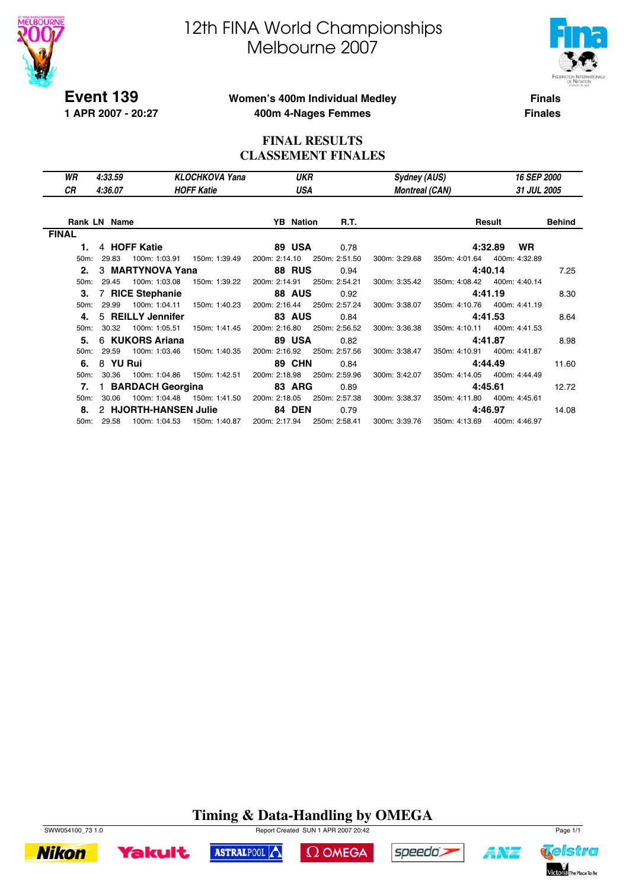# 12th FINA World Championships
# Melbourne 2007

**Event 139**
**1 APR 2007 - 20:27**

**Women's 400m Individual Medley**
**400m 4-Nages Femmes**

**Finals**
**Finales**

## FINAL RESULTS
## CLASSEMENT FINALES

| | | | | | |
|---|---|---|---|---|---|
| *WR* | *4:33.59* | *KLOCHKOVA Yana* | *UKR* | *Sydney (AUS)* | *16 SEP 2000* |
| *CR* | *4:36.07* | *HOFF Katie* | *USA* | *Montreal (CAN)* | *31 JUL 2005* |

**FINAL**

| Rank | LN | Name | YB | Nation | R.T. | Result | | Behind |
|---|---|---|---|---|---|---|---|---|
| **1.** | 4 | **HOFF Katie** | **89** | **USA** | 0.78 | **4:32.89** | **WR** | |
| 50m: 29.83 | 100m: 1:03.91 | 150m: 1:39.49 | 200m: 2:14.10 | 250m: 2:51.50 | 300m: 3:29.68 | 350m: 4:01.64 | 400m: 4:32.89 | |
| **2.** | 3 | **MARTYNOVA Yana** | **88** | **RUS** | 0.94 | **4:40.14** | | 7.25 |
| 50m: 29.45 | 100m: 1:03.08 | 150m: 1:39.22 | 200m: 2:14.91 | 250m: 2:54.21 | 300m: 3:35.42 | 350m: 4:08.42 | 400m: 4:40.14 | |
| **3.** | 7 | **RICE Stephanie** | **88** | **AUS** | 0.92 | **4:41.19** | | 8.30 |
| 50m: 29.99 | 100m: 1:04.11 | 150m: 1:40.23 | 200m: 2:16.44 | 250m: 2:57.24 | 300m: 3:38.07 | 350m: 4:10.76 | 400m: 4:41.19 | |
| **4.** | 5 | **REILLY Jennifer** | **83** | **AUS** | 0.84 | **4:41.53** | | 8.64 |
| 50m: 30.32 | 100m: 1:05.51 | 150m: 1:41.45 | 200m: 2:16.80 | 250m: 2:56.52 | 300m: 3:36.38 | 350m: 4:10.11 | 400m: 4:41.53 | |
| **5.** | 6 | **KUKORS Ariana** | **89** | **USA** | 0.82 | **4:41.87** | | 8.98 |
| 50m: 29.59 | 100m: 1:03.46 | 150m: 1:40.35 | 200m: 2:16.92 | 250m: 2:57.56 | 300m: 3:38.47 | 350m: 4:10.91 | 400m: 4:41.87 | |
| **6.** | 8 | **YU Rui** | **89** | **CHN** | 0.84 | **4:44.49** | | 11.60 |
| 50m: 30.36 | 100m: 1:04.86 | 150m: 1:42.51 | 200m: 2:18.98 | 250m: 2:59.96 | 300m: 3:42.07 | 350m: 4:14.05 | 400m: 4:44.49 | |
| **7.** | 1 | **BARDACH Georgina** | **83** | **ARG** | 0.89 | **4:45.61** | | 12.72 |
| 50m: 30.06 | 100m: 1:04.48 | 150m: 1:41.50 | 200m: 2:18.05 | 250m: 2:57.38 | 300m: 3:38.37 | 350m: 4:11.80 | 400m: 4:45.61 | |
| **8.** | 2 | **HJORTH-HANSEN Julie** | **84** | **DEN** | 0.79 | **4:46.97** | | 14.08 |
| 50m: 29.58 | 100m: 1:04.53 | 150m: 1:40.87 | 200m: 2:17.94 | 250m: 2:58.41 | 300m: 3:39.76 | 350m: 4:13.69 | 400m: 4:46.97 | |

**Timing & Data-Handling by OMEGA**

SWW054100_73 1.0 Report Created SUN 1 APR 2007 20:42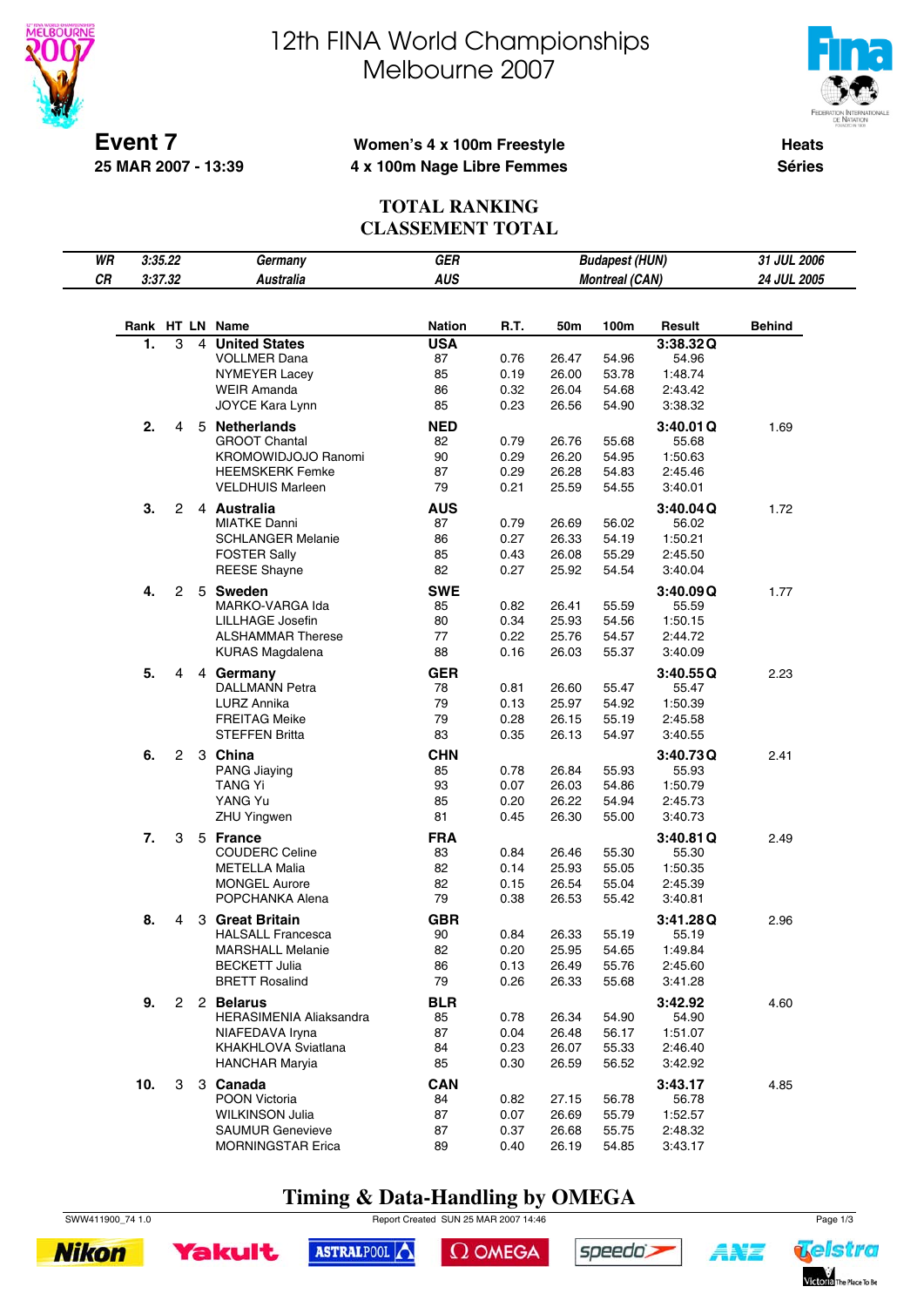# 12th FINA World Championships
# Melbourne 2007

**Event 7**
**25 MAR 2007 - 13:39**

**Women's 4 x 100m Freestyle**
**4 x 100m Nage Libre Femmes**

**Heats**
**Séries**

## TOTAL RANKING
## CLASSEMENT TOTAL

| | | | | |
|---|---|---|---|---|
| *WR* | *3:35.22* | *Germany* | *GER* | *Budapest (HUN)* | *31 JUL 2006* |
| *CR* | *3:37.32* | *Australia* | *AUS* | *Montreal (CAN)* | *24 JUL 2005* |

| Rank | HT | LN | Name | Nation | R.T. | 50m | 100m | Result | Behind |
|---|---|---|---|---|---|---|---|---|---|
| **1.** | 3 | 4 | **United States** | **USA** | | | | **3:38.32 Q** | |
| | | | VOLLMER Dana | 87 | 0.76 | 26.47 | 54.96 | 54.96 | |
| | | | NYMEYER Lacey | 85 | 0.19 | 26.00 | 53.78 | 1:48.74 | |
| | | | WEIR Amanda | 86 | 0.32 | 26.04 | 54.68 | 2:43.42 | |
| | | | JOYCE Kara Lynn | 85 | 0.23 | 26.56 | 54.90 | 3:38.32 | |
| **2.** | 4 | 5 | **Netherlands** | **NED** | | | | **3:40.01 Q** | 1.69 |
| | | | GROOT Chantal | 82 | 0.79 | 26.76 | 55.68 | 55.68 | |
| | | | KROMOWIDJOJO Ranomi | 90 | 0.29 | 26.20 | 54.95 | 1:50.63 | |
| | | | HEEMSKERK Femke | 87 | 0.29 | 26.28 | 54.83 | 2:45.46 | |
| | | | VELDHUIS Marleen | 79 | 0.21 | 25.59 | 54.55 | 3:40.01 | |
| **3.** | 2 | 4 | **Australia** | **AUS** | | | | **3:40.04 Q** | 1.72 |
| | | | MIATKE Danni | 87 | 0.79 | 26.69 | 56.02 | 56.02 | |
| | | | SCHLANGER Melanie | 86 | 0.27 | 26.33 | 54.19 | 1:50.21 | |
| | | | FOSTER Sally | 85 | 0.43 | 26.08 | 55.29 | 2:45.50 | |
| | | | REESE Shayne | 82 | 0.27 | 25.92 | 54.54 | 3:40.04 | |
| **4.** | 2 | 5 | **Sweden** | **SWE** | | | | **3:40.09 Q** | 1.77 |
| | | | MARKO-VARGA Ida | 85 | 0.82 | 26.41 | 55.59 | 55.59 | |
| | | | LILLHAGE Josefin | 80 | 0.34 | 25.93 | 54.56 | 1:50.15 | |
| | | | ALSHAMMAR Therese | 77 | 0.22 | 25.76 | 54.57 | 2:44.72 | |
| | | | KURAS Magdalena | 88 | 0.16 | 26.03 | 55.37 | 3:40.09 | |
| **5.** | 4 | 4 | **Germany** | **GER** | | | | **3:40.55 Q** | 2.23 |
| | | | DALLMANN Petra | 78 | 0.81 | 26.60 | 55.47 | 55.47 | |
| | | | LURZ Annika | 79 | 0.13 | 25.97 | 54.92 | 1:50.39 | |
| | | | FREITAG Meike | 79 | 0.28 | 26.15 | 55.19 | 2:45.58 | |
| | | | STEFFEN Britta | 83 | 0.35 | 26.13 | 54.97 | 3:40.55 | |
| **6.** | 2 | 3 | **China** | **CHN** | | | | **3:40.73 Q** | 2.41 |
| | | | PANG Jiaying | 85 | 0.78 | 26.84 | 55.93 | 55.93 | |
| | | | TANG Yi | 93 | 0.07 | 26.03 | 54.86 | 1:50.79 | |
| | | | YANG Yu | 85 | 0.20 | 26.22 | 54.94 | 2:45.73 | |
| | | | ZHU Yingwen | 81 | 0.45 | 26.30 | 55.00 | 3:40.73 | |
| **7.** | 3 | 5 | **France** | **FRA** | | | | **3:40.81 Q** | 2.49 |
| | | | COUDERC Celine | 83 | 0.84 | 26.46 | 55.30 | 55.30 | |
| | | | METELLA Malia | 82 | 0.14 | 25.93 | 55.05 | 1:50.35 | |
| | | | MONGEL Aurore | 82 | 0.15 | 26.54 | 55.04 | 2:45.39 | |
| | | | POPCHANKA Alena | 79 | 0.38 | 26.53 | 55.42 | 3:40.81 | |
| **8.** | 4 | 3 | **Great Britain** | **GBR** | | | | **3:41.28 Q** | 2.96 |
| | | | HALSALL Francesca | 90 | 0.84 | 26.33 | 55.19 | 55.19 | |
| | | | MARSHALL Melanie | 82 | 0.20 | 25.95 | 54.65 | 1:49.84 | |
| | | | BECKETT Julia | 86 | 0.13 | 26.49 | 55.76 | 2:45.60 | |
| | | | BRETT Rosalind | 79 | 0.26 | 26.33 | 55.68 | 3:41.28 | |
| **9.** | 2 | 2 | **Belarus** | **BLR** | | | | **3:42.92** | 4.60 |
| | | | HERASIMENIA Aliaksandra | 85 | 0.78 | 26.34 | 54.90 | 54.90 | |
| | | | NIAFEDAVA Iryna | 87 | 0.04 | 26.48 | 56.17 | 1:51.07 | |
| | | | KHAKHLOVA Sviatlana | 84 | 0.23 | 26.07 | 55.33 | 2:46.40 | |
| | | | HANCHAR Maryia | 85 | 0.30 | 26.59 | 56.52 | 3:42.92 | |
| **10.** | 3 | 3 | **Canada** | **CAN** | | | | **3:43.17** | 4.85 |
| | | | POON Victoria | 84 | 0.82 | 27.15 | 56.78 | 56.78 | |
| | | | WILKINSON Julia | 87 | 0.07 | 26.69 | 55.79 | 1:52.57 | |
| | | | SAUMUR Genevieve | 87 | 0.37 | 26.68 | 55.75 | 2:48.32 | |
| | | | MORNINGSTAR Erica | 89 | 0.40 | 26.19 | 54.85 | 3:43.17 | |

**Timing & Data-Handling by OMEGA**

SWW411900_74 1.0 — Report Created SUN 25 MAR 2007 14:46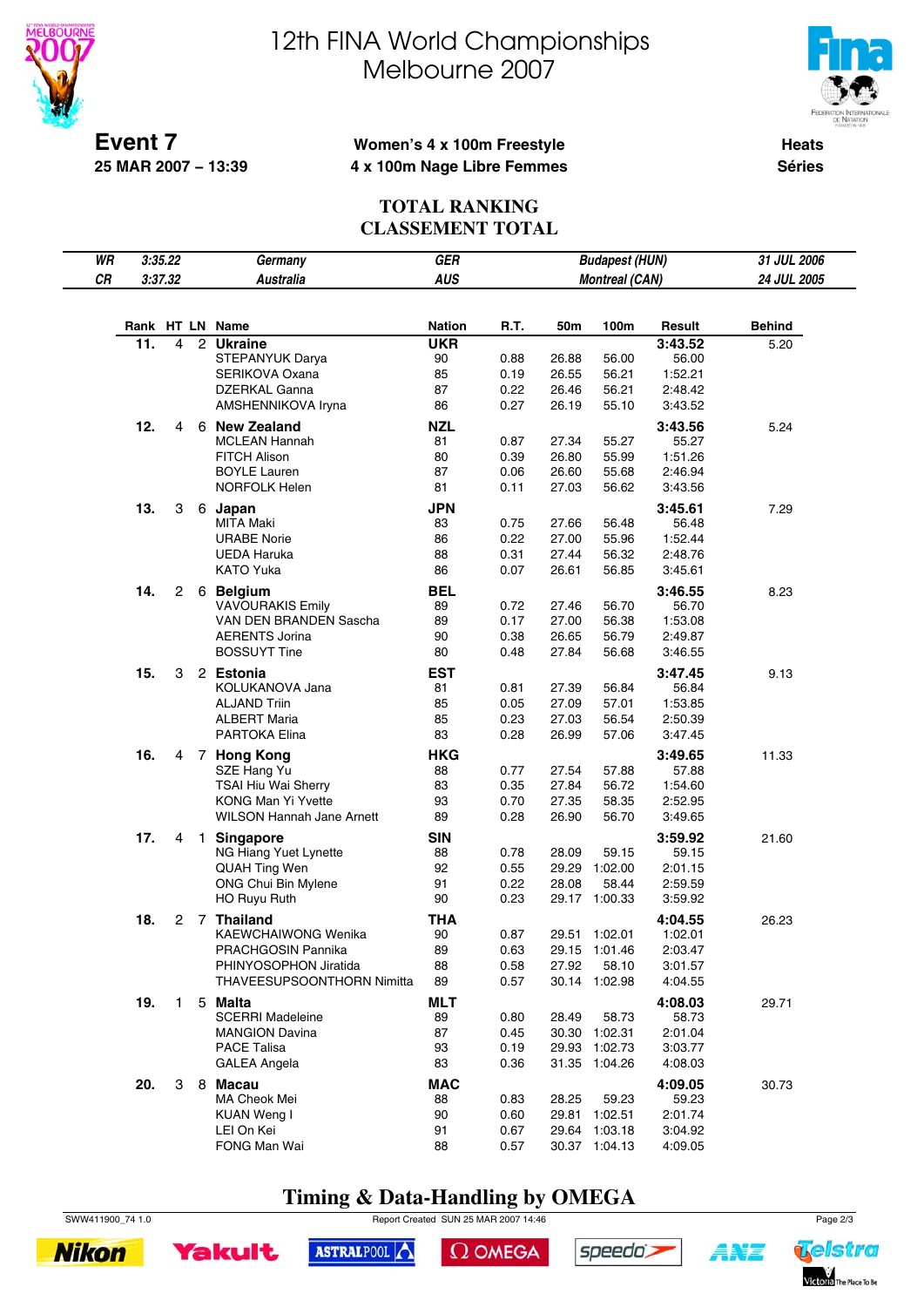# 12th FINA World Championships
# Melbourne 2007

**Event 7**
**25 MAR 2007 – 13:39**

**Women's 4 x 100m Freestyle**
**4 x 100m Nage Libre Femmes**

**Heats**
**Séries**

## TOTAL RANKING
## CLASSEMENT TOTAL

| | | | | | |
|---|---|---|---|---|---|
| *WR* | *3:35.22* | *Germany* | *GER* | *Budapest (HUN)* | *31 JUL 2006* |
| *CR* | *3:37.32* | *Australia* | *AUS* | *Montreal (CAN)* | *24 JUL 2005* |

| Rank | HT | LN | Name | Nation | R.T. | 50m | 100m | Result | Behind |
|---|---|---|---|---|---|---|---|---|---|
| **11.** | 4 | 2 | **Ukraine** | **UKR** | | | | **3:43.52** | 5.20 |
| | | | STEPANYUK Darya | 90 | 0.88 | 26.88 | 56.00 | 56.00 | |
| | | | SERIKOVA Oxana | 85 | 0.19 | 26.55 | 56.21 | 1:52.21 | |
| | | | DZERKAL Ganna | 87 | 0.22 | 26.46 | 56.21 | 2:48.42 | |
| | | | AMSHENNIKOVA Iryna | 86 | 0.27 | 26.19 | 55.10 | 3:43.52 | |
| **12.** | 4 | 6 | **New Zealand** | **NZL** | | | | **3:43.56** | 5.24 |
| | | | MCLEAN Hannah | 81 | 0.87 | 27.34 | 55.27 | 55.27 | |
| | | | FITCH Alison | 80 | 0.39 | 26.80 | 55.99 | 1:51.26 | |
| | | | BOYLE Lauren | 87 | 0.06 | 26.60 | 55.68 | 2:46.94 | |
| | | | NORFOLK Helen | 81 | 0.11 | 27.03 | 56.62 | 3:43.56 | |
| **13.** | 3 | 6 | **Japan** | **JPN** | | | | **3:45.61** | 7.29 |
| | | | MITA Maki | 83 | 0.75 | 27.66 | 56.48 | 56.48 | |
| | | | URABE Norie | 86 | 0.22 | 27.00 | 55.96 | 1:52.44 | |
| | | | UEDA Haruka | 88 | 0.31 | 27.44 | 56.32 | 2:48.76 | |
| | | | KATO Yuka | 86 | 0.07 | 26.61 | 56.85 | 3:45.61 | |
| **14.** | 2 | 6 | **Belgium** | **BEL** | | | | **3:46.55** | 8.23 |
| | | | VAVOURAKIS Emily | 89 | 0.72 | 27.46 | 56.70 | 56.70 | |
| | | | VAN DEN BRANDEN Sascha | 89 | 0.17 | 27.00 | 56.38 | 1:53.08 | |
| | | | AERENTS Jorina | 90 | 0.38 | 26.65 | 56.79 | 2:49.87 | |
| | | | BOSSUYT Tine | 80 | 0.48 | 27.84 | 56.68 | 3:46.55 | |
| **15.** | 3 | 2 | **Estonia** | **EST** | | | | **3:47.45** | 9.13 |
| | | | KOLUKANOVA Jana | 81 | 0.81 | 27.39 | 56.84 | 56.84 | |
| | | | ALJAND Triin | 85 | 0.05 | 27.09 | 57.01 | 1:53.85 | |
| | | | ALBERT Maria | 85 | 0.23 | 27.03 | 56.54 | 2:50.39 | |
| | | | PARTOKA Elina | 83 | 0.28 | 26.99 | 57.06 | 3:47.45 | |
| **16.** | 4 | 7 | **Hong Kong** | **HKG** | | | | **3:49.65** | 11.33 |
| | | | SZE Hang Yu | 88 | 0.77 | 27.54 | 57.88 | 57.88 | |
| | | | TSAI Hiu Wai Sherry | 83 | 0.35 | 27.84 | 56.72 | 1:54.60 | |
| | | | KONG Man Yi Yvette | 93 | 0.70 | 27.35 | 58.35 | 2:52.95 | |
| | | | WILSON Hannah Jane Arnett | 89 | 0.28 | 26.90 | 56.70 | 3:49.65 | |
| **17.** | 4 | 1 | **Singapore** | **SIN** | | | | **3:59.92** | 21.60 |
| | | | NG Hiang Yuet Lynette | 88 | 0.78 | 28.09 | 59.15 | 59.15 | |
| | | | QUAH Ting Wen | 92 | 0.55 | 29.29 | 1:02.00 | 2:01.15 | |
| | | | ONG Chui Bin Mylene | 91 | 0.22 | 28.08 | 58.44 | 2:59.59 | |
| | | | HO Ruyu Ruth | 90 | 0.23 | 29.17 | 1:00.33 | 3:59.92 | |
| **18.** | 2 | 7 | **Thailand** | **THA** | | | | **4:04.55** | 26.23 |
| | | | KAEWCHAIWONG Wenika | 90 | 0.87 | 29.51 | 1:02.01 | 1:02.01 | |
| | | | PRACHGOSIN Pannika | 89 | 0.63 | 29.15 | 1:01.46 | 2:03.47 | |
| | | | PHINYOSOPHON Jiratida | 88 | 0.58 | 27.92 | 58.10 | 3:01.57 | |
| | | | THAVEESUPSOONTHORN Nimitta | 89 | 0.57 | 30.14 | 1:02.98 | 4:04.55 | |
| **19.** | 1 | 5 | **Malta** | **MLT** | | | | **4:08.03** | 29.71 |
| | | | SCERRI Madeleine | 89 | 0.80 | 28.49 | 58.73 | 58.73 | |
| | | | MANGION Davina | 87 | 0.45 | 30.30 | 1:02.31 | 2:01.04 | |
| | | | PACE Talisa | 93 | 0.19 | 29.93 | 1:02.73 | 3:03.77 | |
| | | | GALEA Angela | 83 | 0.36 | 31.35 | 1:04.26 | 4:08.03 | |
| **20.** | 3 | 8 | **Macau** | **MAC** | | | | **4:09.05** | 30.73 |
| | | | MA Cheok Mei | 88 | 0.83 | 28.25 | 59.23 | 59.23 | |
| | | | KUAN Weng I | 90 | 0.60 | 29.81 | 1:02.51 | 2:01.74 | |
| | | | LEI On Kei | 91 | 0.67 | 29.64 | 1:03.18 | 3:04.92 | |
| | | | FONG Man Wai | 88 | 0.57 | 30.37 | 1:04.13 | 4:09.05 | |

**Timing & Data-Handling by OMEGA**

SWW411900_74 1.0 Report Created SUN 25 MAR 2007 14:46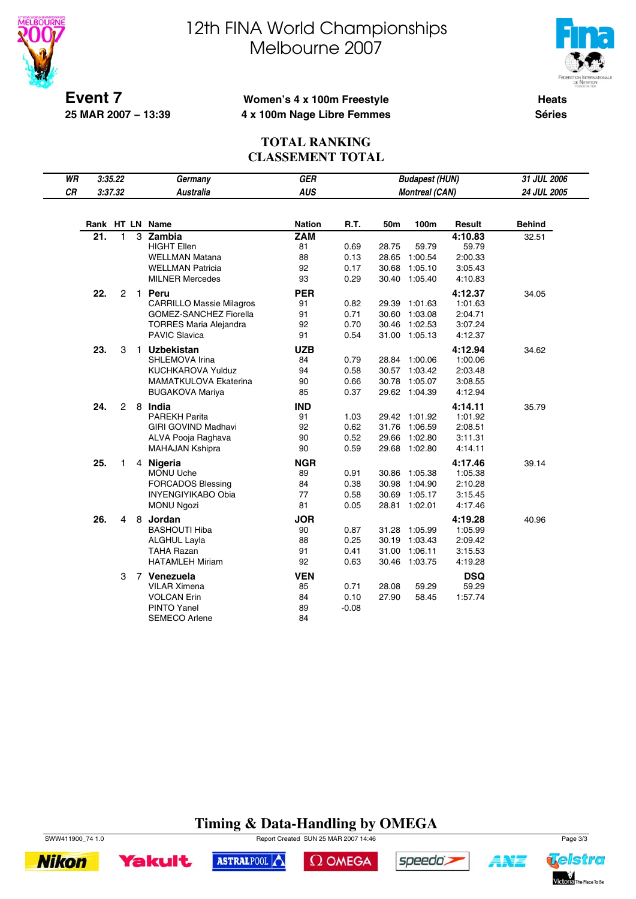# 12th FINA World Championships
# Melbourne 2007

**Event 7**
**25 MAR 2007 – 13:39**

**Women's 4 x 100m Freestyle**
**4 x 100m Nage Libre Femmes**

**Heats**
**Séries**

## TOTAL RANKING
## CLASSEMENT TOTAL

| | | | | |
|---|---|---|---|---|
| WR | 3:35.22 | Germany | GER | Budapest (HUN) | 31 JUL 2006 |
| CR | 3:37.32 | Australia | AUS | Montreal (CAN) | 24 JUL 2005 |

| Rank | HT | LN | Name | Nation | R.T. | 50m | 100m | Result | Behind |
|---|---|---|---|---|---|---|---|---|---|
| 21. | 1 | 3 | **Zambia** | **ZAM** | | | | **4:10.83** | 32.51 |
| | | | HIGHT Ellen | 81 | 0.69 | 28.75 | 59.79 | 59.79 | |
| | | | WELLMAN Matana | 88 | 0.13 | 28.65 | 1:00.54 | 2:00.33 | |
| | | | WELLMAN Patricia | 92 | 0.17 | 30.68 | 1:05.10 | 3:05.43 | |
| | | | MILNER Mercedes | 93 | 0.29 | 30.40 | 1:05.40 | 4:10.83 | |
| 22. | 2 | 1 | **Peru** | **PER** | | | | **4:12.37** | 34.05 |
| | | | CARRILLO Massie Milagros | 91 | 0.82 | 29.39 | 1:01.63 | 1:01.63 | |
| | | | GOMEZ-SANCHEZ Fiorella | 91 | 0.71 | 30.60 | 1:03.08 | 2:04.71 | |
| | | | TORRES Maria Alejandra | 92 | 0.70 | 30.46 | 1:02.53 | 3:07.24 | |
| | | | PAVIC Slavica | 91 | 0.54 | 31.00 | 1:05.13 | 4:12.37 | |
| 23. | 3 | 1 | **Uzbekistan** | **UZB** | | | | **4:12.94** | 34.62 |
| | | | SHLEMOVA Irina | 84 | 0.79 | 28.84 | 1:00.06 | 1:00.06 | |
| | | | KUCHKAROVA Yulduz | 94 | 0.58 | 30.57 | 1:03.42 | 2:03.48 | |
| | | | MAMATKULOVA Ekaterina | 90 | 0.66 | 30.78 | 1:05.07 | 3:08.55 | |
| | | | BUGAKOVA Mariya | 85 | 0.37 | 29.62 | 1:04.39 | 4:12.94 | |
| 24. | 2 | 8 | **India** | **IND** | | | | **4:14.11** | 35.79 |
| | | | PAREKH Parita | 91 | 1.03 | 29.42 | 1:01.92 | 1:01.92 | |
| | | | GIRI GOVIND Madhavi | 92 | 0.62 | 31.76 | 1:06.59 | 2:08.51 | |
| | | | ALVA Pooja Raghava | 90 | 0.52 | 29.66 | 1:02.80 | 3:11.31 | |
| | | | MAHAJAN Kshipra | 90 | 0.59 | 29.68 | 1:02.80 | 4:14.11 | |
| 25. | 1 | 4 | **Nigeria** | **NGR** | | | | **4:17.46** | 39.14 |
| | | | MONU Uche | 89 | 0.91 | 30.86 | 1:05.38 | 1:05.38 | |
| | | | FORCADOS Blessing | 84 | 0.38 | 30.98 | 1:04.90 | 2:10.28 | |
| | | | INYENGIYIKABO Obia | 77 | 0.58 | 30.69 | 1:05.17 | 3:15.45 | |
| | | | MONU Ngozi | 81 | 0.05 | 28.81 | 1:02.01 | 4:17.46 | |
| 26. | 4 | 8 | **Jordan** | **JOR** | | | | **4:19.28** | 40.96 |
| | | | BASHOUTI Hiba | 90 | 0.87 | 31.28 | 1:05.99 | 1:05.99 | |
| | | | ALGHUL Layla | 88 | 0.25 | 30.19 | 1:03.43 | 2:09.42 | |
| | | | TAHA Razan | 91 | 0.41 | 31.00 | 1:06.11 | 3:15.53 | |
| | | | HATAMLEH Miriam | 92 | 0.63 | 30.46 | 1:03.75 | 4:19.28 | |
| | 3 | 7 | **Venezuela** | **VEN** | | | | **DSQ** | |
| | | | VILAR Ximena | 85 | 0.71 | 28.08 | 59.29 | 59.29 | |
| | | | VOLCAN Erin | 84 | 0.10 | 27.90 | 58.45 | 1:57.74 | |
| | | | PINTO Yanel | 89 | -0.08 | | | | |
| | | | SEMECO Arlene | 84 | | | | | |

**Timing & Data-Handling by OMEGA**

SWW411900_74 1.0 Report Created SUN 25 MAR 2007 14:46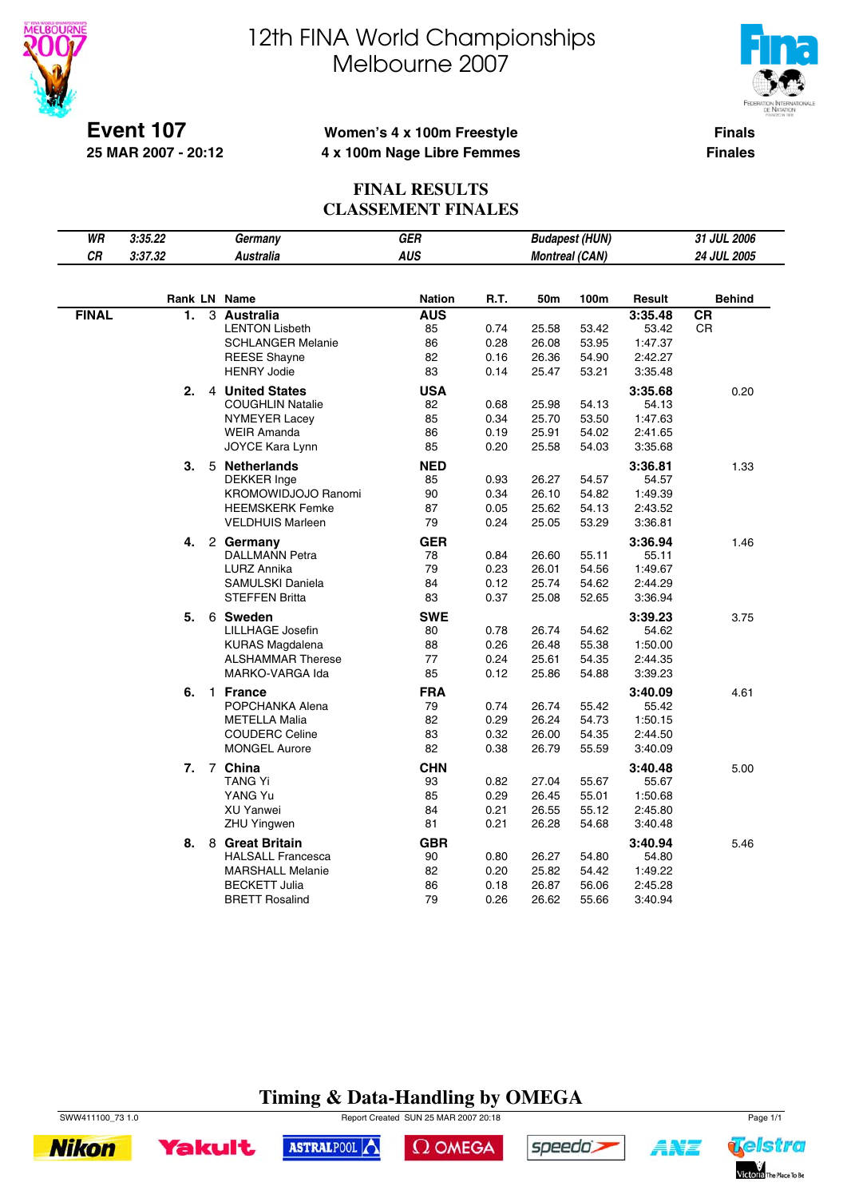# 12th FINA World Championships Melbourne 2007

**Event 107**
**25 MAR 2007 - 20:12**

**Women's 4 x 100m Freestyle**
**4 x 100m Nage Libre Femmes**

**Finals**
**Finales**

## FINAL RESULTS
## CLASSEMENT FINALES

| | | | | | |
|---|---|---|---|---|---|
| *WR* | *3:35.22* | *Germany* | *GER* | *Budapest (HUN)* | *31 JUL 2006* |
| *CR* | *3:37.32* | *Australia* | *AUS* | *Montreal (CAN)* | *24 JUL 2005* |

| | Rank | LN | Name | Nation | R.T. | 50m | 100m | Result | Behind |
|---|---|---|---|---|---|---|---|---|---|
| **FINAL** | **1.** | 3 | **Australia** | **AUS** | | | | **3:35.48** | **CR** |
| | | | LENTON Lisbeth | 85 | 0.74 | 25.58 | 53.42 | 53.42 | CR |
| | | | SCHLANGER Melanie | 86 | 0.28 | 26.08 | 53.95 | 1:47.37 | |
| | | | REESE Shayne | 82 | 0.16 | 26.36 | 54.90 | 2:42.27 | |
| | | | HENRY Jodie | 83 | 0.14 | 25.47 | 53.21 | 3:35.48 | |
| | **2.** | 4 | **United States** | **USA** | | | | **3:35.68** | 0.20 |
| | | | COUGHLIN Natalie | 82 | 0.68 | 25.98 | 54.13 | 54.13 | |
| | | | NYMEYER Lacey | 85 | 0.34 | 25.70 | 53.50 | 1:47.63 | |
| | | | WEIR Amanda | 86 | 0.19 | 25.91 | 54.02 | 2:41.65 | |
| | | | JOYCE Kara Lynn | 85 | 0.20 | 25.58 | 54.03 | 3:35.68 | |
| | **3.** | 5 | **Netherlands** | **NED** | | | | **3:36.81** | 1.33 |
| | | | DEKKER Inge | 85 | 0.93 | 26.27 | 54.57 | 54.57 | |
| | | | KROMOWIDJOJO Ranomi | 90 | 0.34 | 26.10 | 54.82 | 1:49.39 | |
| | | | HEEMSKERK Femke | 87 | 0.05 | 25.62 | 54.13 | 2:43.52 | |
| | | | VELDHUIS Marleen | 79 | 0.24 | 25.05 | 53.29 | 3:36.81 | |
| | **4.** | 2 | **Germany** | **GER** | | | | **3:36.94** | 1.46 |
| | | | DALLMANN Petra | 78 | 0.84 | 26.60 | 55.11 | 55.11 | |
| | | | LURZ Annika | 79 | 0.23 | 26.01 | 54.56 | 1:49.67 | |
| | | | SAMULSKI Daniela | 84 | 0.12 | 25.74 | 54.62 | 2:44.29 | |
| | | | STEFFEN Britta | 83 | 0.37 | 25.08 | 52.65 | 3:36.94 | |
| | **5.** | 6 | **Sweden** | **SWE** | | | | **3:39.23** | 3.75 |
| | | | LILLHAGE Josefin | 80 | 0.78 | 26.74 | 54.62 | 54.62 | |
| | | | KURAS Magdalena | 88 | 0.26 | 26.48 | 55.38 | 1:50.00 | |
| | | | ALSHAMMAR Therese | 77 | 0.24 | 25.61 | 54.35 | 2:44.35 | |
| | | | MARKO-VARGA Ida | 85 | 0.12 | 25.86 | 54.88 | 3:39.23 | |
| | **6.** | 1 | **France** | **FRA** | | | | **3:40.09** | 4.61 |
| | | | POPCHANKA Alena | 79 | 0.74 | 26.74 | 55.42 | 55.42 | |
| | | | METELLA Malia | 82 | 0.29 | 26.24 | 54.73 | 1:50.15 | |
| | | | COUDERC Celine | 83 | 0.32 | 26.00 | 54.35 | 2:44.50 | |
| | | | MONGEL Aurore | 82 | 0.38 | 26.79 | 55.59 | 3:40.09 | |
| | **7.** | 7 | **China** | **CHN** | | | | **3:40.48** | 5.00 |
| | | | TANG Yi | 93 | 0.82 | 27.04 | 55.67 | 55.67 | |
| | | | YANG Yu | 85 | 0.29 | 26.45 | 55.01 | 1:50.68 | |
| | | | XU Yanwei | 84 | 0.21 | 26.55 | 55.12 | 2:45.80 | |
| | | | ZHU Yingwen | 81 | 0.21 | 26.28 | 54.68 | 3:40.48 | |
| | **8.** | 8 | **Great Britain** | **GBR** | | | | **3:40.94** | 5.46 |
| | | | HALSALL Francesca | 90 | 0.80 | 26.27 | 54.80 | 54.80 | |
| | | | MARSHALL Melanie | 82 | 0.20 | 25.82 | 54.42 | 1:49.22 | |
| | | | BECKETT Julia | 86 | 0.18 | 26.87 | 56.06 | 2:45.28 | |
| | | | BRETT Rosalind | 79 | 0.26 | 26.62 | 55.66 | 3:40.94 | |

**Timing & Data-Handling by OMEGA**

SWW411100_73 1.0    Report Created SUN 25 MAR 2007 20:18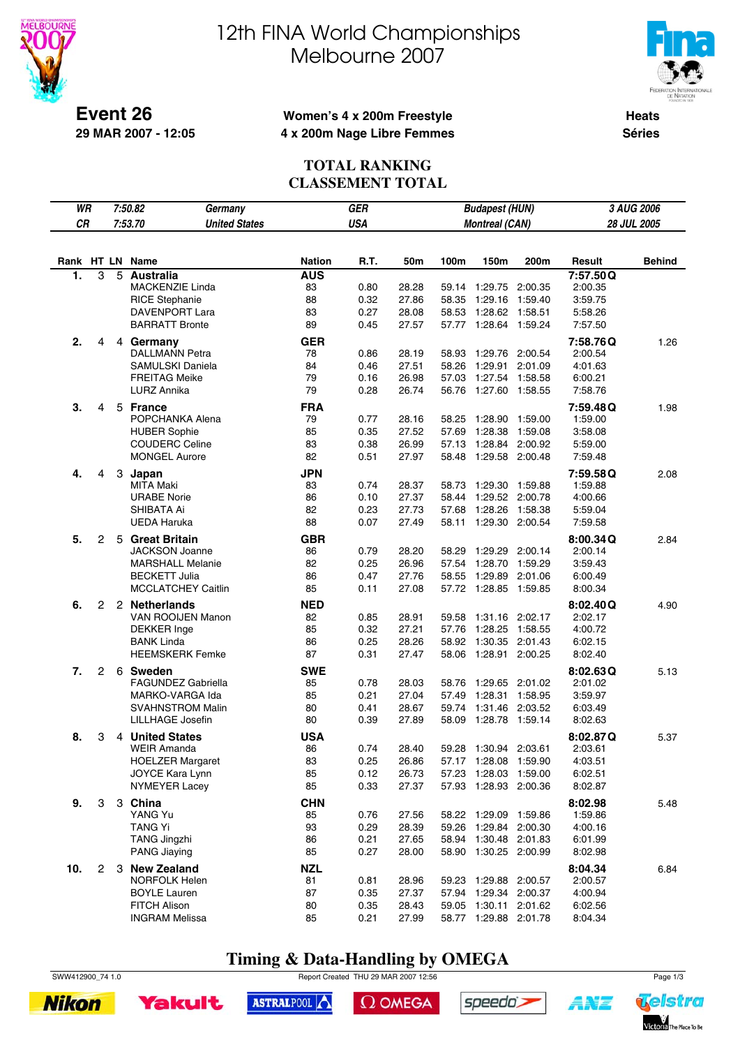# 12th FINA World Championships
# Melbourne 2007

**Event 26**
**29 MAR 2007 - 12:05**

**Women's 4 x 200m Freestyle**
**4 x 200m Nage Libre Femmes**

**Heats**
**Séries**

## TOTAL RANKING
## CLASSEMENT TOTAL

| | | | | | |
|---|---|---|---|---|---|
| *WR* | *7:50.82* | *Germany* | *GER* | *Budapest (HUN)* | *3 AUG 2006* |
| *CR* | *7:53.70* | *United States* | *USA* | *Montreal (CAN)* | *28 JUL 2005* |

| Rank | HT | LN | Name | Nation | R.T. | 50m | 100m | 150m | 200m | Result | Behind |
|---|---|---|---|---|---|---|---|---|---|---|---|
| **1.** | 3 | 5 | **Australia** | **AUS** | | | | | | **7:57.50 Q** | |
| | | | MACKENZIE Linda | 83 | 0.80 | 28.28 | 59.14 | 1:29.75 | 2:00.35 | 2:00.35 | |
| | | | RICE Stephanie | 88 | 0.32 | 27.86 | 58.35 | 1:29.16 | 1:59.40 | 3:59.75 | |
| | | | DAVENPORT Lara | 83 | 0.27 | 28.08 | 58.53 | 1:28.62 | 1:58.51 | 5:58.26 | |
| | | | BARRATT Bronte | 89 | 0.45 | 27.57 | 57.77 | 1:28.64 | 1:59.24 | 7:57.50 | |
| **2.** | 4 | 4 | **Germany** | **GER** | | | | | | **7:58.76 Q** | 1.26 |
| | | | DALLMANN Petra | 78 | 0.86 | 28.19 | 58.93 | 1:29.76 | 2:00.54 | 2:00.54 | |
| | | | SAMULSKI Daniela | 84 | 0.46 | 27.51 | 58.26 | 1:29.91 | 2:01.09 | 4:01.63 | |
| | | | FREITAG Meike | 79 | 0.16 | 26.98 | 57.03 | 1:27.54 | 1:58.58 | 6:00.21 | |
| | | | LURZ Annika | 79 | 0.28 | 26.74 | 56.76 | 1:27.60 | 1:58.55 | 7:58.76 | |
| **3.** | 4 | 5 | **France** | **FRA** | | | | | | **7:59.48 Q** | 1.98 |
| | | | POPCHANKA Alena | 79 | 0.77 | 28.16 | 58.25 | 1:28.90 | 1:59.00 | 1:59.00 | |
| | | | HUBER Sophie | 85 | 0.35 | 27.52 | 57.69 | 1:28.38 | 1:59.08 | 3:58.08 | |
| | | | COUDERC Celine | 83 | 0.38 | 26.99 | 57.13 | 1:28.84 | 2:00.92 | 5:59.00 | |
| | | | MONGEL Aurore | 82 | 0.51 | 27.97 | 58.48 | 1:29.58 | 2:00.48 | 7:59.48 | |
| **4.** | 4 | 3 | **Japan** | **JPN** | | | | | | **7:59.58 Q** | 2.08 |
| | | | MITA Maki | 83 | 0.74 | 28.37 | 58.73 | 1:29.30 | 1:59.88 | 1:59.88 | |
| | | | URABE Norie | 86 | 0.10 | 27.37 | 58.44 | 1:29.52 | 2:00.78 | 4:00.66 | |
| | | | SHIBATA Ai | 82 | 0.23 | 27.73 | 57.68 | 1:28.26 | 1:58.38 | 5:59.04 | |
| | | | UEDA Haruka | 88 | 0.07 | 27.49 | 58.11 | 1:29.30 | 2:00.54 | 7:59.58 | |
| **5.** | 2 | 5 | **Great Britain** | **GBR** | | | | | | **8:00.34 Q** | 2.84 |
| | | | JACKSON Joanne | 86 | 0.79 | 28.20 | 58.29 | 1:29.29 | 2:00.14 | 2:00.14 | |
| | | | MARSHALL Melanie | 82 | 0.25 | 26.96 | 57.54 | 1:28.70 | 1:59.29 | 3:59.43 | |
| | | | BECKETT Julia | 86 | 0.47 | 27.76 | 58.55 | 1:29.89 | 2:01.06 | 6:00.49 | |
| | | | MCCLATCHEY Caitlin | 85 | 0.11 | 27.08 | 57.72 | 1:28.85 | 1:59.85 | 8:00.34 | |
| **6.** | 2 | 2 | **Netherlands** | **NED** | | | | | | **8:02.40 Q** | 4.90 |
| | | | VAN ROOIJEN Manon | 82 | 0.85 | 28.91 | 59.58 | 1:31.16 | 2:02.17 | 2:02.17 | |
| | | | DEKKER Inge | 85 | 0.32 | 27.21 | 57.76 | 1:28.25 | 1:58.55 | 4:00.72 | |
| | | | BANK Linda | 86 | 0.25 | 28.26 | 58.92 | 1:30.35 | 2:01.43 | 6:02.15 | |
| | | | HEEMSKERK Femke | 87 | 0.31 | 27.47 | 58.06 | 1:28.91 | 2:00.25 | 8:02.40 | |
| **7.** | 2 | 6 | **Sweden** | **SWE** | | | | | | **8:02.63 Q** | 5.13 |
| | | | FAGUNDEZ Gabriella | 85 | 0.78 | 28.03 | 58.76 | 1:29.65 | 2:01.02 | 2:01.02 | |
| | | | MARKO-VARGA Ida | 85 | 0.21 | 27.04 | 57.49 | 1:28.31 | 1:58.95 | 3:59.97 | |
| | | | SVAHNSTROM Malin | 80 | 0.41 | 28.67 | 59.74 | 1:31.46 | 2:03.52 | 6:03.49 | |
| | | | LILLHAGE Josefin | 80 | 0.39 | 27.89 | 58.09 | 1:28.78 | 1:59.14 | 8:02.63 | |
| **8.** | 3 | 4 | **United States** | **USA** | | | | | | **8:02.87 Q** | 5.37 |
| | | | WEIR Amanda | 86 | 0.74 | 28.40 | 59.28 | 1:30.94 | 2:03.61 | 2:03.61 | |
| | | | HOELZER Margaret | 83 | 0.25 | 26.86 | 57.17 | 1:28.08 | 1:59.90 | 4:03.51 | |
| | | | JOYCE Kara Lynn | 85 | 0.12 | 26.73 | 57.23 | 1:28.03 | 1:59.00 | 6:02.51 | |
| | | | NYMEYER Lacey | 85 | 0.33 | 27.37 | 57.93 | 1:28.93 | 2:00.36 | 8:02.87 | |
| **9.** | 3 | 3 | **China** | **CHN** | | | | | | **8:02.98** | 5.48 |
| | | | YANG Yu | 85 | 0.76 | 27.56 | 58.22 | 1:29.09 | 1:59.86 | 1:59.86 | |
| | | | TANG Yi | 93 | 0.29 | 28.39 | 59.26 | 1:29.84 | 2:00.30 | 4:00.16 | |
| | | | TANG Jingzhi | 86 | 0.21 | 27.65 | 58.94 | 1:30.48 | 2:01.83 | 6:01.99 | |
| | | | PANG Jiaying | 85 | 0.27 | 28.00 | 58.90 | 1:30.25 | 2:00.99 | 8:02.98 | |
| **10.** | 2 | 3 | **New Zealand** | **NZL** | | | | | | **8:04.34** | 6.84 |
| | | | NORFOLK Helen | 81 | 0.81 | 28.96 | 59.23 | 1:29.88 | 2:00.57 | 2:00.57 | |
| | | | BOYLE Lauren | 87 | 0.35 | 27.37 | 57.94 | 1:29.34 | 2:00.37 | 4:00.94 | |
| | | | FITCH Alison | 80 | 0.35 | 28.43 | 59.05 | 1:30.11 | 2:01.62 | 6:02.56 | |
| | | | INGRAM Melissa | 85 | 0.21 | 27.99 | 58.77 | 1:29.88 | 2:01.78 | 8:04.34 | |

**Timing & Data-Handling by OMEGA**

SWW412900_74 1.0 Report Created THU 29 MAR 2007 12:56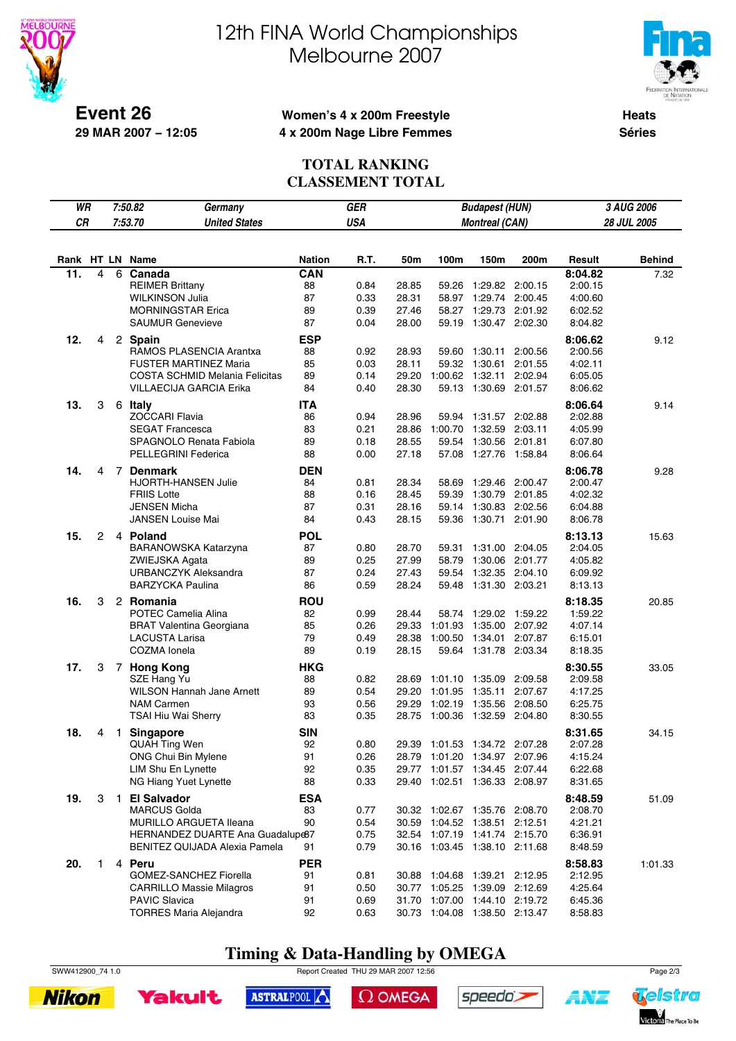# 12th FINA World Championships Melbourne 2007

**Event 26**
**29 MAR 2007 – 12:05**

**Women's 4 x 200m Freestyle**
**4 x 200m Nage Libre Femmes**

**Heats**
**Séries**

## TOTAL RANKING
## CLASSEMENT TOTAL

| | | | | | |
|---|---|---|---|---|---|
| WR | 7:50.82 | Germany | GER | Budapest (HUN) | 3 AUG 2006 |
| CR | 7:53.70 | United States | USA | Montreal (CAN) | 28 JUL 2005 |

| Rank | HT | LN | Name | Nation | R.T. | 50m | 100m | 150m | 200m | Result | Behind |
|---|---|---|---|---|---|---|---|---|---|---|---|
| 11. | 4 | 6 | **Canada** | **CAN** | | | | | | **8:04.82** | 7.32 |
| | | | REIMER Brittany | 88 | 0.84 | 28.85 | 59.26 | 1:29.82 | 2:00.15 | 2:00.15 | |
| | | | WILKINSON Julia | 87 | 0.33 | 28.31 | 58.97 | 1:29.74 | 2:00.45 | 4:00.60 | |
| | | | MORNINGSTAR Erica | 89 | 0.39 | 27.46 | 58.27 | 1:29.73 | 2:01.92 | 6:02.52 | |
| | | | SAUMUR Genevieve | 87 | 0.04 | 28.00 | 59.19 | 1:30.47 | 2:02.30 | 8:04.82 | |
| 12. | 4 | 2 | **Spain** | **ESP** | | | | | | **8:06.62** | 9.12 |
| | | | RAMOS PLASENCIA Arantxa | 88 | 0.92 | 28.93 | 59.60 | 1:30.11 | 2:00.56 | 2:00.56 | |
| | | | FUSTER MARTINEZ Maria | 85 | 0.03 | 28.11 | 59.32 | 1:30.61 | 2:01.55 | 4:02.11 | |
| | | | COSTA SCHMID Melania Felicitas | 89 | 0.14 | 29.20 | 1:00.62 | 1:32.11 | 2:02.94 | 6:05.05 | |
| | | | VILLAECIJA GARCIA Erika | 84 | 0.40 | 28.30 | 59.13 | 1:30.69 | 2:01.57 | 8:06.62 | |
| 13. | 3 | 6 | **Italy** | **ITA** | | | | | | **8:06.64** | 9.14 |
| | | | ZOCCARI Flavia | 86 | 0.94 | 28.96 | 59.94 | 1:31.57 | 2:02.88 | 2:02.88 | |
| | | | SEGAT Francesca | 83 | 0.21 | 28.86 | 1:00.70 | 1:32.59 | 2:03.11 | 4:05.99 | |
| | | | SPAGNOLO Renata Fabiola | 89 | 0.18 | 28.55 | 59.54 | 1:30.56 | 2:01.81 | 6:07.80 | |
| | | | PELLEGRINI Federica | 88 | 0.00 | 27.18 | 57.08 | 1:27.76 | 1:58.84 | 8:06.64 | |
| 14. | 4 | 7 | **Denmark** | **DEN** | | | | | | **8:06.78** | 9.28 |
| | | | HJORTH-HANSEN Julie | 84 | 0.81 | 28.34 | 58.69 | 1:29.46 | 2:00.47 | 2:00.47 | |
| | | | FRIIS Lotte | 88 | 0.16 | 28.45 | 59.39 | 1:30.79 | 2:01.85 | 4:02.32 | |
| | | | JENSEN Micha | 87 | 0.31 | 28.16 | 59.14 | 1:30.83 | 2:02.56 | 6:04.88 | |
| | | | JANSEN Louise Mai | 84 | 0.43 | 28.15 | 59.36 | 1:30.71 | 2:01.90 | 8:06.78 | |
| 15. | 2 | 4 | **Poland** | **POL** | | | | | | **8:13.13** | 15.63 |
| | | | BARANOWSKA Katarzyna | 87 | 0.80 | 28.70 | 59.31 | 1:31.00 | 2:04.05 | 2:04.05 | |
| | | | ZWIEJSKA Agata | 89 | 0.25 | 27.99 | 58.79 | 1:30.06 | 2:01.77 | 4:05.82 | |
| | | | URBANCZYK Aleksandra | 87 | 0.24 | 27.43 | 59.54 | 1:32.35 | 2:04.10 | 6:09.92 | |
| | | | BARZYCKA Paulina | 86 | 0.59 | 28.24 | 59.48 | 1:31.30 | 2:03.21 | 8:13.13 | |
| 16. | 3 | 2 | **Romania** | **ROU** | | | | | | **8:18.35** | 20.85 |
| | | | POTEC Camelia Alina | 82 | 0.99 | 28.44 | 58.74 | 1:29.02 | 1:59.22 | 1:59.22 | |
| | | | BRAT Valentina Georgiana | 85 | 0.26 | 29.33 | 1:01.93 | 1:35.00 | 2:07.92 | 4:07.14 | |
| | | | LACUSTA Larisa | 79 | 0.49 | 28.38 | 1:00.50 | 1:34.01 | 2:07.87 | 6:15.01 | |
| | | | COZMA Ionela | 89 | 0.19 | 28.15 | 59.64 | 1:31.78 | 2:03.34 | 8:18.35 | |
| 17. | 3 | 7 | **Hong Kong** | **HKG** | | | | | | **8:30.55** | 33.05 |
| | | | SZE Hang Yu | 88 | 0.82 | 28.69 | 1:01.10 | 1:35.09 | 2:09.58 | 2:09.58 | |
| | | | WILSON Hannah Jane Arnett | 89 | 0.54 | 29.20 | 1:01.95 | 1:35.11 | 2:07.67 | 4:17.25 | |
| | | | NAM Carmen | 93 | 0.56 | 29.29 | 1:02.19 | 1:35.56 | 2:08.50 | 6:25.75 | |
| | | | TSAI Hiu Wai Sherry | 83 | 0.35 | 28.75 | 1:00.36 | 1:32.59 | 2:04.80 | 8:30.55 | |
| 18. | 4 | 1 | **Singapore** | **SIN** | | | | | | **8:31.65** | 34.15 |
| | | | QUAH Ting Wen | 92 | 0.80 | 29.39 | 1:01.53 | 1:34.72 | 2:07.28 | 2:07.28 | |
| | | | ONG Chui Bin Mylene | 91 | 0.26 | 28.79 | 1:01.20 | 1:34.97 | 2:07.96 | 4:15.24 | |
| | | | LIM Shu En Lynette | 92 | 0.35 | 29.77 | 1:01.57 | 1:34.45 | 2:07.44 | 6:22.68 | |
| | | | NG Hiang Yuet Lynette | 88 | 0.33 | 29.40 | 1:02.51 | 1:36.33 | 2:08.97 | 8:31.65 | |
| 19. | 3 | 1 | **El Salvador** | **ESA** | | | | | | **8:48.59** | 51.09 |
| | | | MARCUS Golda | 83 | 0.77 | 30.32 | 1:02.67 | 1:35.76 | 2:08.70 | 2:08.70 | |
| | | | MURILLO ARGUETA Ileana | 90 | 0.54 | 30.59 | 1:04.52 | 1:38.51 | 2:12.51 | 4:21.21 | |
| | | | HERNANDEZ DUARTE Ana Guadalupe | 87 | 0.75 | 32.54 | 1:07.19 | 1:41.74 | 2:15.70 | 6:36.91 | |
| | | | BENITEZ QUIJADA Alexia Pamela | 91 | 0.79 | 30.16 | 1:03.45 | 1:38.10 | 2:11.68 | 8:48.59 | |
| 20. | 1 | 4 | **Peru** | **PER** | | | | | | **8:58.83** | 1:01.33 |
| | | | GOMEZ-SANCHEZ Fiorella | 91 | 0.81 | 30.88 | 1:04.68 | 1:39.21 | 2:12.95 | 2:12.95 | |
| | | | CARRILLO Massie Milagros | 91 | 0.50 | 30.77 | 1:05.25 | 1:39.09 | 2:12.69 | 4:25.64 | |
| | | | PAVIC Slavica | 91 | 0.69 | 31.70 | 1:07.00 | 1:44.10 | 2:19.72 | 6:45.36 | |
| | | | TORRES Maria Alejandra | 92 | 0.63 | 30.73 | 1:04.08 | 1:38.50 | 2:13.47 | 8:58.83 | |

**Timing & Data-Handling by OMEGA**

SWW412900_74 1.0 Report Created THU 29 MAR 2007 12:56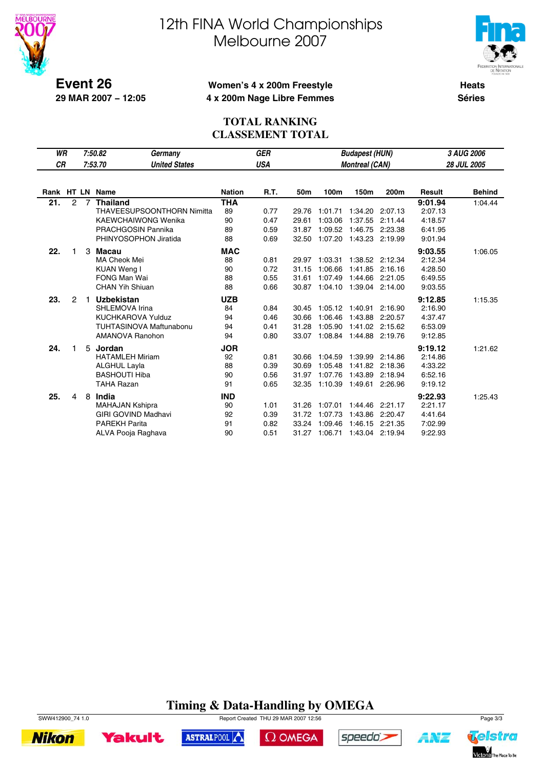# 12th FINA World Championships
## Melbourne 2007

**Event 26**
**29 MAR 2007 – 12:05**

**Women's 4 x 200m Freestyle**
**4 x 200m Nage Libre Femmes**

**Heats**
**Séries**

## TOTAL RANKING
## CLASSEMENT TOTAL

| | | | | |
|---|---|---|---|---|
| *WR* | *7:50.82* | *Germany* | *GER* | *Budapest (HUN)* | *3 AUG 2006* |
| *CR* | *7:53.70* | *United States* | *USA* | *Montreal (CAN)* | *28 JUL 2005* |

| Rank | HT | LN | Name | Nation | R.T. | 50m | 100m | 150m | 200m | Result | Behind |
|---|---|---|---|---|---|---|---|---|---|---|---|
| **21.** | 2 | 7 | **Thailand** | **THA** | | | | | | **9:01.94** | 1:04.44 |
| | | | THAVEESUPSOONTHORN Nimitta | 89 | 0.77 | 29.76 | 1:01.71 | 1:34.20 | 2:07.13 | 2:07.13 | |
| | | | KAEWCHAIWONG Wenika | 90 | 0.47 | 29.61 | 1:03.06 | 1:37.55 | 2:11.44 | 4:18.57 | |
| | | | PRACHGOSIN Pannika | 89 | 0.59 | 31.87 | 1:09.52 | 1:46.75 | 2:23.38 | 6:41.95 | |
| | | | PHINYOSOPHON Jiratida | 88 | 0.69 | 32.50 | 1:07.20 | 1:43.23 | 2:19.99 | 9:01.94 | |
| **22.** | 1 | 3 | **Macau** | **MAC** | | | | | | **9:03.55** | 1:06.05 |
| | | | MA Cheok Mei | 88 | 0.81 | 29.97 | 1:03.31 | 1:38.52 | 2:12.34 | 2:12.34 | |
| | | | KUAN Weng I | 90 | 0.72 | 31.15 | 1:06.66 | 1:41.85 | 2:16.16 | 4:28.50 | |
| | | | FONG Man Wai | 88 | 0.55 | 31.61 | 1:07.49 | 1:44.66 | 2:21.05 | 6:49.55 | |
| | | | CHAN Yih Shiuan | 88 | 0.66 | 30.87 | 1:04.10 | 1:39.04 | 2:14.00 | 9:03.55 | |
| **23.** | 2 | 1 | **Uzbekistan** | **UZB** | | | | | | **9:12.85** | 1:15.35 |
| | | | SHLEMOVA Irina | 84 | 0.84 | 30.45 | 1:05.12 | 1:40.91 | 2:16.90 | 2:16.90 | |
| | | | KUCHKAROVA Yulduz | 94 | 0.46 | 30.66 | 1:06.46 | 1:43.88 | 2:20.57 | 4:37.47 | |
| | | | TUHTASINOVA Maftunabonu | 94 | 0.41 | 31.28 | 1:05.90 | 1:41.02 | 2:15.62 | 6:53.09 | |
| | | | AMANOVA Ranohon | 94 | 0.80 | 33.07 | 1:08.84 | 1:44.88 | 2:19.76 | 9:12.85 | |
| **24.** | 1 | 5 | **Jordan** | **JOR** | | | | | | **9:19.12** | 1:21.62 |
| | | | HATAMLEH Miriam | 92 | 0.81 | 30.66 | 1:04.59 | 1:39.99 | 2:14.86 | 2:14.86 | |
| | | | ALGHUL Layla | 88 | 0.39 | 30.69 | 1:05.48 | 1:41.82 | 2:18.36 | 4:33.22 | |
| | | | BASHOUTI Hiba | 90 | 0.56 | 31.97 | 1:07.76 | 1:43.89 | 2:18.94 | 6:52.16 | |
| | | | TAHA Razan | 91 | 0.65 | 32.35 | 1:10.39 | 1:49.61 | 2:26.96 | 9:19.12 | |
| **25.** | 4 | 8 | **India** | **IND** | | | | | | **9:22.93** | 1:25.43 |
| | | | MAHAJAN Kshipra | 90 | 1.01 | 31.26 | 1:07.01 | 1:44.46 | 2:21.17 | 2:21.17 | |
| | | | GIRI GOVIND Madhavi | 92 | 0.39 | 31.72 | 1:07.73 | 1:43.86 | 2:20.47 | 4:41.64 | |
| | | | PAREKH Parita | 91 | 0.82 | 33.24 | 1:09.46 | 1:46.15 | 2:21.35 | 7:02.99 | |
| | | | ALVA Pooja Raghava | 90 | 0.51 | 31.27 | 1:06.71 | 1:43.04 | 2:19.94 | 9:22.93 | |

**Timing & Data-Handling by OMEGA**

SWW412900_74 1.0 Report Created THU 29 MAR 2007 12:56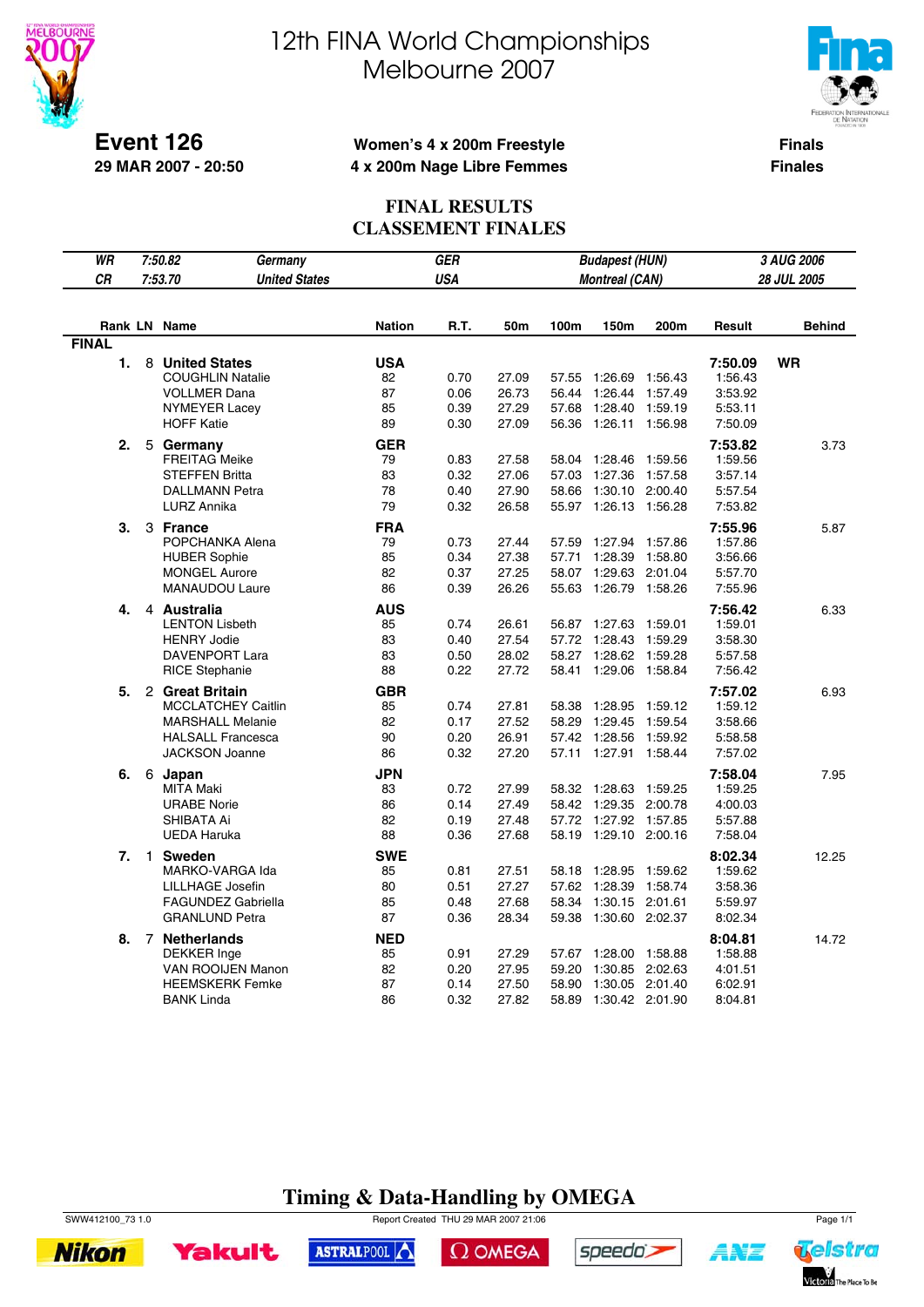# 12th FINA World Championships
# Melbourne 2007

**Event 126**
**29 MAR 2007 - 20:50**

**Women's 4 x 200m Freestyle**
**4 x 200m Nage Libre Femmes**

**Finals**
**Finales**

## FINAL RESULTS
## CLASSEMENT FINALES

| | | | | | |
|---|---|---|---|---|---|
| *WR* | *7:50.82* | *Germany* | *GER* | *Budapest (HUN)* | *3 AUG 2006* |
| *CR* | *7:53.70* | *United States* | *USA* | *Montreal (CAN)* | *28 JUL 2005* |

| Rank | LN | Name | Nation | R.T. | 50m | 100m | 150m | 200m | Result | Behind |
|---|---|---|---|---|---|---|---|---|---|---|
| **FINAL** | | | | | | | | | | |
| **1.** | 8 | **United States** | **USA** | | | | | | **7:50.09** | **WR** |
| | | COUGHLIN Natalie | 82 | 0.70 | 27.09 | 57.55 | 1:26.69 | 1:56.43 | 1:56.43 | |
| | | VOLLMER Dana | 87 | 0.06 | 26.73 | 56.44 | 1:26.44 | 1:57.49 | 3:53.92 | |
| | | NYMEYER Lacey | 85 | 0.39 | 27.29 | 57.68 | 1:28.40 | 1:59.19 | 5:53.11 | |
| | | HOFF Katie | 89 | 0.30 | 27.09 | 56.36 | 1:26.11 | 1:56.98 | 7:50.09 | |
| **2.** | 5 | **Germany** | **GER** | | | | | | **7:53.82** | 3.73 |
| | | FREITAG Meike | 79 | 0.83 | 27.58 | 58.04 | 1:28.46 | 1:59.56 | 1:59.56 | |
| | | STEFFEN Britta | 83 | 0.32 | 27.06 | 57.03 | 1:27.36 | 1:57.58 | 3:57.14 | |
| | | DALLMANN Petra | 78 | 0.40 | 27.90 | 58.66 | 1:30.10 | 2:00.40 | 5:57.54 | |
| | | LURZ Annika | 79 | 0.32 | 26.58 | 55.97 | 1:26.13 | 1:56.28 | 7:53.82 | |
| **3.** | 3 | **France** | **FRA** | | | | | | **7:55.96** | 5.87 |
| | | POPCHANKA Alena | 79 | 0.73 | 27.44 | 57.59 | 1:27.94 | 1:57.86 | 1:57.86 | |
| | | HUBER Sophie | 85 | 0.34 | 27.38 | 57.71 | 1:28.39 | 1:58.80 | 3:56.66 | |
| | | MONGEL Aurore | 82 | 0.37 | 27.25 | 58.07 | 1:29.63 | 2:01.04 | 5:57.70 | |
| | | MANAUDOU Laure | 86 | 0.39 | 26.26 | 55.63 | 1:26.79 | 1:58.26 | 7:55.96 | |
| **4.** | 4 | **Australia** | **AUS** | | | | | | **7:56.42** | 6.33 |
| | | LENTON Lisbeth | 85 | 0.74 | 26.61 | 56.87 | 1:27.63 | 1:59.01 | 1:59.01 | |
| | | HENRY Jodie | 83 | 0.40 | 27.54 | 57.72 | 1:28.43 | 1:59.29 | 3:58.30 | |
| | | DAVENPORT Lara | 83 | 0.50 | 28.02 | 58.27 | 1:28.62 | 1:59.28 | 5:57.58 | |
| | | RICE Stephanie | 88 | 0.22 | 27.72 | 58.41 | 1:29.06 | 1:58.84 | 7:56.42 | |
| **5.** | 2 | **Great Britain** | **GBR** | | | | | | **7:57.02** | 6.93 |
| | | MCCLATCHEY Caitlin | 85 | 0.74 | 27.81 | 58.38 | 1:28.95 | 1:59.12 | 1:59.12 | |
| | | MARSHALL Melanie | 82 | 0.17 | 27.52 | 58.29 | 1:29.45 | 1:59.54 | 3:58.66 | |
| | | HALSALL Francesca | 90 | 0.20 | 26.91 | 57.42 | 1:28.56 | 1:59.92 | 5:58.58 | |
| | | JACKSON Joanne | 86 | 0.32 | 27.20 | 57.11 | 1:27.91 | 1:58.44 | 7:57.02 | |
| **6.** | 6 | **Japan** | **JPN** | | | | | | **7:58.04** | 7.95 |
| | | MITA Maki | 83 | 0.72 | 27.99 | 58.32 | 1:28.63 | 1:59.25 | 1:59.25 | |
| | | URABE Norie | 86 | 0.14 | 27.49 | 58.42 | 1:29.35 | 2:00.78 | 4:00.03 | |
| | | SHIBATA Ai | 82 | 0.19 | 27.48 | 57.72 | 1:27.92 | 1:57.85 | 5:57.88 | |
| | | UEDA Haruka | 88 | 0.36 | 27.68 | 58.19 | 1:29.10 | 2:00.16 | 7:58.04 | |
| **7.** | 1 | **Sweden** | **SWE** | | | | | | **8:02.34** | 12.25 |
| | | MARKO-VARGA Ida | 85 | 0.81 | 27.51 | 58.18 | 1:28.95 | 1:59.62 | 1:59.62 | |
| | | LILLHAGE Josefin | 80 | 0.51 | 27.27 | 57.62 | 1:28.39 | 1:58.74 | 3:58.36 | |
| | | FAGUNDEZ Gabriella | 85 | 0.48 | 27.68 | 58.34 | 1:30.15 | 2:01.61 | 5:59.97 | |
| | | GRANLUND Petra | 87 | 0.36 | 28.34 | 59.38 | 1:30.60 | 2:02.37 | 8:02.34 | |
| **8.** | 7 | **Netherlands** | **NED** | | | | | | **8:04.81** | 14.72 |
| | | DEKKER Inge | 85 | 0.91 | 27.29 | 57.67 | 1:28.00 | 1:58.88 | 1:58.88 | |
| | | VAN ROOIJEN Manon | 82 | 0.20 | 27.95 | 59.20 | 1:30.85 | 2:02.63 | 4:01.51 | |
| | | HEEMSKERK Femke | 87 | 0.14 | 27.50 | 58.90 | 1:30.05 | 2:01.40 | 6:02.91 | |
| | | BANK Linda | 86 | 0.32 | 27.82 | 58.89 | 1:30.42 | 2:01.90 | 8:04.81 | |

**Timing & Data-Handling by OMEGA**

SWW412100_73 1.0 — Report Created THU 29 MAR 2007 21:06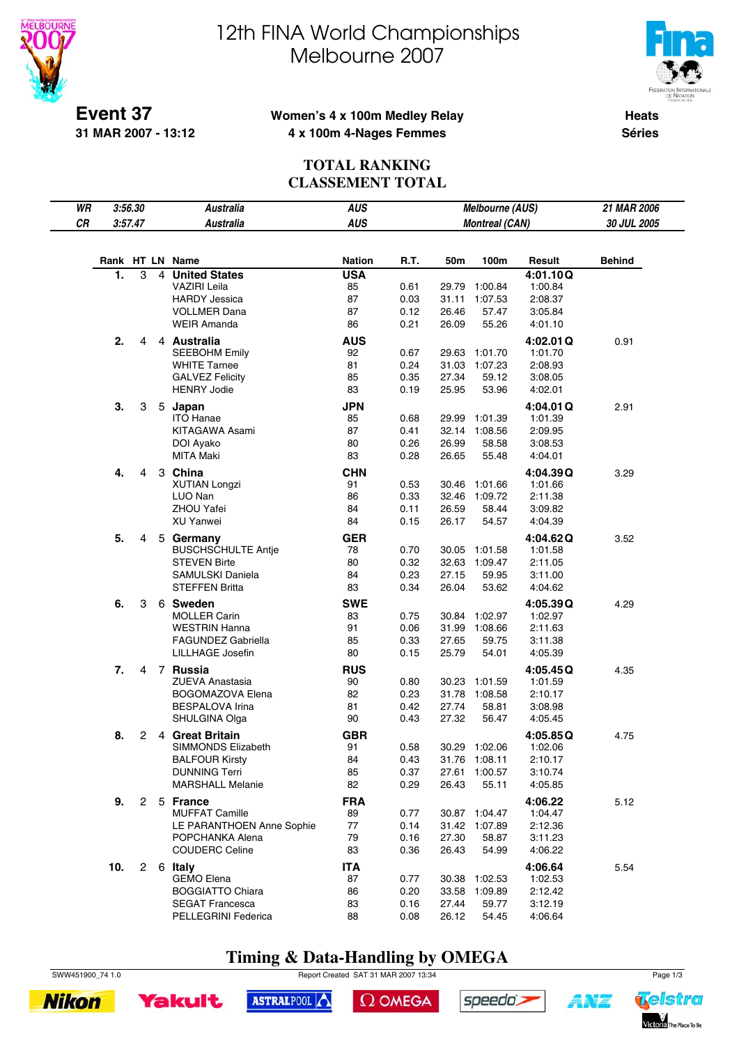# 12th FINA World Championships Melbourne 2007

**Event 37**
**31 MAR 2007 - 13:12**

**Women's 4 x 100m Medley Relay**
**4 x 100m 4-Nages Femmes**

**Heats**
**Séries**

## TOTAL RANKING
## CLASSEMENT TOTAL

| | | | | | |
|---|---|---|---|---|---|
| *WR* | *3:56.30* | *Australia* | *AUS* | *Melbourne (AUS)* | *21 MAR 2006* |
| *CR* | *3:57.47* | *Australia* | *AUS* | *Montreal (CAN)* | *30 JUL 2005* |

| Rank | HT | LN | Name | Nation | R.T. | 50m | 100m | Result | Behind |
|---|---|---|---|---|---|---|---|---|---|
| **1.** | 3 | 4 | **United States** | **USA** | | | | **4:01.10 Q** | |
| | | | VAZIRI Leila | 85 | 0.61 | 29.79 | 1:00.84 | 1:00.84 | |
| | | | HARDY Jessica | 87 | 0.03 | 31.11 | 1:07.53 | 2:08.37 | |
| | | | VOLLMER Dana | 87 | 0.12 | 26.46 | 57.47 | 3:05.84 | |
| | | | WEIR Amanda | 86 | 0.21 | 26.09 | 55.26 | 4:01.10 | |
| **2.** | 4 | 4 | **Australia** | **AUS** | | | | **4:02.01 Q** | 0.91 |
| | | | SEEBOHM Emily | 92 | 0.67 | 29.63 | 1:01.70 | 1:01.70 | |
| | | | WHITE Tarnee | 81 | 0.24 | 31.03 | 1:07.23 | 2:08.93 | |
| | | | GALVEZ Felicity | 85 | 0.35 | 27.34 | 59.12 | 3:08.05 | |
| | | | HENRY Jodie | 83 | 0.19 | 25.95 | 53.96 | 4:02.01 | |
| **3.** | 3 | 5 | **Japan** | **JPN** | | | | **4:04.01 Q** | 2.91 |
| | | | ITO Hanae | 85 | 0.68 | 29.99 | 1:01.39 | 1:01.39 | |
| | | | KITAGAWA Asami | 87 | 0.41 | 32.14 | 1:08.56 | 2:09.95 | |
| | | | DOI Ayako | 80 | 0.26 | 26.99 | 58.58 | 3:08.53 | |
| | | | MITA Maki | 83 | 0.28 | 26.65 | 55.48 | 4:04.01 | |
| **4.** | 4 | 3 | **China** | **CHN** | | | | **4:04.39 Q** | 3.29 |
| | | | XUTIAN Longzi | 91 | 0.53 | 30.46 | 1:01.66 | 1:01.66 | |
| | | | LUO Nan | 86 | 0.33 | 32.46 | 1:09.72 | 2:11.38 | |
| | | | ZHOU Yafei | 84 | 0.11 | 26.59 | 58.44 | 3:09.82 | |
| | | | XU Yanwei | 84 | 0.15 | 26.17 | 54.57 | 4:04.39 | |
| **5.** | 4 | 5 | **Germany** | **GER** | | | | **4:04.62 Q** | 3.52 |
| | | | BUSCHSCHULTE Antje | 78 | 0.70 | 30.05 | 1:01.58 | 1:01.58 | |
| | | | STEVEN Birte | 80 | 0.32 | 32.63 | 1:09.47 | 2:11.05 | |
| | | | SAMULSKI Daniela | 84 | 0.23 | 27.15 | 59.95 | 3:11.00 | |
| | | | STEFFEN Britta | 83 | 0.34 | 26.04 | 53.62 | 4:04.62 | |
| **6.** | 3 | 6 | **Sweden** | **SWE** | | | | **4:05.39 Q** | 4.29 |
| | | | MOLLER Carin | 83 | 0.75 | 30.84 | 1:02.97 | 1:02.97 | |
| | | | WESTRIN Hanna | 91 | 0.06 | 31.99 | 1:08.66 | 2:11.63 | |
| | | | FAGUNDEZ Gabriella | 85 | 0.33 | 27.65 | 59.75 | 3:11.38 | |
| | | | LILLHAGE Josefin | 80 | 0.15 | 25.79 | 54.01 | 4:05.39 | |
| **7.** | 4 | 7 | **Russia** | **RUS** | | | | **4:05.45 Q** | 4.35 |
| | | | ZUEVA Anastasia | 90 | 0.80 | 30.23 | 1:01.59 | 1:01.59 | |
| | | | BOGOMAZOVA Elena | 82 | 0.23 | 31.78 | 1:08.58 | 2:10.17 | |
| | | | BESPALOVA Irina | 81 | 0.42 | 27.74 | 58.81 | 3:08.98 | |
| | | | SHULGINA Olga | 90 | 0.43 | 27.32 | 56.47 | 4:05.45 | |
| **8.** | 2 | 4 | **Great Britain** | **GBR** | | | | **4:05.85 Q** | 4.75 |
| | | | SIMMONDS Elizabeth | 91 | 0.58 | 30.29 | 1:02.06 | 1:02.06 | |
| | | | BALFOUR Kirsty | 84 | 0.43 | 31.76 | 1:08.11 | 2:10.17 | |
| | | | DUNNING Terri | 85 | 0.37 | 27.61 | 1:00.57 | 3:10.74 | |
| | | | MARSHALL Melanie | 82 | 0.29 | 26.43 | 55.11 | 4:05.85 | |
| **9.** | 2 | 5 | **France** | **FRA** | | | | **4:06.22** | 5.12 |
| | | | MUFFAT Camille | 89 | 0.77 | 30.87 | 1:04.47 | 1:04.47 | |
| | | | LE PARANTHOEN Anne Sophie | 77 | 0.14 | 31.42 | 1:07.89 | 2:12.36 | |
| | | | POPCHANKA Alena | 79 | 0.16 | 27.30 | 58.87 | 3:11.23 | |
| | | | COUDERC Celine | 83 | 0.36 | 26.43 | 54.99 | 4:06.22 | |
| **10.** | 2 | 6 | **Italy** | **ITA** | | | | **4:06.64** | 5.54 |
| | | | GEMO Elena | 87 | 0.77 | 30.38 | 1:02.53 | 1:02.53 | |
| | | | BOGGIATTO Chiara | 86 | 0.20 | 33.58 | 1:09.89 | 2:12.42 | |
| | | | SEGAT Francesca | 83 | 0.16 | 27.44 | 59.77 | 3:12.19 | |
| | | | PELLEGRINI Federica | 88 | 0.08 | 26.12 | 54.45 | 4:06.64 | |

**Timing & Data-Handling by OMEGA**

SWW451900_74 1.0 Report Created SAT 31 MAR 2007 13:34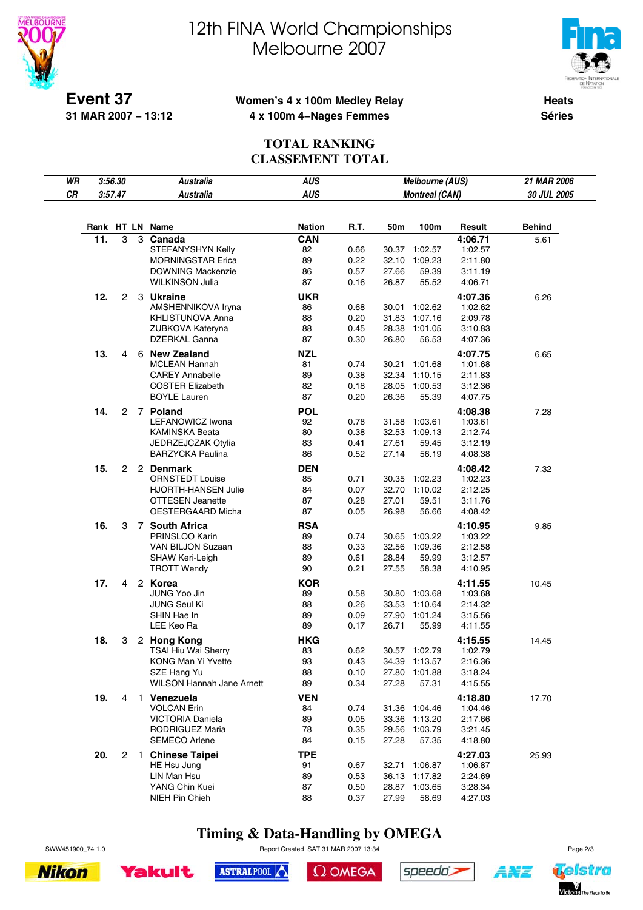# 12th FINA World Championships
# Melbourne 2007

**Event 37**
**31 MAR 2007 – 13:12**

**Women's 4 x 100m Medley Relay**
**4 x 100m 4–Nages Femmes**

**Heats**
**Séries**

## TOTAL RANKING
## CLASSEMENT TOTAL

| | | | | | |
|---|---|---|---|---|---|
| *WR* | *3:56.30* | *Australia* | *AUS* | *Melbourne (AUS)* | *21 MAR 2006* |
| *CR* | *3:57.47* | *Australia* | *AUS* | *Montreal (CAN)* | *30 JUL 2005* |

| Rank | HT | LN | Name | Nation | R.T. | 50m | 100m | Result | Behind |
|---|---|---|---|---|---|---|---|---|---|
| **11.** | 3 | 3 | **Canada** | **CAN** | | | | **4:06.71** | 5.61 |
| | | | STEFANYSHYN Kelly | 82 | 0.66 | 30.37 | 1:02.57 | 1:02.57 | |
| | | | MORNINGSTAR Erica | 89 | 0.22 | 32.10 | 1:09.23 | 2:11.80 | |
| | | | DOWNING Mackenzie | 86 | 0.57 | 27.66 | 59.39 | 3:11.19 | |
| | | | WILKINSON Julia | 87 | 0.16 | 26.87 | 55.52 | 4:06.71 | |
| **12.** | 2 | 3 | **Ukraine** | **UKR** | | | | **4:07.36** | 6.26 |
| | | | AMSHENNIKOVA Iryna | 86 | 0.68 | 30.01 | 1:02.62 | 1:02.62 | |
| | | | KHLISTUNOVA Anna | 88 | 0.20 | 31.83 | 1:07.16 | 2:09.78 | |
| | | | ZUBKOVA Kateryna | 88 | 0.45 | 28.38 | 1:01.05 | 3:10.83 | |
| | | | DZERKAL Ganna | 87 | 0.30 | 26.80 | 56.53 | 4:07.36 | |
| **13.** | 4 | 6 | **New Zealand** | **NZL** | | | | **4:07.75** | 6.65 |
| | | | MCLEAN Hannah | 81 | 0.74 | 30.21 | 1:01.68 | 1:01.68 | |
| | | | CAREY Annabelle | 89 | 0.38 | 32.34 | 1:10.15 | 2:11.83 | |
| | | | COSTER Elizabeth | 82 | 0.18 | 28.05 | 1:00.53 | 3:12.36 | |
| | | | BOYLE Lauren | 87 | 0.20 | 26.36 | 55.39 | 4:07.75 | |
| **14.** | 2 | 7 | **Poland** | **POL** | | | | **4:08.38** | 7.28 |
| | | | LEFANOWICZ Iwona | 92 | 0.78 | 31.58 | 1:03.61 | 1:03.61 | |
| | | | KAMINSKA Beata | 80 | 0.38 | 32.53 | 1:09.13 | 2:12.74 | |
| | | | JEDRZEJCZAK Otylia | 83 | 0.41 | 27.61 | 59.45 | 3:12.19 | |
| | | | BARZYCKA Paulina | 86 | 0.52 | 27.14 | 56.19 | 4:08.38 | |
| **15.** | 2 | 2 | **Denmark** | **DEN** | | | | **4:08.42** | 7.32 |
| | | | ORNSTEDT Louise | 85 | 0.71 | 30.35 | 1:02.23 | 1:02.23 | |
| | | | HJORTH-HANSEN Julie | 84 | 0.07 | 32.70 | 1:10.02 | 2:12.25 | |
| | | | OTTESEN Jeanette | 87 | 0.28 | 27.01 | 59.51 | 3:11.76 | |
| | | | OESTERGAARD Micha | 87 | 0.05 | 26.98 | 56.66 | 4:08.42 | |
| **16.** | 3 | 7 | **South Africa** | **RSA** | | | | **4:10.95** | 9.85 |
| | | | PRINSLOO Karin | 89 | 0.74 | 30.65 | 1:03.22 | 1:03.22 | |
| | | | VAN BILJON Suzaan | 88 | 0.33 | 32.56 | 1:09.36 | 2:12.58 | |
| | | | SHAW Keri-Leigh | 89 | 0.61 | 28.84 | 59.99 | 3:12.57 | |
| | | | TROTT Wendy | 90 | 0.21 | 27.55 | 58.38 | 4:10.95 | |
| **17.** | 4 | 2 | **Korea** | **KOR** | | | | **4:11.55** | 10.45 |
| | | | JUNG Yoo Jin | 89 | 0.58 | 30.80 | 1:03.68 | 1:03.68 | |
| | | | JUNG Seul Ki | 88 | 0.26 | 33.53 | 1:10.64 | 2:14.32 | |
| | | | SHIN Hae In | 89 | 0.09 | 27.90 | 1:01.24 | 3:15.56 | |
| | | | LEE Keo Ra | 89 | 0.17 | 26.71 | 55.99 | 4:11.55 | |
| **18.** | 3 | 2 | **Hong Kong** | **HKG** | | | | **4:15.55** | 14.45 |
| | | | TSAI Hiu Wai Sherry | 83 | 0.62 | 30.57 | 1:02.79 | 1:02.79 | |
| | | | KONG Man Yi Yvette | 93 | 0.43 | 34.39 | 1:13.57 | 2:16.36 | |
| | | | SZE Hang Yu | 88 | 0.10 | 27.80 | 1:01.88 | 3:18.24 | |
| | | | WILSON Hannah Jane Arnett | 89 | 0.34 | 27.28 | 57.31 | 4:15.55 | |
| **19.** | 4 | 1 | **Venezuela** | **VEN** | | | | **4:18.80** | 17.70 |
| | | | VOLCAN Erin | 84 | 0.74 | 31.36 | 1:04.46 | 1:04.46 | |
| | | | VICTORIA Daniela | 89 | 0.05 | 33.36 | 1:13.20 | 2:17.66 | |
| | | | RODRIGUEZ Maria | 78 | 0.35 | 29.56 | 1:03.79 | 3:21.45 | |
| | | | SEMECO Arlene | 84 | 0.15 | 27.28 | 57.35 | 4:18.80 | |
| **20.** | 2 | 1 | **Chinese Taipei** | **TPE** | | | | **4:27.03** | 25.93 |
| | | | HE Hsu Jung | 91 | 0.67 | 32.71 | 1:06.87 | 1:06.87 | |
| | | | LIN Man Hsu | 89 | 0.53 | 36.13 | 1:17.82 | 2:24.69 | |
| | | | YANG Chin Kuei | 87 | 0.50 | 28.87 | 1:03.65 | 3:28.34 | |
| | | | NIEH Pin Chieh | 88 | 0.37 | 27.99 | 58.69 | 4:27.03 | |

**Timing & Data-Handling by OMEGA**

SWW451900_74 1.0 — Report Created SAT 31 MAR 2007 13:34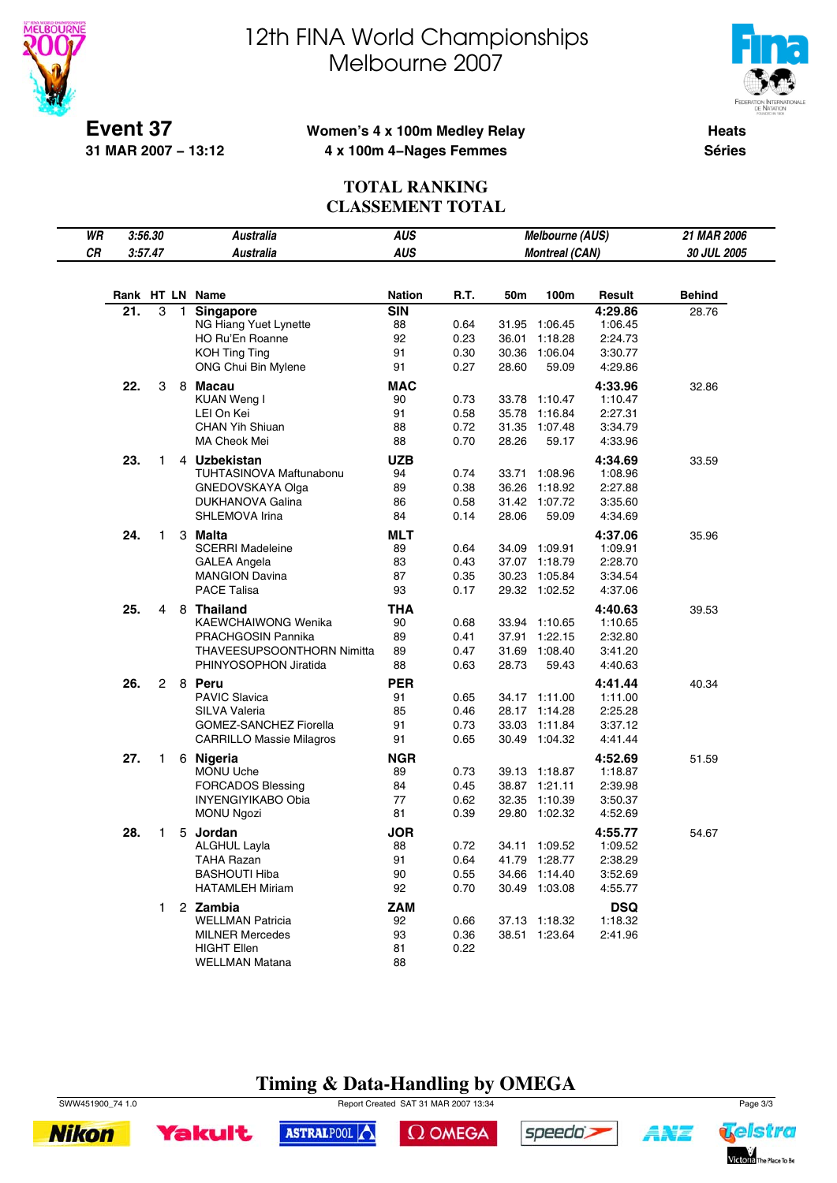# 12th FINA World Championships
# Melbourne 2007

**Event 37**
**31 MAR 2007 – 13:12**

**Women's 4 x 100m Medley Relay**
**4 x 100m 4–Nages Femmes**

**Heats**
**Séries**

## TOTAL RANKING
## CLASSEMENT TOTAL

| | | | | |
|---|---|---|---|---|
| *WR* | *3:56.30* | *Australia* | *AUS* | *Melbourne (AUS)* | *21 MAR 2006* |
| *CR* | *3:57.47* | *Australia* | *AUS* | *Montreal (CAN)* | *30 JUL 2005* |

| Rank | HT | LN | Name | Nation | R.T. | 50m | 100m | Result | Behind |
|---|---|---|---|---|---|---|---|---|---|
| **21.** | 3 | 1 | **Singapore** | **SIN** | | | | **4:29.86** | 28.76 |
| | | | NG Hiang Yuet Lynette | 88 | 0.64 | 31.95 | 1:06.45 | 1:06.45 | |
| | | | HO Ru'En Roanne | 92 | 0.23 | 36.01 | 1:18.28 | 2:24.73 | |
| | | | KOH Ting Ting | 91 | 0.30 | 30.36 | 1:06.04 | 3:30.77 | |
| | | | ONG Chui Bin Mylene | 91 | 0.27 | 28.60 | 59.09 | 4:29.86 | |
| **22.** | 3 | 8 | **Macau** | **MAC** | | | | **4:33.96** | 32.86 |
| | | | KUAN Weng I | 90 | 0.73 | 33.78 | 1:10.47 | 1:10.47 | |
| | | | LEI On Kei | 91 | 0.58 | 35.78 | 1:16.84 | 2:27.31 | |
| | | | CHAN Yih Shiuan | 88 | 0.72 | 31.35 | 1:07.48 | 3:34.79 | |
| | | | MA Cheok Mei | 88 | 0.70 | 28.26 | 59.17 | 4:33.96 | |
| **23.** | 1 | 4 | **Uzbekistan** | **UZB** | | | | **4:34.69** | 33.59 |
| | | | TUHTASINOVA Maftunabonu | 94 | 0.74 | 33.71 | 1:08.96 | 1:08.96 | |
| | | | GNEDOVSKAYA Olga | 89 | 0.38 | 36.26 | 1:18.92 | 2:27.88 | |
| | | | DUKHANOVA Galina | 86 | 0.58 | 31.42 | 1:07.72 | 3:35.60 | |
| | | | SHLEMOVA Irina | 84 | 0.14 | 28.06 | 59.09 | 4:34.69 | |
| **24.** | 1 | 3 | **Malta** | **MLT** | | | | **4:37.06** | 35.96 |
| | | | SCERRI Madeleine | 89 | 0.64 | 34.09 | 1:09.91 | 1:09.91 | |
| | | | GALEA Angela | 83 | 0.43 | 37.07 | 1:18.79 | 2:28.70 | |
| | | | MANGION Davina | 87 | 0.35 | 30.23 | 1:05.84 | 3:34.54 | |
| | | | PACE Talisa | 93 | 0.17 | 29.32 | 1:02.52 | 4:37.06 | |
| **25.** | 4 | 8 | **Thailand** | **THA** | | | | **4:40.63** | 39.53 |
| | | | KAEWCHAIWONG Wenika | 90 | 0.68 | 33.94 | 1:10.65 | 1:10.65 | |
| | | | PRACHGOSIN Pannika | 89 | 0.41 | 37.91 | 1:22.15 | 2:32.80 | |
| | | | THAVEESUPSOONTHORN Nimitta | 89 | 0.47 | 31.69 | 1:08.40 | 3:41.20 | |
| | | | PHINYOSOPHON Jiratida | 88 | 0.63 | 28.73 | 59.43 | 4:40.63 | |
| **26.** | 2 | 8 | **Peru** | **PER** | | | | **4:41.44** | 40.34 |
| | | | PAVIC Slavica | 91 | 0.65 | 34.17 | 1:11.00 | 1:11.00 | |
| | | | SILVA Valeria | 85 | 0.46 | 28.17 | 1:14.28 | 2:25.28 | |
| | | | GOMEZ-SANCHEZ Fiorella | 91 | 0.73 | 33.03 | 1:11.84 | 3:37.12 | |
| | | | CARRILLO Massie Milagros | 91 | 0.65 | 30.49 | 1:04.32 | 4:41.44 | |
| **27.** | 1 | 6 | **Nigeria** | **NGR** | | | | **4:52.69** | 51.59 |
| | | | MONU Uche | 89 | 0.73 | 39.13 | 1:18.87 | 1:18.87 | |
| | | | FORCADOS Blessing | 84 | 0.45 | 38.87 | 1:21.11 | 2:39.98 | |
| | | | INYENGIYIKABO Obia | 77 | 0.62 | 32.35 | 1:10.39 | 3:50.37 | |
| | | | MONU Ngozi | 81 | 0.39 | 29.80 | 1:02.32 | 4:52.69 | |
| **28.** | 1 | 5 | **Jordan** | **JOR** | | | | **4:55.77** | 54.67 |
| | | | ALGHUL Layla | 88 | 0.72 | 34.11 | 1:09.52 | 1:09.52 | |
| | | | TAHA Razan | 91 | 0.64 | 41.79 | 1:28.77 | 2:38.29 | |
| | | | BASHOUTI Hiba | 90 | 0.55 | 34.66 | 1:14.40 | 3:52.69 | |
| | | | HATAMLEH Miriam | 92 | 0.70 | 30.49 | 1:03.08 | 4:55.77 | |
| | 1 | 2 | **Zambia** | **ZAM** | | | | **DSQ** | |
| | | | WELLMAN Patricia | 92 | 0.66 | 37.13 | 1:18.32 | 1:18.32 | |
| | | | MILNER Mercedes | 93 | 0.36 | 38.51 | 1:23.64 | 2:41.96 | |
| | | | HIGHT Ellen | 81 | 0.22 | | | | |
| | | | WELLMAN Matana | 88 | | | | | |

**Timing & Data-Handling by OMEGA**

SWW451900_74 1.0 Report Created SAT 31 MAR 2007 13:34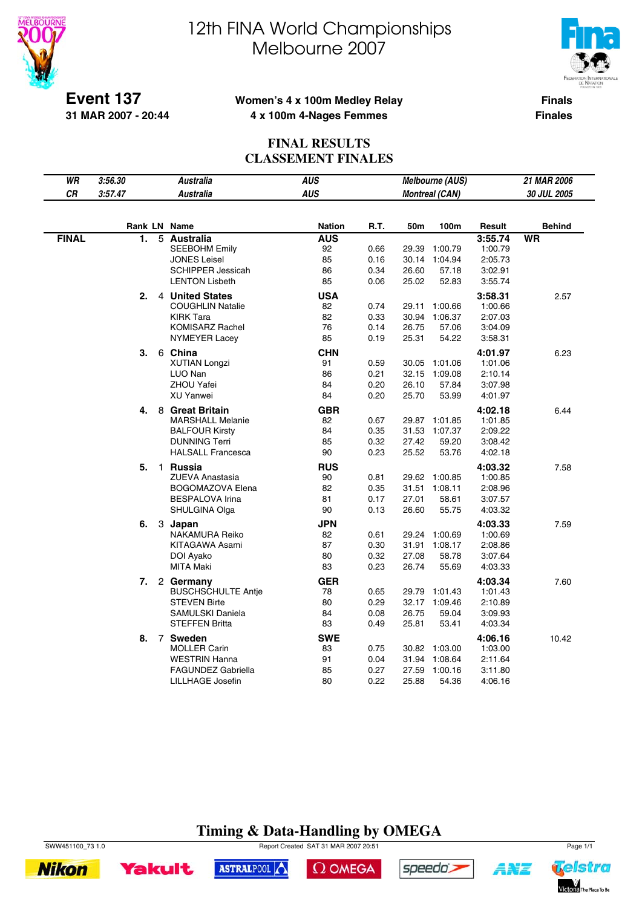# 12th FINA World Championships
# Melbourne 2007

**Event 137**
**31 MAR 2007 - 20:44**

**Women's 4 x 100m Medley Relay**
**4 x 100m 4-Nages Femmes**

**Finals**
**Finales**

## FINAL RESULTS
## CLASSEMENT FINALES

| | | | | | |
|---|---|---|---|---|---|
| *WR* | *3:56.30* | *Australia* | *AUS* | *Melbourne (AUS)* | *21 MAR 2006* |
| *CR* | *3:57.47* | *Australia* | *AUS* | *Montreal (CAN)* | *30 JUL 2005* |

| | Rank | LN | Name | Nation | R.T. | 50m | 100m | Result | Behind |
|---|---|---|---|---|---|---|---|---|---|
| **FINAL** | **1.** | 5 | **Australia** | **AUS** | | | | **3:55.74** | **WR** |
| | | | SEEBOHM Emily | 92 | 0.66 | 29.39 | 1:00.79 | 1:00.79 | |
| | | | JONES Leisel | 85 | 0.16 | 30.14 | 1:04.94 | 2:05.73 | |
| | | | SCHIPPER Jessicah | 86 | 0.34 | 26.60 | 57.18 | 3:02.91 | |
| | | | LENTON Lisbeth | 85 | 0.06 | 25.02 | 52.83 | 3:55.74 | |
| | **2.** | 4 | **United States** | **USA** | | | | **3:58.31** | 2.57 |
| | | | COUGHLIN Natalie | 82 | 0.74 | 29.11 | 1:00.66 | 1:00.66 | |
| | | | KIRK Tara | 82 | 0.33 | 30.94 | 1:06.37 | 2:07.03 | |
| | | | KOMISARZ Rachel | 76 | 0.14 | 26.75 | 57.06 | 3:04.09 | |
| | | | NYMEYER Lacey | 85 | 0.19 | 25.31 | 54.22 | 3:58.31 | |
| | **3.** | 6 | **China** | **CHN** | | | | **4:01.97** | 6.23 |
| | | | XUTIAN Longzi | 91 | 0.59 | 30.05 | 1:01.06 | 1:01.06 | |
| | | | LUO Nan | 86 | 0.21 | 32.15 | 1:09.08 | 2:10.14 | |
| | | | ZHOU Yafei | 84 | 0.20 | 26.10 | 57.84 | 3:07.98 | |
| | | | XU Yanwei | 84 | 0.20 | 25.70 | 53.99 | 4:01.97 | |
| | **4.** | 8 | **Great Britain** | **GBR** | | | | **4:02.18** | 6.44 |
| | | | MARSHALL Melanie | 82 | 0.67 | 29.87 | 1:01.85 | 1:01.85 | |
| | | | BALFOUR Kirsty | 84 | 0.35 | 31.53 | 1:07.37 | 2:09.22 | |
| | | | DUNNING Terri | 85 | 0.32 | 27.42 | 59.20 | 3:08.42 | |
| | | | HALSALL Francesca | 90 | 0.23 | 25.52 | 53.76 | 4:02.18 | |
| | **5.** | 1 | **Russia** | **RUS** | | | | **4:03.32** | 7.58 |
| | | | ZUEVA Anastasia | 90 | 0.81 | 29.62 | 1:00.85 | 1:00.85 | |
| | | | BOGOMAZOVA Elena | 82 | 0.35 | 31.51 | 1:08.11 | 2:08.96 | |
| | | | BESPALOVA Irina | 81 | 0.17 | 27.01 | 58.61 | 3:07.57 | |
| | | | SHULGINA Olga | 90 | 0.13 | 26.60 | 55.75 | 4:03.32 | |
| | **6.** | 3 | **Japan** | **JPN** | | | | **4:03.33** | 7.59 |
| | | | NAKAMURA Reiko | 82 | 0.61 | 29.24 | 1:00.69 | 1:00.69 | |
| | | | KITAGAWA Asami | 87 | 0.30 | 31.91 | 1:08.17 | 2:08.86 | |
| | | | DOI Ayako | 80 | 0.32 | 27.08 | 58.78 | 3:07.64 | |
| | | | MITA Maki | 83 | 0.23 | 26.74 | 55.69 | 4:03.33 | |
| | **7.** | 2 | **Germany** | **GER** | | | | **4:03.34** | 7.60 |
| | | | BUSCHSCHULTE Antje | 78 | 0.65 | 29.79 | 1:01.43 | 1:01.43 | |
| | | | STEVEN Birte | 80 | 0.29 | 32.17 | 1:09.46 | 2:10.89 | |
| | | | SAMULSKI Daniela | 84 | 0.08 | 26.75 | 59.04 | 3:09.93 | |
| | | | STEFFEN Britta | 83 | 0.49 | 25.81 | 53.41 | 4:03.34 | |
| | **8.** | 7 | **Sweden** | **SWE** | | | | **4:06.16** | 10.42 |
| | | | MOLLER Carin | 83 | 0.75 | 30.82 | 1:03.00 | 1:03.00 | |
| | | | WESTRIN Hanna | 91 | 0.04 | 31.94 | 1:08.64 | 2:11.64 | |
| | | | FAGUNDEZ Gabriella | 85 | 0.27 | 27.59 | 1:00.16 | 3:11.80 | |
| | | | LILLHAGE Josefin | 80 | 0.22 | 25.88 | 54.36 | 4:06.16 | |

**Timing & Data-Handling by OMEGA**

SWW451100_73 1.0 Report Created SAT 31 MAR 2007 20:51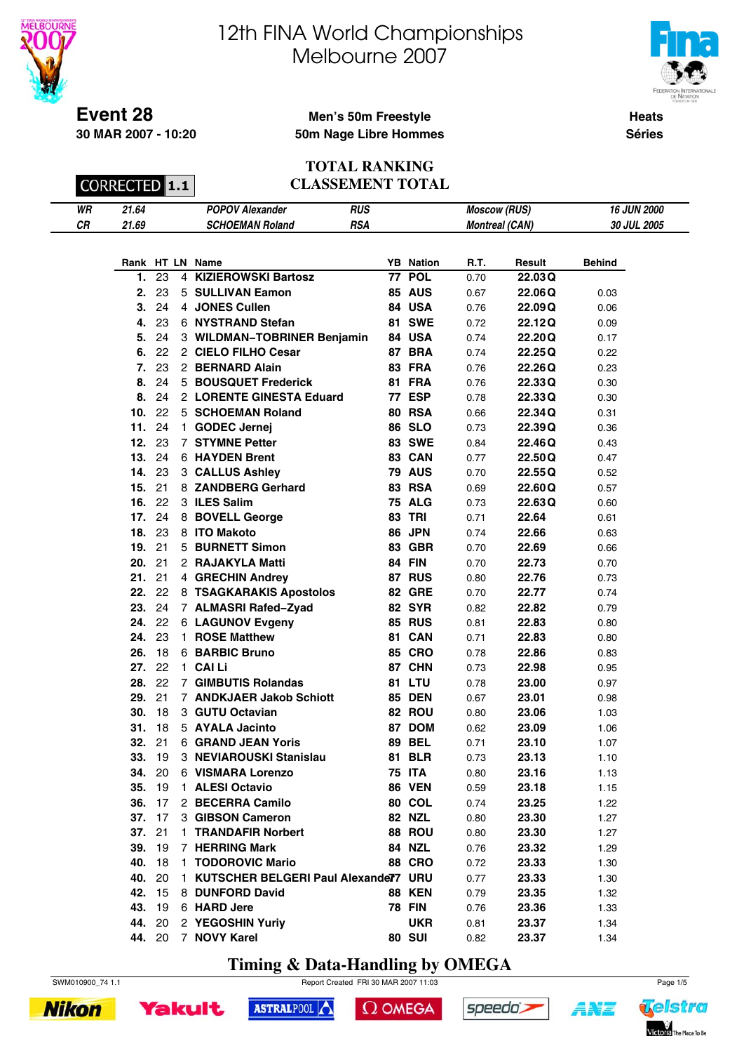# 12th FINA World Championships
## Melbourne 2007

**Event 28**
**30 MAR 2007 - 10:20**

**Men's 50m Freestyle**
**50m Nage Libre Hommes**

**Heats**
**Séries**

CORRECTED 1.1

### TOTAL RANKING
### CLASSEMENT TOTAL

| | | | | | |
|---|---|---|---|---|---|
| *WR* | *21.64* | *POPOV Alexander* | *RUS* | *Moscow (RUS)* | *16 JUN 2000* |
| *CR* | *21.69* | *SCHOEMAN Roland* | *RSA* | *Montreal (CAN)* | *30 JUL 2005* |

| Rank | HT | LN | Name | YB | Nation | R.T. | Result | Behind |
|---|---|---|---|---|---|---|---|---|
| 1. | 23 | 4 | KIZIEROWSKI Bartosz | 77 | POL | 0.70 | 22.03 Q | |
| 2. | 23 | 5 | SULLIVAN Eamon | 85 | AUS | 0.67 | 22.06 Q | 0.03 |
| 3. | 24 | 4 | JONES Cullen | 84 | USA | 0.76 | 22.09 Q | 0.06 |
| 4. | 23 | 6 | NYSTRAND Stefan | 81 | SWE | 0.72 | 22.12 Q | 0.09 |
| 5. | 24 | 3 | WILDMAN–TOBRINER Benjamin | 84 | USA | 0.74 | 22.20 Q | 0.17 |
| 6. | 22 | 2 | CIELO FILHO Cesar | 87 | BRA | 0.74 | 22.25 Q | 0.22 |
| 7. | 23 | 2 | BERNARD Alain | 83 | FRA | 0.76 | 22.26 Q | 0.23 |
| 8. | 24 | 5 | BOUSQUET Frederick | 81 | FRA | 0.76 | 22.33 Q | 0.30 |
| 8. | 24 | 2 | LORENTE GINESTA Eduard | 77 | ESP | 0.78 | 22.33 Q | 0.30 |
| 10. | 22 | 5 | SCHOEMAN Roland | 80 | RSA | 0.66 | 22.34 Q | 0.31 |
| 11. | 24 | 1 | GODEC Jernej | 86 | SLO | 0.73 | 22.39 Q | 0.36 |
| 12. | 23 | 7 | STYMNE Petter | 83 | SWE | 0.84 | 22.46 Q | 0.43 |
| 13. | 24 | 6 | HAYDEN Brent | 83 | CAN | 0.77 | 22.50 Q | 0.47 |
| 14. | 23 | 3 | CALLUS Ashley | 79 | AUS | 0.70 | 22.55 Q | 0.52 |
| 15. | 21 | 8 | ZANDBERG Gerhard | 83 | RSA | 0.69 | 22.60 Q | 0.57 |
| 16. | 22 | 3 | ILES Salim | 75 | ALG | 0.73 | 22.63 Q | 0.60 |
| 17. | 24 | 8 | BOVELL George | 83 | TRI | 0.71 | 22.64 | 0.61 |
| 18. | 23 | 8 | ITO Makoto | 86 | JPN | 0.74 | 22.66 | 0.63 |
| 19. | 21 | 5 | BURNETT Simon | 83 | GBR | 0.70 | 22.69 | 0.66 |
| 20. | 21 | 2 | RAJAKYLA Matti | 84 | FIN | 0.70 | 22.73 | 0.70 |
| 21. | 21 | 4 | GRECHIN Andrey | 87 | RUS | 0.80 | 22.76 | 0.73 |
| 22. | 22 | 8 | TSAGKARAKIS Apostolos | 82 | GRE | 0.70 | 22.77 | 0.74 |
| 23. | 24 | 7 | ALMASRI Rafed–Zyad | 82 | SYR | 0.82 | 22.82 | 0.79 |
| 24. | 22 | 6 | LAGUNOV Evgeny | 85 | RUS | 0.81 | 22.83 | 0.80 |
| 24. | 23 | 1 | ROSE Matthew | 81 | CAN | 0.71 | 22.83 | 0.80 |
| 26. | 18 | 6 | BARBIC Bruno | 85 | CRO | 0.78 | 22.86 | 0.83 |
| 27. | 22 | 1 | CAI Li | 87 | CHN | 0.73 | 22.98 | 0.95 |
| 28. | 22 | 7 | GIMBUTIS Rolandas | 81 | LTU | 0.78 | 23.00 | 0.97 |
| 29. | 21 | 7 | ANDKJAER Jakob Schiott | 85 | DEN | 0.67 | 23.01 | 0.98 |
| 30. | 18 | 3 | GUTU Octavian | 82 | ROU | 0.80 | 23.06 | 1.03 |
| 31. | 18 | 5 | AYALA Jacinto | 87 | DOM | 0.62 | 23.09 | 1.06 |
| 32. | 21 | 6 | GRAND JEAN Yoris | 89 | BEL | 0.71 | 23.10 | 1.07 |
| 33. | 19 | 3 | NEVIAROUSKI Stanislau | 81 | BLR | 0.73 | 23.13 | 1.10 |
| 34. | 20 | 6 | VISMARA Lorenzo | 75 | ITA | 0.80 | 23.16 | 1.13 |
| 35. | 19 | 1 | ALESI Octavio | 86 | VEN | 0.59 | 23.18 | 1.15 |
| 36. | 17 | 2 | BECERRA Camilo | 80 | COL | 0.74 | 23.25 | 1.22 |
| 37. | 17 | 3 | GIBSON Cameron | 82 | NZL | 0.80 | 23.30 | 1.27 |
| 37. | 21 | 1 | TRANDAFIR Norbert | 88 | ROU | 0.80 | 23.30 | 1.27 |
| 39. | 19 | 7 | HERRING Mark | 84 | NZL | 0.76 | 23.32 | 1.29 |
| 40. | 18 | 1 | TODOROVIC Mario | 88 | CRO | 0.72 | 23.33 | 1.30 |
| 40. | 20 | 1 | KUTSCHER BELGERI Paul Alexander | 77 | URU | 0.77 | 23.33 | 1.30 |
| 42. | 15 | 8 | DUNFORD David | 88 | KEN | 0.79 | 23.35 | 1.32 |
| 43. | 19 | 6 | HARD Jere | 78 | FIN | 0.76 | 23.36 | 1.33 |
| 44. | 20 | 2 | YEGOSHIN Yuriy | | UKR | 0.81 | 23.37 | 1.34 |
| 44. | 20 | 7 | NOVY Karel | 80 | SUI | 0.82 | 23.37 | 1.34 |

**Timing & Data-Handling by OMEGA**

SWM010900_74 1.1 Report Created FRI 30 MAR 2007 11:03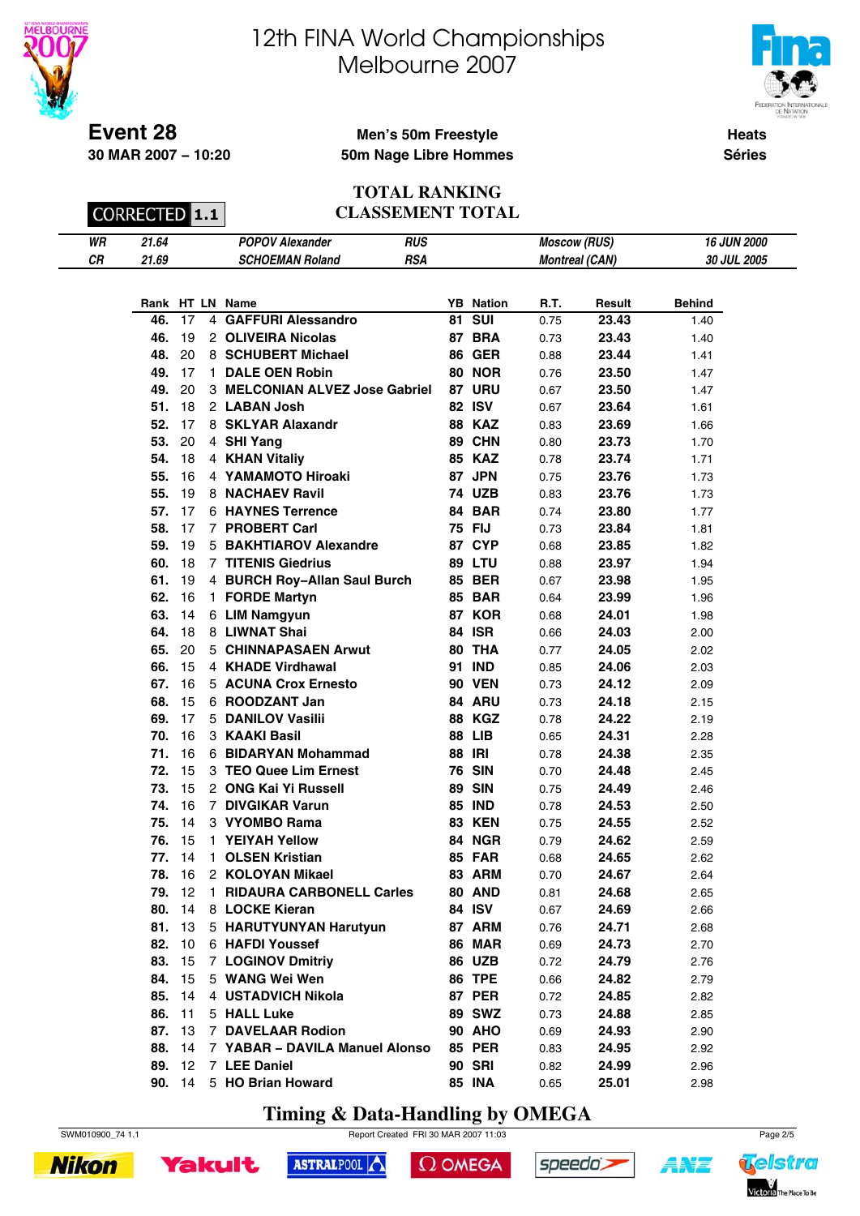# 12th FINA World Championships
# Melbourne 2007

**Event 28**
**30 MAR 2007 – 10:20**

**Men's 50m Freestyle**
**50m Nage Libre Hommes**

**Heats**
**Séries**

CORRECTED 1.1

## TOTAL RANKING
## CLASSEMENT TOTAL

| | | | | | |
|---|---|---|---|---|---|
| *WR* | *21.64* | *POPOV Alexander* | *RUS* | *Moscow (RUS)* | *16 JUN 2000* |
| *CR* | *21.69* | *SCHOEMAN Roland* | *RSA* | *Montreal (CAN)* | *30 JUL 2005* |

| Rank | HT | LN | Name | YB | Nation | R.T. | Result | Behind |
|---|---|---|---|---|---|---|---|---|
| 46. | 17 | 4 | GAFFURI Alessandro | 81 | SUI | 0.75 | 23.43 | 1.40 |
| 46. | 19 | 2 | OLIVEIRA Nicolas | 87 | BRA | 0.73 | 23.43 | 1.40 |
| 48. | 20 | 8 | SCHUBERT Michael | 86 | GER | 0.88 | 23.44 | 1.41 |
| 49. | 17 | 1 | DALE OEN Robin | 80 | NOR | 0.76 | 23.50 | 1.47 |
| 49. | 20 | 3 | MELCONIAN ALVEZ Jose Gabriel | 87 | URU | 0.67 | 23.50 | 1.47 |
| 51. | 18 | 2 | LABAN Josh | 82 | ISV | 0.67 | 23.64 | 1.61 |
| 52. | 17 | 8 | SKLYAR Alaxandr | 88 | KAZ | 0.83 | 23.69 | 1.66 |
| 53. | 20 | 4 | SHI Yang | 89 | CHN | 0.80 | 23.73 | 1.70 |
| 54. | 18 | 4 | KHAN Vitaliy | 85 | KAZ | 0.78 | 23.74 | 1.71 |
| 55. | 16 | 4 | YAMAMOTO Hiroaki | 87 | JPN | 0.75 | 23.76 | 1.73 |
| 55. | 19 | 8 | NACHAEV Ravil | 74 | UZB | 0.83 | 23.76 | 1.73 |
| 57. | 17 | 6 | HAYNES Terrence | 84 | BAR | 0.74 | 23.80 | 1.77 |
| 58. | 17 | 7 | PROBERT Carl | 75 | FIJ | 0.73 | 23.84 | 1.81 |
| 59. | 19 | 5 | BAKHTIAROV Alexandre | 87 | CYP | 0.68 | 23.85 | 1.82 |
| 60. | 18 | 7 | TITENIS Giedrius | 89 | LTU | 0.88 | 23.97 | 1.94 |
| 61. | 19 | 4 | BURCH Roy–Allan Saul Burch | 85 | BER | 0.67 | 23.98 | 1.95 |
| 62. | 16 | 1 | FORDE Martyn | 85 | BAR | 0.64 | 23.99 | 1.96 |
| 63. | 14 | 6 | LIM Namgyun | 87 | KOR | 0.68 | 24.01 | 1.98 |
| 64. | 18 | 8 | LIWNAT Shai | 84 | ISR | 0.66 | 24.03 | 2.00 |
| 65. | 20 | 5 | CHINNAPASAEN Arwut | 80 | THA | 0.77 | 24.05 | 2.02 |
| 66. | 15 | 4 | KHADE Virdhawal | 91 | IND | 0.85 | 24.06 | 2.03 |
| 67. | 16 | 5 | ACUNA Crox Ernesto | 90 | VEN | 0.73 | 24.12 | 2.09 |
| 68. | 15 | 6 | ROODZANT Jan | 84 | ARU | 0.73 | 24.18 | 2.15 |
| 69. | 17 | 5 | DANILOV Vasilii | 88 | KGZ | 0.78 | 24.22 | 2.19 |
| 70. | 16 | 3 | KAAKI Basil | 88 | LIB | 0.65 | 24.31 | 2.28 |
| 71. | 16 | 6 | BIDARYAN Mohammad | 88 | IRI | 0.78 | 24.38 | 2.35 |
| 72. | 15 | 3 | TEO Quee Lim Ernest | 76 | SIN | 0.70 | 24.48 | 2.45 |
| 73. | 15 | 2 | ONG Kai Yi Russell | 89 | SIN | 0.75 | 24.49 | 2.46 |
| 74. | 16 | 7 | DIVGIKAR Varun | 85 | IND | 0.78 | 24.53 | 2.50 |
| 75. | 14 | 3 | VYOMBO Rama | 83 | KEN | 0.75 | 24.55 | 2.52 |
| 76. | 15 | 1 | YEIYAH Yellow | 84 | NGR | 0.79 | 24.62 | 2.59 |
| 77. | 14 | 1 | OLSEN Kristian | 85 | FAR | 0.68 | 24.65 | 2.62 |
| 78. | 16 | 2 | KOLOYAN Mikael | 83 | ARM | 0.70 | 24.67 | 2.64 |
| 79. | 12 | 1 | RIDAURA CARBONELL Carles | 80 | AND | 0.81 | 24.68 | 2.65 |
| 80. | 14 | 8 | LOCKE Kieran | 84 | ISV | 0.67 | 24.69 | 2.66 |
| 81. | 13 | 5 | HARUTYUNYAN Harutyun | 87 | ARM | 0.76 | 24.71 | 2.68 |
| 82. | 10 | 6 | HAFDI Youssef | 86 | MAR | 0.69 | 24.73 | 2.70 |
| 83. | 15 | 7 | LOGINOV Dmitriy | 86 | UZB | 0.72 | 24.79 | 2.76 |
| 84. | 15 | 5 | WANG Wei Wen | 86 | TPE | 0.66 | 24.82 | 2.79 |
| 85. | 14 | 4 | USTADVICH Nikola | 87 | PER | 0.72 | 24.85 | 2.82 |
| 86. | 11 | 5 | HALL Luke | 89 | SWZ | 0.73 | 24.88 | 2.85 |
| 87. | 13 | 7 | DAVELAAR Rodion | 90 | AHO | 0.69 | 24.93 | 2.90 |
| 88. | 14 | 7 | YABAR – DAVILA Manuel Alonso | 85 | PER | 0.83 | 24.95 | 2.92 |
| 89. | 12 | 7 | LEE Daniel | 90 | SRI | 0.82 | 24.99 | 2.96 |
| 90. | 14 | 5 | HO Brian Howard | 85 | INA | 0.65 | 25.01 | 2.98 |

**Timing & Data-Handling by OMEGA**

SWM010900_74 1.1 — Report Created FRI 30 MAR 2007 11:03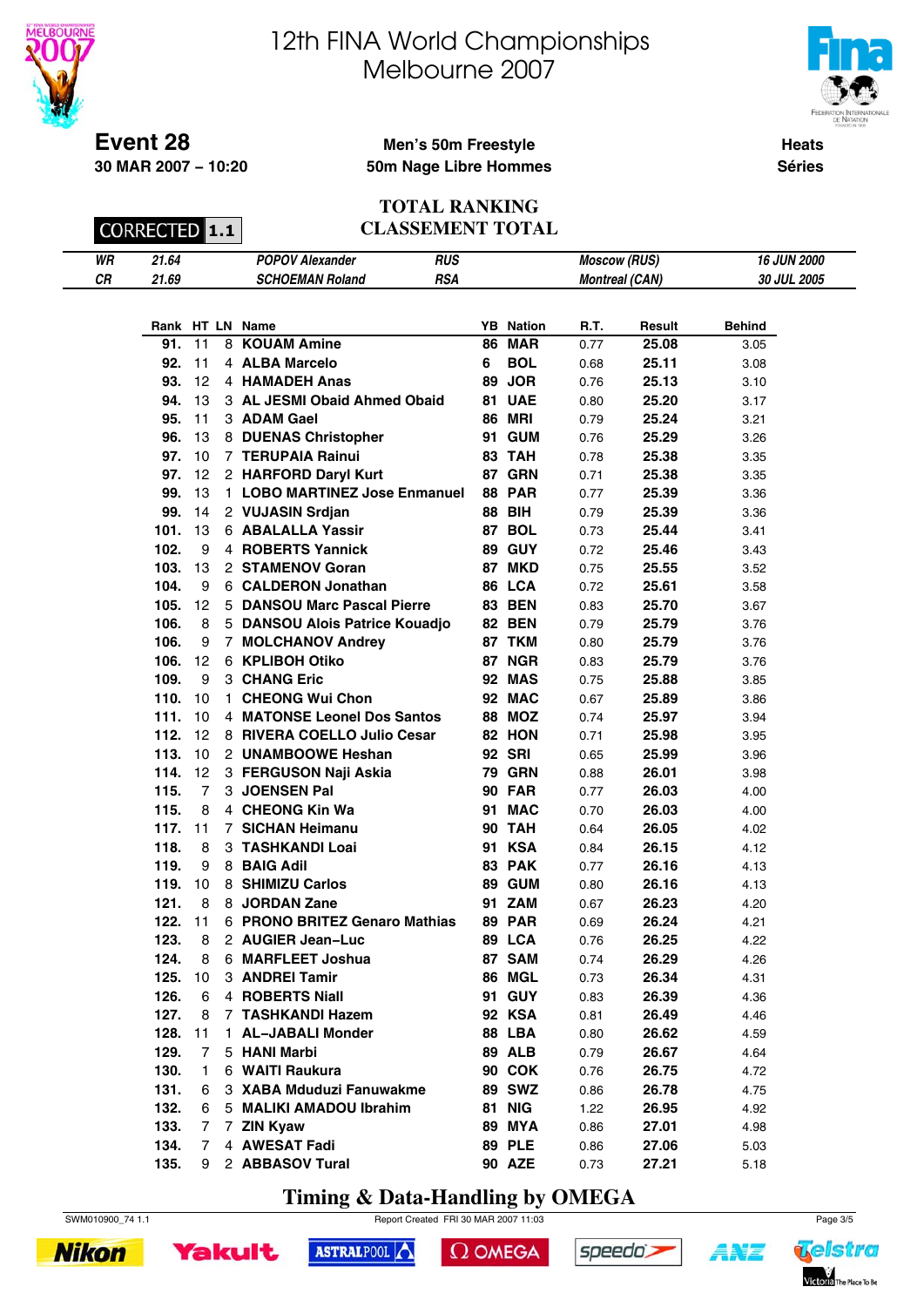# 12th FINA World Championships
## Melbourne 2007

**Event 28**
**30 MAR 2007 – 10:20**

**Men's 50m Freestyle**
**50m Nage Libre Hommes**

**Heats**
**Séries**

CORRECTED 1.1

**TOTAL RANKING**
**CLASSEMENT TOTAL**

| | | | | | |
|---|---|---|---|---|---|
| *WR* | *21.64* | *POPOV Alexander* | *RUS* | *Moscow (RUS)* | *16 JUN 2000* |
| *CR* | *21.69* | *SCHOEMAN Roland* | *RSA* | *Montreal (CAN)* | *30 JUL 2005* |

| Rank | HT | LN | Name | YB | Nation | R.T. | Result | Behind |
|---|---|---|---|---|---|---|---|---|
| 91. | 11 | 8 | KOUAM Amine | 86 | MAR | 0.77 | 25.08 | 3.05 |
| 92. | 11 | 4 | ALBA Marcelo | 6 | BOL | 0.68 | 25.11 | 3.08 |
| 93. | 12 | 4 | HAMADEH Anas | 89 | JOR | 0.76 | 25.13 | 3.10 |
| 94. | 13 | 3 | AL JESMI Obaid Ahmed Obaid | 81 | UAE | 0.80 | 25.20 | 3.17 |
| 95. | 11 | 3 | ADAM Gael | 86 | MRI | 0.79 | 25.24 | 3.21 |
| 96. | 13 | 8 | DUENAS Christopher | 91 | GUM | 0.76 | 25.29 | 3.26 |
| 97. | 10 | 7 | TERUPAIA Rainui | 83 | TAH | 0.78 | 25.38 | 3.35 |
| 97. | 12 | 2 | HARFORD Daryl Kurt | 87 | GRN | 0.71 | 25.38 | 3.35 |
| 99. | 13 | 1 | LOBO MARTINEZ Jose Enmanuel | 88 | PAR | 0.77 | 25.39 | 3.36 |
| 99. | 14 | 2 | VUJASIN Srdjan | 88 | BIH | 0.79 | 25.39 | 3.36 |
| 101. | 13 | 6 | ABALALLA Yassir | 87 | BOL | 0.73 | 25.44 | 3.41 |
| 102. | 9 | 4 | ROBERTS Yannick | 89 | GUY | 0.72 | 25.46 | 3.43 |
| 103. | 13 | 2 | STAMENOV Goran | 87 | MKD | 0.75 | 25.55 | 3.52 |
| 104. | 9 | 6 | CALDERON Jonathan | 86 | LCA | 0.72 | 25.61 | 3.58 |
| 105. | 12 | 5 | DANSOU Marc Pascal Pierre | 83 | BEN | 0.83 | 25.70 | 3.67 |
| 106. | 8 | 5 | DANSOU Alois Patrice Kouadjo | 82 | BEN | 0.79 | 25.79 | 3.76 |
| 106. | 9 | 7 | MOLCHANOV Andrey | 87 | TKM | 0.80 | 25.79 | 3.76 |
| 106. | 12 | 6 | KPLIBOH Otiko | 87 | NGR | 0.83 | 25.79 | 3.76 |
| 109. | 9 | 3 | CHANG Eric | 92 | MAS | 0.75 | 25.88 | 3.85 |
| 110. | 10 | 1 | CHEONG Wui Chon | 92 | MAC | 0.67 | 25.89 | 3.86 |
| 111. | 10 | 4 | MATONSE Leonel Dos Santos | 88 | MOZ | 0.74 | 25.97 | 3.94 |
| 112. | 12 | 8 | RIVERA COELLO Julio Cesar | 82 | HON | 0.71 | 25.98 | 3.95 |
| 113. | 10 | 2 | UNAMBOOWE Heshan | 92 | SRI | 0.65 | 25.99 | 3.96 |
| 114. | 12 | 3 | FERGUSON Naji Askia | 79 | GRN | 0.88 | 26.01 | 3.98 |
| 115. | 7 | 3 | JOENSEN Pal | 90 | FAR | 0.77 | 26.03 | 4.00 |
| 115. | 8 | 4 | CHEONG Kin Wa | 91 | MAC | 0.70 | 26.03 | 4.00 |
| 117. | 11 | 7 | SICHAN Heimanu | 90 | TAH | 0.64 | 26.05 | 4.02 |
| 118. | 8 | 3 | TASHKANDI Loai | 91 | KSA | 0.84 | 26.15 | 4.12 |
| 119. | 9 | 8 | BAIG Adil | 83 | PAK | 0.77 | 26.16 | 4.13 |
| 119. | 10 | 8 | SHIMIZU Carlos | 89 | GUM | 0.80 | 26.16 | 4.13 |
| 121. | 8 | 8 | JORDAN Zane | 91 | ZAM | 0.67 | 26.23 | 4.20 |
| 122. | 11 | 6 | PRONO BRITEZ Genaro Mathias | 89 | PAR | 0.69 | 26.24 | 4.21 |
| 123. | 8 | 2 | AUGIER Jean–Luc | 89 | LCA | 0.76 | 26.25 | 4.22 |
| 124. | 8 | 6 | MARFLEET Joshua | 87 | SAM | 0.74 | 26.29 | 4.26 |
| 125. | 10 | 3 | ANDREI Tamir | 86 | MGL | 0.73 | 26.34 | 4.31 |
| 126. | 6 | 4 | ROBERTS Niall | 91 | GUY | 0.83 | 26.39 | 4.36 |
| 127. | 8 | 7 | TASHKANDI Hazem | 92 | KSA | 0.81 | 26.49 | 4.46 |
| 128. | 11 | 1 | AL–JABALI Monder | 88 | LBA | 0.80 | 26.62 | 4.59 |
| 129. | 7 | 5 | HANI Marbi | 89 | ALB | 0.79 | 26.67 | 4.64 |
| 130. | 1 | 6 | WAITI Raukura | 90 | COK | 0.76 | 26.75 | 4.72 |
| 131. | 6 | 3 | XABA Mduduzi Fanuwakme | 89 | SWZ | 0.86 | 26.78 | 4.75 |
| 132. | 6 | 5 | MALIKI AMADOU Ibrahim | 81 | NIG | 1.22 | 26.95 | 4.92 |
| 133. | 7 | 7 | ZIN Kyaw | 89 | MYA | 0.86 | 27.01 | 4.98 |
| 134. | 7 | 4 | AWESAT Fadi | 89 | PLE | 0.86 | 27.06 | 5.03 |
| 135. | 9 | 2 | ABBASOV Tural | 90 | AZE | 0.73 | 27.21 | 5.18 |

**Timing & Data-Handling by OMEGA**

SWM010900_74 1.1 — Report Created FRI 30 MAR 2007 11:03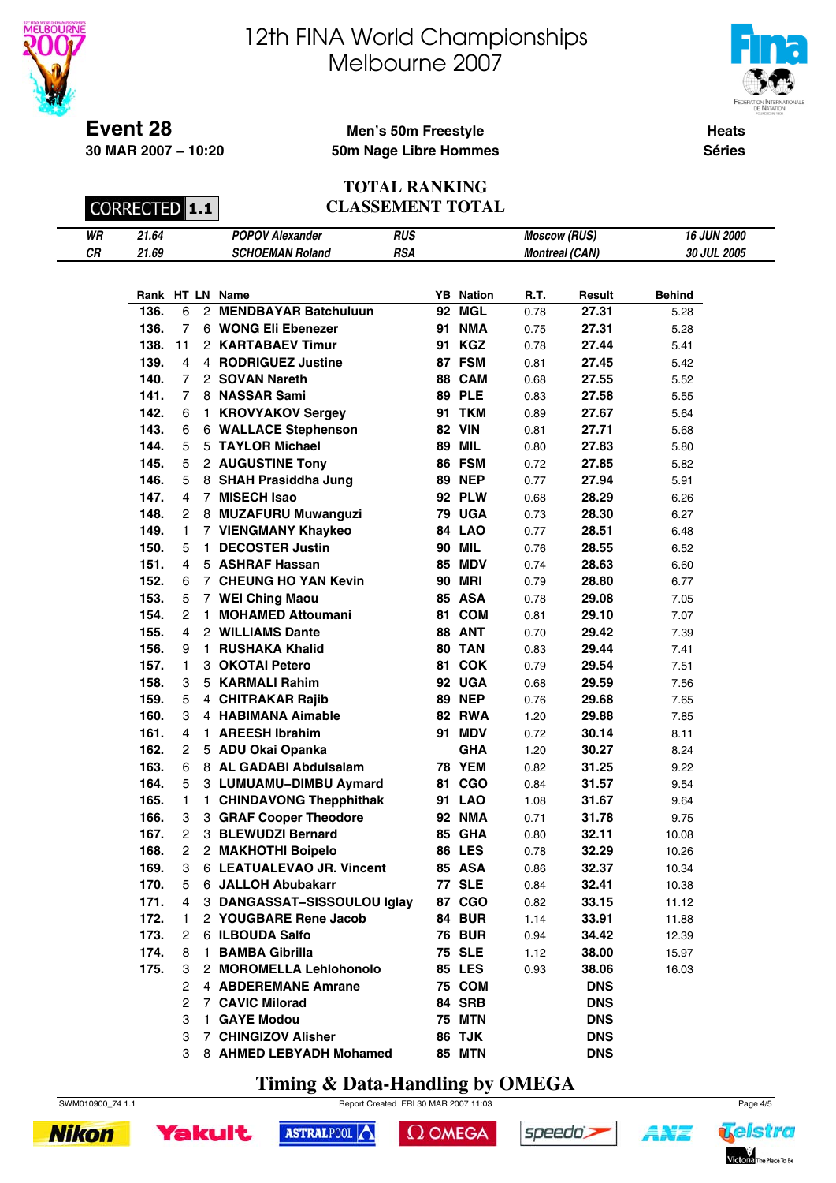# 12th FINA World Championships
## Melbourne 2007

**Event 28**
**30 MAR 2007 – 10:20**

**Men's 50m Freestyle**
**50m Nage Libre Hommes**

**Heats**
**Séries**

CORRECTED **1.1**

**TOTAL RANKING**
**CLASSEMENT TOTAL**

| | | | | | |
|---|---|---|---|---|---|
| *WR* | *21.64* | *POPOV Alexander* | *RUS* | *Moscow (RUS)* | *16 JUN 2000* |
| *CR* | *21.69* | *SCHOEMAN Roland* | *RSA* | *Montreal (CAN)* | *30 JUL 2005* |

| Rank | HT | LN | Name | YB | Nation | R.T. | Result | Behind |
|---|---|---|---|---|---|---|---|---|
| 136. | 6 | 2 | MENDBAYAR Batchuluun | 92 | MGL | 0.78 | 27.31 | 5.28 |
| 136. | 7 | 6 | WONG Eli Ebenezer | 91 | NMA | 0.75 | 27.31 | 5.28 |
| 138. | 11 | 2 | KARTABAEV Timur | 91 | KGZ | 0.78 | 27.44 | 5.41 |
| 139. | 4 | 4 | RODRIGUEZ Justine | 87 | FSM | 0.81 | 27.45 | 5.42 |
| 140. | 7 | 2 | SOVAN Nareth | 88 | CAM | 0.68 | 27.55 | 5.52 |
| 141. | 7 | 8 | NASSAR Sami | 89 | PLE | 0.83 | 27.58 | 5.55 |
| 142. | 6 | 1 | KROVYAKOV Sergey | 91 | TKM | 0.89 | 27.67 | 5.64 |
| 143. | 6 | 6 | WALLACE Stephenson | 82 | VIN | 0.81 | 27.71 | 5.68 |
| 144. | 5 | 5 | TAYLOR Michael | 89 | MIL | 0.80 | 27.83 | 5.80 |
| 145. | 5 | 2 | AUGUSTINE Tony | 86 | FSM | 0.72 | 27.85 | 5.82 |
| 146. | 5 | 8 | SHAH Prasiddha Jung | 89 | NEP | 0.77 | 27.94 | 5.91 |
| 147. | 4 | 7 | MISECH Isao | 92 | PLW | 0.68 | 28.29 | 6.26 |
| 148. | 2 | 8 | MUZAFURU Muwanguzi | 79 | UGA | 0.73 | 28.30 | 6.27 |
| 149. | 1 | 7 | VIENGMANY Khaykeo | 84 | LAO | 0.77 | 28.51 | 6.48 |
| 150. | 5 | 1 | DECOSTER Justin | 90 | MIL | 0.76 | 28.55 | 6.52 |
| 151. | 4 | 5 | ASHRAF Hassan | 85 | MDV | 0.74 | 28.63 | 6.60 |
| 152. | 6 | 7 | CHEUNG HO YAN Kevin | 90 | MRI | 0.79 | 28.80 | 6.77 |
| 153. | 5 | 7 | WEI Ching Maou | 85 | ASA | 0.78 | 29.08 | 7.05 |
| 154. | 2 | 1 | MOHAMED Attoumani | 81 | COM | 0.81 | 29.10 | 7.07 |
| 155. | 4 | 2 | WILLIAMS Dante | 88 | ANT | 0.70 | 29.42 | 7.39 |
| 156. | 9 | 1 | RUSHAKA Khalid | 80 | TAN | 0.83 | 29.44 | 7.41 |
| 157. | 1 | 3 | OKOTAI Petero | 81 | COK | 0.79 | 29.54 | 7.51 |
| 158. | 3 | 5 | KARMALI Rahim | 92 | UGA | 0.68 | 29.59 | 7.56 |
| 159. | 5 | 4 | CHITRAKAR Rajib | 89 | NEP | 0.76 | 29.68 | 7.65 |
| 160. | 3 | 4 | HABIMANA Aimable | 82 | RWA | 1.20 | 29.88 | 7.85 |
| 161. | 4 | 1 | AREESH Ibrahim | 91 | MDV | 0.72 | 30.14 | 8.11 |
| 162. | 2 | 5 | ADU Okai Opanka | | GHA | 1.20 | 30.27 | 8.24 |
| 163. | 6 | 8 | AL GADABI Abdulsalam | 78 | YEM | 0.82 | 31.25 | 9.22 |
| 164. | 5 | 3 | LUMUAMU–DIMBU Aymard | 81 | CGO | 0.84 | 31.57 | 9.54 |
| 165. | 1 | 1 | CHINDAVONG Thepphithak | 91 | LAO | 1.08 | 31.67 | 9.64 |
| 166. | 3 | 3 | GRAF Cooper Theodore | 92 | NMA | 0.71 | 31.78 | 9.75 |
| 167. | 2 | 3 | BLEWUDZI Bernard | 85 | GHA | 0.80 | 32.11 | 10.08 |
| 168. | 2 | 2 | MAKHOTHI Boipelo | 86 | LES | 0.78 | 32.29 | 10.26 |
| 169. | 3 | 6 | LEATUALEVAO JR. Vincent | 85 | ASA | 0.86 | 32.37 | 10.34 |
| 170. | 5 | 6 | JALLOH Abubakarr | 77 | SLE | 0.84 | 32.41 | 10.38 |
| 171. | 4 | 3 | DANGASSAT–SISSOULOU Iglay | 87 | CGO | 0.82 | 33.15 | 11.12 |
| 172. | 1 | 2 | YOUGBARE Rene Jacob | 84 | BUR | 1.14 | 33.91 | 11.88 |
| 173. | 2 | 6 | ILBOUDA Salfo | 76 | BUR | 0.94 | 34.42 | 12.39 |
| 174. | 8 | 1 | BAMBA Gibrilla | 75 | SLE | 1.12 | 38.00 | 15.97 |
| 175. | 3 | 2 | MOROMELLA Lehlohonolo | 85 | LES | 0.93 | 38.06 | 16.03 |
| | 2 | 4 | ABDEREMANE Amrane | 75 | COM | | DNS | |
| | 2 | 7 | CAVIC Milorad | 84 | SRB | | DNS | |
| | 3 | 1 | GAYE Modou | 75 | MTN | | DNS | |
| | 3 | 7 | CHINGIZOV Alisher | 86 | TJK | | DNS | |
| | 3 | 8 | AHMED LEBYADH Mohamed | 85 | MTN | | DNS | |

**Timing & Data-Handling by OMEGA**

SWM010900_74 1.1 Report Created FRI 30 MAR 2007 11:03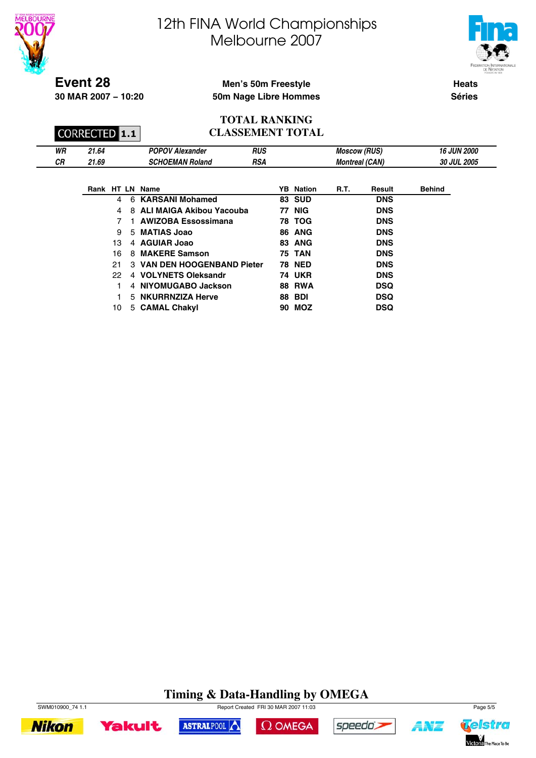# 12th FINA World Championships
## Melbourne 2007

**Event 28**
**30 MAR 2007 – 10:20**

**Men's 50m Freestyle**
**50m Nage Libre Hommes**

**Heats**
**Séries**

**TOTAL RANKING**
**CLASSEMENT TOTAL**

CORRECTED **1.1**

| | | | | | |
|---|---|---|---|---|---|
| *WR* | *21.64* | *POPOV Alexander* | *RUS* | *Moscow (RUS)* | *16 JUN 2000* |
| *CR* | *21.69* | *SCHOEMAN Roland* | *RSA* | *Montreal (CAN)* | *30 JUL 2005* |

| Rank | HT | LN | Name | YB | Nation | R.T. | Result | Behind |
|---|---|---|---|---|---|---|---|---|
| | 4 | 6 | **KARSANI Mohamed** | **83** | **SUD** | | **DNS** | |
| | 4 | 8 | **ALI MAIGA Akibou Yacouba** | **77** | **NIG** | | **DNS** | |
| | 7 | 1 | **AWIZOBA Essossimana** | **78** | **TOG** | | **DNS** | |
| | 9 | 5 | **MATIAS Joao** | **86** | **ANG** | | **DNS** | |
| | 13 | 4 | **AGUIAR Joao** | **83** | **ANG** | | **DNS** | |
| | 16 | 8 | **MAKERE Samson** | **75** | **TAN** | | **DNS** | |
| | 21 | 3 | **VAN DEN HOOGENBAND Pieter** | **78** | **NED** | | **DNS** | |
| | 22 | 4 | **VOLYNETS Oleksandr** | **74** | **UKR** | | **DNS** | |
| | 1 | 4 | **NIYOMUGABO Jackson** | **88** | **RWA** | | **DSQ** | |
| | 1 | 5 | **NKURRNZIZA Herve** | **88** | **BDI** | | **DSQ** | |
| | 10 | 5 | **CAMAL Chakyl** | **90** | **MOZ** | | **DSQ** | |

**Timing & Data-Handling by OMEGA**

SWM010900_74 1.1 — Report Created FRI 30 MAR 2007 11:03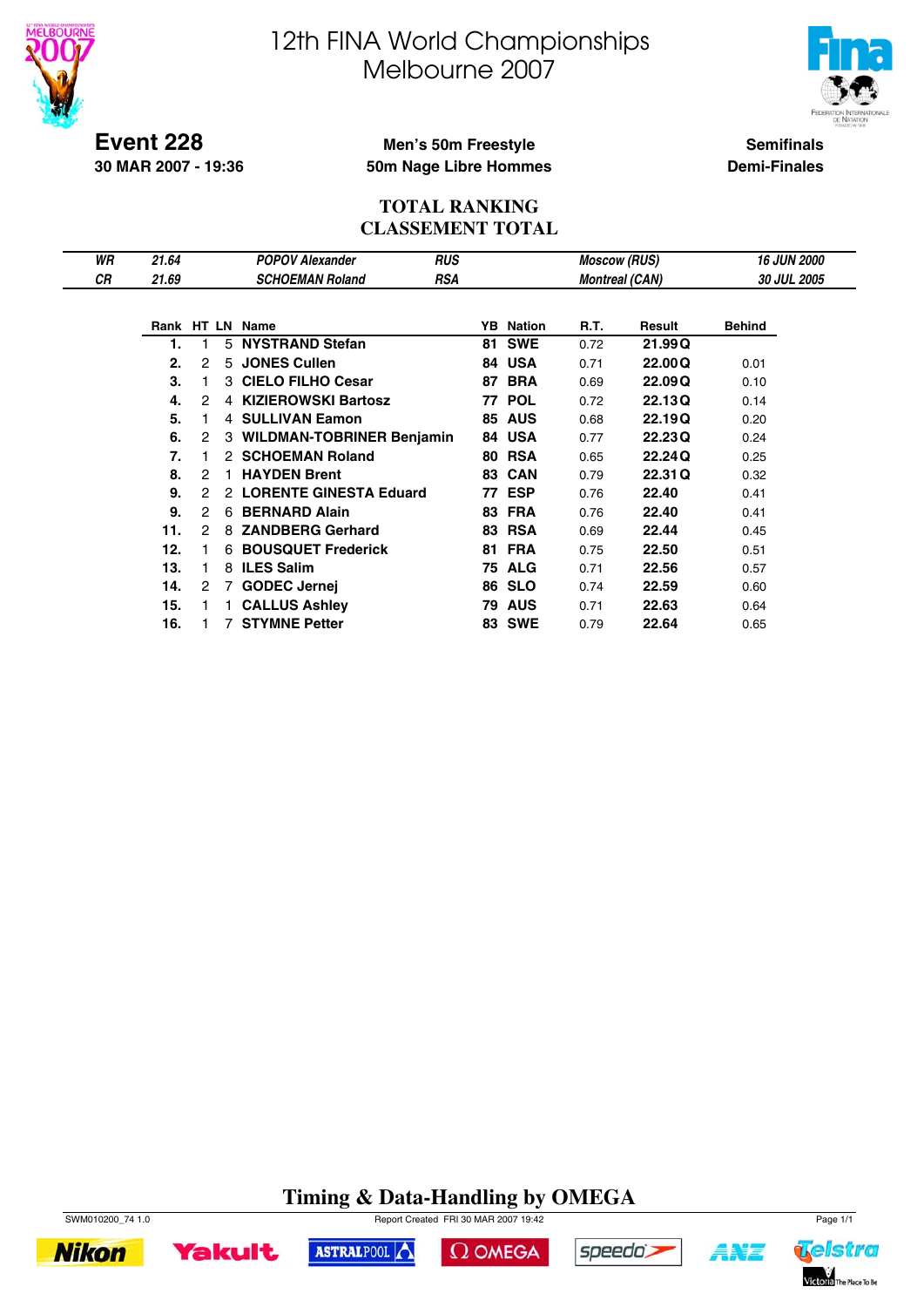# 12th FINA World Championships
# Melbourne 2007

**Event 228**
**30 MAR 2007 - 19:36**

**Men's 50m Freestyle**
**50m Nage Libre Hommes**

**Semifinals**
**Demi-Finales**

## TOTAL RANKING
## CLASSEMENT TOTAL

| | | | | | |
|---|---|---|---|---|---|
| *WR* | *21.64* | *POPOV Alexander* | *RUS* | *Moscow (RUS)* | *16 JUN 2000* |
| *CR* | *21.69* | *SCHOEMAN Roland* | *RSA* | *Montreal (CAN)* | *30 JUL 2005* |

| Rank | HT | LN | Name | YB | Nation | R.T. | Result | Behind |
|---|---|---|---|---|---|---|---|---|
| 1. | 1 | 5 | NYSTRAND Stefan | 81 | SWE | 0.72 | 21.99 Q | |
| 2. | 2 | 5 | JONES Cullen | 84 | USA | 0.71 | 22.00 Q | 0.01 |
| 3. | 1 | 3 | CIELO FILHO Cesar | 87 | BRA | 0.69 | 22.09 Q | 0.10 |
| 4. | 2 | 4 | KIZIEROWSKI Bartosz | 77 | POL | 0.72 | 22.13 Q | 0.14 |
| 5. | 1 | 4 | SULLIVAN Eamon | 85 | AUS | 0.68 | 22.19 Q | 0.20 |
| 6. | 2 | 3 | WILDMAN-TOBRINER Benjamin | 84 | USA | 0.77 | 22.23 Q | 0.24 |
| 7. | 1 | 2 | SCHOEMAN Roland | 80 | RSA | 0.65 | 22.24 Q | 0.25 |
| 8. | 2 | 1 | HAYDEN Brent | 83 | CAN | 0.79 | 22.31 Q | 0.32 |
| 9. | 2 | 2 | LORENTE GINESTA Eduard | 77 | ESP | 0.76 | 22.40 | 0.41 |
| 9. | 2 | 6 | BERNARD Alain | 83 | FRA | 0.76 | 22.40 | 0.41 |
| 11. | 2 | 8 | ZANDBERG Gerhard | 83 | RSA | 0.69 | 22.44 | 0.45 |
| 12. | 1 | 6 | BOUSQUET Frederick | 81 | FRA | 0.75 | 22.50 | 0.51 |
| 13. | 1 | 8 | ILES Salim | 75 | ALG | 0.71 | 22.56 | 0.57 |
| 14. | 2 | 7 | GODEC Jernej | 86 | SLO | 0.74 | 22.59 | 0.60 |
| 15. | 1 | 1 | CALLUS Ashley | 79 | AUS | 0.71 | 22.63 | 0.64 |
| 16. | 1 | 7 | STYMNE Petter | 83 | SWE | 0.79 | 22.64 | 0.65 |

**Timing & Data-Handling by OMEGA**

SWM010200_74 1.0 Report Created FRI 30 MAR 2007 19:42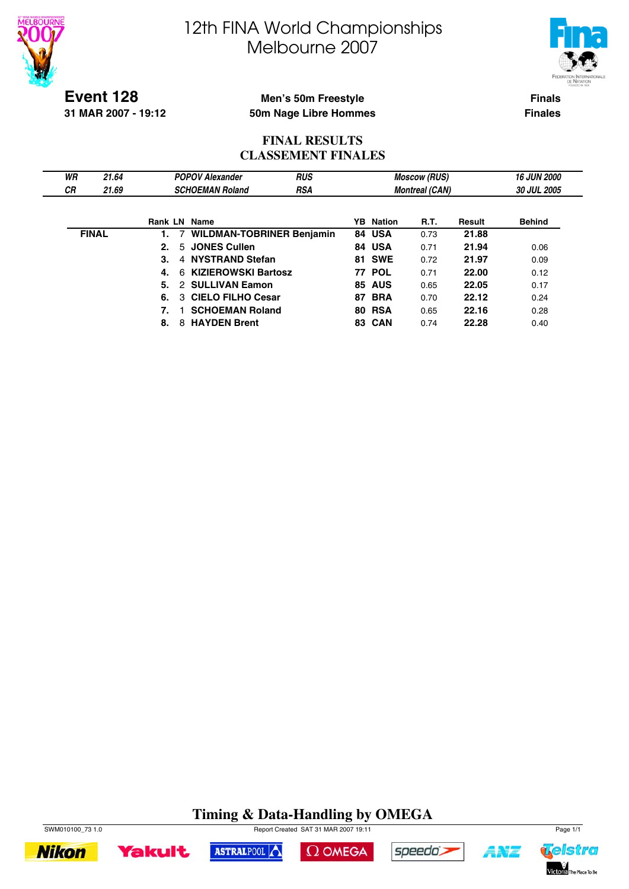# 12th FINA World Championships Melbourne 2007

**Event 128**
**31 MAR 2007 - 19:12**

**Men's 50m Freestyle**
**50m Nage Libre Hommes**

**Finals**
**Finales**

## FINAL RESULTS
## CLASSEMENT FINALES

| | | | | | |
|---|---|---|---|---|---|
| *WR* | *21.64* | *POPOV Alexander* | *RUS* | *Moscow (RUS)* | *16 JUN 2000* |
| *CR* | *21.69* | *SCHOEMAN Roland* | *RSA* | *Montreal (CAN)* | *30 JUL 2005* |

| | Rank | LN | Name | YB | Nation | R.T. | Result | Behind |
|---|---|---|---|---|---|---|---|---|
| **FINAL** | **1.** | 7 | **WILDMAN-TOBRINER Benjamin** | **84** | **USA** | 0.73 | **21.88** | |
| | **2.** | 5 | **JONES Cullen** | **84** | **USA** | 0.71 | **21.94** | 0.06 |
| | **3.** | 4 | **NYSTRAND Stefan** | **81** | **SWE** | 0.72 | **21.97** | 0.09 |
| | **4.** | 6 | **KIZIEROWSKI Bartosz** | **77** | **POL** | 0.71 | **22.00** | 0.12 |
| | **5.** | 2 | **SULLIVAN Eamon** | **85** | **AUS** | 0.65 | **22.05** | 0.17 |
| | **6.** | 3 | **CIELO FILHO Cesar** | **87** | **BRA** | 0.70 | **22.12** | 0.24 |
| | **7.** | 1 | **SCHOEMAN Roland** | **80** | **RSA** | 0.65 | **22.16** | 0.28 |
| | **8.** | 8 | **HAYDEN Brent** | **83** | **CAN** | 0.74 | **22.28** | 0.40 |

**Timing & Data-Handling by OMEGA**

SWM010100_73 1.0 Report Created SAT 31 MAR 2007 19:11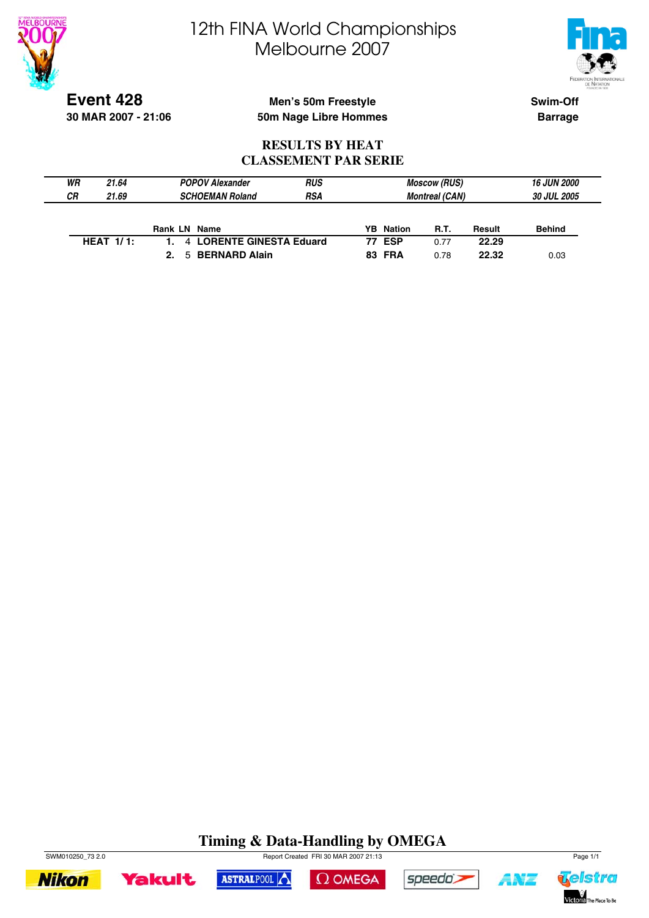# 12th FINA World Championships
# Melbourne 2007

**Event 428**
**30 MAR 2007 - 21:06**

**Men's 50m Freestyle**
**50m Nage Libre Hommes**

**Swim-Off**
**Barrage**

## RESULTS BY HEAT
## CLASSEMENT PAR SERIE

| | | | | | |
|---|---|---|---|---|---|
| *WR* | *21.64* | *POPOV Alexander* | *RUS* | *Moscow (RUS)* | *16 JUN 2000* |
| *CR* | *21.69* | *SCHOEMAN Roland* | *RSA* | *Montreal (CAN)* | *30 JUL 2005* |

| | Rank | LN | Name | YB | Nation | R.T. | Result | Behind |
|---|---|---|---|---|---|---|---|---|
| **HEAT 1/ 1:** | **1.** | 4 | **LORENTE GINESTA Eduard** | **77** | **ESP** | 0.77 | **22.29** | |
| | **2.** | 5 | **BERNARD Alain** | **83** | **FRA** | 0.78 | **22.32** | 0.03 |

**Timing & Data-Handling by OMEGA**

SWM010250_73 2.0 Report Created FRI 30 MAR 2007 21:13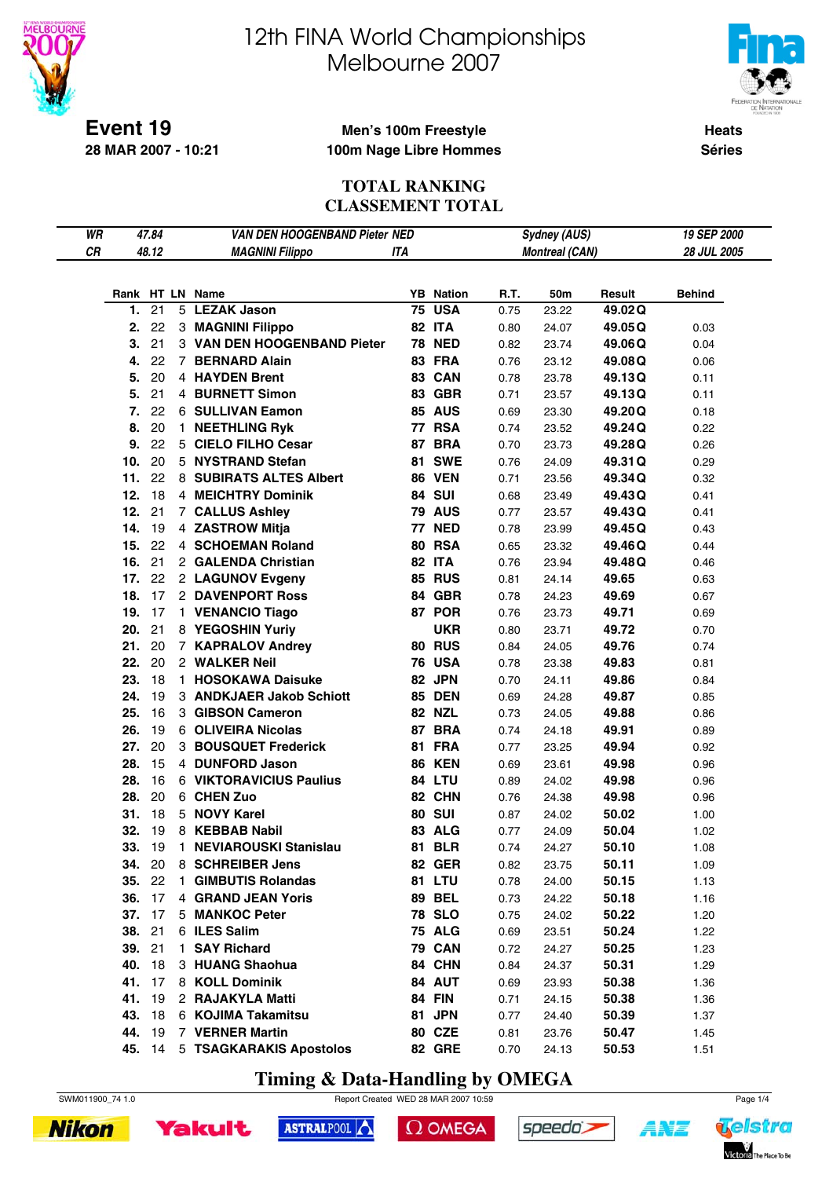# 12th FINA World Championships
# Melbourne 2007

**Event 19**
**28 MAR 2007 - 10:21**

**Men's 100m Freestyle**
**100m Nage Libre Hommes**

**Heats**
**Séries**

## TOTAL RANKING
## CLASSEMENT TOTAL

| | | | | | |
|---|---|---|---|---|---|
| *WR* | *47.84* | *VAN DEN HOOGENBAND Pieter NED* | | *Sydney (AUS)* | *19 SEP 2000* |
| *CR* | *48.12* | *MAGNINI Filippo* | *ITA* | *Montreal (CAN)* | *28 JUL 2005* |

| Rank | HT | LN | Name | YB | Nation | R.T. | 50m | Result | | Behind |
|---|---|---|---|---|---|---|---|---|---|---|
| **1.** | 21 | 5 | **LEZAK Jason** | **75** | **USA** | 0.75 | 23.22 | **49.02** | **Q** | |
| **2.** | 22 | 3 | **MAGNINI Filippo** | **82** | **ITA** | 0.80 | 24.07 | **49.05** | **Q** | 0.03 |
| **3.** | 21 | 3 | **VAN DEN HOOGENBAND Pieter** | **78** | **NED** | 0.82 | 23.74 | **49.06** | **Q** | 0.04 |
| **4.** | 22 | 7 | **BERNARD Alain** | **83** | **FRA** | 0.76 | 23.12 | **49.08** | **Q** | 0.06 |
| **5.** | 20 | 4 | **HAYDEN Brent** | **83** | **CAN** | 0.78 | 23.78 | **49.13** | **Q** | 0.11 |
| **5.** | 21 | 4 | **BURNETT Simon** | **83** | **GBR** | 0.71 | 23.57 | **49.13** | **Q** | 0.11 |
| **7.** | 22 | 6 | **SULLIVAN Eamon** | **85** | **AUS** | 0.69 | 23.30 | **49.20** | **Q** | 0.18 |
| **8.** | 20 | 1 | **NEETHLING Ryk** | **77** | **RSA** | 0.74 | 23.52 | **49.24** | **Q** | 0.22 |
| **9.** | 22 | 5 | **CIELO FILHO Cesar** | **87** | **BRA** | 0.70 | 23.73 | **49.28** | **Q** | 0.26 |
| **10.** | 20 | 5 | **NYSTRAND Stefan** | **81** | **SWE** | 0.76 | 24.09 | **49.31** | **Q** | 0.29 |
| **11.** | 22 | 8 | **SUBIRATS ALTES Albert** | **86** | **VEN** | 0.71 | 23.56 | **49.34** | **Q** | 0.32 |
| **12.** | 18 | 4 | **MEICHTRY Dominik** | **84** | **SUI** | 0.68 | 23.49 | **49.43** | **Q** | 0.41 |
| **12.** | 21 | 7 | **CALLUS Ashley** | **79** | **AUS** | 0.77 | 23.57 | **49.43** | **Q** | 0.41 |
| **14.** | 19 | 4 | **ZASTROW Mitja** | **77** | **NED** | 0.78 | 23.99 | **49.45** | **Q** | 0.43 |
| **15.** | 22 | 4 | **SCHOEMAN Roland** | **80** | **RSA** | 0.65 | 23.32 | **49.46** | **Q** | 0.44 |
| **16.** | 21 | 2 | **GALENDA Christian** | **82** | **ITA** | 0.76 | 23.94 | **49.48** | **Q** | 0.46 |
| **17.** | 22 | 2 | **LAGUNOV Evgeny** | **85** | **RUS** | 0.81 | 24.14 | **49.65** | | 0.63 |
| **18.** | 17 | 2 | **DAVENPORT Ross** | **84** | **GBR** | 0.78 | 24.23 | **49.69** | | 0.67 |
| **19.** | 17 | 1 | **VENANCIO Tiago** | **87** | **POR** | 0.76 | 23.73 | **49.71** | | 0.69 |
| **20.** | 21 | 8 | **YEGOSHIN Yuriy** | | **UKR** | 0.80 | 23.71 | **49.72** | | 0.70 |
| **21.** | 20 | 7 | **KAPRALOV Andrey** | **80** | **RUS** | 0.84 | 24.05 | **49.76** | | 0.74 |
| **22.** | 20 | 2 | **WALKER Neil** | **76** | **USA** | 0.78 | 23.38 | **49.83** | | 0.81 |
| **23.** | 18 | 1 | **HOSOKAWA Daisuke** | **82** | **JPN** | 0.70 | 24.11 | **49.86** | | 0.84 |
| **24.** | 19 | 3 | **ANDKJAER Jakob Schiott** | **85** | **DEN** | 0.69 | 24.28 | **49.87** | | 0.85 |
| **25.** | 16 | 3 | **GIBSON Cameron** | **82** | **NZL** | 0.73 | 24.05 | **49.88** | | 0.86 |
| **26.** | 19 | 6 | **OLIVEIRA Nicolas** | **87** | **BRA** | 0.74 | 24.18 | **49.91** | | 0.89 |
| **27.** | 20 | 3 | **BOUSQUET Frederick** | **81** | **FRA** | 0.77 | 23.25 | **49.94** | | 0.92 |
| **28.** | 15 | 4 | **DUNFORD Jason** | **86** | **KEN** | 0.69 | 23.61 | **49.98** | | 0.96 |
| **28.** | 16 | 6 | **VIKTORAVICIUS Paulius** | **84** | **LTU** | 0.89 | 24.02 | **49.98** | | 0.96 |
| **28.** | 20 | 6 | **CHEN Zuo** | **82** | **CHN** | 0.76 | 24.38 | **49.98** | | 0.96 |
| **31.** | 18 | 5 | **NOVY Karel** | **80** | **SUI** | 0.87 | 24.02 | **50.02** | | 1.00 |
| **32.** | 19 | 8 | **KEBBAB Nabil** | **83** | **ALG** | 0.77 | 24.09 | **50.04** | | 1.02 |
| **33.** | 19 | 1 | **NEVIAROUSKI Stanislau** | **81** | **BLR** | 0.74 | 24.27 | **50.10** | | 1.08 |
| **34.** | 20 | 8 | **SCHREIBER Jens** | **82** | **GER** | 0.82 | 23.75 | **50.11** | | 1.09 |
| **35.** | 22 | 1 | **GIMBUTIS Rolandas** | **81** | **LTU** | 0.78 | 24.00 | **50.15** | | 1.13 |
| **36.** | 17 | 4 | **GRAND JEAN Yoris** | **89** | **BEL** | 0.73 | 24.22 | **50.18** | | 1.16 |
| **37.** | 17 | 5 | **MANKOC Peter** | **78** | **SLO** | 0.75 | 24.02 | **50.22** | | 1.20 |
| **38.** | 21 | 6 | **ILES Salim** | **75** | **ALG** | 0.69 | 23.51 | **50.24** | | 1.22 |
| **39.** | 21 | 1 | **SAY Richard** | **79** | **CAN** | 0.72 | 24.27 | **50.25** | | 1.23 |
| **40.** | 18 | 3 | **HUANG Shaohua** | **84** | **CHN** | 0.84 | 24.37 | **50.31** | | 1.29 |
| **41.** | 17 | 8 | **KOLL Dominik** | **84** | **AUT** | 0.69 | 23.93 | **50.38** | | 1.36 |
| **41.** | 19 | 2 | **RAJAKYLA Matti** | **84** | **FIN** | 0.71 | 24.15 | **50.38** | | 1.36 |
| **43.** | 18 | 6 | **KOJIMA Takamitsu** | **81** | **JPN** | 0.77 | 24.40 | **50.39** | | 1.37 |
| **44.** | 19 | 7 | **VERNER Martin** | **80** | **CZE** | 0.81 | 23.76 | **50.47** | | 1.45 |
| **45.** | 14 | 5 | **TSAGKARAKIS Apostolos** | **82** | **GRE** | 0.70 | 24.13 | **50.53** | | 1.51 |

**Timing & Data-Handling by OMEGA**

SWM011900_74 1.0 — Report Created WED 28 MAR 2007 10:59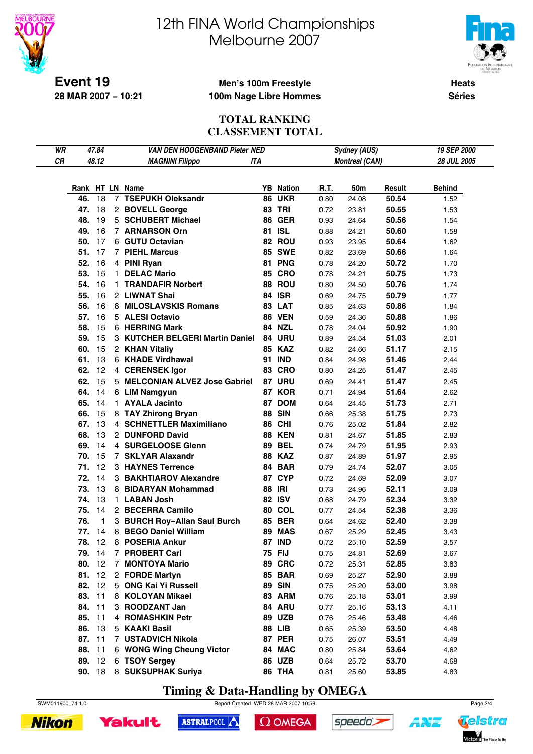# 12th FINA World Championships
# Melbourne 2007

**Event 19**
**28 MAR 2007 – 10:21**

**Men's 100m Freestyle**
**100m Nage Libre Hommes**

**Heats**
**Séries**

## TOTAL RANKING
## CLASSEMENT TOTAL

| | | | | |
|---|---|---|---|---|
| *WR* | *47.84* | *VAN DEN HOOGENBAND Pieter NED* | *Sydney (AUS)* | *19 SEP 2000* |
| *CR* | *48.12* | *MAGNINI Filippo ITA* | *Montreal (CAN)* | *28 JUL 2005* |

| Rank | HT | LN | Name | YB | Nation | R.T. | 50m | Result | Behind |
|---|---|---|---|---|---|---|---|---|---|
| 46. | 18 | 7 | TSEPUKH Oleksandr | 86 | UKR | 0.80 | 24.08 | 50.54 | 1.52 |
| 47. | 18 | 2 | BOVELL George | 83 | TRI | 0.72 | 23.81 | 50.55 | 1.53 |
| 48. | 19 | 5 | SCHUBERT Michael | 86 | GER | 0.93 | 24.64 | 50.56 | 1.54 |
| 49. | 16 | 7 | ARNARSON Orn | 81 | ISL | 0.88 | 24.21 | 50.60 | 1.58 |
| 50. | 17 | 6 | GUTU Octavian | 82 | ROU | 0.93 | 23.95 | 50.64 | 1.62 |
| 51. | 17 | 7 | PIEHL Marcus | 85 | SWE | 0.82 | 23.69 | 50.66 | 1.64 |
| 52. | 16 | 4 | PINI Ryan | 81 | PNG | 0.78 | 24.20 | 50.72 | 1.70 |
| 53. | 15 | 1 | DELAC Mario | 85 | CRO | 0.78 | 24.21 | 50.75 | 1.73 |
| 54. | 16 | 1 | TRANDAFIR Norbert | 88 | ROU | 0.80 | 24.50 | 50.76 | 1.74 |
| 55. | 16 | 2 | LIWNAT Shai | 84 | ISR | 0.69 | 24.75 | 50.79 | 1.77 |
| 56. | 16 | 8 | MILOSLAVSKIS Romans | 83 | LAT | 0.85 | 24.63 | 50.86 | 1.84 |
| 57. | 16 | 5 | ALESI Octavio | 86 | VEN | 0.59 | 24.36 | 50.88 | 1.86 |
| 58. | 15 | 6 | HERRING Mark | 84 | NZL | 0.78 | 24.04 | 50.92 | 1.90 |
| 59. | 15 | 3 | KUTCHER BELGERI Martin Daniel | 84 | URU | 0.89 | 24.54 | 51.03 | 2.01 |
| 60. | 15 | 2 | KHAN Vitaliy | 85 | KAZ | 0.82 | 24.66 | 51.17 | 2.15 |
| 61. | 13 | 6 | KHADE Virdhawal | 91 | IND | 0.84 | 24.98 | 51.46 | 2.44 |
| 62. | 12 | 4 | CERENSEK Igor | 83 | CRO | 0.80 | 24.25 | 51.47 | 2.45 |
| 62. | 15 | 5 | MELCONIAN ALVEZ Jose Gabriel | 87 | URU | 0.69 | 24.41 | 51.47 | 2.45 |
| 64. | 14 | 6 | LIM Namgyun | 87 | KOR | 0.71 | 24.94 | 51.64 | 2.62 |
| 65. | 14 | 1 | AYALA Jacinto | 87 | DOM | 0.64 | 24.45 | 51.73 | 2.71 |
| 66. | 15 | 8 | TAY Zhirong Bryan | 88 | SIN | 0.66 | 25.38 | 51.75 | 2.73 |
| 67. | 13 | 4 | SCHNETTLER Maximiliano | 86 | CHI | 0.76 | 25.02 | 51.84 | 2.82 |
| 68. | 13 | 2 | DUNFORD David | 88 | KEN | 0.81 | 24.67 | 51.85 | 2.83 |
| 69. | 14 | 4 | SURGELOOSE Glenn | 89 | BEL | 0.74 | 24.79 | 51.95 | 2.93 |
| 70. | 15 | 7 | SKLYAR Alaxandr | 88 | KAZ | 0.87 | 24.89 | 51.97 | 2.95 |
| 71. | 12 | 3 | HAYNES Terrence | 84 | BAR | 0.79 | 24.74 | 52.07 | 3.05 |
| 72. | 14 | 3 | BAKHTIAROV Alexandre | 87 | CYP | 0.72 | 24.69 | 52.09 | 3.07 |
| 73. | 13 | 8 | BIDARYAN Mohammad | 88 | IRI | 0.73 | 24.96 | 52.11 | 3.09 |
| 74. | 13 | 1 | LABAN Josh | 82 | ISV | 0.68 | 24.79 | 52.34 | 3.32 |
| 75. | 14 | 2 | BECERRA Camilo | 80 | COL | 0.77 | 24.54 | 52.38 | 3.36 |
| 76. | 1 | 3 | BURCH Roy–Allan Saul Burch | 85 | BER | 0.64 | 24.62 | 52.40 | 3.38 |
| 77. | 14 | 8 | BEGO Daniel William | 89 | MAS | 0.67 | 25.29 | 52.45 | 3.43 |
| 78. | 12 | 8 | POSERIA Ankur | 87 | IND | 0.72 | 25.10 | 52.59 | 3.57 |
| 79. | 14 | 7 | PROBERT Carl | 75 | FIJ | 0.75 | 24.81 | 52.69 | 3.67 |
| 80. | 12 | 7 | MONTOYA Mario | 89 | CRC | 0.72 | 25.31 | 52.85 | 3.83 |
| 81. | 12 | 2 | FORDE Martyn | 85 | BAR | 0.69 | 25.27 | 52.90 | 3.88 |
| 82. | 12 | 5 | ONG Kai Yi Russell | 89 | SIN | 0.75 | 25.20 | 53.00 | 3.98 |
| 83. | 11 | 8 | KOLOYAN Mikael | 83 | ARM | 0.76 | 25.18 | 53.01 | 3.99 |
| 84. | 11 | 3 | ROODZANT Jan | 84 | ARU | 0.77 | 25.16 | 53.13 | 4.11 |
| 85. | 11 | 4 | ROMASHKIN Petr | 89 | UZB | 0.76 | 25.46 | 53.48 | 4.46 |
| 86. | 13 | 5 | KAAKI Basil | 88 | LIB | 0.65 | 25.39 | 53.50 | 4.48 |
| 87. | 11 | 7 | USTADVICH Nikola | 87 | PER | 0.75 | 26.07 | 53.51 | 4.49 |
| 88. | 11 | 6 | WONG Wing Cheung Victor | 84 | MAC | 0.80 | 25.84 | 53.64 | 4.62 |
| 89. | 12 | 6 | TSOY Sergey | 86 | UZB | 0.64 | 25.72 | 53.70 | 4.68 |
| 90. | 18 | 8 | SUKSUPHAK Suriya | 86 | THA | 0.81 | 25.60 | 53.85 | 4.83 |

**Timing & Data-Handling by OMEGA**

SWM011900_74 1.0 Report Created WED 28 MAR 2007 10:59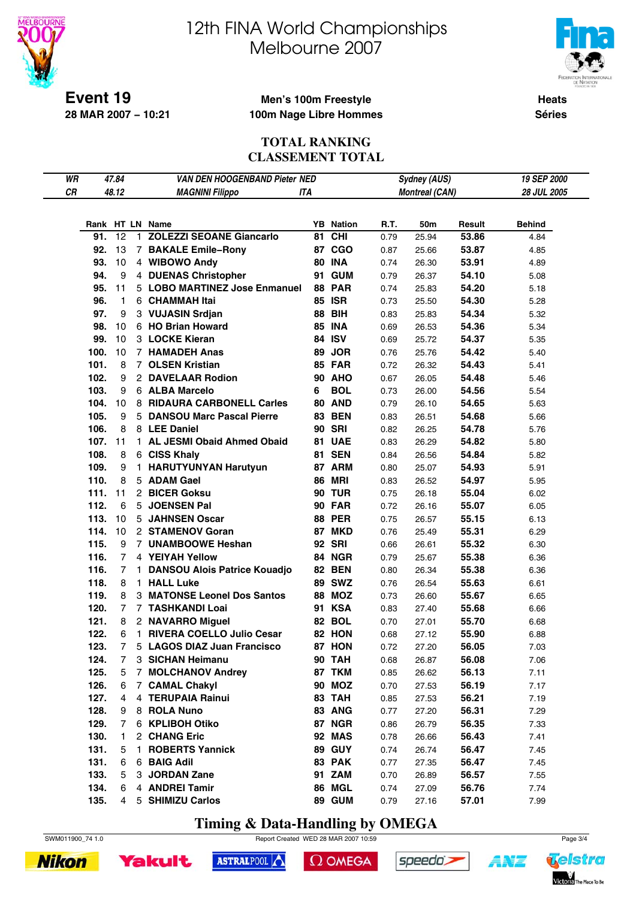# 12th FINA World Championships
# Melbourne 2007

**Event 19**
**28 MAR 2007 – 10:21**

**Men's 100m Freestyle**
**100m Nage Libre Hommes**

**Heats**
**Séries**

## TOTAL RANKING
## CLASSEMENT TOTAL

| | | | | |
|---|---|---|---|---|
| WR | 47.84 | VAN DEN HOOGENBAND Pieter NED | Sydney (AUS) | 19 SEP 2000 |
| CR | 48.12 | MAGNINI Filippo ITA | Montreal (CAN) | 28 JUL 2005 |

| Rank | HT | LN | Name | YB | Nation | R.T. | 50m | Result | Behind |
|---|---|---|---|---|---|---|---|---|---|
| 91. | 12 | 1 | ZOLEZZI SEOANE Giancarlo | 81 | CHI | 0.79 | 25.94 | 53.86 | 4.84 |
| 92. | 13 | 7 | BAKALE Emile–Rony | 87 | CGO | 0.87 | 25.66 | 53.87 | 4.85 |
| 93. | 10 | 4 | WIBOWO Andy | 80 | INA | 0.74 | 26.30 | 53.91 | 4.89 |
| 94. | 9 | 4 | DUENAS Christopher | 91 | GUM | 0.79 | 26.37 | 54.10 | 5.08 |
| 95. | 11 | 5 | LOBO MARTINEZ Jose Enmanuel | 88 | PAR | 0.74 | 25.83 | 54.20 | 5.18 |
| 96. | 1 | 6 | CHAMMAH Itai | 85 | ISR | 0.73 | 25.50 | 54.30 | 5.28 |
| 97. | 9 | 3 | VUJASIN Srdjan | 88 | BIH | 0.83 | 25.83 | 54.34 | 5.32 |
| 98. | 10 | 6 | HO Brian Howard | 85 | INA | 0.69 | 26.53 | 54.36 | 5.34 |
| 99. | 10 | 3 | LOCKE Kieran | 84 | ISV | 0.69 | 25.72 | 54.37 | 5.35 |
| 100. | 10 | 7 | HAMADEH Anas | 89 | JOR | 0.76 | 25.76 | 54.42 | 5.40 |
| 101. | 8 | 7 | OLSEN Kristian | 85 | FAR | 0.72 | 26.32 | 54.43 | 5.41 |
| 102. | 9 | 2 | DAVELAAR Rodion | 90 | AHO | 0.67 | 26.05 | 54.48 | 5.46 |
| 103. | 9 | 6 | ALBA Marcelo | 6 | BOL | 0.73 | 26.00 | 54.56 | 5.54 |
| 104. | 10 | 8 | RIDAURA CARBONELL Carles | 80 | AND | 0.79 | 26.10 | 54.65 | 5.63 |
| 105. | 9 | 5 | DANSOU Marc Pascal Pierre | 83 | BEN | 0.83 | 26.51 | 54.68 | 5.66 |
| 106. | 8 | 8 | LEE Daniel | 90 | SRI | 0.82 | 26.25 | 54.78 | 5.76 |
| 107. | 11 | 1 | AL JESMI Obaid Ahmed Obaid | 81 | UAE | 0.83 | 26.29 | 54.82 | 5.80 |
| 108. | 8 | 6 | CISS Khaly | 81 | SEN | 0.84 | 26.56 | 54.84 | 5.82 |
| 109. | 9 | 1 | HARUTYUNYAN Harutyun | 87 | ARM | 0.80 | 25.07 | 54.93 | 5.91 |
| 110. | 8 | 5 | ADAM Gael | 86 | MRI | 0.83 | 26.52 | 54.97 | 5.95 |
| 111. | 11 | 2 | BICER Goksu | 90 | TUR | 0.75 | 26.18 | 55.04 | 6.02 |
| 112. | 6 | 5 | JOENSEN Pal | 90 | FAR | 0.72 | 26.16 | 55.07 | 6.05 |
| 113. | 10 | 5 | JAHNSEN Oscar | 88 | PER | 0.75 | 26.57 | 55.15 | 6.13 |
| 114. | 10 | 2 | STAMENOV Goran | 87 | MKD | 0.76 | 25.49 | 55.31 | 6.29 |
| 115. | 9 | 7 | UNAMBOOWE Heshan | 92 | SRI | 0.66 | 26.61 | 55.32 | 6.30 |
| 116. | 7 | 4 | YEIYAH Yellow | 84 | NGR | 0.79 | 25.67 | 55.38 | 6.36 |
| 116. | 7 | 1 | DANSOU Alois Patrice Kouadjo | 82 | BEN | 0.80 | 26.34 | 55.38 | 6.36 |
| 118. | 8 | 1 | HALL Luke | 89 | SWZ | 0.76 | 26.54 | 55.63 | 6.61 |
| 119. | 8 | 3 | MATONSE Leonel Dos Santos | 88 | MOZ | 0.73 | 26.60 | 55.67 | 6.65 |
| 120. | 7 | 7 | TASHKANDI Loai | 91 | KSA | 0.83 | 27.40 | 55.68 | 6.66 |
| 121. | 8 | 2 | NAVARRO Miguel | 82 | BOL | 0.70 | 27.01 | 55.70 | 6.68 |
| 122. | 6 | 1 | RIVERA COELLO Julio Cesar | 82 | HON | 0.68 | 27.12 | 55.90 | 6.88 |
| 123. | 7 | 5 | LAGOS DIAZ Juan Francisco | 87 | HON | 0.72 | 27.20 | 56.05 | 7.03 |
| 124. | 7 | 3 | SICHAN Heimanu | 90 | TAH | 0.68 | 26.87 | 56.08 | 7.06 |
| 125. | 5 | 7 | MOLCHANOV Andrey | 87 | TKM | 0.85 | 26.62 | 56.13 | 7.11 |
| 126. | 6 | 7 | CAMAL Chakyl | 90 | MOZ | 0.70 | 27.53 | 56.19 | 7.17 |
| 127. | 4 | 4 | TERUPAIA Rainui | 83 | TAH | 0.85 | 27.53 | 56.21 | 7.19 |
| 128. | 9 | 8 | ROLA Nuno | 83 | ANG | 0.77 | 27.20 | 56.31 | 7.29 |
| 129. | 7 | 6 | KPLIBOH Otiko | 87 | NGR | 0.86 | 26.79 | 56.35 | 7.33 |
| 130. | 1 | 2 | CHANG Eric | 92 | MAS | 0.78 | 26.66 | 56.43 | 7.41 |
| 131. | 5 | 1 | ROBERTS Yannick | 89 | GUY | 0.74 | 26.74 | 56.47 | 7.45 |
| 131. | 6 | 6 | BAIG Adil | 83 | PAK | 0.77 | 27.35 | 56.47 | 7.45 |
| 133. | 5 | 3 | JORDAN Zane | 91 | ZAM | 0.70 | 26.89 | 56.57 | 7.55 |
| 134. | 6 | 4 | ANDREI Tamir | 86 | MGL | 0.74 | 27.09 | 56.76 | 7.74 |
| 135. | 4 | 5 | SHIMIZU Carlos | 89 | GUM | 0.79 | 27.16 | 57.01 | 7.99 |

**Timing & Data-Handling by OMEGA**

SWM011900_74 1.0 Report Created WED 28 MAR 2007 10:59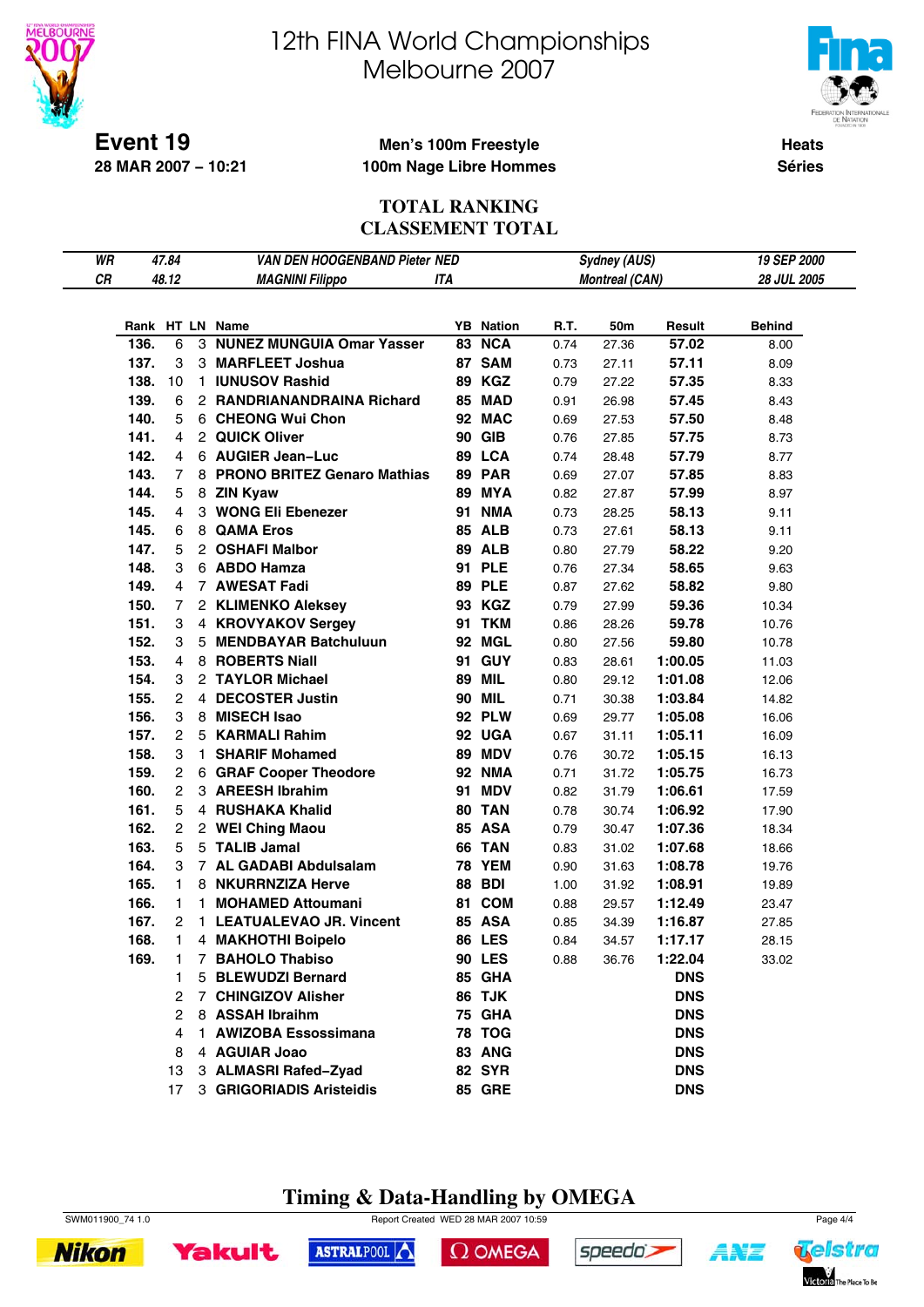# 12th FINA World Championships
# Melbourne 2007

**Event 19**
**28 MAR 2007 – 10:21**

**Men's 100m Freestyle**
**100m Nage Libre Hommes**

**Heats**
**Séries**

## TOTAL RANKING
## CLASSEMENT TOTAL

| | | | | | |
|---|---|---|---|---|---|
| *WR* | *47.84* | *VAN DEN HOOGENBAND Pieter NED* | | *Sydney (AUS)* | *19 SEP 2000* |
| *CR* | *48.12* | *MAGNINI Filippo* | *ITA* | *Montreal (CAN)* | *28 JUL 2005* |

| Rank | HT | LN | Name | YB | Nation | R.T. | 50m | Result | Behind |
|---|---|---|---|---|---|---|---|---|---|
| 136. | 6 | 3 | **NUNEZ MUNGUIA Omar Yasser** | 83 | NCA | 0.74 | 27.36 | **57.02** | 8.00 |
| 137. | 3 | 3 | **MARFLEET Joshua** | 87 | SAM | 0.73 | 27.11 | **57.11** | 8.09 |
| 138. | 10 | 1 | **IUNUSOV Rashid** | 89 | KGZ | 0.79 | 27.22 | **57.35** | 8.33 |
| 139. | 6 | 2 | **RANDRIANANDRAINA Richard** | 85 | MAD | 0.91 | 26.98 | **57.45** | 8.43 |
| 140. | 5 | 6 | **CHEONG Wui Chon** | 92 | MAC | 0.69 | 27.53 | **57.50** | 8.48 |
| 141. | 4 | 2 | **QUICK Oliver** | 90 | GIB | 0.76 | 27.85 | **57.75** | 8.73 |
| 142. | 4 | 6 | **AUGIER Jean–Luc** | 89 | LCA | 0.74 | 28.48 | **57.79** | 8.77 |
| 143. | 7 | 8 | **PRONO BRITEZ Genaro Mathias** | 89 | PAR | 0.69 | 27.07 | **57.85** | 8.83 |
| 144. | 5 | 8 | **ZIN Kyaw** | 89 | MYA | 0.82 | 27.87 | **57.99** | 8.97 |
| 145. | 4 | 3 | **WONG Eli Ebenezer** | 91 | NMA | 0.73 | 28.25 | **58.13** | 9.11 |
| 145. | 6 | 8 | **QAMA Eros** | 85 | ALB | 0.73 | 27.61 | **58.13** | 9.11 |
| 147. | 5 | 2 | **OSHAFI Malbor** | 89 | ALB | 0.80 | 27.79 | **58.22** | 9.20 |
| 148. | 3 | 6 | **ABDO Hamza** | 91 | PLE | 0.76 | 27.34 | **58.65** | 9.63 |
| 149. | 4 | 7 | **AWESAT Fadi** | 89 | PLE | 0.87 | 27.62 | **58.82** | 9.80 |
| 150. | 7 | 2 | **KLIMENKO Aleksey** | 93 | KGZ | 0.79 | 27.99 | **59.36** | 10.34 |
| 151. | 3 | 4 | **KROVYAKOV Sergey** | 91 | TKM | 0.86 | 28.26 | **59.78** | 10.76 |
| 152. | 3 | 5 | **MENDBAYAR Batchuluun** | 92 | MGL | 0.80 | 27.56 | **59.80** | 10.78 |
| 153. | 4 | 8 | **ROBERTS Niall** | 91 | GUY | 0.83 | 28.61 | **1:00.05** | 11.03 |
| 154. | 3 | 2 | **TAYLOR Michael** | 89 | MIL | 0.80 | 29.12 | **1:01.08** | 12.06 |
| 155. | 2 | 4 | **DECOSTER Justin** | 90 | MIL | 0.71 | 30.38 | **1:03.84** | 14.82 |
| 156. | 3 | 8 | **MISECH Isao** | 92 | PLW | 0.69 | 29.77 | **1:05.08** | 16.06 |
| 157. | 2 | 5 | **KARMALI Rahim** | 92 | UGA | 0.67 | 31.11 | **1:05.11** | 16.09 |
| 158. | 3 | 1 | **SHARIF Mohamed** | 89 | MDV | 0.76 | 30.72 | **1:05.15** | 16.13 |
| 159. | 2 | 6 | **GRAF Cooper Theodore** | 92 | NMA | 0.71 | 31.72 | **1:05.75** | 16.73 |
| 160. | 2 | 3 | **AREESH Ibrahim** | 91 | MDV | 0.82 | 31.79 | **1:06.61** | 17.59 |
| 161. | 5 | 4 | **RUSHAKA Khalid** | 80 | TAN | 0.78 | 30.74 | **1:06.92** | 17.90 |
| 162. | 2 | 2 | **WEI Ching Maou** | 85 | ASA | 0.79 | 30.47 | **1:07.36** | 18.34 |
| 163. | 5 | 5 | **TALIB Jamal** | 66 | TAN | 0.83 | 31.02 | **1:07.68** | 18.66 |
| 164. | 3 | 7 | **AL GADABI Abdulsalam** | 78 | YEM | 0.90 | 31.63 | **1:08.78** | 19.76 |
| 165. | 1 | 8 | **NKURRNZIZA Herve** | 88 | BDI | 1.00 | 31.92 | **1:08.91** | 19.89 |
| 166. | 1 | 1 | **MOHAMED Attoumani** | 81 | COM | 0.88 | 29.57 | **1:12.49** | 23.47 |
| 167. | 2 | 1 | **LEATUALEVAO JR. Vincent** | 85 | ASA | 0.85 | 34.39 | **1:16.87** | 27.85 |
| 168. | 1 | 4 | **MAKHOTHI Boipelo** | 86 | LES | 0.84 | 34.57 | **1:17.17** | 28.15 |
| 169. | 1 | 7 | **BAHOLO Thabiso** | 90 | LES | 0.88 | 36.76 | **1:22.04** | 33.02 |
| | 1 | 5 | **BLEWUDZI Bernard** | 85 | GHA | | | **DNS** | |
| | 2 | 7 | **CHINGIZOV Alisher** | 86 | TJK | | | **DNS** | |
| | 2 | 8 | **ASSAH Ibraihm** | 75 | GHA | | | **DNS** | |
| | 4 | 1 | **AWIZOBA Essossimana** | 78 | TOG | | | **DNS** | |
| | 8 | 4 | **AGUIAR Joao** | 83 | ANG | | | **DNS** | |
| | 13 | 3 | **ALMASRI Rafed–Zyad** | 82 | SYR | | | **DNS** | |
| | 17 | 3 | **GRIGORIADIS Aristeidis** | 85 | GRE | | | **DNS** | |

**Timing & Data-Handling by OMEGA**

SWM011900_74 1.0 — Report Created WED 28 MAR 2007 10:59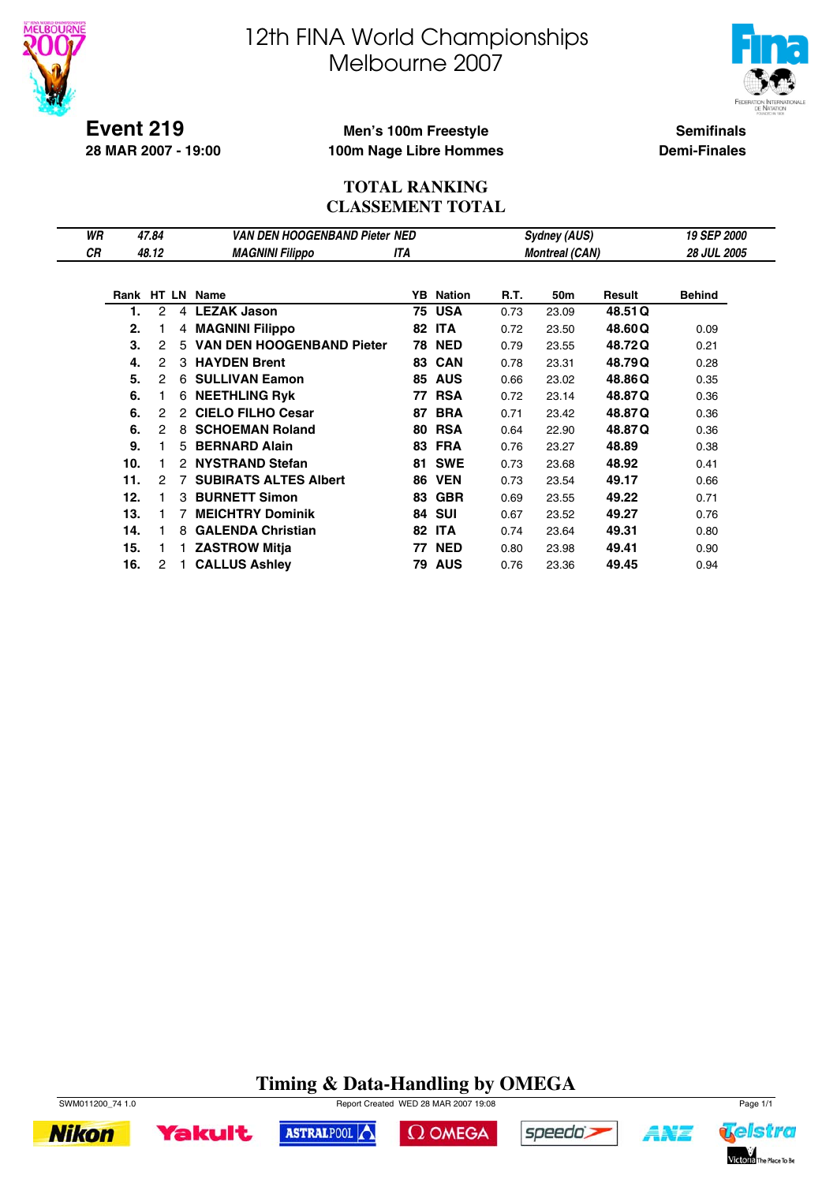# 12th FINA World Championships
# Melbourne 2007

**Event 219**
**28 MAR 2007 - 19:00**

**Men's 100m Freestyle**
**100m Nage Libre Hommes**

**Semifinals**
**Demi-Finales**

## TOTAL RANKING
## CLASSEMENT TOTAL

| | | | | | |
|---|---|---|---|---|---|
| *WR* | *47.84* | *VAN DEN HOOGENBAND Pieter* | *NED* | *Sydney (AUS)* | *19 SEP 2000* |
| *CR* | *48.12* | *MAGNINI Filippo* | *ITA* | *Montreal (CAN)* | *28 JUL 2005* |

| Rank | HT | LN | Name | YB | Nation | R.T. | 50m | Result | | Behind |
|---|---|---|---|---|---|---|---|---|---|---|
| 1. | 2 | 4 | LEZAK Jason | 75 | USA | 0.73 | 23.09 | 48.51 | Q | |
| 2. | 1 | 4 | MAGNINI Filippo | 82 | ITA | 0.72 | 23.50 | 48.60 | Q | 0.09 |
| 3. | 2 | 5 | VAN DEN HOOGENBAND Pieter | 78 | NED | 0.79 | 23.55 | 48.72 | Q | 0.21 |
| 4. | 2 | 3 | HAYDEN Brent | 83 | CAN | 0.78 | 23.31 | 48.79 | Q | 0.28 |
| 5. | 2 | 6 | SULLIVAN Eamon | 85 | AUS | 0.66 | 23.02 | 48.86 | Q | 0.35 |
| 6. | 1 | 6 | NEETHLING Ryk | 77 | RSA | 0.72 | 23.14 | 48.87 | Q | 0.36 |
| 6. | 2 | 2 | CIELO FILHO Cesar | 87 | BRA | 0.71 | 23.42 | 48.87 | Q | 0.36 |
| 6. | 2 | 8 | SCHOEMAN Roland | 80 | RSA | 0.64 | 22.90 | 48.87 | Q | 0.36 |
| 9. | 1 | 5 | BERNARD Alain | 83 | FRA | 0.76 | 23.27 | 48.89 | | 0.38 |
| 10. | 1 | 2 | NYSTRAND Stefan | 81 | SWE | 0.73 | 23.68 | 48.92 | | 0.41 |
| 11. | 2 | 7 | SUBIRATS ALTES Albert | 86 | VEN | 0.73 | 23.54 | 49.17 | | 0.66 |
| 12. | 1 | 3 | BURNETT Simon | 83 | GBR | 0.69 | 23.55 | 49.22 | | 0.71 |
| 13. | 1 | 7 | MEICHTRY Dominik | 84 | SUI | 0.67 | 23.52 | 49.27 | | 0.76 |
| 14. | 1 | 8 | GALENDA Christian | 82 | ITA | 0.74 | 23.64 | 49.31 | | 0.80 |
| 15. | 1 | 1 | ZASTROW Mitja | 77 | NED | 0.80 | 23.98 | 49.41 | | 0.90 |
| 16. | 2 | 1 | CALLUS Ashley | 79 | AUS | 0.76 | 23.36 | 49.45 | | 0.94 |

**Timing & Data-Handling by OMEGA**

SWM011200_74 1.0 Report Created WED 28 MAR 2007 19:08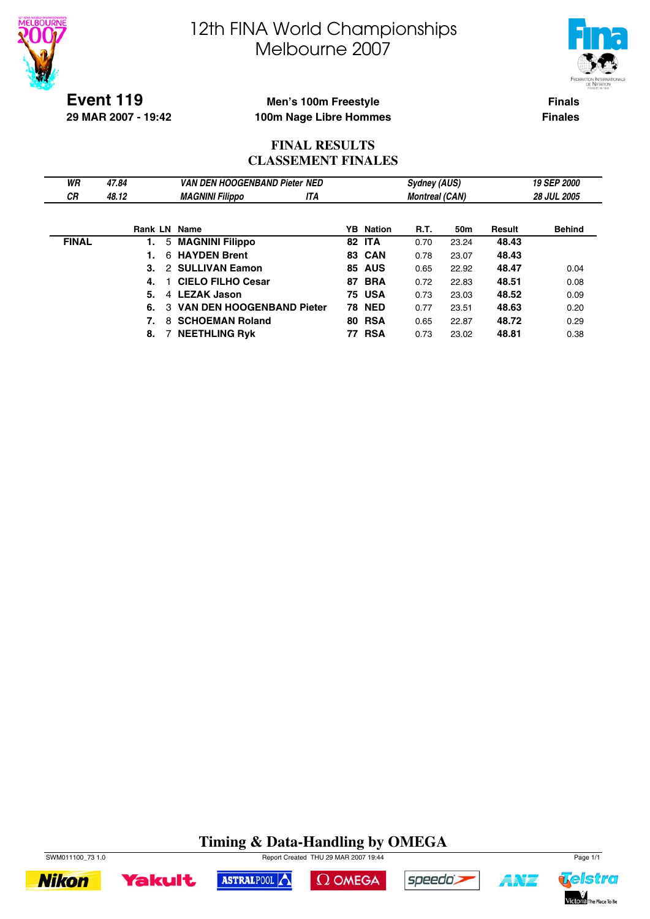# 12th FINA World Championships Melbourne 2007

**Event 119**
**29 MAR 2007 - 19:42**

**Men's 100m Freestyle**
**100m Nage Libre Hommes**

**Finals**
**Finales**

## FINAL RESULTS
## CLASSEMENT FINALES

| | | | | |
|---|---|---|---|---|
| *WR* | *47.84* | *VAN DEN HOOGENBAND Pieter NED* | *Sydney (AUS)* | *19 SEP 2000* |
| *CR* | *48.12* | *MAGNINI Filippo ITA* | *Montreal (CAN)* | *28 JUL 2005* |

| | Rank | LN | Name | YB | Nation | R.T. | 50m | Result | Behind |
|---|---|---|---|---|---|---|---|---|---|
| **FINAL** | **1.** | 5 | **MAGNINI Filippo** | **82** | **ITA** | 0.70 | 23.24 | **48.43** | |
| | **1.** | 6 | **HAYDEN Brent** | **83** | **CAN** | 0.78 | 23.07 | **48.43** | |
| | **3.** | 2 | **SULLIVAN Eamon** | **85** | **AUS** | 0.65 | 22.92 | **48.47** | 0.04 |
| | **4.** | 1 | **CIELO FILHO Cesar** | **87** | **BRA** | 0.72 | 22.83 | **48.51** | 0.08 |
| | **5.** | 4 | **LEZAK Jason** | **75** | **USA** | 0.73 | 23.03 | **48.52** | 0.09 |
| | **6.** | 3 | **VAN DEN HOOGENBAND Pieter** | **78** | **NED** | 0.77 | 23.51 | **48.63** | 0.20 |
| | **7.** | 8 | **SCHOEMAN Roland** | **80** | **RSA** | 0.65 | 22.87 | **48.72** | 0.29 |
| | **8.** | 7 | **NEETHLING Ryk** | **77** | **RSA** | 0.73 | 23.02 | **48.81** | 0.38 |

**Timing & Data-Handling by OMEGA**

SWM011100_73 1.0 Report Created THU 29 MAR 2007 19:44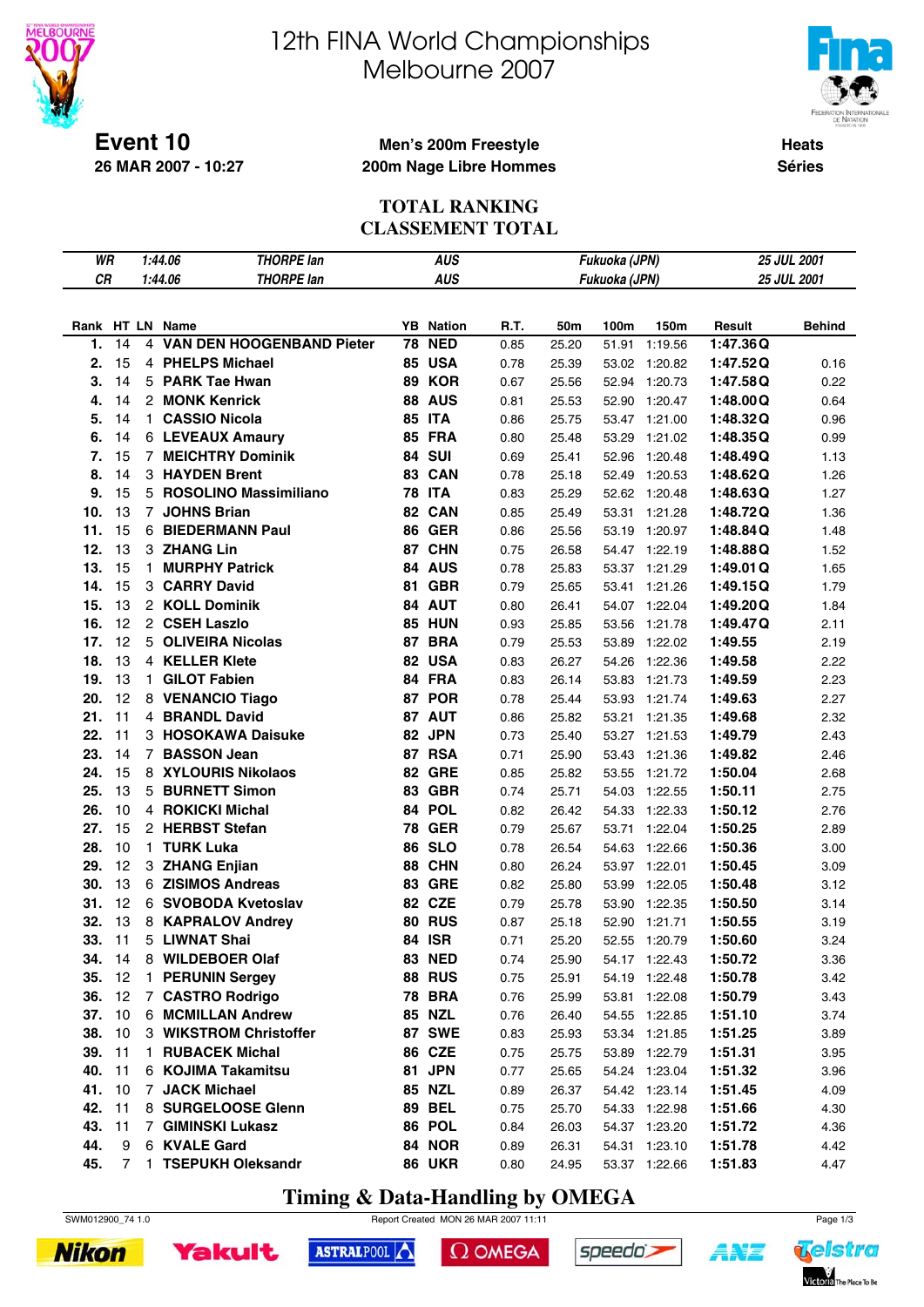# 12th FINA World Championships
# Melbourne 2007

**Event 10**
**26 MAR 2007 - 10:27**

**Men's 200m Freestyle**
**200m Nage Libre Hommes**

**Heats**
**Séries**

## TOTAL RANKING
## CLASSEMENT TOTAL

| | | | | |
|---|---|---|---|---|
| WR | 1:44.06 | THORPE Ian | AUS | Fukuoka (JPN) | 25 JUL 2001 |
| CR | 1:44.06 | THORPE Ian | AUS | Fukuoka (JPN) | 25 JUL 2001 |

| Rank | HT | LN | Name | YB | Nation | R.T. | 50m | 100m | 150m | Result | | Behind |
|---|---|---|---|---|---|---|---|---|---|---|---|---|
| 1. | 14 | 4 | VAN DEN HOOGENBAND Pieter | 78 | NED | 0.85 | 25.20 | 51.91 | 1:19.56 | 1:47.36 | Q | |
| 2. | 15 | 4 | PHELPS Michael | 85 | USA | 0.78 | 25.39 | 53.02 | 1:20.82 | 1:47.52 | Q | 0.16 |
| 3. | 14 | 5 | PARK Tae Hwan | 89 | KOR | 0.67 | 25.56 | 52.94 | 1:20.73 | 1:47.58 | Q | 0.22 |
| 4. | 14 | 2 | MONK Kenrick | 88 | AUS | 0.81 | 25.53 | 52.90 | 1:20.47 | 1:48.00 | Q | 0.64 |
| 5. | 14 | 1 | CASSIO Nicola | 85 | ITA | 0.86 | 25.75 | 53.47 | 1:21.00 | 1:48.32 | Q | 0.96 |
| 6. | 14 | 6 | LEVEAUX Amaury | 85 | FRA | 0.80 | 25.48 | 53.29 | 1:21.02 | 1:48.35 | Q | 0.99 |
| 7. | 15 | 7 | MEICHTRY Dominik | 84 | SUI | 0.69 | 25.41 | 52.96 | 1:20.48 | 1:48.49 | Q | 1.13 |
| 8. | 14 | 3 | HAYDEN Brent | 83 | CAN | 0.78 | 25.18 | 52.49 | 1:20.53 | 1:48.62 | Q | 1.26 |
| 9. | 15 | 5 | ROSOLINO Massimiliano | 78 | ITA | 0.83 | 25.29 | 52.62 | 1:20.48 | 1:48.63 | Q | 1.27 |
| 10. | 13 | 7 | JOHNS Brian | 82 | CAN | 0.85 | 25.49 | 53.31 | 1:21.28 | 1:48.72 | Q | 1.36 |
| 11. | 15 | 6 | BIEDERMANN Paul | 86 | GER | 0.86 | 25.56 | 53.19 | 1:20.97 | 1:48.84 | Q | 1.48 |
| 12. | 13 | 3 | ZHANG Lin | 87 | CHN | 0.75 | 26.58 | 54.47 | 1:22.19 | 1:48.88 | Q | 1.52 |
| 13. | 15 | 1 | MURPHY Patrick | 84 | AUS | 0.78 | 25.83 | 53.37 | 1:21.29 | 1:49.01 | Q | 1.65 |
| 14. | 15 | 3 | CARRY David | 81 | GBR | 0.79 | 25.65 | 53.41 | 1:21.26 | 1:49.15 | Q | 1.79 |
| 15. | 13 | 2 | KOLL Dominik | 84 | AUT | 0.80 | 26.41 | 54.07 | 1:22.04 | 1:49.20 | Q | 1.84 |
| 16. | 12 | 2 | CSEH Laszlo | 85 | HUN | 0.93 | 25.85 | 53.56 | 1:21.78 | 1:49.47 | Q | 2.11 |
| 17. | 12 | 5 | OLIVEIRA Nicolas | 87 | BRA | 0.79 | 25.53 | 53.89 | 1:22.02 | 1:49.55 | | 2.19 |
| 18. | 13 | 4 | KELLER Klete | 82 | USA | 0.83 | 26.27 | 54.26 | 1:22.36 | 1:49.58 | | 2.22 |
| 19. | 13 | 1 | GILOT Fabien | 84 | FRA | 0.83 | 26.14 | 53.83 | 1:21.73 | 1:49.59 | | 2.23 |
| 20. | 12 | 8 | VENANCIO Tiago | 87 | POR | 0.78 | 25.44 | 53.93 | 1:21.74 | 1:49.63 | | 2.27 |
| 21. | 11 | 4 | BRANDL David | 87 | AUT | 0.86 | 25.82 | 53.21 | 1:21.35 | 1:49.68 | | 2.32 |
| 22. | 11 | 3 | HOSOKAWA Daisuke | 82 | JPN | 0.73 | 25.40 | 53.27 | 1:21.53 | 1:49.79 | | 2.43 |
| 23. | 14 | 7 | BASSON Jean | 87 | RSA | 0.71 | 25.90 | 53.43 | 1:21.36 | 1:49.82 | | 2.46 |
| 24. | 15 | 8 | XYLOURIS Nikolaos | 82 | GRE | 0.85 | 25.82 | 53.55 | 1:21.72 | 1:50.04 | | 2.68 |
| 25. | 13 | 5 | BURNETT Simon | 83 | GBR | 0.74 | 25.71 | 54.03 | 1:22.55 | 1:50.11 | | 2.75 |
| 26. | 10 | 4 | ROKICKI Michal | 84 | POL | 0.82 | 26.42 | 54.33 | 1:22.33 | 1:50.12 | | 2.76 |
| 27. | 15 | 2 | HERBST Stefan | 78 | GER | 0.79 | 25.67 | 53.71 | 1:22.04 | 1:50.25 | | 2.89 |
| 28. | 10 | 1 | TURK Luka | 86 | SLO | 0.78 | 26.54 | 54.63 | 1:22.66 | 1:50.36 | | 3.00 |
| 29. | 12 | 3 | ZHANG Enjian | 88 | CHN | 0.80 | 26.24 | 53.97 | 1:22.01 | 1:50.45 | | 3.09 |
| 30. | 13 | 6 | ZISIMOS Andreas | 83 | GRE | 0.82 | 25.80 | 53.99 | 1:22.05 | 1:50.48 | | 3.12 |
| 31. | 12 | 6 | SVOBODA Kvetoslav | 82 | CZE | 0.79 | 25.78 | 53.90 | 1:22.35 | 1:50.50 | | 3.14 |
| 32. | 13 | 8 | KAPRALOV Andrey | 80 | RUS | 0.87 | 25.18 | 52.90 | 1:21.71 | 1:50.55 | | 3.19 |
| 33. | 11 | 5 | LIWNAT Shai | 84 | ISR | 0.71 | 25.20 | 52.55 | 1:20.79 | 1:50.60 | | 3.24 |
| 34. | 14 | 8 | WILDEBOER Olaf | 83 | NED | 0.74 | 25.90 | 54.17 | 1:22.43 | 1:50.72 | | 3.36 |
| 35. | 12 | 1 | PERUNIN Sergey | 88 | RUS | 0.75 | 25.91 | 54.19 | 1:22.48 | 1:50.78 | | 3.42 |
| 36. | 12 | 7 | CASTRO Rodrigo | 78 | BRA | 0.76 | 25.99 | 53.81 | 1:22.08 | 1:50.79 | | 3.43 |
| 37. | 10 | 6 | MCMILLAN Andrew | 85 | NZL | 0.76 | 26.40 | 54.55 | 1:22.85 | 1:51.10 | | 3.74 |
| 38. | 10 | 3 | WIKSTROM Christoffer | 87 | SWE | 0.83 | 25.93 | 53.34 | 1:21.85 | 1:51.25 | | 3.89 |
| 39. | 11 | 1 | RUBACEK Michal | 86 | CZE | 0.75 | 25.75 | 53.89 | 1:22.79 | 1:51.31 | | 3.95 |
| 40. | 11 | 6 | KOJIMA Takamitsu | 81 | JPN | 0.77 | 25.65 | 54.24 | 1:23.04 | 1:51.32 | | 3.96 |
| 41. | 10 | 7 | JACK Michael | 85 | NZL | 0.89 | 26.37 | 54.42 | 1:23.14 | 1:51.45 | | 4.09 |
| 42. | 11 | 8 | SURGELOOSE Glenn | 89 | BEL | 0.75 | 25.70 | 54.33 | 1:22.98 | 1:51.66 | | 4.30 |
| 43. | 11 | 7 | GIMINSKI Lukasz | 86 | POL | 0.84 | 26.03 | 54.37 | 1:23.20 | 1:51.72 | | 4.36 |
| 44. | 9 | 6 | KVALE Gard | 84 | NOR | 0.89 | 26.31 | 54.31 | 1:23.10 | 1:51.78 | | 4.42 |
| 45. | 7 | 1 | TSEPUKH Oleksandr | 86 | UKR | 0.80 | 24.95 | 53.37 | 1:22.66 | 1:51.83 | | 4.47 |

**Timing & Data-Handling by OMEGA**

SWM012900_74 1.0 — Report Created MON 26 MAR 2007 11:11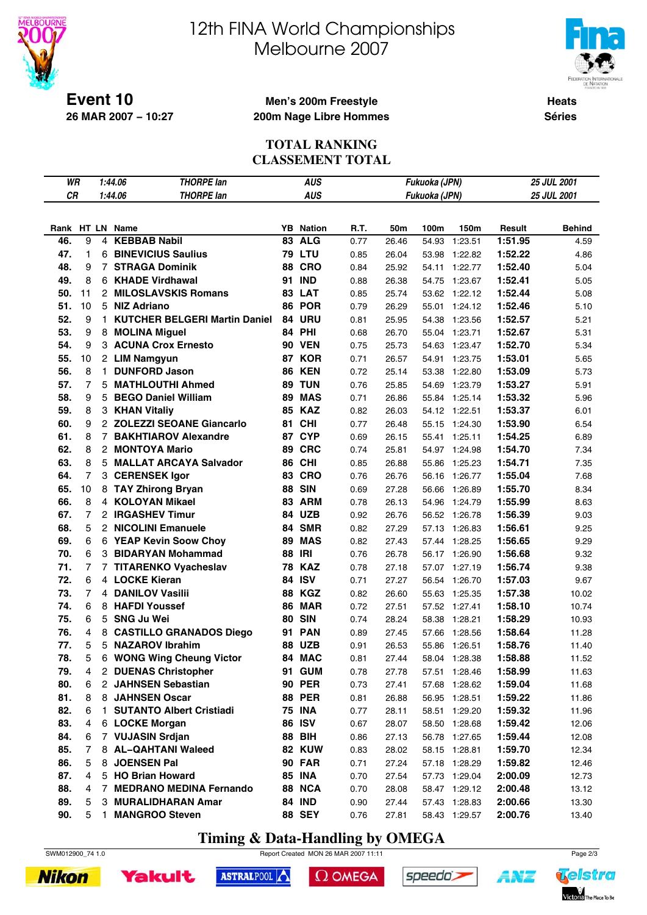# 12th FINA World Championships Melbourne 2007

**Event 10**
**26 MAR 2007 – 10:27**

**Men's 200m Freestyle**
**200m Nage Libre Hommes**

**Heats**
**Séries**

## TOTAL RANKING
## CLASSEMENT TOTAL

| | | | | | |
|---|---|---|---|---|---|
| WR | 1:44.06 | THORPE Ian | AUS | Fukuoka (JPN) | 25 JUL 2001 |
| CR | 1:44.06 | THORPE Ian | AUS | Fukuoka (JPN) | 25 JUL 2001 |

| Rank | HT | LN | Name | YB | Nation | R.T. | 50m | 100m | 150m | Result | Behind |
|---|---|---|---|---|---|---|---|---|---|---|---|
| 46. | 9 | 4 | KEBBAB Nabil | 83 | ALG | 0.77 | 26.46 | 54.93 | 1:23.51 | 1:51.95 | 4.59 |
| 47. | 1 | 6 | BINEVICIUS Saulius | 79 | LTU | 0.85 | 26.04 | 53.98 | 1:22.82 | 1:52.22 | 4.86 |
| 48. | 9 | 7 | STRAGA Dominik | 88 | CRO | 0.84 | 25.92 | 54.11 | 1:22.77 | 1:52.40 | 5.04 |
| 49. | 8 | 6 | KHADE Virdhawal | 91 | IND | 0.88 | 26.38 | 54.75 | 1:23.67 | 1:52.41 | 5.05 |
| 50. | 11 | 2 | MILOSLAVSKIS Romans | 83 | LAT | 0.85 | 25.74 | 53.62 | 1:22.12 | 1:52.44 | 5.08 |
| 51. | 10 | 5 | NIZ Adriano | 86 | POR | 0.79 | 26.29 | 55.01 | 1:24.12 | 1:52.46 | 5.10 |
| 52. | 9 | 1 | KUTCHER BELGERI Martin Daniel | 84 | URU | 0.81 | 25.95 | 54.38 | 1:23.56 | 1:52.57 | 5.21 |
| 53. | 9 | 8 | MOLINA Miguel | 84 | PHI | 0.68 | 26.70 | 55.04 | 1:23.71 | 1:52.67 | 5.31 |
| 54. | 9 | 3 | ACUNA Crox Ernesto | 90 | VEN | 0.75 | 25.73 | 54.63 | 1:23.47 | 1:52.70 | 5.34 |
| 55. | 10 | 2 | LIM Namgyun | 87 | KOR | 0.71 | 26.57 | 54.91 | 1:23.75 | 1:53.01 | 5.65 |
| 56. | 8 | 1 | DUNFORD Jason | 86 | KEN | 0.72 | 25.14 | 53.38 | 1:22.80 | 1:53.09 | 5.73 |
| 57. | 7 | 5 | MATHLOUTHI Ahmed | 89 | TUN | 0.76 | 25.85 | 54.69 | 1:23.79 | 1:53.27 | 5.91 |
| 58. | 9 | 5 | BEGO Daniel William | 89 | MAS | 0.71 | 26.86 | 55.84 | 1:25.14 | 1:53.32 | 5.96 |
| 59. | 8 | 3 | KHAN Vitaliy | 85 | KAZ | 0.82 | 26.03 | 54.12 | 1:22.51 | 1:53.37 | 6.01 |
| 60. | 9 | 2 | ZOLEZZI SEOANE Giancarlo | 81 | CHI | 0.77 | 26.48 | 55.15 | 1:24.30 | 1:53.90 | 6.54 |
| 61. | 8 | 7 | BAKHTIAROV Alexandre | 87 | CYP | 0.69 | 26.15 | 55.41 | 1:25.11 | 1:54.25 | 6.89 |
| 62. | 8 | 2 | MONTOYA Mario | 89 | CRC | 0.74 | 25.81 | 54.97 | 1:24.98 | 1:54.70 | 7.34 |
| 63. | 8 | 5 | MALLAT ARCAYA Salvador | 86 | CHI | 0.85 | 26.88 | 55.86 | 1:25.23 | 1:54.71 | 7.35 |
| 64. | 7 | 3 | CERENSEK Igor | 83 | CRO | 0.76 | 26.76 | 56.16 | 1:26.77 | 1:55.04 | 7.68 |
| 65. | 10 | 8 | TAY Zhirong Bryan | 88 | SIN | 0.69 | 27.28 | 56.66 | 1:26.89 | 1:55.70 | 8.34 |
| 66. | 8 | 4 | KOLOYAN Mikael | 83 | ARM | 0.78 | 26.13 | 54.96 | 1:24.79 | 1:55.99 | 8.63 |
| 67. | 7 | 2 | IRGASHEV Timur | 84 | UZB | 0.92 | 26.76 | 56.52 | 1:26.78 | 1:56.39 | 9.03 |
| 68. | 5 | 2 | NICOLINI Emanuele | 84 | SMR | 0.82 | 27.29 | 57.13 | 1:26.83 | 1:56.61 | 9.25 |
| 69. | 6 | 6 | YEAP Kevin Soow Choy | 89 | MAS | 0.82 | 27.43 | 57.44 | 1:28.25 | 1:56.65 | 9.29 |
| 70. | 6 | 3 | BIDARYAN Mohammad | 88 | IRI | 0.76 | 26.78 | 56.17 | 1:26.90 | 1:56.68 | 9.32 |
| 71. | 7 | 7 | TITARENKO Vyacheslav | 78 | KAZ | 0.78 | 27.18 | 57.07 | 1:27.19 | 1:56.74 | 9.38 |
| 72. | 6 | 4 | LOCKE Kieran | 84 | ISV | 0.71 | 27.27 | 56.54 | 1:26.70 | 1:57.03 | 9.67 |
| 73. | 7 | 4 | DANILOV Vasilii | 88 | KGZ | 0.82 | 26.60 | 55.63 | 1:25.35 | 1:57.38 | 10.02 |
| 74. | 6 | 8 | HAFDI Youssef | 86 | MAR | 0.72 | 27.51 | 57.52 | 1:27.41 | 1:58.10 | 10.74 |
| 75. | 6 | 5 | SNG Ju Wei | 80 | SIN | 0.74 | 28.24 | 58.38 | 1:28.21 | 1:58.29 | 10.93 |
| 76. | 4 | 8 | CASTILLO GRANADOS Diego | 91 | PAN | 0.89 | 27.45 | 57.66 | 1:28.56 | 1:58.64 | 11.28 |
| 77. | 5 | 5 | NAZAROV Ibrahim | 88 | UZB | 0.91 | 26.53 | 55.86 | 1:26.51 | 1:58.76 | 11.40 |
| 78. | 5 | 6 | WONG Wing Cheung Victor | 84 | MAC | 0.81 | 27.44 | 58.04 | 1:28.38 | 1:58.88 | 11.52 |
| 79. | 4 | 2 | DUENAS Christopher | 91 | GUM | 0.78 | 27.78 | 57.51 | 1:28.46 | 1:58.99 | 11.63 |
| 80. | 6 | 2 | JAHNSEN Sebastian | 90 | PER | 0.73 | 27.41 | 57.68 | 1:28.62 | 1:59.04 | 11.68 |
| 81. | 8 | 8 | JAHNSEN Oscar | 88 | PER | 0.81 | 26.88 | 56.95 | 1:28.51 | 1:59.22 | 11.86 |
| 82. | 6 | 1 | SUTANTO Albert Cristiadi | 75 | INA | 0.77 | 28.11 | 58.51 | 1:29.20 | 1:59.32 | 11.96 |
| 83. | 4 | 6 | LOCKE Morgan | 86 | ISV | 0.67 | 28.07 | 58.50 | 1:28.68 | 1:59.42 | 12.06 |
| 84. | 6 | 7 | VUJASIN Srdjan | 88 | BIH | 0.86 | 27.13 | 56.78 | 1:27.65 | 1:59.44 | 12.08 |
| 85. | 7 | 8 | AL–QAHTANI Waleed | 82 | KUW | 0.83 | 28.02 | 58.15 | 1:28.81 | 1:59.70 | 12.34 |
| 86. | 5 | 8 | JOENSEN Pal | 90 | FAR | 0.71 | 27.24 | 57.18 | 1:28.29 | 1:59.82 | 12.46 |
| 87. | 4 | 5 | HO Brian Howard | 85 | INA | 0.70 | 27.54 | 57.73 | 1:29.04 | 2:00.09 | 12.73 |
| 88. | 4 | 7 | MEDRANO MEDINA Fernando | 88 | NCA | 0.70 | 28.08 | 58.47 | 1:29.12 | 2:00.48 | 13.12 |
| 89. | 5 | 3 | MURALIDHARAN Amar | 84 | IND | 0.90 | 27.44 | 57.43 | 1:28.83 | 2:00.66 | 13.30 |
| 90. | 5 | 1 | MANGROO Steven | 88 | SEY | 0.76 | 27.81 | 58.43 | 1:29.57 | 2:00.76 | 13.40 |

**Timing & Data-Handling by OMEGA**

SWM012900_74 1.0 Report Created MON 26 MAR 2007 11:11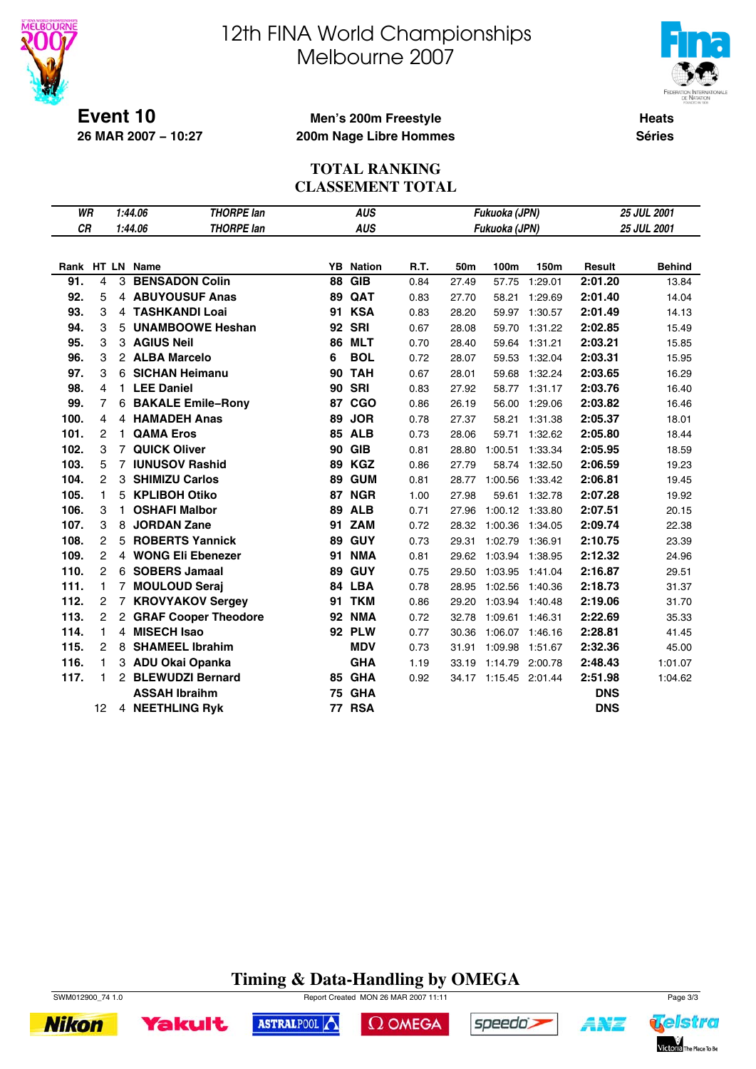# 12th FINA World Championships
# Melbourne 2007

**Event 10**
**26 MAR 2007 – 10:27**

**Men's 200m Freestyle**
**200m Nage Libre Hommes**

**Heats**
**Séries**

## TOTAL RANKING
## CLASSEMENT TOTAL

| | | | | | |
|---|---|---|---|---|---|
| WR | 1:44.06 | THORPE Ian | AUS | Fukuoka (JPN) | 25 JUL 2001 |
| CR | 1:44.06 | THORPE Ian | AUS | Fukuoka (JPN) | 25 JUL 2001 |

| Rank | HT | LN | Name | YB | Nation | R.T. | 50m | 100m | 150m | Result | Behind |
|---|---|---|---|---|---|---|---|---|---|---|---|
| 91. | 4 | 3 | BENSADON Colin | 88 | GIB | 0.84 | 27.49 | 57.75 | 1:29.01 | 2:01.20 | 13.84 |
| 92. | 5 | 4 | ABUYOUSUF Anas | 89 | QAT | 0.83 | 27.70 | 58.21 | 1:29.69 | 2:01.40 | 14.04 |
| 93. | 3 | 4 | TASHKANDI Loai | 91 | KSA | 0.83 | 28.20 | 59.97 | 1:30.57 | 2:01.49 | 14.13 |
| 94. | 3 | 5 | UNAMBOOWE Heshan | 92 | SRI | 0.67 | 28.08 | 59.70 | 1:31.22 | 2:02.85 | 15.49 |
| 95. | 3 | 3 | AGIUS Neil | 86 | MLT | 0.70 | 28.40 | 59.64 | 1:31.21 | 2:03.21 | 15.85 |
| 96. | 3 | 2 | ALBA Marcelo | 6 | BOL | 0.72 | 28.07 | 59.53 | 1:32.04 | 2:03.31 | 15.95 |
| 97. | 3 | 6 | SICHAN Heimanu | 90 | TAH | 0.67 | 28.01 | 59.68 | 1:32.24 | 2:03.65 | 16.29 |
| 98. | 4 | 1 | LEE Daniel | 90 | SRI | 0.83 | 27.92 | 58.77 | 1:31.17 | 2:03.76 | 16.40 |
| 99. | 7 | 6 | BAKALE Emile–Rony | 87 | CGO | 0.86 | 26.19 | 56.00 | 1:29.06 | 2:03.82 | 16.46 |
| 100. | 4 | 4 | HAMADEH Anas | 89 | JOR | 0.78 | 27.37 | 58.21 | 1:31.38 | 2:05.37 | 18.01 |
| 101. | 2 | 1 | QAMA Eros | 85 | ALB | 0.73 | 28.06 | 59.71 | 1:32.62 | 2:05.80 | 18.44 |
| 102. | 3 | 7 | QUICK Oliver | 90 | GIB | 0.81 | 28.80 | 1:00.51 | 1:33.34 | 2:05.95 | 18.59 |
| 103. | 5 | 7 | IUNUSOV Rashid | 89 | KGZ | 0.86 | 27.79 | 58.74 | 1:32.50 | 2:06.59 | 19.23 |
| 104. | 2 | 3 | SHIMIZU Carlos | 89 | GUM | 0.81 | 28.77 | 1:00.56 | 1:33.42 | 2:06.81 | 19.45 |
| 105. | 1 | 5 | KPLIBOH Otiko | 87 | NGR | 1.00 | 27.98 | 59.61 | 1:32.78 | 2:07.28 | 19.92 |
| 106. | 3 | 1 | OSHAFI Malbor | 89 | ALB | 0.71 | 27.96 | 1:00.12 | 1:33.80 | 2:07.51 | 20.15 |
| 107. | 3 | 8 | JORDAN Zane | 91 | ZAM | 0.72 | 28.32 | 1:00.36 | 1:34.05 | 2:09.74 | 22.38 |
| 108. | 2 | 5 | ROBERTS Yannick | 89 | GUY | 0.73 | 29.31 | 1:02.79 | 1:36.91 | 2:10.75 | 23.39 |
| 109. | 2 | 4 | WONG Eli Ebenezer | 91 | NMA | 0.81 | 29.62 | 1:03.94 | 1:38.95 | 2:12.32 | 24.96 |
| 110. | 2 | 6 | SOBERS Jamaal | 89 | GUY | 0.75 | 29.50 | 1:03.95 | 1:41.04 | 2:16.87 | 29.51 |
| 111. | 1 | 7 | MOULOUD Seraj | 84 | LBA | 0.78 | 28.95 | 1:02.56 | 1:40.36 | 2:18.73 | 31.37 |
| 112. | 2 | 7 | KROVYAKOV Sergey | 91 | TKM | 0.86 | 29.20 | 1:03.94 | 1:40.48 | 2:19.06 | 31.70 |
| 113. | 2 | 2 | GRAF Cooper Theodore | 92 | NMA | 0.72 | 32.78 | 1:09.61 | 1:46.31 | 2:22.69 | 35.33 |
| 114. | 1 | 4 | MISECH Isao | 92 | PLW | 0.77 | 30.36 | 1:06.07 | 1:46.16 | 2:28.81 | 41.45 |
| 115. | 2 | 8 | SHAMEEL Ibrahim | | MDV | 0.73 | 31.91 | 1:09.98 | 1:51.67 | 2:32.36 | 45.00 |
| 116. | 1 | 3 | ADU Okai Opanka | | GHA | 1.19 | 33.19 | 1:14.79 | 2:00.78 | 2:48.43 | 1:01.07 |
| 117. | 1 | 2 | BLEWUDZI Bernard | 85 | GHA | 0.92 | 34.17 | 1:15.45 | 2:01.44 | 2:51.98 | 1:04.62 |
| | | | ASSAH Ibraihm | 75 | GHA | | | | | DNS | |
| | 12 | 4 | NEETHLING Ryk | 77 | RSA | | | | | DNS | |

**Timing & Data-Handling by OMEGA**

SWM012900_74 1.0 — Report Created MON 26 MAR 2007 11:11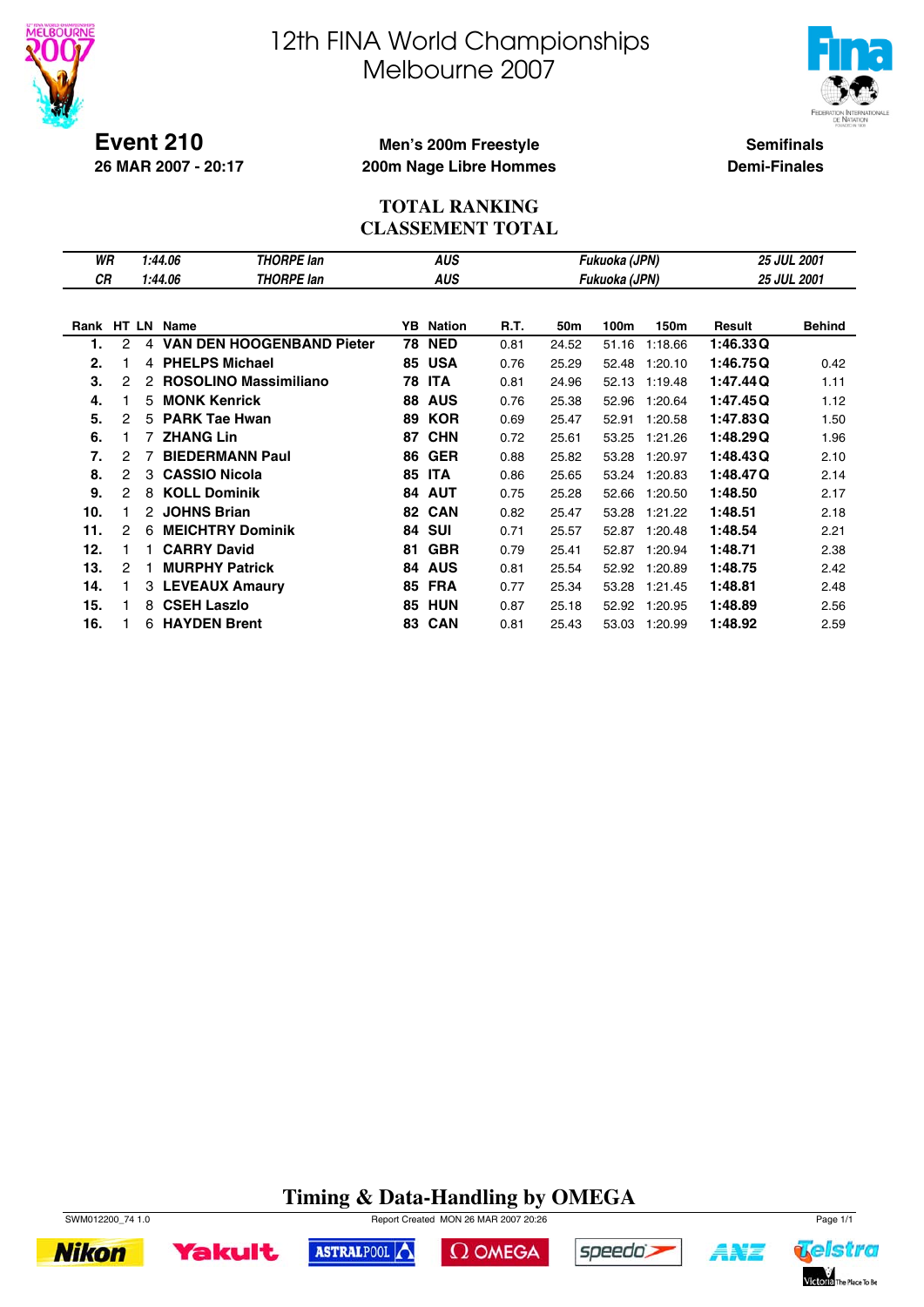# 12th FINA World Championships
# Melbourne 2007

**Event 210**
**26 MAR 2007 - 20:17**

**Men's 200m Freestyle**
**200m Nage Libre Hommes**

**Semifinals**
**Demi-Finales**

## TOTAL RANKING
## CLASSEMENT TOTAL

| | | | | | |
|---|---|---|---|---|---|
| *WR* | *1:44.06* | *THORPE Ian* | *AUS* | *Fukuoka (JPN)* | *25 JUL 2001* |
| *CR* | *1:44.06* | *THORPE Ian* | *AUS* | *Fukuoka (JPN)* | *25 JUL 2001* |

| Rank | HT | LN | Name | YB | Nation | R.T. | 50m | 100m | 150m | Result | Behind |
|---|---|---|---|---|---|---|---|---|---|---|---|
| 1. | 2 | 4 | **VAN DEN HOOGENBAND Pieter** | 78 | **NED** | 0.81 | 24.52 | 51.16 | 1:18.66 | **1:46.33 Q** | |
| 2. | 1 | 4 | **PHELPS Michael** | 85 | **USA** | 0.76 | 25.29 | 52.48 | 1:20.10 | **1:46.75 Q** | 0.42 |
| 3. | 2 | 2 | **ROSOLINO Massimiliano** | 78 | **ITA** | 0.81 | 24.96 | 52.13 | 1:19.48 | **1:47.44 Q** | 1.11 |
| 4. | 1 | 5 | **MONK Kenrick** | 88 | **AUS** | 0.76 | 25.38 | 52.96 | 1:20.64 | **1:47.45 Q** | 1.12 |
| 5. | 2 | 5 | **PARK Tae Hwan** | 89 | **KOR** | 0.69 | 25.47 | 52.91 | 1:20.58 | **1:47.83 Q** | 1.50 |
| 6. | 1 | 7 | **ZHANG Lin** | 87 | **CHN** | 0.72 | 25.61 | 53.25 | 1:21.26 | **1:48.29 Q** | 1.96 |
| 7. | 2 | 7 | **BIEDERMANN Paul** | 86 | **GER** | 0.88 | 25.82 | 53.28 | 1:20.97 | **1:48.43 Q** | 2.10 |
| 8. | 2 | 3 | **CASSIO Nicola** | 85 | **ITA** | 0.86 | 25.65 | 53.24 | 1:20.83 | **1:48.47 Q** | 2.14 |
| 9. | 2 | 8 | **KOLL Dominik** | 84 | **AUT** | 0.75 | 25.28 | 52.66 | 1:20.50 | **1:48.50** | 2.17 |
| 10. | 1 | 2 | **JOHNS Brian** | 82 | **CAN** | 0.82 | 25.47 | 53.28 | 1:21.22 | **1:48.51** | 2.18 |
| 11. | 2 | 6 | **MEICHTRY Dominik** | 84 | **SUI** | 0.71 | 25.57 | 52.87 | 1:20.48 | **1:48.54** | 2.21 |
| 12. | 1 | 1 | **CARRY David** | 81 | **GBR** | 0.79 | 25.41 | 52.87 | 1:20.94 | **1:48.71** | 2.38 |
| 13. | 2 | 1 | **MURPHY Patrick** | 84 | **AUS** | 0.81 | 25.54 | 52.92 | 1:20.89 | **1:48.75** | 2.42 |
| 14. | 1 | 3 | **LEVEAUX Amaury** | 85 | **FRA** | 0.77 | 25.34 | 53.28 | 1:21.45 | **1:48.81** | 2.48 |
| 15. | 1 | 8 | **CSEH Laszlo** | 85 | **HUN** | 0.87 | 25.18 | 52.92 | 1:20.95 | **1:48.89** | 2.56 |
| 16. | 1 | 6 | **HAYDEN Brent** | 83 | **CAN** | 0.81 | 25.43 | 53.03 | 1:20.99 | **1:48.92** | 2.59 |

**Timing & Data-Handling by OMEGA**

SWM012200_74 1.0 Report Created MON 26 MAR 2007 20:26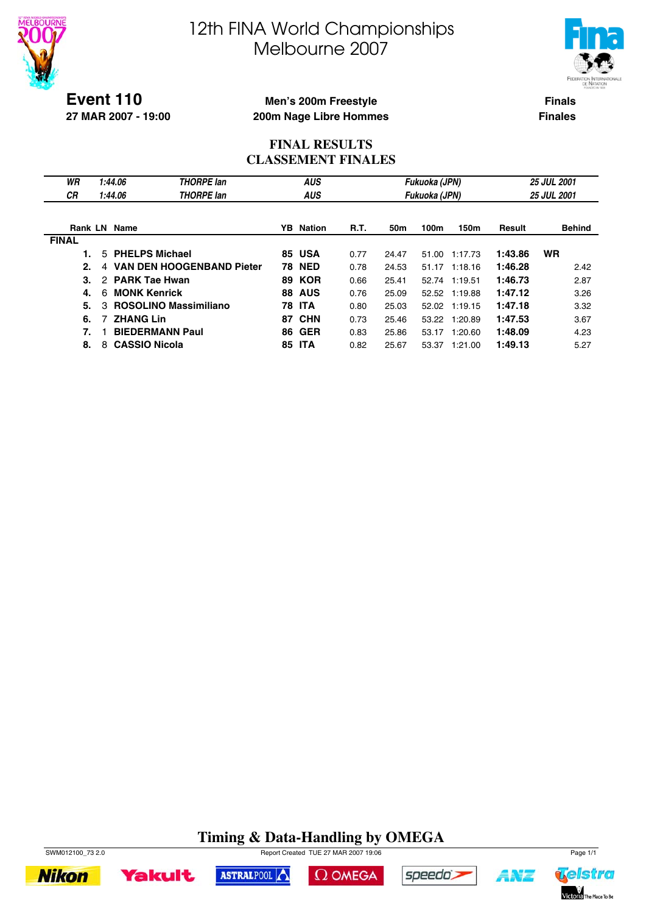# 12th FINA World Championships
# Melbourne 2007

**Event 110**
**27 MAR 2007 - 19:00**

**Men's 200m Freestyle**
**200m Nage Libre Hommes**

**Finals**
**Finales**

## FINAL RESULTS
## CLASSEMENT FINALES

| | | | | | |
|---|---|---|---|---|---|
| *WR* | *1:44.06* | *THORPE Ian* | *AUS* | *Fukuoka (JPN)* | *25 JUL 2001* |
| *CR* | *1:44.06* | *THORPE Ian* | *AUS* | *Fukuoka (JPN)* | *25 JUL 2001* |

| Rank | LN | Name | YB | Nation | R.T. | 50m | 100m | 150m | Result | | Behind |
|---|---|---|---|---|---|---|---|---|---|---|---|
| **FINAL** | | | | | | | | | | | |
| **1.** | 5 | **PHELPS Michael** | **85** | **USA** | 0.77 | 24.47 | 51.00 | 1:17.73 | **1:43.86** | **WR** | |
| **2.** | 4 | **VAN DEN HOOGENBAND Pieter** | **78** | **NED** | 0.78 | 24.53 | 51.17 | 1:18.16 | **1:46.28** | | 2.42 |
| **3.** | 2 | **PARK Tae Hwan** | **89** | **KOR** | 0.66 | 25.41 | 52.74 | 1:19.51 | **1:46.73** | | 2.87 |
| **4.** | 6 | **MONK Kenrick** | **88** | **AUS** | 0.76 | 25.09 | 52.52 | 1:19.88 | **1:47.12** | | 3.26 |
| **5.** | 3 | **ROSOLINO Massimiliano** | **78** | **ITA** | 0.80 | 25.03 | 52.02 | 1:19.15 | **1:47.18** | | 3.32 |
| **6.** | 7 | **ZHANG Lin** | **87** | **CHN** | 0.73 | 25.46 | 53.22 | 1:20.89 | **1:47.53** | | 3.67 |
| **7.** | 1 | **BIEDERMANN Paul** | **86** | **GER** | 0.83 | 25.86 | 53.17 | 1:20.60 | **1:48.09** | | 4.23 |
| **8.** | 8 | **CASSIO Nicola** | **85** | **ITA** | 0.82 | 25.67 | 53.37 | 1:21.00 | **1:49.13** | | 5.27 |

**Timing & Data-Handling by OMEGA**

SWM012100_73 2.0 Report Created TUE 27 MAR 2007 19:06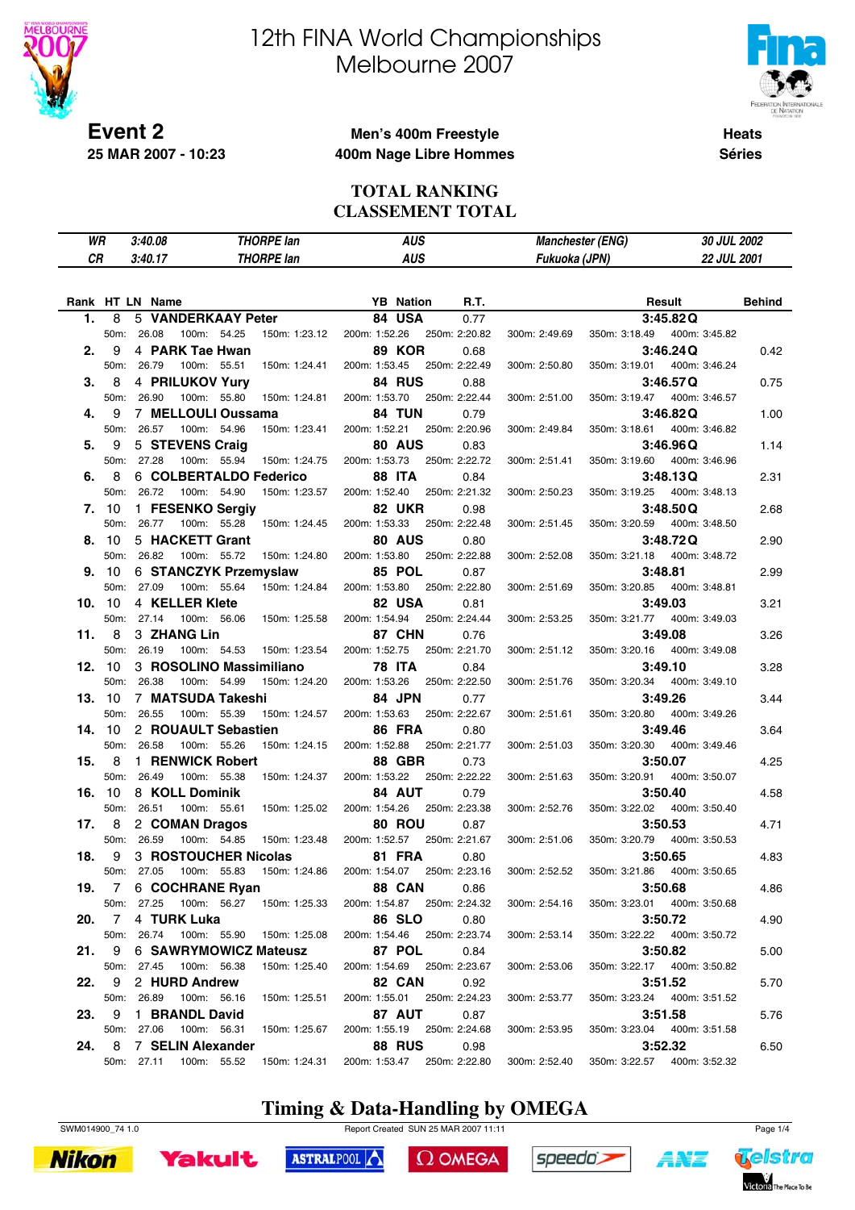# 12th FINA World Championships
# Melbourne 2007

**Event 2**
**25 MAR 2007 - 10:23**

**Men's 400m Freestyle**
**400m Nage Libre Hommes**

**Heats**
**Séries**

## TOTAL RANKING
## CLASSEMENT TOTAL

| | | | | | |
|---|---|---|---|---|---|
| WR | 3:40.08 | THORPE Ian | AUS | Manchester (ENG) | 30 JUL 2002 |
| CR | 3:40.17 | THORPE Ian | AUS | Fukuoka (JPN) | 22 JUL 2001 |

| Rank | HT | LN | Name | YB | Nation | R.T. | Result | Behind |
|---|---|---|---|---|---|---|---|---|
| 1. | 8 | 5 | VANDERKAAY Peter | 84 | USA | 0.77 | 3:45.82 Q | |
| | | | 50m: 26.08 · 100m: 54.25 · 150m: 1:23.12 · 200m: 1:52.26 · 250m: 2:20.82 · 300m: 2:49.69 · 350m: 3:18.49 · 400m: 3:45.82 | | | | | |
| 2. | 9 | 4 | PARK Tae Hwan | 89 | KOR | 0.68 | 3:46.24 Q | 0.42 |
| | | | 50m: 26.79 · 100m: 55.51 · 150m: 1:24.41 · 200m: 1:53.45 · 250m: 2:22.49 · 300m: 2:50.80 · 350m: 3:19.01 · 400m: 3:46.24 | | | | | |
| 3. | 8 | 4 | PRILUKOV Yury | 84 | RUS | 0.88 | 3:46.57 Q | 0.75 |
| | | | 50m: 26.90 · 100m: 55.80 · 150m: 1:24.81 · 200m: 1:53.70 · 250m: 2:22.44 · 300m: 2:51.00 · 350m: 3:19.47 · 400m: 3:46.57 | | | | | |
| 4. | 9 | 7 | MELLOULI Oussama | 84 | TUN | 0.79 | 3:46.82 Q | 1.00 |
| | | | 50m: 26.57 · 100m: 54.96 · 150m: 1:23.41 · 200m: 1:52.21 · 250m: 2:20.96 · 300m: 2:49.84 · 350m: 3:18.61 · 400m: 3:46.82 | | | | | |
| 5. | 9 | 5 | STEVENS Craig | 80 | AUS | 0.83 | 3:46.96 Q | 1.14 |
| | | | 50m: 27.28 · 100m: 55.94 · 150m: 1:24.75 · 200m: 1:53.73 · 250m: 2:22.72 · 300m: 2:51.41 · 350m: 3:19.60 · 400m: 3:46.96 | | | | | |
| 6. | 8 | 6 | COLBERTALDO Federico | 88 | ITA | 0.84 | 3:48.13 Q | 2.31 |
| | | | 50m: 26.72 · 100m: 54.90 · 150m: 1:23.57 · 200m: 1:52.40 · 250m: 2:21.32 · 300m: 2:50.23 · 350m: 3:19.25 · 400m: 3:48.13 | | | | | |
| 7. | 10 | 1 | FESENKO Sergiy | 82 | UKR | 0.98 | 3:48.50 Q | 2.68 |
| | | | 50m: 26.77 · 100m: 55.28 · 150m: 1:24.45 · 200m: 1:53.33 · 250m: 2:22.48 · 300m: 2:51.45 · 350m: 3:20.59 · 400m: 3:48.50 | | | | | |
| 8. | 10 | 5 | HACKETT Grant | 80 | AUS | 0.80 | 3:48.72 Q | 2.90 |
| | | | 50m: 26.82 · 100m: 55.72 · 150m: 1:24.80 · 200m: 1:53.80 · 250m: 2:22.88 · 300m: 2:52.08 · 350m: 3:21.18 · 400m: 3:48.72 | | | | | |
| 9. | 10 | 6 | STANCZYK Przemyslaw | 85 | POL | 0.87 | 3:48.81 | 2.99 |
| | | | 50m: 27.09 · 100m: 55.64 · 150m: 1:24.84 · 200m: 1:53.80 · 250m: 2:22.80 · 300m: 2:51.69 · 350m: 3:20.85 · 400m: 3:48.81 | | | | | |
| 10. | 10 | 4 | KELLER Klete | 82 | USA | 0.81 | 3:49.03 | 3.21 |
| | | | 50m: 27.14 · 100m: 56.06 · 150m: 1:25.58 · 200m: 1:54.94 · 250m: 2:24.44 · 300m: 2:53.25 · 350m: 3:21.77 · 400m: 3:49.03 | | | | | |
| 11. | 8 | 3 | ZHANG Lin | 87 | CHN | 0.76 | 3:49.08 | 3.26 |
| | | | 50m: 26.19 · 100m: 54.53 · 150m: 1:23.54 · 200m: 1:52.75 · 250m: 2:21.70 · 300m: 2:51.12 · 350m: 3:20.16 · 400m: 3:49.08 | | | | | |
| 12. | 10 | 3 | ROSOLINO Massimiliano | 78 | ITA | 0.84 | 3:49.10 | 3.28 |
| | | | 50m: 26.38 · 100m: 54.99 · 150m: 1:24.20 · 200m: 1:53.26 · 250m: 2:22.50 · 300m: 2:51.76 · 350m: 3:20.34 · 400m: 3:49.10 | | | | | |
| 13. | 10 | 7 | MATSUDA Takeshi | 84 | JPN | 0.77 | 3:49.26 | 3.44 |
| | | | 50m: 26.55 · 100m: 55.39 · 150m: 1:24.57 · 200m: 1:53.63 · 250m: 2:22.67 · 300m: 2:51.61 · 350m: 3:20.80 · 400m: 3:49.26 | | | | | |
| 14. | 10 | 2 | ROUAULT Sebastien | 86 | FRA | 0.80 | 3:49.46 | 3.64 |
| | | | 50m: 26.58 · 100m: 55.26 · 150m: 1:24.15 · 200m: 1:52.88 · 250m: 2:21.77 · 300m: 2:51.03 · 350m: 3:20.30 · 400m: 3:49.46 | | | | | |
| 15. | 8 | 1 | RENWICK Robert | 88 | GBR | 0.73 | 3:50.07 | 4.25 |
| | | | 50m: 26.49 · 100m: 55.38 · 150m: 1:24.37 · 200m: 1:53.22 · 250m: 2:22.22 · 300m: 2:51.63 · 350m: 3:20.91 · 400m: 3:50.07 | | | | | |
| 16. | 10 | 8 | KOLL Dominik | 84 | AUT | 0.79 | 3:50.40 | 4.58 |
| | | | 50m: 26.51 · 100m: 55.61 · 150m: 1:25.02 · 200m: 1:54.26 · 250m: 2:23.38 · 300m: 2:52.76 · 350m: 3:22.02 · 400m: 3:50.40 | | | | | |
| 17. | 8 | 2 | COMAN Dragos | 80 | ROU | 0.87 | 3:50.53 | 4.71 |
| | | | 50m: 26.59 · 100m: 54.85 · 150m: 1:23.48 · 200m: 1:52.57 · 250m: 2:21.67 · 300m: 2:51.06 · 350m: 3:20.79 · 400m: 3:50.53 | | | | | |
| 18. | 9 | 3 | ROSTOUCHER Nicolas | 81 | FRA | 0.80 | 3:50.65 | 4.83 |
| | | | 50m: 27.05 · 100m: 55.83 · 150m: 1:24.86 · 200m: 1:54.07 · 250m: 2:23.16 · 300m: 2:52.52 · 350m: 3:21.86 · 400m: 3:50.65 | | | | | |
| 19. | 7 | 6 | COCHRANE Ryan | 88 | CAN | 0.86 | 3:50.68 | 4.86 |
| | | | 50m: 27.25 · 100m: 56.27 · 150m: 1:25.33 · 200m: 1:54.87 · 250m: 2:24.32 · 300m: 2:54.16 · 350m: 3:23.01 · 400m: 3:50.68 | | | | | |
| 20. | 7 | 4 | TURK Luka | 86 | SLO | 0.80 | 3:50.72 | 4.90 |
| | | | 50m: 26.74 · 100m: 55.90 · 150m: 1:25.08 · 200m: 1:54.46 · 250m: 2:23.74 · 300m: 2:53.14 · 350m: 3:22.22 · 400m: 3:50.72 | | | | | |
| 21. | 9 | 6 | SAWRYMOWICZ Mateusz | 87 | POL | 0.84 | 3:50.82 | 5.00 |
| | | | 50m: 27.45 · 100m: 56.38 · 150m: 1:25.40 · 200m: 1:54.69 · 250m: 2:23.67 · 300m: 2:53.06 · 350m: 3:22.17 · 400m: 3:50.82 | | | | | |
| 22. | 9 | 2 | HURD Andrew | 82 | CAN | 0.92 | 3:51.52 | 5.70 |
| | | | 50m: 26.89 · 100m: 56.16 · 150m: 1:25.51 · 200m: 1:55.01 · 250m: 2:24.23 · 300m: 2:53.77 · 350m: 3:23.24 · 400m: 3:51.52 | | | | | |
| 23. | 9 | 1 | BRANDL David | 87 | AUT | 0.87 | 3:51.58 | 5.76 |
| | | | 50m: 27.06 · 100m: 56.31 · 150m: 1:25.67 · 200m: 1:55.19 · 250m: 2:24.68 · 300m: 2:53.95 · 350m: 3:23.04 · 400m: 3:51.58 | | | | | |
| 24. | 8 | 7 | SELIN Alexander | 88 | RUS | 0.98 | 3:52.32 | 6.50 |
| | | | 50m: 27.11 · 100m: 55.52 · 150m: 1:24.31 · 200m: 1:53.47 · 250m: 2:22.80 · 300m: 2:52.40 · 350m: 3:22.57 · 400m: 3:52.32 | | | | | |

**Timing & Data-Handling by OMEGA**

SWM014900_74 1.0 — Report Created SUN 25 MAR 2007 11:11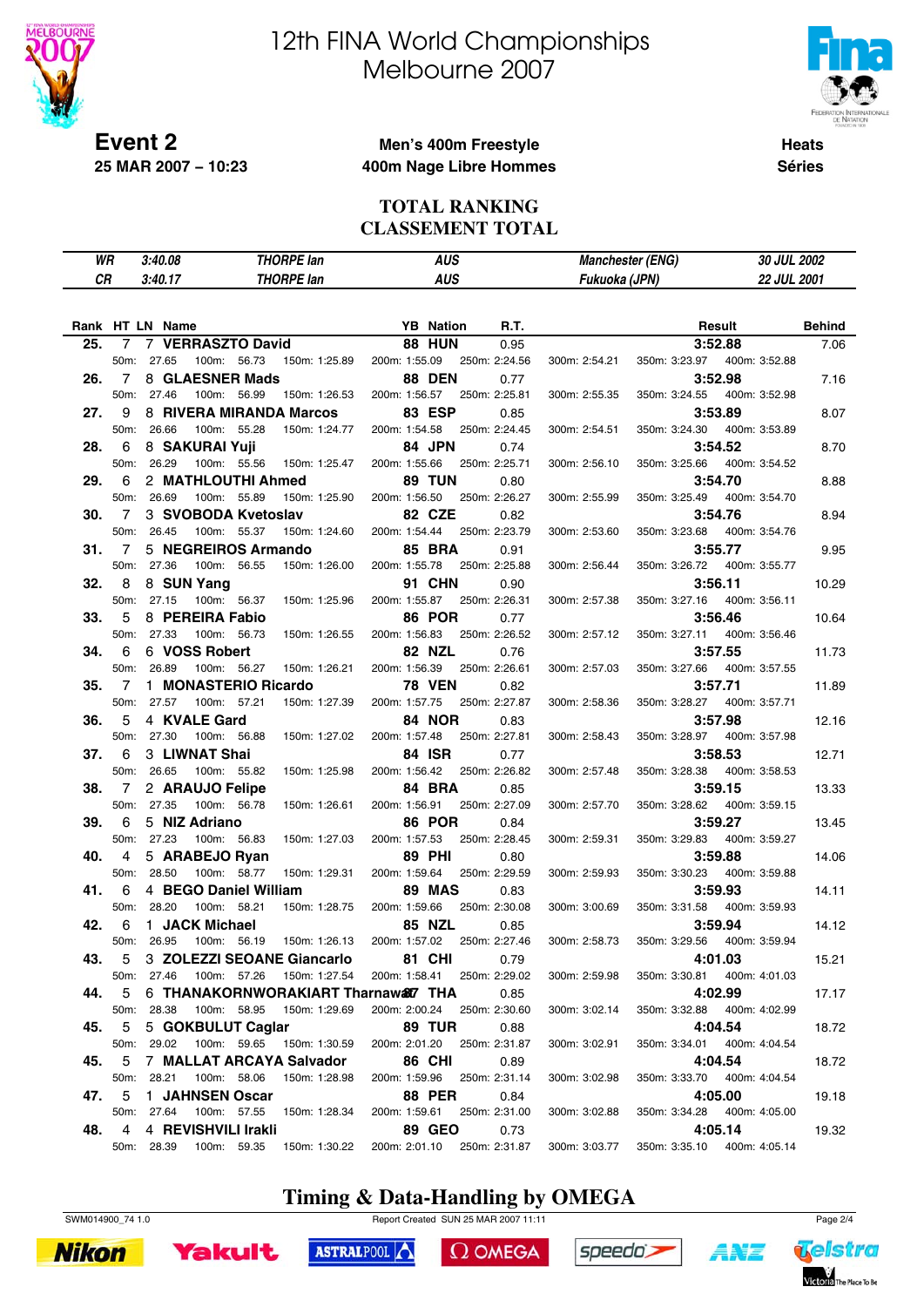# 12th FINA World Championships
# Melbourne 2007

**Event 2**
**25 MAR 2007 – 10:23**

**Men's 400m Freestyle**
**400m Nage Libre Hommes**

**Heats**
**Séries**

## TOTAL RANKING
## CLASSEMENT TOTAL

| | | | | | |
|---|---|---|---|---|---|
| WR | 3:40.08 | THORPE Ian | AUS | Manchester (ENG) | 30 JUL 2002 |
| CR | 3:40.17 | THORPE Ian | AUS | Fukuoka (JPN) | 22 JUL 2001 |

| Rank | HT | LN | Name | YB | Nation | R.T. | 50m | 100m | 150m | 200m | 250m | 300m | 350m | 400m | Result | Behind |
|---|---|---|---|---|---|---|---|---|---|---|---|---|---|---|---|---|
| 25. | 7 | 7 | VERRASZTO David | 88 | HUN | 0.95 | 27.65 | 56.73 | 1:25.89 | 1:55.09 | 2:24.56 | 2:54.21 | 3:23.97 | 3:52.88 | 3:52.88 | 7.06 |
| 26. | 7 | 8 | GLAESNER Mads | 88 | DEN | 0.77 | 27.46 | 56.99 | 1:26.53 | 1:56.57 | 2:25.81 | 2:55.35 | 3:24.55 | 3:52.98 | 3:52.98 | 7.16 |
| 27. | 9 | 8 | RIVERA MIRANDA Marcos | 83 | ESP | 0.85 | 26.66 | 55.28 | 1:24.77 | 1:54.58 | 2:24.45 | 2:54.51 | 3:24.30 | 3:53.89 | 3:53.89 | 8.07 |
| 28. | 6 | 8 | SAKURAI Yuji | 84 | JPN | 0.74 | 26.29 | 55.56 | 1:25.47 | 1:55.66 | 2:25.71 | 2:56.10 | 3:25.66 | 3:54.52 | 3:54.52 | 8.70 |
| 29. | 6 | 2 | MATHLOUTHI Ahmed | 89 | TUN | 0.80 | 26.69 | 55.89 | 1:25.90 | 1:56.50 | 2:26.27 | 2:55.99 | 3:25.49 | 3:54.70 | 3:54.70 | 8.88 |
| 30. | 7 | 3 | SVOBODA Kvetoslav | 82 | CZE | 0.82 | 26.45 | 55.37 | 1:24.60 | 1:54.44 | 2:23.79 | 2:53.60 | 3:23.68 | 3:54.76 | 3:54.76 | 8.94 |
| 31. | 7 | 5 | NEGREIROS Armando | 85 | BRA | 0.91 | 27.36 | 56.55 | 1:26.00 | 1:55.78 | 2:25.88 | 2:56.44 | 3:26.72 | 3:55.77 | 3:55.77 | 9.95 |
| 32. | 8 | 8 | SUN Yang | 91 | CHN | 0.90 | 27.15 | 56.37 | 1:25.96 | 1:55.87 | 2:26.31 | 2:57.38 | 3:27.16 | 3:56.11 | 3:56.11 | 10.29 |
| 33. | 5 | 8 | PEREIRA Fabio | 86 | POR | 0.77 | 27.33 | 56.73 | 1:26.55 | 1:56.83 | 2:26.52 | 2:57.12 | 3:27.11 | 3:56.46 | 3:56.46 | 10.64 |
| 34. | 6 | 6 | VOSS Robert | 82 | NZL | 0.76 | 26.89 | 56.27 | 1:26.21 | 1:56.39 | 2:26.61 | 2:57.03 | 3:27.66 | 3:57.55 | 3:57.55 | 11.73 |
| 35. | 7 | 1 | MONASTERIO Ricardo | 78 | VEN | 0.82 | 27.57 | 57.21 | 1:27.39 | 1:57.75 | 2:27.87 | 2:58.36 | 3:28.27 | 3:57.71 | 3:57.71 | 11.89 |
| 36. | 5 | 4 | KVALE Gard | 84 | NOR | 0.83 | 27.30 | 56.88 | 1:27.02 | 1:57.48 | 2:27.81 | 2:58.43 | 3:28.97 | 3:57.98 | 3:57.98 | 12.16 |
| 37. | 6 | 3 | LIWNAT Shai | 84 | ISR | 0.77 | 26.65 | 55.82 | 1:25.98 | 1:56.42 | 2:26.82 | 2:57.48 | 3:28.38 | 3:58.53 | 3:58.53 | 12.71 |
| 38. | 7 | 2 | ARAUJO Felipe | 84 | BRA | 0.85 | 27.35 | 56.78 | 1:26.61 | 1:56.91 | 2:27.09 | 2:57.70 | 3:28.62 | 3:59.15 | 3:59.15 | 13.33 |
| 39. | 6 | 5 | NIZ Adriano | 86 | POR | 0.84 | 27.23 | 56.83 | 1:27.03 | 1:57.53 | 2:28.45 | 2:59.31 | 3:29.83 | 3:59.27 | 3:59.27 | 13.45 |
| 40. | 4 | 5 | ARABEJO Ryan | 89 | PHI | 0.80 | 28.50 | 58.77 | 1:29.31 | 1:59.64 | 2:29.59 | 2:59.93 | 3:30.23 | 3:59.88 | 3:59.88 | 14.06 |
| 41. | 6 | 4 | BEGO Daniel William | 89 | MAS | 0.83 | 28.20 | 58.21 | 1:28.75 | 1:59.66 | 2:30.08 | 3:00.69 | 3:31.58 | 3:59.93 | 3:59.93 | 14.11 |
| 42. | 6 | 1 | JACK Michael | 85 | NZL | 0.85 | 26.95 | 56.19 | 1:26.13 | 1:57.02 | 2:27.46 | 2:58.73 | 3:29.56 | 3:59.94 | 3:59.94 | 14.12 |
| 43. | 5 | 3 | ZOLEZZI SEOANE Giancarlo | 81 | CHI | 0.79 | 27.46 | 57.26 | 1:27.54 | 1:58.41 | 2:29.02 | 2:59.98 | 3:30.81 | 4:01.03 | 4:01.03 | 15.21 |
| 44. | 5 | 6 | THANAKORNWORAKIART Tharnawat | 87 | THA | 0.85 | 28.38 | 58.95 | 1:29.69 | 2:00.24 | 2:30.60 | 3:02.14 | 3:32.88 | 4:02.99 | 4:02.99 | 17.17 |
| 45. | 5 | 5 | GOKBULUT Caglar | 89 | TUR | 0.88 | 29.02 | 59.65 | 1:30.59 | 2:01.20 | 2:31.87 | 3:02.91 | 3:34.01 | 4:04.54 | 4:04.54 | 18.72 |
| 45. | 5 | 7 | MALLAT ARCAYA Salvador | 86 | CHI | 0.89 | 28.21 | 58.06 | 1:28.98 | 1:59.96 | 2:31.14 | 3:02.98 | 3:33.70 | 4:04.54 | 4:04.54 | 18.72 |
| 47. | 5 | 1 | JAHNSEN Oscar | 88 | PER | 0.84 | 27.64 | 57.55 | 1:28.34 | 1:59.61 | 2:31.00 | 3:02.88 | 3:34.28 | 4:05.00 | 4:05.00 | 19.18 |
| 48. | 4 | 4 | REVISHVILI Irakli | 89 | GEO | 0.73 | 28.39 | 59.35 | 1:30.22 | 2:01.10 | 2:31.87 | 3:03.77 | 3:35.10 | 4:05.14 | 4:05.14 | 19.32 |

**Timing & Data-Handling by OMEGA**

SWM014900_74 1.0 Report Created SUN 25 MAR 2007 11:11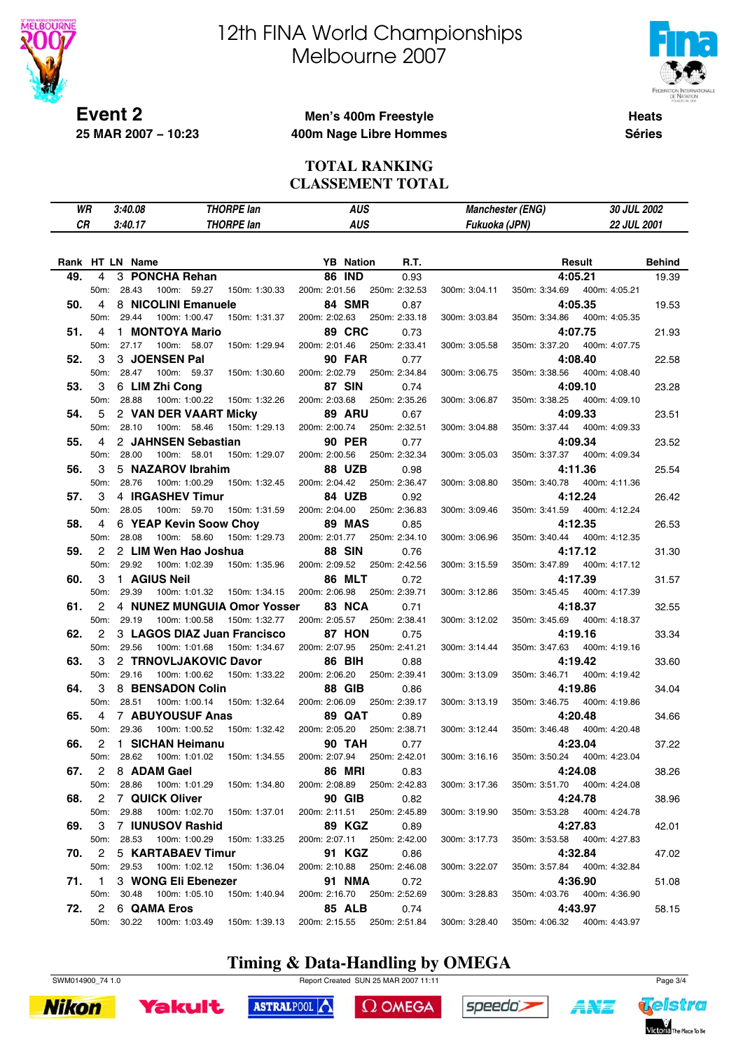# 12th FINA World Championships
# Melbourne 2007

**Event 2** — **Men's 400m Freestyle** / **400m Nage Libre Hommes** — **Heats** / **Séries**

**25 MAR 2007 – 10:23**

## TOTAL RANKING
## CLASSEMENT TOTAL

| | | | | | |
|---|---|---|---|---|---|
| *WR* | *3:40.08* | *THORPE Ian* | *AUS* | *Manchester (ENG)* | *30 JUL 2002* |
| *CR* | *3:40.17* | *THORPE Ian* | *AUS* | *Fukuoka (JPN)* | *22 JUL 2001* |

| Rank | HT | LN | Name | YB | Nation | R.T. | 50m | 100m | 150m | 200m | 250m | 300m | 350m | 400m | Result | Behind |
|---|---|---|---|---|---|---|---|---|---|---|---|---|---|---|---|---|
| **49.** | 4 | 3 | **PONCHA Rehan** | **86** | **IND** | 0.93 | 28.43 | 59.27 | 1:30.33 | 2:01.56 | 2:32.53 | 3:04.11 | 3:34.69 | 4:05.21 | **4:05.21** | 19.39 |
| **50.** | 4 | 8 | **NICOLINI Emanuele** | **84** | **SMR** | 0.87 | 29.44 | 1:00.47 | 1:31.37 | 2:02.63 | 2:33.18 | 3:03.84 | 3:34.86 | 4:05.35 | **4:05.35** | 19.53 |
| **51.** | 4 | 1 | **MONTOYA Mario** | **89** | **CRC** | 0.73 | 27.17 | 58.07 | 1:29.94 | 2:01.46 | 2:33.41 | 3:05.58 | 3:37.20 | 4:07.75 | **4:07.75** | 21.93 |
| **52.** | 3 | 3 | **JOENSEN Pal** | **90** | **FAR** | 0.77 | 28.47 | 59.37 | 1:30.60 | 2:02.79 | 2:34.84 | 3:06.75 | 3:38.56 | 4:08.40 | **4:08.40** | 22.58 |
| **53.** | 3 | 6 | **LIM Zhi Cong** | **87** | **SIN** | 0.74 | 28.88 | 1:00.22 | 1:32.26 | 2:03.68 | 2:35.26 | 3:06.87 | 3:38.25 | 4:09.10 | **4:09.10** | 23.28 |
| **54.** | 5 | 2 | **VAN DER VAART Micky** | **89** | **ARU** | 0.67 | 28.10 | 58.46 | 1:29.13 | 2:00.74 | 2:32.51 | 3:04.88 | 3:37.44 | 4:09.33 | **4:09.33** | 23.51 |
| **55.** | 4 | 2 | **JAHNSEN Sebastian** | **90** | **PER** | 0.77 | 28.00 | 58.01 | 1:29.07 | 2:00.56 | 2:32.34 | 3:05.03 | 3:37.37 | 4:09.34 | **4:09.34** | 23.52 |
| **56.** | 3 | 5 | **NAZAROV Ibrahim** | **88** | **UZB** | 0.98 | 28.76 | 1:00.29 | 1:32.45 | 2:04.42 | 2:36.47 | 3:08.80 | 3:40.78 | 4:11.36 | **4:11.36** | 25.54 |
| **57.** | 3 | 4 | **IRGASHEV Timur** | **84** | **UZB** | 0.92 | 28.05 | 59.70 | 1:31.59 | 2:04.00 | 2:36.83 | 3:09.46 | 3:41.59 | 4:12.24 | **4:12.24** | 26.42 |
| **58.** | 4 | 6 | **YEAP Kevin Soow Choy** | **89** | **MAS** | 0.85 | 28.08 | 58.60 | 1:29.73 | 2:01.77 | 2:34.10 | 3:06.96 | 3:40.44 | 4:12.35 | **4:12.35** | 26.53 |
| **59.** | 2 | 2 | **LIM Wen Hao Joshua** | **88** | **SIN** | 0.76 | 29.92 | 1:02.39 | 1:35.96 | 2:09.52 | 2:42.56 | 3:15.59 | 3:47.89 | 4:17.12 | **4:17.12** | 31.30 |
| **60.** | 3 | 1 | **AGIUS Neil** | **86** | **MLT** | 0.72 | 29.39 | 1:01.32 | 1:34.15 | 2:06.98 | 2:39.71 | 3:12.86 | 3:45.45 | 4:17.39 | **4:17.39** | 31.57 |
| **61.** | 2 | 4 | **NUNEZ MUNGUIA Omor Yosser** | **83** | **NCA** | 0.71 | 29.19 | 1:00.58 | 1:32.77 | 2:05.57 | 2:38.41 | 3:12.02 | 3:45.69 | 4:18.37 | **4:18.37** | 32.55 |
| **62.** | 2 | 3 | **LAGOS DIAZ Juan Francisco** | **87** | **HON** | 0.75 | 29.56 | 1:01.68 | 1:34.67 | 2:07.95 | 2:41.21 | 3:14.44 | 3:47.63 | 4:19.16 | **4:19.16** | 33.34 |
| **63.** | 3 | 2 | **TRNOVLJAKOVIC Davor** | **86** | **BIH** | 0.88 | 29.16 | 1:00.62 | 1:33.22 | 2:06.20 | 2:39.41 | 3:13.09 | 3:46.71 | 4:19.42 | **4:19.42** | 33.60 |
| **64.** | 3 | 8 | **BENSADON Colin** | **88** | **GIB** | 0.86 | 28.51 | 1:00.14 | 1:32.64 | 2:06.09 | 2:39.17 | 3:13.19 | 3:46.75 | 4:19.86 | **4:19.86** | 34.04 |
| **65.** | 4 | 7 | **ABUYOUSUF Anas** | **89** | **QAT** | 0.89 | 29.36 | 1:00.52 | 1:32.42 | 2:05.20 | 2:38.71 | 3:12.44 | 3:46.48 | 4:20.48 | **4:20.48** | 34.66 |
| **66.** | 2 | 1 | **SICHAN Heimanu** | **90** | **TAH** | 0.77 | 28.62 | 1:01.02 | 1:34.55 | 2:07.94 | 2:42.01 | 3:16.16 | 3:50.24 | 4:23.04 | **4:23.04** | 37.22 |
| **67.** | 2 | 8 | **ADAM Gael** | **86** | **MRI** | 0.83 | 28.86 | 1:01.29 | 1:34.80 | 2:08.89 | 2:42.83 | 3:17.36 | 3:51.70 | 4:24.08 | **4:24.08** | 38.26 |
| **68.** | 2 | 7 | **QUICK Oliver** | **90** | **GIB** | 0.82 | 29.88 | 1:02.70 | 1:37.01 | 2:11.51 | 2:45.89 | 3:19.90 | 3:53.28 | 4:24.78 | **4:24.78** | 38.96 |
| **69.** | 3 | 7 | **IUNUSOV Rashid** | **89** | **KGZ** | 0.89 | 28.53 | 1:00.29 | 1:33.25 | 2:07.11 | 2:42.00 | 3:17.73 | 3:53.58 | 4:27.83 | **4:27.83** | 42.01 |
| **70.** | 2 | 5 | **KARTABAEV Timur** | **91** | **KGZ** | 0.86 | 29.53 | 1:02.12 | 1:36.04 | 2:10.88 | 2:46.08 | 3:22.07 | 3:57.84 | 4:32.84 | **4:32.84** | 47.02 |
| **71.** | 1 | 3 | **WONG Eli Ebenezer** | **91** | **NMA** | 0.72 | 30.48 | 1:05.10 | 1:40.94 | 2:16.70 | 2:52.69 | 3:28.83 | 4:03.76 | 4:36.90 | **4:36.90** | 51.08 |
| **72.** | 2 | 6 | **QAMA Eros** | **85** | **ALB** | 0.74 | 30.22 | 1:03.49 | 1:39.13 | 2:15.55 | 2:51.84 | 3:28.40 | 4:06.32 | 4:43.97 | **4:43.97** | 58.15 |

**Timing & Data-Handling by OMEGA**

SWM014900_74 1.0 — Report Created SUN 25 MAR 2007 11:11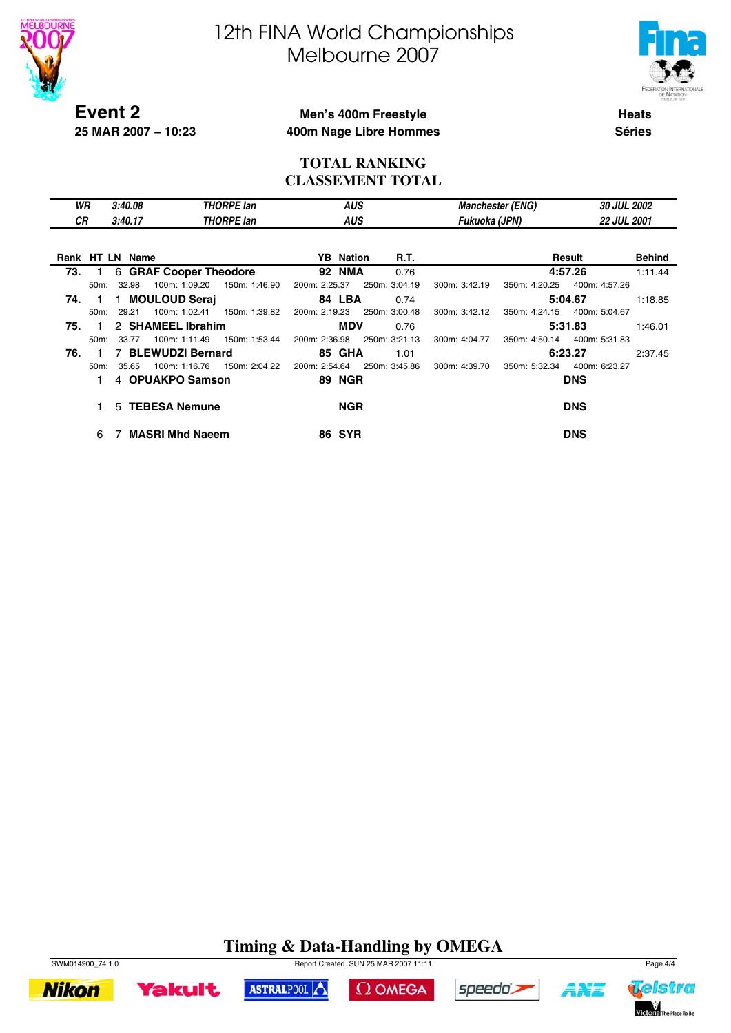# 12th FINA World Championships
# Melbourne 2007

**Event 2**
**25 MAR 2007 – 10:23**

**Men's 400m Freestyle**
**400m Nage Libre Hommes**

**Heats**
**Séries**

## TOTAL RANKING
## CLASSEMENT TOTAL

| | | | | | |
|---|---|---|---|---|---|
| *WR* | *3:40.08* | *THORPE Ian* | *AUS* | *Manchester (ENG)* | *30 JUL 2002* |
| *CR* | *3:40.17* | *THORPE Ian* | *AUS* | *Fukuoka (JPN)* | *22 JUL 2001* |

| Rank | HT | LN | Name | YB | Nation | R.T. | Result | Behind |
|---|---|---|---|---|---|---|---|---|
| **73.** | 1 | 6 | **GRAF Cooper Theodore** | **92** | **NMA** | 0.76 | **4:57.26** | 1:11.44 |
| | | | 50m: 32.98 · 100m: 1:09.20 · 150m: 1:46.90 · 200m: 2:25.37 · 250m: 3:04.19 · 300m: 3:42.19 · 350m: 4:20.25 · 400m: 4:57.26 | | | | | |
| **74.** | 1 | 1 | **MOULOUD Seraj** | **84** | **LBA** | 0.74 | **5:04.67** | 1:18.85 |
| | | | 50m: 29.21 · 100m: 1:02.41 · 150m: 1:39.82 · 200m: 2:19.23 · 250m: 3:00.48 · 300m: 3:42.12 · 350m: 4:24.15 · 400m: 5:04.67 | | | | | |
| **75.** | 1 | 2 | **SHAMEEL Ibrahim** | | **MDV** | 0.76 | **5:31.83** | 1:46.01 |
| | | | 50m: 33.77 · 100m: 1:11.49 · 150m: 1:53.44 · 200m: 2:36.98 · 250m: 3:21.13 · 300m: 4:04.77 · 350m: 4:50.14 · 400m: 5:31.83 | | | | | |
| **76.** | 1 | 7 | **BLEWUDZI Bernard** | **85** | **GHA** | 1.01 | **6:23.27** | 2:37.45 |
| | | | 50m: 35.65 · 100m: 1:16.76 · 150m: 2:04.22 · 200m: 2:54.64 · 250m: 3:45.86 · 300m: 4:39.70 · 350m: 5:32.34 · 400m: 6:23.27 | | | | | |
| | 1 | 4 | **OPUAKPO Samson** | **89** | **NGR** | | **DNS** | |
| | 1 | 5 | **TEBESA Nemune** | | **NGR** | | **DNS** | |
| | 6 | 7 | **MASRI Mhd Naeem** | **86** | **SYR** | | **DNS** | |

**Timing & Data-Handling by OMEGA**

SWM014900_74 1.0 Report Created SUN 25 MAR 2007 11:11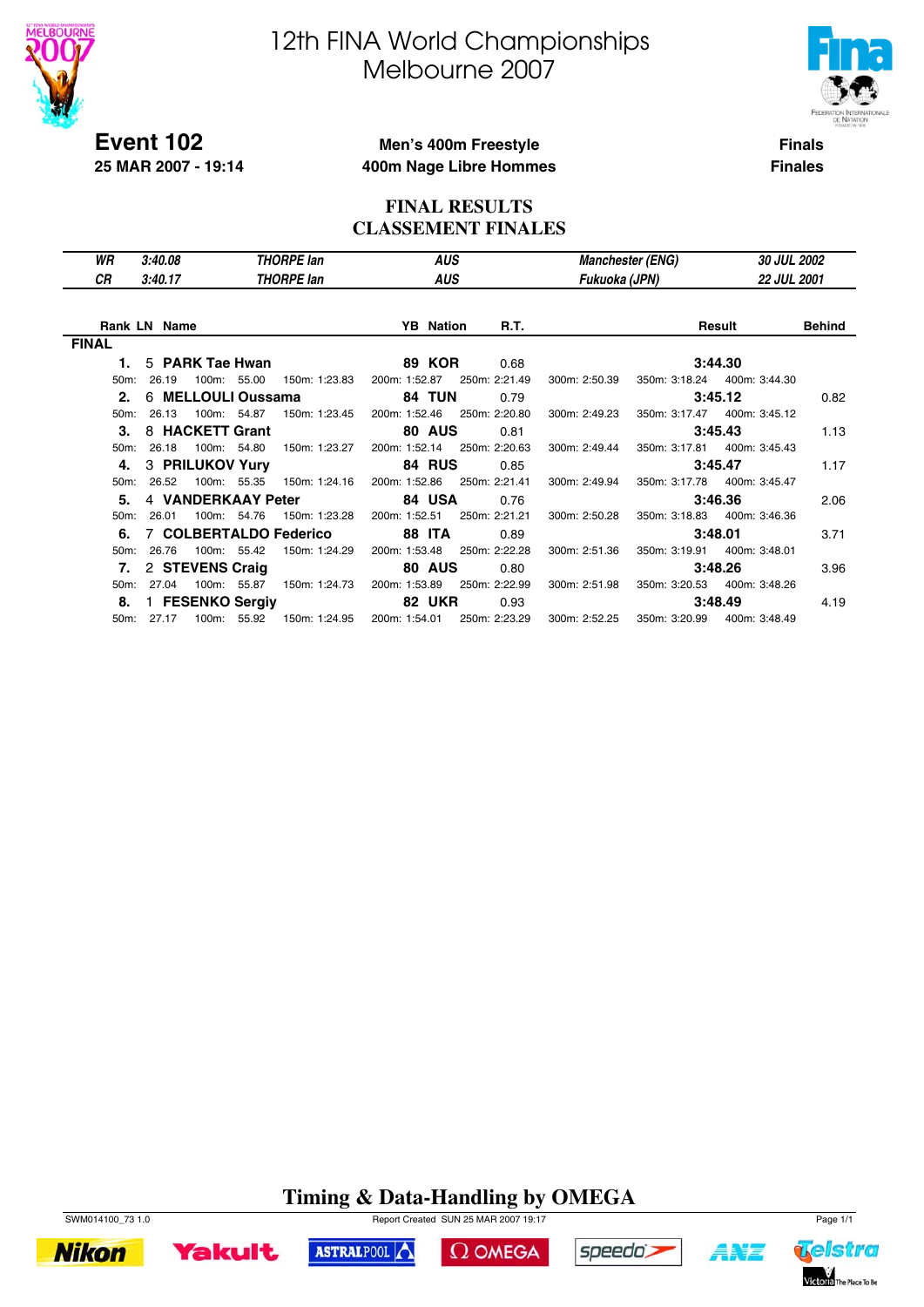# 12th FINA World Championships
# Melbourne 2007

**Event 102**
**25 MAR 2007 - 19:14**

**Men's 400m Freestyle**
**400m Nage Libre Hommes**

**Finals**
**Finales**

## FINAL RESULTS
## CLASSEMENT FINALES

| | | | | | |
|---|---|---|---|---|---|
| *WR* | *3:40.08* | *THORPE Ian* | *AUS* | *Manchester (ENG)* | *30 JUL 2002* |
| *CR* | *3:40.17* | *THORPE Ian* | *AUS* | *Fukuoka (JPN)* | *22 JUL 2001* |

**FINAL**

| Rank | LN | Name | YB | Nation | R.T. | Result | Behind |
|---|---|---|---|---|---|---|---|
| **1.** | 5 | **PARK Tae Hwan** | **89** | **KOR** | 0.68 | **3:44.30** | |
| | | 50m: 26.19 / 100m: 55.00 / 150m: 1:23.83 / 200m: 1:52.87 / 250m: 2:21.49 / 300m: 2:50.39 / 350m: 3:18.24 / 400m: 3:44.30 | | | | | |
| **2.** | 6 | **MELLOULI Oussama** | **84** | **TUN** | 0.79 | **3:45.12** | 0.82 |
| | | 50m: 26.13 / 100m: 54.87 / 150m: 1:23.45 / 200m: 1:52.46 / 250m: 2:20.80 / 300m: 2:49.23 / 350m: 3:17.47 / 400m: 3:45.12 | | | | | |
| **3.** | 8 | **HACKETT Grant** | **80** | **AUS** | 0.81 | **3:45.43** | 1.13 |
| | | 50m: 26.18 / 100m: 54.80 / 150m: 1:23.27 / 200m: 1:52.14 / 250m: 2:20.63 / 300m: 2:49.44 / 350m: 3:17.81 / 400m: 3:45.43 | | | | | |
| **4.** | 3 | **PRILUKOV Yury** | **84** | **RUS** | 0.85 | **3:45.47** | 1.17 |
| | | 50m: 26.52 / 100m: 55.35 / 150m: 1:24.16 / 200m: 1:52.86 / 250m: 2:21.41 / 300m: 2:49.94 / 350m: 3:17.78 / 400m: 3:45.47 | | | | | |
| **5.** | 4 | **VANDERKAAY Peter** | **84** | **USA** | 0.76 | **3:46.36** | 2.06 |
| | | 50m: 26.01 / 100m: 54.76 / 150m: 1:23.28 / 200m: 1:52.51 / 250m: 2:21.21 / 300m: 2:50.28 / 350m: 3:18.83 / 400m: 3:46.36 | | | | | |
| **6.** | 7 | **COLBERTALDO Federico** | **88** | **ITA** | 0.89 | **3:48.01** | 3.71 |
| | | 50m: 26.76 / 100m: 55.42 / 150m: 1:24.29 / 200m: 1:53.48 / 250m: 2:22.28 / 300m: 2:51.36 / 350m: 3:19.91 / 400m: 3:48.01 | | | | | |
| **7.** | 2 | **STEVENS Craig** | **80** | **AUS** | 0.80 | **3:48.26** | 3.96 |
| | | 50m: 27.04 / 100m: 55.87 / 150m: 1:24.73 / 200m: 1:53.89 / 250m: 2:22.99 / 300m: 2:51.98 / 350m: 3:20.53 / 400m: 3:48.26 | | | | | |
| **8.** | 1 | **FESENKO Sergiy** | **82** | **UKR** | 0.93 | **3:48.49** | 4.19 |
| | | 50m: 27.17 / 100m: 55.92 / 150m: 1:24.95 / 200m: 1:54.01 / 250m: 2:23.29 / 300m: 2:52.25 / 350m: 3:20.99 / 400m: 3:48.49 | | | | | |

**Timing & Data-Handling by OMEGA**

SWM014100_73 1.0 — Report Created SUN 25 MAR 2007 19:17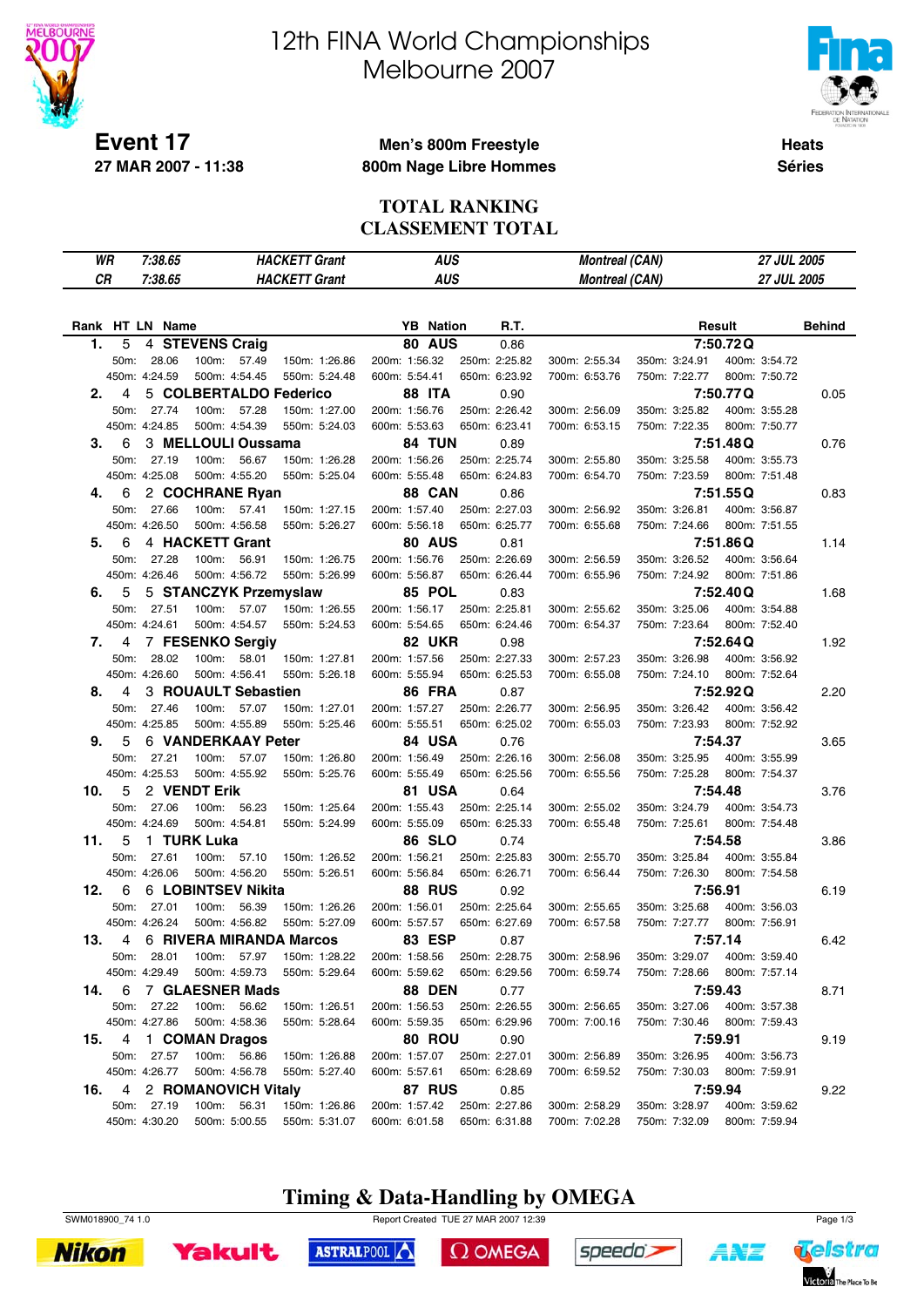# 12th FINA World Championships
# Melbourne 2007

**Event 17**
**27 MAR 2007 - 11:38**

**Men's 800m Freestyle**
**800m Nage Libre Hommes**

**Heats**
**Séries**

## TOTAL RANKING
## CLASSEMENT TOTAL

| | | | | | |
|---|---|---|---|---|---|
| WR | 7:38.65 | HACKETT Grant | AUS | Montreal (CAN) | 27 JUL 2005 |
| CR | 7:38.65 | HACKETT Grant | AUS | Montreal (CAN) | 27 JUL 2005 |

| Rank | HT | LN | Name | YB | Nation | R.T. | Result | Behind |
|---|---|---|---|---|---|---|---|---|
| 1. | 5 | 4 | STEVENS Craig | 80 | AUS | 0.86 | 7:50.72 Q | |
| | | | 50m: 28.06, 100m: 57.49, 150m: 1:26.86, 200m: 1:56.32, 250m: 2:25.82, 300m: 2:55.34, 350m: 3:24.91, 400m: 3:54.72, 450m: 4:24.59, 500m: 4:54.45, 550m: 5:24.48, 600m: 5:54.41, 650m: 6:23.92, 700m: 6:53.76, 750m: 7:22.77, 800m: 7:50.72 | | | | | |
| 2. | 4 | 5 | COLBERTALDO Federico | 88 | ITA | 0.90 | 7:50.77 Q | 0.05 |
| | | | 50m: 27.74, 100m: 57.28, 150m: 1:27.00, 200m: 1:56.76, 250m: 2:26.42, 300m: 2:56.09, 350m: 3:25.82, 400m: 3:55.28, 450m: 4:24.85, 500m: 4:54.39, 550m: 5:24.03, 600m: 5:53.63, 650m: 6:23.41, 700m: 6:53.15, 750m: 7:22.35, 800m: 7:50.77 | | | | | |
| 3. | 6 | 3 | MELLOULI Oussama | 84 | TUN | 0.89 | 7:51.48 Q | 0.76 |
| | | | 50m: 27.19, 100m: 56.67, 150m: 1:26.28, 200m: 1:56.26, 250m: 2:25.74, 300m: 2:55.80, 350m: 3:25.58, 400m: 3:55.73, 450m: 4:25.08, 500m: 4:55.20, 550m: 5:25.04, 600m: 5:55.48, 650m: 6:24.83, 700m: 6:54.70, 750m: 7:23.59, 800m: 7:51.48 | | | | | |
| 4. | 6 | 2 | COCHRANE Ryan | 88 | CAN | 0.86 | 7:51.55 Q | 0.83 |
| | | | 50m: 27.66, 100m: 57.41, 150m: 1:27.15, 200m: 1:57.40, 250m: 2:27.03, 300m: 2:56.92, 350m: 3:26.81, 400m: 3:56.87, 450m: 4:26.50, 500m: 4:56.58, 550m: 5:26.27, 600m: 5:56.18, 650m: 6:25.77, 700m: 6:55.68, 750m: 7:24.66, 800m: 7:51.55 | | | | | |
| 5. | 6 | 4 | HACKETT Grant | 80 | AUS | 0.81 | 7:51.86 Q | 1.14 |
| | | | 50m: 27.28, 100m: 56.91, 150m: 1:26.75, 200m: 1:56.76, 250m: 2:26.69, 300m: 2:56.59, 350m: 3:26.52, 400m: 3:56.64, 450m: 4:26.46, 500m: 4:56.72, 550m: 5:26.99, 600m: 5:56.87, 650m: 6:26.44, 700m: 6:55.96, 750m: 7:24.92, 800m: 7:51.86 | | | | | |
| 6. | 5 | 5 | STANCZYK Przemyslaw | 85 | POL | 0.83 | 7:52.40 Q | 1.68 |
| | | | 50m: 27.51, 100m: 57.07, 150m: 1:26.55, 200m: 1:56.17, 250m: 2:25.81, 300m: 2:55.62, 350m: 3:25.06, 400m: 3:54.88, 450m: 4:24.61, 500m: 4:54.57, 550m: 5:24.53, 600m: 5:54.65, 650m: 6:24.46, 700m: 6:54.37, 750m: 7:23.64, 800m: 7:52.40 | | | | | |
| 7. | 4 | 7 | FESENKO Sergiy | 82 | UKR | 0.98 | 7:52.64 Q | 1.92 |
| | | | 50m: 28.02, 100m: 58.01, 150m: 1:27.81, 200m: 1:57.56, 250m: 2:27.33, 300m: 2:57.23, 350m: 3:26.98, 400m: 3:56.92, 450m: 4:26.60, 500m: 4:56.41, 550m: 5:26.18, 600m: 5:55.94, 650m: 6:25.53, 700m: 6:55.08, 750m: 7:24.10, 800m: 7:52.64 | | | | | |
| 8. | 4 | 3 | ROUAULT Sebastien | 86 | FRA | 0.87 | 7:52.92 Q | 2.20 |
| | | | 50m: 27.46, 100m: 57.07, 150m: 1:27.01, 200m: 1:57.27, 250m: 2:26.77, 300m: 2:56.95, 350m: 3:26.42, 400m: 3:56.42, 450m: 4:25.85, 500m: 4:55.89, 550m: 5:25.46, 600m: 5:55.51, 650m: 6:25.02, 700m: 6:55.03, 750m: 7:23.93, 800m: 7:52.92 | | | | | |
| 9. | 5 | 6 | VANDERKAAY Peter | 84 | USA | 0.76 | 7:54.37 | 3.65 |
| | | | 50m: 27.21, 100m: 57.07, 150m: 1:26.80, 200m: 1:56.49, 250m: 2:26.16, 300m: 2:56.08, 350m: 3:25.95, 400m: 3:55.99, 450m: 4:25.53, 500m: 4:55.92, 550m: 5:25.76, 600m: 5:55.49, 650m: 6:25.56, 700m: 6:55.56, 750m: 7:25.28, 800m: 7:54.37 | | | | | |
| 10. | 5 | 2 | VENDT Erik | 81 | USA | 0.64 | 7:54.48 | 3.76 |
| | | | 50m: 27.06, 100m: 56.23, 150m: 1:25.64, 200m: 1:55.43, 250m: 2:25.14, 300m: 2:55.02, 350m: 3:24.79, 400m: 3:54.73, 450m: 4:24.69, 500m: 4:54.81, 550m: 5:24.99, 600m: 5:55.09, 650m: 6:25.33, 700m: 6:55.48, 750m: 7:25.61, 800m: 7:54.48 | | | | | |
| 11. | 5 | 1 | TURK Luka | 86 | SLO | 0.74 | 7:54.58 | 3.86 |
| | | | 50m: 27.61, 100m: 57.10, 150m: 1:26.52, 200m: 1:56.21, 250m: 2:25.83, 300m: 2:55.70, 350m: 3:25.84, 400m: 3:55.84, 450m: 4:26.06, 500m: 4:56.20, 550m: 5:26.51, 600m: 5:56.84, 650m: 6:26.71, 700m: 6:56.44, 750m: 7:26.30, 800m: 7:54.58 | | | | | |
| 12. | 6 | 6 | LOBINTSEV Nikita | 88 | RUS | 0.92 | 7:56.91 | 6.19 |
| | | | 50m: 27.01, 100m: 56.39, 150m: 1:26.26, 200m: 1:56.01, 250m: 2:25.64, 300m: 2:55.65, 350m: 3:25.68, 400m: 3:56.03, 450m: 4:26.24, 500m: 4:56.82, 550m: 5:27.09, 600m: 5:57.57, 650m: 6:27.69, 700m: 6:57.58, 750m: 7:27.77, 800m: 7:56.91 | | | | | |
| 13. | 4 | 6 | RIVERA MIRANDA Marcos | 83 | ESP | 0.87 | 7:57.14 | 6.42 |
| | | | 50m: 28.01, 100m: 57.97, 150m: 1:28.22, 200m: 1:58.56, 250m: 2:28.75, 300m: 2:58.96, 350m: 3:29.07, 400m: 3:59.40, 450m: 4:29.49, 500m: 4:59.73, 550m: 5:29.64, 600m: 5:59.62, 650m: 6:29.56, 700m: 6:59.74, 750m: 7:28.66, 800m: 7:57.14 | | | | | |
| 14. | 6 | 7 | GLAESNER Mads | 88 | DEN | 0.77 | 7:59.43 | 8.71 |
| | | | 50m: 27.22, 100m: 56.62, 150m: 1:26.51, 200m: 1:56.53, 250m: 2:26.55, 300m: 2:56.65, 350m: 3:27.06, 400m: 3:57.38, 450m: 4:27.86, 500m: 4:58.36, 550m: 5:28.64, 600m: 5:59.35, 650m: 6:29.96, 700m: 7:00.16, 750m: 7:30.46, 800m: 7:59.43 | | | | | |
| 15. | 4 | 1 | COMAN Dragos | 80 | ROU | 0.90 | 7:59.91 | 9.19 |
| | | | 50m: 27.57, 100m: 56.86, 150m: 1:26.88, 200m: 1:57.07, 250m: 2:27.01, 300m: 2:56.89, 350m: 3:26.95, 400m: 3:56.73, 450m: 4:26.77, 500m: 4:56.78, 550m: 5:27.40, 600m: 5:57.61, 650m: 6:28.69, 700m: 6:59.52, 750m: 7:30.03, 800m: 7:59.91 | | | | | |
| 16. | 4 | 2 | ROMANOVICH Vitaly | 87 | RUS | 0.85 | 7:59.94 | 9.22 |
| | | | 50m: 27.19, 100m: 56.31, 150m: 1:26.86, 200m: 1:57.42, 250m: 2:27.86, 300m: 2:58.29, 350m: 3:28.97, 400m: 3:59.62, 450m: 4:30.20, 500m: 5:00.55, 550m: 5:31.07, 600m: 6:01.58, 650m: 6:31.88, 700m: 7:02.28, 750m: 7:32.09, 800m: 7:59.94 | | | | | |

**Timing & Data-Handling by OMEGA**

SWM018900_74 1.0 — Report Created TUE 27 MAR 2007 12:39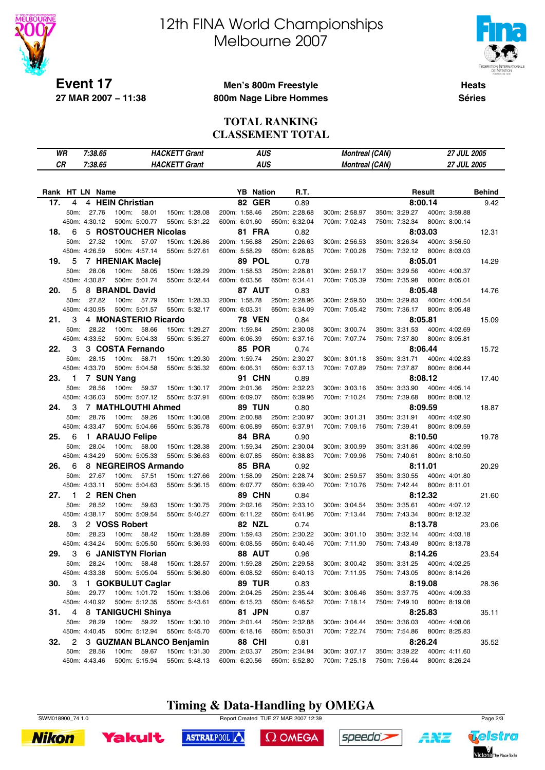# 12th FINA World Championships
## Melbourne 2007

**Event 17**
**27 MAR 2007 – 11:38**

**Men's 800m Freestyle**
**800m Nage Libre Hommes**

**Heats**
**Séries**

## TOTAL RANKING
## CLASSEMENT TOTAL

| | | | | | |
|---|---|---|---|---|---|
| WR | 7:38.65 | HACKETT Grant | AUS | Montreal (CAN) | 27 JUL 2005 |
| CR | 7:38.65 | HACKETT Grant | AUS | Montreal (CAN) | 27 JUL 2005 |

| Rank | HT | LN | Name | YB | Nation | R.T. | Result | Behind |
|---|---|---|---|---|---|---|---|---|
| 17. | 4 | 4 | HEIN Christian | 82 | GER | 0.89 | 8:00.14 | 9.42 |
| | | | 50m: 27.76 · 100m: 58.01 · 150m: 1:28.08 · 200m: 1:58.46 · 250m: 2:28.68 · 300m: 2:58.97 · 350m: 3:29.27 · 400m: 3:59.88 · 450m: 4:30.12 · 500m: 5:00.77 · 550m: 5:31.22 · 600m: 6:01.60 · 650m: 6:32.04 · 700m: 7:02.43 · 750m: 7:32.34 · 800m: 8:00.14 | | | | | |
| 18. | 6 | 5 | ROSTOUCHER Nicolas | 81 | FRA | 0.82 | 8:03.03 | 12.31 |
| | | | 50m: 27.32 · 100m: 57.07 · 150m: 1:26.86 · 200m: 1:56.88 · 250m: 2:26.63 · 300m: 2:56.53 · 350m: 3:26.34 · 400m: 3:56.50 · 450m: 4:26.59 · 500m: 4:57.14 · 550m: 5:27.61 · 600m: 5:58.29 · 650m: 6:28.85 · 700m: 7:00.28 · 750m: 7:32.12 · 800m: 8:03.03 | | | | | |
| 19. | 5 | 7 | HRENIAK Maciej | 89 | POL | 0.78 | 8:05.01 | 14.29 |
| | | | 50m: 28.08 · 100m: 58.05 · 150m: 1:28.29 · 200m: 1:58.53 · 250m: 2:28.81 · 300m: 2:59.17 · 350m: 3:29.56 · 400m: 4:00.37 · 450m: 4:30.87 · 500m: 5:01.74 · 550m: 5:32.44 · 600m: 6:03.56 · 650m: 6:34.41 · 700m: 7:05.39 · 750m: 7:35.98 · 800m: 8:05.01 | | | | | |
| 20. | 5 | 8 | BRANDL David | 87 | AUT | 0.83 | 8:05.48 | 14.76 |
| | | | 50m: 27.82 · 100m: 57.79 · 150m: 1:28.33 · 200m: 1:58.78 · 250m: 2:28.96 · 300m: 2:59.50 · 350m: 3:29.83 · 400m: 4:00.54 · 450m: 4:30.95 · 500m: 5:01.57 · 550m: 5:32.17 · 600m: 6:03.31 · 650m: 6:34.09 · 700m: 7:05.42 · 750m: 7:36.17 · 800m: 8:05.48 | | | | | |
| 21. | 3 | 4 | MONASTERIO Ricardo | 78 | VEN | 0.84 | 8:05.81 | 15.09 |
| | | | 50m: 28.22 · 100m: 58.66 · 150m: 1:29.27 · 200m: 1:59.84 · 250m: 2:30.08 · 300m: 3:00.74 · 350m: 3:31.53 · 400m: 4:02.69 · 450m: 4:33.52 · 500m: 5:04.33 · 550m: 5:35.27 · 600m: 6:06.39 · 650m: 6:37.16 · 700m: 7:07.74 · 750m: 7:37.80 · 800m: 8:05.81 | | | | | |
| 22. | 3 | 3 | COSTA Fernando | 85 | POR | 0.74 | 8:06.44 | 15.72 |
| | | | 50m: 28.15 · 100m: 58.71 · 150m: 1:29.30 · 200m: 1:59.74 · 250m: 2:30.27 · 300m: 3:01.18 · 350m: 3:31.71 · 400m: 4:02.83 · 450m: 4:33.70 · 500m: 5:04.58 · 550m: 5:35.32 · 600m: 6:06.31 · 650m: 6:37.13 · 700m: 7:07.89 · 750m: 7:37.87 · 800m: 8:06.44 | | | | | |
| 23. | 1 | 7 | SUN Yang | 91 | CHN | 0.89 | 8:08.12 | 17.40 |
| | | | 50m: 28.56 · 100m: 59.37 · 150m: 1:30.17 · 200m: 2:01.36 · 250m: 2:32.23 · 300m: 3:03.16 · 350m: 3:33.90 · 400m: 4:05.14 · 450m: 4:36.03 · 500m: 5:07.12 · 550m: 5:37.91 · 600m: 6:09.07 · 650m: 6:39.96 · 700m: 7:10.24 · 750m: 7:39.68 · 800m: 8:08.12 | | | | | |
| 24. | 3 | 7 | MATHLOUTHI Ahmed | 89 | TUN | 0.80 | 8:09.59 | 18.87 |
| | | | 50m: 28.76 · 100m: 59.26 · 150m: 1:30.08 · 200m: 2:00.88 · 250m: 2:30.97 · 300m: 3:01.31 · 350m: 3:31.91 · 400m: 4:02.90 · 450m: 4:33.47 · 500m: 5:04.66 · 550m: 5:35.78 · 600m: 6:06.89 · 650m: 6:37.91 · 700m: 7:09.16 · 750m: 7:39.41 · 800m: 8:09.59 | | | | | |
| 25. | 6 | 1 | ARAUJO Felipe | 84 | BRA | 0.90 | 8:10.50 | 19.78 |
| | | | 50m: 28.04 · 100m: 58.00 · 150m: 1:28.38 · 200m: 1:59.34 · 250m: 2:30.04 · 300m: 3:00.99 · 350m: 3:31.86 · 400m: 4:02.99 · 450m: 4:34.29 · 500m: 5:05.33 · 550m: 5:36.63 · 600m: 6:07.85 · 650m: 6:38.83 · 700m: 7:09.96 · 750m: 7:40.61 · 800m: 8:10.50 | | | | | |
| 26. | 6 | 8 | NEGREIROS Armando | 85 | BRA | 0.92 | 8:11.01 | 20.29 |
| | | | 50m: 27.67 · 100m: 57.51 · 150m: 1:27.66 · 200m: 1:58.09 · 250m: 2:28.74 · 300m: 2:59.57 · 350m: 3:30.55 · 400m: 4:01.80 · 450m: 4:33.11 · 500m: 5:04.63 · 550m: 5:36.15 · 600m: 6:07.77 · 650m: 6:39.40 · 700m: 7:10.76 · 750m: 7:42.44 · 800m: 8:11.01 | | | | | |
| 27. | 1 | 2 | REN Chen | 89 | CHN | 0.84 | 8:12.32 | 21.60 |
| | | | 50m: 28.52 · 100m: 59.63 · 150m: 1:30.75 · 200m: 2:02.16 · 250m: 2:33.10 · 300m: 3:04.54 · 350m: 3:35.61 · 400m: 4:07.12 · 450m: 4:38.17 · 500m: 5:09.54 · 550m: 5:40.27 · 600m: 6:11.22 · 650m: 6:41.96 · 700m: 7:13.44 · 750m: 7:43.34 · 800m: 8:12.32 | | | | | |
| 28. | 3 | 2 | VOSS Robert | 82 | NZL | 0.74 | 8:13.78 | 23.06 |
| | | | 50m: 28.23 · 100m: 58.42 · 150m: 1:28.89 · 200m: 1:59.43 · 250m: 2:30.22 · 300m: 3:01.10 · 350m: 3:32.14 · 400m: 4:03.18 · 450m: 4:34.24 · 500m: 5:05.50 · 550m: 5:36.93 · 600m: 6:08.55 · 650m: 6:40.46 · 700m: 7:11.90 · 750m: 7:43.49 · 800m: 8:13.78 | | | | | |
| 29. | 3 | 6 | JANISTYN Florian | 88 | AUT | 0.96 | 8:14.26 | 23.54 |
| | | | 50m: 28.24 · 100m: 58.48 · 150m: 1:28.57 · 200m: 1:59.28 · 250m: 2:29.58 · 300m: 3:00.42 · 350m: 3:31.25 · 400m: 4:02.25 · 450m: 4:33.38 · 500m: 5:05.04 · 550m: 5:36.80 · 600m: 6:08.52 · 650m: 6:40.13 · 700m: 7:11.95 · 750m: 7:43.05 · 800m: 8:14.26 | | | | | |
| 30. | 3 | 1 | GOKBULUT Caglar | 89 | TUR | 0.83 | 8:19.08 | 28.36 |
| | | | 50m: 29.77 · 100m: 1:01.72 · 150m: 1:33.06 · 200m: 2:04.25 · 250m: 2:35.44 · 300m: 3:06.46 · 350m: 3:37.75 · 400m: 4:09.33 · 450m: 4:40.92 · 500m: 5:12.35 · 550m: 5:43.61 · 600m: 6:15.23 · 650m: 6:46.52 · 700m: 7:18.14 · 750m: 7:49.10 · 800m: 8:19.08 | | | | | |
| 31. | 4 | 8 | TANIGUCHI Shinya | 81 | JPN | 0.87 | 8:25.83 | 35.11 |
| | | | 50m: 28.29 · 100m: 59.22 · 150m: 1:30.10 · 200m: 2:01.44 · 250m: 2:32.88 · 300m: 3:04.44 · 350m: 3:36.03 · 400m: 4:08.06 · 450m: 4:40.45 · 500m: 5:12.94 · 550m: 5:45.70 · 600m: 6:18.16 · 650m: 6:50.31 · 700m: 7:22.74 · 750m: 7:54.86 · 800m: 8:25.83 | | | | | |
| 32. | 2 | 3 | GUZMAN BLANCO Benjamin | 88 | CHI | 0.81 | 8:26.24 | 35.52 |
| | | | 50m: 28.56 · 100m: 59.67 · 150m: 1:31.30 · 200m: 2:03.37 · 250m: 2:34.94 · 300m: 3:07.17 · 350m: 3:39.22 · 400m: 4:11.60 · 450m: 4:43.46 · 500m: 5:15.94 · 550m: 5:48.13 · 600m: 6:20.56 · 650m: 6:52.80 · 700m: 7:25.18 · 750m: 7:56.44 · 800m: 8:26.24 | | | | | |

**Timing & Data-Handling by OMEGA**

SWM018900_74 1.0 — Report Created TUE 27 MAR 2007 12:39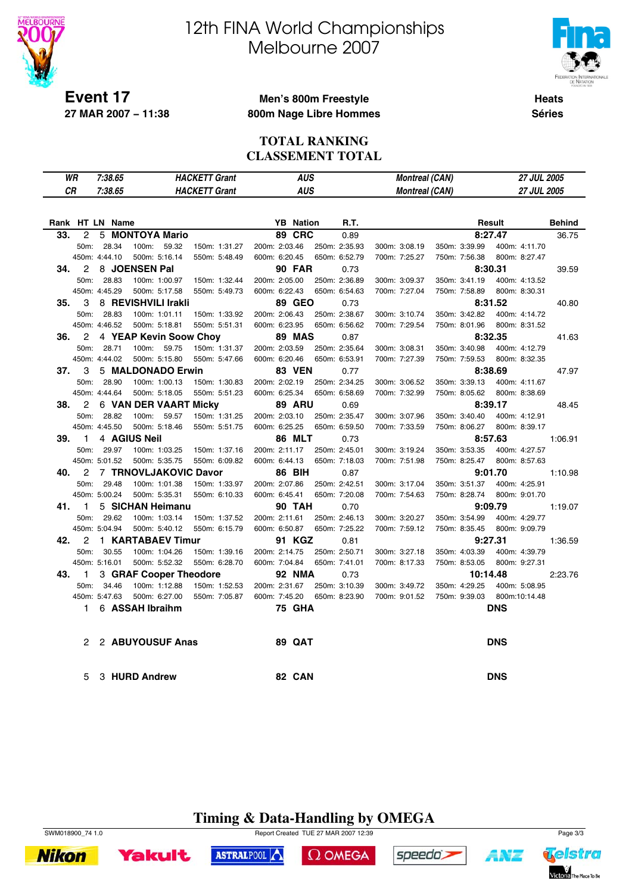# 12th FINA World Championships
# Melbourne 2007

**Event 17**
**27 MAR 2007 – 11:38**

**Men's 800m Freestyle**
**800m Nage Libre Hommes**

**Heats**
**Séries**

## TOTAL RANKING
## CLASSEMENT TOTAL

| | | | | | |
|---|---|---|---|---|---|
| WR | 7:38.65 | HACKETT Grant | AUS | Montreal (CAN) | 27 JUL 2005 |
| CR | 7:38.65 | HACKETT Grant | AUS | Montreal (CAN) | 27 JUL 2005 |

| Rank | HT | LN | Name | YB | Nation | R.T. | Result | Behind |
|---|---|---|---|---|---|---|---|---|
| 33. | 2 | 5 | MONTOYA Mario | 89 | CRC | 0.89 | 8:27.47 | 36.75 |
| | | | 50m: 28.34 / 100m: 59.32 / 150m: 1:31.27 / 200m: 2:03.46 / 250m: 2:35.93 / 300m: 3:08.19 / 350m: 3:39.99 / 400m: 4:11.70 / 450m: 4:44.10 / 500m: 5:16.14 / 550m: 5:48.49 / 600m: 6:20.45 / 650m: 6:52.79 / 700m: 7:25.27 / 750m: 7:56.38 / 800m: 8:27.47 | | | | | |
| 34. | 2 | 8 | JOENSEN Pal | 90 | FAR | 0.73 | 8:30.31 | 39.59 |
| | | | 50m: 28.83 / 100m: 1:00.97 / 150m: 1:32.44 / 200m: 2:05.00 / 250m: 2:36.89 / 300m: 3:09.37 / 350m: 3:41.19 / 400m: 4:13.52 / 450m: 4:45.29 / 500m: 5:17.58 / 550m: 5:49.73 / 600m: 6:22.43 / 650m: 6:54.63 / 700m: 7:27.04 / 750m: 7:58.89 / 800m: 8:30.31 | | | | | |
| 35. | 3 | 8 | REVISHVILI Irakli | 89 | GEO | 0.73 | 8:31.52 | 40.80 |
| | | | 50m: 28.83 / 100m: 1:01.11 / 150m: 1:33.92 / 200m: 2:06.43 / 250m: 2:38.67 / 300m: 3:10.74 / 350m: 3:42.82 / 400m: 4:14.72 / 450m: 4:46.52 / 500m: 5:18.81 / 550m: 5:51.31 / 600m: 6:23.95 / 650m: 6:56.62 / 700m: 7:29.54 / 750m: 8:01.96 / 800m: 8:31.52 | | | | | |
| 36. | 2 | 4 | YEAP Kevin Soow Choy | 89 | MAS | 0.87 | 8:32.35 | 41.63 |
| | | | 50m: 28.71 / 100m: 59.75 / 150m: 1:31.37 / 200m: 2:03.59 / 250m: 2:35.64 / 300m: 3:08.31 / 350m: 3:40.98 / 400m: 4:12.79 / 450m: 4:44.02 / 500m: 5:15.80 / 550m: 5:47.66 / 600m: 6:20.46 / 650m: 6:53.91 / 700m: 7:27.39 / 750m: 7:59.53 / 800m: 8:32.35 | | | | | |
| 37. | 3 | 5 | MALDONADO Erwin | 83 | VEN | 0.77 | 8:38.69 | 47.97 |
| | | | 50m: 28.90 / 100m: 1:00.13 / 150m: 1:30.83 / 200m: 2:02.19 / 250m: 2:34.25 / 300m: 3:06.52 / 350m: 3:39.13 / 400m: 4:11.67 / 450m: 4:44.64 / 500m: 5:18.05 / 550m: 5:51.23 / 600m: 6:25.34 / 650m: 6:58.69 / 700m: 7:32.99 / 750m: 8:05.62 / 800m: 8:38.69 | | | | | |
| 38. | 2 | 6 | VAN DER VAART Micky | 89 | ARU | 0.69 | 8:39.17 | 48.45 |
| | | | 50m: 28.82 / 100m: 59.57 / 150m: 1:31.25 / 200m: 2:03.10 / 250m: 2:35.47 / 300m: 3:07.96 / 350m: 3:40.40 / 400m: 4:12.91 / 450m: 4:45.50 / 500m: 5:18.46 / 550m: 5:51.75 / 600m: 6:25.25 / 650m: 6:59.50 / 700m: 7:33.59 / 750m: 8:06.27 / 800m: 8:39.17 | | | | | |
| 39. | 1 | 4 | AGIUS Neil | 86 | MLT | 0.73 | 8:57.63 | 1:06.91 |
| | | | 50m: 29.97 / 100m: 1:03.25 / 150m: 1:37.16 / 200m: 2:11.17 / 250m: 2:45.01 / 300m: 3:19.24 / 350m: 3:53.35 / 400m: 4:27.57 / 450m: 5:01.52 / 500m: 5:35.75 / 550m: 6:09.82 / 600m: 6:44.13 / 650m: 7:18.03 / 700m: 7:51.98 / 750m: 8:25.47 / 800m: 8:57.63 | | | | | |
| 40. | 2 | 7 | TRNOVLJAKOVIC Davor | 86 | BIH | 0.87 | 9:01.70 | 1:10.98 |
| | | | 50m: 29.48 / 100m: 1:01.38 / 150m: 1:33.97 / 200m: 2:07.86 / 250m: 2:42.51 / 300m: 3:17.04 / 350m: 3:51.37 / 400m: 4:25.91 / 450m: 5:00.24 / 500m: 5:35.31 / 550m: 6:10.33 / 600m: 6:45.41 / 650m: 7:20.08 / 700m: 7:54.63 / 750m: 8:28.74 / 800m: 9:01.70 | | | | | |
| 41. | 1 | 5 | SICHAN Heimanu | 90 | TAH | 0.70 | 9:09.79 | 1:19.07 |
| | | | 50m: 29.62 / 100m: 1:03.14 / 150m: 1:37.52 / 200m: 2:11.61 / 250m: 2:46.13 / 300m: 3:20.27 / 350m: 3:54.99 / 400m: 4:29.77 / 450m: 5:04.94 / 500m: 5:40.12 / 550m: 6:15.79 / 600m: 6:50.87 / 650m: 7:25.22 / 700m: 7:59.12 / 750m: 8:35.45 / 800m: 9:09.79 | | | | | |
| 42. | 2 | 1 | KARTABAEV Timur | 91 | KGZ | 0.81 | 9:27.31 | 1:36.59 |
| | | | 50m: 30.55 / 100m: 1:04.26 / 150m: 1:39.16 / 200m: 2:14.75 / 250m: 2:50.71 / 300m: 3:27.18 / 350m: 4:03.39 / 400m: 4:39.79 / 450m: 5:16.01 / 500m: 5:52.32 / 550m: 6:28.70 / 600m: 7:04.84 / 650m: 7:41.01 / 700m: 8:17.33 / 750m: 8:53.05 / 800m: 9:27.31 | | | | | |
| 43. | 1 | 3 | GRAF Cooper Theodore | 92 | NMA | 0.73 | 10:14.48 | 2:23.76 |
| | | | 50m: 34.46 / 100m: 1:12.88 / 150m: 1:52.53 / 200m: 2:31.67 / 250m: 3:10.39 / 300m: 3:49.72 / 350m: 4:29.25 / 400m: 5:08.95 / 450m: 5:47.63 / 500m: 6:27.00 / 550m: 7:05.87 / 600m: 7:45.20 / 650m: 8:23.90 / 700m: 9:01.52 / 750m: 9:39.03 / 800m: 10:14.48 | | | | | |
| | 1 | 6 | ASSAH Ibraihm | 75 | GHA | | DNS | |
| | 2 | 2 | ABUYOUSUF Anas | 89 | QAT | | DNS | |
| | 5 | 3 | HURD Andrew | 82 | CAN | | DNS | |

**Timing & Data-Handling by OMEGA**

SWM018900_74 1.0 — Report Created TUE 27 MAR 2007 12:39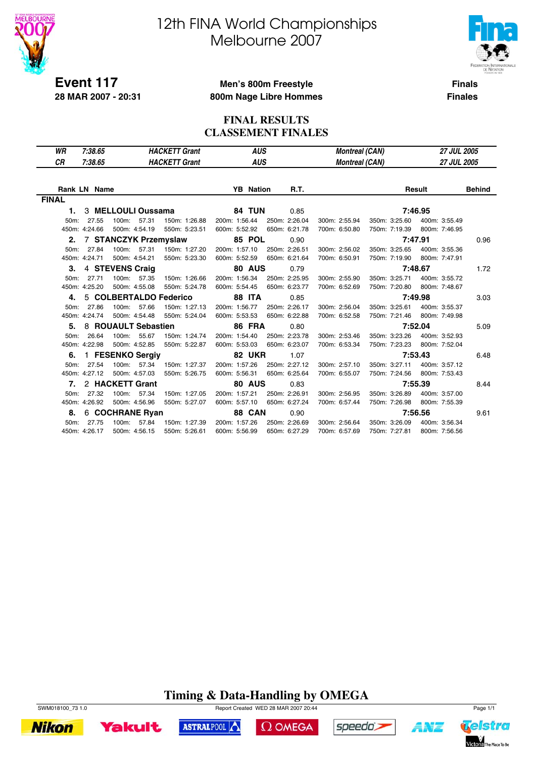# 12th FINA World Championships
# Melbourne 2007

**Event 117**
**28 MAR 2007 - 20:31**

**Men's 800m Freestyle**
**800m Nage Libre Hommes**

**Finals**
**Finales**

## FINAL RESULTS
## CLASSEMENT FINALES

| | | | | | |
|---|---|---|---|---|---|
| *WR* | *7:38.65* | *HACKETT Grant* | *AUS* | *Montreal (CAN)* | *27 JUL 2005* |
| *CR* | *7:38.65* | *HACKETT Grant* | *AUS* | *Montreal (CAN)* | *27 JUL 2005* |

**FINAL**

| Rank | LN | Name | YB | Nation | R.T. | Result | Behind |
|---|---|---|---|---|---|---|---|
| **1.** | 3 | **MELLOULI Oussama** | **84** | **TUN** | 0.85 | **7:46.95** | |
| | | 50m: 27.55 · 100m: 57.31 · 150m: 1:26.88 · 200m: 1:56.44 · 250m: 2:26.04 · 300m: 2:55.94 · 350m: 3:25.60 · 400m: 3:55.49 · 450m: 4:24.66 · 500m: 4:54.19 · 550m: 5:23.51 · 600m: 5:52.92 · 650m: 6:21.78 · 700m: 6:50.80 · 750m: 7:19.39 · 800m: 7:46.95 | | | | | |
| **2.** | 7 | **STANCZYK Przemyslaw** | **85** | **POL** | 0.90 | **7:47.91** | 0.96 |
| | | 50m: 27.84 · 100m: 57.31 · 150m: 1:27.20 · 200m: 1:57.10 · 250m: 2:26.51 · 300m: 2:56.02 · 350m: 3:25.65 · 400m: 3:55.36 · 450m: 4:24.71 · 500m: 4:54.21 · 550m: 5:23.30 · 600m: 5:52.59 · 650m: 6:21.64 · 700m: 6:50.91 · 750m: 7:19.90 · 800m: 7:47.91 | | | | | |
| **3.** | 4 | **STEVENS Craig** | **80** | **AUS** | 0.79 | **7:48.67** | 1.72 |
| | | 50m: 27.71 · 100m: 57.35 · 150m: 1:26.66 · 200m: 1:56.34 · 250m: 2:25.95 · 300m: 2:55.90 · 350m: 3:25.71 · 400m: 3:55.72 · 450m: 4:25.20 · 500m: 4:55.08 · 550m: 5:24.78 · 600m: 5:54.45 · 650m: 6:23.77 · 700m: 6:52.69 · 750m: 7:20.80 · 800m: 7:48.67 | | | | | |
| **4.** | 5 | **COLBERTALDO Federico** | **88** | **ITA** | 0.85 | **7:49.98** | 3.03 |
| | | 50m: 27.86 · 100m: 57.66 · 150m: 1:27.13 · 200m: 1:56.77 · 250m: 2:26.17 · 300m: 2:56.04 · 350m: 3:25.61 · 400m: 3:55.37 · 450m: 4:24.74 · 500m: 4:54.48 · 550m: 5:24.04 · 600m: 5:53.53 · 650m: 6:22.88 · 700m: 6:52.58 · 750m: 7:21.46 · 800m: 7:49.98 | | | | | |
| **5.** | 8 | **ROUAULT Sebastien** | **86** | **FRA** | 0.80 | **7:52.04** | 5.09 |
| | | 50m: 26.64 · 100m: 55.67 · 150m: 1:24.74 · 200m: 1:54.40 · 250m: 2:23.78 · 300m: 2:53.46 · 350m: 3:23.26 · 400m: 3:52.93 · 450m: 4:22.98 · 500m: 4:52.85 · 550m: 5:22.87 · 600m: 5:53.03 · 650m: 6:23.07 · 700m: 6:53.34 · 750m: 7:23.23 · 800m: 7:52.04 | | | | | |
| **6.** | 1 | **FESENKO Sergiy** | **82** | **UKR** | 1.07 | **7:53.43** | 6.48 |
| | | 50m: 27.54 · 100m: 57.34 · 150m: 1:27.37 · 200m: 1:57.26 · 250m: 2:27.12 · 300m: 2:57.10 · 350m: 3:27.11 · 400m: 3:57.12 · 450m: 4:27.12 · 500m: 4:57.03 · 550m: 5:26.75 · 600m: 5:56.31 · 650m: 6:25.64 · 700m: 6:55.07 · 750m: 7:24.56 · 800m: 7:53.43 | | | | | |
| **7.** | 2 | **HACKETT Grant** | **80** | **AUS** | 0.83 | **7:55.39** | 8.44 |
| | | 50m: 27.32 · 100m: 57.34 · 150m: 1:27.05 · 200m: 1:57.21 · 250m: 2:26.91 · 300m: 2:56.95 · 350m: 3:26.89 · 400m: 3:57.00 · 450m: 4:26.92 · 500m: 4:56.96 · 550m: 5:27.07 · 600m: 5:57.10 · 650m: 6:27.24 · 700m: 6:57.44 · 750m: 7:26.98 · 800m: 7:55.39 | | | | | |
| **8.** | 6 | **COCHRANE Ryan** | **88** | **CAN** | 0.90 | **7:56.56** | 9.61 |
| | | 50m: 27.75 · 100m: 57.84 · 150m: 1:27.39 · 200m: 1:57.26 · 250m: 2:26.69 · 300m: 2:56.64 · 350m: 3:26.09 · 400m: 3:56.34 · 450m: 4:26.17 · 500m: 4:56.15 · 550m: 5:26.61 · 600m: 5:56.99 · 650m: 6:27.29 · 700m: 6:57.69 · 750m: 7:27.81 · 800m: 7:56.56 | | | | | |

**Timing & Data-Handling by OMEGA**

SWM018100_73 1.0 Report Created WED 28 MAR 2007 20:44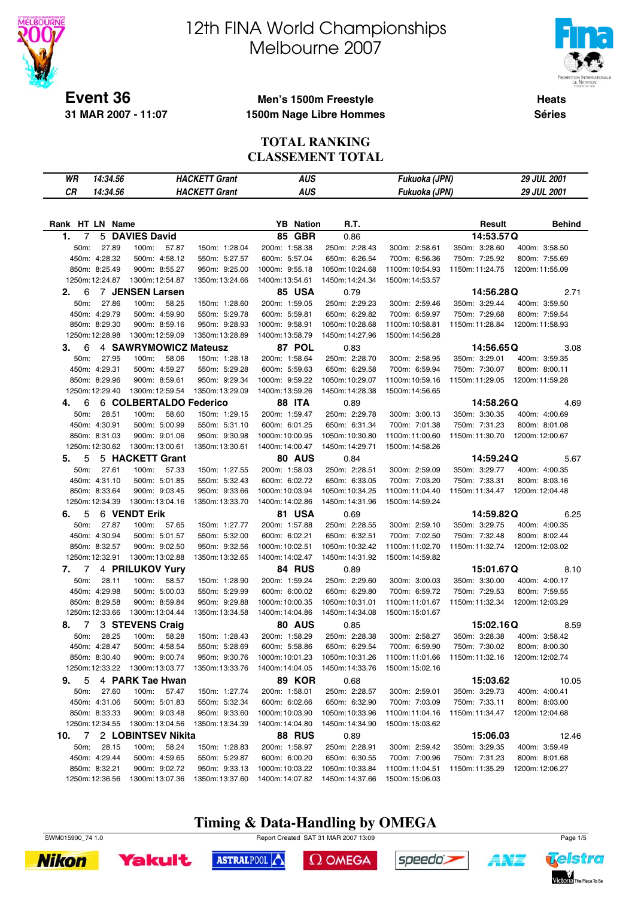# 12th FINA World Championships
# Melbourne 2007

**Event 36**
**31 MAR 2007 - 11:07**

**Men's 1500m Freestyle**
**1500m Nage Libre Hommes**

**Heats**
**Séries**

## TOTAL RANKING
## CLASSEMENT TOTAL

| | | | | | |
|---|---|---|---|---|---|
| WR | 14:34.56 | HACKETT Grant | AUS | Fukuoka (JPN) | 29 JUL 2001 |
| CR | 14:34.56 | HACKETT Grant | AUS | Fukuoka (JPN) | 29 JUL 2001 |

| Rank | HT | LN | Name | YB | Nation | R.T. | Result | Behind |
|---|---|---|---|---|---|---|---|---|
| 1. | 7 | 5 | DAVIES David | 85 | GBR | 0.86 | 14:53.57 Q | |
| 2. | 6 | 7 | JENSEN Larsen | 85 | USA | 0.79 | 14:56.28 Q | 2.71 |
| 3. | 6 | 4 | SAWRYMOWICZ Mateusz | 87 | POL | 0.83 | 14:56.65 Q | 3.08 |
| 4. | 6 | 6 | COLBERTALDO Federico | 88 | ITA | 0.89 | 14:58.26 Q | 4.69 |
| 5. | 5 | 5 | HACKETT Grant | 80 | AUS | 0.84 | 14:59.24 Q | 5.67 |
| 6. | 5 | 6 | VENDT Erik | 81 | USA | 0.69 | 14:59.82 Q | 6.25 |
| 7. | 7 | 4 | PRILUKOV Yury | 84 | RUS | 0.89 | 15:01.67 Q | 8.10 |
| 8. | 7 | 3 | STEVENS Craig | 80 | AUS | 0.85 | 15:02.16 Q | 8.59 |
| 9. | 5 | 4 | PARK Tae Hwan | 89 | KOR | 0.68 | 15:03.62 | 10.05 |
| 10. | 7 | 2 | LOBINTSEV Nikita | 88 | RUS | 0.89 | 15:06.03 | 12.46 |

### Split times

| Rank | Name | 50m | 100m | 150m | 200m | 250m | 300m | 350m | 400m |
|---|---|---|---|---|---|---|---|---|---|
| 1. | DAVIES David | 27.89 | 57.87 | 1:28.04 | 1:58.38 | 2:28.43 | 2:58.61 | 3:28.60 | 3:58.50 |
| 2. | JENSEN Larsen | 27.86 | 58.25 | 1:28.60 | 1:59.05 | 2:29.23 | 2:59.46 | 3:29.44 | 3:59.50 |
| 3. | SAWRYMOWICZ Mateusz | 27.95 | 58.06 | 1:28.18 | 1:58.64 | 2:28.70 | 2:58.95 | 3:29.01 | 3:59.35 |
| 4. | COLBERTALDO Federico | 28.51 | 58.60 | 1:29.15 | 1:59.47 | 2:29.78 | 3:00.13 | 3:30.35 | 4:00.69 |
| 5. | HACKETT Grant | 27.61 | 57.33 | 1:27.55 | 1:58.03 | 2:28.51 | 2:59.09 | 3:29.77 | 4:00.35 |
| 6. | VENDT Erik | 27.87 | 57.65 | 1:27.77 | 1:57.88 | 2:28.55 | 2:59.10 | 3:29.75 | 4:00.35 |
| 7. | PRILUKOV Yury | 28.11 | 58.57 | 1:28.90 | 1:59.24 | 2:29.60 | 3:00.03 | 3:30.00 | 4:00.17 |
| 8. | STEVENS Craig | 28.25 | 58.28 | 1:28.43 | 1:58.29 | 2:28.38 | 2:58.27 | 3:28.38 | 3:58.42 |
| 9. | PARK Tae Hwan | 27.60 | 57.47 | 1:27.74 | 1:58.01 | 2:28.57 | 2:59.01 | 3:29.73 | 4:00.41 |
| 10. | LOBINTSEV Nikita | 28.15 | 58.24 | 1:28.83 | 1:58.97 | 2:28.91 | 2:59.42 | 3:29.35 | 3:59.49 |

| Rank | Name | 450m | 500m | 550m | 600m | 650m | 700m | 750m | 800m |
|---|---|---|---|---|---|---|---|---|---|
| 1. | DAVIES David | 4:28.32 | 4:58.12 | 5:27.57 | 5:57.04 | 6:26.54 | 6:56.36 | 7:25.92 | 7:55.69 |
| 2. | JENSEN Larsen | 4:29.79 | 4:59.90 | 5:29.78 | 5:59.81 | 6:29.82 | 6:59.97 | 7:29.68 | 7:59.54 |
| 3. | SAWRYMOWICZ Mateusz | 4:29.31 | 4:59.27 | 5:29.28 | 5:59.63 | 6:29.58 | 6:59.94 | 7:30.07 | 8:00.11 |
| 4. | COLBERTALDO Federico | 4:30.91 | 5:00.99 | 5:31.10 | 6:01.25 | 6:31.34 | 7:01.38 | 7:31.23 | 8:01.08 |
| 5. | HACKETT Grant | 4:31.10 | 5:01.85 | 5:32.43 | 6:02.72 | 6:33.05 | 7:03.20 | 7:33.31 | 8:03.16 |
| 6. | VENDT Erik | 4:30.94 | 5:01.57 | 5:32.00 | 6:02.21 | 6:32.51 | 7:02.50 | 7:32.48 | 8:02.44 |
| 7. | PRILUKOV Yury | 4:29.98 | 5:00.03 | 5:29.99 | 6:00.02 | 6:29.72 | 6:59.72 | 7:29.53 | 7:59.55 |
| 8. | STEVENS Craig | 4:28.47 | 4:58.54 | 5:28.69 | 5:58.86 | 6:29.54 | 6:59.90 | 7:30.02 | 8:00.30 |
| 9. | PARK Tae Hwan | 4:31.06 | 5:01.83 | 5:32.34 | 6:02.66 | 6:32.90 | 7:03.09 | 7:33.11 | 8:03.00 |
| 10. | LOBINTSEV Nikita | 4:29.44 | 4:59.65 | 5:29.87 | 6:00.20 | 6:29.80 | 7:00.96 | 7:31.23 | 8:01.68 |

| Rank | Name | 850m | 900m | 950m | 1000m | 1050m | 1100m | 1150m | 1200m |
|---|---|---|---|---|---|---|---|---|---|
| 1. | DAVIES David | 8:25.49 | 8:55.27 | 9:25.00 | 9:55.18 | 10:24.68 | 10:54.93 | 11:24.75 | 11:55.09 |
| 2. | JENSEN Larsen | 8:29.30 | 8:59.16 | 9:28.93 | 9:58.91 | 10:28.68 | 10:58.81 | 11:28.84 | 11:58.93 |
| 3. | SAWRYMOWICZ Mateusz | 8:29.96 | 8:59.61 | 9:29.34 | 9:59.22 | 10:29.07 | 10:59.16 | 11:29.05 | 11:59.28 |
| 4. | COLBERTALDO Federico | 8:31.03 | 9:01.06 | 9:30.98 | 10:00.95 | 10:30.80 | 11:00.60 | 11:30.70 | 12:00.67 |
| 5. | HACKETT Grant | 8:33.64 | 9:03.45 | 9:33.66 | 10:03.94 | 10:34.25 | 11:04.40 | 11:34.47 | 12:04.48 |
| 6. | VENDT Erik | 8:32.57 | 9:02.50 | 9:32.56 | 10:02.51 | 10:32.42 | 11:02.70 | 11:32.74 | 12:03.02 |
| 7. | PRILUKOV Yury | 8:29.58 | 8:59.84 | 9:29.88 | 10:00.35 | 10:31.01 | 11:01.67 | 11:32.34 | 12:03.29 |
| 8. | STEVENS Craig | 8:30.40 | 9:00.74 | 9:30.76 | 10:01.23 | 10:31.26 | 11:01.66 | 11:32.16 | 12:02.74 |
| 9. | PARK Tae Hwan | 8:33.33 | 9:03.48 | 9:33.60 | 10:03.90 | 10:33.96 | 11:04.16 | 11:34.47 | 12:04.68 |
| 10. | LOBINTSEV Nikita | 8:32.21 | 9:02.72 | 9:33.13 | 10:03.22 | 10:33.84 | 11:04.51 | 11:35.29 | 12:06.27 |

| Rank | Name | 1250m | 1300m | 1350m | 1400m | 1450m | 1500m |
|---|---|---|---|---|---|---|---|
| 1. | DAVIES David | 12:24.87 | 12:54.87 | 13:24.66 | 13:54.61 | 14:24.34 | 14:53.57 |
| 2. | JENSEN Larsen | 12:28.98 | 12:59.09 | 13:28.89 | 13:58.79 | 14:27.96 | 14:56.28 |
| 3. | SAWRYMOWICZ Mateusz | 12:29.40 | 12:59.54 | 13:29.09 | 13:59.26 | 14:28.38 | 14:56.65 |
| 4. | COLBERTALDO Federico | 12:30.62 | 13:00.61 | 13:30.61 | 14:00.47 | 14:29.71 | 14:58.26 |
| 5. | HACKETT Grant | 12:34.39 | 13:04.16 | 13:33.70 | 14:02.86 | 14:31.96 | 14:59.24 |
| 6. | VENDT Erik | 12:32.91 | 13:02.88 | 13:32.65 | 14:02.47 | 14:31.92 | 14:59.82 |
| 7. | PRILUKOV Yury | 12:33.66 | 13:04.44 | 13:34.58 | 14:04.86 | 14:34.08 | 15:01.67 |
| 8. | STEVENS Craig | 12:33.22 | 13:03.77 | 13:33.76 | 14:04.05 | 14:33.76 | 15:02.16 |
| 9. | PARK Tae Hwan | 12:34.55 | 13:04.56 | 13:34.39 | 14:04.80 | 14:34.90 | 15:03.62 |
| 10. | LOBINTSEV Nikita | 12:36.56 | 13:07.36 | 13:37.60 | 14:07.82 | 14:37.66 | 15:06.03 |

**Timing & Data-Handling by OMEGA**

SWM015900_74 1.0 — Report Created SAT 31 MAR 2007 13:09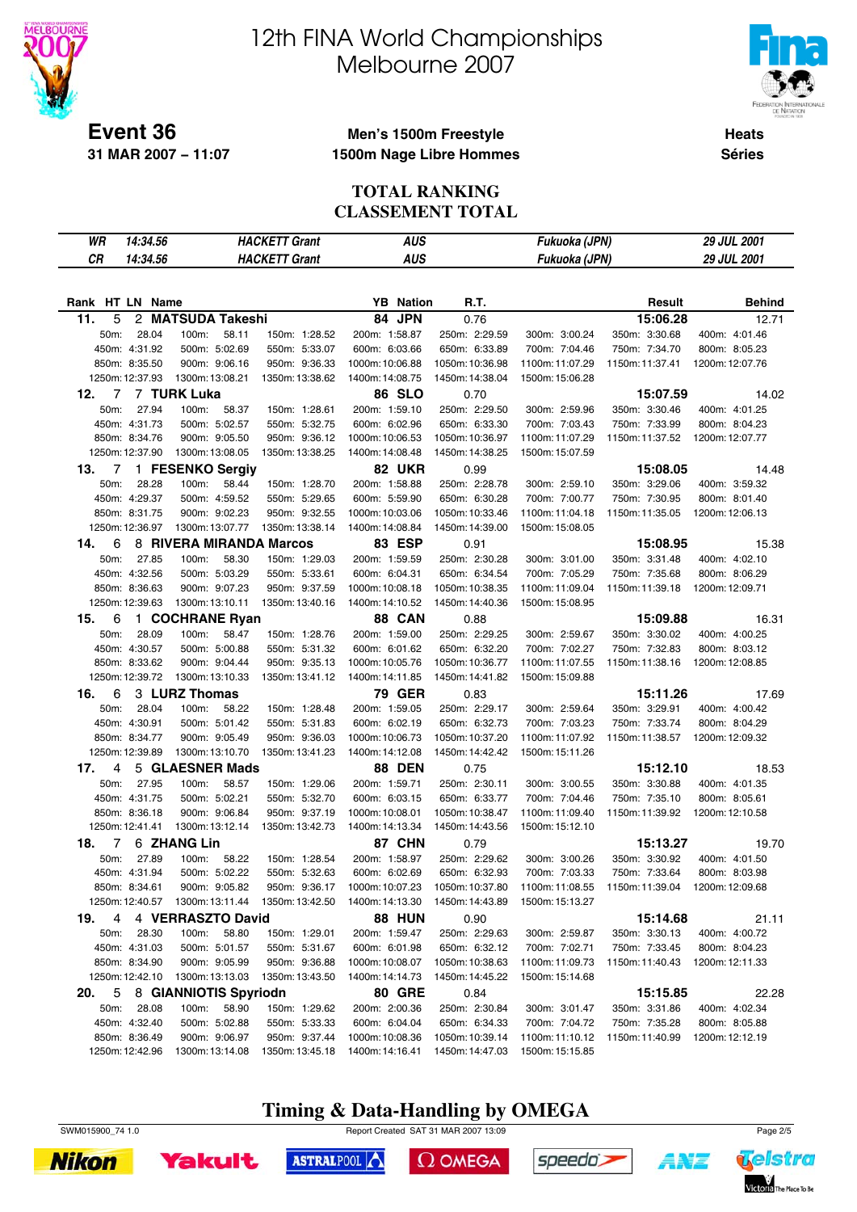# 12th FINA World Championships
# Melbourne 2007

**Event 36** — 31 MAR 2007 – 11:07

**Men's 1500m Freestyle**
**1500m Nage Libre Hommes**

**Heats**
**Séries**

## TOTAL RANKING
## CLASSEMENT TOTAL

| | | | | | |
|---|---|---|---|---|---|
| WR | 14:34.56 | HACKETT Grant | AUS | Fukuoka (JPN) | 29 JUL 2001 |
| CR | 14:34.56 | HACKETT Grant | AUS | Fukuoka (JPN) | 29 JUL 2001 |

| Rank | HT | LN | Name | YB | Nation | R.T. | Result | Behind |
|---|---|---|---|---|---|---|---|---|
| 11. | 5 | 2 | MATSUDA Takeshi | 84 | JPN | 0.76 | 15:06.28 | 12.71 |
| 12. | 7 | 7 | TURK Luka | 86 | SLO | 0.70 | 15:07.59 | 14.02 |
| 13. | 7 | 1 | FESENKO Sergiy | 82 | UKR | 0.99 | 15:08.05 | 14.48 |
| 14. | 6 | 8 | RIVERA MIRANDA Marcos | 83 | ESP | 0.91 | 15:08.95 | 15.38 |
| 15. | 6 | 1 | COCHRANE Ryan | 88 | CAN | 0.88 | 15:09.88 | 16.31 |
| 16. | 6 | 3 | LURZ Thomas | 79 | GER | 0.83 | 15:11.26 | 17.69 |
| 17. | 4 | 5 | GLAESNER Mads | 88 | DEN | 0.75 | 15:12.10 | 18.53 |
| 18. | 7 | 6 | ZHANG Lin | 87 | CHN | 0.79 | 15:13.27 | 19.70 |
| 19. | 4 | 4 | VERRASZTO David | 88 | HUN | 0.90 | 15:14.68 | 21.11 |
| 20. | 5 | 8 | GIANNIOTIS Spyriodn | 80 | GRE | 0.84 | 15:15.85 | 22.28 |

### Split times

| Rank | 50m | 100m | 150m | 200m | 250m | 300m | 350m | 400m | 450m | 500m | 550m | 600m | 650m | 700m | 750m |
|---|---|---|---|---|---|---|---|---|---|---|---|---|---|---|---|
| 11. | 28.04 | 58.11 | 1:28.52 | 1:58.87 | 2:29.59 | 3:00.24 | 3:30.68 | 4:01.46 | 4:31.92 | 5:02.69 | 5:33.07 | 6:03.66 | 6:33.89 | 7:04.46 | 7:34.70 |
| 12. | 27.94 | 58.37 | 1:28.61 | 1:59.10 | 2:29.50 | 2:59.96 | 3:30.46 | 4:01.25 | 4:31.73 | 5:02.57 | 5:32.75 | 6:02.96 | 6:33.30 | 7:03.43 | 7:33.99 |
| 13. | 28.28 | 58.44 | 1:28.70 | 1:58.88 | 2:28.78 | 2:59.10 | 3:29.06 | 3:59.32 | 4:29.37 | 4:59.52 | 5:29.65 | 5:59.90 | 6:30.28 | 7:00.77 | 7:30.95 |
| 14. | 27.85 | 58.30 | 1:29.03 | 1:59.59 | 2:30.28 | 3:01.00 | 3:31.48 | 4:02.10 | 4:32.56 | 5:03.29 | 5:33.61 | 6:04.31 | 6:34.54 | 7:05.29 | 7:35.68 |
| 15. | 28.09 | 58.47 | 1:28.76 | 1:59.00 | 2:29.25 | 2:59.67 | 3:30.02 | 4:00.25 | 4:30.57 | 5:00.88 | 5:31.32 | 6:01.62 | 6:32.20 | 7:02.27 | 7:32.83 |
| 16. | 28.04 | 58.22 | 1:28.48 | 1:59.05 | 2:29.17 | 2:59.64 | 3:29.91 | 4:00.42 | 4:30.91 | 5:01.42 | 5:31.83 | 6:02.19 | 6:32.73 | 7:03.23 | 7:33.74 |
| 17. | 27.95 | 58.57 | 1:29.06 | 1:59.71 | 2:30.11 | 3:00.55 | 3:30.88 | 4:01.35 | 4:31.75 | 5:02.21 | 5:32.70 | 6:03.15 | 6:33.77 | 7:04.46 | 7:35.10 |
| 18. | 27.89 | 58.22 | 1:28.54 | 1:58.97 | 2:29.62 | 3:00.26 | 3:30.92 | 4:01.50 | 4:31.94 | 5:02.22 | 5:32.63 | 6:02.69 | 6:32.93 | 7:03.33 | 7:33.64 |
| 19. | 28.30 | 58.80 | 1:29.01 | 1:59.47 | 2:29.63 | 2:59.87 | 3:30.13 | 4:00.72 | 4:31.03 | 5:01.57 | 5:31.67 | 6:01.98 | 6:32.12 | 7:02.71 | 7:33.45 |
| 20. | 28.08 | 58.90 | 1:29.62 | 2:00.36 | 2:30.84 | 3:01.47 | 3:31.86 | 4:02.34 | 4:32.40 | 5:02.88 | 5:33.33 | 6:04.04 | 6:34.33 | 7:04.72 | 7:35.28 |

| Rank | 800m | 850m | 900m | 950m | 1000m | 1050m | 1100m | 1150m | 1200m | 1250m | 1300m | 1350m | 1400m | 1450m | 1500m |
|---|---|---|---|---|---|---|---|---|---|---|---|---|---|---|---|
| 11. | 8:05.23 | 8:35.50 | 9:06.16 | 9:36.33 | 10:06.88 | 10:36.98 | 11:07.29 | 11:37.41 | 12:07.76 | 12:37.93 | 13:08.21 | 13:38.62 | 14:08.75 | 14:38.04 | 15:06.28 |
| 12. | 8:04.23 | 8:34.76 | 9:05.50 | 9:36.12 | 10:06.53 | 10:36.97 | 11:07.29 | 11:37.52 | 12:07.77 | 12:37.90 | 13:08.05 | 13:38.25 | 14:08.48 | 14:38.25 | 15:07.59 |
| 13. | 8:01.40 | 8:31.75 | 9:02.23 | 9:32.55 | 10:03.06 | 10:33.46 | 11:04.18 | 11:35.05 | 12:06.13 | 12:36.97 | 13:07.77 | 13:38.14 | 14:08.84 | 14:39.00 | 15:08.05 |
| 14. | 8:06.29 | 8:36.63 | 9:07.23 | 9:37.59 | 10:08.18 | 10:38.35 | 11:09.04 | 11:39.18 | 12:09.71 | 12:39.63 | 13:10.11 | 13:40.16 | 14:10.52 | 14:40.36 | 15:08.95 |
| 15. | 8:03.12 | 8:33.62 | 9:04.44 | 9:35.13 | 10:05.76 | 10:36.77 | 11:07.55 | 11:38.16 | 12:08.85 | 12:39.72 | 13:10.33 | 13:41.12 | 14:11.85 | 14:41.82 | 15:09.88 |
| 16. | 8:04.29 | 8:34.77 | 9:05.49 | 9:36.03 | 10:06.73 | 10:37.20 | 11:07.92 | 11:38.57 | 12:09.32 | 12:39.89 | 13:10.70 | 13:41.23 | 14:12.08 | 14:42.42 | 15:11.26 |
| 17. | 8:05.61 | 8:36.18 | 9:06.84 | 9:37.19 | 10:08.01 | 10:38.47 | 11:09.40 | 11:39.92 | 12:10.58 | 12:41.41 | 13:12.14 | 13:42.73 | 14:13.34 | 14:43.56 | 15:12.10 |
| 18. | 8:03.98 | 8:34.61 | 9:05.82 | 9:36.17 | 10:07.23 | 10:37.80 | 11:08.55 | 11:39.04 | 12:09.68 | 12:40.57 | 13:11.44 | 13:42.50 | 14:13.30 | 14:43.89 | 15:13.27 |
| 19. | 8:04.23 | 8:34.90 | 9:05.99 | 9:36.88 | 10:08.07 | 10:38.63 | 11:09.73 | 11:40.43 | 12:11.33 | 12:42.10 | 13:13.03 | 13:43.50 | 14:14.73 | 14:45.22 | 15:14.68 |
| 20. | 8:05.88 | 8:36.49 | 9:06.97 | 9:37.44 | 10:08.36 | 10:39.14 | 11:10.12 | 11:40.99 | 12:12.19 | 12:42.96 | 13:14.08 | 13:45.18 | 14:16.41 | 14:47.03 | 15:15.85 |

**Timing & Data-Handling by OMEGA**

SWM015900_74 1.0 — Report Created SAT 31 MAR 2007 13:09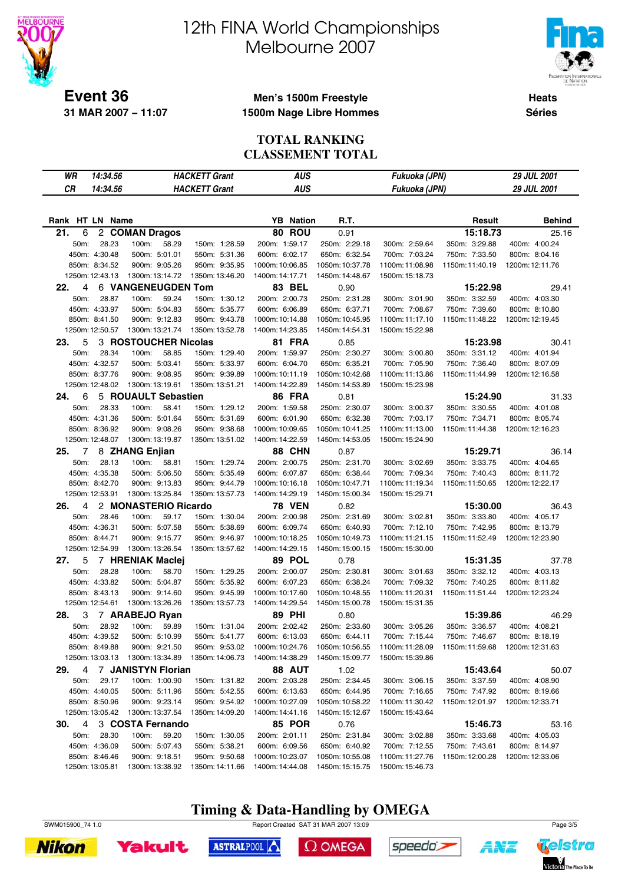# 12th FINA World Championships
# Melbourne 2007

**Event 36**
**31 MAR 2007 – 11:07**

**Men's 1500m Freestyle**
**1500m Nage Libre Hommes**

**Heats**
**Séries**

## TOTAL RANKING
## CLASSEMENT TOTAL

| | | | | | |
|---|---|---|---|---|---|
| WR | 14:34.56 | HACKETT Grant | AUS | Fukuoka (JPN) | 29 JUL 2001 |
| CR | 14:34.56 | HACKETT Grant | AUS | Fukuoka (JPN) | 29 JUL 2001 |

| Rank | HT | LN | Name | YB | Nation | R.T. | Result | Behind |
|---|---|---|---|---|---|---|---|---|
| 21. | 6 | 2 | COMAN Dragos | 80 | ROU | 0.91 | 15:18.73 | 25.16 |
| 22. | 4 | 6 | VANGENEUGDEN Tom | 83 | BEL | 0.90 | 15:22.98 | 29.41 |
| 23. | 5 | 3 | ROSTOUCHER Nicolas | 81 | FRA | 0.85 | 15:23.98 | 30.41 |
| 24. | 6 | 5 | ROUAULT Sebastien | 86 | FRA | 0.81 | 15:24.90 | 31.33 |
| 25. | 7 | 8 | ZHANG Enjian | 88 | CHN | 0.87 | 15:29.71 | 36.14 |
| 26. | 4 | 2 | MONASTERIO Ricardo | 78 | VEN | 0.82 | 15:30.00 | 36.43 |
| 27. | 5 | 7 | HRENIAK Maciej | 89 | POL | 0.78 | 15:31.35 | 37.78 |
| 28. | 3 | 7 | ARABEJO Ryan | 89 | PHI | 0.80 | 15:39.86 | 46.29 |
| 29. | 4 | 7 | JANISTYN Florian | 88 | AUT | 1.02 | 15:43.64 | 50.07 |
| 30. | 4 | 3 | COSTA Fernando | 85 | POR | 0.76 | 15:46.73 | 53.16 |

### Splits

**21. COMAN Dragos (ROU)**

| 50m: 28.23 | 100m: 58.29 | 150m: 1:28.59 | 200m: 1:59.17 | 250m: 2:29.18 | 300m: 2:59.64 | 350m: 3:29.88 | 400m: 4:00.24 |
|---|---|---|---|---|---|---|---|
| 450m: 4:30.48 | 500m: 5:01.01 | 550m: 5:31.36 | 600m: 6:02.17 | 650m: 6:32.54 | 700m: 7:03.24 | 750m: 7:33.50 | 800m: 8:04.16 |
| 850m: 8:34.52 | 900m: 9:05.26 | 950m: 9:35.95 | 1000m: 10:06.85 | 1050m: 10:37.78 | 1100m: 11:08.98 | 1150m: 11:40.19 | 1200m: 12:11.76 |
| 1250m: 12:43.13 | 1300m: 13:14.72 | 1350m: 13:46.20 | 1400m: 14:17.71 | 1450m: 14:48.67 | 1500m: 15:18.73 | | |

**22. VANGENEUGDEN Tom (BEL)**

| 50m: 28.87 | 100m: 59.24 | 150m: 1:30.12 | 200m: 2:00.73 | 250m: 2:31.28 | 300m: 3:01.90 | 350m: 3:32.59 | 400m: 4:03.30 |
|---|---|---|---|---|---|---|---|
| 450m: 4:33.97 | 500m: 5:04.83 | 550m: 5:35.77 | 600m: 6:06.89 | 650m: 6:37.71 | 700m: 7:08.67 | 750m: 7:39.60 | 800m: 8:10.80 |
| 850m: 8:41.50 | 900m: 9:12.83 | 950m: 9:43.78 | 1000m: 10:14.88 | 1050m: 10:45.95 | 1100m: 11:17.10 | 1150m: 11:48.22 | 1200m: 12:19.45 |
| 1250m: 12:50.57 | 1300m: 13:21.74 | 1350m: 13:52.78 | 1400m: 14:23.85 | 1450m: 14:54.31 | 1500m: 15:22.98 | | |

**23. ROSTOUCHER Nicolas (FRA)**

| 50m: 28.34 | 100m: 58.85 | 150m: 1:29.40 | 200m: 1:59.97 | 250m: 2:30.27 | 300m: 3:00.80 | 350m: 3:31.12 | 400m: 4:01.94 |
|---|---|---|---|---|---|---|---|
| 450m: 4:32.57 | 500m: 5:03.41 | 550m: 5:33.97 | 600m: 6:04.70 | 650m: 6:35.21 | 700m: 7:05.90 | 750m: 7:36.40 | 800m: 8:07.09 |
| 850m: 8:37.76 | 900m: 9:08.95 | 950m: 9:39.89 | 1000m: 10:11.19 | 1050m: 10:42.68 | 1100m: 11:13.86 | 1150m: 11:44.99 | 1200m: 12:16.58 |
| 1250m: 12:48.02 | 1300m: 13:19.61 | 1350m: 13:51.21 | 1400m: 14:22.89 | 1450m: 14:53.89 | 1500m: 15:23.98 | | |

**24. ROUAULT Sebastien (FRA)**

| 50m: 28.33 | 100m: 58.41 | 150m: 1:29.12 | 200m: 1:59.58 | 250m: 2:30.07 | 300m: 3:00.37 | 350m: 3:30.55 | 400m: 4:01.08 |
|---|---|---|---|---|---|---|---|
| 450m: 4:31.36 | 500m: 5:01.64 | 550m: 5:31.69 | 600m: 6:01.90 | 650m: 6:32.38 | 700m: 7:03.17 | 750m: 7:34.71 | 800m: 8:05.74 |
| 850m: 8:36.92 | 900m: 9:08.26 | 950m: 9:38.68 | 1000m: 10:09.65 | 1050m: 10:41.25 | 1100m: 11:13.00 | 1150m: 11:44.38 | 1200m: 12:16.23 |
| 1250m: 12:48.07 | 1300m: 13:19.87 | 1350m: 13:51.02 | 1400m: 14:22.59 | 1450m: 14:53.05 | 1500m: 15:24.90 | | |

**25. ZHANG Enjian (CHN)**

| 50m: 28.13 | 100m: 58.81 | 150m: 1:29.74 | 200m: 2:00.75 | 250m: 2:31.70 | 300m: 3:02.69 | 350m: 3:33.75 | 400m: 4:04.65 |
|---|---|---|---|---|---|---|---|
| 450m: 4:35.38 | 500m: 5:06.50 | 550m: 5:35.49 | 600m: 6:07.87 | 650m: 6:38.44 | 700m: 7:09.34 | 750m: 7:40.43 | 800m: 8:11.72 |
| 850m: 8:42.70 | 900m: 9:13.83 | 950m: 9:44.79 | 1000m: 10:16.18 | 1050m: 10:47.71 | 1100m: 11:19.34 | 1150m: 11:50.65 | 1200m: 12:22.17 |
| 1250m: 12:53.91 | 1300m: 13:25.84 | 1350m: 13:57.73 | 1400m: 14:29.19 | 1450m: 15:00.34 | 1500m: 15:29.71 | | |

**26. MONASTERIO Ricardo (VEN)**

| 50m: 28.46 | 100m: 59.17 | 150m: 1:30.04 | 200m: 2:00.98 | 250m: 2:31.69 | 300m: 3:02.81 | 350m: 3:33.80 | 400m: 4:05.17 |
|---|---|---|---|---|---|---|---|
| 450m: 4:36.31 | 500m: 5:07.58 | 550m: 5:38.69 | 600m: 6:09.74 | 650m: 6:40.93 | 700m: 7:12.10 | 750m: 7:42.95 | 800m: 8:13.79 |
| 850m: 8:44.71 | 900m: 9:15.77 | 950m: 9:46.97 | 1000m: 10:18.25 | 1050m: 10:49.73 | 1100m: 11:21.15 | 1150m: 11:52.49 | 1200m: 12:23.90 |
| 1250m: 12:54.99 | 1300m: 13:26.54 | 1350m: 13:57.62 | 1400m: 14:29.15 | 1450m: 15:00.15 | 1500m: 15:30.00 | | |

**27. HRENIAK Maciej (POL)**

| 50m: 28.28 | 100m: 58.70 | 150m: 1:29.25 | 200m: 2:00.07 | 250m: 2:30.81 | 300m: 3:01.63 | 350m: 3:32.12 | 400m: 4:03.13 |
|---|---|---|---|---|---|---|---|
| 450m: 4:33.82 | 500m: 5:04.87 | 550m: 5:35.92 | 600m: 6:07.23 | 650m: 6:38.24 | 700m: 7:09.32 | 750m: 7:40.25 | 800m: 8:11.82 |
| 850m: 8:43.13 | 900m: 9:14.60 | 950m: 9:45.99 | 1000m: 10:17.60 | 1050m: 10:48.55 | 1100m: 11:20.31 | 1150m: 11:51.44 | 1200m: 12:23.24 |
| 1250m: 12:54.61 | 1300m: 13:26.26 | 1350m: 13:57.73 | 1400m: 14:29.54 | 1450m: 15:00.78 | 1500m: 15:31.35 | | |

**28. ARABEJO Ryan (PHI)**

| 50m: 28.92 | 100m: 59.89 | 150m: 1:31.04 | 200m: 2:02.42 | 250m: 2:33.60 | 300m: 3:05.26 | 350m: 3:36.57 | 400m: 4:08.21 |
|---|---|---|---|---|---|---|---|
| 450m: 4:39.52 | 500m: 5:10.99 | 550m: 5:41.77 | 600m: 6:13.03 | 650m: 6:44.11 | 700m: 7:15.44 | 750m: 7:46.67 | 800m: 8:18.19 |
| 850m: 8:49.88 | 900m: 9:21.50 | 950m: 9:53.02 | 1000m: 10:24.76 | 1050m: 10:56.55 | 1100m: 11:28.09 | 1150m: 11:59.68 | 1200m: 12:31.63 |
| 1250m: 13:03.13 | 1300m: 13:34.89 | 1350m: 14:06.73 | 1400m: 14:38.29 | 1450m: 15:09.77 | 1500m: 15:39.86 | | |

**29. JANISTYN Florian (AUT)**

| 50m: 29.17 | 100m: 1:00.90 | 150m: 1:31.82 | 200m: 2:03.28 | 250m: 2:34.45 | 300m: 3:06.15 | 350m: 3:37.59 | 400m: 4:08.90 |
|---|---|---|---|---|---|---|---|
| 450m: 4:40.05 | 500m: 5:11.96 | 550m: 5:42.55 | 600m: 6:13.63 | 650m: 6:44.95 | 700m: 7:16.65 | 750m: 7:47.92 | 800m: 8:19.66 |
| 850m: 8:50.96 | 900m: 9:23.14 | 950m: 9:54.92 | 1000m: 10:27.09 | 1050m: 10:58.22 | 1100m: 11:30.42 | 1150m: 12:01.97 | 1200m: 12:33.71 |
| 1250m: 13:05.42 | 1300m: 13:37.54 | 1350m: 14:09.20 | 1400m: 14:41.16 | 1450m: 15:12.67 | 1500m: 15:43.64 | | |

**30. COSTA Fernando (POR)**

| 50m: 28.30 | 100m: 59.20 | 150m: 1:30.05 | 200m: 2:01.11 | 250m: 2:31.84 | 300m: 3:02.88 | 350m: 3:33.68 | 400m: 4:05.03 |
|---|---|---|---|---|---|---|---|
| 450m: 4:36.09 | 500m: 5:07.43 | 550m: 5:38.21 | 600m: 6:09.56 | 650m: 6:40.92 | 700m: 7:12.55 | 750m: 7:43.61 | 800m: 8:14.97 |
| 850m: 8:46.46 | 900m: 9:18.51 | 950m: 9:50.68 | 1000m: 10:23.07 | 1050m: 10:55.08 | 1100m: 11:27.76 | 1150m: 12:00.28 | 1200m: 12:33.06 |
| 1250m: 13:05.81 | 1300m: 13:38.92 | 1350m: 14:11.66 | 1400m: 14:44.08 | 1450m: 15:15.75 | 1500m: 15:46.73 | | |

**Timing & Data-Handling by OMEGA**

SWM015900_74 1.0 — Report Created SAT 31 MAR 2007 13:09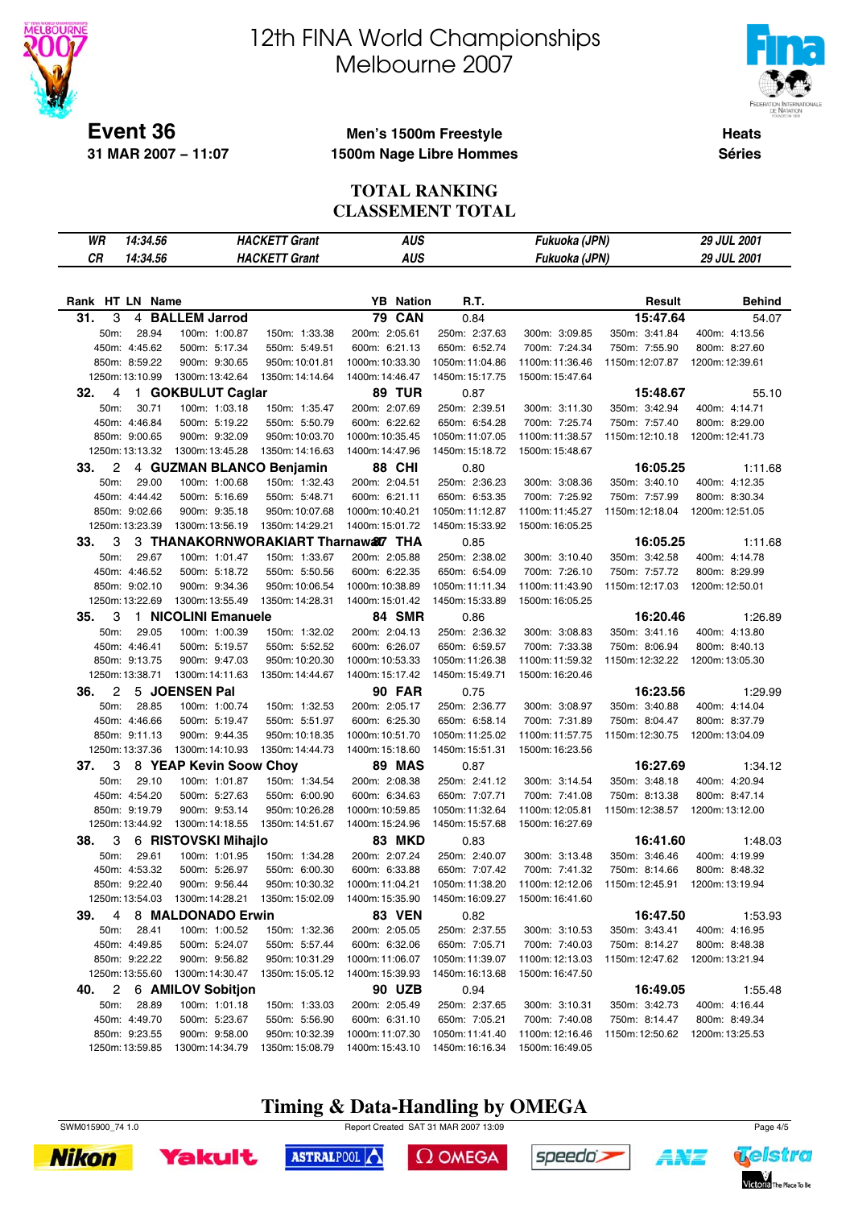# 12th FINA World Championships Melbourne 2007

**Event 36** — 31 MAR 2007 – 11:07

**Men's 1500m Freestyle / 1500m Nage Libre Hommes**

**Heats / Séries**

## TOTAL RANKING
## CLASSEMENT TOTAL

| | | | | |
|---|---|---|---|---|
| WR | 14:34.56 | HACKETT Grant | AUS | Fukuoka (JPN) | 29 JUL 2001 |
| CR | 14:34.56 | HACKETT Grant | AUS | Fukuoka (JPN) | 29 JUL 2001 |

| Rank | HT | LN | Name | YB | Nation | R.T. | Result | Behind |
|---|---|---|---|---|---|---|---|---|
| 31. | 3 | 4 | BALLEM Jarrod | 79 | CAN | 0.84 | 15:47.64 | 54.07 |
| 32. | 4 | 1 | GOKBULUT Caglar | 89 | TUR | 0.87 | 15:48.67 | 55.10 |
| 33. | 2 | 4 | GUZMAN BLANCO Benjamin | 88 | CHI | 0.80 | 16:05.25 | 1:11.68 |
| 33. | 3 | 3 | THANAKORNWORAKIART Tharnawat | 87 | THA | 0.85 | 16:05.25 | 1:11.68 |
| 35. | 3 | 1 | NICOLINI Emanuele | 84 | SMR | 0.86 | 16:20.46 | 1:26.89 |
| 36. | 2 | 5 | JOENSEN Pal | 90 | FAR | 0.75 | 16:23.56 | 1:29.99 |
| 37. | 3 | 8 | YEAP Kevin Soow Choy | 89 | MAS | 0.87 | 16:27.69 | 1:34.12 |
| 38. | 3 | 6 | RISTOVSKI Mihajlo | 83 | MKD | 0.83 | 16:41.60 | 1:48.03 |
| 39. | 4 | 8 | MALDONADO Erwin | 83 | VEN | 0.82 | 16:47.50 | 1:53.93 |
| 40. | 2 | 6 | AMILOV Sobitjon | 90 | UZB | 0.94 | 16:49.05 | 1:55.48 |

### Split times

**31. BALLEM Jarrod (CAN)**
50m: 28.94, 100m: 1:00.87, 150m: 1:33.38, 200m: 2:05.61, 250m: 2:37.63, 300m: 3:09.85, 350m: 3:41.84, 400m: 4:13.56, 450m: 4:45.62, 500m: 5:17.34, 550m: 5:49.51, 600m: 6:21.13, 650m: 6:52.74, 700m: 7:24.34, 750m: 7:55.90, 800m: 8:27.60, 850m: 8:59.22, 900m: 9:30.65, 950m: 10:01.81, 1000m: 10:33.30, 1050m: 11:04.86, 1100m: 11:36.46, 1150m: 12:07.87, 1200m: 12:39.61, 1250m: 13:10.99, 1300m: 13:42.64, 1350m: 14:14.64, 1400m: 14:46.47, 1450m: 15:17.75, 1500m: 15:47.64

**32. GOKBULUT Caglar (TUR)**
50m: 30.71, 100m: 1:03.18, 150m: 1:35.47, 200m: 2:07.69, 250m: 2:39.51, 300m: 3:11.30, 350m: 3:42.94, 400m: 4:14.71, 450m: 4:46.84, 500m: 5:19.22, 550m: 5:50.79, 600m: 6:22.62, 650m: 6:54.28, 700m: 7:25.74, 750m: 7:57.40, 800m: 8:29.00, 850m: 9:00.65, 900m: 9:32.09, 950m: 10:03.70, 1000m: 10:35.45, 1050m: 11:07.05, 1100m: 11:38.57, 1150m: 12:10.18, 1200m: 12:41.73, 1250m: 13:13.32, 1300m: 13:45.28, 1350m: 14:16.63, 1400m: 14:47.96, 1450m: 15:18.72, 1500m: 15:48.67

**33. GUZMAN BLANCO Benjamin (CHI)**
50m: 29.00, 100m: 1:00.68, 150m: 1:32.43, 200m: 2:04.51, 250m: 2:36.23, 300m: 3:08.36, 350m: 3:40.10, 400m: 4:12.35, 450m: 4:44.42, 500m: 5:16.69, 550m: 5:48.71, 600m: 6:21.11, 650m: 6:53.35, 700m: 7:25.92, 750m: 7:57.99, 800m: 8:30.34, 850m: 9:02.66, 900m: 9:35.18, 950m: 10:07.68, 1000m: 10:40.21, 1050m: 11:12.87, 1100m: 11:45.27, 1150m: 12:18.04, 1200m: 12:51.05, 1250m: 13:23.39, 1300m: 13:56.19, 1350m: 14:29.21, 1400m: 15:01.72, 1450m: 15:33.92, 1500m: 16:05.25

**33. THANAKORNWORAKIART Tharnawat (THA)**
50m: 29.67, 100m: 1:01.47, 150m: 1:33.67, 200m: 2:05.88, 250m: 2:38.02, 300m: 3:10.40, 350m: 3:42.58, 400m: 4:14.78, 450m: 4:46.52, 500m: 5:18.72, 550m: 5:50.56, 600m: 6:22.35, 650m: 6:54.09, 700m: 7:26.10, 750m: 7:57.72, 800m: 8:29.99, 850m: 9:02.10, 900m: 9:34.36, 950m: 10:06.54, 1000m: 10:38.89, 1050m: 11:11.34, 1100m: 11:43.90, 1150m: 12:17.03, 1200m: 12:50.01, 1250m: 13:22.69, 1300m: 13:55.49, 1350m: 14:28.31, 1400m: 15:01.42, 1450m: 15:33.89, 1500m: 16:05.25

**35. NICOLINI Emanuele (SMR)**
50m: 29.05, 100m: 1:00.39, 150m: 1:32.02, 200m: 2:04.13, 250m: 2:36.32, 300m: 3:08.83, 350m: 3:41.16, 400m: 4:13.80, 450m: 4:46.41, 500m: 5:19.57, 550m: 5:52.52, 600m: 6:26.07, 650m: 6:59.57, 700m: 7:33.38, 750m: 8:06.94, 800m: 8:40.13, 850m: 9:13.75, 900m: 9:47.03, 950m: 10:20.30, 1000m: 10:53.33, 1050m: 11:26.38, 1100m: 11:59.32, 1150m: 12:32.22, 1200m: 13:05.30, 1250m: 13:38.71, 1300m: 14:11.63, 1350m: 14:44.67, 1400m: 15:17.42, 1450m: 15:49.71, 1500m: 16:20.46

**36. JOENSEN Pal (FAR)**
50m: 28.85, 100m: 1:00.74, 150m: 1:32.53, 200m: 2:05.17, 250m: 2:36.77, 300m: 3:08.97, 350m: 3:40.88, 400m: 4:14.04, 450m: 4:46.66, 500m: 5:19.47, 550m: 5:51.97, 600m: 6:25.30, 650m: 6:58.14, 700m: 7:31.89, 750m: 8:04.47, 800m: 8:37.79, 850m: 9:11.13, 900m: 9:44.35, 950m: 10:18.35, 1000m: 10:51.70, 1050m: 11:25.02, 1100m: 11:57.75, 1150m: 12:30.75, 1200m: 13:04.09, 1250m: 13:37.36, 1300m: 14:10.93, 1350m: 14:44.73, 1400m: 15:18.60, 1450m: 15:51.31, 1500m: 16:23.56

**37. YEAP Kevin Soow Choy (MAS)**
50m: 29.10, 100m: 1:01.87, 150m: 1:34.54, 200m: 2:08.38, 250m: 2:41.12, 300m: 3:14.54, 350m: 3:48.18, 400m: 4:20.94, 450m: 4:54.20, 500m: 5:27.63, 550m: 6:00.90, 600m: 6:34.63, 650m: 7:07.71, 700m: 7:41.08, 750m: 8:13.38, 800m: 8:47.14, 850m: 9:19.79, 900m: 9:53.14, 950m: 10:26.28, 1000m: 10:59.85, 1050m: 11:32.64, 1100m: 12:05.81, 1150m: 12:38.57, 1200m: 13:12.00, 1250m: 13:44.92, 1300m: 14:18.55, 1350m: 14:51.67, 1400m: 15:24.96, 1450m: 15:57.68, 1500m: 16:27.69

**38. RISTOVSKI Mihajlo (MKD)**
50m: 29.61, 100m: 1:01.95, 150m: 1:34.28, 200m: 2:07.24, 250m: 2:40.07, 300m: 3:13.48, 350m: 3:46.46, 400m: 4:19.99, 450m: 4:53.32, 500m: 5:26.97, 550m: 6:00.30, 600m: 6:33.88, 650m: 7:07.42, 700m: 7:41.32, 750m: 8:14.66, 800m: 8:48.32, 850m: 9:22.40, 900m: 9:56.44, 950m: 10:30.32, 1000m: 11:04.21, 1050m: 11:38.20, 1100m: 12:12.06, 1150m: 12:45.91, 1200m: 13:19.94, 1250m: 13:54.03, 1300m: 14:28.21, 1350m: 15:02.09, 1400m: 15:35.90, 1450m: 16:09.27, 1500m: 16:41.60

**39. MALDONADO Erwin (VEN)**
50m: 28.41, 100m: 1:00.52, 150m: 1:32.36, 200m: 2:05.06, 250m: 2:37.55, 300m: 3:10.53, 350m: 3:43.41, 400m: 4:16.95, 450m: 4:49.85, 500m: 5:24.07, 550m: 5:57.44, 600m: 6:32.06, 650m: 7:05.71, 700m: 7:40.03, 750m: 8:14.27, 800m: 8:48.38, 850m: 9:22.22, 900m: 9:56.82, 950m: 10:31.29, 1000m: 11:06.07, 1050m: 11:39.07, 1100m: 12:13.03, 1150m: 12:47.62, 1200m: 13:21.94, 1250m: 13:55.60, 1300m: 14:30.47, 1350m: 15:05.12, 1400m: 15:39.93, 1450m: 16:13.68, 1500m: 16:47.50

**40. AMILOV Sobitjon (UZB)**
50m: 28.89, 100m: 1:01.18, 150m: 1:33.03, 200m: 2:05.49, 250m: 2:37.65, 300m: 3:10.31, 350m: 3:42.73, 400m: 4:16.44, 450m: 4:49.70, 500m: 5:23.67, 550m: 5:56.90, 600m: 6:31.10, 650m: 7:05.21, 700m: 7:40.08, 750m: 8:14.47, 800m: 8:49.34, 850m: 9:23.55, 900m: 9:58.00, 950m: 10:32.39, 1000m: 11:07.30, 1050m: 11:41.40, 1100m: 12:16.46, 1150m: 12:50.62, 1200m: 13:25.53, 1250m: 13:59.85, 1300m: 14:34.79, 1350m: 15:08.79, 1400m: 15:43.10, 1450m: 16:16.34, 1500m: 16:49.05

**Timing & Data-Handling by OMEGA**

SWM015900_74 1.0 — Report Created SAT 31 MAR 2007 13:09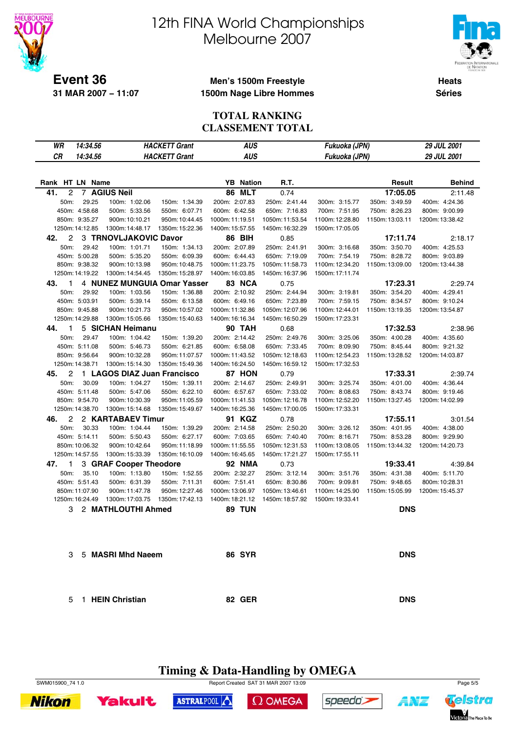# 12th FINA World Championships
# Melbourne 2007

**Event 36** — **Men's 1500m Freestyle / 1500m Nage Libre Hommes** — **Heats / Séries**

**31 MAR 2007 – 11:07**

## TOTAL RANKING
## CLASSEMENT TOTAL

| | | | | | |
|---|---|---|---|---|---|
| *WR* | *14:34.56* | *HACKETT Grant* | *AUS* | *Fukuoka (JPN)* | *29 JUL 2001* |
| *CR* | *14:34.56* | *HACKETT Grant* | *AUS* | *Fukuoka (JPN)* | *29 JUL 2001* |

| Rank | HT | LN | Name | YB | Nation | R.T. | Result | Behind |
|---|---|---|---|---|---|---|---|---|
| **41.** | 2 | 7 | **AGIUS Neil** | **86** | **MLT** | 0.74 | **17:05.05** | 2:11.48 |
| **42.** | 2 | 3 | **TRNOVLJAKOVIC Davor** | **86** | **BIH** | 0.85 | **17:11.74** | 2:18.17 |
| **43.** | 1 | 4 | **NUNEZ MUNGUIA Omar Yasser** | **83** | **NCA** | 0.75 | **17:23.31** | 2:29.74 |
| **44.** | 1 | 5 | **SICHAN Heimanu** | **90** | **TAH** | 0.68 | **17:32.53** | 2:38.96 |
| **45.** | 2 | 1 | **LAGOS DIAZ Juan Francisco** | **87** | **HON** | 0.79 | **17:33.31** | 2:39.74 |
| **46.** | 2 | 2 | **KARTABAEV Timur** | **91** | **KGZ** | 0.78 | **17:55.11** | 3:01.54 |
| **47.** | 1 | 3 | **GRAF Cooper Theodore** | **92** | **NMA** | 0.73 | **19:33.41** | 4:39.84 |
| | 3 | 2 | **MATHLOUTHI Ahmed** | **89** | **TUN** | | **DNS** | |
| | 3 | 5 | **MASRI Mhd Naeem** | **86** | **SYR** | | **DNS** | |
| | 5 | 1 | **HEIN Christian** | **82** | **GER** | | **DNS** | |

### Split times

**41. AGIUS Neil (MLT)**

| 50m | 100m | 150m | 200m | 250m | 300m | 350m | 400m |
|---|---|---|---|---|---|---|---|
| 29.25 | 1:02.06 | 1:34.39 | 2:07.83 | 2:41.44 | 3:15.77 | 3:49.59 | 4:24.36 |
| **450m** | **500m** | **550m** | **600m** | **650m** | **700m** | **750m** | **800m** |
| 4:58.68 | 5:33.56 | 6:07.71 | 6:42.58 | 7:16.83 | 7:51.95 | 8:26.23 | 9:00.99 |
| **850m** | **900m** | **950m** | **1000m** | **1050m** | **1100m** | **1150m** | **1200m** |
| 9:35.27 | 10:10.21 | 10:44.45 | 11:19.51 | 11:53.54 | 12:28.80 | 13:03.11 | 13:38.42 |
| **1250m** | **1300m** | **1350m** | **1400m** | **1450m** | **1500m** | | |
| 14:12.85 | 14:48.17 | 15:22.36 | 15:57.55 | 16:32.29 | 17:05.05 | | |

**42. TRNOVLJAKOVIC Davor (BIH)**

| 50m | 100m | 150m | 200m | 250m | 300m | 350m | 400m |
|---|---|---|---|---|---|---|---|
| 29.42 | 1:01.71 | 1:34.13 | 2:07.89 | 2:41.91 | 3:16.68 | 3:50.70 | 4:25.53 |
| **450m** | **500m** | **550m** | **600m** | **650m** | **700m** | **750m** | **800m** |
| 5:00.28 | 5:35.20 | 6:09.39 | 6:44.43 | 7:19.09 | 7:54.19 | 8:28.72 | 9:03.89 |
| **850m** | **900m** | **950m** | **1000m** | **1050m** | **1100m** | **1150m** | **1200m** |
| 9:38.32 | 10:13.98 | 10:48.75 | 11:23.75 | 11:58.73 | 12:34.20 | 13:09.00 | 13:44.38 |
| **1250m** | **1300m** | **1350m** | **1400m** | **1450m** | **1500m** | | |
| 14:19.22 | 14:54.45 | 15:28.97 | 16:03.85 | 16:37.96 | 17:11.74 | | |

**43. NUNEZ MUNGUIA Omar Yasser (NCA)**

| 50m | 100m | 150m | 200m | 250m | 300m | 350m | 400m |
|---|---|---|---|---|---|---|---|
| 29.92 | 1:03.56 | 1:36.88 | 2:10.92 | 2:44.94 | 3:19.81 | 3:54.20 | 4:29.41 |
| **450m** | **500m** | **550m** | **600m** | **650m** | **700m** | **750m** | **800m** |
| 5:03.91 | 5:39.14 | 6:13.58 | 6:49.16 | 7:23.89 | 7:59.15 | 8:34.57 | 9:10.24 |
| **850m** | **900m** | **950m** | **1000m** | **1050m** | **1100m** | **1150m** | **1200m** |
| 9:45.88 | 10:21.73 | 10:57.02 | 11:32.86 | 12:07.96 | 12:44.01 | 13:19.35 | 13:54.87 |
| **1250m** | **1300m** | **1350m** | **1400m** | **1450m** | **1500m** | | |
| 14:29.88 | 15:05.66 | 15:40.63 | 16:16.34 | 16:50.29 | 17:23.31 | | |

**44. SICHAN Heimanu (TAH)**

| 50m | 100m | 150m | 200m | 250m | 300m | 350m | 400m |
|---|---|---|---|---|---|---|---|
| 29.47 | 1:04.42 | 1:39.20 | 2:14.42 | 2:49.76 | 3:25.06 | 4:00.28 | 4:35.60 |
| **450m** | **500m** | **550m** | **600m** | **650m** | **700m** | **750m** | **800m** |
| 5:11.08 | 5:46.73 | 6:21.85 | 6:58.08 | 7:33.45 | 8:09.90 | 8:45.44 | 9:21.32 |
| **850m** | **900m** | **950m** | **1000m** | **1050m** | **1100m** | **1150m** | **1200m** |
| 9:56.64 | 10:32.28 | 11:07.57 | 11:43.52 | 12:18.63 | 12:54.23 | 13:28.52 | 14:03.87 |
| **1250m** | **1300m** | **1350m** | **1400m** | **1450m** | **1500m** | | |
| 14:38.71 | 15:14.30 | 15:49.36 | 16:24.50 | 16:59.12 | 17:32.53 | | |

**45. LAGOS DIAZ Juan Francisco (HON)**

| 50m | 100m | 150m | 200m | 250m | 300m | 350m | 400m |
|---|---|---|---|---|---|---|---|
| 30.09 | 1:04.27 | 1:39.11 | 2:14.67 | 2:49.91 | 3:25.74 | 4:01.00 | 4:36.44 |
| **450m** | **500m** | **550m** | **600m** | **650m** | **700m** | **750m** | **800m** |
| 5:11.48 | 5:47.06 | 6:22.10 | 6:57.67 | 7:33.02 | 8:08.63 | 8:43.74 | 9:19.46 |
| **850m** | **900m** | **950m** | **1000m** | **1050m** | **1100m** | **1150m** | **1200m** |
| 9:54.70 | 10:30.39 | 11:05.59 | 11:41.53 | 12:16.78 | 12:52.20 | 13:27.45 | 14:02.99 |
| **1250m** | **1300m** | **1350m** | **1400m** | **1450m** | **1500m** | | |
| 14:38.70 | 15:14.68 | 15:49.67 | 16:25.36 | 17:00.05 | 17:33.31 | | |

**46. KARTABAEV Timur (KGZ)**

| 50m | 100m | 150m | 200m | 250m | 300m | 350m | 400m |
|---|---|---|---|---|---|---|---|
| 30.33 | 1:04.44 | 1:39.29 | 2:14.58 | 2:50.20 | 3:26.12 | 4:01.95 | 4:38.00 |
| **450m** | **500m** | **550m** | **600m** | **650m** | **700m** | **750m** | **800m** |
| 5:14.11 | 5:50.43 | 6:27.17 | 7:03.65 | 7:40.40 | 8:16.71 | 8:53.28 | 9:29.90 |
| **850m** | **900m** | **950m** | **1000m** | **1050m** | **1100m** | **1150m** | **1200m** |
| 10:06.32 | 10:42.64 | 11:18.99 | 11:55.55 | 12:31.53 | 13:08.05 | 13:44.32 | 14:20.73 |
| **1250m** | **1300m** | **1350m** | **1400m** | **1450m** | **1500m** | | |
| 14:57.55 | 15:33.39 | 16:10.09 | 16:45.65 | 17:21.27 | 17:55.11 | | |

**47. GRAF Cooper Theodore (NMA)**

| 50m | 100m | 150m | 200m | 250m | 300m | 350m | 400m |
|---|---|---|---|---|---|---|---|
| 35.10 | 1:13.80 | 1:52.55 | 2:32.27 | 3:12.14 | 3:51.76 | 4:31.38 | 5:11.70 |
| **450m** | **500m** | **550m** | **600m** | **650m** | **700m** | **750m** | **800m** |
| 5:51.43 | 6:31.39 | 7:11.31 | 7:51.41 | 8:30.86 | 9:09.81 | 9:48.65 | 10:28.31 |
| **850m** | **900m** | **950m** | **1000m** | **1050m** | **1100m** | **1150m** | **1200m** |
| 11:07.90 | 11:47.78 | 12:27.46 | 13:06.97 | 13:46.61 | 14:25.90 | 15:05.99 | 15:45.37 |
| **1250m** | **1300m** | **1350m** | **1400m** | **1450m** | **1500m** | | |
| 16:24.49 | 17:03.75 | 17:42.13 | 18:21.12 | 18:57.92 | 19:33.41 | | |

**Timing & Data-Handling by OMEGA**

SWM015900_74 1.0 — Report Created SAT 31 MAR 2007 13:09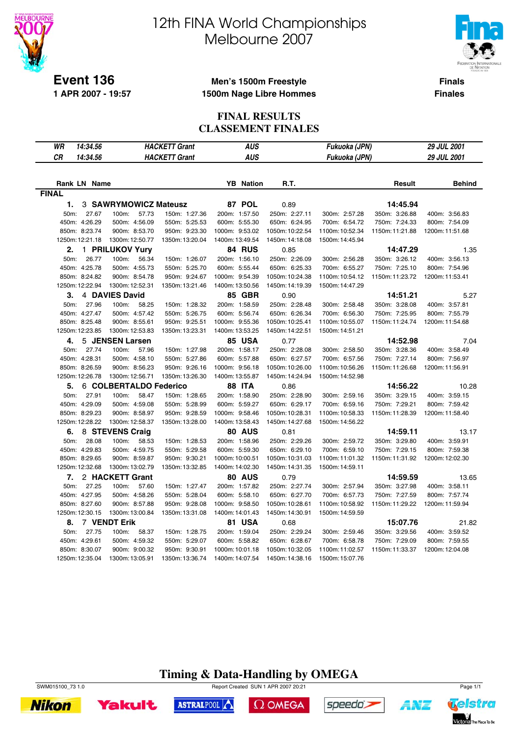# 12th FINA World Championships Melbourne 2007

## Event 136

**1 APR 2007 - 19:57**

**Men's 1500m Freestyle**
**1500m Nage Libre Hommes**

**Finals**
**Finales**

### FINAL RESULTS
### CLASSEMENT FINALES

| | | | | | |
|---|---|---|---|---|---|
| *WR* | *14:34.56* | *HACKETT Grant* | *AUS* | *Fukuoka (JPN)* | *29 JUL 2001* |
| *CR* | *14:34.56* | *HACKETT Grant* | *AUS* | *Fukuoka (JPN)* | *29 JUL 2001* |

**FINAL**

| Rank | LN | Name | YB | Nation | R.T. | Result | Behind |
|---|---|---|---|---|---|---|---|
| 1. | 3 | SAWRYMOWICZ Mateusz | 87 | POL | 0.89 | 14:45.94 | |
| 2. | 1 | PRILUKOV Yury | 84 | RUS | 0.85 | 14:47.29 | 1.35 |
| 3. | 4 | DAVIES David | 85 | GBR | 0.90 | 14:51.21 | 5.27 |
| 4. | 5 | JENSEN Larsen | 85 | USA | 0.77 | 14:52.98 | 7.04 |
| 5. | 6 | COLBERTALDO Federico | 88 | ITA | 0.86 | 14:56.22 | 10.28 |
| 6. | 8 | STEVENS Craig | 80 | AUS | 0.81 | 14:59.11 | 13.17 |
| 7. | 2 | HACKETT Grant | 80 | AUS | 0.79 | 14:59.59 | 13.65 |
| 8. | 7 | VENDT Erik | 81 | USA | 0.68 | 15:07.76 | 21.82 |

**Splits**

| Split | SAWRYMOWICZ | PRILUKOV | DAVIES | JENSEN | COLBERTALDO | STEVENS | HACKETT | VENDT |
|---|---|---|---|---|---|---|---|---|
| 50m | 27.67 | 26.77 | 27.96 | 27.74 | 27.91 | 28.08 | 27.25 | 27.75 |
| 100m | 57.73 | 56.34 | 58.25 | 57.96 | 58.47 | 58.53 | 57.60 | 58.37 |
| 150m | 1:27.36 | 1:26.07 | 1:28.32 | 1:27.98 | 1:28.65 | 1:28.53 | 1:27.47 | 1:28.75 |
| 200m | 1:57.50 | 1:56.10 | 1:58.59 | 1:58.17 | 1:58.90 | 1:58.96 | 1:57.82 | 1:59.04 |
| 250m | 2:27.11 | 2:26.09 | 2:28.48 | 2:28.08 | 2:28.90 | 2:29.26 | 2:27.74 | 2:29.24 |
| 300m | 2:57.28 | 2:56.28 | 2:58.48 | 2:58.50 | 2:59.16 | 2:59.72 | 2:57.94 | 2:59.46 |
| 350m | 3:26.88 | 3:26.12 | 3:28.08 | 3:28.36 | 3:29.15 | 3:29.80 | 3:27.98 | 3:29.56 |
| 400m | 3:56.83 | 3:56.13 | 3:57.81 | 3:58.49 | 3:59.15 | 3:59.91 | 3:58.11 | 3:59.52 |
| 450m | 4:26.29 | 4:25.78 | 4:27.47 | 4:28.31 | 4:29.09 | 4:29.83 | 4:27.95 | 4:29.61 |
| 500m | 4:56.09 | 4:55.73 | 4:57.42 | 4:58.10 | 4:59.08 | 4:59.75 | 4:58.26 | 4:59.32 |
| 550m | 5:25.53 | 5:25.70 | 5:26.75 | 5:27.86 | 5:28.99 | 5:29.58 | 5:28.04 | 5:29.07 |
| 600m | 5:55.30 | 5:55.44 | 5:56.74 | 5:57.88 | 5:59.27 | 5:59.30 | 5:58.10 | 5:58.82 |
| 650m | 6:24.95 | 6:25.33 | 6:26.34 | 6:27.57 | 6:29.17 | 6:29.10 | 6:27.70 | 6:28.67 |
| 700m | 6:54.72 | 6:55.27 | 6:56.30 | 6:57.56 | 6:59.16 | 6:59.10 | 6:57.73 | 6:58.78 |
| 750m | 7:24.33 | 7:25.10 | 7:25.95 | 7:27.14 | 7:29.21 | 7:29.15 | 7:27.59 | 7:29.09 |
| 800m | 7:54.09 | 7:54.96 | 7:55.79 | 7:56.97 | 7:59.42 | 7:59.38 | 7:57.74 | 7:59.55 |
| 850m | 8:23.74 | 8:24.82 | 8:25.48 | 8:26.59 | 8:29.23 | 8:29.65 | 8:27.60 | 8:30.07 |
| 900m | 8:53.70 | 8:54.78 | 8:55.61 | 8:56.23 | 8:58.97 | 8:59.87 | 8:57.88 | 9:00.32 |
| 950m | 9:23.30 | 9:24.67 | 9:25.51 | 9:26.16 | 9:28.59 | 9:30.21 | 9:28.08 | 9:30.91 |
| 1000m | 9:53.02 | 9:54.39 | 9:55.36 | 9:56.18 | 9:58.46 | 10:00.51 | 9:58.50 | 10:01.18 |
| 1050m | 10:22.54 | 10:24.38 | 10:25.41 | 10:26.00 | 10:28.31 | 10:31.03 | 10:28.61 | 10:32.05 |
| 1100m | 10:52.34 | 10:54.12 | 10:55.07 | 10:56.26 | 10:58.33 | 11:01.32 | 10:58.92 | 11:02.57 |
| 1150m | 11:21.88 | 11:23.72 | 11:24.74 | 11:26.68 | 11:28.39 | 11:31.92 | 11:29.22 | 11:33.37 |
| 1200m | 11:51.68 | 11:53.41 | 11:54.68 | 11:56.91 | 11:58.40 | 12:02.30 | 11:59.94 | 12:04.08 |
| 1250m | 12:21.18 | 12:22.94 | 12:23.85 | 12:26.78 | 12:28.22 | 12:32.68 | 12:30.15 | 12:35.04 |
| 1300m | 12:50.77 | 12:52.31 | 12:53.83 | 12:56.71 | 12:58.37 | 13:02.79 | 13:00.84 | 13:05.91 |
| 1350m | 13:20.04 | 13:21.46 | 13:23.31 | 13:26.30 | 13:28.00 | 13:32.85 | 13:31.08 | 13:36.74 |
| 1400m | 13:49.54 | 13:50.56 | 13:53.25 | 13:55.87 | 13:58.43 | 14:02.30 | 14:01.43 | 14:07.54 |
| 1450m | 14:18.08 | 14:19.39 | 14:22.51 | 14:24.94 | 14:27.68 | 14:31.35 | 14:30.91 | 14:38.16 |
| 1500m | 14:45.94 | 14:47.29 | 14:51.21 | 14:52.98 | 14:56.22 | 14:59.11 | 14:59.59 | 15:07.76 |

**Timing & Data-Handling by OMEGA**

SWM015100_73 1.0 — Report Created SUN 1 APR 2007 20:21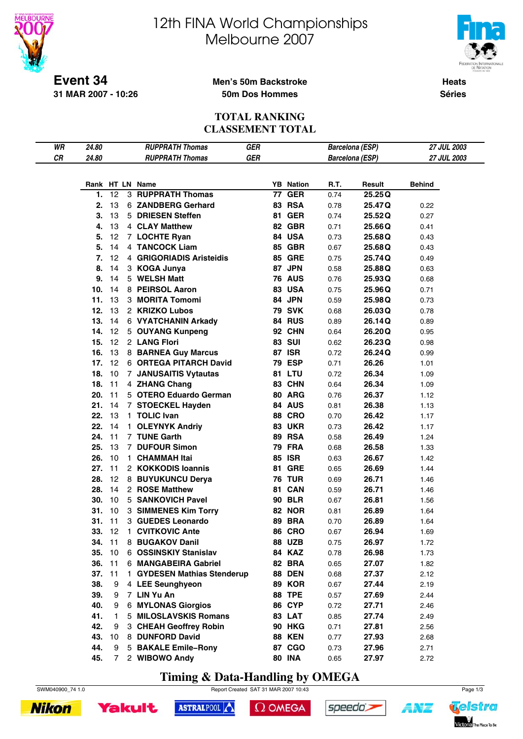# 12th FINA World Championships
# Melbourne 2007

**Event 34**
**31 MAR 2007 - 10:26**

**Men's 50m Backstroke**
**50m Dos Hommes**

**Heats**
**Séries**

## TOTAL RANKING
## CLASSEMENT TOTAL

| | | | | | |
|---|---|---|---|---|---|
| *WR* | *24.80* | *RUPPRATH Thomas* | *GER* | *Barcelona (ESP)* | *27 JUL 2003* |
| *CR* | *24.80* | *RUPPRATH Thomas* | *GER* | *Barcelona (ESP)* | *27 JUL 2003* |

| Rank | HT | LN | Name | YB | Nation | R.T. | Result | Behind |
|---|---|---|---|---|---|---|---|---|
| 1. | 12 | 3 | RUPPRATH Thomas | 77 | GER | 0.74 | 25.25 Q | |
| 2. | 13 | 6 | ZANDBERG Gerhard | 83 | RSA | 0.78 | 25.47 Q | 0.22 |
| 3. | 13 | 5 | DRIESEN Steffen | 81 | GER | 0.74 | 25.52 Q | 0.27 |
| 4. | 13 | 4 | CLAY Matthew | 82 | GBR | 0.71 | 25.66 Q | 0.41 |
| 5. | 12 | 7 | LOCHTE Ryan | 84 | USA | 0.73 | 25.68 Q | 0.43 |
| 5. | 14 | 4 | TANCOCK Liam | 85 | GBR | 0.67 | 25.68 Q | 0.43 |
| 7. | 12 | 4 | GRIGORIADIS Aristeidis | 85 | GRE | 0.75 | 25.74 Q | 0.49 |
| 8. | 14 | 3 | KOGA Junya | 87 | JPN | 0.58 | 25.88 Q | 0.63 |
| 9. | 14 | 5 | WELSH Matt | 76 | AUS | 0.76 | 25.93 Q | 0.68 |
| 10. | 14 | 8 | PEIRSOL Aaron | 83 | USA | 0.75 | 25.96 Q | 0.71 |
| 11. | 13 | 3 | MORITA Tomomi | 84 | JPN | 0.59 | 25.98 Q | 0.73 |
| 12. | 13 | 2 | KRIZKO Lubos | 79 | SVK | 0.68 | 26.03 Q | 0.78 |
| 13. | 14 | 6 | VYATCHANIN Arkady | 84 | RUS | 0.89 | 26.14 Q | 0.89 |
| 14. | 12 | 5 | OUYANG Kunpeng | 92 | CHN | 0.64 | 26.20 Q | 0.95 |
| 15. | 12 | 2 | LANG Flori | 83 | SUI | 0.62 | 26.23 Q | 0.98 |
| 16. | 13 | 8 | BARNEA Guy Marcus | 87 | ISR | 0.72 | 26.24 Q | 0.99 |
| 17. | 12 | 6 | ORTEGA PITARCH David | 79 | ESP | 0.71 | 26.26 | 1.01 |
| 18. | 10 | 7 | JANUSAITIS Vytautas | 81 | LTU | 0.72 | 26.34 | 1.09 |
| 18. | 11 | 4 | ZHANG Chang | 83 | CHN | 0.64 | 26.34 | 1.09 |
| 20. | 11 | 5 | OTERO Eduardo German | 80 | ARG | 0.76 | 26.37 | 1.12 |
| 21. | 14 | 7 | STOECKEL Hayden | 84 | AUS | 0.81 | 26.38 | 1.13 |
| 22. | 13 | 1 | TOLIC Ivan | 88 | CRO | 0.70 | 26.42 | 1.17 |
| 22. | 14 | 1 | OLEYNYK Andriy | 83 | UKR | 0.73 | 26.42 | 1.17 |
| 24. | 11 | 7 | TUNE Garth | 89 | RSA | 0.58 | 26.49 | 1.24 |
| 25. | 13 | 7 | DUFOUR Simon | 79 | FRA | 0.68 | 26.58 | 1.33 |
| 26. | 10 | 1 | CHAMMAH Itai | 85 | ISR | 0.63 | 26.67 | 1.42 |
| 27. | 11 | 2 | KOKKODIS Ioannis | 81 | GRE | 0.65 | 26.69 | 1.44 |
| 28. | 12 | 8 | BUYUKUNCU Derya | 76 | TUR | 0.69 | 26.71 | 1.46 |
| 28. | 14 | 2 | ROSE Matthew | 81 | CAN | 0.59 | 26.71 | 1.46 |
| 30. | 10 | 5 | SANKOVICH Pavel | 90 | BLR | 0.67 | 26.81 | 1.56 |
| 31. | 10 | 3 | SIMMENES Kim Torry | 82 | NOR | 0.81 | 26.89 | 1.64 |
| 31. | 11 | 3 | GUEDES Leonardo | 89 | BRA | 0.70 | 26.89 | 1.64 |
| 33. | 12 | 1 | CVITKOVIC Ante | 86 | CRO | 0.67 | 26.94 | 1.69 |
| 34. | 11 | 8 | BUGAKOV Danil | 88 | UZB | 0.75 | 26.97 | 1.72 |
| 35. | 10 | 6 | OSSINSKIY Stanislav | 84 | KAZ | 0.78 | 26.98 | 1.73 |
| 36. | 11 | 6 | MANGABEIRA Gabriel | 82 | BRA | 0.65 | 27.07 | 1.82 |
| 37. | 11 | 1 | GYDESEN Mathias Stenderup | 88 | DEN | 0.68 | 27.37 | 2.12 |
| 38. | 9 | 4 | LEE Seunghyeon | 89 | KOR | 0.67 | 27.44 | 2.19 |
| 39. | 9 | 7 | LIN Yu An | 88 | TPE | 0.57 | 27.69 | 2.44 |
| 40. | 9 | 6 | MYLONAS Giorgios | 86 | CYP | 0.72 | 27.71 | 2.46 |
| 41. | 1 | 5 | MILOSLAVSKIS Romans | 83 | LAT | 0.85 | 27.74 | 2.49 |
| 42. | 9 | 3 | CHEAH Geoffrey Robin | 90 | HKG | 0.71 | 27.81 | 2.56 |
| 43. | 10 | 8 | DUNFORD David | 88 | KEN | 0.77 | 27.93 | 2.68 |
| 44. | 9 | 5 | BAKALE Emile–Rony | 87 | CGO | 0.73 | 27.96 | 2.71 |
| 45. | 7 | 2 | WIBOWO Andy | 80 | INA | 0.65 | 27.97 | 2.72 |

**Timing & Data-Handling by OMEGA**

SWM040900_74 1.0 Report Created SAT 31 MAR 2007 10:43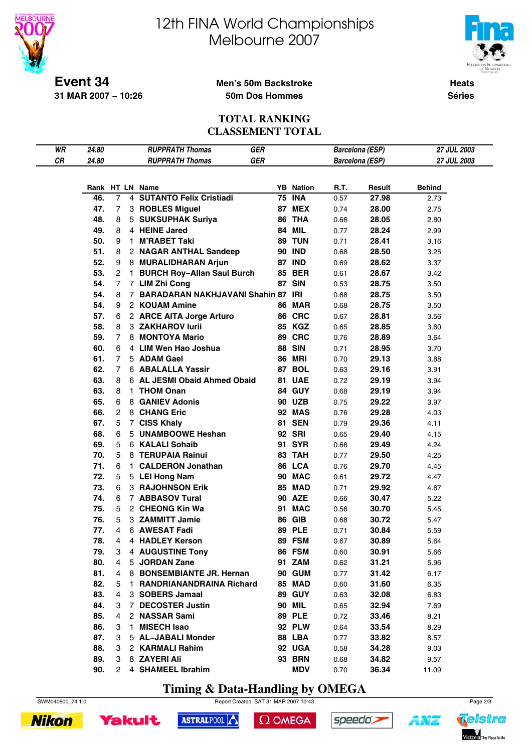# 12th FINA World Championships
# Melbourne 2007

**Event 34**
**31 MAR 2007 – 10:26**

**Men's 50m Backstroke**
**50m Dos Hommes**

**Heats**
**Séries**

## TOTAL RANKING
## CLASSEMENT TOTAL

| | | | | | |
|---|---|---|---|---|---|
| *WR* | *24.80* | *RUPPRATH Thomas* | *GER* | *Barcelona (ESP)* | *27 JUL 2003* |
| *CR* | *24.80* | *RUPPRATH Thomas* | *GER* | *Barcelona (ESP)* | *27 JUL 2003* |

| Rank | HT | LN | Name | YB | Nation | R.T. | Result | Behind |
|---|---|---|---|---|---|---|---|---|
| 46. | 7 | 4 | SUTANTO Felix Cristiadi | 75 | INA | 0.57 | 27.98 | 2.73 |
| 47. | 7 | 3 | ROBLES Miguel | 87 | MEX | 0.74 | 28.00 | 2.75 |
| 48. | 8 | 5 | SUKSUPHAK Suriya | 86 | THA | 0.66 | 28.05 | 2.80 |
| 49. | 8 | 4 | HEINE Jared | 84 | MIL | 0.77 | 28.24 | 2.99 |
| 50. | 9 | 1 | M'RABET Taki | 89 | TUN | 0.71 | 28.41 | 3.16 |
| 51. | 8 | 2 | NAGAR ANTHAL Sandeep | 90 | IND | 0.68 | 28.50 | 3.25 |
| 52. | 9 | 8 | MURALIDHARAN Arjun | 87 | IND | 0.69 | 28.62 | 3.37 |
| 53. | 2 | 1 | BURCH Roy–Allan Saul Burch | 85 | BER | 0.61 | 28.67 | 3.42 |
| 54. | 7 | 7 | LIM Zhi Cong | 87 | SIN | 0.53 | 28.75 | 3.50 |
| 54. | 8 | 7 | BARADARAN NAKHJAVANI Shahin | 87 | IRI | 0.68 | 28.75 | 3.50 |
| 54. | 9 | 2 | KOUAM Amine | 86 | MAR | 0.68 | 28.75 | 3.50 |
| 57. | 6 | 2 | ARCE AITA Jorge Arturo | 86 | CRC | 0.67 | 28.81 | 3.56 |
| 58. | 8 | 3 | ZAKHAROV Iurii | 85 | KGZ | 0.65 | 28.85 | 3.60 |
| 59. | 7 | 8 | MONTOYA Mario | 89 | CRC | 0.76 | 28.89 | 3.64 |
| 60. | 6 | 4 | LIM Wen Hao Joshua | 88 | SIN | 0.71 | 28.95 | 3.70 |
| 61. | 7 | 5 | ADAM Gael | 86 | MRI | 0.70 | 29.13 | 3.88 |
| 62. | 7 | 6 | ABALALLA Yassir | 87 | BOL | 0.63 | 29.16 | 3.91 |
| 63. | 8 | 6 | AL JESMI Obaid Ahmed Obaid | 81 | UAE | 0.72 | 29.19 | 3.94 |
| 63. | 8 | 1 | THOM Onan | 84 | GUY | 0.68 | 29.19 | 3.94 |
| 65. | 6 | 8 | GANIEV Adonis | 90 | UZB | 0.75 | 29.22 | 3.97 |
| 66. | 2 | 8 | CHANG Eric | 92 | MAS | 0.76 | 29.28 | 4.03 |
| 67. | 5 | 7 | CISS Khaly | 81 | SEN | 0.79 | 29.36 | 4.11 |
| 68. | 6 | 5 | UNAMBOOWE Heshan | 92 | SRI | 0.65 | 29.40 | 4.15 |
| 69. | 5 | 6 | KALALI Sohaib | 91 | SYR | 0.66 | 29.49 | 4.24 |
| 70. | 5 | 8 | TERUPAIA Rainui | 83 | TAH | 0.77 | 29.50 | 4.25 |
| 71. | 6 | 1 | CALDERON Jonathan | 86 | LCA | 0.76 | 29.70 | 4.45 |
| 72. | 5 | 5 | LEI Hong Nam | 90 | MAC | 0.61 | 29.72 | 4.47 |
| 73. | 6 | 3 | RAJOHNSON Erik | 85 | MAD | 0.71 | 29.92 | 4.67 |
| 74. | 6 | 7 | ABBASOV Tural | 90 | AZE | 0.66 | 30.47 | 5.22 |
| 75. | 5 | 2 | CHEONG Kin Wa | 91 | MAC | 0.56 | 30.70 | 5.45 |
| 76. | 5 | 3 | ZAMMITT Jamie | 86 | GIB | 0.68 | 30.72 | 5.47 |
| 77. | 4 | 6 | AWESAT Fadi | 89 | PLE | 0.71 | 30.84 | 5.59 |
| 78. | 4 | 4 | HADLEY Kerson | 89 | FSM | 0.67 | 30.89 | 5.64 |
| 79. | 3 | 4 | AUGUSTINE Tony | 86 | FSM | 0.60 | 30.91 | 5.66 |
| 80. | 4 | 5 | JORDAN Zane | 91 | ZAM | 0.62 | 31.21 | 5.96 |
| 81. | 4 | 8 | BONSEMBIANTE JR. Hernan | 90 | GUM | 0.77 | 31.42 | 6.17 |
| 82. | 5 | 1 | RANDRIANANDRAINA Richard | 85 | MAD | 0.60 | 31.60 | 6.35 |
| 83. | 4 | 3 | SOBERS Jamaal | 89 | GUY | 0.63 | 32.08 | 6.83 |
| 84. | 3 | 7 | DECOSTER Justin | 90 | MIL | 0.65 | 32.94 | 7.69 |
| 85. | 4 | 2 | NASSAR Sami | 89 | PLE | 0.72 | 33.46 | 8.21 |
| 86. | 3 | 1 | MISECH Isao | 92 | PLW | 0.64 | 33.54 | 8.29 |
| 87. | 3 | 5 | AL–JABALI Monder | 88 | LBA | 0.77 | 33.82 | 8.57 |
| 88. | 3 | 2 | KARMALI Rahim | 92 | UGA | 0.58 | 34.28 | 9.03 |
| 89. | 3 | 8 | ZAYERI Ali | 93 | BRN | 0.68 | 34.82 | 9.57 |
| 90. | 2 | 4 | SHAMEEL Ibrahim | | MDV | 0.70 | 36.34 | 11.09 |

**Timing & Data-Handling by OMEGA**

SWM040900_74 1.0 — Report Created SAT 31 MAR 2007 10:43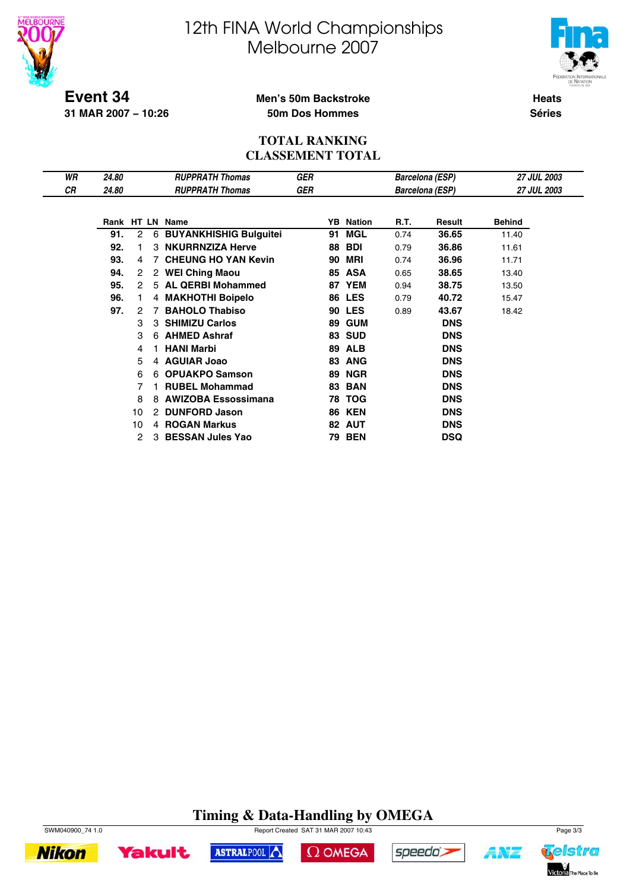# 12th FINA World Championships
# Melbourne 2007

**Event 34**
**31 MAR 2007 – 10:26**

**Men's 50m Backstroke**
**50m Dos Hommes**

**Heats**
**Séries**

## TOTAL RANKING
## CLASSEMENT TOTAL

| | | | | |
|---|---|---|---|---|
| *WR* | *24.80* | *RUPPRATH Thomas* | *GER* | *Barcelona (ESP)* | *27 JUL 2003* |
| *CR* | *24.80* | *RUPPRATH Thomas* | *GER* | *Barcelona (ESP)* | *27 JUL 2003* |

| Rank | HT | LN | Name | YB | Nation | R.T. | Result | Behind |
|---|---|---|---|---|---|---|---|---|
| **91.** | 2 | 6 | **BUYANKHISHIG Bulguitei** | **91** | **MGL** | 0.74 | **36.65** | 11.40 |
| **92.** | 1 | 3 | **NKURRNZIZA Herve** | **88** | **BDI** | 0.79 | **36.86** | 11.61 |
| **93.** | 4 | 7 | **CHEUNG HO YAN Kevin** | **90** | **MRI** | 0.74 | **36.96** | 11.71 |
| **94.** | 2 | 2 | **WEI Ching Maou** | **85** | **ASA** | 0.65 | **38.65** | 13.40 |
| **95.** | 2 | 5 | **AL QERBI Mohammed** | **87** | **YEM** | 0.94 | **38.75** | 13.50 |
| **96.** | 1 | 4 | **MAKHOTHI Boipelo** | **86** | **LES** | 0.79 | **40.72** | 15.47 |
| **97.** | 2 | 7 | **BAHOLO Thabiso** | **90** | **LES** | 0.89 | **43.67** | 18.42 |
| | 3 | 3 | **SHIMIZU Carlos** | **89** | **GUM** | | **DNS** | |
| | 3 | 6 | **AHMED Ashraf** | **83** | **SUD** | | **DNS** | |
| | 4 | 1 | **HANI Marbi** | **89** | **ALB** | | **DNS** | |
| | 5 | 4 | **AGUIAR Joao** | **83** | **ANG** | | **DNS** | |
| | 6 | 6 | **OPUAKPO Samson** | **89** | **NGR** | | **DNS** | |
| | 7 | 1 | **RUBEL Mohammad** | **83** | **BAN** | | **DNS** | |
| | 8 | 8 | **AWIZOBA Essossimana** | **78** | **TOG** | | **DNS** | |
| | 10 | 2 | **DUNFORD Jason** | **86** | **KEN** | | **DNS** | |
| | 10 | 4 | **ROGAN Markus** | **82** | **AUT** | | **DNS** | |
| | 2 | 3 | **BESSAN Jules Yao** | **79** | **BEN** | | **DSQ** | |

**Timing & Data-Handling by OMEGA**

SWM040900_74 1.0 Report Created SAT 31 MAR 2007 10:43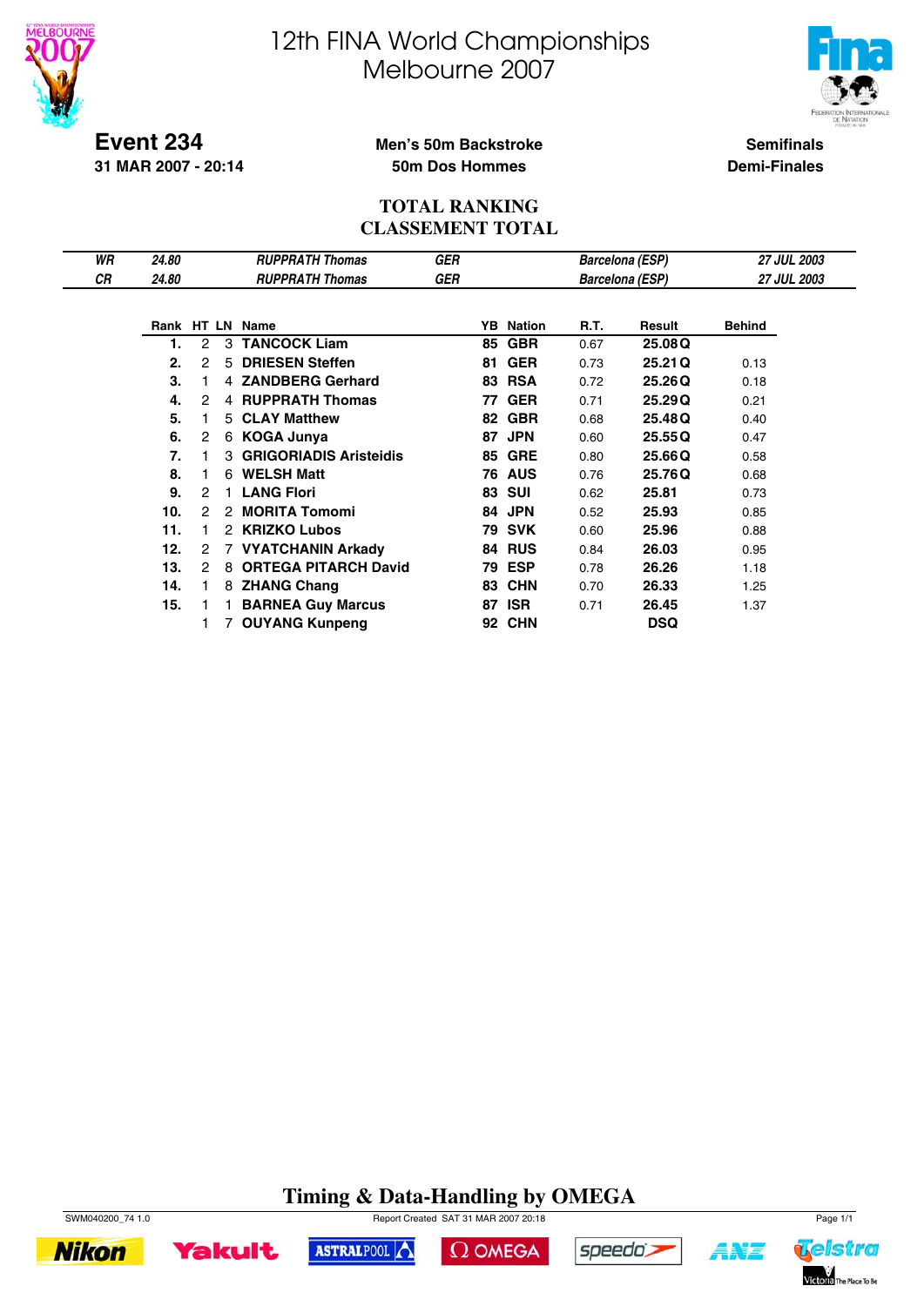# 12th FINA World Championships
# Melbourne 2007

**Event 234**
**31 MAR 2007 - 20:14**

**Men's 50m Backstroke**
**50m Dos Hommes**

**Semifinals**
**Demi-Finales**

## TOTAL RANKING
## CLASSEMENT TOTAL

| | | | | | |
|---|---|---|---|---|---|
| *WR* | *24.80* | *RUPPRATH Thomas* | *GER* | *Barcelona (ESP)* | *27 JUL 2003* |
| *CR* | *24.80* | *RUPPRATH Thomas* | *GER* | *Barcelona (ESP)* | *27 JUL 2003* |

| Rank | HT | LN | Name | YB | Nation | R.T. | Result | Behind |
|---|---|---|---|---|---|---|---|---|
| 1. | 2 | 3 | TANCOCK Liam | 85 | GBR | 0.67 | 25.08 Q | |
| 2. | 2 | 5 | DRIESEN Steffen | 81 | GER | 0.73 | 25.21 Q | 0.13 |
| 3. | 1 | 4 | ZANDBERG Gerhard | 83 | RSA | 0.72 | 25.26 Q | 0.18 |
| 4. | 2 | 4 | RUPPRATH Thomas | 77 | GER | 0.71 | 25.29 Q | 0.21 |
| 5. | 1 | 5 | CLAY Matthew | 82 | GBR | 0.68 | 25.48 Q | 0.40 |
| 6. | 2 | 6 | KOGA Junya | 87 | JPN | 0.60 | 25.55 Q | 0.47 |
| 7. | 1 | 3 | GRIGORIADIS Aristeidis | 85 | GRE | 0.80 | 25.66 Q | 0.58 |
| 8. | 1 | 6 | WELSH Matt | 76 | AUS | 0.76 | 25.76 Q | 0.68 |
| 9. | 2 | 1 | LANG Flori | 83 | SUI | 0.62 | 25.81 | 0.73 |
| 10. | 2 | 2 | MORITA Tomomi | 84 | JPN | 0.52 | 25.93 | 0.85 |
| 11. | 1 | 2 | KRIZKO Lubos | 79 | SVK | 0.60 | 25.96 | 0.88 |
| 12. | 2 | 7 | VYATCHANIN Arkady | 84 | RUS | 0.84 | 26.03 | 0.95 |
| 13. | 2 | 8 | ORTEGA PORTRATCH David | 79 | ESP | 0.78 | 26.26 | 1.18 |
| 14. | 1 | 8 | ZHANG Chang | 83 | CHN | 0.70 | 26.33 | 1.25 |
| 15. | 1 | 1 | BARNEA Guy Marcus | 87 | ISR | 0.71 | 26.45 | 1.37 |
| | 1 | 7 | OUYANG Kunpeng | 92 | CHN | | DSQ | |

**Timing & Data-Handling by OMEGA**

SWM040200_74 1.0 Report Created SAT 31 MAR 2007 20:18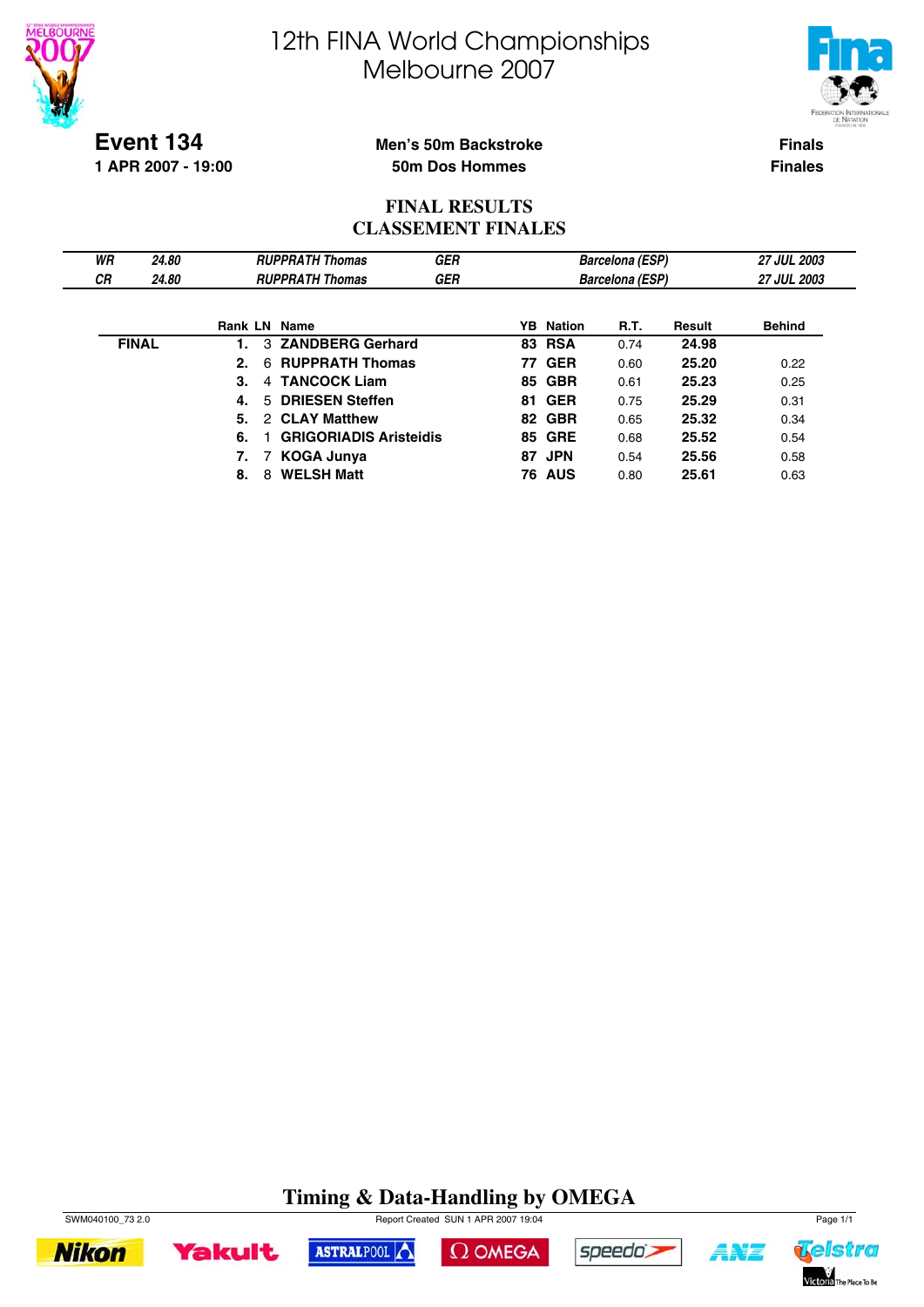# 12th FINA World Championships
# Melbourne 2007

**Event 134**
**1 APR 2007 - 19:00**

**Men's 50m Backstroke**
**50m Dos Hommes**

**Finals**
**Finales**

## FINAL RESULTS
## CLASSEMENT FINALES

| | | | | | |
|---|---|---|---|---|---|
| *WR* | *24.80* | *RUPPRATH Thomas* | *GER* | *Barcelona (ESP)* | *27 JUL 2003* |
| *CR* | *24.80* | *RUPPRATH Thomas* | *GER* | *Barcelona (ESP)* | *27 JUL 2003* |

| | Rank | LN | Name | YB | Nation | R.T. | Result | Behind |
|---|---|---|---|---|---|---|---|---|
| **FINAL** | **1.** | 3 | **ZANDBERG Gerhard** | **83** | **RSA** | 0.74 | **24.98** | |
| | **2.** | 6 | **RUPPRATH Thomas** | **77** | **GER** | 0.60 | **25.20** | 0.22 |
| | **3.** | 4 | **TANCOCK Liam** | **85** | **GBR** | 0.61 | **25.23** | 0.25 |
| | **4.** | 5 | **DRIESEN Steffen** | **81** | **GER** | 0.75 | **25.29** | 0.31 |
| | **5.** | 2 | **CLAY Matthew** | **82** | **GBR** | 0.65 | **25.32** | 0.34 |
| | **6.** | 1 | **GRIGORIADIS Aristeidis** | **85** | **GRE** | 0.68 | **25.52** | 0.54 |
| | **7.** | 7 | **KOGA Junya** | **87** | **JPN** | 0.54 | **25.56** | 0.58 |
| | **8.** | 8 | **WELSH Matt** | **76** | **AUS** | 0.80 | **25.61** | 0.63 |

**Timing & Data-Handling by OMEGA**

SWM040100_73 2.0 Report Created SUN 1 APR 2007 19:04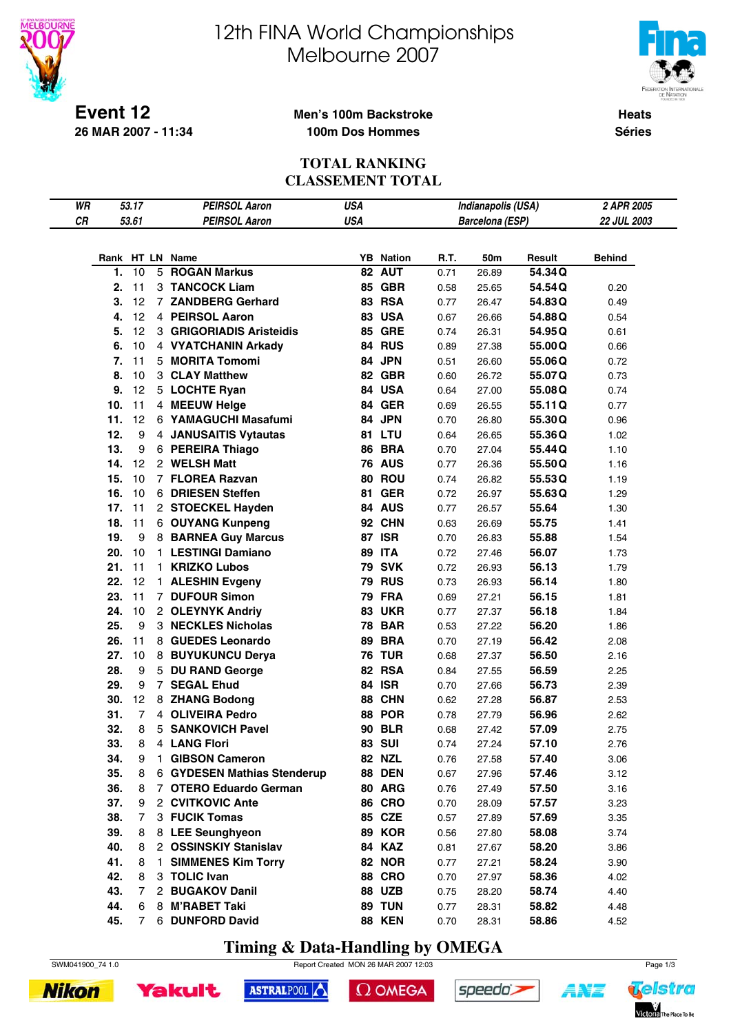# 12th FINA World Championships
# Melbourne 2007

**Event 12**
**26 MAR 2007 - 11:34**

**Men's 100m Backstroke**
**100m Dos Hommes**

**Heats**
**Séries**

## TOTAL RANKING
## CLASSEMENT TOTAL

| | | | | | |
|---|---|---|---|---|---|
| WR | 53.17 | PEIRSOL Aaron | USA | Indianapolis (USA) | 2 APR 2005 |
| CR | 53.61 | PEIRSOL Aaron | USA | Barcelona (ESP) | 22 JUL 2003 |

| Rank | HT | LN | Name | YB | Nation | R.T. | 50m | Result | | Behind |
|---|---|---|---|---|---|---|---|---|---|---|
| 1. | 10 | 5 | ROGAN Markus | 82 | AUT | 0.71 | 26.89 | 54.34 | Q | |
| 2. | 11 | 3 | TANCOCK Liam | 85 | GBR | 0.58 | 25.65 | 54.54 | Q | 0.20 |
| 3. | 12 | 7 | ZANDBERG Gerhard | 83 | RSA | 0.77 | 26.47 | 54.83 | Q | 0.49 |
| 4. | 12 | 4 | PEIRSOL Aaron | 83 | USA | 0.67 | 26.66 | 54.88 | Q | 0.54 |
| 5. | 12 | 3 | GRIGORIADIS Aristeidis | 85 | GRE | 0.74 | 26.31 | 54.95 | Q | 0.61 |
| 6. | 10 | 4 | VYATCHANIN Arkady | 84 | RUS | 0.89 | 27.38 | 55.00 | Q | 0.66 |
| 7. | 11 | 5 | MORITA Tomomi | 84 | JPN | 0.51 | 26.60 | 55.06 | Q | 0.72 |
| 8. | 10 | 3 | CLAY Matthew | 82 | GBR | 0.60 | 26.72 | 55.07 | Q | 0.73 |
| 9. | 12 | 5 | LOCHTE Ryan | 84 | USA | 0.64 | 27.00 | 55.08 | Q | 0.74 |
| 10. | 11 | 4 | MEEUW Helge | 84 | GER | 0.69 | 26.55 | 55.11 | Q | 0.77 |
| 11. | 12 | 6 | YAMAGUCHI Masafumi | 84 | JPN | 0.70 | 26.80 | 55.30 | Q | 0.96 |
| 12. | 9 | 4 | JANUSAITIS Vytautas | 81 | LTU | 0.64 | 26.65 | 55.36 | Q | 1.02 |
| 13. | 9 | 6 | PEREIRA Thiago | 86 | BRA | 0.70 | 27.04 | 55.44 | Q | 1.10 |
| 14. | 12 | 2 | WELSH Matt | 76 | AUS | 0.77 | 26.36 | 55.50 | Q | 1.16 |
| 15. | 10 | 7 | FLOREA Razvan | 80 | ROU | 0.74 | 26.82 | 55.53 | Q | 1.19 |
| 16. | 10 | 6 | DRIESEN Steffen | 81 | GER | 0.72 | 26.97 | 55.63 | Q | 1.29 |
| 17. | 11 | 2 | STOECKEL Hayden | 84 | AUS | 0.77 | 26.57 | 55.64 | | 1.30 |
| 18. | 11 | 6 | OUYANG Kunpeng | 92 | CHN | 0.63 | 26.69 | 55.75 | | 1.41 |
| 19. | 9 | 8 | BARNEA Guy Marcus | 87 | ISR | 0.70 | 26.83 | 55.88 | | 1.54 |
| 20. | 10 | 1 | LESTINGI Damiano | 89 | ITA | 0.72 | 27.46 | 56.07 | | 1.73 |
| 21. | 11 | 1 | KRIZKO Lubos | 79 | SVK | 0.72 | 26.93 | 56.13 | | 1.79 |
| 22. | 12 | 1 | ALESHIN Evgeny | 79 | RUS | 0.73 | 26.93 | 56.14 | | 1.80 |
| 23. | 11 | 7 | DUFOUR Simon | 79 | FRA | 0.69 | 27.21 | 56.15 | | 1.81 |
| 24. | 10 | 2 | OLEYNYK Andriy | 83 | UKR | 0.77 | 27.37 | 56.18 | | 1.84 |
| 25. | 9 | 3 | NECKLES Nicholas | 78 | BAR | 0.53 | 27.22 | 56.20 | | 1.86 |
| 26. | 11 | 8 | GUEDES Leonardo | 89 | BRA | 0.70 | 27.19 | 56.42 | | 2.08 |
| 27. | 10 | 8 | BUYUKUNCU Derya | 76 | TUR | 0.68 | 27.37 | 56.50 | | 2.16 |
| 28. | 9 | 5 | DU RAND George | 82 | RSA | 0.84 | 27.55 | 56.59 | | 2.25 |
| 29. | 9 | 7 | SEGAL Ehud | 84 | ISR | 0.70 | 27.66 | 56.73 | | 2.39 |
| 30. | 12 | 8 | ZHANG Bodong | 88 | CHN | 0.62 | 27.28 | 56.87 | | 2.53 |
| 31. | 7 | 4 | OLIVEIRA Pedro | 88 | POR | 0.78 | 27.79 | 56.96 | | 2.62 |
| 32. | 8 | 5 | SANKOVICH Pavel | 90 | BLR | 0.68 | 27.42 | 57.09 | | 2.75 |
| 33. | 8 | 4 | LANG Flori | 83 | SUI | 0.74 | 27.24 | 57.10 | | 2.76 |
| 34. | 9 | 1 | GIBSON Cameron | 82 | NZL | 0.76 | 27.58 | 57.40 | | 3.06 |
| 35. | 8 | 6 | GYDESEN Mathias Stenderup | 88 | DEN | 0.67 | 27.96 | 57.46 | | 3.12 |
| 36. | 8 | 7 | OTERO Eduardo German | 80 | ARG | 0.76 | 27.49 | 57.50 | | 3.16 |
| 37. | 9 | 2 | CVITKOVIC Ante | 86 | CRO | 0.70 | 28.09 | 57.57 | | 3.23 |
| 38. | 7 | 3 | FUCIK Tomas | 85 | CZE | 0.57 | 27.89 | 57.69 | | 3.35 |
| 39. | 8 | 8 | LEE Seunghyeon | 89 | KOR | 0.56 | 27.80 | 58.08 | | 3.74 |
| 40. | 8 | 2 | OSSINSKIY Stanislav | 84 | KAZ | 0.81 | 27.67 | 58.20 | | 3.86 |
| 41. | 8 | 1 | SIMMENES Kim Torry | 82 | NOR | 0.77 | 27.21 | 58.24 | | 3.90 |
| 42. | 8 | 3 | TOLIC Ivan | 88 | CRO | 0.70 | 27.97 | 58.36 | | 4.02 |
| 43. | 7 | 2 | BUGAKOV Danil | 88 | UZB | 0.75 | 28.20 | 58.74 | | 4.40 |
| 44. | 6 | 8 | M'RABET Taki | 89 | TUN | 0.77 | 28.31 | 58.82 | | 4.48 |
| 45. | 7 | 6 | DUNFORD David | 88 | KEN | 0.70 | 28.31 | 58.86 | | 4.52 |

**Timing & Data-Handling by OMEGA**

SWM041900_74 1.0 Report Created MON 26 MAR 2007 12:03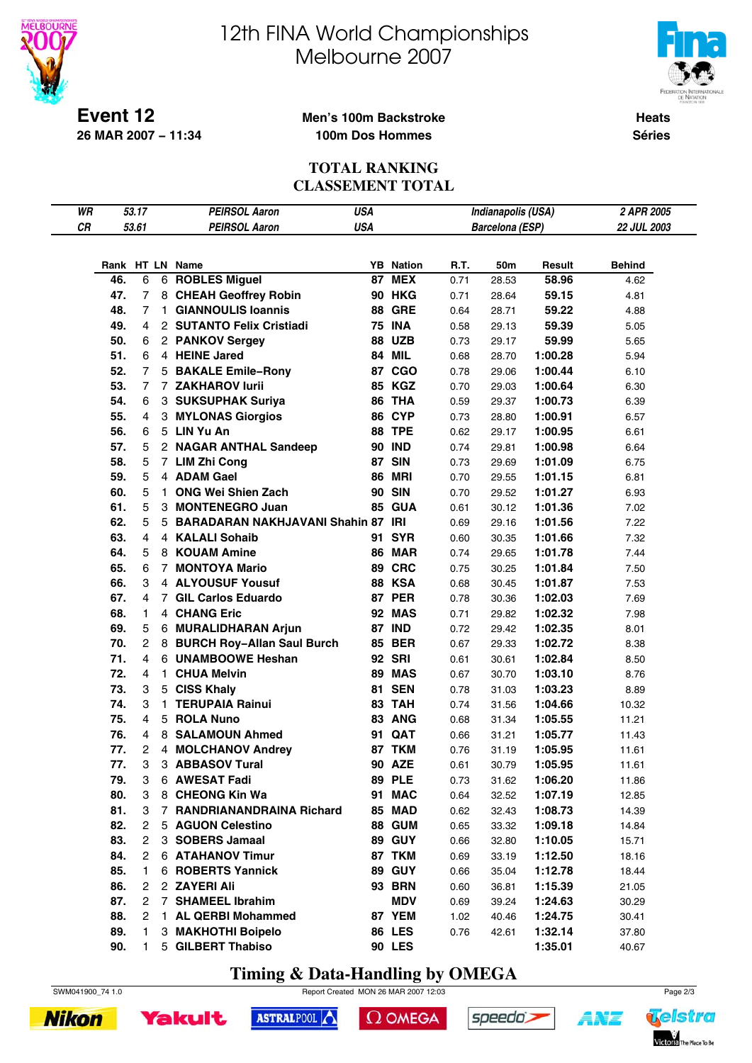# 12th FINA World Championships
# Melbourne 2007

**Event 12**
**26 MAR 2007 – 11:34**

**Men's 100m Backstroke**
**100m Dos Hommes**

**Heats**
**Séries**

## TOTAL RANKING
## CLASSEMENT TOTAL

| | | | | | |
|---|---|---|---|---|---|
| WR | 53.17 | PEIRSOL Aaron | USA | Indianapolis (USA) | 2 APR 2005 |
| CR | 53.61 | PEIRSOL Aaron | USA | Barcelona (ESP) | 22 JUL 2003 |

| Rank | HT | LN | Name | YB | Nation | R.T. | 50m | Result | Behind |
|---|---|---|---|---|---|---|---|---|---|
| 46. | 6 | 6 | ROBLES Miguel | 87 | MEX | 0.71 | 28.53 | 58.96 | 4.62 |
| 47. | 7 | 8 | CHEAH Geoffrey Robin | 90 | HKG | 0.71 | 28.64 | 59.15 | 4.81 |
| 48. | 7 | 1 | GIANNOULIS Ioannis | 88 | GRE | 0.64 | 28.71 | 59.22 | 4.88 |
| 49. | 4 | 2 | SUTANTO Felix Cristiadi | 75 | INA | 0.58 | 29.13 | 59.39 | 5.05 |
| 50. | 6 | 2 | PANKOV Sergey | 88 | UZB | 0.73 | 29.17 | 59.99 | 5.65 |
| 51. | 6 | 4 | HEINE Jared | 84 | MIL | 0.68 | 28.70 | 1:00.28 | 5.94 |
| 52. | 7 | 5 | BAKALE Emile–Rony | 87 | CGO | 0.78 | 29.06 | 1:00.44 | 6.10 |
| 53. | 7 | 7 | ZAKHAROV Iurii | 85 | KGZ | 0.70 | 29.03 | 1:00.64 | 6.30 |
| 54. | 6 | 3 | SUKSUPHAK Suriya | 86 | THA | 0.59 | 29.37 | 1:00.73 | 6.39 |
| 55. | 4 | 3 | MYLONAS Giorgios | 86 | CYP | 0.73 | 28.80 | 1:00.91 | 6.57 |
| 56. | 6 | 5 | LIN Yu An | 88 | TPE | 0.62 | 29.17 | 1:00.95 | 6.61 |
| 57. | 5 | 2 | NAGAR ANTHAL Sandeep | 90 | IND | 0.74 | 29.81 | 1:00.98 | 6.64 |
| 58. | 5 | 7 | LIM Zhi Cong | 87 | SIN | 0.73 | 29.69 | 1:01.09 | 6.75 |
| 59. | 5 | 4 | ADAM Gael | 86 | MRI | 0.70 | 29.55 | 1:01.15 | 6.81 |
| 60. | 5 | 1 | ONG Wei Shien Zach | 90 | SIN | 0.70 | 29.52 | 1:01.27 | 6.93 |
| 61. | 5 | 3 | MONTENEGRO Juan | 85 | GUA | 0.61 | 30.12 | 1:01.36 | 7.02 |
| 62. | 5 | 5 | BARADARAN NAKHJAVANI Shahin | 87 | IRI | 0.69 | 29.16 | 1:01.56 | 7.22 |
| 63. | 4 | 4 | KALALI Sohaib | 91 | SYR | 0.60 | 30.35 | 1:01.66 | 7.32 |
| 64. | 5 | 8 | KOUAM Amine | 86 | MAR | 0.74 | 29.65 | 1:01.78 | 7.44 |
| 65. | 6 | 7 | MONTOYA Mario | 89 | CRC | 0.75 | 30.25 | 1:01.84 | 7.50 |
| 66. | 3 | 4 | ALYOUSUF Yousuf | 88 | KSA | 0.68 | 30.45 | 1:01.87 | 7.53 |
| 67. | 4 | 7 | GIL Carlos Eduardo | 87 | PER | 0.78 | 30.36 | 1:02.03 | 7.69 |
| 68. | 1 | 4 | CHANG Eric | 92 | MAS | 0.71 | 29.82 | 1:02.32 | 7.98 |
| 69. | 5 | 6 | MURALIDHARAN Arjun | 87 | IND | 0.72 | 29.42 | 1:02.35 | 8.01 |
| 70. | 2 | 8 | BURCH Roy–Allan Saul Burch | 85 | BER | 0.67 | 29.33 | 1:02.72 | 8.38 |
| 71. | 4 | 6 | UNAMBOOWE Heshan | 92 | SRI | 0.61 | 30.61 | 1:02.84 | 8.50 |
| 72. | 4 | 1 | CHUA Melvin | 89 | MAS | 0.67 | 30.70 | 1:03.10 | 8.76 |
| 73. | 3 | 5 | CISS Khaly | 81 | SEN | 0.78 | 31.03 | 1:03.23 | 8.89 |
| 74. | 3 | 1 | TERUPAIA Rainui | 83 | TAH | 0.74 | 31.56 | 1:04.66 | 10.32 |
| 75. | 4 | 5 | ROLA Nuno | 83 | ANG | 0.68 | 31.34 | 1:05.55 | 11.21 |
| 76. | 4 | 8 | SALAMOUN Ahmed | 91 | QAT | 0.66 | 31.21 | 1:05.77 | 11.43 |
| 77. | 2 | 4 | MOLCHANOV Andrey | 87 | TKM | 0.76 | 31.19 | 1:05.95 | 11.61 |
| 77. | 3 | 3 | ABBASOV Tural | 90 | AZE | 0.61 | 30.79 | 1:05.95 | 11.61 |
| 79. | 3 | 6 | AWESAT Fadi | 89 | PLE | 0.73 | 31.62 | 1:06.20 | 11.86 |
| 80. | 3 | 8 | CHEONG Kin Wa | 91 | MAC | 0.64 | 32.52 | 1:07.19 | 12.85 |
| 81. | 3 | 7 | RANDRIANANDRAINA Richard | 85 | MAD | 0.62 | 32.43 | 1:08.73 | 14.39 |
| 82. | 2 | 5 | AGUON Celestino | 88 | GUM | 0.65 | 33.32 | 1:09.18 | 14.84 |
| 83. | 2 | 3 | SOBERS Jamaal | 89 | GUY | 0.66 | 32.80 | 1:10.05 | 15.71 |
| 84. | 2 | 6 | ATAHANOV Timur | 87 | TKM | 0.69 | 33.19 | 1:12.50 | 18.16 |
| 85. | 1 | 6 | ROBERTS Yannick | 89 | GUY | 0.66 | 35.04 | 1:12.78 | 18.44 |
| 86. | 2 | 2 | ZAYERI Ali | 93 | BRN | 0.60 | 36.81 | 1:15.39 | 21.05 |
| 87. | 2 | 7 | SHAMEEL Ibrahim | | MDV | 0.69 | 39.24 | 1:24.63 | 30.29 |
| 88. | 2 | 1 | AL QERBI Mohammed | 87 | YEM | 1.02 | 40.46 | 1:24.75 | 30.41 |
| 89. | 1 | 3 | MAKHOTHI Boipelo | 86 | LES | 0.76 | 42.61 | 1:32.14 | 37.80 |
| 90. | 1 | 5 | GILBERT Thabiso | 90 | LES | | | 1:35.01 | 40.67 |

**Timing & Data-Handling by OMEGA**

SWM041900_74 1.0 — Report Created MON 26 MAR 2007 12:03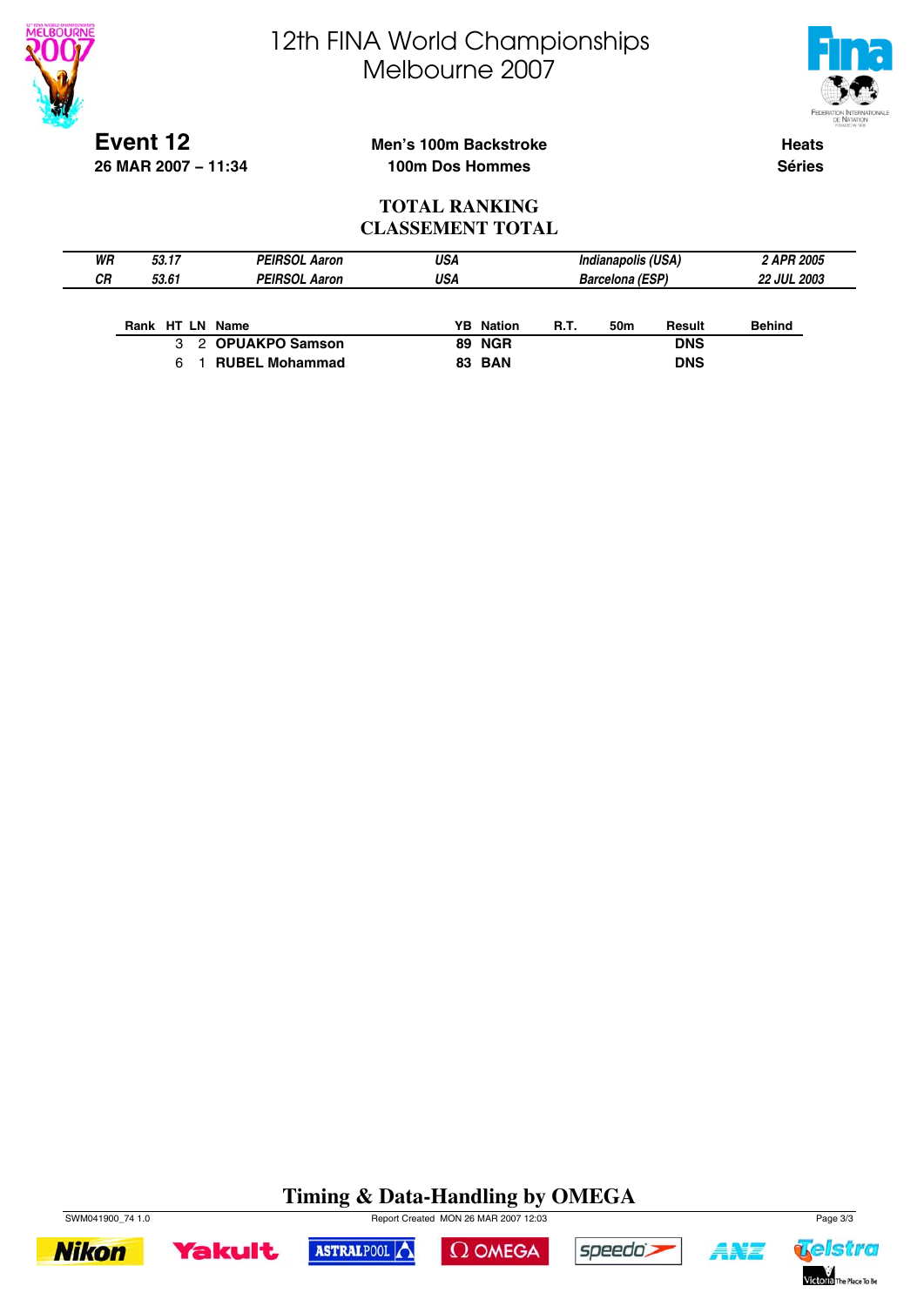# 12th FINA World Championships
# Melbourne 2007

**Event 12**
**26 MAR 2007 – 11:34**

**Men's 100m Backstroke**
**100m Dos Hommes**

**Heats**
**Séries**

## TOTAL RANKING
## CLASSEMENT TOTAL

| | | | | | |
|---|---|---|---|---|---|
| *WR* | *53.17* | *PEIRSOL Aaron* | *USA* | *Indianapolis (USA)* | *2 APR 2005* |
| *CR* | *53.61* | *PEIRSOL Aaron* | *USA* | *Barcelona (ESP)* | *22 JUL 2003* |

| Rank | HT | LN | Name | YB | Nation | R.T. | 50m | Result | Behind |
|---|---|---|---|---|---|---|---|---|---|
| | 3 | 2 | **OPUAKPO Samson** | 89 | NGR | | | DNS | |
| | 6 | 1 | **RUBEL Mohammad** | 83 | BAN | | | DNS | |

**Timing & Data-Handling by OMEGA**

SWM041900_74 1.0 Report Created MON 26 MAR 2007 12:03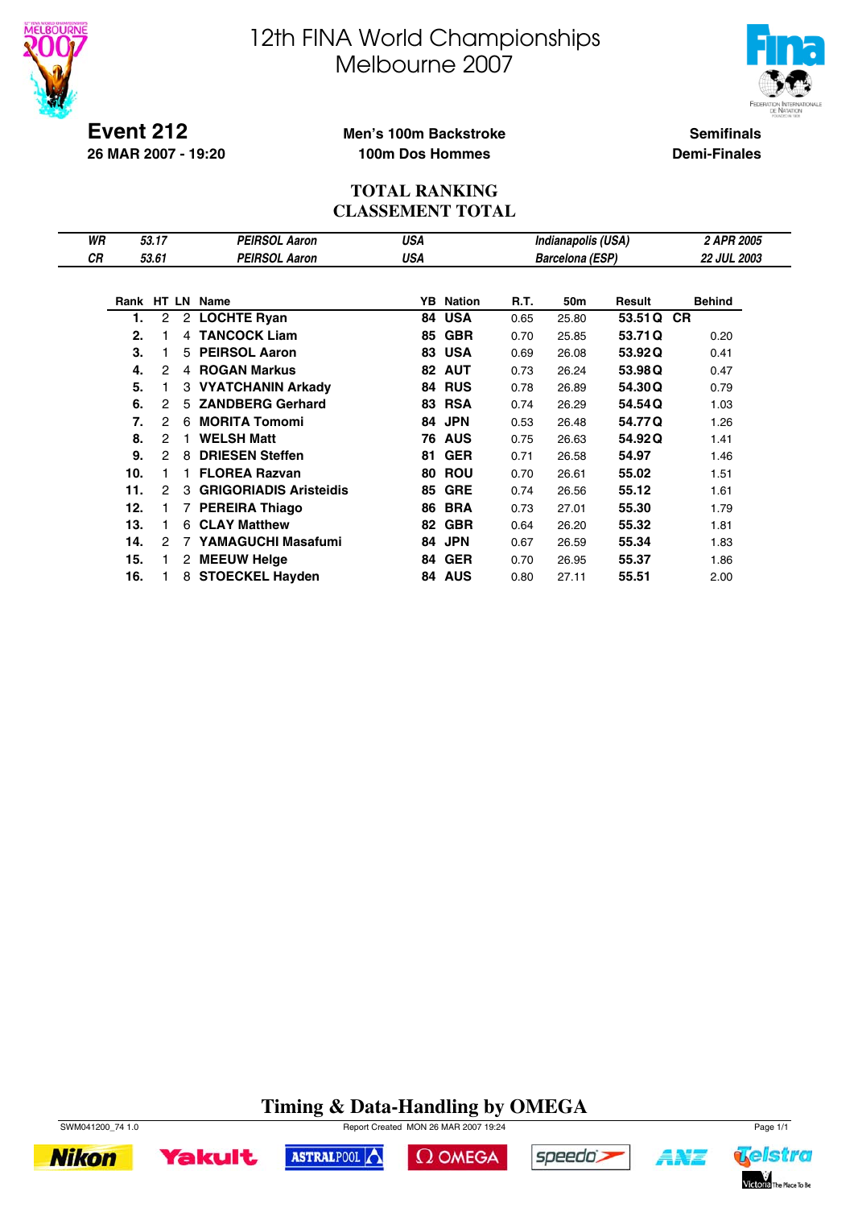# 12th FINA World Championships
# Melbourne 2007

**Event 212**
**26 MAR 2007 - 19:20**

**Men's 100m Backstroke**
**100m Dos Hommes**

**Semifinals**
**Demi-Finales**

## TOTAL RANKING
## CLASSEMENT TOTAL

| | | | | | |
|---|---|---|---|---|---|
| *WR* | *53.17* | *PEIRSOL Aaron* | *USA* | *Indianapolis (USA)* | *2 APR 2005* |
| *CR* | *53.61* | *PEIRSOL Aaron* | *USA* | *Barcelona (ESP)* | *22 JUL 2003* |

| Rank | HT | LN | Name | YB | Nation | R.T. | 50m | Result | | Behind |
|---|---|---|---|---|---|---|---|---|---|---|
| **1.** | 2 | 2 | **LOCHTE Ryan** | **84** | **USA** | 0.65 | 25.80 | **53.51 Q** | **CR** | |
| **2.** | 1 | 4 | **TANCOCK Liam** | **85** | **GBR** | 0.70 | 25.85 | **53.71 Q** | | 0.20 |
| **3.** | 1 | 5 | **PEIRSOL Aaron** | **83** | **USA** | 0.69 | 26.08 | **53.92 Q** | | 0.41 |
| **4.** | 2 | 4 | **ROGAN Markus** | **82** | **AUT** | 0.73 | 26.24 | **53.98 Q** | | 0.47 |
| **5.** | 1 | 3 | **VYATCHANIN Arkady** | **84** | **RUS** | 0.78 | 26.89 | **54.30 Q** | | 0.79 |
| **6.** | 2 | 5 | **ZANDBERG Gerhard** | **83** | **RSA** | 0.74 | 26.29 | **54.54 Q** | | 1.03 |
| **7.** | 2 | 6 | **MORITA Tomomi** | **84** | **JPN** | 0.53 | 26.48 | **54.77 Q** | | 1.26 |
| **8.** | 2 | 1 | **WELSH Matt** | **76** | **AUS** | 0.75 | 26.63 | **54.92 Q** | | 1.41 |
| **9.** | 2 | 8 | **DRIESEN Steffen** | **81** | **GER** | 0.71 | 26.58 | **54.97** | | 1.46 |
| **10.** | 1 | 1 | **FLOREA Razvan** | **80** | **ROU** | 0.70 | 26.61 | **55.02** | | 1.51 |
| **11.** | 2 | 3 | **GRIGORIADIS Aristeidis** | **85** | **GRE** | 0.74 | 26.56 | **55.12** | | 1.61 |
| **12.** | 1 | 7 | **PEREIRA Thiago** | **86** | **BRA** | 0.73 | 27.01 | **55.30** | | 1.79 |
| **13.** | 1 | 6 | **CLAY Matthew** | **82** | **GBR** | 0.64 | 26.20 | **55.32** | | 1.81 |
| **14.** | 2 | 7 | **YAMAGUCHI Masafumi** | **84** | **JPN** | 0.67 | 26.59 | **55.34** | | 1.83 |
| **15.** | 1 | 2 | **MEEUW Helge** | **84** | **GER** | 0.70 | 26.95 | **55.37** | | 1.86 |
| **16.** | 1 | 8 | **STOECKEL Hayden** | **84** | **AUS** | 0.80 | 27.11 | **55.51** | | 2.00 |

**Timing & Data-Handling by OMEGA**

SWM041200_74 1.0 Report Created MON 26 MAR 2007 19:24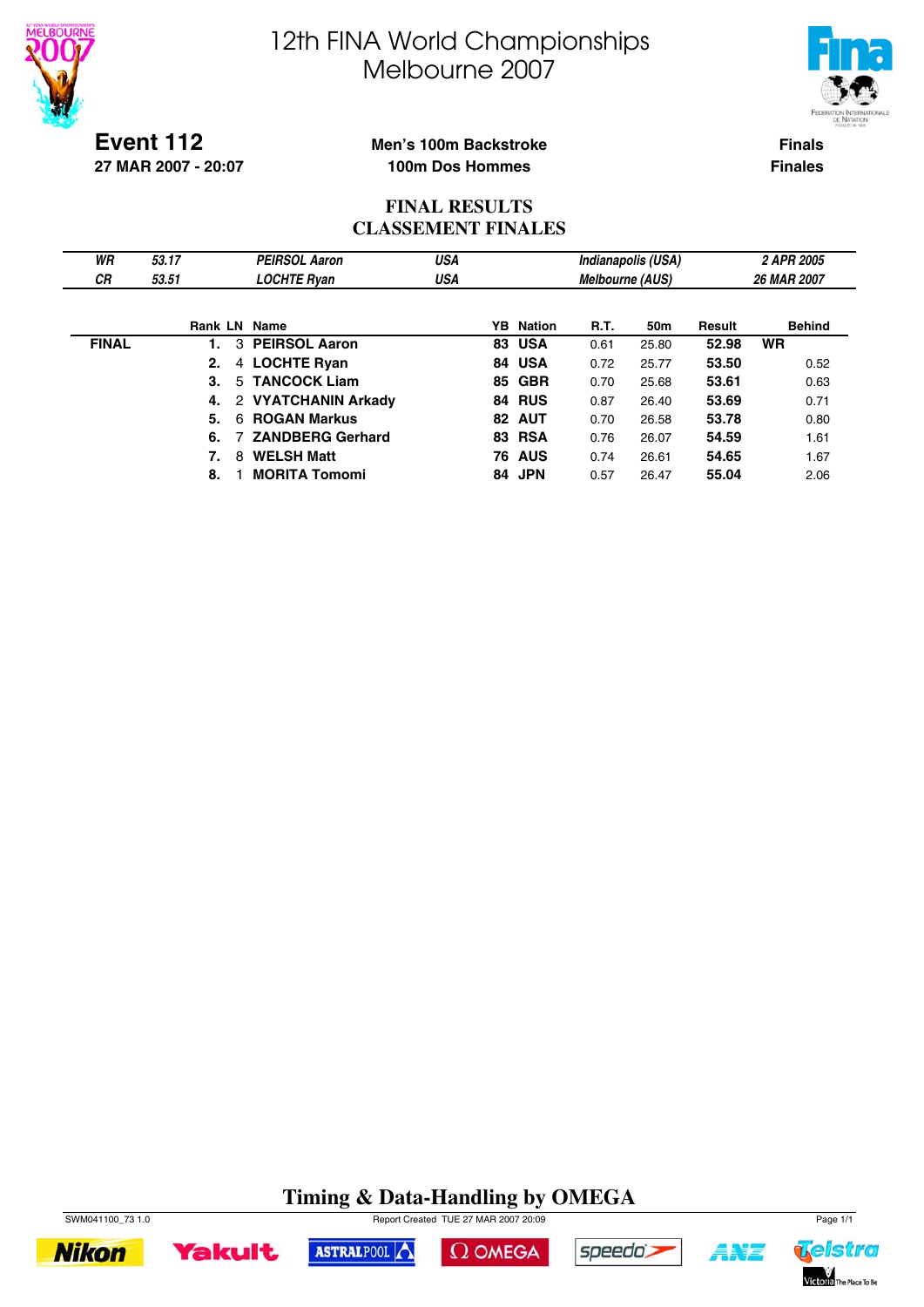# 12th FINA World Championships
# Melbourne 2007

**Event 112**
**27 MAR 2007 - 20:07**

**Men's 100m Backstroke**
**100m Dos Hommes**

**Finals**
**Finales**

## FINAL RESULTS
## CLASSEMENT FINALES

| | | | | | |
|---|---|---|---|---|---|
| *WR* | *53.17* | *PEIRSOL Aaron* | *USA* | *Indianapolis (USA)* | *2 APR 2005* |
| *CR* | *53.51* | *LOCHTE Ryan* | *USA* | *Melbourne (AUS)* | *26 MAR 2007* |

| | Rank | LN | Name | YB | Nation | R.T. | 50m | Result | Behind |
|---|---|---|---|---|---|---|---|---|---|
| **FINAL** | **1.** | 3 | **PEIRSOL Aaron** | **83** | **USA** | 0.61 | 25.80 | **52.98** | **WR** |
| | **2.** | 4 | **LOCHTE Ryan** | **84** | **USA** | 0.72 | 25.77 | **53.50** | 0.52 |
| | **3.** | 5 | **TANCOCK Liam** | **85** | **GBR** | 0.70 | 25.68 | **53.61** | 0.63 |
| | **4.** | 2 | **VYATCHANIN Arkady** | **84** | **RUS** | 0.87 | 26.40 | **53.69** | 0.71 |
| | **5.** | 6 | **ROGAN Markus** | **82** | **AUT** | 0.70 | 26.58 | **53.78** | 0.80 |
| | **6.** | 7 | **ZANDBERG Gerhard** | **83** | **RSA** | 0.76 | 26.07 | **54.59** | 1.61 |
| | **7.** | 8 | **WELSH Matt** | **76** | **AUS** | 0.74 | 26.61 | **54.65** | 1.67 |
| | **8.** | 1 | **MORITA Tomomi** | **84** | **JPN** | 0.57 | 26.47 | **55.04** | 2.06 |

**Timing & Data-Handling by OMEGA**

SWM041100_73 1.0 Report Created TUE 27 MAR 2007 20:09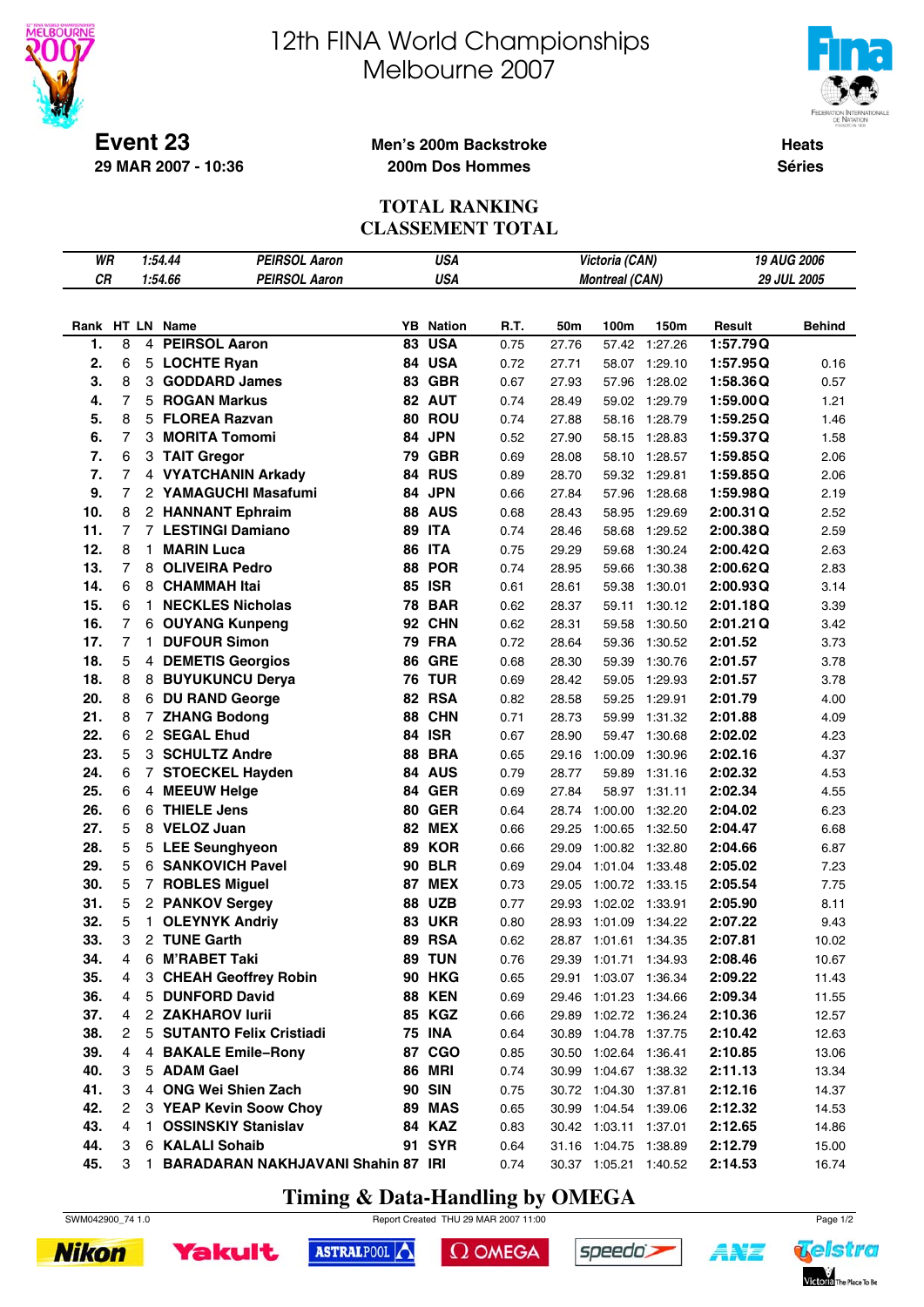# 12th FINA World Championships
# Melbourne 2007

**Event 23**
**29 MAR 2007 - 10:36**

**Men's 200m Backstroke**
**200m Dos Hommes**

**Heats**
**Séries**

## TOTAL RANKING
## CLASSEMENT TOTAL

| | | | | |
|---|---|---|---|---|
| WR | 1:54.44 | PEIRSOL Aaron | USA | Victoria (CAN) | 19 AUG 2006 |
| CR | 1:54.66 | PEIRSOL Aaron | USA | Montreal (CAN) | 29 JUL 2005 |

| Rank | HT | LN | Name | YB | Nation | R.T. | 50m | 100m | 150m | Result | | Behind |
|---|---|---|---|---|---|---|---|---|---|---|---|---|
| 1. | 8 | 4 | PEIRSOL Aaron | 83 | USA | 0.75 | 27.76 | 57.42 | 1:27.26 | 1:57.79 | Q | |
| 2. | 6 | 5 | LOCHTE Ryan | 84 | USA | 0.72 | 27.71 | 58.07 | 1:29.10 | 1:57.95 | Q | 0.16 |
| 3. | 8 | 3 | GODDARD James | 83 | GBR | 0.67 | 27.93 | 57.96 | 1:28.02 | 1:58.36 | Q | 0.57 |
| 4. | 7 | 5 | ROGAN Markus | 82 | AUT | 0.74 | 28.49 | 59.02 | 1:29.79 | 1:59.00 | Q | 1.21 |
| 5. | 8 | 5 | FLOREA Razvan | 80 | ROU | 0.74 | 27.88 | 58.16 | 1:28.79 | 1:59.25 | Q | 1.46 |
| 6. | 7 | 3 | MORITA Tomomi | 84 | JPN | 0.52 | 27.90 | 58.15 | 1:28.83 | 1:59.37 | Q | 1.58 |
| 7. | 6 | 3 | TAIT Gregor | 79 | GBR | 0.69 | 28.08 | 58.10 | 1:28.57 | 1:59.85 | Q | 2.06 |
| 7. | 7 | 4 | VYATCHANIN Arkady | 84 | RUS | 0.89 | 28.70 | 59.32 | 1:29.81 | 1:59.85 | Q | 2.06 |
| 9. | 7 | 2 | YAMAGUCHI Masafumi | 84 | JPN | 0.66 | 27.84 | 57.96 | 1:28.68 | 1:59.98 | Q | 2.19 |
| 10. | 8 | 2 | HANNANT Ephraim | 88 | AUS | 0.68 | 28.43 | 58.95 | 1:29.69 | 2:00.31 | Q | 2.52 |
| 11. | 7 | 7 | LESTINGI Damiano | 89 | ITA | 0.74 | 28.46 | 58.68 | 1:29.52 | 2:00.38 | Q | 2.59 |
| 12. | 8 | 1 | MARIN Luca | 86 | ITA | 0.75 | 29.29 | 59.68 | 1:30.24 | 2:00.42 | Q | 2.63 |
| 13. | 7 | 8 | OLIVEIRA Pedro | 88 | POR | 0.74 | 28.95 | 59.66 | 1:30.38 | 2:00.62 | Q | 2.83 |
| 14. | 6 | 8 | CHAMMAH Itai | 85 | ISR | 0.61 | 28.61 | 59.38 | 1:30.01 | 2:00.93 | Q | 3.14 |
| 15. | 6 | 1 | NECKLES Nicholas | 78 | BAR | 0.62 | 28.37 | 59.11 | 1:30.12 | 2:01.18 | Q | 3.39 |
| 16. | 7 | 6 | OUYANG Kunpeng | 92 | CHN | 0.62 | 28.31 | 59.58 | 1:30.50 | 2:01.21 | Q | 3.42 |
| 17. | 7 | 1 | DUFOUR Simon | 79 | FRA | 0.72 | 28.64 | 59.36 | 1:30.52 | 2:01.52 | | 3.73 |
| 18. | 5 | 4 | DEMETIS Georgios | 86 | GRE | 0.68 | 28.30 | 59.39 | 1:30.76 | 2:01.57 | | 3.78 |
| 18. | 8 | 8 | BUYUKUNCU Derya | 76 | TUR | 0.69 | 28.42 | 59.05 | 1:29.93 | 2:01.57 | | 3.78 |
| 20. | 8 | 6 | DU RAND George | 82 | RSA | 0.82 | 28.58 | 59.25 | 1:29.91 | 2:01.79 | | 4.00 |
| 21. | 8 | 7 | ZHANG Bodong | 88 | CHN | 0.71 | 28.73 | 59.99 | 1:31.32 | 2:01.88 | | 4.09 |
| 22. | 6 | 2 | SEGAL Ehud | 84 | ISR | 0.67 | 28.90 | 59.47 | 1:30.68 | 2:02.02 | | 4.23 |
| 23. | 5 | 3 | SCHULTZ Andre | 88 | BRA | 0.65 | 29.16 | 1:00.09 | 1:30.96 | 2:02.16 | | 4.37 |
| 24. | 6 | 7 | STOECKEL Hayden | 84 | AUS | 0.79 | 28.77 | 59.89 | 1:31.16 | 2:02.32 | | 4.53 |
| 25. | 6 | 4 | MEEUW Helge | 84 | GER | 0.69 | 27.84 | 58.97 | 1:31.11 | 2:02.34 | | 4.55 |
| 26. | 6 | 6 | THIELE Jens | 80 | GER | 0.64 | 28.74 | 1:00.00 | 1:32.20 | 2:04.02 | | 6.23 |
| 27. | 5 | 8 | VELOZ Juan | 82 | MEX | 0.66 | 29.25 | 1:00.65 | 1:32.50 | 2:04.47 | | 6.68 |
| 28. | 5 | 5 | LEE Seunghyeon | 89 | KOR | 0.66 | 29.09 | 1:00.82 | 1:32.80 | 2:04.66 | | 6.87 |
| 29. | 5 | 6 | SANKOVICH Pavel | 90 | BLR | 0.69 | 29.04 | 1:01.04 | 1:33.48 | 2:05.02 | | 7.23 |
| 30. | 5 | 7 | ROBLES Miguel | 87 | MEX | 0.73 | 29.05 | 1:00.72 | 1:33.15 | 2:05.54 | | 7.75 |
| 31. | 5 | 2 | PANKOV Sergey | 88 | UZB | 0.77 | 29.93 | 1:02.02 | 1:33.91 | 2:05.90 | | 8.11 |
| 32. | 5 | 1 | OLEYNYK Andriy | 83 | UKR | 0.80 | 28.93 | 1:01.09 | 1:34.22 | 2:07.22 | | 9.43 |
| 33. | 3 | 2 | TUNE Garth | 89 | RSA | 0.62 | 28.87 | 1:01.61 | 1:34.35 | 2:07.81 | | 10.02 |
| 34. | 4 | 6 | M'RABET Taki | 89 | TUN | 0.76 | 29.39 | 1:01.71 | 1:34.93 | 2:08.46 | | 10.67 |
| 35. | 4 | 3 | CHEAH Geoffrey Robin | 90 | HKG | 0.65 | 29.91 | 1:03.07 | 1:36.34 | 2:09.22 | | 11.43 |
| 36. | 4 | 5 | DUNFORD David | 88 | KEN | 0.69 | 29.46 | 1:01.23 | 1:34.66 | 2:09.34 | | 11.55 |
| 37. | 4 | 2 | ZAKHAROV Iurii | 85 | KGZ | 0.66 | 29.89 | 1:02.72 | 1:36.24 | 2:10.36 | | 12.57 |
| 38. | 2 | 5 | SUTANTO Felix Cristiadi | 75 | INA | 0.64 | 30.89 | 1:04.78 | 1:37.75 | 2:10.42 | | 12.63 |
| 39. | 4 | 4 | BAKALE Emile–Rony | 87 | CGO | 0.85 | 30.50 | 1:02.64 | 1:36.41 | 2:10.85 | | 13.06 |
| 40. | 3 | 5 | ADAM Gael | 86 | MRI | 0.74 | 30.99 | 1:04.67 | 1:38.32 | 2:11.13 | | 13.34 |
| 41. | 3 | 4 | ONG Wei Shien Zach | 90 | SIN | 0.75 | 30.72 | 1:04.30 | 1:37.81 | 2:12.16 | | 14.37 |
| 42. | 2 | 3 | YEAP Kevin Soow Choy | 89 | MAS | 0.65 | 30.99 | 1:04.54 | 1:39.06 | 2:12.32 | | 14.53 |
| 43. | 4 | 1 | OSSINSKIY Stanislav | 84 | KAZ | 0.83 | 30.42 | 1:03.11 | 1:37.01 | 2:12.65 | | 14.86 |
| 44. | 3 | 6 | KALALI Sohaib | 91 | SYR | 0.64 | 31.16 | 1:04.75 | 1:38.89 | 2:12.79 | | 15.00 |
| 45. | 3 | 1 | BARADARAN NAKHJAVANI Shahin | 87 | IRI | 0.74 | 30.37 | 1:05.21 | 1:40.52 | 2:14.53 | | 16.74 |

**Timing & Data-Handling by OMEGA**

SWM042900_74 1.0 — Report Created THU 29 MAR 2007 11:00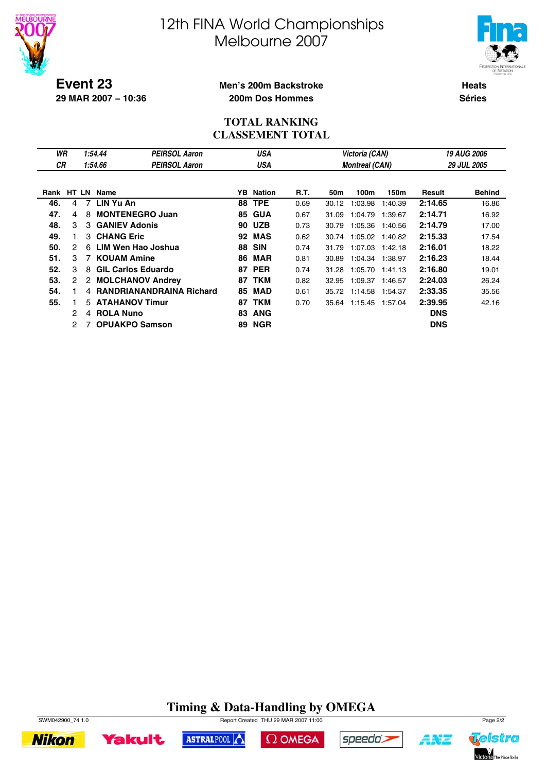# 12th FINA World Championships
# Melbourne 2007

**Event 23**
**29 MAR 2007 – 10:36**

**Men's 200m Backstroke**
**200m Dos Hommes**

**Heats**
**Séries**

## TOTAL RANKING
## CLASSEMENT TOTAL

| | | | | | |
|---|---|---|---|---|---|
| *WR* | *1:54.44* | *PEIRSOL Aaron* | *USA* | *Victoria (CAN)* | *19 AUG 2006* |
| *CR* | *1:54.66* | *PEIRSOL Aaron* | *USA* | *Montreal (CAN)* | *29 JUL 2005* |

| Rank | HT | LN | Name | YB | Nation | R.T. | 50m | 100m | 150m | Result | Behind |
|---|---|---|---|---|---|---|---|---|---|---|---|
| **46.** | 4 | 7 | **LIN Yu An** | **88** | **TPE** | 0.69 | 30.12 | 1:03.98 | 1:40.39 | **2:14.65** | 16.86 |
| **47.** | 4 | 8 | **MONTENEGRO Juan** | **85** | **GUA** | 0.67 | 31.09 | 1:04.79 | 1:39.67 | **2:14.71** | 16.92 |
| **48.** | 3 | 3 | **GANIEV Adonis** | **90** | **UZB** | 0.73 | 30.79 | 1:05.36 | 1:40.56 | **2:14.79** | 17.00 |
| **49.** | 1 | 3 | **CHANG Eric** | **92** | **MAS** | 0.62 | 30.74 | 1:05.02 | 1:40.82 | **2:15.33** | 17.54 |
| **50.** | 2 | 6 | **LIM Wen Hao Joshua** | **88** | **SIN** | 0.74 | 31.79 | 1:07.03 | 1:42.18 | **2:16.01** | 18.22 |
| **51.** | 3 | 7 | **KOUAM Amine** | **86** | **MAR** | 0.81 | 30.89 | 1:04.34 | 1:38.97 | **2:16.23** | 18.44 |
| **52.** | 3 | 8 | **GIL Carlos Eduardo** | **87** | **PER** | 0.74 | 31.28 | 1:05.70 | 1:41.13 | **2:16.80** | 19.01 |
| **53.** | 2 | 2 | **MOLCHANOV Andrey** | **87** | **TKM** | 0.82 | 32.95 | 1:09.37 | 1:46.57 | **2:24.03** | 26.24 |
| **54.** | 1 | 4 | **RANDRIANANDRAINA Richard** | **85** | **MAD** | 0.61 | 35.72 | 1:14.58 | 1:54.37 | **2:33.35** | 35.56 |
| **55.** | 1 | 5 | **ATAHANOV Timur** | **87** | **TKM** | 0.70 | 35.64 | 1:15.45 | 1:57.04 | **2:39.95** | 42.16 |
| | 2 | 4 | **ROLA Nuno** | **83** | **ANG** | | | | | **DNS** | |
| | 2 | 7 | **OPUAKPO Samson** | **89** | **NGR** | | | | | **DNS** | |

**Timing & Data-Handling by OMEGA**

SWM042900_74 1.0 Report Created THU 29 MAR 2007 11:00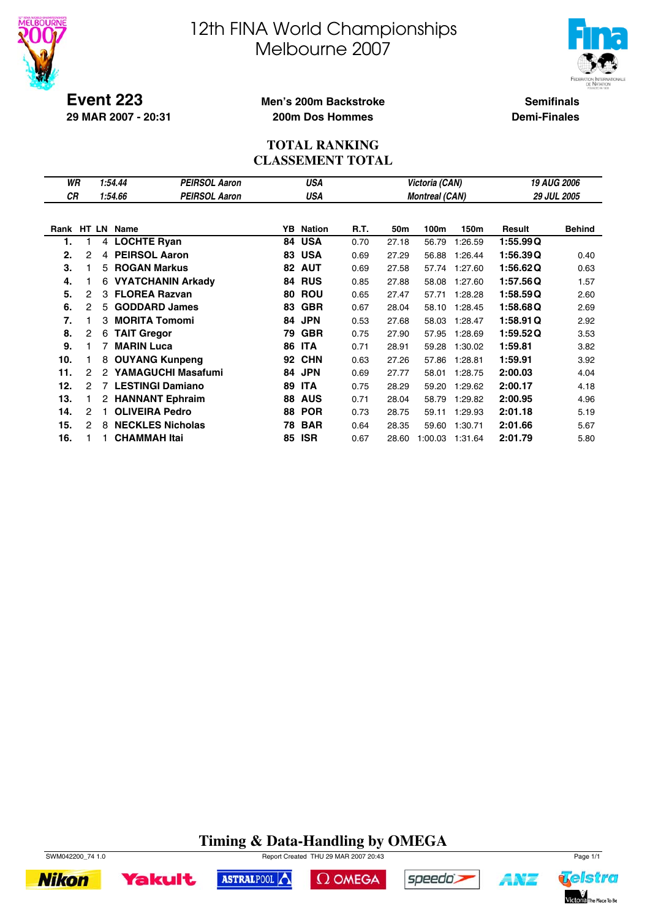# 12th FINA World Championships
# Melbourne 2007

**Event 223**
**29 MAR 2007 - 20:31**

**Men's 200m Backstroke**
**200m Dos Hommes**

**Semifinals**
**Demi-Finales**

## TOTAL RANKING
## CLASSEMENT TOTAL

| | | | | | |
|---|---|---|---|---|---|
| WR | 1:54.44 | PEIRSOL Aaron | USA | Victoria (CAN) | 19 AUG 2006 |
| CR | 1:54.66 | PEIRSOL Aaron | USA | Montreal (CAN) | 29 JUL 2005 |

| Rank | HT | LN | Name | YB | Nation | R.T. | 50m | 100m | 150m | Result | | Behind |
|---|---|---|---|---|---|---|---|---|---|---|---|---|
| 1. | 1 | 4 | **LOCHTE Ryan** | 84 | USA | 0.70 | 27.18 | 56.79 | 1:26.59 | **1:55.99** | **Q** | |
| 2. | 2 | 4 | **PEIRSOL Aaron** | 83 | USA | 0.69 | 27.29 | 56.88 | 1:26.44 | **1:56.39** | **Q** | 0.40 |
| 3. | 1 | 5 | **ROGAN Markus** | 82 | AUT | 0.69 | 27.58 | 57.74 | 1:27.60 | **1:56.62** | **Q** | 0.63 |
| 4. | 1 | 6 | **VYATCHANIN Arkady** | 84 | RUS | 0.85 | 27.88 | 58.08 | 1:27.60 | **1:57.56** | **Q** | 1.57 |
| 5. | 2 | 3 | **FLOREA Razvan** | 80 | ROU | 0.65 | 27.47 | 57.71 | 1:28.28 | **1:58.59** | **Q** | 2.60 |
| 6. | 2 | 5 | **GODDARD James** | 83 | GBR | 0.67 | 28.04 | 58.10 | 1:28.45 | **1:58.68** | **Q** | 2.69 |
| 7. | 1 | 3 | **MORITA Tomomi** | 84 | JPN | 0.53 | 27.68 | 58.03 | 1:28.47 | **1:58.91** | **Q** | 2.92 |
| 8. | 2 | 6 | **TAIT Gregor** | 79 | GBR | 0.75 | 27.90 | 57.95 | 1:28.69 | **1:59.52** | **Q** | 3.53 |
| 9. | 1 | 7 | **MARIN Luca** | 86 | ITA | 0.71 | 28.91 | 59.28 | 1:30.02 | **1:59.81** | | 3.82 |
| 10. | 1 | 8 | **OUYANG Kunpeng** | 92 | CHN | 0.63 | 27.26 | 57.86 | 1:28.81 | **1:59.91** | | 3.92 |
| 11. | 2 | 2 | **YAMAGUCHI Masafumi** | 84 | JPN | 0.69 | 27.77 | 58.01 | 1:28.75 | **2:00.03** | | 4.04 |
| 12. | 2 | 7 | **LESTINGI Damiano** | 89 | ITA | 0.75 | 28.29 | 59.20 | 1:29.62 | **2:00.17** | | 4.18 |
| 13. | 1 | 2 | **HANNANT Ephraim** | 88 | AUS | 0.71 | 28.04 | 58.79 | 1:29.82 | **2:00.95** | | 4.96 |
| 14. | 2 | 1 | **OLIVEIRA Pedro** | 88 | POR | 0.73 | 28.75 | 59.11 | 1:29.93 | **2:01.18** | | 5.19 |
| 15. | 2 | 8 | **NECKLES Nicholas** | 78 | BAR | 0.64 | 28.35 | 59.60 | 1:30.71 | **2:01.66** | | 5.67 |
| 16. | 1 | 1 | **CHAMMAH Itai** | 85 | ISR | 0.67 | 28.60 | 1:00.03 | 1:31.64 | **2:01.79** | | 5.80 |

**Timing & Data-Handling by OMEGA**

SWM042200_74 1.0 Report Created THU 29 MAR 2007 20:43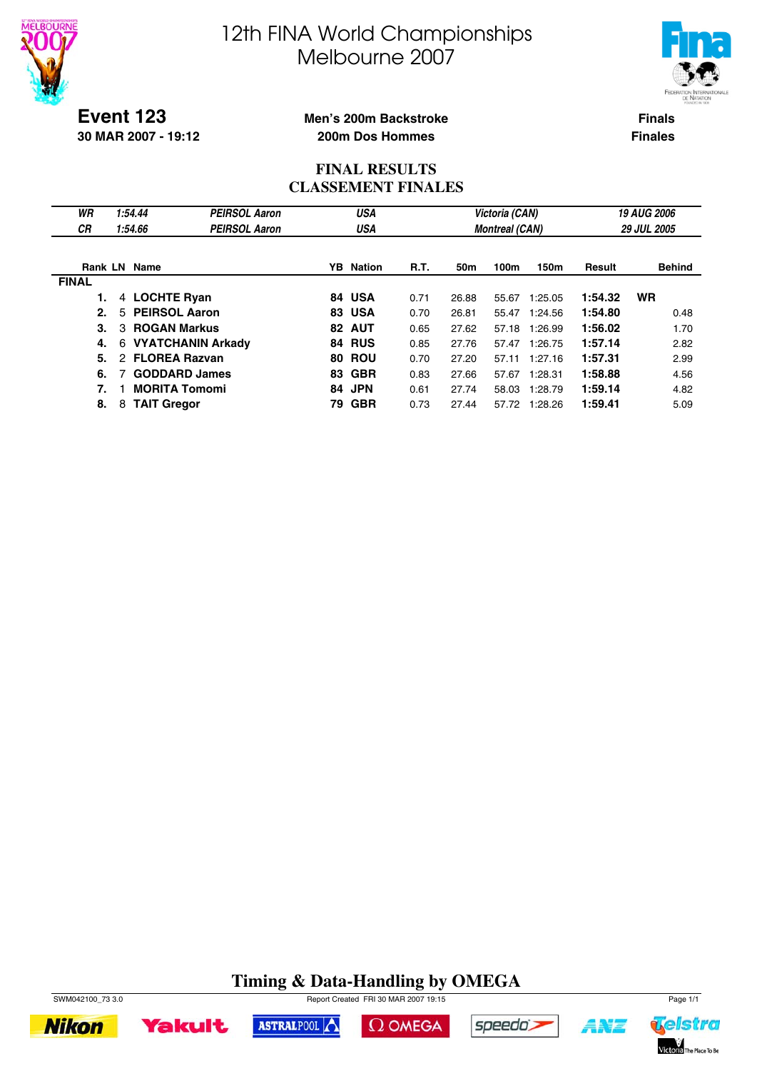# 12th FINA World Championships
# Melbourne 2007

**Event 123**
**30 MAR 2007 - 19:12**

**Men's 200m Backstroke**
**200m Dos Hommes**

**Finals**
**Finales**

## FINAL RESULTS
## CLASSEMENT FINALES

| | | | | | |
|---|---|---|---|---|---|
| *WR* | *1:54.44* | *PEIRSOL Aaron* | *USA* | *Victoria (CAN)* | *19 AUG 2006* |
| *CR* | *1:54.66* | *PEIRSOL Aaron* | *USA* | *Montreal (CAN)* | *29 JUL 2005* |

| Rank | LN | Name | YB | Nation | R.T. | 50m | 100m | 150m | Result | | Behind |
|---|---|---|---|---|---|---|---|---|---|---|---|
| **FINAL** | | | | | | | | | | | |
| **1.** | 4 | **LOCHTE Ryan** | **84** | **USA** | 0.71 | 26.88 | 55.67 | 1:25.05 | **1:54.32** | **WR** | |
| **2.** | 5 | **PEIRSOL Aaron** | **83** | **USA** | 0.70 | 26.81 | 55.47 | 1:24.56 | **1:54.80** | | 0.48 |
| **3.** | 3 | **ROGAN Markus** | **82** | **AUT** | 0.65 | 27.62 | 57.18 | 1:26.99 | **1:56.02** | | 1.70 |
| **4.** | 6 | **VYATCHANIN Arkady** | **84** | **RUS** | 0.85 | 27.76 | 57.47 | 1:26.75 | **1:57.14** | | 2.82 |
| **5.** | 2 | **FLOREA Razvan** | **80** | **ROU** | 0.70 | 27.20 | 57.11 | 1:27.16 | **1:57.31** | | 2.99 |
| **6.** | 7 | **GODDARD James** | **83** | **GBR** | 0.83 | 27.66 | 57.67 | 1:28.31 | **1:58.88** | | 4.56 |
| **7.** | 1 | **MORITA Tomomi** | **84** | **JPN** | 0.61 | 27.74 | 58.03 | 1:28.79 | **1:59.14** | | 4.82 |
| **8.** | 8 | **TAIT Gregor** | **79** | **GBR** | 0.73 | 27.44 | 57.72 | 1:28.26 | **1:59.41** | | 5.09 |

**Timing & Data-Handling by OMEGA**

SWM042100_73 3.0 Report Created FRI 30 MAR 2007 19:15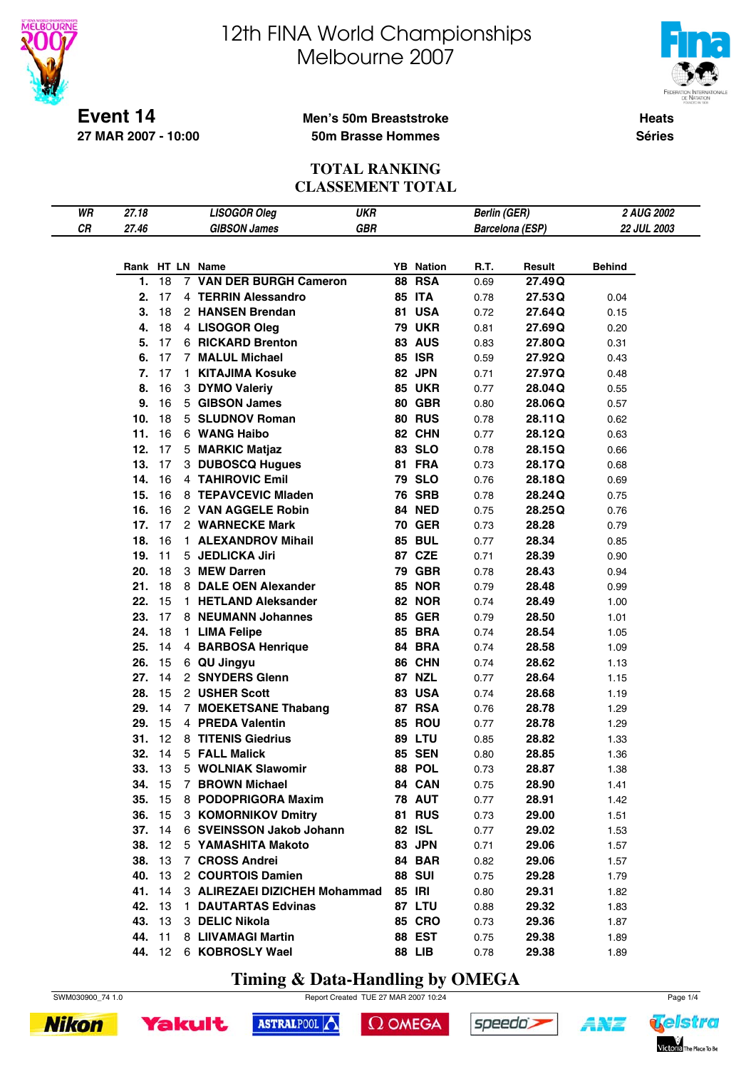# 12th FINA World Championships
# Melbourne 2007

**Event 14**
**27 MAR 2007 - 10:00**

**Men's 50m Breaststroke**
**50m Brasse Hommes**

**Heats**
**Séries**

## TOTAL RANKING
## CLASSEMENT TOTAL

| | | | | | |
|---|---|---|---|---|---|
| *WR* | *27.18* | *LISOGOR Oleg* | *UKR* | *Berlin (GER)* | *2 AUG 2002* |
| *CR* | *27.46* | *GIBSON James* | *GBR* | *Barcelona (ESP)* | *22 JUL 2003* |

| Rank | HT | LN | Name | YB | Nation | R.T. | Result | Behind |
|---|---|---|---|---|---|---|---|---|
| 1. | 18 | 7 | VAN DER BURGH Cameron | 88 | RSA | 0.69 | 27.49Q | |
| 2. | 17 | 4 | TERRIN Alessandro | 85 | ITA | 0.78 | 27.53Q | 0.04 |
| 3. | 18 | 2 | HANSEN Brendan | 81 | USA | 0.72 | 27.64Q | 0.15 |
| 4. | 18 | 4 | LISOGOR Oleg | 79 | UKR | 0.81 | 27.69Q | 0.20 |
| 5. | 17 | 6 | RICKARD Brenton | 83 | AUS | 0.83 | 27.80Q | 0.31 |
| 6. | 17 | 7 | MALUL Michael | 85 | ISR | 0.59 | 27.92Q | 0.43 |
| 7. | 17 | 1 | KITAJIMA Kosuke | 82 | JPN | 0.71 | 27.97Q | 0.48 |
| 8. | 16 | 3 | DYMO Valeriy | 85 | UKR | 0.77 | 28.04Q | 0.55 |
| 9. | 16 | 5 | GIBSON James | 80 | GBR | 0.80 | 28.06Q | 0.57 |
| 10. | 18 | 5 | SLUDNOV Roman | 80 | RUS | 0.78 | 28.11Q | 0.62 |
| 11. | 16 | 6 | WANG Haibo | 82 | CHN | 0.77 | 28.12Q | 0.63 |
| 12. | 17 | 5 | MARKIC Matjaz | 83 | SLO | 0.78 | 28.15Q | 0.66 |
| 13. | 17 | 3 | DUBOSCQ Hugues | 81 | FRA | 0.73 | 28.17Q | 0.68 |
| 14. | 16 | 4 | TAHIROVIC Emil | 79 | SLO | 0.76 | 28.18Q | 0.69 |
| 15. | 16 | 8 | TEPAVCEVIC Mladen | 76 | SRB | 0.78 | 28.24Q | 0.75 |
| 16. | 16 | 2 | VAN AGGELE Robin | 84 | NED | 0.75 | 28.25Q | 0.76 |
| 17. | 17 | 2 | WARNECKE Mark | 70 | GER | 0.73 | 28.28 | 0.79 |
| 18. | 16 | 1 | ALEXANDROV Mihail | 85 | BUL | 0.77 | 28.34 | 0.85 |
| 19. | 11 | 5 | JEDLICKA Jiri | 87 | CZE | 0.71 | 28.39 | 0.90 |
| 20. | 18 | 3 | MEW Darren | 79 | GBR | 0.78 | 28.43 | 0.94 |
| 21. | 18 | 8 | DALE OEN Alexander | 85 | NOR | 0.79 | 28.48 | 0.99 |
| 22. | 15 | 1 | HETLAND Aleksander | 82 | NOR | 0.74 | 28.49 | 1.00 |
| 23. | 17 | 8 | NEUMANN Johannes | 85 | GER | 0.79 | 28.50 | 1.01 |
| 24. | 18 | 1 | LIMA Felipe | 85 | BRA | 0.74 | 28.54 | 1.05 |
| 25. | 14 | 4 | BARBOSA Henrique | 84 | BRA | 0.74 | 28.58 | 1.09 |
| 26. | 15 | 6 | QU Jingyu | 86 | CHN | 0.74 | 28.62 | 1.13 |
| 27. | 14 | 2 | SNYDERS Glenn | 87 | NZL | 0.77 | 28.64 | 1.15 |
| 28. | 15 | 2 | USHER Scott | 83 | USA | 0.74 | 28.68 | 1.19 |
| 29. | 14 | 7 | MOEKETSANE Thabang | 87 | RSA | 0.76 | 28.78 | 1.29 |
| 29. | 15 | 4 | PREDA Valentin | 85 | ROU | 0.77 | 28.78 | 1.29 |
| 31. | 12 | 8 | TITENIS Giedrius | 89 | LTU | 0.85 | 28.82 | 1.33 |
| 32. | 14 | 5 | FALL Malick | 85 | SEN | 0.80 | 28.85 | 1.36 |
| 33. | 13 | 5 | WOLNIAK Slawomir | 88 | POL | 0.73 | 28.87 | 1.38 |
| 34. | 15 | 7 | BROWN Michael | 84 | CAN | 0.75 | 28.90 | 1.41 |
| 35. | 15 | 8 | PODOPRIGORA Maxim | 78 | AUT | 0.77 | 28.91 | 1.42 |
| 36. | 15 | 3 | KOMORNIKOV Dmitry | 81 | RUS | 0.73 | 29.00 | 1.51 |
| 37. | 14 | 6 | SVEINSSON Jakob Johann | 82 | ISL | 0.77 | 29.02 | 1.53 |
| 38. | 12 | 5 | YAMASHITA Makoto | 83 | JPN | 0.71 | 29.06 | 1.57 |
| 38. | 13 | 7 | CROSS Andrei | 84 | BAR | 0.82 | 29.06 | 1.57 |
| 40. | 13 | 2 | COURTOIS Damien | 88 | SUI | 0.75 | 29.28 | 1.79 |
| 41. | 14 | 3 | ALIREZAEI DIZICHEH Mohammad | 85 | IRI | 0.80 | 29.31 | 1.82 |
| 42. | 13 | 1 | DAUTARTAS Edvinas | 87 | LTU | 0.88 | 29.32 | 1.83 |
| 43. | 13 | 3 | DELIC Nikola | 85 | CRO | 0.73 | 29.36 | 1.87 |
| 44. | 11 | 8 | LIIVAMAGI Martin | 88 | EST | 0.75 | 29.38 | 1.89 |
| 44. | 12 | 6 | KOBROSLY Wael | 88 | LIB | 0.78 | 29.38 | 1.89 |

**Timing & Data-Handling by OMEGA**

SWM030900_74 1.0    Report Created TUE 27 MAR 2007 10:24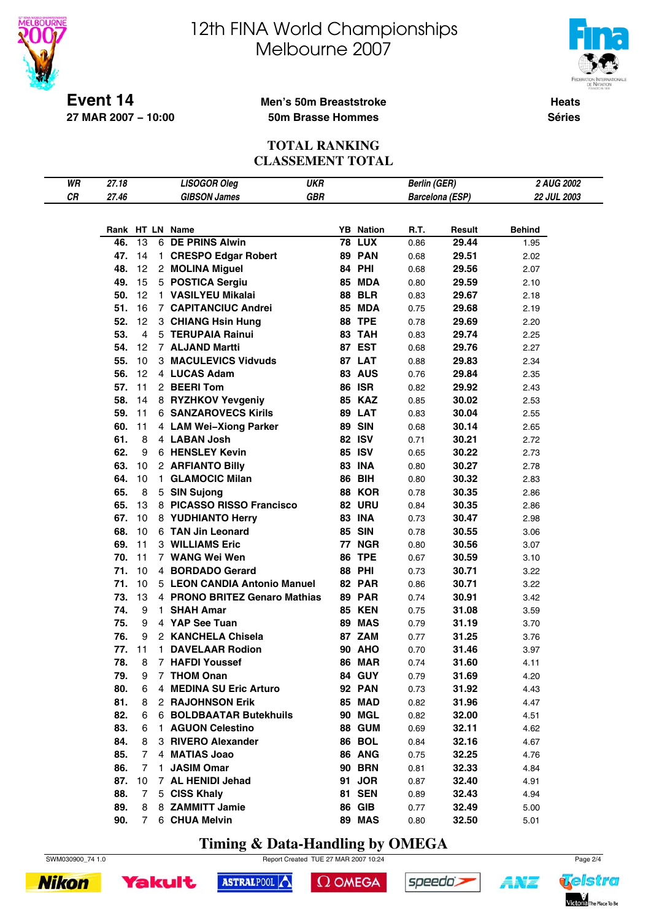# 12th FINA World Championships
# Melbourne 2007

**Event 14**
**27 MAR 2007 – 10:00**

**Men's 50m Breaststroke**
**50m Brasse Hommes**

**Heats**
**Séries**

## TOTAL RANKING
## CLASSEMENT TOTAL

| | | | | | |
|---|---|---|---|---|---|
| *WR* | *27.18* | *LISOGOR Oleg* | *UKR* | *Berlin (GER)* | *2 AUG 2002* |
| *CR* | *27.46* | *GIBSON James* | *GBR* | *Barcelona (ESP)* | *22 JUL 2003* |

| Rank | HT | LN | Name | YB | Nation | R.T. | Result | Behind |
|---|---|---|---|---|---|---|---|---|
| 46. | 13 | 6 | DE PRINS Alwin | 78 | LUX | 0.86 | 29.44 | 1.95 |
| 47. | 14 | 1 | CRESPO Edgar Robert | 89 | PAN | 0.68 | 29.51 | 2.02 |
| 48. | 12 | 2 | MOLINA Miguel | 84 | PHI | 0.68 | 29.56 | 2.07 |
| 49. | 15 | 5 | POSTICA Sergiu | 85 | MDA | 0.80 | 29.59 | 2.10 |
| 50. | 12 | 1 | VASILYEU Mikalai | 88 | BLR | 0.83 | 29.67 | 2.18 |
| 51. | 16 | 7 | CAPITANCIUC Andrei | 85 | MDA | 0.75 | 29.68 | 2.19 |
| 52. | 12 | 3 | CHIANG Hsin Hung | 88 | TPE | 0.78 | 29.69 | 2.20 |
| 53. | 4 | 5 | TERUPAIA Rainui | 83 | TAH | 0.83 | 29.74 | 2.25 |
| 54. | 12 | 7 | ALJAND Martti | 87 | EST | 0.68 | 29.76 | 2.27 |
| 55. | 10 | 3 | MACULEVICS Vidvuds | 87 | LAT | 0.88 | 29.83 | 2.34 |
| 56. | 12 | 4 | LUCAS Adam | 83 | AUS | 0.76 | 29.84 | 2.35 |
| 57. | 11 | 2 | BEERI Tom | 86 | ISR | 0.82 | 29.92 | 2.43 |
| 58. | 14 | 8 | RYZHKOV Yevgeniy | 85 | KAZ | 0.85 | 30.02 | 2.53 |
| 59. | 11 | 6 | SANZAROVECS Kirils | 89 | LAT | 0.83 | 30.04 | 2.55 |
| 60. | 11 | 4 | LAM Wei–Xiong Parker | 89 | SIN | 0.68 | 30.14 | 2.65 |
| 61. | 8 | 4 | LABAN Josh | 82 | ISV | 0.71 | 30.21 | 2.72 |
| 62. | 9 | 6 | HENSLEY Kevin | 85 | ISV | 0.65 | 30.22 | 2.73 |
| 63. | 10 | 2 | ARFIANTO Billy | 83 | INA | 0.80 | 30.27 | 2.78 |
| 64. | 10 | 1 | GLAMOCIC Milan | 86 | BIH | 0.80 | 30.32 | 2.83 |
| 65. | 8 | 5 | SIN Sujong | 88 | KOR | 0.78 | 30.35 | 2.86 |
| 65. | 13 | 8 | PICASSO RISSO Francisco | 82 | URU | 0.84 | 30.35 | 2.86 |
| 67. | 10 | 8 | YUDHIANTO Herry | 83 | INA | 0.73 | 30.47 | 2.98 |
| 68. | 10 | 6 | TAN Jin Leonard | 85 | SIN | 0.78 | 30.55 | 3.06 |
| 69. | 11 | 3 | WILLIAMS Eric | 77 | NGR | 0.80 | 30.56 | 3.07 |
| 70. | 11 | 7 | WANG Wei Wen | 86 | TPE | 0.67 | 30.59 | 3.10 |
| 71. | 10 | 4 | BORDADO Gerard | 88 | PHI | 0.73 | 30.71 | 3.22 |
| 71. | 10 | 5 | LEON CANDIA Antonio Manuel | 82 | PAR | 0.86 | 30.71 | 3.22 |
| 73. | 13 | 4 | PRONO BRITEZ Genaro Mathias | 89 | PAR | 0.74 | 30.91 | 3.42 |
| 74. | 9 | 1 | SHAH Amar | 85 | KEN | 0.75 | 31.08 | 3.59 |
| 75. | 9 | 4 | YAP See Tuan | 89 | MAS | 0.79 | 31.19 | 3.70 |
| 76. | 9 | 2 | KANCHELA Chisela | 87 | ZAM | 0.77 | 31.25 | 3.76 |
| 77. | 11 | 1 | DAVELAAR Rodion | 90 | AHO | 0.70 | 31.46 | 3.97 |
| 78. | 8 | 7 | HAFDI Youssef | 86 | MAR | 0.74 | 31.60 | 4.11 |
| 79. | 9 | 7 | THOM Onan | 84 | GUY | 0.79 | 31.69 | 4.20 |
| 80. | 6 | 4 | MEDINA SU Eric Arturo | 92 | PAN | 0.73 | 31.92 | 4.43 |
| 81. | 8 | 2 | RAJOHNSON Erik | 85 | MAD | 0.82 | 31.96 | 4.47 |
| 82. | 6 | 6 | BOLDBAATAR Butekhuils | 90 | MGL | 0.82 | 32.00 | 4.51 |
| 83. | 6 | 1 | AGUON Celestino | 88 | GUM | 0.69 | 32.11 | 4.62 |
| 84. | 8 | 3 | RIVERO Alexander | 86 | BOL | 0.84 | 32.16 | 4.67 |
| 85. | 7 | 4 | MATIAS Joao | 86 | ANG | 0.75 | 32.25 | 4.76 |
| 86. | 7 | 1 | JASIM Omar | 90 | BRN | 0.81 | 32.33 | 4.84 |
| 87. | 10 | 7 | AL HENIDI Jehad | 91 | JOR | 0.87 | 32.40 | 4.91 |
| 88. | 7 | 5 | CISS Khaly | 81 | SEN | 0.89 | 32.43 | 4.94 |
| 89. | 8 | 8 | ZAMMITT Jamie | 86 | GIB | 0.77 | 32.49 | 5.00 |
| 90. | 7 | 6 | CHUA Melvin | 89 | MAS | 0.80 | 32.50 | 5.01 |

**Timing & Data-Handling by OMEGA**

SWM030900_74 1.0 Report Created TUE 27 MAR 2007 10:24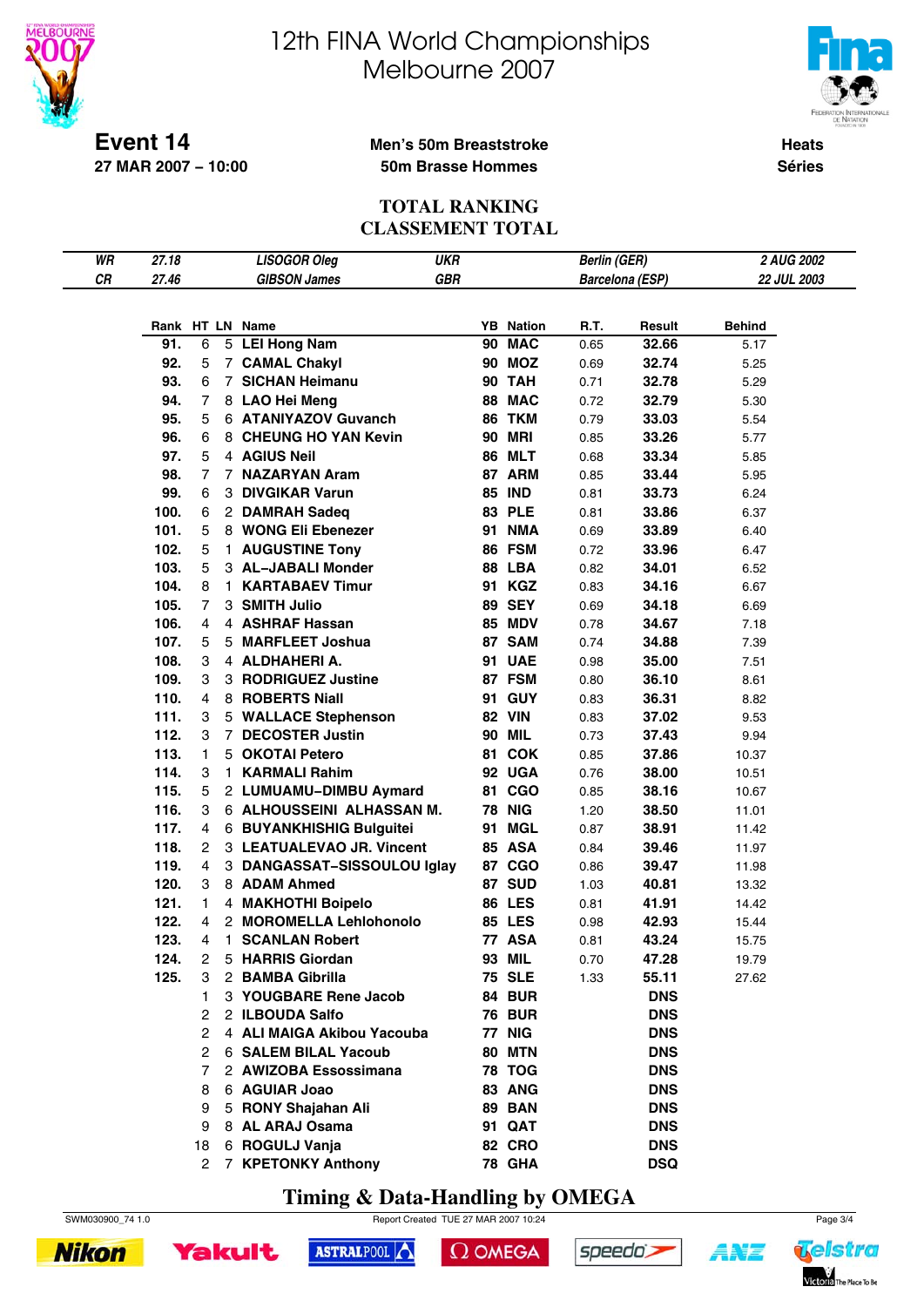# 12th FINA World Championships Melbourne 2007

**Event 14**
**27 MAR 2007 – 10:00**

**Men's 50m Breaststroke**
**50m Brasse Hommes**

**Heats**
**Séries**

## TOTAL RANKING
## CLASSEMENT TOTAL

| | | | | |
|---|---|---|---|---|
| *WR* | *27.18* | *LISOGOR Oleg* | *UKR* | *Berlin (GER)* | *2 AUG 2002* |
| *CR* | *27.46* | *GIBSON James* | *GBR* | *Barcelona (ESP)* | *22 JUL 2003* |

| Rank | HT | LN | Name | YB | Nation | R.T. | Result | Behind |
|---|---|---|---|---|---|---|---|---|
| 91. | 6 | 5 | LEI Hong Nam | 90 | MAC | 0.65 | 32.66 | 5.17 |
| 92. | 5 | 7 | CAMAL Chakyl | 90 | MOZ | 0.69 | 32.74 | 5.25 |
| 93. | 6 | 7 | SICHAN Heimanu | 90 | TAH | 0.71 | 32.78 | 5.29 |
| 94. | 7 | 8 | LAO Hei Meng | 88 | MAC | 0.72 | 32.79 | 5.30 |
| 95. | 5 | 6 | ATANIYAZOV Guvanch | 86 | TKM | 0.79 | 33.03 | 5.54 |
| 96. | 6 | 8 | CHEUNG HO YAN Kevin | 90 | MRI | 0.85 | 33.26 | 5.77 |
| 97. | 5 | 4 | AGIUS Neil | 86 | MLT | 0.68 | 33.34 | 5.85 |
| 98. | 7 | 7 | NAZARYAN Aram | 87 | ARM | 0.85 | 33.44 | 5.95 |
| 99. | 6 | 3 | DIVGIKAR Varun | 85 | IND | 0.81 | 33.73 | 6.24 |
| 100. | 6 | 2 | DAMRAH Sadeq | 83 | PLE | 0.81 | 33.86 | 6.37 |
| 101. | 5 | 8 | WONG Eli Ebenezer | 91 | NMA | 0.69 | 33.89 | 6.40 |
| 102. | 5 | 1 | AUGUSTINE Tony | 86 | FSM | 0.72 | 33.96 | 6.47 |
| 103. | 5 | 3 | AL–JABALI Monder | 88 | LBA | 0.82 | 34.01 | 6.52 |
| 104. | 8 | 1 | KARTABAEV Timur | 91 | KGZ | 0.83 | 34.16 | 6.67 |
| 105. | 7 | 3 | SMITH Julio | 89 | SEY | 0.69 | 34.18 | 6.69 |
| 106. | 4 | 4 | ASHRAF Hassan | 85 | MDV | 0.78 | 34.67 | 7.18 |
| 107. | 5 | 5 | MARFLEET Joshua | 87 | SAM | 0.74 | 34.88 | 7.39 |
| 108. | 3 | 4 | ALDHAHERI A. | 91 | UAE | 0.98 | 35.00 | 7.51 |
| 109. | 3 | 3 | RODRIGUEZ Justine | 87 | FSM | 0.80 | 36.10 | 8.61 |
| 110. | 4 | 8 | ROBERTS Niall | 91 | GUY | 0.83 | 36.31 | 8.82 |
| 111. | 3 | 5 | WALLACE Stephenson | 82 | VIN | 0.83 | 37.02 | 9.53 |
| 112. | 3 | 7 | DECOSTER Justin | 90 | MIL | 0.73 | 37.43 | 9.94 |
| 113. | 1 | 5 | OKOTAI Petero | 81 | COK | 0.85 | 37.86 | 10.37 |
| 114. | 3 | 1 | KARMALI Rahim | 92 | UGA | 0.76 | 38.00 | 10.51 |
| 115. | 5 | 2 | LUMUAMU–DIMBU Aymard | 81 | CGO | 0.85 | 38.16 | 10.67 |
| 116. | 3 | 6 | ALHOUSSEINI ALHASSAN M. | 78 | NIG | 1.20 | 38.50 | 11.01 |
| 117. | 4 | 6 | BUYANKHISHIG Bulguitei | 91 | MGL | 0.87 | 38.91 | 11.42 |
| 118. | 2 | 3 | LEATUALEVAO JR. Vincent | 85 | ASA | 0.84 | 39.46 | 11.97 |
| 119. | 4 | 3 | DANGASSAT–SISSOULOU Iglay | 87 | CGO | 0.86 | 39.47 | 11.98 |
| 120. | 3 | 8 | ADAM Ahmed | 87 | SUD | 1.03 | 40.81 | 13.32 |
| 121. | 1 | 4 | MAKHOTHI Boipelo | 86 | LES | 0.81 | 41.91 | 14.42 |
| 122. | 4 | 2 | MOROMELLA Lehlohonolo | 85 | LES | 0.98 | 42.93 | 15.44 |
| 123. | 4 | 1 | SCANLAN Robert | 77 | ASA | 0.81 | 43.24 | 15.75 |
| 124. | 2 | 5 | HARRIS Giordan | 93 | MIL | 0.70 | 47.28 | 19.79 |
| 125. | 3 | 2 | BAMBA Gibrilla | 75 | SLE | 1.33 | 55.11 | 27.62 |
| | 1 | 3 | YOUGBARE Rene Jacob | 84 | BUR | | DNS | |
| | 2 | 2 | ILBOUDA Salfo | 76 | BUR | | DNS | |
| | 2 | 4 | ALI MAIGA Akibou Yacouba | 77 | NIG | | DNS | |
| | 2 | 6 | SALEM BILAL Yacoub | 80 | MTN | | DNS | |
| | 7 | 2 | AWIZOBA Essossimana | 78 | TOG | | DNS | |
| | 8 | 6 | AGUIAR Joao | 83 | ANG | | DNS | |
| | 9 | 5 | RONY Shajahan Ali | 89 | BAN | | DNS | |
| | 9 | 8 | AL ARAJ Osama | 91 | QAT | | DNS | |
| | 18 | 6 | ROGULJ Vanja | 82 | CRO | | DNS | |
| | 2 | 7 | KPETONKY Anthony | 78 | GHA | | DSQ | |

**Timing & Data-Handling by OMEGA**

SWM030900_74 1.0 — Report Created TUE 27 MAR 2007 10:24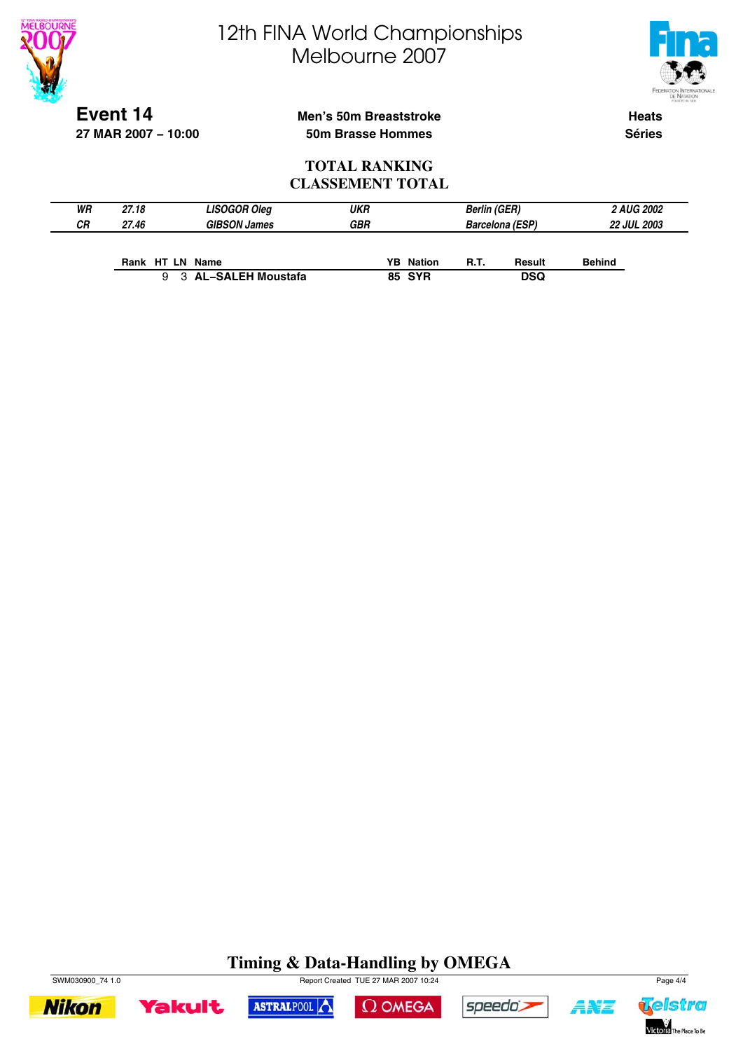# 12th FINA World Championships Melbourne 2007

**Event 14**
**27 MAR 2007 – 10:00**

**Men's 50m Breaststroke**
**50m Brasse Hommes**

**Heats**
**Séries**

## TOTAL RANKING
## CLASSEMENT TOTAL

| | | | | | |
|---|---|---|---|---|---|
| *WR* | *27.18* | *LISOGOR Oleg* | *UKR* | *Berlin (GER)* | *2 AUG 2002* |
| *CR* | *27.46* | *GIBSON James* | *GBR* | *Barcelona (ESP)* | *22 JUL 2003* |

| Rank | HT | LN | Name | YB | Nation | R.T. | Result | Behind |
|---|---|---|---|---|---|---|---|---|
| | 9 | 3 | **AL–SALEH Moustafa** | 85 | SYR | | DSQ | |

**Timing & Data-Handling by OMEGA**

SWM030900_74 1.0 — Report Created TUE 27 MAR 2007 10:24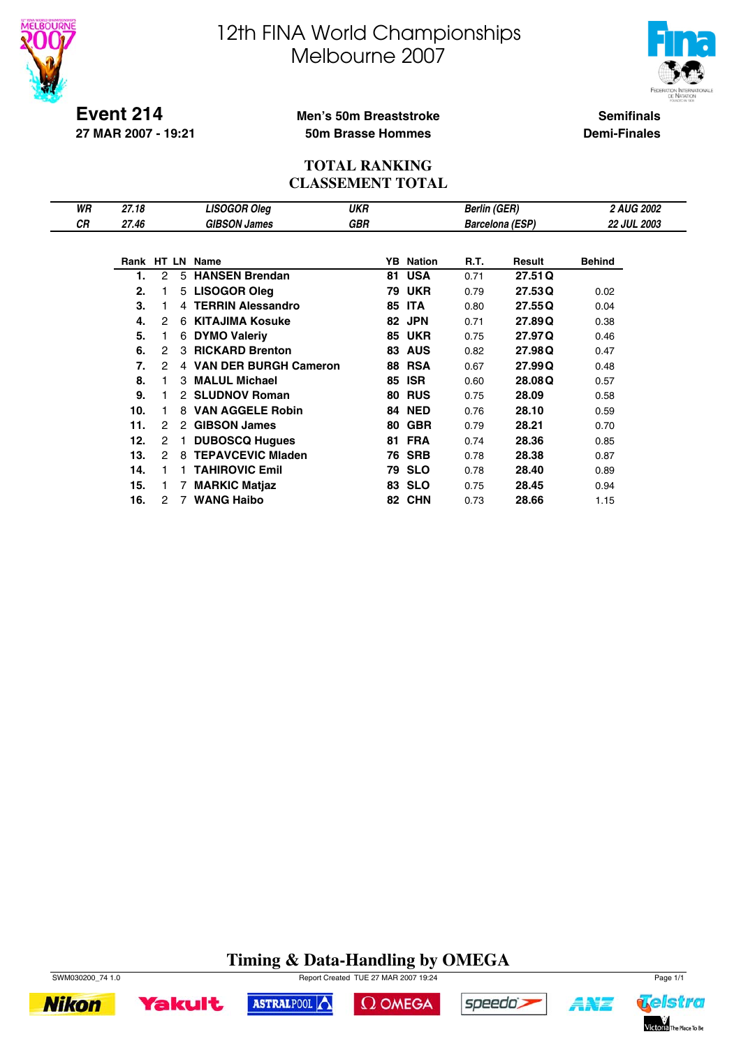# 12th FINA World Championships
# Melbourne 2007

**Event 214**
**27 MAR 2007 - 19:21**

**Men's 50m Breaststroke**
**50m Brasse Hommes**

**Semifinals**
**Demi-Finales**

## TOTAL RANKING
## CLASSEMENT TOTAL

| | | | | | |
|---|---|---|---|---|---|
| *WR* | *27.18* | *LISOGOR Oleg* | *UKR* | *Berlin (GER)* | *2 AUG 2002* |
| *CR* | *27.46* | *GIBSON James* | *GBR* | *Barcelona (ESP)* | *22 JUL 2003* |

| Rank | HT | LN | Name | YB | Nation | R.T. | Result | Behind |
|---|---|---|---|---|---|---|---|---|
| **1.** | 2 | 5 | **HANSEN Brendan** | **81** | **USA** | 0.71 | **27.51 Q** | |
| **2.** | 1 | 5 | **LISOGOR Oleg** | **79** | **UKR** | 0.79 | **27.53 Q** | 0.02 |
| **3.** | 1 | 4 | **TERRIN Alessandro** | **85** | **ITA** | 0.80 | **27.55 Q** | 0.04 |
| **4.** | 2 | 6 | **KITAJIMA Kosuke** | **82** | **JPN** | 0.71 | **27.89 Q** | 0.38 |
| **5.** | 1 | 6 | **DYMO Valeriy** | **85** | **UKR** | 0.75 | **27.97 Q** | 0.46 |
| **6.** | 2 | 3 | **RICKARD Brenton** | **83** | **AUS** | 0.82 | **27.98 Q** | 0.47 |
| **7.** | 2 | 4 | **VAN DER BURGH Cameron** | **88** | **RSA** | 0.67 | **27.99 Q** | 0.48 |
| **8.** | 1 | 3 | **MALUL Michael** | **85** | **ISR** | 0.60 | **28.08 Q** | 0.57 |
| **9.** | 1 | 2 | **SLUDNOV Roman** | **80** | **RUS** | 0.75 | **28.09** | 0.58 |
| **10.** | 1 | 8 | **VAN AGGELE Robin** | **84** | **NED** | 0.76 | **28.10** | 0.59 |
| **11.** | 2 | 2 | **GIBSON James** | **80** | **GBR** | 0.79 | **28.21** | 0.70 |
| **12.** | 2 | 1 | **DUBOSCQ Hugues** | **81** | **FRA** | 0.74 | **28.36** | 0.85 |
| **13.** | 2 | 8 | **TEPAVCEVIC Mladen** | **76** | **SRB** | 0.78 | **28.38** | 0.87 |
| **14.** | 1 | 1 | **TAHIROVIC Emil** | **79** | **SLO** | 0.78 | **28.40** | 0.89 |
| **15.** | 1 | 7 | **MARKIC Matjaz** | **83** | **SLO** | 0.75 | **28.45** | 0.94 |
| **16.** | 2 | 7 | **WANG Haibo** | **82** | **CHN** | 0.73 | **28.66** | 1.15 |

**Timing & Data-Handling by OMEGA**

SWM030200_74 1.0 Report Created TUE 27 MAR 2007 19:24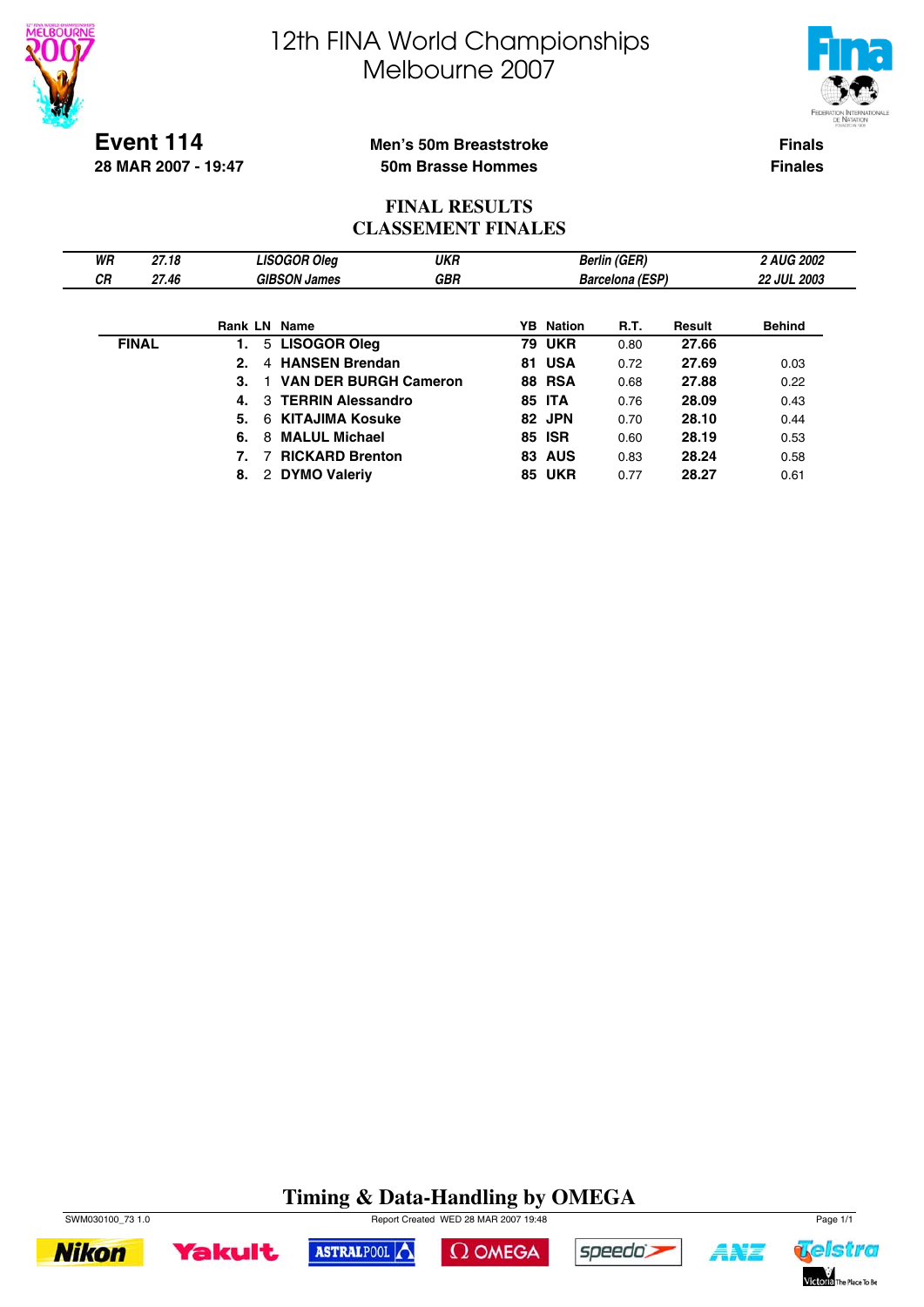# 12th FINA World Championships
# Melbourne 2007

**Event 114**
**28 MAR 2007 - 19:47**

**Men's 50m Breaststroke**
**50m Brasse Hommes**

**Finals**
**Finales**

## FINAL RESULTS
## CLASSEMENT FINALES

| | | | | | |
|---|---|---|---|---|---|
| *WR* | *27.18* | *LISOGOR Oleg* | *UKR* | *Berlin (GER)* | *2 AUG 2002* |
| *CR* | *27.46* | *GIBSON James* | *GBR* | *Barcelona (ESP)* | *22 JUL 2003* |

| | Rank | LN | Name | YB | Nation | R.T. | Result | Behind |
|---|---|---|---|---|---|---|---|---|
| **FINAL** | **1.** | 5 | **LISOGOR Oleg** | **79** | **UKR** | 0.80 | **27.66** | |
| | **2.** | 4 | **HANSEN Brendan** | **81** | **USA** | 0.72 | **27.69** | 0.03 |
| | **3.** | 1 | **VAN DER BURGH Cameron** | **88** | **RSA** | 0.68 | **27.88** | 0.22 |
| | **4.** | 3 | **TERRIN Alessandro** | **85** | **ITA** | 0.76 | **28.09** | 0.43 |
| | **5.** | 6 | **KITAJIMA Kosuke** | **82** | **JPN** | 0.70 | **28.10** | 0.44 |
| | **6.** | 8 | **MALUL Michael** | **85** | **ISR** | 0.60 | **28.19** | 0.53 |
| | **7.** | 7 | **RICKARD Brenton** | **83** | **AUS** | 0.83 | **28.24** | 0.58 |
| | **8.** | 2 | **DYMO Valeriy** | **85** | **UKR** | 0.77 | **28.27** | 0.61 |

**Timing & Data-Handling by OMEGA**

SWM030100_73 1.0 Report Created WED 28 MAR 2007 19:48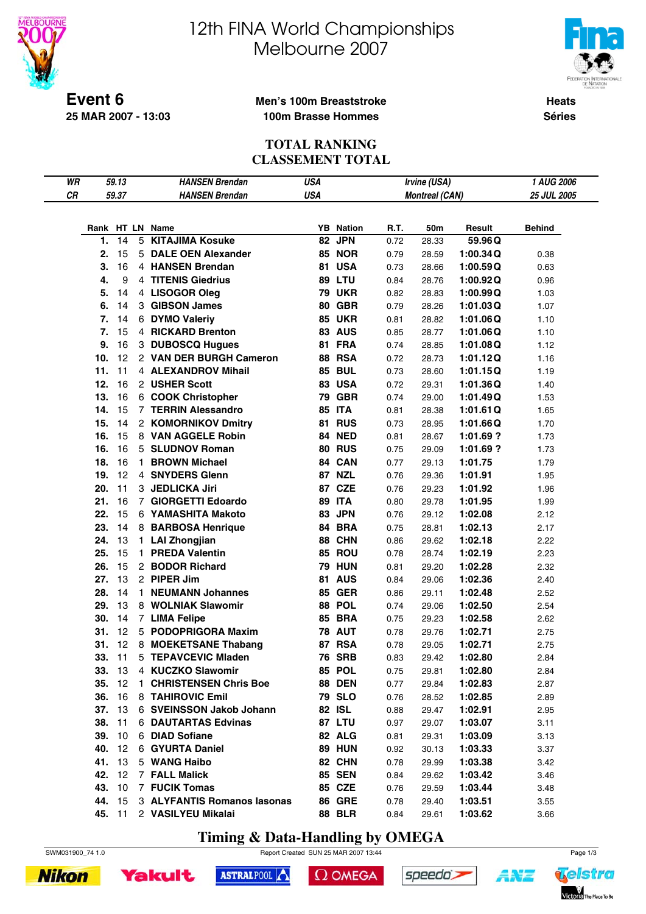# 12th FINA World Championships
# Melbourne 2007

**Event 6**
**25 MAR 2007 - 13:03**

**Men's 100m Breaststroke**
**100m Brasse Hommes**

**Heats**
**Séries**

## TOTAL RANKING
## CLASSEMENT TOTAL

| | | | | |
|---|---|---|---|---|
| *WR* | *59.13* | *HANSEN Brendan* | *USA* | *Irvine (USA)* | *1 AUG 2006* |
| *CR* | *59.37* | *HANSEN Brendan* | *USA* | *Montreal (CAN)* | *25 JUL 2005* |

| Rank | HT | LN | Name | YB | Nation | R.T. | 50m | Result | | Behind |
|---|---|---|---|---|---|---|---|---|---|---|
| 1. | 14 | 5 | KITAJIMA Kosuke | 82 | JPN | 0.72 | 28.33 | 59.96 | Q | |
| 2. | 15 | 5 | DALE OEN Alexander | 85 | NOR | 0.79 | 28.59 | 1:00.34 | Q | 0.38 |
| 3. | 16 | 4 | HANSEN Brendan | 81 | USA | 0.73 | 28.66 | 1:00.59 | Q | 0.63 |
| 4. | 9 | 4 | TITENIS Giedrius | 89 | LTU | 0.84 | 28.76 | 1:00.92 | Q | 0.96 |
| 5. | 14 | 4 | LISOGOR Oleg | 79 | UKR | 0.82 | 28.83 | 1:00.99 | Q | 1.03 |
| 6. | 14 | 3 | GIBSON James | 80 | GBR | 0.79 | 28.26 | 1:01.03 | Q | 1.07 |
| 7. | 14 | 6 | DYMO Valeriy | 85 | UKR | 0.81 | 28.82 | 1:01.06 | Q | 1.10 |
| 7. | 15 | 4 | RICKARD Brenton | 83 | AUS | 0.85 | 28.77 | 1:01.06 | Q | 1.10 |
| 9. | 16 | 3 | DUBOSCQ Hugues | 81 | FRA | 0.74 | 28.85 | 1:01.08 | Q | 1.12 |
| 10. | 12 | 2 | VAN DER BURGH Cameron | 88 | RSA | 0.72 | 28.73 | 1:01.12 | Q | 1.16 |
| 11. | 11 | 4 | ALEXANDROV Mihail | 85 | BUL | 0.73 | 28.60 | 1:01.15 | Q | 1.19 |
| 12. | 16 | 2 | USHER Scott | 83 | USA | 0.72 | 29.31 | 1:01.36 | Q | 1.40 |
| 13. | 16 | 6 | COOK Christopher | 79 | GBR | 0.74 | 29.00 | 1:01.49 | Q | 1.53 |
| 14. | 15 | 7 | TERRIN Alessandro | 85 | ITA | 0.81 | 28.38 | 1:01.61 | Q | 1.65 |
| 15. | 14 | 2 | KOMORNIKOV Dmitry | 81 | RUS | 0.73 | 28.95 | 1:01.66 | Q | 1.70 |
| 16. | 15 | 8 | VAN AGGELE Robin | 84 | NED | 0.81 | 28.67 | 1:01.69 | ? | 1.73 |
| 16. | 16 | 5 | SLUDNOV Roman | 80 | RUS | 0.75 | 29.09 | 1:01.69 | ? | 1.73 |
| 18. | 16 | 1 | BROWN Michael | 84 | CAN | 0.77 | 29.13 | 1:01.75 | | 1.79 |
| 19. | 12 | 4 | SNYDERS Glenn | 87 | NZL | 0.76 | 29.36 | 1:01.91 | | 1.95 |
| 20. | 11 | 3 | JEDLICKA Jiri | 87 | CZE | 0.76 | 29.23 | 1:01.92 | | 1.96 |
| 21. | 16 | 7 | GIORGETTI Edoardo | 89 | ITA | 0.80 | 29.78 | 1:01.95 | | 1.99 |
| 22. | 15 | 6 | YAMASHITA Makoto | 83 | JPN | 0.76 | 29.12 | 1:02.08 | | 2.12 |
| 23. | 14 | 8 | BARBOSA Henrique | 84 | BRA | 0.75 | 28.81 | 1:02.13 | | 2.17 |
| 24. | 13 | 1 | LAI Zhongjian | 88 | CHN | 0.86 | 29.62 | 1:02.18 | | 2.22 |
| 25. | 15 | 1 | PREDA Valentin | 85 | ROU | 0.78 | 28.74 | 1:02.19 | | 2.23 |
| 26. | 15 | 2 | BODOR Richard | 79 | HUN | 0.81 | 29.20 | 1:02.28 | | 2.32 |
| 27. | 13 | 2 | PIPER Jim | 81 | AUS | 0.84 | 29.06 | 1:02.36 | | 2.40 |
| 28. | 14 | 1 | NEUMANN Johannes | 85 | GER | 0.86 | 29.11 | 1:02.48 | | 2.52 |
| 29. | 13 | 8 | WOLNIAK Slawomir | 88 | POL | 0.74 | 29.06 | 1:02.50 | | 2.54 |
| 30. | 14 | 7 | LIMA Felipe | 85 | BRA | 0.75 | 29.23 | 1:02.58 | | 2.62 |
| 31. | 12 | 5 | PODOPRIGORA Maxim | 78 | AUT | 0.78 | 29.76 | 1:02.71 | | 2.75 |
| 31. | 12 | 8 | MOEKETSANE Thabang | 87 | RSA | 0.78 | 29.05 | 1:02.71 | | 2.75 |
| 33. | 11 | 5 | TEPAVCEVIC Mladen | 76 | SRB | 0.83 | 29.42 | 1:02.80 | | 2.84 |
| 33. | 13 | 4 | KUCZKO Slawomir | 85 | POL | 0.75 | 29.81 | 1:02.80 | | 2.84 |
| 35. | 12 | 1 | CHRISTENSEN Chris Boe | 88 | DEN | 0.77 | 29.84 | 1:02.83 | | 2.87 |
| 36. | 16 | 8 | TAHIROVIC Emil | 79 | SLO | 0.76 | 28.52 | 1:02.85 | | 2.89 |
| 37. | 13 | 6 | SVEINSSON Jakob Johann | 82 | ISL | 0.88 | 29.47 | 1:02.91 | | 2.95 |
| 38. | 11 | 6 | DAUTARTAS Edvinas | 87 | LTU | 0.97 | 29.07 | 1:03.07 | | 3.11 |
| 39. | 10 | 6 | DIAD Sofiane | 82 | ALG | 0.81 | 29.31 | 1:03.09 | | 3.13 |
| 40. | 12 | 6 | GYURTA Daniel | 89 | HUN | 0.92 | 30.13 | 1:03.33 | | 3.37 |
| 41. | 13 | 5 | WANG Haibo | 82 | CHN | 0.78 | 29.99 | 1:03.38 | | 3.42 |
| 42. | 12 | 7 | FALL Malick | 85 | SEN | 0.84 | 29.62 | 1:03.42 | | 3.46 |
| 43. | 10 | 7 | FUCIK Tomas | 85 | CZE | 0.76 | 29.59 | 1:03.44 | | 3.48 |
| 44. | 15 | 3 | ALYFANTIS Romanos Iasonas | 86 | GRE | 0.78 | 29.40 | 1:03.51 | | 3.55 |
| 45. | 11 | 2 | VASILYEU Mikalai | 88 | BLR | 0.84 | 29.61 | 1:03.62 | | 3.66 |

**Timing & Data-Handling by OMEGA**

SWM031900_74 1.0 — Report Created SUN 25 MAR 2007 13:44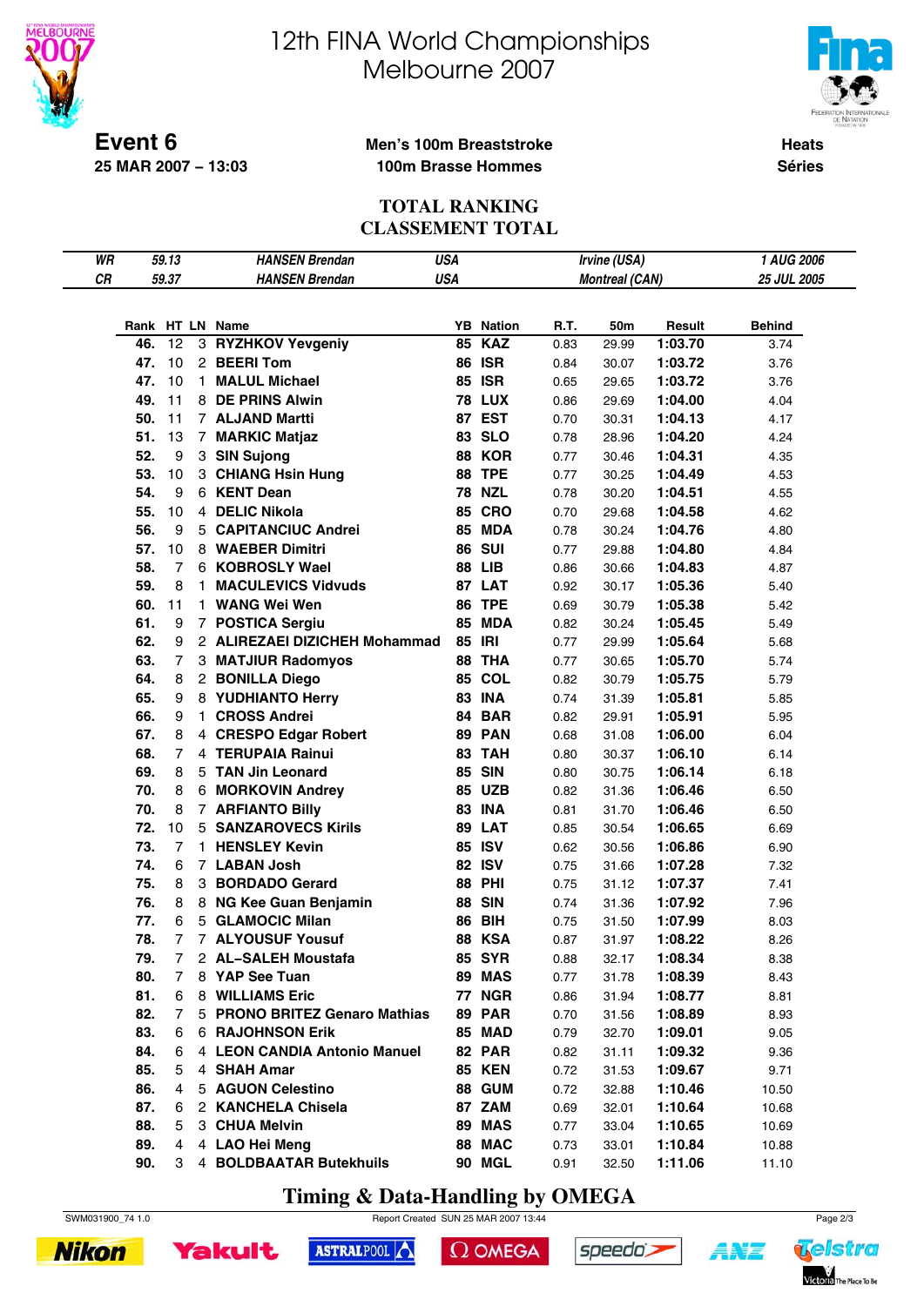# 12th FINA World Championships
# Melbourne 2007

**Event 6**
**25 MAR 2007 – 13:03**

**Men's 100m Breaststroke**
**100m Brasse Hommes**

**Heats**
**Séries**

## TOTAL RANKING
## CLASSEMENT TOTAL

| | | | | | |
|---|---|---|---|---|---|
| *WR* | *59.13* | *HANSEN Brendan* | *USA* | *Irvine (USA)* | *1 AUG 2006* |
| *CR* | *59.37* | *HANSEN Brendan* | *USA* | *Montreal (CAN)* | *25 JUL 2005* |

| Rank | HT | LN | Name | YB | Nation | R.T. | 50m | Result | Behind |
|---|---|---|---|---|---|---|---|---|---|
| 46. | 12 | 3 | RYZHKOV Yevgeniy | 85 | KAZ | 0.83 | 29.99 | 1:03.70 | 3.74 |
| 47. | 10 | 2 | BEERI Tom | 86 | ISR | 0.84 | 30.07 | 1:03.72 | 3.76 |
| 47. | 10 | 1 | MALUL Michael | 85 | ISR | 0.65 | 29.65 | 1:03.72 | 3.76 |
| 49. | 11 | 8 | DE PRINS Alwin | 78 | LUX | 0.86 | 29.69 | 1:04.00 | 4.04 |
| 50. | 11 | 7 | ALJAND Martti | 87 | EST | 0.70 | 30.31 | 1:04.13 | 4.17 |
| 51. | 13 | 7 | MARKIC Matjaz | 83 | SLO | 0.78 | 28.96 | 1:04.20 | 4.24 |
| 52. | 9 | 3 | SIN Sujong | 88 | KOR | 0.77 | 30.46 | 1:04.31 | 4.35 |
| 53. | 10 | 3 | CHIANG Hsin Hung | 88 | TPE | 0.77 | 30.25 | 1:04.49 | 4.53 |
| 54. | 9 | 6 | KENT Dean | 78 | NZL | 0.78 | 30.20 | 1:04.51 | 4.55 |
| 55. | 10 | 4 | DELIC Nikola | 85 | CRO | 0.70 | 29.68 | 1:04.58 | 4.62 |
| 56. | 9 | 5 | CAPITANCIUC Andrei | 85 | MDA | 0.78 | 30.24 | 1:04.76 | 4.80 |
| 57. | 10 | 8 | WAEBER Dimitri | 86 | SUI | 0.77 | 29.88 | 1:04.80 | 4.84 |
| 58. | 7 | 6 | KOBROSLY Wael | 88 | LIB | 0.86 | 30.66 | 1:04.83 | 4.87 |
| 59. | 8 | 1 | MACULEVICS Vidvuds | 87 | LAT | 0.92 | 30.17 | 1:05.36 | 5.40 |
| 60. | 11 | 1 | WANG Wei Wen | 86 | TPE | 0.69 | 30.79 | 1:05.38 | 5.42 |
| 61. | 9 | 7 | POSTICA Sergiu | 85 | MDA | 0.82 | 30.24 | 1:05.45 | 5.49 |
| 62. | 9 | 2 | ALIREZAEI DIZICHEH Mohammad | 85 | IRI | 0.77 | 29.99 | 1:05.64 | 5.68 |
| 63. | 7 | 3 | MATJIUR Radomyos | 88 | THA | 0.77 | 30.65 | 1:05.70 | 5.74 |
| 64. | 8 | 2 | BONILLA Diego | 85 | COL | 0.82 | 30.79 | 1:05.75 | 5.79 |
| 65. | 9 | 8 | YUDHIANTO Herry | 83 | INA | 0.74 | 31.39 | 1:05.81 | 5.85 |
| 66. | 9 | 1 | CROSS Andrei | 84 | BAR | 0.82 | 29.91 | 1:05.91 | 5.95 |
| 67. | 8 | 4 | CRESPO Edgar Robert | 89 | PAN | 0.68 | 31.08 | 1:06.00 | 6.04 |
| 68. | 7 | 4 | TERUPAIA Rainui | 83 | TAH | 0.80 | 30.37 | 1:06.10 | 6.14 |
| 69. | 8 | 5 | TAN Jin Leonard | 85 | SIN | 0.80 | 30.75 | 1:06.14 | 6.18 |
| 70. | 8 | 6 | MORKOVIN Andrey | 85 | UZB | 0.82 | 31.36 | 1:06.46 | 6.50 |
| 70. | 8 | 7 | ARFIANTO Billy | 83 | INA | 0.81 | 31.70 | 1:06.46 | 6.50 |
| 72. | 10 | 5 | SANZAROVECS Kirils | 89 | LAT | 0.85 | 30.54 | 1:06.65 | 6.69 |
| 73. | 7 | 1 | HENSLEY Kevin | 85 | ISV | 0.62 | 30.56 | 1:06.86 | 6.90 |
| 74. | 6 | 7 | LABAN Josh | 82 | ISV | 0.75 | 31.66 | 1:07.28 | 7.32 |
| 75. | 8 | 3 | BORDADO Gerard | 88 | PHI | 0.75 | 31.12 | 1:07.37 | 7.41 |
| 76. | 8 | 8 | NG Kee Guan Benjamin | 88 | SIN | 0.74 | 31.36 | 1:07.92 | 7.96 |
| 77. | 6 | 5 | GLAMOCIC Milan | 86 | BIH | 0.75 | 31.50 | 1:07.99 | 8.03 |
| 78. | 7 | 7 | ALYOUSUF Yousuf | 88 | KSA | 0.87 | 31.97 | 1:08.22 | 8.26 |
| 79. | 7 | 2 | AL–SALEH Moustafa | 85 | SYR | 0.88 | 32.17 | 1:08.34 | 8.38 |
| 80. | 7 | 8 | YAP See Tuan | 89 | MAS | 0.77 | 31.78 | 1:08.39 | 8.43 |
| 81. | 6 | 8 | WILLIAMS Eric | 77 | NGR | 0.86 | 31.94 | 1:08.77 | 8.81 |
| 82. | 7 | 5 | PRONO BRITEZ Genaro Mathias | 89 | PAR | 0.70 | 31.56 | 1:08.89 | 8.93 |
| 83. | 6 | 6 | RAJOHNSON Erik | 85 | MAD | 0.79 | 32.70 | 1:09.01 | 9.05 |
| 84. | 6 | 4 | LEON CANDIA Antonio Manuel | 82 | PAR | 0.82 | 31.11 | 1:09.32 | 9.36 |
| 85. | 5 | 4 | SHAH Amar | 85 | KEN | 0.72 | 31.53 | 1:09.67 | 9.71 |
| 86. | 4 | 5 | AGUON Celestino | 88 | GUM | 0.72 | 32.88 | 1:10.46 | 10.50 |
| 87. | 6 | 2 | KANCHELA Chisela | 87 | ZAM | 0.69 | 32.01 | 1:10.64 | 10.68 |
| 88. | 5 | 3 | CHUA Melvin | 89 | MAS | 0.77 | 33.04 | 1:10.65 | 10.69 |
| 89. | 4 | 4 | LAO Hei Meng | 88 | MAC | 0.73 | 33.01 | 1:10.84 | 10.88 |
| 90. | 3 | 4 | BOLDBAATAR Butekhuils | 90 | MGL | 0.91 | 32.50 | 1:11.06 | 11.10 |

**Timing & Data-Handling by OMEGA**

SWM031900_74 1.0 Report Created SUN 25 MAR 2007 13:44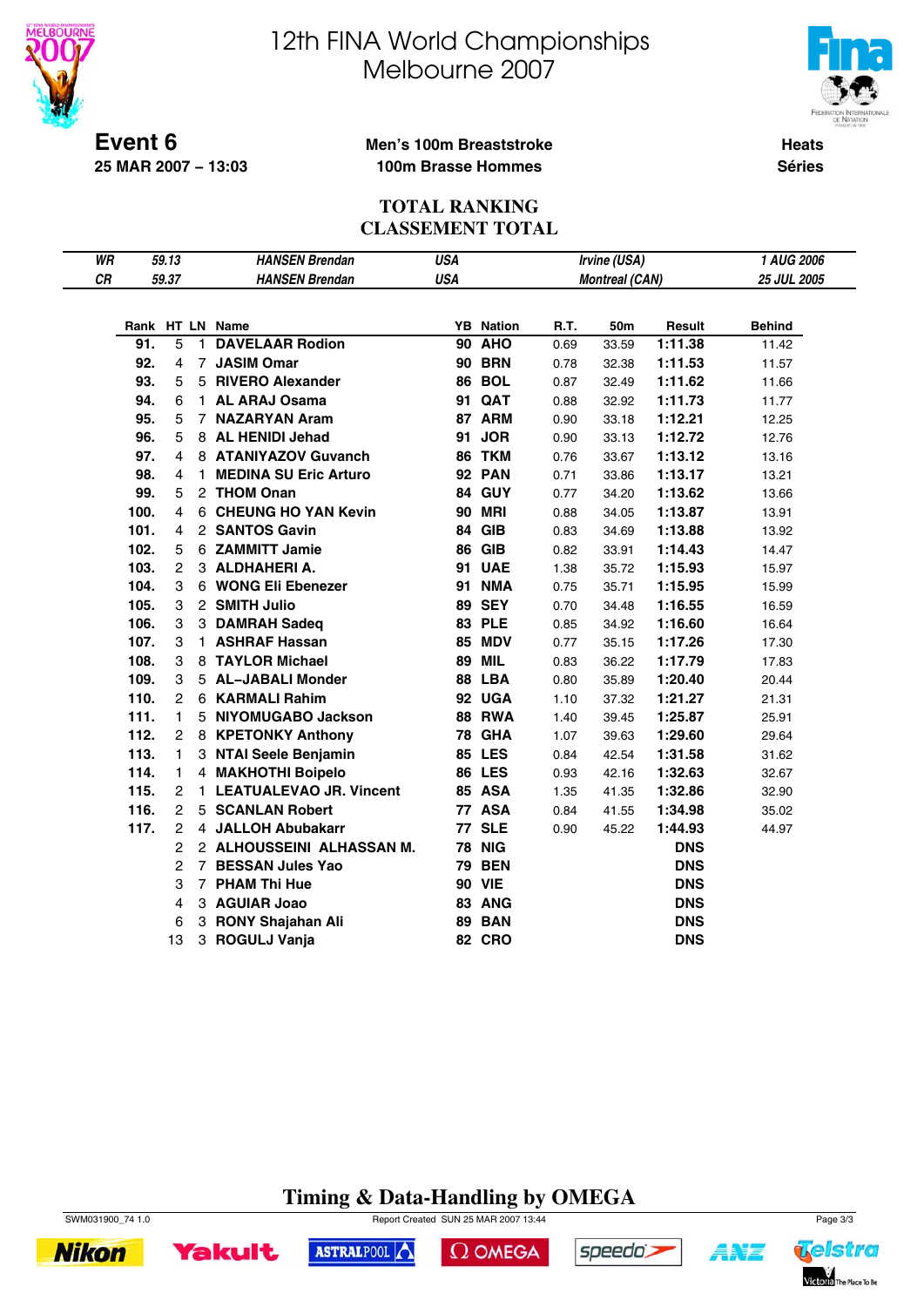# 12th FINA World Championships
# Melbourne 2007

**Event 6**
**25 MAR 2007 – 13:03**

**Men's 100m Breaststroke**
**100m Brasse Hommes**

**Heats**
**Séries**

## TOTAL RANKING
## CLASSEMENT TOTAL

| | | | | | |
|---|---|---|---|---|---|
| *WR* | *59.13* | *HANSEN Brendan* | *USA* | *Irvine (USA)* | *1 AUG 2006* |
| *CR* | *59.37* | *HANSEN Brendan* | *USA* | *Montreal (CAN)* | *25 JUL 2005* |

| Rank | HT | LN | Name | YB | Nation | R.T. | 50m | Result | Behind |
|---|---|---|---|---|---|---|---|---|---|
| 91. | 5 | 1 | DAVELAAR Rodion | 90 | AHO | 0.69 | 33.59 | 1:11.38 | 11.42 |
| 92. | 4 | 7 | JASIM Omar | 90 | BRN | 0.78 | 32.38 | 1:11.53 | 11.57 |
| 93. | 5 | 5 | RIVERO Alexander | 86 | BOL | 0.87 | 32.49 | 1:11.62 | 11.66 |
| 94. | 6 | 1 | AL ARAJ Osama | 91 | QAT | 0.88 | 32.92 | 1:11.73 | 11.77 |
| 95. | 5 | 7 | NAZARYAN Aram | 87 | ARM | 0.90 | 33.18 | 1:12.21 | 12.25 |
| 96. | 5 | 8 | AL HENIDI Jehad | 91 | JOR | 0.90 | 33.13 | 1:12.72 | 12.76 |
| 97. | 4 | 8 | ATANIYAZOV Guvanch | 86 | TKM | 0.76 | 33.67 | 1:13.12 | 13.16 |
| 98. | 4 | 1 | MEDINA SU Eric Arturo | 92 | PAN | 0.71 | 33.86 | 1:13.17 | 13.21 |
| 99. | 5 | 2 | THOM Onan | 84 | GUY | 0.77 | 34.20 | 1:13.62 | 13.66 |
| 100. | 4 | 6 | CHEUNG HO YAN Kevin | 90 | MRI | 0.88 | 34.05 | 1:13.87 | 13.91 |
| 101. | 4 | 2 | SANTOS Gavin | 84 | GIB | 0.83 | 34.69 | 1:13.88 | 13.92 |
| 102. | 5 | 6 | ZAMMITT Jamie | 86 | GIB | 0.82 | 33.91 | 1:14.43 | 14.47 |
| 103. | 2 | 3 | ALDHAHERI A. | 91 | UAE | 1.38 | 35.72 | 1:15.93 | 15.97 |
| 104. | 3 | 6 | WONG Eli Ebenezer | 91 | NMA | 0.75 | 35.71 | 1:15.95 | 15.99 |
| 105. | 3 | 2 | SMITH Julio | 89 | SEY | 0.70 | 34.48 | 1:16.55 | 16.59 |
| 106. | 3 | 3 | DAMRAH Sadeq | 83 | PLE | 0.85 | 34.92 | 1:16.60 | 16.64 |
| 107. | 3 | 1 | ASHRAF Hassan | 85 | MDV | 0.77 | 35.15 | 1:17.26 | 17.30 |
| 108. | 3 | 8 | TAYLOR Michael | 89 | MIL | 0.83 | 36.22 | 1:17.79 | 17.83 |
| 109. | 3 | 5 | AL–JABALI Monder | 88 | LBA | 0.80 | 35.89 | 1:20.40 | 20.44 |
| 110. | 2 | 6 | KARMALI Rahim | 92 | UGA | 1.10 | 37.32 | 1:21.27 | 21.31 |
| 111. | 1 | 5 | NIYOMUGABO Jackson | 88 | RWA | 1.40 | 39.45 | 1:25.87 | 25.91 |
| 112. | 2 | 8 | KPETONKY Anthony | 78 | GHA | 1.07 | 39.63 | 1:29.60 | 29.64 |
| 113. | 1 | 3 | NTAI Seele Benjamin | 85 | LES | 0.84 | 42.54 | 1:31.58 | 31.62 |
| 114. | 1 | 4 | MAKHOTHI Boipelo | 86 | LES | 0.93 | 42.16 | 1:32.63 | 32.67 |
| 115. | 2 | 1 | LEATUALEVAO JR. Vincent | 85 | ASA | 1.35 | 41.35 | 1:32.86 | 32.90 |
| 116. | 2 | 5 | SCANLAN Robert | 77 | ASA | 0.84 | 41.55 | 1:34.98 | 35.02 |
| 117. | 2 | 4 | JALLOH Abubakarr | 77 | SLE | 0.90 | 45.22 | 1:44.93 | 44.97 |
| | 2 | 2 | ALHOUSSEINI ALHASSAN M. | 78 | NIG | | | DNS | |
| | 2 | 7 | BESSAN Jules Yao | 79 | BEN | | | DNS | |
| | 3 | 7 | PHAM Thi Hue | 90 | VIE | | | DNS | |
| | 4 | 3 | AGUIAR Joao | 83 | ANG | | | DNS | |
| | 6 | 3 | RONY Shajahan Ali | 89 | BAN | | | DNS | |
| | 13 | 3 | ROGULJ Vanja | 82 | CRO | | | DNS | |

**Timing & Data-Handling by OMEGA**

SWM031900_74 1.0 Report Created SUN 25 MAR 2007 13:44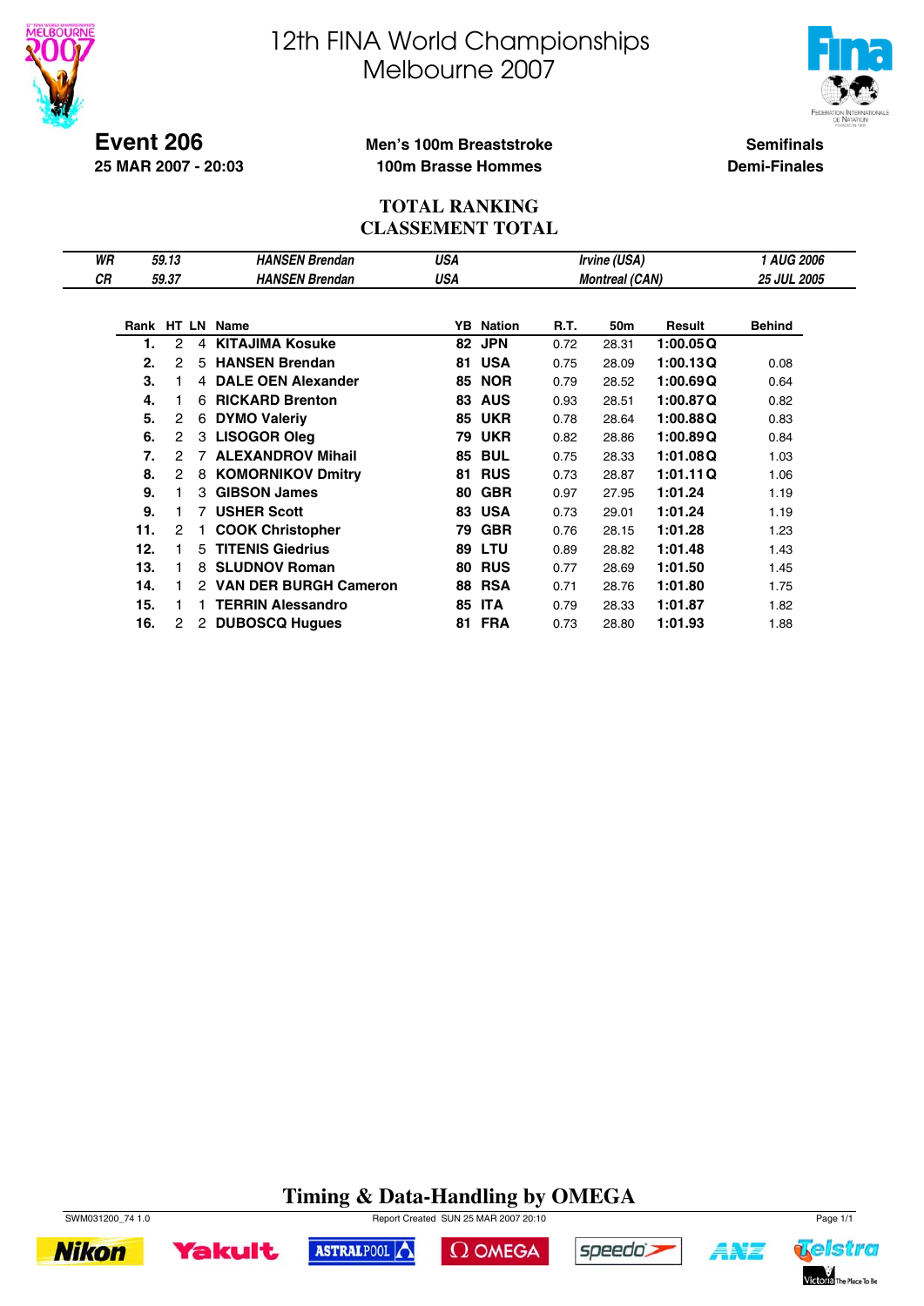# 12th FINA World Championships
# Melbourne 2007

**Event 206**
**25 MAR 2007 - 20:03**

**Men's 100m Breaststroke**
**100m Brasse Hommes**

**Semifinals**
**Demi-Finales**

## TOTAL RANKING
## CLASSEMENT TOTAL

| | | | | | |
|---|---|---|---|---|---|
| *WR* | *59.13* | *HANSEN Brendan* | *USA* | *Irvine (USA)* | *1 AUG 2006* |
| *CR* | *59.37* | *HANSEN Brendan* | *USA* | *Montreal (CAN)* | *25 JUL 2005* |

| Rank | HT | LN | Name | YB | Nation | R.T. | 50m | Result | | Behind |
|---|---|---|---|---|---|---|---|---|---|---|
| **1.** | 2 | 4 | **KITAJIMA Kosuke** | **82** | **JPN** | 0.72 | 28.31 | **1:00.05** | **Q** | |
| **2.** | 2 | 5 | **HANSEN Brendan** | **81** | **USA** | 0.75 | 28.09 | **1:00.13** | **Q** | 0.08 |
| **3.** | 1 | 4 | **DALE OEN Alexander** | **85** | **NOR** | 0.79 | 28.52 | **1:00.69** | **Q** | 0.64 |
| **4.** | 1 | 6 | **RICKARD Brenton** | **83** | **AUS** | 0.93 | 28.51 | **1:00.87** | **Q** | 0.82 |
| **5.** | 2 | 6 | **DYMO Valeriy** | **85** | **UKR** | 0.78 | 28.64 | **1:00.88** | **Q** | 0.83 |
| **6.** | 2 | 3 | **LISOGOR Oleg** | **79** | **UKR** | 0.82 | 28.86 | **1:00.89** | **Q** | 0.84 |
| **7.** | 2 | 7 | **ALEXANDROV Mihail** | **85** | **BUL** | 0.75 | 28.33 | **1:01.08** | **Q** | 1.03 |
| **8.** | 2 | 8 | **KOMORNIKOV Dmitry** | **81** | **RUS** | 0.73 | 28.87 | **1:01.11** | **Q** | 1.06 |
| **9.** | 1 | 3 | **GIBSON James** | **80** | **GBR** | 0.97 | 27.95 | **1:01.24** | | 1.19 |
| **9.** | 1 | 7 | **USHER Scott** | **83** | **USA** | 0.73 | 29.01 | **1:01.24** | | 1.19 |
| **11.** | 2 | 1 | **COOK Christopher** | **79** | **GBR** | 0.76 | 28.15 | **1:01.28** | | 1.23 |
| **12.** | 1 | 5 | **TITENIS Giedrius** | **89** | **LTU** | 0.89 | 28.82 | **1:01.48** | | 1.43 |
| **13.** | 1 | 8 | **SLUDNOV Roman** | **80** | **RUS** | 0.77 | 28.69 | **1:01.50** | | 1.45 |
| **14.** | 1 | 2 | **VAN DER BURGH Cameron** | **88** | **RSA** | 0.71 | 28.76 | **1:01.80** | | 1.75 |
| **15.** | 1 | 1 | **TERRIN Alessandro** | **85** | **ITA** | 0.79 | 28.33 | **1:01.87** | | 1.82 |
| **16.** | 2 | 2 | **DUBOSCQ Hugues** | **81** | **FRA** | 0.73 | 28.80 | **1:01.93** | | 1.88 |

**Timing & Data-Handling by OMEGA**

SWM031200_74 1.0 Report Created SUN 25 MAR 2007 20:10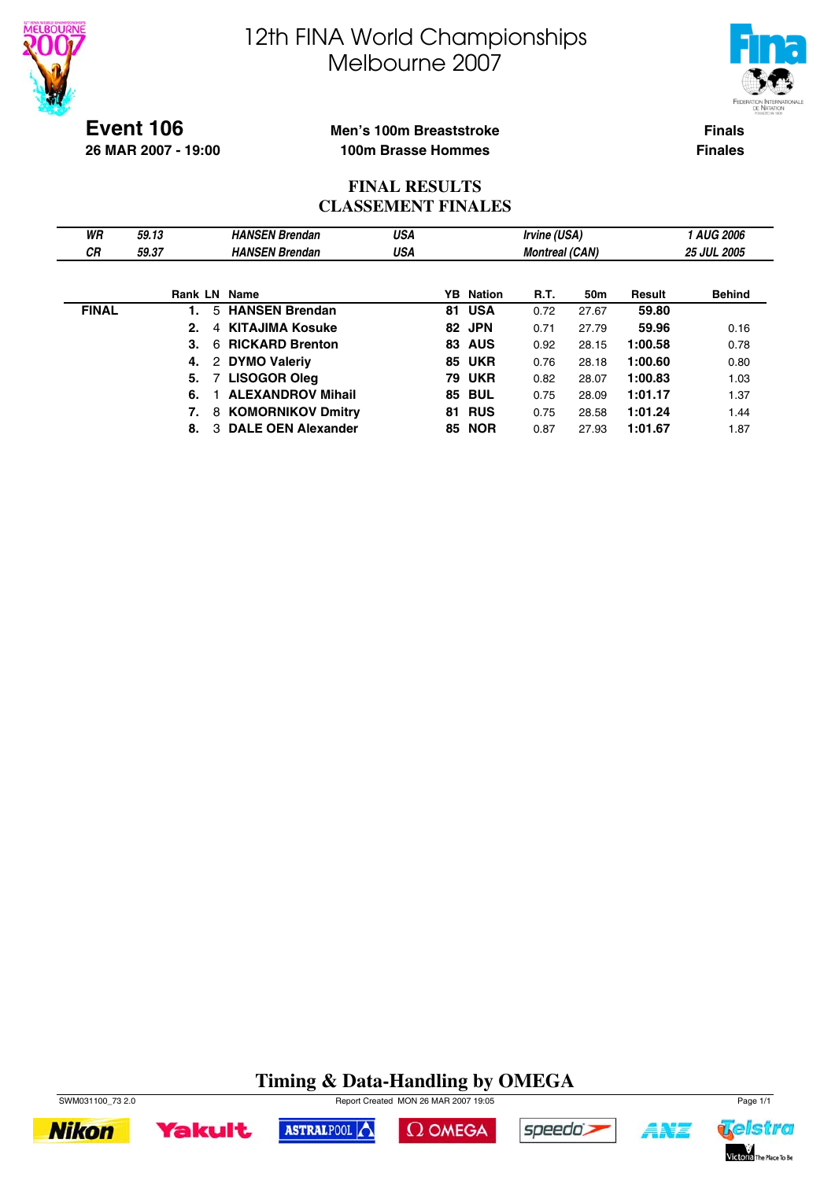# 12th FINA World Championships
## Melbourne 2007

**Event 106**
**26 MAR 2007 - 19:00**

**Men's 100m Breaststroke**
**100m Brasse Hommes**

**Finals**
**Finales**

### FINAL RESULTS
### CLASSEMENT FINALES

| | | | | | |
|---|---|---|---|---|---|
| *WR* | *59.13* | *HANSEN Brendan* | *USA* | *Irvine (USA)* | *1 AUG 2006* |
| *CR* | *59.37* | *HANSEN Brendan* | *USA* | *Montreal (CAN)* | *25 JUL 2005* |

| | Rank | LN | Name | YB | Nation | R.T. | 50m | Result | Behind |
|---|---|---|---|---|---|---|---|---|---|
| **FINAL** | **1.** | 5 | **HANSEN Brendan** | **81** | **USA** | 0.72 | 27.67 | **59.80** | |
| | **2.** | 4 | **KITAJIMA Kosuke** | **82** | **JPN** | 0.71 | 27.79 | **59.96** | 0.16 |
| | **3.** | 6 | **RICKARD Brenton** | **83** | **AUS** | 0.92 | 28.15 | **1:00.58** | 0.78 |
| | **4.** | 2 | **DYMO Valeriy** | **85** | **UKR** | 0.76 | 28.18 | **1:00.60** | 0.80 |
| | **5.** | 7 | **LISOGOR Oleg** | **79** | **UKR** | 0.82 | 28.07 | **1:00.83** | 1.03 |
| | **6.** | 1 | **ALEXANDROV Mihail** | **85** | **BUL** | 0.75 | 28.09 | **1:01.17** | 1.37 |
| | **7.** | 8 | **KOMORNIKOV Dmitry** | **81** | **RUS** | 0.75 | 28.58 | **1:01.24** | 1.44 |
| | **8.** | 3 | **DALE OEN Alexander** | **85** | **NOR** | 0.87 | 27.93 | **1:01.67** | 1.87 |

**Timing & Data-Handling by OMEGA**

SWM031100_73 2.0 — Report Created MON 26 MAR 2007 19:05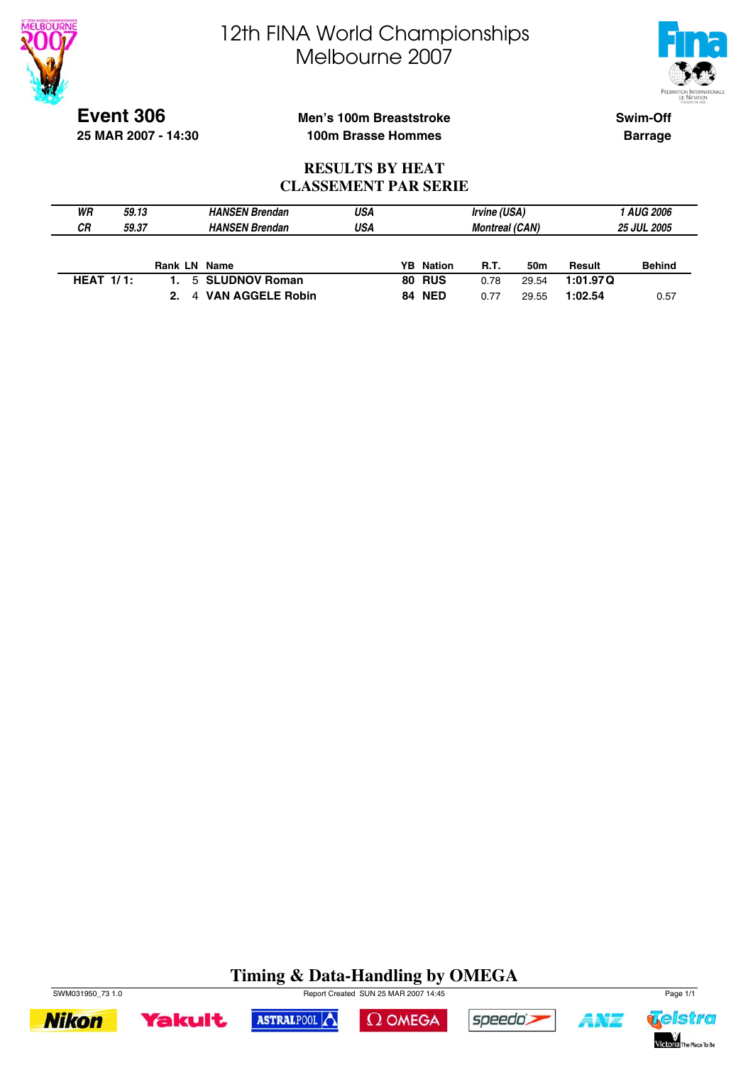# 12th FINA World Championships
# Melbourne 2007

**Event 306**
**25 MAR 2007 - 14:30**

**Men's 100m Breaststroke**
**100m Brasse Hommes**

**Swim-Off**
**Barrage**

## RESULTS BY HEAT
## CLASSEMENT PAR SERIE

| | | | | |
|---|---|---|---|---|
| *WR* | *59.13* | *HANSEN Brendan* | *USA* | *Irvine (USA)* | *1 AUG 2006* |
| *CR* | *59.37* | *HANSEN Brendan* | *USA* | *Montreal (CAN)* | *25 JUL 2005* |

| | Rank | LN | Name | YB | Nation | R.T. | 50m | Result | Behind |
|---|---|---|---|---|---|---|---|---|---|
| **HEAT 1/1:** | **1.** | 5 | **SLUDNOV Roman** | **80** | **RUS** | 0.78 | 29.54 | **1:01.97 Q** | |
| | **2.** | 4 | **VAN AGGELE Robin** | **84** | **NED** | 0.77 | 29.55 | **1:02.54** | 0.57 |

**Timing & Data-Handling by OMEGA**

SWM031950_73 1.0 Report Created SUN 25 MAR 2007 14:45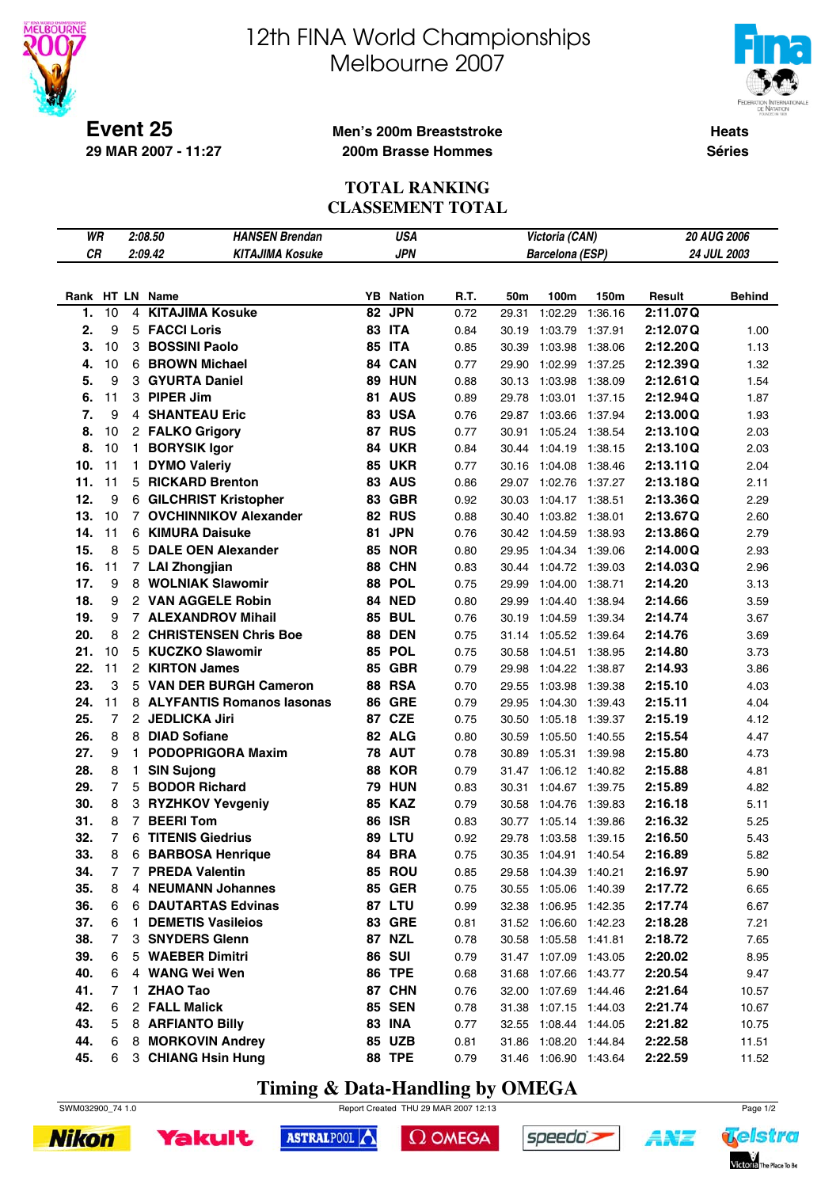# 12th FINA World Championships Melbourne 2007

**Event 25**
**29 MAR 2007 - 11:27**

**Men's 200m Breaststroke**
**200m Brasse Hommes**

**Heats**
**Séries**

## TOTAL RANKING
## CLASSEMENT TOTAL

| | | | | | |
|---|---|---|---|---|---|
| WR | 2:08.50 | HANSEN Brendan | USA | Victoria (CAN) | 20 AUG 2006 |
| CR | 2:09.42 | KITAJIMA Kosuke | JPN | Barcelona (ESP) | 24 JUL 2003 |

| Rank | HT | LN | Name | YB | Nation | R.T. | 50m | 100m | 150m | Result | | Behind |
|---|---|---|---|---|---|---|---|---|---|---|---|---|
| 1. | 10 | 4 | KITAJIMA Kosuke | 82 | JPN | 0.72 | 29.31 | 1:02.29 | 1:36.16 | 2:11.07 | Q | |
| 2. | 9 | 5 | FACCI Loris | 83 | ITA | 0.84 | 30.19 | 1:03.79 | 1:37.91 | 2:12.07 | Q | 1.00 |
| 3. | 10 | 3 | BOSSINI Paolo | 85 | ITA | 0.85 | 30.39 | 1:03.98 | 1:38.06 | 2:12.20 | Q | 1.13 |
| 4. | 10 | 6 | BROWN Michael | 84 | CAN | 0.77 | 29.90 | 1:02.99 | 1:37.25 | 2:12.39 | Q | 1.32 |
| 5. | 9 | 3 | GYURTA Daniel | 89 | HUN | 0.88 | 30.13 | 1:03.98 | 1:38.09 | 2:12.61 | Q | 1.54 |
| 6. | 11 | 3 | PIPER Jim | 81 | AUS | 0.89 | 29.78 | 1:03.01 | 1:37.15 | 2:12.94 | Q | 1.87 |
| 7. | 9 | 4 | SHANTEAU Eric | 83 | USA | 0.76 | 29.87 | 1:03.66 | 1:37.94 | 2:13.00 | Q | 1.93 |
| 8. | 10 | 2 | FALKO Grigory | 87 | RUS | 0.77 | 30.91 | 1:05.24 | 1:38.54 | 2:13.10 | Q | 2.03 |
| 8. | 10 | 1 | BORYSIK Igor | 84 | UKR | 0.84 | 30.44 | 1:04.19 | 1:38.15 | 2:13.10 | Q | 2.03 |
| 10. | 11 | 1 | DYMO Valeriy | 85 | UKR | 0.77 | 30.16 | 1:04.08 | 1:38.46 | 2:13.11 | Q | 2.04 |
| 11. | 11 | 5 | RICKARD Brenton | 83 | AUS | 0.86 | 29.07 | 1:02.76 | 1:37.27 | 2:13.18 | Q | 2.11 |
| 12. | 9 | 6 | GILCHRIST Kristopher | 83 | GBR | 0.92 | 30.03 | 1:04.17 | 1:38.51 | 2:13.36 | Q | 2.29 |
| 13. | 10 | 7 | OVCHINNIKOV Alexander | 82 | RUS | 0.88 | 30.40 | 1:03.82 | 1:38.01 | 2:13.67 | Q | 2.60 |
| 14. | 11 | 6 | KIMURA Daisuke | 81 | JPN | 0.76 | 30.42 | 1:04.59 | 1:38.93 | 2:13.86 | Q | 2.79 |
| 15. | 8 | 5 | DALE OEN Alexander | 85 | NOR | 0.80 | 29.95 | 1:04.34 | 1:39.06 | 2:14.00 | Q | 2.93 |
| 16. | 11 | 7 | LAI Zhongjian | 88 | CHN | 0.83 | 30.44 | 1:04.72 | 1:39.03 | 2:14.03 | Q | 2.96 |
| 17. | 9 | 8 | WOLNIAK Slawomir | 88 | POL | 0.75 | 29.99 | 1:04.00 | 1:38.71 | 2:14.20 | | 3.13 |
| 18. | 9 | 2 | VAN AGGELE Robin | 84 | NED | 0.80 | 29.99 | 1:04.40 | 1:38.94 | 2:14.66 | | 3.59 |
| 19. | 9 | 7 | ALEXANDROV Mihail | 85 | BUL | 0.76 | 30.19 | 1:04.59 | 1:39.34 | 2:14.74 | | 3.67 |
| 20. | 8 | 2 | CHRISTENSEN Chris Boe | 88 | DEN | 0.75 | 31.14 | 1:05.52 | 1:39.64 | 2:14.76 | | 3.69 |
| 21. | 10 | 5 | KUCZKO Slawomir | 85 | POL | 0.75 | 30.58 | 1:04.51 | 1:38.95 | 2:14.80 | | 3.73 |
| 22. | 11 | 2 | KIRTON James | 85 | GBR | 0.79 | 29.98 | 1:04.22 | 1:38.87 | 2:14.93 | | 3.86 |
| 23. | 3 | 5 | VAN DER BURGH Cameron | 88 | RSA | 0.70 | 29.55 | 1:03.98 | 1:39.38 | 2:15.10 | | 4.03 |
| 24. | 11 | 8 | ALYFANTIS Romanos Iasonas | 86 | GRE | 0.79 | 29.95 | 1:04.30 | 1:39.43 | 2:15.11 | | 4.04 |
| 25. | 7 | 2 | JEDLICKA Jiri | 87 | CZE | 0.75 | 30.50 | 1:05.18 | 1:39.37 | 2:15.19 | | 4.12 |
| 26. | 8 | 8 | DIAD Sofiane | 82 | ALG | 0.80 | 30.59 | 1:05.50 | 1:40.55 | 2:15.54 | | 4.47 |
| 27. | 9 | 1 | PODOPRIGORA Maxim | 78 | AUT | 0.78 | 30.89 | 1:05.31 | 1:39.98 | 2:15.80 | | 4.73 |
| 28. | 8 | 1 | SIN Sujong | 88 | KOR | 0.79 | 31.47 | 1:06.12 | 1:40.82 | 2:15.88 | | 4.81 |
| 29. | 7 | 5 | BODOR Richard | 79 | HUN | 0.83 | 30.31 | 1:04.67 | 1:39.75 | 2:15.89 | | 4.82 |
| 30. | 8 | 3 | RYZHKOV Yevgeniy | 85 | KAZ | 0.79 | 30.58 | 1:04.76 | 1:39.83 | 2:16.18 | | 5.11 |
| 31. | 8 | 7 | BEERI Tom | 86 | ISR | 0.83 | 30.77 | 1:05.14 | 1:39.86 | 2:16.32 | | 5.25 |
| 32. | 7 | 6 | TITENIS Giedrius | 89 | LTU | 0.92 | 29.78 | 1:03.58 | 1:39.15 | 2:16.50 | | 5.43 |
| 33. | 8 | 6 | BARBOSA Henrique | 84 | BRA | 0.75 | 30.35 | 1:04.91 | 1:40.54 | 2:16.89 | | 5.82 |
| 34. | 7 | 7 | PREDA Valentin | 85 | ROU | 0.85 | 29.58 | 1:04.39 | 1:40.21 | 2:16.97 | | 5.90 |
| 35. | 8 | 4 | NEUMANN Johannes | 85 | GER | 0.75 | 30.55 | 1:05.06 | 1:40.39 | 2:17.72 | | 6.65 |
| 36. | 6 | 6 | DAUTARTAS Edvinas | 87 | LTU | 0.99 | 32.38 | 1:06.95 | 1:42.35 | 2:17.74 | | 6.67 |
| 37. | 6 | 1 | DEMETIS Vasileios | 83 | GRE | 0.81 | 31.52 | 1:06.60 | 1:42.23 | 2:18.28 | | 7.21 |
| 38. | 7 | 3 | SNYDERS Glenn | 87 | NZL | 0.78 | 30.58 | 1:05.58 | 1:41.81 | 2:18.72 | | 7.65 |
| 39. | 6 | 5 | WAEBER Dimitri | 86 | SUI | 0.79 | 31.47 | 1:07.09 | 1:43.05 | 2:20.02 | | 8.95 |
| 40. | 6 | 4 | WANG Wei Wen | 86 | TPE | 0.68 | 31.68 | 1:07.66 | 1:43.77 | 2:20.54 | | 9.47 |
| 41. | 7 | 1 | ZHAO Tao | 87 | CHN | 0.76 | 32.00 | 1:07.69 | 1:44.46 | 2:21.64 | | 10.57 |
| 42. | 6 | 2 | FALL Malick | 85 | SEN | 0.78 | 31.38 | 1:07.15 | 1:44.03 | 2:21.74 | | 10.67 |
| 43. | 5 | 8 | ARFIANTO Billy | 83 | INA | 0.77 | 32.55 | 1:08.44 | 1:44.05 | 2:21.82 | | 10.75 |
| 44. | 6 | 8 | MORKOVIN Andrey | 85 | UZB | 0.81 | 31.86 | 1:08.20 | 1:44.84 | 2:22.58 | | 11.51 |
| 45. | 6 | 3 | CHIANG Hsin Hung | 88 | TPE | 0.79 | 31.46 | 1:06.90 | 1:43.64 | 2:22.59 | | 11.52 |

**Timing & Data-Handling by OMEGA**

SWM032900_74 1.0 Report Created THU 29 MAR 2007 12:13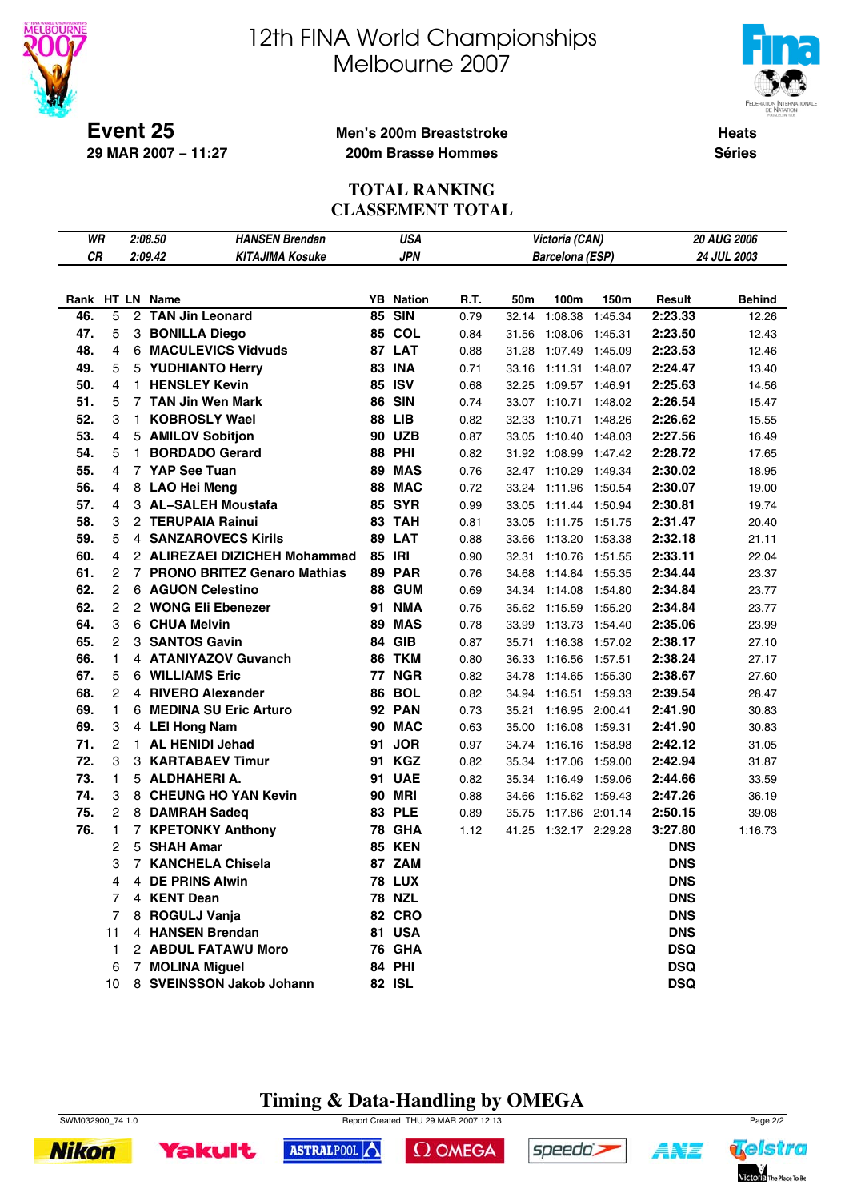# 12th FINA World Championships
# Melbourne 2007

**Event 25**
**29 MAR 2007 – 11:27**

**Men's 200m Breaststroke**
**200m Brasse Hommes**

**Heats**
**Séries**

## TOTAL RANKING
## CLASSEMENT TOTAL

| | | | | |
|---|---|---|---|---|
| WR | 2:08.50 | HANSEN Brendan | USA | Victoria (CAN) | 20 AUG 2006 |
| CR | 2:09.42 | KITAJIMA Kosuke | JPN | Barcelona (ESP) | 24 JUL 2003 |

| Rank | HT | LN | Name | YB | Nation | R.T. | 50m | 100m | 150m | Result | Behind |
|---|---|---|---|---|---|---|---|---|---|---|---|
| 46. | 5 | 2 | TAN Jin Leonard | 85 | SIN | 0.79 | 32.14 | 1:08.38 | 1:45.34 | 2:23.33 | 12.26 |
| 47. | 5 | 3 | BONILLA Diego | 85 | COL | 0.84 | 31.56 | 1:08.06 | 1:45.31 | 2:23.50 | 12.43 |
| 48. | 4 | 6 | MACULEVICS Vidvuds | 87 | LAT | 0.88 | 31.28 | 1:07.49 | 1:45.09 | 2:23.53 | 12.46 |
| 49. | 5 | 5 | YUDHIANTO Herry | 83 | INA | 0.71 | 33.16 | 1:11.31 | 1:48.07 | 2:24.47 | 13.40 |
| 50. | 4 | 1 | HENSLEY Kevin | 85 | ISV | 0.68 | 32.25 | 1:09.57 | 1:46.91 | 2:25.63 | 14.56 |
| 51. | 5 | 7 | TAN Jin Wen Mark | 86 | SIN | 0.74 | 33.07 | 1:10.71 | 1:48.02 | 2:26.54 | 15.47 |
| 52. | 3 | 1 | KOBROSLY Wael | 88 | LIB | 0.82 | 32.33 | 1:10.71 | 1:48.26 | 2:26.62 | 15.55 |
| 53. | 4 | 5 | AMILOV Sobitjon | 90 | UZB | 0.87 | 33.05 | 1:10.40 | 1:48.03 | 2:27.56 | 16.49 |
| 54. | 5 | 1 | BORDADO Gerard | 88 | PHI | 0.82 | 31.92 | 1:08.99 | 1:47.42 | 2:28.72 | 17.65 |
| 55. | 4 | 7 | YAP See Tuan | 89 | MAS | 0.76 | 32.47 | 1:10.29 | 1:49.34 | 2:30.02 | 18.95 |
| 56. | 4 | 8 | LAO Hei Meng | 88 | MAC | 0.72 | 33.24 | 1:11.96 | 1:50.54 | 2:30.07 | 19.00 |
| 57. | 4 | 3 | AL–SALEH Moustafa | 85 | SYR | 0.99 | 33.05 | 1:11.44 | 1:50.94 | 2:30.81 | 19.74 |
| 58. | 3 | 2 | TERUPAIA Rainui | 83 | TAH | 0.81 | 33.05 | 1:11.75 | 1:51.75 | 2:31.47 | 20.40 |
| 59. | 5 | 4 | SANZAROVECS Kirils | 89 | LAT | 0.88 | 33.66 | 1:13.20 | 1:53.38 | 2:32.18 | 21.11 |
| 60. | 4 | 2 | ALIREZAEI DIZICHEH Mohammad | 85 | IRI | 0.90 | 32.31 | 1:10.76 | 1:51.55 | 2:33.11 | 22.04 |
| 61. | 2 | 7 | PRONO BRITEZ Genaro Mathias | 89 | PAR | 0.76 | 34.68 | 1:14.84 | 1:55.35 | 2:34.44 | 23.37 |
| 62. | 2 | 6 | AGUON Celestino | 88 | GUM | 0.69 | 34.34 | 1:14.08 | 1:54.80 | 2:34.84 | 23.77 |
| 62. | 2 | 2 | WONG Eli Ebenezer | 91 | NMA | 0.75 | 35.62 | 1:15.59 | 1:55.20 | 2:34.84 | 23.77 |
| 64. | 3 | 6 | CHUA Melvin | 89 | MAS | 0.78 | 33.99 | 1:13.73 | 1:54.40 | 2:35.06 | 23.99 |
| 65. | 2 | 3 | SANTOS Gavin | 84 | GIB | 0.87 | 35.71 | 1:16.38 | 1:57.02 | 2:38.17 | 27.10 |
| 66. | 1 | 4 | ATANIYAZOV Guvanch | 86 | TKM | 0.80 | 36.33 | 1:16.56 | 1:57.51 | 2:38.24 | 27.17 |
| 67. | 5 | 6 | WILLIAMS Eric | 77 | NGR | 0.82 | 34.78 | 1:14.65 | 1:55.30 | 2:38.67 | 27.60 |
| 68. | 2 | 4 | RIVERO Alexander | 86 | BOL | 0.82 | 34.94 | 1:16.51 | 1:59.33 | 2:39.54 | 28.47 |
| 69. | 1 | 6 | MEDINA SU Eric Arturo | 92 | PAN | 0.73 | 35.21 | 1:16.95 | 2:00.41 | 2:41.90 | 30.83 |
| 69. | 3 | 4 | LEI Hong Nam | 90 | MAC | 0.63 | 35.00 | 1:16.08 | 1:59.31 | 2:41.90 | 30.83 |
| 71. | 2 | 1 | AL HENIDI Jehad | 91 | JOR | 0.97 | 34.74 | 1:16.16 | 1:58.98 | 2:42.12 | 31.05 |
| 72. | 3 | 3 | KARTABAEV Timur | 91 | KGZ | 0.82 | 35.34 | 1:17.06 | 1:59.00 | 2:42.94 | 31.87 |
| 73. | 1 | 5 | ALDHAHERI A. | 91 | UAE | 0.82 | 35.34 | 1:16.49 | 1:59.06 | 2:44.66 | 33.59 |
| 74. | 3 | 8 | CHEUNG HO YAN Kevin | 90 | MRI | 0.88 | 34.66 | 1:15.62 | 1:59.43 | 2:47.26 | 36.19 |
| 75. | 2 | 8 | DAMRAH Sadeq | 83 | PLE | 0.89 | 35.75 | 1:17.86 | 2:01.14 | 2:50.15 | 39.08 |
| 76. | 1 | 7 | KPETONKY Anthony | 78 | GHA | 1.12 | 41.25 | 1:32.17 | 2:29.28 | 3:27.80 | 1:16.73 |
| | 2 | 5 | SHAH Amar | 85 | KEN | | | | | DNS | |
| | 3 | 7 | KANCHELA Chisela | 87 | ZAM | | | | | DNS | |
| | 4 | 4 | DE PRINS Alwin | 78 | LUX | | | | | DNS | |
| | 7 | 4 | KENT Dean | 78 | NZL | | | | | DNS | |
| | 7 | 8 | ROGULJ Vanja | 82 | CRO | | | | | DNS | |
| | 11 | 4 | HANSEN Brendan | 81 | USA | | | | | DNS | |
| | 1 | 2 | ABDUL FATAWU Moro | 76 | GHA | | | | | DSQ | |
| | 6 | 7 | MOLINA Miguel | 84 | PHI | | | | | DSQ | |
| | 10 | 8 | SVEINSSON Jakob Johann | 82 | ISL | | | | | DSQ | |

**Timing & Data-Handling by OMEGA**

SWM032900_74 1.0 Report Created THU 29 MAR 2007 12:13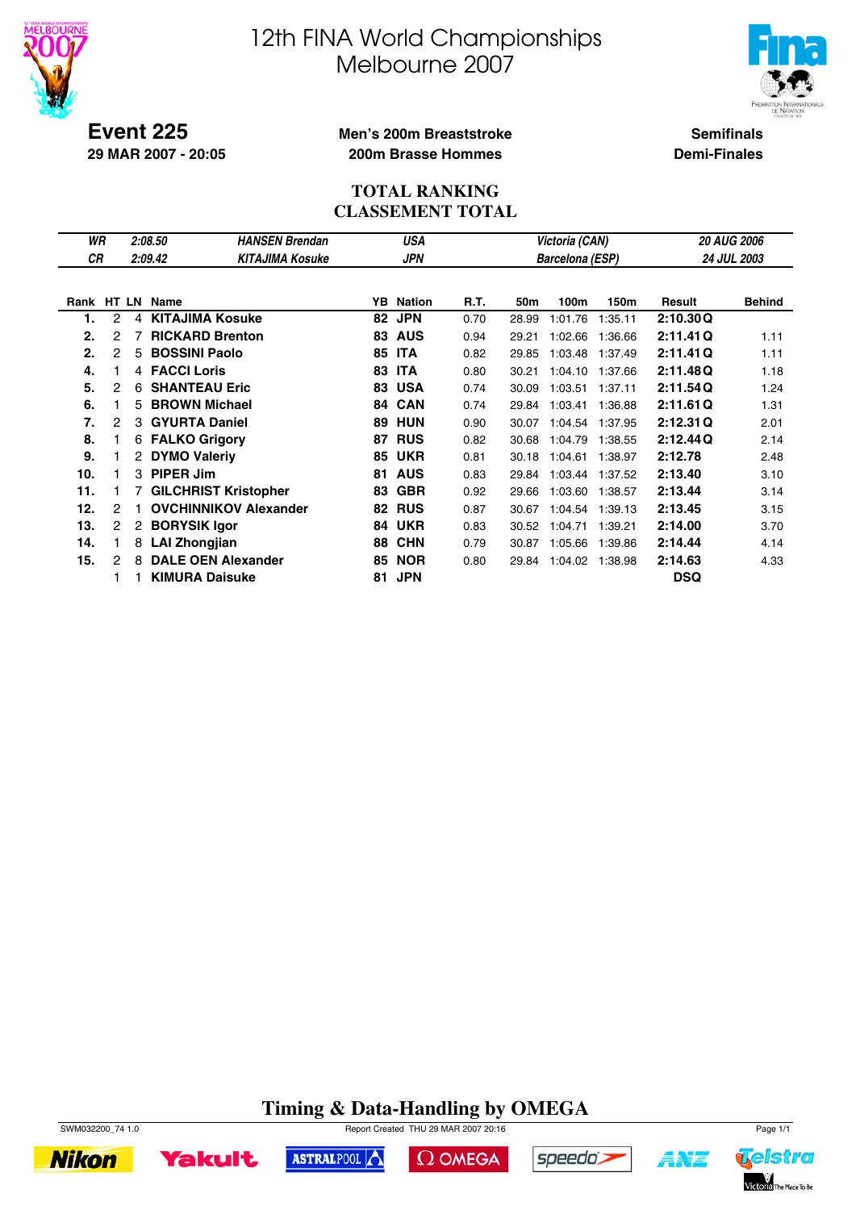# 12th FINA World Championships
# Melbourne 2007

**Event 225**
**29 MAR 2007 - 20:05**

**Men's 200m Breaststroke**
**200m Brasse Hommes**

**Semifinals**
**Demi-Finales**

## TOTAL RANKING
## CLASSEMENT TOTAL

| | | | | |
|---|---|---|---|---|
| *WR* | *2:08.50* | *HANSEN Brendan* | *USA* | *Victoria (CAN)* | *20 AUG 2006* |
| *CR* | *2:09.42* | *KITAJIMA Kosuke* | *JPN* | *Barcelona (ESP)* | *24 JUL 2003* |

| Rank | HT | LN | Name | YB | Nation | R.T. | 50m | 100m | 150m | Result | | Behind |
|---|---|---|---|---|---|---|---|---|---|---|---|---|
| 1. | 2 | 4 | **KITAJIMA Kosuke** | 82 | JPN | 0.70 | 28.99 | 1:01.76 | 1:35.11 | **2:10.30** | **Q** | |
| 2. | 2 | 7 | **RICKARD Brenton** | 83 | AUS | 0.94 | 29.21 | 1:02.66 | 1:36.66 | **2:11.41** | **Q** | 1.11 |
| 2. | 2 | 5 | **BOSSINI Paolo** | 85 | ITA | 0.82 | 29.85 | 1:03.48 | 1:37.49 | **2:11.41** | **Q** | 1.11 |
| 4. | 1 | 4 | **FACCI Loris** | 83 | ITA | 0.80 | 30.21 | 1:04.10 | 1:37.66 | **2:11.48** | **Q** | 1.18 |
| 5. | 2 | 6 | **SHANTEAU Eric** | 83 | USA | 0.74 | 30.09 | 1:03.51 | 1:37.11 | **2:11.54** | **Q** | 1.24 |
| 6. | 1 | 5 | **BROWN Michael** | 84 | CAN | 0.74 | 29.84 | 1:03.41 | 1:36.88 | **2:11.61** | **Q** | 1.31 |
| 7. | 2 | 3 | **GYURTA Daniel** | 89 | HUN | 0.90 | 30.07 | 1:04.54 | 1:37.95 | **2:12.31** | **Q** | 2.01 |
| 8. | 1 | 6 | **FALKO Grigory** | 87 | RUS | 0.82 | 30.68 | 1:04.79 | 1:38.55 | **2:12.44** | **Q** | 2.14 |
| 9. | 1 | 2 | **DYMO Valeriy** | 85 | UKR | 0.81 | 30.18 | 1:04.61 | 1:38.97 | **2:12.78** | | 2.48 |
| 10. | 1 | 3 | **PIPER Jim** | 81 | AUS | 0.83 | 29.84 | 1:03.44 | 1:37.52 | **2:13.40** | | 3.10 |
| 11. | 1 | 7 | **GILCHRIST Kristopher** | 83 | GBR | 0.92 | 29.66 | 1:03.60 | 1:38.57 | **2:13.44** | | 3.14 |
| 12. | 2 | 1 | **OVCHINNIKOV Alexander** | 82 | RUS | 0.87 | 30.67 | 1:04.54 | 1:39.13 | **2:13.45** | | 3.15 |
| 13. | 2 | 2 | **BORYSIK Igor** | 84 | UKR | 0.83 | 30.52 | 1:04.71 | 1:39.21 | **2:14.00** | | 3.70 |
| 14. | 1 | 8 | **LAI Zhongjian** | 88 | CHN | 0.79 | 30.87 | 1:05.66 | 1:39.86 | **2:14.44** | | 4.14 |
| 15. | 2 | 8 | **DALE OEN Alexander** | 85 | NOR | 0.80 | 29.84 | 1:04.02 | 1:38.98 | **2:14.63** | | 4.33 |
| | 1 | 1 | **KIMURA Daisuke** | 81 | JPN | | | | | **DSQ** | | |

**Timing & Data-Handling by OMEGA**

SWM032200_74 1.0 — Report Created THU 29 MAR 2007 20:16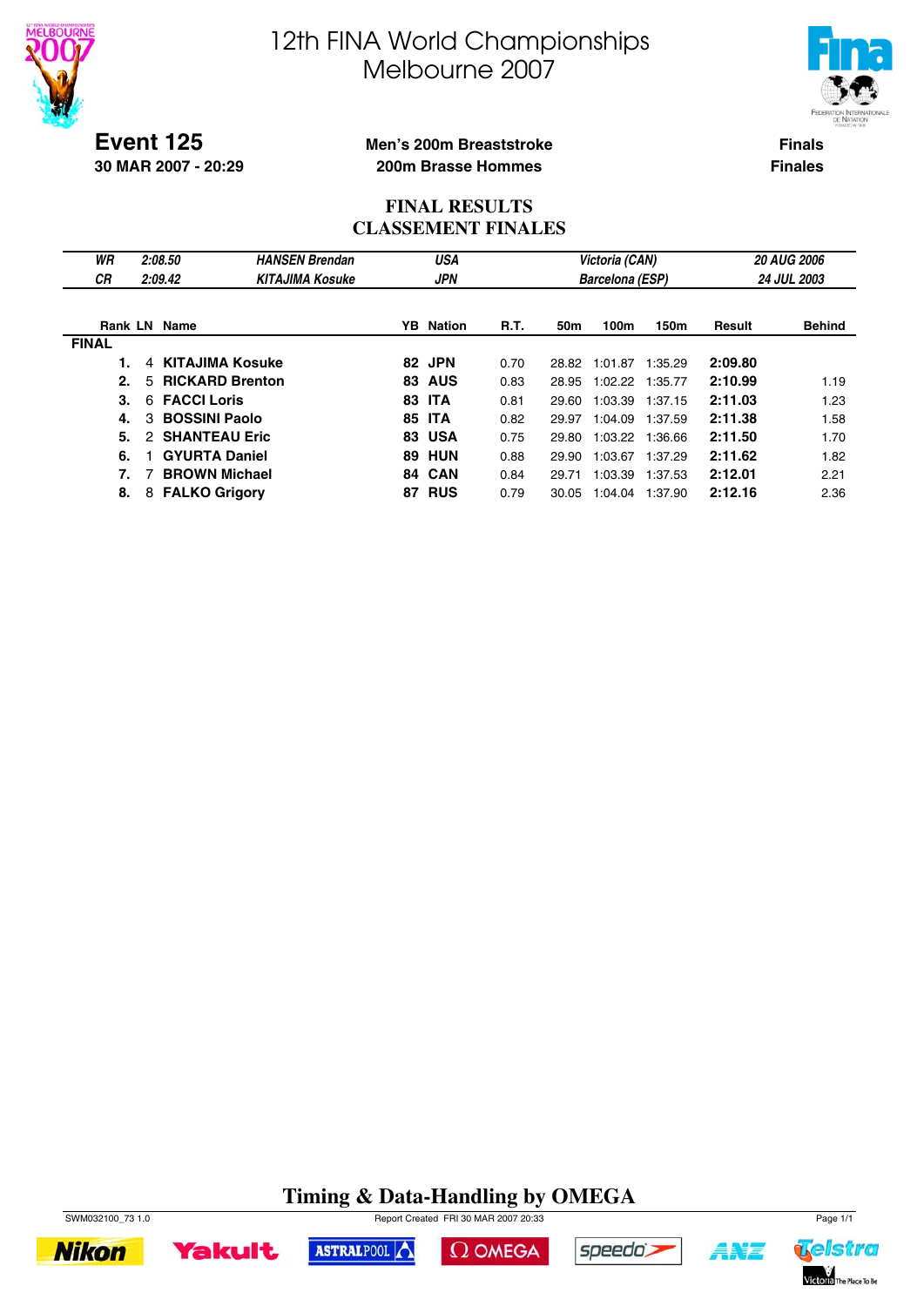# 12th FINA World Championships
# Melbourne 2007

**Event 125**
**30 MAR 2007 - 20:29**

**Men's 200m Breaststroke**
**200m Brasse Hommes**

**Finals**
**Finales**

## FINAL RESULTS
## CLASSEMENT FINALES

| | | | | | |
|---|---|---|---|---|---|
| *WR* | *2:08.50* | *HANSEN Brendan* | *USA* | *Victoria (CAN)* | *20 AUG 2006* |
| *CR* | *2:09.42* | *KITAJIMA Kosuke* | *JPN* | *Barcelona (ESP)* | *24 JUL 2003* |

| Rank | LN | Name | YB | Nation | R.T. | 50m | 100m | 150m | Result | Behind |
|---|---|---|---|---|---|---|---|---|---|---|
| **FINAL** | | | | | | | | | | |
| **1.** | 4 | **KITAJIMA Kosuke** | **82** | **JPN** | 0.70 | 28.82 | 1:01.87 | 1:35.29 | **2:09.80** | |
| **2.** | 5 | **RICKARD Brenton** | **83** | **AUS** | 0.83 | 28.95 | 1:02.22 | 1:35.77 | **2:10.99** | 1.19 |
| **3.** | 6 | **FACCI Loris** | **83** | **ITA** | 0.81 | 29.60 | 1:03.39 | 1:37.15 | **2:11.03** | 1.23 |
| **4.** | 3 | **BOSSINI Paolo** | **85** | **ITA** | 0.82 | 29.97 | 1:04.09 | 1:37.59 | **2:11.38** | 1.58 |
| **5.** | 2 | **SHANTEAU Eric** | **83** | **USA** | 0.75 | 29.80 | 1:03.22 | 1:36.66 | **2:11.50** | 1.70 |
| **6.** | 1 | **GYURTA Daniel** | **89** | **HUN** | 0.88 | 29.90 | 1:03.67 | 1:37.29 | **2:11.62** | 1.82 |
| **7.** | 7 | **BROWN Michael** | **84** | **CAN** | 0.84 | 29.71 | 1:03.39 | 1:37.53 | **2:12.01** | 2.21 |
| **8.** | 8 | **FALKO Grigory** | **87** | **RUS** | 0.79 | 30.05 | 1:04.04 | 1:37.90 | **2:12.16** | 2.36 |

**Timing & Data-Handling by OMEGA**

SWM032100_73 1.0 — Report Created FRI 30 MAR 2007 20:33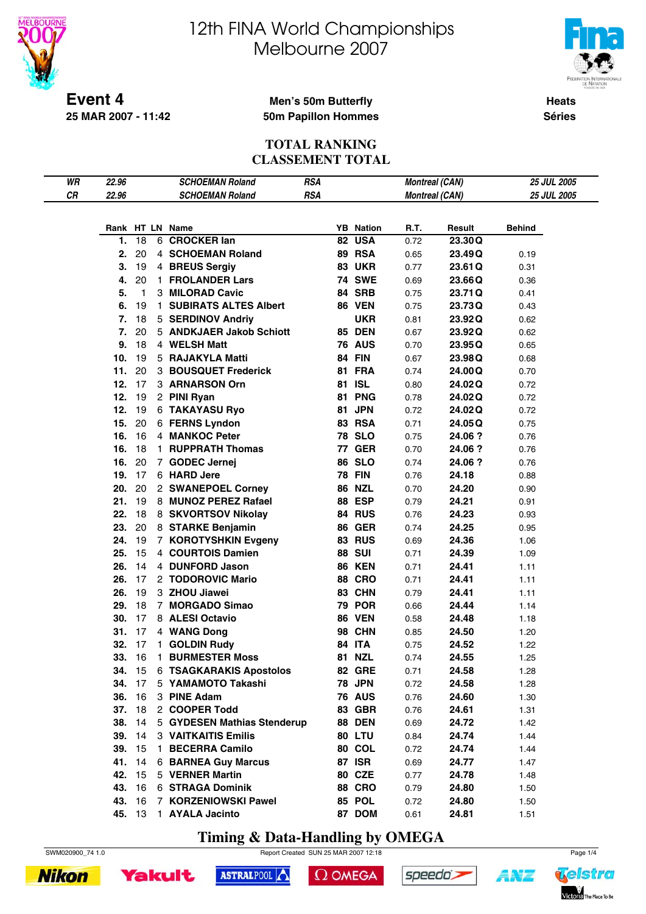# 12th FINA World Championships
# Melbourne 2007

**Event 4**
**25 MAR 2007 - 11:42**

**Men's 50m Butterfly**
**50m Papillon Hommes**

**Heats**
**Séries**

## TOTAL RANKING
## CLASSEMENT TOTAL

| | | | | | |
|---|---|---|---|---|---|
| WR | 22.96 | SCHOEMAN Roland | RSA | Montreal (CAN) | 25 JUL 2005 |
| CR | 22.96 | SCHOEMAN Roland | RSA | Montreal (CAN) | 25 JUL 2005 |

| Rank | HT | LN | Name | YB | Nation | R.T. | Result | Behind |
|---|---|---|---|---|---|---|---|---|
| 1. | 18 | 6 | CROCKER Ian | 82 | USA | 0.72 | 23.30 Q | |
| 2. | 20 | 4 | SCHOEMAN Roland | 89 | RSA | 0.65 | 23.49 Q | 0.19 |
| 3. | 19 | 4 | BREUS Sergiy | 83 | UKR | 0.77 | 23.61 Q | 0.31 |
| 4. | 20 | 1 | FROLANDER Lars | 74 | SWE | 0.69 | 23.66 Q | 0.36 |
| 5. | 1 | 3 | MILORAD Cavic | 84 | SRB | 0.75 | 23.71 Q | 0.41 |
| 6. | 19 | 1 | SUBIRATS ALTES Albert | 86 | VEN | 0.75 | 23.73 Q | 0.43 |
| 7. | 18 | 5 | SERDINOV Andriy | | UKR | 0.81 | 23.92 Q | 0.62 |
| 7. | 20 | 5 | ANDKJAER Jakob Schiott | 85 | DEN | 0.67 | 23.92 Q | 0.62 |
| 9. | 18 | 4 | WELSH Matt | 76 | AUS | 0.70 | 23.95 Q | 0.65 |
| 10. | 19 | 5 | RAJAKYLA Matti | 84 | FIN | 0.67 | 23.98 Q | 0.68 |
| 11. | 20 | 3 | BOUSQUET Frederick | 81 | FRA | 0.74 | 24.00 Q | 0.70 |
| 12. | 17 | 3 | ARNARSON Orn | 81 | ISL | 0.80 | 24.02 Q | 0.72 |
| 12. | 19 | 2 | PINI Ryan | 81 | PNG | 0.78 | 24.02 Q | 0.72 |
| 12. | 19 | 6 | TAKAYASU Ryo | 81 | JPN | 0.72 | 24.02 Q | 0.72 |
| 15. | 20 | 6 | FERNS Lyndon | 83 | RSA | 0.71 | 24.05 Q | 0.75 |
| 16. | 16 | 4 | MANKOC Peter | 78 | SLO | 0.75 | 24.06 ? | 0.76 |
| 16. | 18 | 1 | RUPPRATH Thomas | 77 | GER | 0.70 | 24.06 ? | 0.76 |
| 16. | 20 | 7 | GODEC Jernej | 86 | SLO | 0.74 | 24.06 ? | 0.76 |
| 19. | 17 | 6 | HARD Jere | 78 | FIN | 0.76 | 24.18 | 0.88 |
| 20. | 20 | 2 | SWANEPOEL Corney | 86 | NZL | 0.70 | 24.20 | 0.90 |
| 21. | 19 | 8 | MUNOZ PEREZ Rafael | 88 | ESP | 0.79 | 24.21 | 0.91 |
| 22. | 18 | 8 | SKVORTSOV Nikolay | 84 | RUS | 0.76 | 24.23 | 0.93 |
| 23. | 20 | 8 | STARKE Benjamin | 86 | GER | 0.74 | 24.25 | 0.95 |
| 24. | 19 | 7 | KOROTYSHKIN Evgeny | 83 | RUS | 0.69 | 24.36 | 1.06 |
| 25. | 15 | 4 | COURTOIS Damien | 88 | SUI | 0.71 | 24.39 | 1.09 |
| 26. | 14 | 4 | DUNFORD Jason | 86 | KEN | 0.71 | 24.41 | 1.11 |
| 26. | 17 | 2 | TODOROVIC Mario | 88 | CRO | 0.71 | 24.41 | 1.11 |
| 26. | 19 | 3 | ZHOU Jiawei | 83 | CHN | 0.79 | 24.41 | 1.11 |
| 29. | 18 | 7 | MORGADO Simao | 79 | POR | 0.66 | 24.44 | 1.14 |
| 30. | 17 | 8 | ALESI Octavio | 86 | VEN | 0.58 | 24.48 | 1.18 |
| 31. | 17 | 4 | WANG Dong | 98 | CHN | 0.85 | 24.50 | 1.20 |
| 32. | 17 | 1 | GOLDIN Rudy | 84 | ITA | 0.75 | 24.52 | 1.22 |
| 33. | 16 | 1 | BURMESTER Moss | 81 | NZL | 0.74 | 24.55 | 1.25 |
| 34. | 15 | 6 | TSAGKARAKIS Apostolos | 82 | GRE | 0.71 | 24.58 | 1.28 |
| 34. | 17 | 5 | YAMAMOTO Takashi | 78 | JPN | 0.72 | 24.58 | 1.28 |
| 36. | 16 | 3 | PINE Adam | 76 | AUS | 0.76 | 24.60 | 1.30 |
| 37. | 18 | 2 | COOPER Todd | 83 | GBR | 0.76 | 24.61 | 1.31 |
| 38. | 14 | 5 | GYDESEN Mathias Stenderup | 88 | DEN | 0.69 | 24.72 | 1.42 |
| 39. | 14 | 3 | VAITKAITIS Emilis | 80 | LTU | 0.84 | 24.74 | 1.44 |
| 39. | 15 | 1 | BECERRA Camilo | 80 | COL | 0.72 | 24.74 | 1.44 |
| 41. | 14 | 6 | BARNEA Guy Marcus | 87 | ISR | 0.69 | 24.77 | 1.47 |
| 42. | 15 | 5 | VERNER Martin | 80 | CZE | 0.77 | 24.78 | 1.48 |
| 43. | 16 | 6 | STRAGA Dominik | 88 | CRO | 0.79 | 24.80 | 1.50 |
| 43. | 16 | 7 | KORZENIOWSKI Pawel | 85 | POL | 0.72 | 24.80 | 1.50 |
| 45. | 13 | 1 | AYALA Jacinto | 87 | DOM | 0.61 | 24.81 | 1.51 |

**Timing & Data-Handling by OMEGA**

SWM020900_74 1.0 Report Created SUN 25 MAR 2007 12:18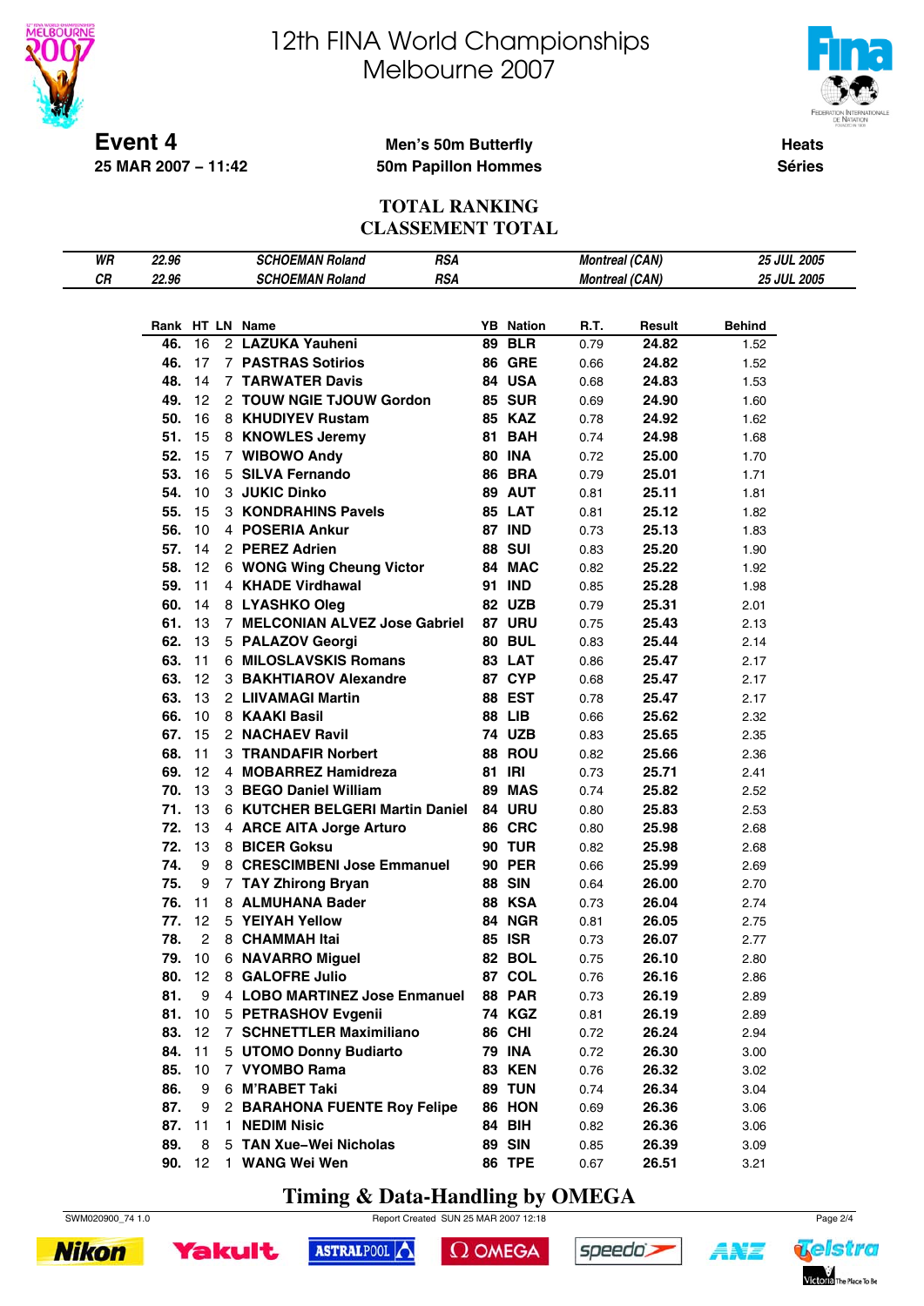# 12th FINA World Championships
# Melbourne 2007

**Event 4**
**25 MAR 2007 – 11:42**

**Men's 50m Butterfly**
**50m Papillon Hommes**

**Heats**
**Séries**

## TOTAL RANKING
## CLASSEMENT TOTAL

| | | | | | |
|---|---|---|---|---|---|
| *WR* | *22.96* | *SCHOEMAN Roland* | *RSA* | *Montreal (CAN)* | *25 JUL 2005* |
| *CR* | *22.96* | *SCHOEMAN Roland* | *RSA* | *Montreal (CAN)* | *25 JUL 2005* |

| Rank | HT | LN | Name | YB | Nation | R.T. | Result | Behind |
|---|---|---|---|---|---|---|---|---|
| 46. | 16 | 2 | LAZUKA Yauheni | 89 | BLR | 0.79 | 24.82 | 1.52 |
| 46. | 17 | 7 | PASTRAS Sotirios | 86 | GRE | 0.66 | 24.82 | 1.52 |
| 48. | 14 | 7 | TARWATER Davis | 84 | USA | 0.68 | 24.83 | 1.53 |
| 49. | 12 | 2 | TOUW NGIE TJOUW Gordon | 85 | SUR | 0.69 | 24.90 | 1.60 |
| 50. | 16 | 8 | KHUDIYEV Rustam | 85 | KAZ | 0.78 | 24.92 | 1.62 |
| 51. | 15 | 8 | KNOWLES Jeremy | 81 | BAH | 0.74 | 24.98 | 1.68 |
| 52. | 15 | 7 | WIBOWO Andy | 80 | INA | 0.72 | 25.00 | 1.70 |
| 53. | 16 | 5 | SILVA Fernando | 86 | BRA | 0.79 | 25.01 | 1.71 |
| 54. | 10 | 3 | JUKIC Dinko | 89 | AUT | 0.81 | 25.11 | 1.81 |
| 55. | 15 | 3 | KONDRAHINS Pavels | 85 | LAT | 0.81 | 25.12 | 1.82 |
| 56. | 10 | 4 | POSERIA Ankur | 87 | IND | 0.73 | 25.13 | 1.83 |
| 57. | 14 | 2 | PEREZ Adrien | 88 | SUI | 0.83 | 25.20 | 1.90 |
| 58. | 12 | 6 | WONG Wing Cheung Victor | 84 | MAC | 0.82 | 25.22 | 1.92 |
| 59. | 11 | 4 | KHADE Virdhawal | 91 | IND | 0.85 | 25.28 | 1.98 |
| 60. | 14 | 8 | LYASHKO Oleg | 82 | UZB | 0.79 | 25.31 | 2.01 |
| 61. | 13 | 7 | MELCONIAN ALVEZ Jose Gabriel | 87 | URU | 0.75 | 25.43 | 2.13 |
| 62. | 13 | 5 | PALAZOV Georgi | 80 | BUL | 0.83 | 25.44 | 2.14 |
| 63. | 11 | 6 | MILOSLAVSKIS Romans | 83 | LAT | 0.86 | 25.47 | 2.17 |
| 63. | 12 | 3 | BAKHTIAROV Alexandre | 87 | CYP | 0.68 | 25.47 | 2.17 |
| 63. | 13 | 2 | LIIVAMAGI Martin | 88 | EST | 0.78 | 25.47 | 2.17 |
| 66. | 10 | 8 | KAAKI Basil | 88 | LIB | 0.66 | 25.62 | 2.32 |
| 67. | 15 | 2 | NACHAEV Ravil | 74 | UZB | 0.83 | 25.65 | 2.35 |
| 68. | 11 | 3 | TRANDAFIR Norbert | 88 | ROU | 0.82 | 25.66 | 2.36 |
| 69. | 12 | 4 | MOBARREZ Hamidreza | 81 | IRI | 0.73 | 25.71 | 2.41 |
| 70. | 13 | 3 | BEGO Daniel William | 89 | MAS | 0.74 | 25.82 | 2.52 |
| 71. | 13 | 6 | KUTCHER BELGERI Martin Daniel | 84 | URU | 0.80 | 25.83 | 2.53 |
| 72. | 13 | 4 | ARCE AITA Jorge Arturo | 86 | CRC | 0.80 | 25.98 | 2.68 |
| 72. | 13 | 8 | BICER Goksu | 90 | TUR | 0.82 | 25.98 | 2.68 |
| 74. | 9 | 8 | CRESCIMBENI Jose Emmanuel | 90 | PER | 0.66 | 25.99 | 2.69 |
| 75. | 9 | 7 | TAY Zhirong Bryan | 88 | SIN | 0.64 | 26.00 | 2.70 |
| 76. | 11 | 8 | ALMUHANA Bader | 88 | KSA | 0.73 | 26.04 | 2.74 |
| 77. | 12 | 5 | YEIYAH Yellow | 84 | NGR | 0.81 | 26.05 | 2.75 |
| 78. | 2 | 8 | CHAMMAH Itai | 85 | ISR | 0.73 | 26.07 | 2.77 |
| 79. | 10 | 6 | NAVARRO Miguel | 82 | BOL | 0.75 | 26.10 | 2.80 |
| 80. | 12 | 8 | GALOFRE Julio | 87 | COL | 0.76 | 26.16 | 2.86 |
| 81. | 9 | 4 | LOBO MARTINEZ Jose Enmanuel | 88 | PAR | 0.73 | 26.19 | 2.89 |
| 81. | 10 | 5 | PETRASHOV Evgenii | 74 | KGZ | 0.81 | 26.19 | 2.89 |
| 83. | 12 | 7 | SCHNETTLER Maximiliano | 86 | CHI | 0.72 | 26.24 | 2.94 |
| 84. | 11 | 5 | UTOMO Donny Budiarto | 79 | INA | 0.72 | 26.30 | 3.00 |
| 85. | 10 | 7 | VYOMBO Rama | 83 | KEN | 0.76 | 26.32 | 3.02 |
| 86. | 9 | 6 | M'RABET Taki | 89 | TUN | 0.74 | 26.34 | 3.04 |
| 87. | 9 | 2 | BARAHONA FUENTE Roy Felipe | 86 | HON | 0.69 | 26.36 | 3.06 |
| 87. | 11 | 1 | NEDIM Nisic | 84 | BIH | 0.82 | 26.36 | 3.06 |
| 89. | 8 | 5 | TAN Xue–Wei Nicholas | 89 | SIN | 0.85 | 26.39 | 3.09 |
| 90. | 12 | 1 | WANG Wei Wen | 86 | TPE | 0.67 | 26.51 | 3.21 |

**Timing & Data-Handling by OMEGA**

SWM020900_74 1.0 — Report Created SUN 25 MAR 2007 12:18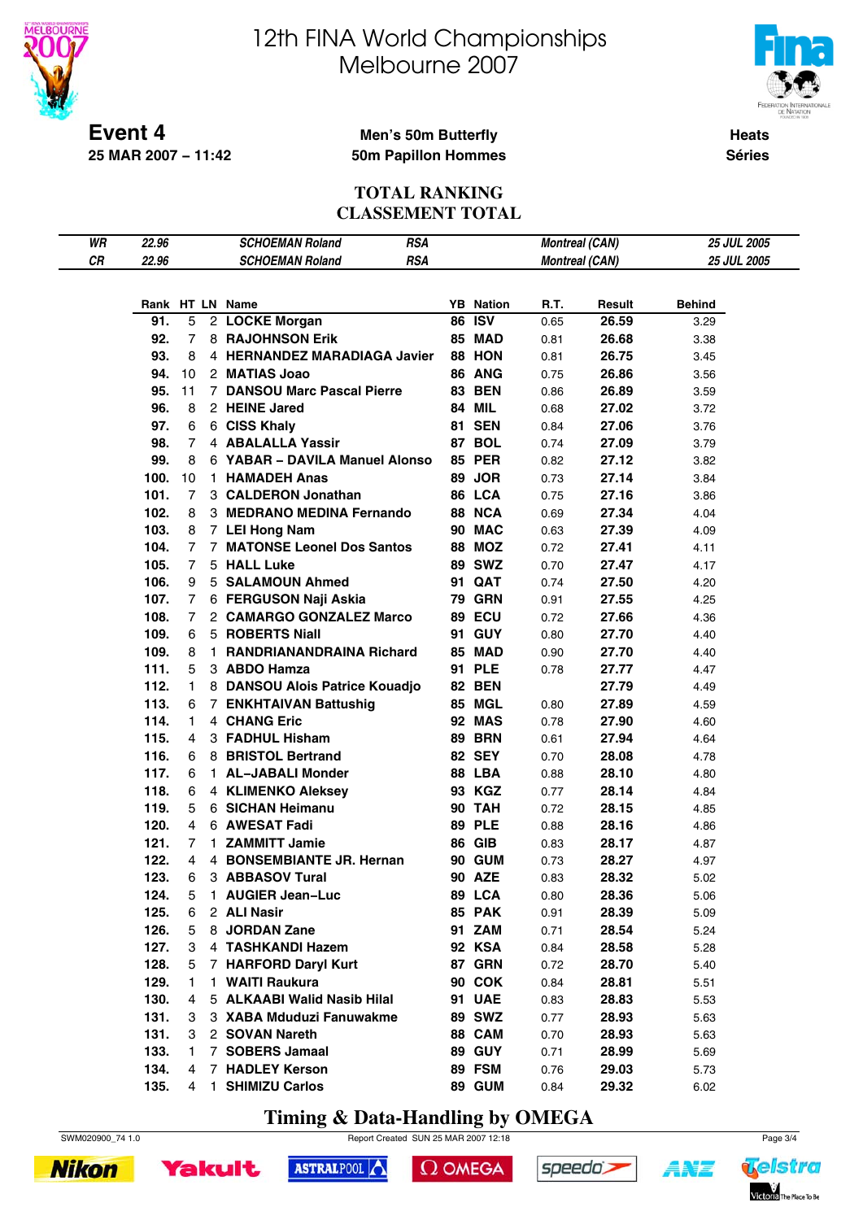# 12th FINA World Championships
# Melbourne 2007

**Event 4**
**25 MAR 2007 – 11:42**

**Men's 50m Butterfly**
**50m Papillon Hommes**

**Heats**
**Séries**

## TOTAL RANKING
## CLASSEMENT TOTAL

| | | | | | | |
|---|---|---|---|---|---|---|
| *WR* | *22.96* | *SCHOEMAN Roland* | *RSA* | *Montreal (CAN)* | *25 JUL 2005* |
| *CR* | *22.96* | *SCHOEMAN Roland* | *RSA* | *Montreal (CAN)* | *25 JUL 2005* |

| Rank | HT | LN | Name | YB | Nation | R.T. | Result | Behind |
|---|---|---|---|---|---|---|---|---|
| 91. | 5 | 2 | LOCKE Morgan | 86 | ISV | 0.65 | 26.59 | 3.29 |
| 92. | 7 | 8 | RAJOHNSON Erik | 85 | MAD | 0.81 | 26.68 | 3.38 |
| 93. | 8 | 4 | HERNANDEZ MARADIAGA Javier | 88 | HON | 0.81 | 26.75 | 3.45 |
| 94. | 10 | 2 | MATIAS Joao | 86 | ANG | 0.75 | 26.86 | 3.56 |
| 95. | 11 | 7 | DANSOU Marc Pascal Pierre | 83 | BEN | 0.86 | 26.89 | 3.59 |
| 96. | 8 | 2 | HEINE Jared | 84 | MIL | 0.68 | 27.02 | 3.72 |
| 97. | 6 | 6 | CISS Khaly | 81 | SEN | 0.84 | 27.06 | 3.76 |
| 98. | 7 | 4 | ABALALLA Yassir | 87 | BOL | 0.74 | 27.09 | 3.79 |
| 99. | 8 | 6 | YABAR – DAVILA Manuel Alonso | 85 | PER | 0.82 | 27.12 | 3.82 |
| 100. | 10 | 1 | HAMADEH Anas | 89 | JOR | 0.73 | 27.14 | 3.84 |
| 101. | 7 | 3 | CALDERON Jonathan | 86 | LCA | 0.75 | 27.16 | 3.86 |
| 102. | 8 | 3 | MEDRANO MEDINA Fernando | 88 | NCA | 0.69 | 27.34 | 4.04 |
| 103. | 8 | 7 | LEI Hong Nam | 90 | MAC | 0.63 | 27.39 | 4.09 |
| 104. | 7 | 7 | MATONSE Leonel Dos Santos | 88 | MOZ | 0.72 | 27.41 | 4.11 |
| 105. | 7 | 5 | HALL Luke | 89 | SWZ | 0.70 | 27.47 | 4.17 |
| 106. | 9 | 5 | SALAMOUN Ahmed | 91 | QAT | 0.74 | 27.50 | 4.20 |
| 107. | 7 | 6 | FERGUSON Naji Askia | 79 | GRN | 0.91 | 27.55 | 4.25 |
| 108. | 7 | 2 | CAMARGO GONZALEZ Marco | 89 | ECU | 0.72 | 27.66 | 4.36 |
| 109. | 6 | 5 | ROBERTS Niall | 91 | GUY | 0.80 | 27.70 | 4.40 |
| 109. | 8 | 1 | RANDRIANANDRAINA Richard | 85 | MAD | 0.90 | 27.70 | 4.40 |
| 111. | 5 | 3 | ABDO Hamza | 91 | PLE | 0.78 | 27.77 | 4.47 |
| 112. | 1 | 8 | DANSOU Alois Patrice Kouadjo | 82 | BEN | | 27.79 | 4.49 |
| 113. | 6 | 7 | ENKHTAIVAN Battushig | 85 | MGL | 0.80 | 27.89 | 4.59 |
| 114. | 1 | 4 | CHANG Eric | 92 | MAS | 0.78 | 27.90 | 4.60 |
| 115. | 4 | 3 | FADHUL Hisham | 89 | BRN | 0.61 | 27.94 | 4.64 |
| 116. | 6 | 8 | BRISTOL Bertrand | 82 | SEY | 0.70 | 28.08 | 4.78 |
| 117. | 6 | 1 | AL–JABALI Monder | 88 | LBA | 0.88 | 28.10 | 4.80 |
| 118. | 6 | 4 | KLIMENKO Aleksey | 93 | KGZ | 0.77 | 28.14 | 4.84 |
| 119. | 5 | 6 | SICHAN Heimanu | 90 | TAH | 0.72 | 28.15 | 4.85 |
| 120. | 4 | 6 | AWESAT Fadi | 89 | PLE | 0.88 | 28.16 | 4.86 |
| 121. | 7 | 1 | ZAMMITT Jamie | 86 | GIB | 0.83 | 28.17 | 4.87 |
| 122. | 4 | 4 | BONSEMBIANTE JR. Hernan | 90 | GUM | 0.73 | 28.27 | 4.97 |
| 123. | 6 | 3 | ABBASOV Tural | 90 | AZE | 0.83 | 28.32 | 5.02 |
| 124. | 5 | 1 | AUGIER Jean–Luc | 89 | LCA | 0.80 | 28.36 | 5.06 |
| 125. | 6 | 2 | ALI Nasir | 85 | PAK | 0.91 | 28.39 | 5.09 |
| 126. | 5 | 8 | JORDAN Zane | 91 | ZAM | 0.71 | 28.54 | 5.24 |
| 127. | 3 | 4 | TASHKANDI Hazem | 92 | KSA | 0.84 | 28.58 | 5.28 |
| 128. | 5 | 7 | HARFORD Daryl Kurt | 87 | GRN | 0.72 | 28.70 | 5.40 |
| 129. | 1 | 1 | WAITI Raukura | 90 | COK | 0.84 | 28.81 | 5.51 |
| 130. | 4 | 5 | ALKAABI Walid Nasib Hilal | 91 | UAE | 0.83 | 28.83 | 5.53 |
| 131. | 3 | 3 | XABA Mduduzi Fanuwakme | 89 | SWZ | 0.77 | 28.93 | 5.63 |
| 131. | 3 | 2 | SOVAN Nareth | 88 | CAM | 0.70 | 28.93 | 5.63 |
| 133. | 1 | 7 | SOBERS Jamaal | 89 | GUY | 0.71 | 28.99 | 5.69 |
| 134. | 4 | 7 | HADLEY Kerson | 89 | FSM | 0.76 | 29.03 | 5.73 |
| 135. | 4 | 1 | SHIMIZU Carlos | 89 | GUM | 0.84 | 29.32 | 6.02 |

**Timing & Data-Handling by OMEGA**

SWM020900_74 1.0 Report Created SUN 25 MAR 2007 12:18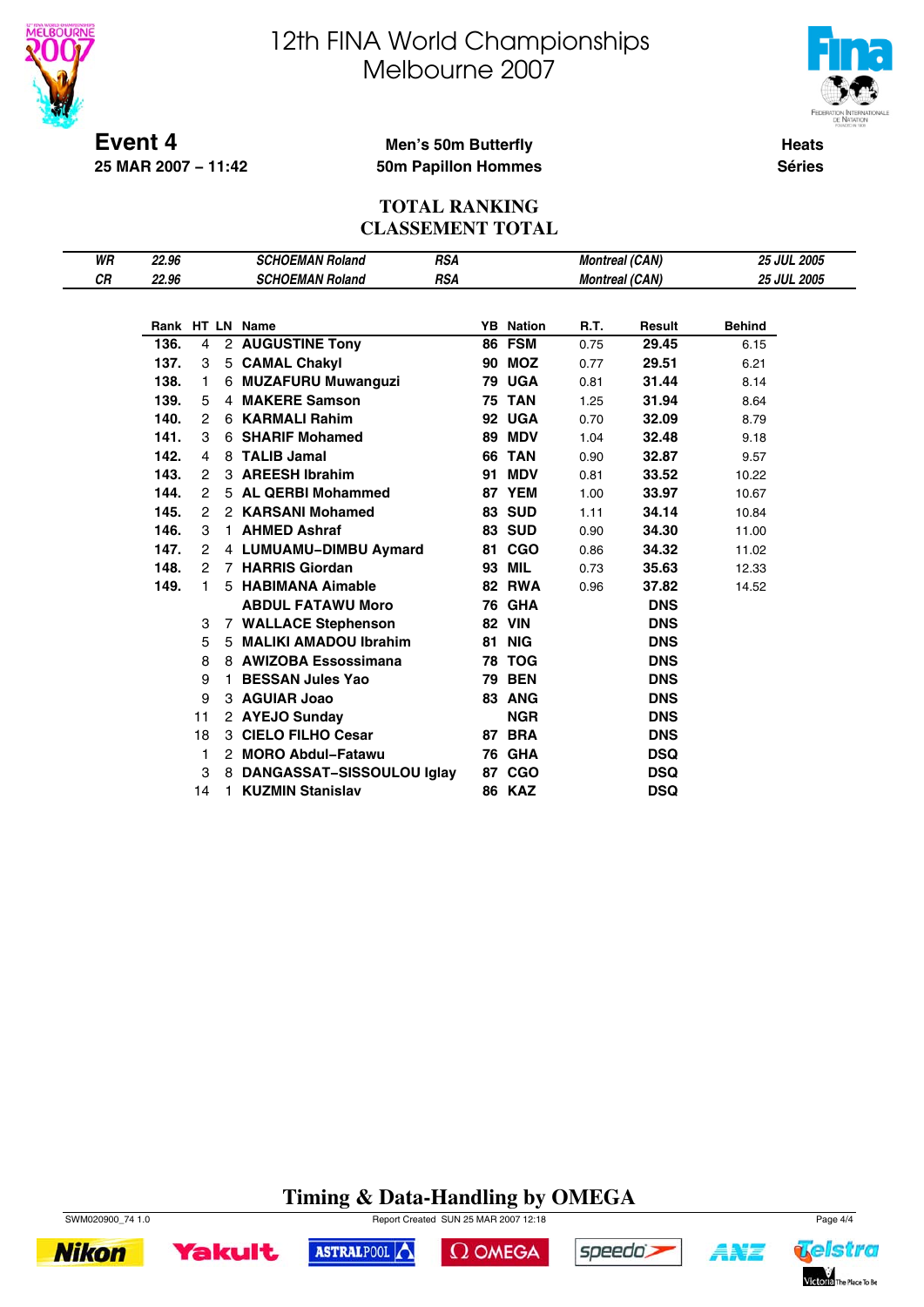# 12th FINA World Championships
# Melbourne 2007

**Event 4**
**25 MAR 2007 – 11:42**

**Men's 50m Butterfly**
**50m Papillon Hommes**

**Heats**
**Séries**

## TOTAL RANKING
## CLASSEMENT TOTAL

| | | | | | |
|---|---|---|---|---|---|
| *WR* | *22.96* | *SCHOEMAN Roland* | *RSA* | *Montreal (CAN)* | *25 JUL 2005* |
| *CR* | *22.96* | *SCHOEMAN Roland* | *RSA* | *Montreal (CAN)* | *25 JUL 2005* |

| Rank | HT | LN | Name | YB | Nation | R.T. | Result | Behind |
|---|---|---|---|---|---|---|---|---|
| 136. | 4 | 2 | AUGUSTINE Tony | 86 | FSM | 0.75 | 29.45 | 6.15 |
| 137. | 3 | 5 | CAMAL Chakyl | 90 | MOZ | 0.77 | 29.51 | 6.21 |
| 138. | 1 | 6 | MUZAFURU Muwanguzi | 79 | UGA | 0.81 | 31.44 | 8.14 |
| 139. | 5 | 4 | MAKERE Samson | 75 | TAN | 1.25 | 31.94 | 8.64 |
| 140. | 2 | 6 | KARMALI Rahim | 92 | UGA | 0.70 | 32.09 | 8.79 |
| 141. | 3 | 6 | SHARIF Mohamed | 89 | MDV | 1.04 | 32.48 | 9.18 |
| 142. | 4 | 8 | TALIB Jamal | 66 | TAN | 0.90 | 32.87 | 9.57 |
| 143. | 2 | 3 | AREESH Ibrahim | 91 | MDV | 0.81 | 33.52 | 10.22 |
| 144. | 2 | 5 | AL QERBI Mohammed | 87 | YEM | 1.00 | 33.97 | 10.67 |
| 145. | 2 | 2 | KARSANI Mohamed | 83 | SUD | 1.11 | 34.14 | 10.84 |
| 146. | 3 | 1 | AHMED Ashraf | 83 | SUD | 0.90 | 34.30 | 11.00 |
| 147. | 2 | 4 | LUMUAMU–DIMBU Aymard | 81 | CGO | 0.86 | 34.32 | 11.02 |
| 148. | 2 | 7 | HARRIS Giordan | 93 | MIL | 0.73 | 35.63 | 12.33 |
| 149. | 1 | 5 | HABIMANA Aimable | 82 | RWA | 0.96 | 37.82 | 14.52 |
| | | | ABDUL FATAWU Moro | 76 | GHA | | DNS | |
| | 3 | 7 | WALLACE Stephenson | 82 | VIN | | DNS | |
| | 5 | 5 | MALIKI AMADOU Ibrahim | 81 | NIG | | DNS | |
| | 8 | 8 | AWIZOBA Essossimana | 78 | TOG | | DNS | |
| | 9 | 1 | BESSAN Jules Yao | 79 | BEN | | DNS | |
| | 9 | 3 | AGUIAR Joao | 83 | ANG | | DNS | |
| | 11 | 2 | AYEJO Sunday | | NGR | | DNS | |
| | 18 | 3 | CIELO FILHO Cesar | 87 | BRA | | DNS | |
| | 1 | 2 | MORO Abdul–Fatawu | 76 | GHA | | DSQ | |
| | 3 | 8 | DANGASSAT–SISSOULOU Iglay | 87 | CGO | | DSQ | |
| | 14 | 1 | KUZMIN Stanislav | 86 | KAZ | | DSQ | |

**Timing & Data-Handling by OMEGA**

SWM020900_74 1.0 Report Created SUN 25 MAR 2007 12:18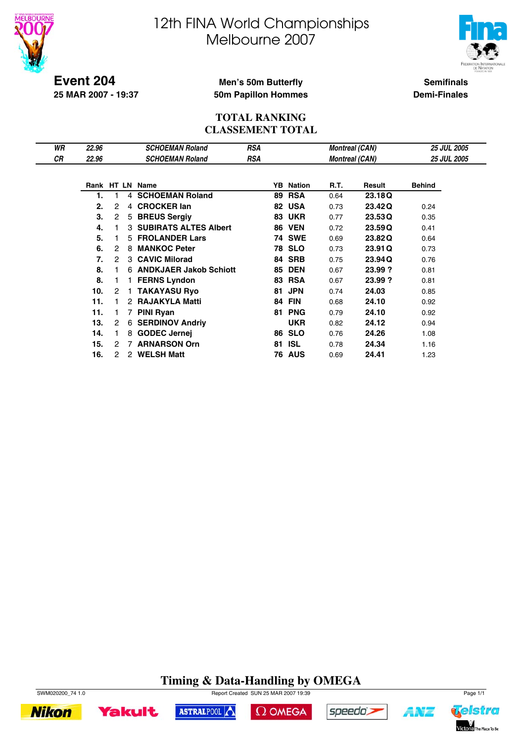# 12th FINA World Championships
# Melbourne 2007

**Event 204**
**25 MAR 2007 - 19:37**

**Men's 50m Butterfly**
**50m Papillon Hommes**

**Semifinals**
**Demi-Finales**

## TOTAL RANKING
## CLASSEMENT TOTAL

| | | | | | |
|---|---|---|---|---|---|
| *WR* | *22.96* | *SCHOEMAN Roland* | *RSA* | *Montreal (CAN)* | *25 JUL 2005* |
| *CR* | *22.96* | *SCHOEMAN Roland* | *RSA* | *Montreal (CAN)* | *25 JUL 2005* |

| Rank | HT | LN | Name | YB | Nation | R.T. | Result | Behind |
|---|---|---|---|---|---|---|---|---|
| **1.** | 1 | 4 | **SCHOEMAN Roland** | **89** | **RSA** | 0.64 | **23.18 Q** | |
| **2.** | 2 | 4 | **CROCKER Ian** | **82** | **USA** | 0.73 | **23.42 Q** | 0.24 |
| **3.** | 2 | 5 | **BREUS Sergiy** | **83** | **UKR** | 0.77 | **23.53 Q** | 0.35 |
| **4.** | 1 | 3 | **SUBIRATS ALTES Albert** | **86** | **VEN** | 0.72 | **23.59 Q** | 0.41 |
| **5.** | 1 | 5 | **FROLANDER Lars** | **74** | **SWE** | 0.69 | **23.82 Q** | 0.64 |
| **6.** | 2 | 8 | **MANKOC Peter** | **78** | **SLO** | 0.73 | **23.91 Q** | 0.73 |
| **7.** | 2 | 3 | **CAVIC Milorad** | **84** | **SRB** | 0.75 | **23.94 Q** | 0.76 |
| **8.** | 1 | 6 | **ANDKJAER Jakob Schiott** | **85** | **DEN** | 0.67 | **23.99 ?** | 0.81 |
| **8.** | 1 | 1 | **FERNS Lyndon** | **83** | **RSA** | 0.67 | **23.99 ?** | 0.81 |
| **10.** | 2 | 1 | **TAKAYASU Ryo** | **81** | **JPN** | 0.74 | **24.03** | 0.85 |
| **11.** | 1 | 2 | **RAJAKYLA Matti** | **84** | **FIN** | 0.68 | **24.10** | 0.92 |
| **11.** | 1 | 7 | **PINI Ryan** | **81** | **PNG** | 0.79 | **24.10** | 0.92 |
| **13.** | 2 | 6 | **SERDINOV Andriy** | | **UKR** | 0.82 | **24.12** | 0.94 |
| **14.** | 1 | 8 | **GODEC Jernej** | **86** | **SLO** | 0.76 | **24.26** | 1.08 |
| **15.** | 2 | 7 | **ARNARSON Orn** | **81** | **ISL** | 0.78 | **24.34** | 1.16 |
| **16.** | 2 | 2 | **WELSH Matt** | **76** | **AUS** | 0.69 | **24.41** | 1.23 |

**Timing & Data-Handling by OMEGA**

SWM020200_74 1.0 Report Created SUN 25 MAR 2007 19:39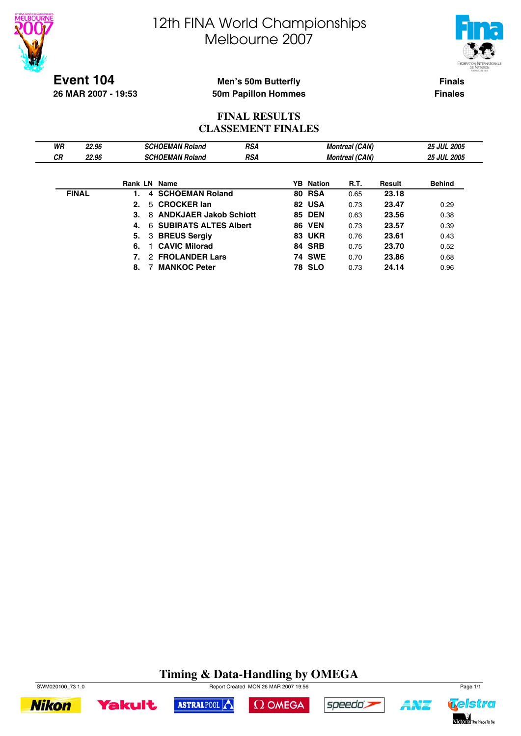# 12th FINA World Championships
## Melbourne 2007

**Event 104**
**26 MAR 2007 - 19:53**

**Men's 50m Butterfly**
**50m Papillon Hommes**

**Finals**
**Finales**

## FINAL RESULTS
## CLASSEMENT FINALES

| | | | | | |
|---|---|---|---|---|---|
| *WR* | *22.96* | *SCHOEMAN Roland* | *RSA* | *Montreal (CAN)* | *25 JUL 2005* |
| *CR* | *22.96* | *SCHOEMAN Roland* | *RSA* | *Montreal (CAN)* | *25 JUL 2005* |

| | Rank | LN | Name | YB | Nation | R.T. | Result | Behind |
|---|---|---|---|---|---|---|---|---|
| **FINAL** | **1.** | 4 | **SCHOEMAN Roland** | **80** | **RSA** | 0.65 | **23.18** | |
| | **2.** | 5 | **CROCKER Ian** | **82** | **USA** | 0.73 | **23.47** | 0.29 |
| | **3.** | 8 | **ANDKJAER Jakob Schiott** | **85** | **DEN** | 0.63 | **23.56** | 0.38 |
| | **4.** | 6 | **SUBIRATS ALTES Albert** | **86** | **VEN** | 0.73 | **23.57** | 0.39 |
| | **5.** | 3 | **BREUS Sergiy** | **83** | **UKR** | 0.76 | **23.61** | 0.43 |
| | **6.** | 1 | **CAVIC Milorad** | **84** | **SRB** | 0.75 | **23.70** | 0.52 |
| | **7.** | 2 | **FROLANDER Lars** | **74** | **SWE** | 0.70 | **23.86** | 0.68 |
| | **8.** | 7 | **MANKOC Peter** | **78** | **SLO** | 0.73 | **24.14** | 0.96 |

**Timing & Data-Handling by OMEGA**

SWM020100_73 1.0 Report Created MON 26 MAR 2007 19:56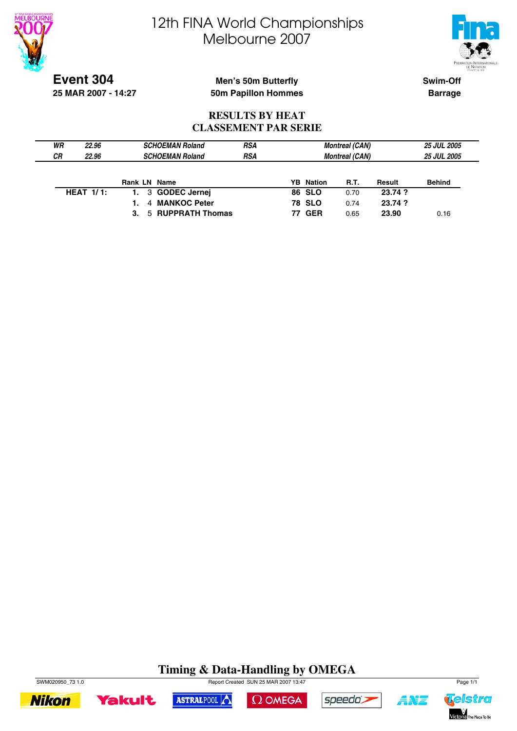# 12th FINA World Championships
# Melbourne 2007

**Event 304**
**25 MAR 2007 - 14:27**

**Men's 50m Butterfly**
**50m Papillon Hommes**

**Swim-Off**
**Barrage**

## RESULTS BY HEAT
## CLASSEMENT PAR SERIE

| | | | | | |
|---|---|---|---|---|---|
| *WR* | *22.96* | *SCHOEMAN Roland* | *RSA* | *Montreal (CAN)* | *25 JUL 2005* |
| *CR* | *22.96* | *SCHOEMAN Roland* | *RSA* | *Montreal (CAN)* | *25 JUL 2005* |

| | Rank | LN | Name | YB | Nation | R.T. | Result | Behind |
|---|---|---|---|---|---|---|---|---|
| **HEAT 1/ 1:** | **1.** | 3 | **GODEC Jernej** | **86** | **SLO** | 0.70 | **23.74 ?** | |
| | **1.** | 4 | **MANKOC Peter** | **78** | **SLO** | 0.74 | **23.74 ?** | |
| | **3.** | 5 | **RUPPRATH Thomas** | **77** | **GER** | 0.65 | **23.90** | 0.16 |

**Timing & Data-Handling by OMEGA**

SWM020950_73 1.0 Report Created SUN 25 MAR 2007 13:47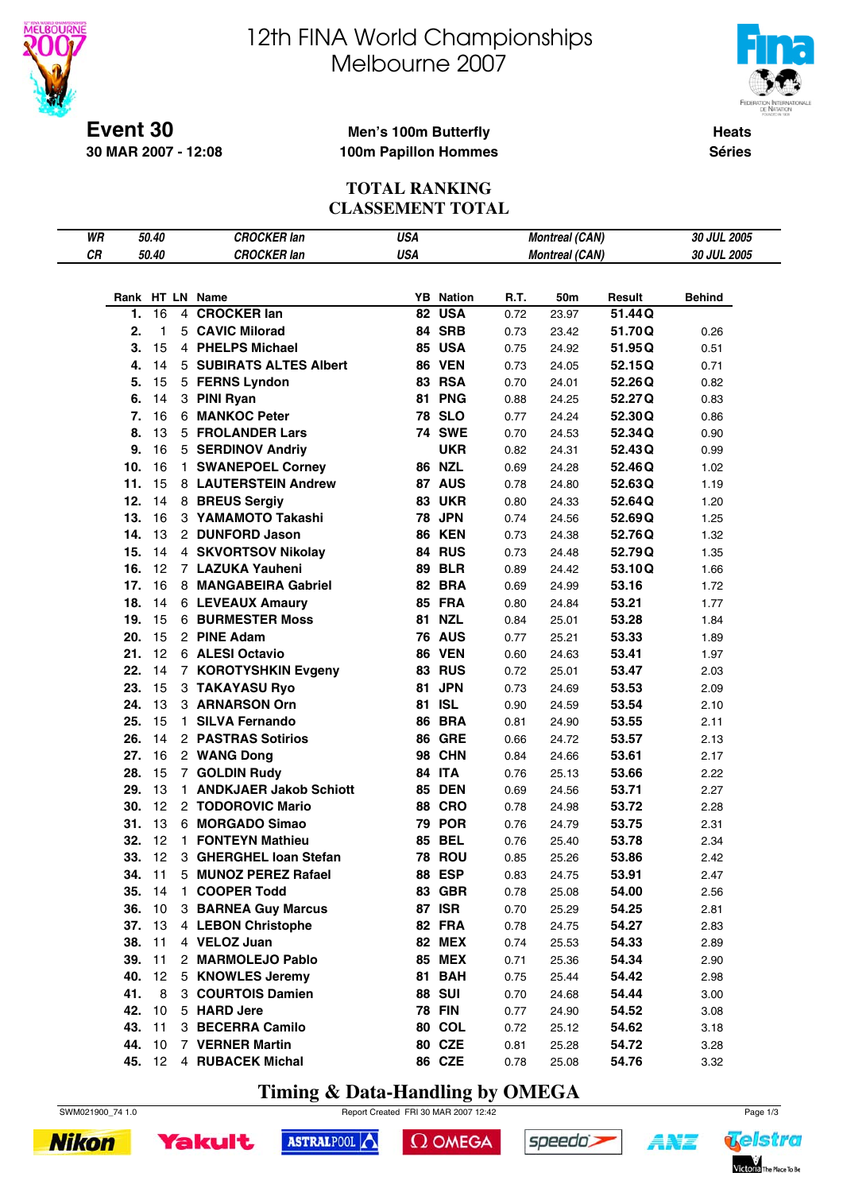# 12th FINA World Championships Melbourne 2007

**Event 30**
**30 MAR 2007 - 12:08**

**Men's 100m Butterfly**
**100m Papillon Hommes**

**Heats**
**Séries**

## TOTAL RANKING
## CLASSEMENT TOTAL

| | | | | | |
|---|---|---|---|---|---|
| WR | 50.40 | CROCKER Ian | USA | Montreal (CAN) | 30 JUL 2005 |
| CR | 50.40 | CROCKER Ian | USA | Montreal (CAN) | 30 JUL 2005 |

| Rank | HT | LN | Name | YB | Nation | R.T. | 50m | Result | Behind |
|---|---|---|---|---|---|---|---|---|---|
| 1. | 16 | 4 | CROCKER Ian | 82 | USA | 0.72 | 23.97 | 51.44 Q | |
| 2. | 1 | 5 | CAVIC Milorad | 84 | SRB | 0.73 | 23.42 | 51.70 Q | 0.26 |
| 3. | 15 | 4 | PHELPS Michael | 85 | USA | 0.75 | 24.92 | 51.95 Q | 0.51 |
| 4. | 14 | 5 | SUBIRATS ALTES Albert | 86 | VEN | 0.73 | 24.05 | 52.15 Q | 0.71 |
| 5. | 15 | 5 | FERNS Lyndon | 83 | RSA | 0.70 | 24.01 | 52.26 Q | 0.82 |
| 6. | 14 | 3 | PINI Ryan | 81 | PNG | 0.88 | 24.25 | 52.27 Q | 0.83 |
| 7. | 16 | 6 | MANKOC Peter | 78 | SLO | 0.77 | 24.24 | 52.30 Q | 0.86 |
| 8. | 13 | 5 | FROLANDER Lars | 74 | SWE | 0.70 | 24.53 | 52.34 Q | 0.90 |
| 9. | 16 | 5 | SERDINOV Andriy | | UKR | 0.82 | 24.31 | 52.43 Q | 0.99 |
| 10. | 16 | 1 | SWANEPOEL Corney | 86 | NZL | 0.69 | 24.28 | 52.46 Q | 1.02 |
| 11. | 15 | 8 | LAUTERSTEIN Andrew | 87 | AUS | 0.78 | 24.80 | 52.63 Q | 1.19 |
| 12. | 14 | 8 | BREUS Sergiy | 83 | UKR | 0.80 | 24.33 | 52.64 Q | 1.20 |
| 13. | 16 | 3 | YAMAMOTO Takashi | 78 | JPN | 0.74 | 24.56 | 52.69 Q | 1.25 |
| 14. | 13 | 2 | DUNFORD Jason | 86 | KEN | 0.73 | 24.38 | 52.76 Q | 1.32 |
| 15. | 14 | 4 | SKVORTSOV Nikolay | 84 | RUS | 0.73 | 24.48 | 52.79 Q | 1.35 |
| 16. | 12 | 7 | LAZUKA Yauheni | 89 | BLR | 0.89 | 24.42 | 53.10 Q | 1.66 |
| 17. | 16 | 8 | MANGABEIRA Gabriel | 82 | BRA | 0.69 | 24.99 | 53.16 | 1.72 |
| 18. | 14 | 6 | LEVEAUX Amaury | 85 | FRA | 0.80 | 24.84 | 53.21 | 1.77 |
| 19. | 15 | 6 | BURMESTER Moss | 81 | NZL | 0.84 | 25.01 | 53.28 | 1.84 |
| 20. | 15 | 2 | PINE Adam | 76 | AUS | 0.77 | 25.21 | 53.33 | 1.89 |
| 21. | 12 | 6 | ALESI Octavio | 86 | VEN | 0.60 | 24.63 | 53.41 | 1.97 |
| 22. | 14 | 7 | KOROTYSHKIN Evgeny | 83 | RUS | 0.72 | 25.01 | 53.47 | 2.03 |
| 23. | 15 | 3 | TAKAYASU Ryo | 81 | JPN | 0.73 | 24.69 | 53.53 | 2.09 |
| 24. | 13 | 3 | ARNARSON Orn | 81 | ISL | 0.90 | 24.59 | 53.54 | 2.10 |
| 25. | 15 | 1 | SILVA Fernando | 86 | BRA | 0.81 | 24.90 | 53.55 | 2.11 |
| 26. | 14 | 2 | PASTRAS Sotirios | 86 | GRE | 0.66 | 24.72 | 53.57 | 2.13 |
| 27. | 16 | 2 | WANG Dong | 98 | CHN | 0.84 | 24.66 | 53.61 | 2.17 |
| 28. | 15 | 7 | GOLDIN Rudy | 84 | ITA | 0.76 | 25.13 | 53.66 | 2.22 |
| 29. | 13 | 1 | ANDKJAER Jakob Schiott | 85 | DEN | 0.69 | 24.56 | 53.71 | 2.27 |
| 30. | 12 | 2 | TODOROVIC Mario | 88 | CRO | 0.78 | 24.98 | 53.72 | 2.28 |
| 31. | 13 | 6 | MORGADO Simao | 79 | POR | 0.76 | 24.79 | 53.75 | 2.31 |
| 32. | 12 | 1 | FONTEYN Mathieu | 85 | BEL | 0.76 | 25.40 | 53.78 | 2.34 |
| 33. | 12 | 3 | GHERGHEL Ioan Stefan | 78 | ROU | 0.85 | 25.26 | 53.86 | 2.42 |
| 34. | 11 | 5 | MUNOZ PEREZ Rafael | 88 | ESP | 0.83 | 24.75 | 53.91 | 2.47 |
| 35. | 14 | 1 | COOPER Todd | 83 | GBR | 0.78 | 25.08 | 54.00 | 2.56 |
| 36. | 10 | 3 | BARNEA Guy Marcus | 87 | ISR | 0.70 | 25.29 | 54.25 | 2.81 |
| 37. | 13 | 4 | LEBON Christophe | 82 | FRA | 0.78 | 24.75 | 54.27 | 2.83 |
| 38. | 11 | 4 | VELOZ Juan | 82 | MEX | 0.74 | 25.53 | 54.33 | 2.89 |
| 39. | 11 | 2 | MARMOLEJO Pablo | 85 | MEX | 0.71 | 25.36 | 54.34 | 2.90 |
| 40. | 12 | 5 | KNOWLES Jeremy | 81 | BAH | 0.75 | 25.44 | 54.42 | 2.98 |
| 41. | 8 | 3 | COURTOIS Damien | 88 | SUI | 0.70 | 24.68 | 54.44 | 3.00 |
| 42. | 10 | 5 | HARD Jere | 78 | FIN | 0.77 | 24.90 | 54.52 | 3.08 |
| 43. | 11 | 3 | BECERRA Camilo | 80 | COL | 0.72 | 25.12 | 54.62 | 3.18 |
| 44. | 10 | 7 | VERNER Martin | 80 | CZE | 0.81 | 25.28 | 54.72 | 3.28 |
| 45. | 12 | 4 | RUBACEK Michal | 86 | CZE | 0.78 | 25.08 | 54.76 | 3.32 |

**Timing & Data-Handling by OMEGA**

SWM021900_74 1.0 — Report Created FRI 30 MAR 2007 12:42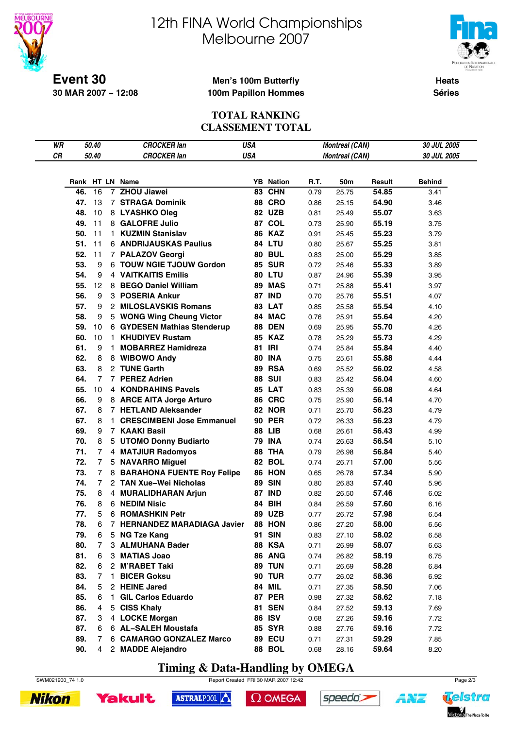# 12th FINA World Championships Melbourne 2007

**Event 30**
**30 MAR 2007 – 12:08**

**Men's 100m Butterfly**
**100m Papillon Hommes**

**Heats**
**Séries**

## TOTAL RANKING
## CLASSEMENT TOTAL

| | | | | |
|---|---|---|---|---|
| WR | 50.40 | CROCKER Ian | USA | Montreal (CAN) | 30 JUL 2005 |
| CR | 50.40 | CROCKER Ian | USA | Montreal (CAN) | 30 JUL 2005 |

| Rank | HT | LN | Name | YB | Nation | R.T. | 50m | Result | Behind |
|---|---|---|---|---|---|---|---|---|---|
| 46. | 16 | 7 | ZHOU Jiawei | 83 | CHN | 0.79 | 25.75 | 54.85 | 3.41 |
| 47. | 13 | 7 | STRAGA Dominik | 88 | CRO | 0.86 | 25.15 | 54.90 | 3.46 |
| 48. | 10 | 8 | LYASHKO Oleg | 82 | UZB | 0.81 | 25.49 | 55.07 | 3.63 |
| 49. | 11 | 8 | GALOFRE Julio | 87 | COL | 0.73 | 25.90 | 55.19 | 3.75 |
| 50. | 11 | 1 | KUZMIN Stanislav | 86 | KAZ | 0.91 | 25.45 | 55.23 | 3.79 |
| 51. | 11 | 6 | ANDRIJAUSKAS Paulius | 84 | LTU | 0.80 | 25.67 | 55.25 | 3.81 |
| 52. | 11 | 7 | PALAZOV Georgi | 80 | BUL | 0.83 | 25.00 | 55.29 | 3.85 |
| 53. | 9 | 6 | TOUW NGIE TJOUW Gordon | 85 | SUR | 0.72 | 25.46 | 55.33 | 3.89 |
| 54. | 9 | 4 | VAITKAITIS Emilis | 80 | LTU | 0.87 | 24.96 | 55.39 | 3.95 |
| 55. | 12 | 8 | BEGO Daniel William | 89 | MAS | 0.71 | 25.88 | 55.41 | 3.97 |
| 56. | 9 | 3 | POSERIA Ankur | 87 | IND | 0.70 | 25.76 | 55.51 | 4.07 |
| 57. | 9 | 2 | MILOSLAVSKIS Romans | 83 | LAT | 0.85 | 25.58 | 55.54 | 4.10 |
| 58. | 9 | 5 | WONG Wing Cheung Victor | 84 | MAC | 0.76 | 25.91 | 55.64 | 4.20 |
| 59. | 10 | 6 | GYDESEN Mathias Stenderup | 88 | DEN | 0.69 | 25.95 | 55.70 | 4.26 |
| 60. | 10 | 1 | KHUDIYEV Rustam | 85 | KAZ | 0.78 | 25.29 | 55.73 | 4.29 |
| 61. | 9 | 1 | MOBARREZ Hamidreza | 81 | IRI | 0.74 | 25.84 | 55.84 | 4.40 |
| 62. | 8 | 8 | WIBOWO Andy | 80 | INA | 0.75 | 25.61 | 55.88 | 4.44 |
| 63. | 8 | 2 | TUNE Garth | 89 | RSA | 0.69 | 25.52 | 56.02 | 4.58 |
| 64. | 7 | 7 | PEREZ Adrien | 88 | SUI | 0.83 | 25.42 | 56.04 | 4.60 |
| 65. | 10 | 4 | KONDRAHINS Pavels | 85 | LAT | 0.83 | 25.39 | 56.08 | 4.64 |
| 66. | 9 | 8 | ARCE AITA Jorge Arturo | 86 | CRC | 0.75 | 25.90 | 56.14 | 4.70 |
| 67. | 8 | 7 | HETLAND Aleksander | 82 | NOR | 0.71 | 25.70 | 56.23 | 4.79 |
| 67. | 8 | 1 | CRESCIMBENI Jose Emmanuel | 90 | PER | 0.72 | 26.33 | 56.23 | 4.79 |
| 69. | 9 | 7 | KAAKI Basil | 88 | LIB | 0.68 | 26.61 | 56.43 | 4.99 |
| 70. | 8 | 5 | UTOMO Donny Budiarto | 79 | INA | 0.74 | 26.63 | 56.54 | 5.10 |
| 71. | 7 | 4 | MATJIUR Radomyos | 88 | THA | 0.79 | 26.98 | 56.84 | 5.40 |
| 72. | 7 | 5 | NAVARRO Miguel | 82 | BOL | 0.74 | 26.71 | 57.00 | 5.56 |
| 73. | 7 | 8 | BARAHONA FUENTE Roy Felipe | 86 | HON | 0.65 | 26.78 | 57.34 | 5.90 |
| 74. | 7 | 2 | TAN Xue–Wei Nicholas | 89 | SIN | 0.80 | 26.83 | 57.40 | 5.96 |
| 75. | 8 | 4 | MURALIDHARAN Arjun | 87 | IND | 0.82 | 26.50 | 57.46 | 6.02 |
| 76. | 8 | 6 | NEDIM Nisic | 84 | BIH | 0.84 | 26.59 | 57.60 | 6.16 |
| 77. | 5 | 6 | ROMASHKIN Petr | 89 | UZB | 0.77 | 26.72 | 57.98 | 6.54 |
| 78. | 6 | 7 | HERNANDEZ MARADIAGA Javier | 88 | HON | 0.86 | 27.20 | 58.00 | 6.56 |
| 79. | 6 | 5 | NG Tze Kang | 91 | SIN | 0.83 | 27.10 | 58.02 | 6.58 |
| 80. | 7 | 3 | ALMUHANA Bader | 88 | KSA | 0.71 | 26.99 | 58.07 | 6.63 |
| 81. | 6 | 3 | MATIAS Joao | 86 | ANG | 0.74 | 26.82 | 58.19 | 6.75 |
| 82. | 6 | 2 | M'RABET Taki | 89 | TUN | 0.71 | 26.69 | 58.28 | 6.84 |
| 83. | 7 | 1 | BICER Goksu | 90 | TUR | 0.77 | 26.02 | 58.36 | 6.92 |
| 84. | 5 | 2 | HEINE Jared | 84 | MIL | 0.71 | 27.35 | 58.50 | 7.06 |
| 85. | 6 | 1 | GIL Carlos Eduardo | 87 | PER | 0.98 | 27.32 | 58.62 | 7.18 |
| 86. | 4 | 5 | CISS Khaly | 81 | SEN | 0.84 | 27.52 | 59.13 | 7.69 |
| 87. | 3 | 4 | LOCKE Morgan | 86 | ISV | 0.68 | 27.26 | 59.16 | 7.72 |
| 87. | 6 | 6 | AL–SALEH Moustafa | 85 | SYR | 0.88 | 27.76 | 59.16 | 7.72 |
| 89. | 7 | 6 | CAMARGO GONZALEZ Marco | 89 | ECU | 0.71 | 27.31 | 59.29 | 7.85 |
| 90. | 4 | 2 | MADDE Alejandro | 88 | BOL | 0.68 | 28.16 | 59.64 | 8.20 |

**Timing & Data-Handling by OMEGA**

SWM021900_74 1.0 Report Created FRI 30 MAR 2007 12:42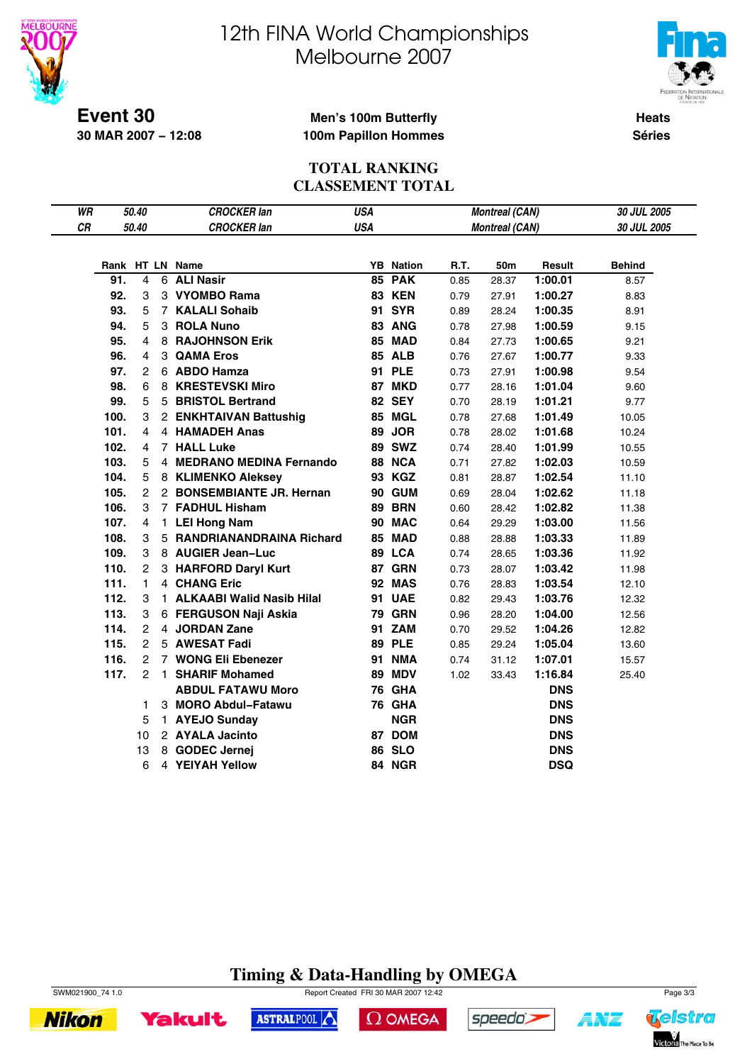# 12th FINA World Championships
# Melbourne 2007

**Event 30**
**30 MAR 2007 – 12:08**

**Men's 100m Butterfly**
**100m Papillon Hommes**

**Heats**
**Séries**

## TOTAL RANKING
## CLASSEMENT TOTAL

| | | | | | |
|---|---|---|---|---|---|
| WR | 50.40 | CROCKER Ian | USA | Montreal (CAN) | 30 JUL 2005 |
| CR | 50.40 | CROCKER Ian | USA | Montreal (CAN) | 30 JUL 2005 |

| Rank | HT | LN | Name | YB | Nation | R.T. | 50m | Result | Behind |
|---|---|---|---|---|---|---|---|---|---|
| 91. | 4 | 6 | ALI Nasir | 85 | PAK | 0.85 | 28.37 | 1:00.01 | 8.57 |
| 92. | 3 | 3 | VYOMBO Rama | 83 | KEN | 0.79 | 27.91 | 1:00.27 | 8.83 |
| 93. | 5 | 7 | KALALI Sohaib | 91 | SYR | 0.89 | 28.24 | 1:00.35 | 8.91 |
| 94. | 5 | 3 | ROLA Nuno | 83 | ANG | 0.78 | 27.98 | 1:00.59 | 9.15 |
| 95. | 4 | 8 | RAJOHNSON Erik | 85 | MAD | 0.84 | 27.73 | 1:00.65 | 9.21 |
| 96. | 4 | 3 | QAMA Eros | 85 | ALB | 0.76 | 27.67 | 1:00.77 | 9.33 |
| 97. | 2 | 6 | ABDO Hamza | 91 | PLE | 0.73 | 27.91 | 1:00.98 | 9.54 |
| 98. | 6 | 8 | KRESTEVSKI Miro | 87 | MKD | 0.77 | 28.16 | 1:01.04 | 9.60 |
| 99. | 5 | 5 | BRISTOL Bertrand | 82 | SEY | 0.70 | 28.19 | 1:01.21 | 9.77 |
| 100. | 3 | 2 | ENKHTAIVAN Battushig | 85 | MGL | 0.78 | 27.68 | 1:01.49 | 10.05 |
| 101. | 4 | 4 | HAMADEH Anas | 89 | JOR | 0.78 | 28.02 | 1:01.68 | 10.24 |
| 102. | 4 | 7 | HALL Luke | 89 | SWZ | 0.74 | 28.40 | 1:01.99 | 10.55 |
| 103. | 5 | 4 | MEDRANO MEDINA Fernando | 88 | NCA | 0.71 | 27.82 | 1:02.03 | 10.59 |
| 104. | 5 | 8 | KLIMENKO Aleksey | 93 | KGZ | 0.81 | 28.87 | 1:02.54 | 11.10 |
| 105. | 2 | 2 | BONSEMBIANTE JR. Hernan | 90 | GUM | 0.69 | 28.04 | 1:02.62 | 11.18 |
| 106. | 3 | 7 | FADHUL Hisham | 89 | BRN | 0.60 | 28.42 | 1:02.82 | 11.38 |
| 107. | 4 | 1 | LEI Hong Nam | 90 | MAC | 0.64 | 29.29 | 1:03.00 | 11.56 |
| 108. | 3 | 5 | RANDRIANANDRAINA Richard | 85 | MAD | 0.88 | 28.88 | 1:03.33 | 11.89 |
| 109. | 3 | 8 | AUGIER Jean–Luc | 89 | LCA | 0.74 | 28.65 | 1:03.36 | 11.92 |
| 110. | 2 | 3 | HARFORD Daryl Kurt | 87 | GRN | 0.73 | 28.07 | 1:03.42 | 11.98 |
| 111. | 1 | 4 | CHANG Eric | 92 | MAS | 0.76 | 28.83 | 1:03.54 | 12.10 |
| 112. | 3 | 1 | ALKAABI Walid Nasib Hilal | 91 | UAE | 0.82 | 29.43 | 1:03.76 | 12.32 |
| 113. | 3 | 6 | FERGUSON Naji Askia | 79 | GRN | 0.96 | 28.20 | 1:04.00 | 12.56 |
| 114. | 2 | 4 | JORDAN Zane | 91 | ZAM | 0.70 | 29.52 | 1:04.26 | 12.82 |
| 115. | 2 | 5 | AWESAT Fadi | 89 | PLE | 0.85 | 29.24 | 1:05.04 | 13.60 |
| 116. | 2 | 7 | WONG Eli Ebenezer | 91 | NMA | 0.74 | 31.12 | 1:07.01 | 15.57 |
| 117. | 2 | 1 | SHARIF Mohamed | 89 | MDV | 1.02 | 33.43 | 1:16.84 | 25.40 |
| | | | ABDUL FATAWU Moro | 76 | GHA | | | DNS | |
| | 1 | 3 | MORO Abdul–Fatawu | 76 | GHA | | | DNS | |
| | 5 | 1 | AYEJO Sunday | | NGR | | | DNS | |
| | 10 | 2 | AYALA Jacinto | 87 | DOM | | | DNS | |
| | 13 | 8 | GODEC Jernej | 86 | SLO | | | DNS | |
| | 6 | 4 | YEIYAH Yellow | 84 | NGR | | | DSQ | |

**Timing & Data-Handling by OMEGA**

SWM021900_74 1.0 — Report Created FRI 30 MAR 2007 12:42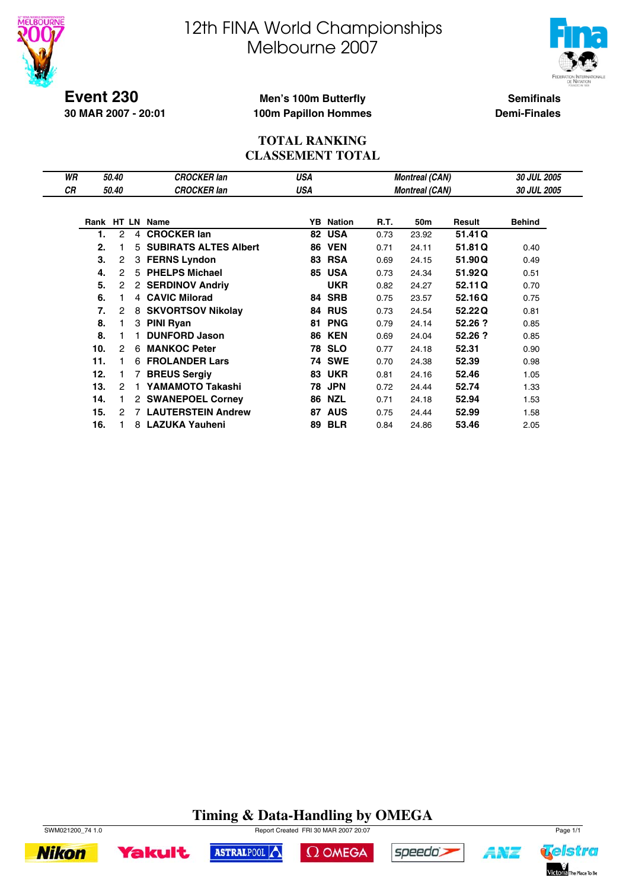# 12th FINA World Championships
# Melbourne 2007

**Event 230**
**30 MAR 2007 - 20:01**

**Men's 100m Butterfly**
**100m Papillon Hommes**

**Semifinals**
**Demi-Finales**

## TOTAL RANKING
## CLASSEMENT TOTAL

| | | | | | |
|---|---|---|---|---|---|
| *WR* | *50.40* | *CROCKER Ian* | *USA* | *Montreal (CAN)* | *30 JUL 2005* |
| *CR* | *50.40* | *CROCKER Ian* | *USA* | *Montreal (CAN)* | *30 JUL 2005* |

| Rank | HT | LN | Name | YB | Nation | R.T. | 50m | Result | Behind |
|---|---|---|---|---|---|---|---|---|---|
| 1. | 2 | 4 | **CROCKER Ian** | 82 | USA | 0.73 | 23.92 | **51.41 Q** | |
| 2. | 1 | 5 | **SUBIRATS ALTES Albert** | 86 | VEN | 0.71 | 24.11 | **51.81 Q** | 0.40 |
| 3. | 2 | 3 | **FERNS Lyndon** | 83 | RSA | 0.69 | 24.15 | **51.90 Q** | 0.49 |
| 4. | 2 | 5 | **PHELPS Michael** | 85 | USA | 0.73 | 24.34 | **51.92 Q** | 0.51 |
| 5. | 2 | 2 | **SERDINOV Andriy** | | UKR | 0.82 | 24.27 | **52.11 Q** | 0.70 |
| 6. | 1 | 4 | **CAVIC Milorad** | 84 | SRB | 0.75 | 23.57 | **52.16 Q** | 0.75 |
| 7. | 2 | 8 | **SKVORTSOV Nikolay** | 84 | RUS | 0.73 | 24.54 | **52.22 Q** | 0.81 |
| 8. | 1 | 3 | **PINI Ryan** | 81 | PNG | 0.79 | 24.14 | **52.26 ?** | 0.85 |
| 8. | 1 | 1 | **DUNFORD Jason** | 86 | KEN | 0.69 | 24.04 | **52.26 ?** | 0.85 |
| 10. | 2 | 6 | **MANKOC Peter** | 78 | SLO | 0.77 | 24.18 | **52.31** | 0.90 |
| 11. | 1 | 6 | **FROLANDER Lars** | 74 | SWE | 0.70 | 24.38 | **52.39** | 0.98 |
| 12. | 1 | 7 | **BREUS Sergiy** | 83 | UKR | 0.81 | 24.16 | **52.46** | 1.05 |
| 13. | 2 | 1 | **YAMAMOTO Takashi** | 78 | JPN | 0.72 | 24.44 | **52.74** | 1.33 |
| 14. | 1 | 2 | **SWANEPOEL Corney** | 86 | NZL | 0.71 | 24.18 | **52.94** | 1.53 |
| 15. | 2 | 7 | **LAUTERSTEIN Andrew** | 87 | AUS | 0.75 | 24.44 | **52.99** | 1.58 |
| 16. | 1 | 8 | **LAZUKA Yauheni** | 89 | BLR | 0.84 | 24.86 | **53.46** | 2.05 |

**Timing & Data-Handling by OMEGA**

SWM021200_74 1.0 Report Created FRI 30 MAR 2007 20:07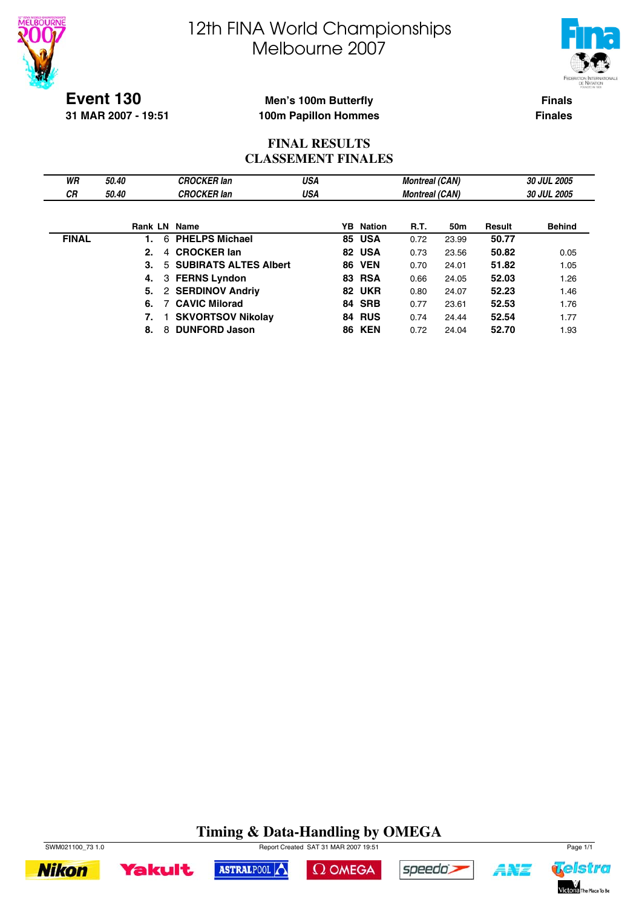# 12th FINA World Championships
# Melbourne 2007

**Event 130**
**31 MAR 2007 - 19:51**

**Men's 100m Butterfly**
**100m Papillon Hommes**

**Finals**
**Finales**

## FINAL RESULTS
## CLASSEMENT FINALES

| | | | | | |
|---|---|---|---|---|---|
| *WR* | *50.40* | *CROCKER Ian* | *USA* | *Montreal (CAN)* | *30 JUL 2005* |
| *CR* | *50.40* | *CROCKER Ian* | *USA* | *Montreal (CAN)* | *30 JUL 2005* |

| | Rank | LN | Name | YB | Nation | R.T. | 50m | Result | Behind |
|---|---|---|---|---|---|---|---|---|---|
| **FINAL** | **1.** | 6 | **PHELPS Michael** | **85** | **USA** | 0.72 | 23.99 | **50.77** | |
| | **2.** | 4 | **CROCKER Ian** | **82** | **USA** | 0.73 | 23.56 | **50.82** | 0.05 |
| | **3.** | 5 | **SUBIRATS ALTES Albert** | **86** | **VEN** | 0.70 | 24.01 | **51.82** | 1.05 |
| | **4.** | 3 | **FERNS Lyndon** | **83** | **RSA** | 0.66 | 24.05 | **52.03** | 1.26 |
| | **5.** | 2 | **SERDINOV Andriy** | **82** | **UKR** | 0.80 | 24.07 | **52.23** | 1.46 |
| | **6.** | 7 | **CAVIC Milorad** | **84** | **SRB** | 0.77 | 23.61 | **52.53** | 1.76 |
| | **7.** | 1 | **SKVORTSOV Nikolay** | **84** | **RUS** | 0.74 | 24.44 | **52.54** | 1.77 |
| | **8.** | 8 | **DUNFORD Jason** | **86** | **KEN** | 0.72 | 24.04 | **52.70** | 1.93 |

**Timing & Data-Handling by OMEGA**

SWM021100_73 1.0 Report Created SAT 31 MAR 2007 19:51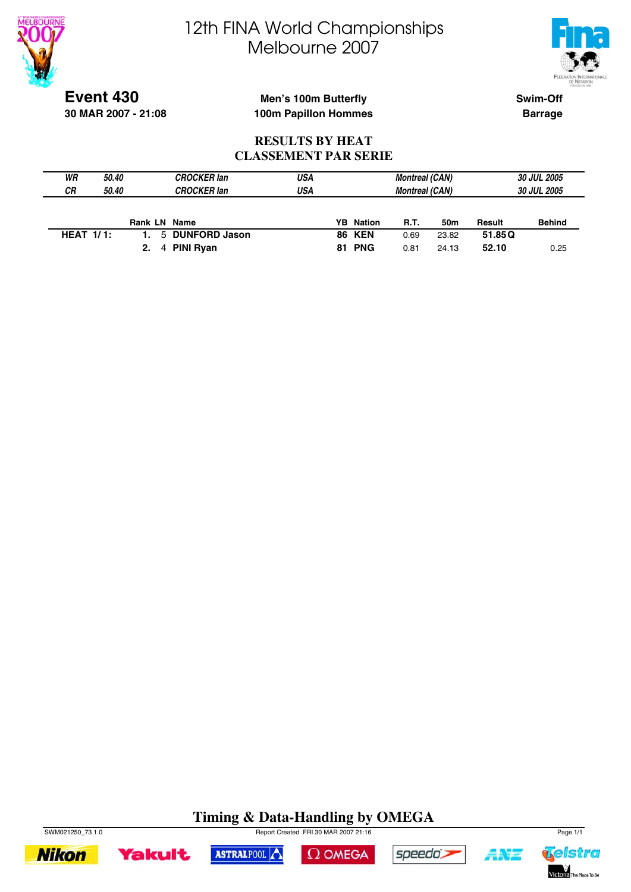# 12th FINA World Championships
# Melbourne 2007

**Event 430**
**30 MAR 2007 - 21:08**

**Men's 100m Butterfly**
**100m Papillon Hommes**

**Swim-Off**
**Barrage**

## RESULTS BY HEAT
## CLASSEMENT PAR SERIE

| | | | | | |
|---|---|---|---|---|---|
| *WR* | *50.40* | *CROCKER Ian* | *USA* | *Montreal (CAN)* | *30 JUL 2005* |
| *CR* | *50.40* | *CROCKER Ian* | *USA* | *Montreal (CAN)* | *30 JUL 2005* |

| | Rank | LN | Name | YB | Nation | R.T. | 50m | Result | Behind |
|---|---|---|---|---|---|---|---|---|---|
| **HEAT 1/1:** | **1.** | 5 | **DUNFORD Jason** | **86** | **KEN** | 0.69 | 23.82 | **51.85 Q** | |
| | **2.** | 4 | **PINI Ryan** | **81** | **PNG** | 0.81 | 24.13 | **52.10** | 0.25 |

**Timing & Data-Handling by OMEGA**

SWM021250_73 1.0 Report Created FRI 30 MAR 2007 21:16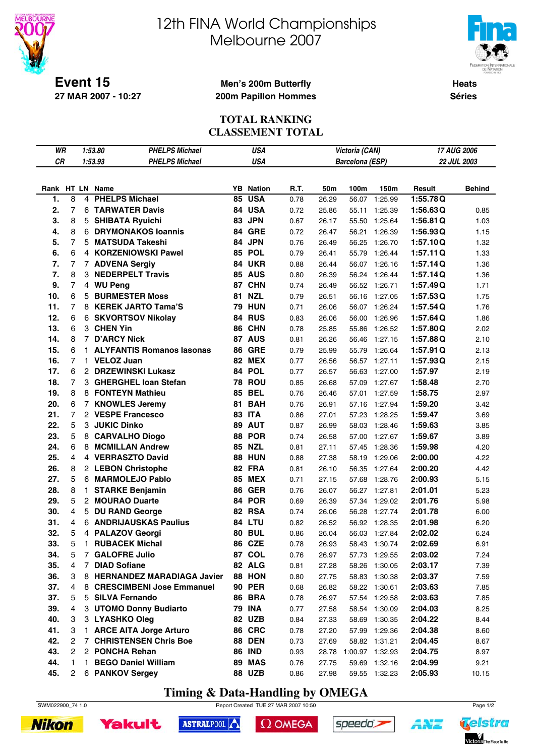# 12th FINA World Championships
# Melbourne 2007

**Event 15**
**27 MAR 2007 - 10:27**

**Men's 200m Butterfly**
**200m Papillon Hommes**

**Heats**
**Séries**

## TOTAL RANKING
## CLASSEMENT TOTAL

| | | | | | |
|---|---|---|---|---|---|
| WR | 1:53.80 | PHELPS Michael | USA | Victoria (CAN) | 17 AUG 2006 |
| CR | 1:53.93 | PHELPS Michael | USA | Barcelona (ESP) | 22 JUL 2003 |

| Rank | HT | LN | Name | YB | Nation | R.T. | 50m | 100m | 150m | Result | | Behind |
|---|---|---|---|---|---|---|---|---|---|---|---|---|
| 1. | 8 | 4 | PHELPS Michael | 85 | USA | 0.78 | 26.29 | 56.07 | 1:25.99 | 1:55.78 | Q | |
| 2. | 7 | 6 | TARWATER Davis | 84 | USA | 0.72 | 25.86 | 55.11 | 1:25.39 | 1:56.63 | Q | 0.85 |
| 3. | 8 | 5 | SHIBATA Ryuichi | 83 | JPN | 0.67 | 26.17 | 55.50 | 1:25.64 | 1:56.81 | Q | 1.03 |
| 4. | 8 | 6 | DRYMONAKOS Ioannis | 84 | GRE | 0.72 | 26.47 | 56.21 | 1:26.39 | 1:56.93 | Q | 1.15 |
| 5. | 7 | 5 | MATSUDA Takeshi | 84 | JPN | 0.76 | 26.49 | 56.25 | 1:26.70 | 1:57.10 | Q | 1.32 |
| 6. | 6 | 4 | KORZENIOWSKI Pawel | 85 | POL | 0.79 | 26.41 | 55.79 | 1:26.44 | 1:57.11 | Q | 1.33 |
| 7. | 7 | 7 | ADVENA Sergiy | 84 | UKR | 0.88 | 26.44 | 56.07 | 1:26.16 | 1:57.14 | Q | 1.36 |
| 7. | 8 | 3 | NEDERPELT Travis | 85 | AUS | 0.80 | 26.39 | 56.24 | 1:26.44 | 1:57.14 | Q | 1.36 |
| 9. | 7 | 4 | WU Peng | 87 | CHN | 0.74 | 26.49 | 56.52 | 1:26.71 | 1:57.49 | Q | 1.71 |
| 10. | 6 | 5 | BURMESTER Moss | 81 | NZL | 0.79 | 26.51 | 56.16 | 1:27.05 | 1:57.53 | Q | 1.75 |
| 11. | 7 | 8 | KEREK JARTO Tama'S | 79 | HUN | 0.71 | 26.06 | 56.07 | 1:26.24 | 1:57.54 | Q | 1.76 |
| 12. | 6 | 6 | SKVORTSOV Nikolay | 84 | RUS | 0.83 | 26.06 | 56.00 | 1:26.96 | 1:57.64 | Q | 1.86 |
| 13. | 6 | 3 | CHEN Yin | 86 | CHN | 0.78 | 25.85 | 55.86 | 1:26.52 | 1:57.80 | Q | 2.02 |
| 14. | 8 | 7 | D'ARCY Nick | 87 | AUS | 0.81 | 26.26 | 56.46 | 1:27.15 | 1:57.88 | Q | 2.10 |
| 15. | 6 | 1 | ALYFANTIS Romanos Iasonas | 86 | GRE | 0.79 | 25.99 | 55.79 | 1:26.64 | 1:57.91 | Q | 2.13 |
| 16. | 7 | 1 | VELOZ Juan | 82 | MEX | 0.77 | 26.56 | 56.57 | 1:27.11 | 1:57.93 | Q | 2.15 |
| 17. | 6 | 2 | DRZEWINSKI Lukasz | 84 | POL | 0.77 | 26.57 | 56.63 | 1:27.00 | 1:57.97 | | 2.19 |
| 18. | 7 | 3 | GHERGHEL Ioan Stefan | 78 | ROU | 0.85 | 26.68 | 57.09 | 1:27.67 | 1:58.48 | | 2.70 |
| 19. | 8 | 8 | FONTEYN Mathieu | 85 | BEL | 0.76 | 26.46 | 57.01 | 1:27.59 | 1:58.75 | | 2.97 |
| 20. | 6 | 7 | KNOWLES Jeremy | 81 | BAH | 0.76 | 26.91 | 57.16 | 1:27.94 | 1:59.20 | | 3.42 |
| 21. | 7 | 2 | VESPE Francesco | 83 | ITA | 0.86 | 27.01 | 57.23 | 1:28.25 | 1:59.47 | | 3.69 |
| 22. | 5 | 3 | JUKIC Dinko | 89 | AUT | 0.87 | 26.99 | 58.03 | 1:28.46 | 1:59.63 | | 3.85 |
| 23. | 5 | 8 | CARVALHO Diogo | 88 | POR | 0.74 | 26.58 | 57.00 | 1:27.67 | 1:59.67 | | 3.89 |
| 24. | 6 | 8 | MCMILLAN Andrew | 85 | NZL | 0.81 | 27.11 | 57.45 | 1:28.36 | 1:59.98 | | 4.20 |
| 25. | 4 | 4 | VERRASZTO David | 88 | HUN | 0.88 | 27.38 | 58.19 | 1:29.06 | 2:00.00 | | 4.22 |
| 26. | 8 | 2 | LEBON Christophe | 82 | FRA | 0.81 | 26.10 | 56.35 | 1:27.64 | 2:00.20 | | 4.42 |
| 27. | 5 | 6 | MARMOLEJO Pablo | 85 | MEX | 0.71 | 27.15 | 57.68 | 1:28.76 | 2:00.93 | | 5.15 |
| 28. | 8 | 1 | STARKE Benjamin | 86 | GER | 0.76 | 26.07 | 56.27 | 1:27.81 | 2:01.01 | | 5.23 |
| 29. | 5 | 2 | MOURAO Duarte | 84 | POR | 0.69 | 26.39 | 57.34 | 1:29.02 | 2:01.76 | | 5.98 |
| 30. | 4 | 5 | DU RAND George | 82 | RSA | 0.74 | 26.06 | 56.28 | 1:27.74 | 2:01.78 | | 6.00 |
| 31. | 4 | 6 | ANDRIJAUSKAS Paulius | 84 | LTU | 0.82 | 26.52 | 56.92 | 1:28.35 | 2:01.98 | | 6.20 |
| 32. | 5 | 4 | PALAZOV Georgi | 80 | BUL | 0.86 | 26.04 | 56.03 | 1:27.84 | 2:02.02 | | 6.24 |
| 33. | 5 | 1 | RUBACEK Michal | 86 | CZE | 0.78 | 26.93 | 58.43 | 1:30.74 | 2:02.69 | | 6.91 |
| 34. | 5 | 7 | GALOFRE Julio | 87 | COL | 0.76 | 26.97 | 57.73 | 1:29.55 | 2:03.02 | | 7.24 |
| 35. | 4 | 7 | DIAD Sofiane | 82 | ALG | 0.81 | 27.28 | 58.26 | 1:30.05 | 2:03.17 | | 7.39 |
| 36. | 3 | 8 | HERNANDEZ MARADIAGA Javier | 88 | HON | 0.80 | 27.75 | 58.83 | 1:30.38 | 2:03.37 | | 7.59 |
| 37. | 4 | 8 | CRESCIMBENI Jose Emmanuel | 90 | PER | 0.68 | 26.82 | 58.22 | 1:30.61 | 2:03.63 | | 7.85 |
| 37. | 5 | 5 | SILVA Fernando | 86 | BRA | 0.78 | 26.97 | 57.54 | 1:29.58 | 2:03.63 | | 7.85 |
| 39. | 4 | 3 | UTOMO Donny Budiarto | 79 | INA | 0.77 | 27.58 | 58.54 | 1:30.09 | 2:04.03 | | 8.25 |
| 40. | 3 | 3 | LYASHKO Oleg | 82 | UZB | 0.84 | 27.33 | 58.69 | 1:30.35 | 2:04.22 | | 8.44 |
| 41. | 3 | 1 | ARCE AITA Jorge Arturo | 86 | CRC | 0.78 | 27.20 | 57.99 | 1:29.36 | 2:04.38 | | 8.60 |
| 42. | 2 | 7 | CHRISTENSEN Chris Boe | 88 | DEN | 0.73 | 27.69 | 58.82 | 1:31.21 | 2:04.45 | | 8.67 |
| 43. | 2 | 2 | PONCHA Rehan | 86 | IND | 0.93 | 28.78 | 1:00.97 | 1:32.93 | 2:04.75 | | 8.97 |
| 44. | 1 | 1 | BEGO Daniel William | 89 | MAS | 0.76 | 27.75 | 59.69 | 1:32.16 | 2:04.99 | | 9.21 |
| 45. | 2 | 6 | PANKOV Sergey | 88 | UZB | 0.86 | 27.98 | 59.55 | 1:32.23 | 2:05.93 | | 10.15 |

**Timing & Data-Handling by OMEGA**

SWM022900_74 1.0 Report Created TUE 27 MAR 2007 10:50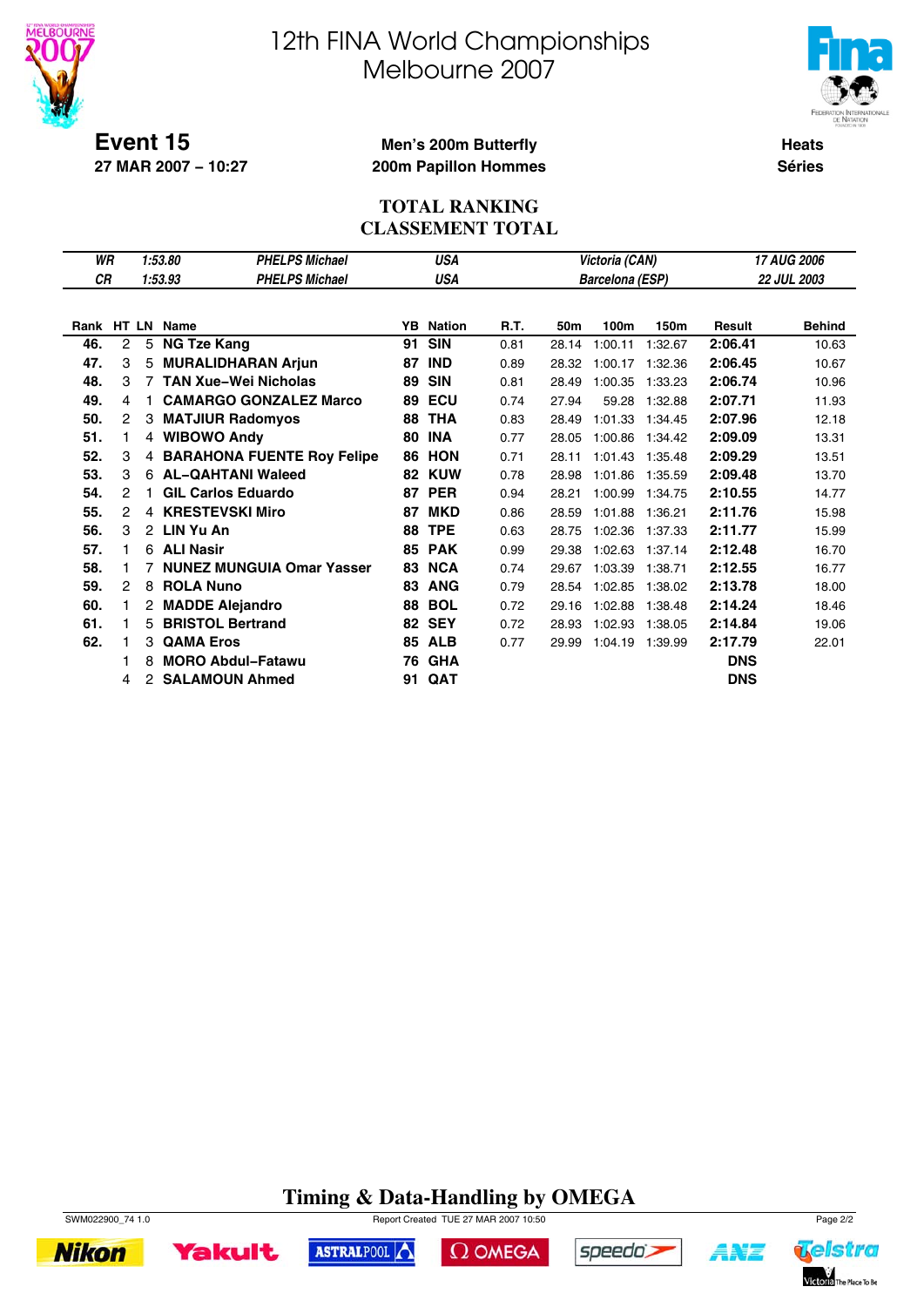# 12th FINA World Championships
# Melbourne 2007

**Event 15**
**27 MAR 2007 – 10:27**

**Men's 200m Butterfly**
**200m Papillon Hommes**

**Heats**
**Séries**

## TOTAL RANKING
## CLASSEMENT TOTAL

| | | | | |
|---|---|---|---|---|
| WR | 1:53.80 | PHELPS Michael | USA | Victoria (CAN) | 17 AUG 2006 |
| CR | 1:53.93 | PHELPS Michael | USA | Barcelona (ESP) | 22 JUL 2003 |

| Rank | HT | LN | Name | YB | Nation | R.T. | 50m | 100m | 150m | Result | Behind |
|---|---|---|---|---|---|---|---|---|---|---|---|
| 46. | 2 | 5 | NG Tze Kang | 91 | SIN | 0.81 | 28.14 | 1:00.11 | 1:32.67 | 2:06.41 | 10.63 |
| 47. | 3 | 5 | MURALIDHARAN Arjun | 87 | IND | 0.89 | 28.32 | 1:00.17 | 1:32.36 | 2:06.45 | 10.67 |
| 48. | 3 | 7 | TAN Xue–Wei Nicholas | 89 | SIN | 0.81 | 28.49 | 1:00.35 | 1:33.23 | 2:06.74 | 10.96 |
| 49. | 4 | 1 | CAMARGO GONZALEZ Marco | 89 | ECU | 0.74 | 27.94 | 59.28 | 1:32.88 | 2:07.71 | 11.93 |
| 50. | 2 | 3 | MATJIUR Radomyos | 88 | THA | 0.83 | 28.49 | 1:01.33 | 1:34.45 | 2:07.96 | 12.18 |
| 51. | 1 | 4 | WIBOWO Andy | 80 | INA | 0.77 | 28.05 | 1:00.86 | 1:34.42 | 2:09.09 | 13.31 |
| 52. | 3 | 4 | BARAHONA FUENTE Roy Felipe | 86 | HON | 0.71 | 28.11 | 1:01.43 | 1:35.48 | 2:09.29 | 13.51 |
| 53. | 3 | 6 | AL–QAHTANI Waleed | 82 | KUW | 0.78 | 28.98 | 1:01.86 | 1:35.59 | 2:09.48 | 13.70 |
| 54. | 2 | 1 | GIL Carlos Eduardo | 87 | PER | 0.94 | 28.21 | 1:00.99 | 1:34.75 | 2:10.55 | 14.77 |
| 55. | 2 | 4 | KRESTEVSKI Miro | 87 | MKD | 0.86 | 28.59 | 1:01.88 | 1:36.21 | 2:11.76 | 15.98 |
| 56. | 3 | 2 | LIN Yu An | 88 | TPE | 0.63 | 28.75 | 1:02.36 | 1:37.33 | 2:11.77 | 15.99 |
| 57. | 1 | 6 | ALI Nasir | 85 | PAK | 0.99 | 29.38 | 1:02.63 | 1:37.14 | 2:12.48 | 16.70 |
| 58. | 1 | 7 | NUNEZ MUNGUIA Omar Yasser | 83 | NCA | 0.74 | 29.67 | 1:03.39 | 1:38.71 | 2:12.55 | 16.77 |
| 59. | 2 | 8 | ROLA Nuno | 83 | ANG | 0.79 | 28.54 | 1:02.85 | 1:38.02 | 2:13.78 | 18.00 |
| 60. | 1 | 2 | MADDE Alejandro | 88 | BOL | 0.72 | 29.16 | 1:02.88 | 1:38.48 | 2:14.24 | 18.46 |
| 61. | 1 | 5 | BRISTOL Bertrand | 82 | SEY | 0.72 | 28.93 | 1:02.93 | 1:38.05 | 2:14.84 | 19.06 |
| 62. | 1 | 3 | QAMA Eros | 85 | ALB | 0.77 | 29.99 | 1:04.19 | 1:39.99 | 2:17.79 | 22.01 |
| | 1 | 8 | MORO Abdul–Fatawu | 76 | GHA | | | | | DNS | |
| | 4 | 2 | SALAMOUN Ahmed | 91 | QAT | | | | | DNS | |

**Timing & Data-Handling by OMEGA**

SWM022900_74 1.0 Report Created TUE 27 MAR 2007 10:50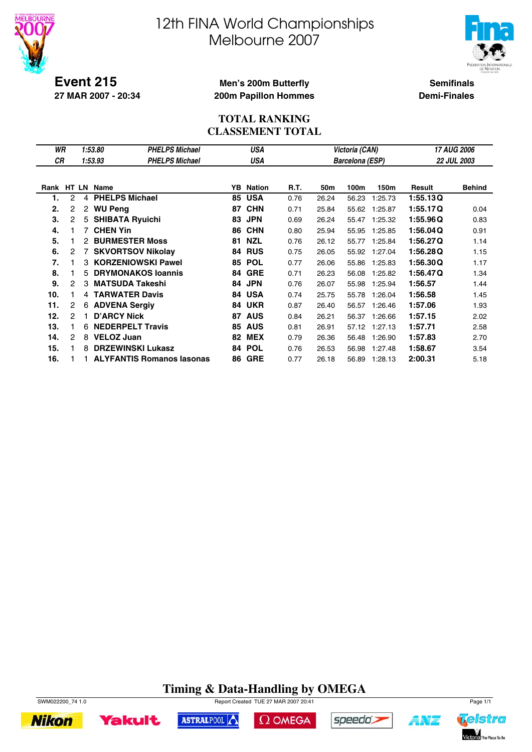# 12th FINA World Championships Melbourne 2007

**Event 215**
**27 MAR 2007 - 20:34**

**Men's 200m Butterfly**
**200m Papillon Hommes**

**Semifinals**
**Demi-Finales**

## TOTAL RANKING
## CLASSEMENT TOTAL

| | | | | | |
|---|---|---|---|---|---|
| *WR* | *1:53.80* | *PHELPS Michael* | *USA* | *Victoria (CAN)* | *17 AUG 2006* |
| *CR* | *1:53.93* | *PHELPS Michael* | *USA* | *Barcelona (ESP)* | *22 JUL 2003* |

| Rank | HT | LN | Name | YB | Nation | R.T. | 50m | 100m | 150m | Result | Behind |
|---|---|---|---|---|---|---|---|---|---|---|---|
| **1.** | 2 | 4 | **PHELPS Michael** | **85** | **USA** | 0.76 | 26.24 | 56.23 | 1:25.73 | **1:55.13 Q** | |
| **2.** | 2 | 2 | **WU Peng** | **87** | **CHN** | 0.71 | 25.84 | 55.62 | 1:25.87 | **1:55.17 Q** | 0.04 |
| **3.** | 2 | 5 | **SHIBATA Ryuichi** | **83** | **JPN** | 0.69 | 26.24 | 55.47 | 1:25.32 | **1:55.96 Q** | 0.83 |
| **4.** | 1 | 7 | **CHEN Yin** | **86** | **CHN** | 0.80 | 25.94 | 55.95 | 1:25.85 | **1:56.04 Q** | 0.91 |
| **5.** | 1 | 2 | **BURMESTER Moss** | **81** | **NZL** | 0.76 | 26.12 | 55.77 | 1:25.84 | **1:56.27 Q** | 1.14 |
| **6.** | 2 | 7 | **SKVORTSOV Nikolay** | **84** | **RUS** | 0.75 | 26.05 | 55.92 | 1:27.04 | **1:56.28 Q** | 1.15 |
| **7.** | 1 | 3 | **KORZENIOWSKI Pawel** | **85** | **POL** | 0.77 | 26.06 | 55.86 | 1:25.83 | **1:56.30 Q** | 1.17 |
| **8.** | 1 | 5 | **DRYMONAKOS Ioannis** | **84** | **GRE** | 0.71 | 26.23 | 56.08 | 1:25.82 | **1:56.47 Q** | 1.34 |
| **9.** | 2 | 3 | **MATSUDA Takeshi** | **84** | **JPN** | 0.76 | 26.07 | 55.98 | 1:25.94 | **1:56.57** | 1.44 |
| **10.** | 1 | 4 | **TARWATER Davis** | **84** | **USA** | 0.74 | 25.75 | 55.78 | 1:26.04 | **1:56.58** | 1.45 |
| **11.** | 2 | 6 | **ADVENA Sergiy** | **84** | **UKR** | 0.87 | 26.40 | 56.57 | 1:26.46 | **1:57.06** | 1.93 |
| **12.** | 2 | 1 | **D'ARCY Nick** | **87** | **AUS** | 0.84 | 26.21 | 56.37 | 1:26.66 | **1:57.15** | 2.02 |
| **13.** | 1 | 6 | **NEDERPELT Travis** | **85** | **AUS** | 0.81 | 26.91 | 57.12 | 1:27.13 | **1:57.71** | 2.58 |
| **14.** | 2 | 8 | **VELOZ Juan** | **82** | **MEX** | 0.79 | 26.36 | 56.48 | 1:26.90 | **1:57.83** | 2.70 |
| **15.** | 1 | 8 | **DRZEWINSKI Lukasz** | **84** | **POL** | 0.76 | 26.53 | 56.98 | 1:27.48 | **1:58.67** | 3.54 |
| **16.** | 1 | 1 | **ALYFANTIS Romanos Iasonas** | **86** | **GRE** | 0.77 | 26.18 | 56.89 | 1:28.13 | **2:00.31** | 5.18 |

**Timing & Data-Handling by OMEGA**

SWM022200_74 1.0 Report Created TUE 27 MAR 2007 20:41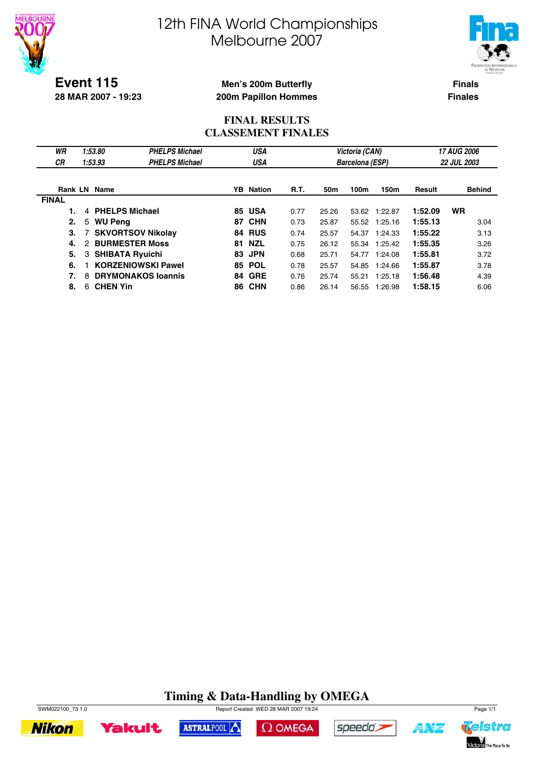# 12th FINA World Championships
# Melbourne 2007

**Event 115**
**28 MAR 2007 - 19:23**

**Men's 200m Butterfly**
**200m Papillon Hommes**

**Finals**
**Finales**

## FINAL RESULTS
## CLASSEMENT FINALES

| | | | | | |
|---|---|---|---|---|---|
| *WR* | *1:53.80* | *PHELPS Michael* | *USA* | *Victoria (CAN)* | *17 AUG 2006* |
| *CR* | *1:53.93* | *PHELPS Michael* | *USA* | *Barcelona (ESP)* | *22 JUL 2003* |

| Rank | LN | Name | YB | Nation | R.T. | 50m | 100m | 150m | Result | | Behind |
|---|---|---|---|---|---|---|---|---|---|---|---|
| **FINAL** | | | | | | | | | | | |
| **1.** | 4 | **PHELPS Michael** | **85** | **USA** | 0.77 | 25.26 | 53.62 | 1:22.87 | **1:52.09** | **WR** | |
| **2.** | 5 | **WU Peng** | **87** | **CHN** | 0.73 | 25.87 | 55.52 | 1:25.16 | **1:55.13** | | 3.04 |
| **3.** | 7 | **SKVORTSOV Nikolay** | **84** | **RUS** | 0.74 | 25.57 | 54.37 | 1:24.33 | **1:55.22** | | 3.13 |
| **4.** | 2 | **BURMESTER Moss** | **81** | **NZL** | 0.75 | 26.12 | 55.34 | 1:25.42 | **1:55.35** | | 3.26 |
| **5.** | 3 | **SHIBATA Ryuichi** | **83** | **JPN** | 0.68 | 25.71 | 54.77 | 1:24.08 | **1:55.81** | | 3.72 |
| **6.** | 1 | **KORZENIOWSKI Pawel** | **85** | **POL** | 0.78 | 25.57 | 54.85 | 1:24.66 | **1:55.87** | | 3.78 |
| **7.** | 8 | **DRYMONAKOS Ioannis** | **84** | **GRE** | 0.76 | 25.74 | 55.21 | 1:25.18 | **1:56.48** | | 4.39 |
| **8.** | 6 | **CHEN Yin** | **86** | **CHN** | 0.86 | 26.14 | 56.55 | 1:26.98 | **1:58.15** | | 6.06 |

**Timing & Data-Handling by OMEGA**

SWM022100_73 1.0 Report Created WED 28 MAR 2007 19:24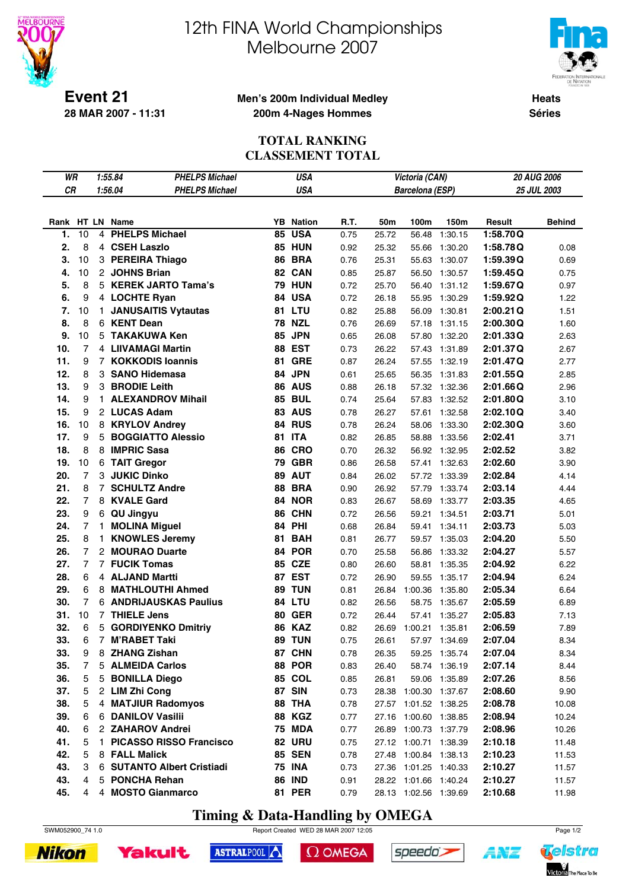# 12th FINA World Championships
# Melbourne 2007

**Event 21**
**28 MAR 2007 - 11:31**

**Men's 200m Individual Medley**
**200m 4-Nages Hommes**

**Heats**
**Séries**

## TOTAL RANKING
## CLASSEMENT TOTAL

| | | | | |
|---|---|---|---|---|
| *WR* | *1:55.84* | *PHELPS Michael* | *USA* | *Victoria (CAN)* | *20 AUG 2006* |
| *CR* | *1:56.04* | *PHELPS Michael* | *USA* | *Barcelona (ESP)* | *25 JUL 2003* |

| Rank | HT | LN | Name | YB | Nation | R.T. | 50m | 100m | 150m | Result | | Behind |
|---|---|---|---|---|---|---|---|---|---|---|---|---|
| 1. | 10 | 4 | **PHELPS Michael** | 85 | **USA** | 0.75 | 25.72 | 56.48 | 1:30.15 | **1:58.70** | **Q** | |
| 2. | 8 | 4 | **CSEH Laszlo** | 85 | **HUN** | 0.92 | 25.32 | 55.66 | 1:30.20 | **1:58.78** | **Q** | 0.08 |
| 3. | 10 | 3 | **PEREIRA Thiago** | 86 | **BRA** | 0.76 | 25.31 | 55.63 | 1:30.07 | **1:59.39** | **Q** | 0.69 |
| 4. | 10 | 2 | **JOHNS Brian** | 82 | **CAN** | 0.85 | 25.87 | 56.50 | 1:30.57 | **1:59.45** | **Q** | 0.75 |
| 5. | 8 | 5 | **KEREK JARTO Tama's** | 79 | **HUN** | 0.72 | 25.70 | 56.40 | 1:31.12 | **1:59.67** | **Q** | 0.97 |
| 6. | 9 | 4 | **LOCHTE Ryan** | 84 | **USA** | 0.72 | 26.18 | 55.95 | 1:30.29 | **1:59.92** | **Q** | 1.22 |
| 7. | 10 | 1 | **JANUSAITIS Vytautas** | 81 | **LTU** | 0.82 | 25.88 | 56.09 | 1:30.81 | **2:00.21** | **Q** | 1.51 |
| 8. | 8 | 6 | **KENT Dean** | 78 | **NZL** | 0.76 | 26.69 | 57.18 | 1:31.15 | **2:00.30** | **Q** | 1.60 |
| 9. | 10 | 5 | **TAKAKUWA Ken** | 85 | **JPN** | 0.65 | 26.08 | 57.80 | 1:32.20 | **2:01.33** | **Q** | 2.63 |
| 10. | 7 | 4 | **LIIVAMAGI Martin** | 88 | **EST** | 0.73 | 26.22 | 57.43 | 1:31.89 | **2:01.37** | **Q** | 2.67 |
| 11. | 9 | 7 | **KOKKODIS Ioannis** | 81 | **GRE** | 0.87 | 26.24 | 57.55 | 1:32.19 | **2:01.47** | **Q** | 2.77 |
| 12. | 8 | 3 | **SANO Hidemasa** | 84 | **JPN** | 0.61 | 25.65 | 56.35 | 1:31.83 | **2:01.55** | **Q** | 2.85 |
| 13. | 9 | 3 | **BRODIE Leith** | 86 | **AUS** | 0.88 | 26.18 | 57.32 | 1:32.36 | **2:01.66** | **Q** | 2.96 |
| 14. | 9 | 1 | **ALEXANDROV Mihail** | 85 | **BUL** | 0.74 | 25.64 | 57.83 | 1:32.52 | **2:01.80** | **Q** | 3.10 |
| 15. | 9 | 2 | **LUCAS Adam** | 83 | **AUS** | 0.78 | 26.27 | 57.61 | 1:32.58 | **2:02.10** | **Q** | 3.40 |
| 16. | 10 | 8 | **KRYLOV Andrey** | 84 | **RUS** | 0.78 | 26.24 | 58.06 | 1:33.30 | **2:02.30** | **Q** | 3.60 |
| 17. | 9 | 5 | **BOGGIATTO Alessio** | 81 | **ITA** | 0.82 | 26.85 | 58.88 | 1:33.56 | **2:02.41** | | 3.71 |
| 18. | 8 | 8 | **IMPRIC Sasa** | 86 | **CRO** | 0.70 | 26.32 | 56.92 | 1:32.95 | **2:02.52** | | 3.82 |
| 19. | 10 | 6 | **TAIT Gregor** | 79 | **GBR** | 0.86 | 26.58 | 57.41 | 1:32.63 | **2:02.60** | | 3.90 |
| 20. | 7 | 3 | **JUKIC Dinko** | 89 | **AUT** | 0.84 | 26.02 | 57.72 | 1:33.39 | **2:02.84** | | 4.14 |
| 21. | 8 | 7 | **SCHULTZ Andre** | 88 | **BRA** | 0.90 | 26.92 | 57.79 | 1:33.74 | **2:03.14** | | 4.44 |
| 22. | 7 | 8 | **KVALE Gard** | 84 | **NOR** | 0.83 | 26.67 | 58.69 | 1:33.77 | **2:03.35** | | 4.65 |
| 23. | 9 | 6 | **QU Jingyu** | 86 | **CHN** | 0.72 | 26.56 | 59.21 | 1:34.51 | **2:03.71** | | 5.01 |
| 24. | 7 | 1 | **MOLINA Miguel** | 84 | **PHI** | 0.68 | 26.84 | 59.41 | 1:34.11 | **2:03.73** | | 5.03 |
| 25. | 8 | 1 | **KNOWLES Jeremy** | 81 | **BAH** | 0.81 | 26.77 | 59.57 | 1:35.03 | **2:04.20** | | 5.50 |
| 26. | 7 | 2 | **MOURAO Duarte** | 84 | **POR** | 0.70 | 25.58 | 56.86 | 1:33.32 | **2:04.27** | | 5.57 |
| 27. | 7 | 7 | **FUCIK Tomas** | 85 | **CZE** | 0.80 | 26.60 | 58.81 | 1:35.35 | **2:04.92** | | 6.22 |
| 28. | 6 | 4 | **ALJAND Martti** | 87 | **EST** | 0.72 | 26.90 | 59.55 | 1:35.17 | **2:04.94** | | 6.24 |
| 29. | 6 | 8 | **MATHLOUTHI Ahmed** | 89 | **TUN** | 0.81 | 26.84 | 1:00.36 | 1:35.80 | **2:05.34** | | 6.64 |
| 30. | 7 | 6 | **ANDRIJAUSKAS Paulius** | 84 | **LTU** | 0.82 | 26.56 | 58.75 | 1:35.67 | **2:05.59** | | 6.89 |
| 31. | 10 | 7 | **THIELE Jens** | 80 | **GER** | 0.72 | 26.44 | 57.41 | 1:35.27 | **2:05.83** | | 7.13 |
| 32. | 6 | 5 | **GORDIYENKO Dmitriy** | 86 | **KAZ** | 0.82 | 26.69 | 1:00.21 | 1:35.81 | **2:06.59** | | 7.89 |
| 33. | 6 | 7 | **M'RABET Taki** | 89 | **TUN** | 0.75 | 26.61 | 57.97 | 1:34.69 | **2:07.04** | | 8.34 |
| 33. | 9 | 8 | **ZHANG Zishan** | 87 | **CHN** | 0.78 | 26.35 | 59.25 | 1:35.74 | **2:07.04** | | 8.34 |
| 35. | 7 | 5 | **ALMEIDA Carlos** | 88 | **POR** | 0.83 | 26.40 | 58.74 | 1:36.19 | **2:07.14** | | 8.44 |
| 36. | 5 | 5 | **BONILLA Diego** | 85 | **COL** | 0.85 | 26.81 | 59.06 | 1:35.89 | **2:07.26** | | 8.56 |
| 37. | 5 | 2 | **LIM Zhi Cong** | 87 | **SIN** | 0.73 | 28.38 | 1:00.30 | 1:37.67 | **2:08.60** | | 9.90 |
| 38. | 5 | 4 | **MATJIUR Radomyos** | 88 | **THA** | 0.78 | 27.57 | 1:01.52 | 1:38.25 | **2:08.78** | | 10.08 |
| 39. | 6 | 6 | **DANILOV Vasilii** | 88 | **KGZ** | 0.77 | 27.16 | 1:00.60 | 1:38.85 | **2:08.94** | | 10.24 |
| 40. | 6 | 2 | **ZAHAROV Andrei** | 75 | **MDA** | 0.77 | 26.89 | 1:00.73 | 1:37.79 | **2:08.96** | | 10.26 |
| 41. | 5 | 1 | **PICASSO RISSO Francisco** | 82 | **URU** | 0.75 | 27.12 | 1:00.71 | 1:38.39 | **2:10.18** | | 11.48 |
| 42. | 5 | 8 | **FALL Malick** | 85 | **SEN** | 0.78 | 27.48 | 1:00.84 | 1:38.13 | **2:10.23** | | 11.53 |
| 43. | 3 | 6 | **SUTANTO Albert Cristiadi** | 75 | **INA** | 0.73 | 27.36 | 1:01.25 | 1:40.33 | **2:10.27** | | 11.57 |
| 43. | 4 | 5 | **PONCHA Rehan** | 86 | **IND** | 0.91 | 28.22 | 1:01.66 | 1:40.24 | **2:10.27** | | 11.57 |
| 45. | 4 | 4 | **MOSTO Gianmarco** | 81 | **PER** | 0.79 | 28.13 | 1:02.56 | 1:39.69 | **2:10.68** | | 11.98 |

**Timing & Data-Handling by OMEGA**

SWM052900_74 1.0 — Report Created WED 28 MAR 2007 12:05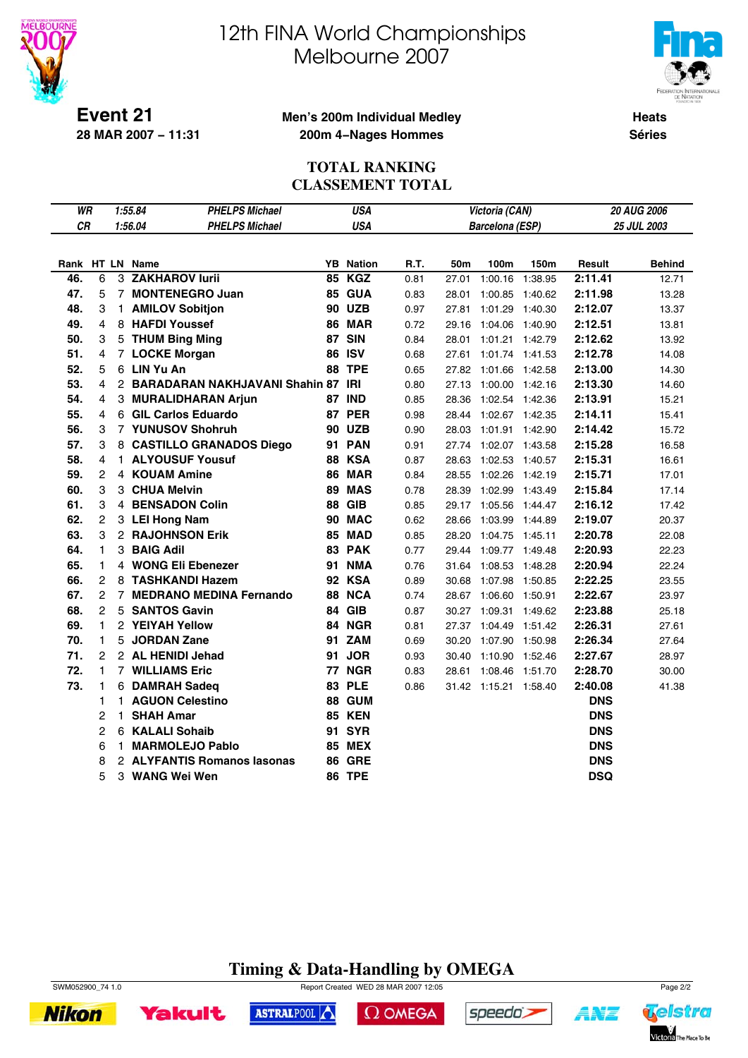# 12th FINA World Championships
# Melbourne 2007

**Event 21**
**28 MAR 2007 – 11:31**

**Men's 200m Individual Medley**
**200m 4–Nages Hommes**

**Heats**
**Séries**

## TOTAL RANKING
## CLASSEMENT TOTAL

| | | | | | |
|---|---|---|---|---|---|
| *WR* | *1:55.84* | *PHELPS Michael* | *USA* | *Victoria (CAN)* | *20 AUG 2006* |
| *CR* | *1:56.04* | *PHELPS Michael* | *USA* | *Barcelona (ESP)* | *25 JUL 2003* |

| Rank | HT | LN | Name | YB | Nation | R.T. | 50m | 100m | 150m | Result | Behind |
|---|---|---|---|---|---|---|---|---|---|---|---|
| 46. | 6 | 3 | ZAKHAROV Iurii | 85 | KGZ | 0.81 | 27.01 | 1:00.16 | 1:38.95 | 2:11.41 | 12.71 |
| 47. | 5 | 7 | MONTENEGRO Juan | 85 | GUA | 0.83 | 28.01 | 1:00.85 | 1:40.62 | 2:11.98 | 13.28 |
| 48. | 3 | 1 | AMILOV Sobitjon | 90 | UZB | 0.97 | 27.81 | 1:01.29 | 1:40.30 | 2:12.07 | 13.37 |
| 49. | 4 | 8 | HAFDI Youssef | 86 | MAR | 0.72 | 29.16 | 1:04.06 | 1:40.90 | 2:12.51 | 13.81 |
| 50. | 3 | 5 | THUM Bing Ming | 87 | SIN | 0.84 | 28.01 | 1:01.21 | 1:42.79 | 2:12.62 | 13.92 |
| 51. | 4 | 7 | LOCKE Morgan | 86 | ISV | 0.68 | 27.61 | 1:01.74 | 1:41.53 | 2:12.78 | 14.08 |
| 52. | 5 | 6 | LIN Yu An | 88 | TPE | 0.65 | 27.82 | 1:01.66 | 1:42.58 | 2:13.00 | 14.30 |
| 53. | 4 | 2 | BARADARAN NAKHJAVANI Shahin | 87 | IRI | 0.80 | 27.13 | 1:00.00 | 1:42.16 | 2:13.30 | 14.60 |
| 54. | 4 | 3 | MURALIDHARAN Arjun | 87 | IND | 0.85 | 28.36 | 1:02.54 | 1:42.36 | 2:13.91 | 15.21 |
| 55. | 4 | 6 | GIL Carlos Eduardo | 87 | PER | 0.98 | 28.44 | 1:02.67 | 1:42.35 | 2:14.11 | 15.41 |
| 56. | 3 | 7 | YUNUSOV Shohruh | 90 | UZB | 0.90 | 28.03 | 1:01.91 | 1:42.90 | 2:14.42 | 15.72 |
| 57. | 3 | 8 | CASTILLO GRANADOS Diego | 91 | PAN | 0.91 | 27.74 | 1:02.07 | 1:43.58 | 2:15.28 | 16.58 |
| 58. | 4 | 1 | ALYOUSUF Yousuf | 88 | KSA | 0.87 | 28.63 | 1:02.53 | 1:40.57 | 2:15.31 | 16.61 |
| 59. | 2 | 4 | KOUAM Amine | 86 | MAR | 0.84 | 28.55 | 1:02.26 | 1:42.19 | 2:15.71 | 17.01 |
| 60. | 3 | 3 | CHUA Melvin | 89 | MAS | 0.78 | 28.39 | 1:02.99 | 1:43.49 | 2:15.84 | 17.14 |
| 61. | 3 | 4 | BENSADON Colin | 88 | GIB | 0.85 | 29.17 | 1:05.56 | 1:44.47 | 2:16.12 | 17.42 |
| 62. | 2 | 3 | LEI Hong Nam | 90 | MAC | 0.62 | 28.66 | 1:03.99 | 1:44.89 | 2:19.07 | 20.37 |
| 63. | 3 | 2 | RAJOHNSON Erik | 85 | MAD | 0.85 | 28.20 | 1:04.75 | 1:45.11 | 2:20.78 | 22.08 |
| 64. | 1 | 3 | BAIG Adil | 83 | PAK | 0.77 | 29.44 | 1:09.77 | 1:49.48 | 2:20.93 | 22.23 |
| 65. | 1 | 4 | WONG Eli Ebenezer | 91 | NMA | 0.76 | 31.64 | 1:08.53 | 1:48.28 | 2:20.94 | 22.24 |
| 66. | 2 | 8 | TASHKANDI Hazem | 92 | KSA | 0.89 | 30.68 | 1:07.98 | 1:50.85 | 2:22.25 | 23.55 |
| 67. | 2 | 7 | MEDRANO MEDINA Fernando | 88 | NCA | 0.74 | 28.67 | 1:06.60 | 1:50.91 | 2:22.67 | 23.97 |
| 68. | 2 | 5 | SANTOS Gavin | 84 | GIB | 0.87 | 30.27 | 1:09.31 | 1:49.62 | 2:23.88 | 25.18 |
| 69. | 1 | 2 | YEIYAH Yellow | 84 | NGR | 0.81 | 27.37 | 1:04.49 | 1:51.42 | 2:26.31 | 27.61 |
| 70. | 1 | 5 | JORDAN Zane | 91 | ZAM | 0.69 | 30.20 | 1:07.90 | 1:50.98 | 2:26.34 | 27.64 |
| 71. | 2 | 2 | AL HENIDI Jehad | 91 | JOR | 0.93 | 30.40 | 1:10.90 | 1:52.46 | 2:27.67 | 28.97 |
| 72. | 1 | 7 | WILLIAMS Eric | 77 | NGR | 0.83 | 28.61 | 1:08.46 | 1:51.70 | 2:28.70 | 30.00 |
| 73. | 1 | 6 | DAMRAH Sadeq | 83 | PLE | 0.86 | 31.42 | 1:15.21 | 1:58.40 | 2:40.08 | 41.38 |
| | 1 | 1 | AGUON Celestino | 88 | GUM | | | | | DNS | |
| | 2 | 1 | SHAH Amar | 85 | KEN | | | | | DNS | |
| | 2 | 6 | KALALI Sohaib | 91 | SYR | | | | | DNS | |
| | 6 | 1 | MARMOLEJO Pablo | 85 | MEX | | | | | DNS | |
| | 8 | 2 | ALYFANTIS Romanos Iasonas | 86 | GRE | | | | | DNS | |
| | 5 | 3 | WANG Wei Wen | 86 | TPE | | | | | DSQ | |

**Timing & Data-Handling by OMEGA**

SWM052900_74 1.0 Report Created WED 28 MAR 2007 12:05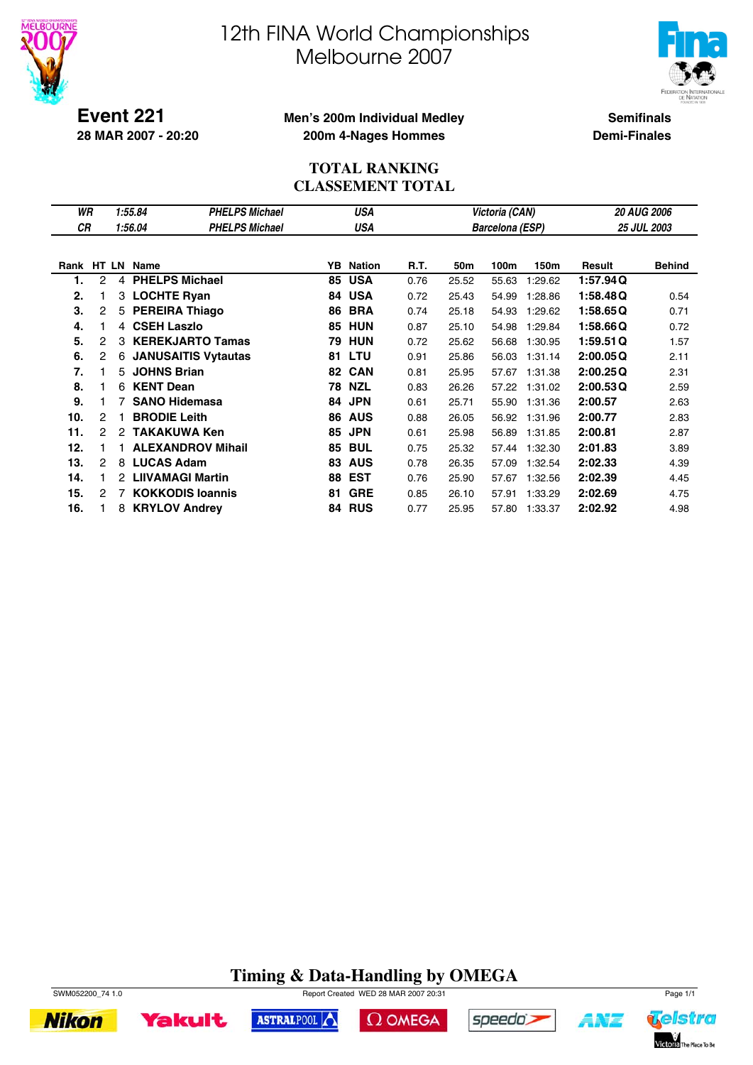# 12th FINA World Championships
# Melbourne 2007

**Event 221**
**28 MAR 2007 - 20:20**

**Men's 200m Individual Medley**
**200m 4-Nages Hommes**

**Semifinals**
**Demi-Finales**

## TOTAL RANKING
## CLASSEMENT TOTAL

| | | | | | |
|---|---|---|---|---|---|
| *WR* | *1:55.84* | *PHELPS Michael* | *USA* | *Victoria (CAN)* | *20 AUG 2006* |
| *CR* | *1:56.04* | *PHELPS Michael* | *USA* | *Barcelona (ESP)* | *25 JUL 2003* |

| Rank | HT | LN | Name | YB | Nation | R.T. | 50m | 100m | 150m | Result | | Behind |
|---|---|---|---|---|---|---|---|---|---|---|---|---|
| 1. | 2 | 4 | **PHELPS Michael** | 85 | **USA** | 0.76 | 25.52 | 55.63 | 1:29.62 | **1:57.94** | **Q** | |
| 2. | 1 | 3 | **LOCHTE Ryan** | 84 | **USA** | 0.72 | 25.43 | 54.99 | 1:28.86 | **1:58.48** | **Q** | 0.54 |
| 3. | 2 | 5 | **PEREIRA Thiago** | 86 | **BRA** | 0.74 | 25.18 | 54.93 | 1:29.62 | **1:58.65** | **Q** | 0.71 |
| 4. | 1 | 4 | **CSEH Laszlo** | 85 | **HUN** | 0.87 | 25.10 | 54.98 | 1:29.84 | **1:58.66** | **Q** | 0.72 |
| 5. | 2 | 3 | **KEREKJARTO Tamas** | 79 | **HUN** | 0.72 | 25.62 | 56.68 | 1:30.95 | **1:59.51** | **Q** | 1.57 |
| 6. | 2 | 6 | **JANUSAITIS Vytautas** | 81 | **LTU** | 0.91 | 25.86 | 56.03 | 1:31.14 | **2:00.05** | **Q** | 2.11 |
| 7. | 1 | 5 | **JOHNS Brian** | 82 | **CAN** | 0.81 | 25.95 | 57.67 | 1:31.38 | **2:00.25** | **Q** | 2.31 |
| 8. | 1 | 6 | **KENT Dean** | 78 | **NZL** | 0.83 | 26.26 | 57.22 | 1:31.02 | **2:00.53** | **Q** | 2.59 |
| 9. | 1 | 7 | **SANO Hidemasa** | 84 | **JPN** | 0.61 | 25.71 | 55.90 | 1:31.36 | **2:00.57** | | 2.63 |
| 10. | 2 | 1 | **BRODIE Leith** | 86 | **AUS** | 0.88 | 26.05 | 56.92 | 1:31.96 | **2:00.77** | | 2.83 |
| 11. | 2 | 2 | **TAKAKUWA Ken** | 85 | **JPN** | 0.61 | 25.98 | 56.89 | 1:31.85 | **2:00.81** | | 2.87 |
| 12. | 1 | 1 | **ALEXANDROV Mihail** | 85 | **BUL** | 0.75 | 25.32 | 57.44 | 1:32.30 | **2:01.83** | | 3.89 |
| 13. | 2 | 8 | **LUCAS Adam** | 83 | **AUS** | 0.78 | 26.35 | 57.09 | 1:32.54 | **2:02.33** | | 4.39 |
| 14. | 1 | 2 | **LIIVAMAGI Martin** | 88 | **EST** | 0.76 | 25.90 | 57.67 | 1:32.56 | **2:02.39** | | 4.45 |
| 15. | 2 | 7 | **KOKKODIS Ioannis** | 81 | **GRE** | 0.85 | 26.10 | 57.91 | 1:33.29 | **2:02.69** | | 4.75 |
| 16. | 1 | 8 | **KRYLOV Andrey** | 84 | **RUS** | 0.77 | 25.95 | 57.80 | 1:33.37 | **2:02.92** | | 4.98 |

**Timing & Data-Handling by OMEGA**

SWM052200_74 1.0 Report Created WED 28 MAR 2007 20:31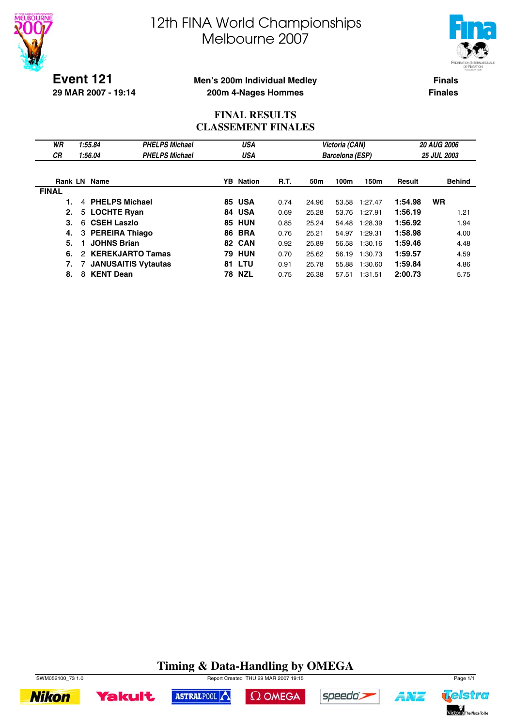# 12th FINA World Championships Melbourne 2007

**Event 121**
**29 MAR 2007 - 19:14**

**Men's 200m Individual Medley**
**200m 4-Nages Hommes**

**Finals**
**Finales**

## FINAL RESULTS
## CLASSEMENT FINALES

| | | | | | |
|---|---|---|---|---|---|
| *WR* | *1:55.84* | *PHELPS Michael* | *USA* | *Victoria (CAN)* | *20 AUG 2006* |
| *CR* | *1:56.04* | *PHELPS Michael* | *USA* | *Barcelona (ESP)* | *25 JUL 2003* |

| Rank | LN | Name | YB | Nation | R.T. | 50m | 100m | 150m | Result | | Behind |
|---|---|---|---|---|---|---|---|---|---|---|---|
| **FINAL** | | | | | | | | | | | |
| **1.** | 4 | **PHELPS Michael** | **85** | **USA** | 0.74 | 24.96 | 53.58 | 1:27.47 | **1:54.98** | **WR** | |
| **2.** | 5 | **LOCHTE Ryan** | **84** | **USA** | 0.69 | 25.28 | 53.76 | 1:27.91 | **1:56.19** | | 1.21 |
| **3.** | 6 | **CSEH Laszlo** | **85** | **HUN** | 0.85 | 25.24 | 54.48 | 1:28.39 | **1:56.92** | | 1.94 |
| **4.** | 3 | **PEREIRA Thiago** | **86** | **BRA** | 0.76 | 25.21 | 54.97 | 1:29.31 | **1:58.98** | | 4.00 |
| **5.** | 1 | **JOHNS Brian** | **82** | **CAN** | 0.92 | 25.89 | 56.58 | 1:30.16 | **1:59.46** | | 4.48 |
| **6.** | 2 | **KEREKJARTO Tamas** | **79** | **HUN** | 0.70 | 25.62 | 56.19 | 1:30.73 | **1:59.57** | | 4.59 |
| **7.** | 7 | **JANUSAITIS Vytautas** | **81** | **LTU** | 0.91 | 25.78 | 55.88 | 1:30.60 | **1:59.84** | | 4.86 |
| **8.** | 8 | **KENT Dean** | **78** | **NZL** | 0.75 | 26.38 | 57.51 | 1:31.51 | **2:00.73** | | 5.75 |

**Timing & Data-Handling by OMEGA**

SWM052100_73 1.0 Report Created THU 29 MAR 2007 19:15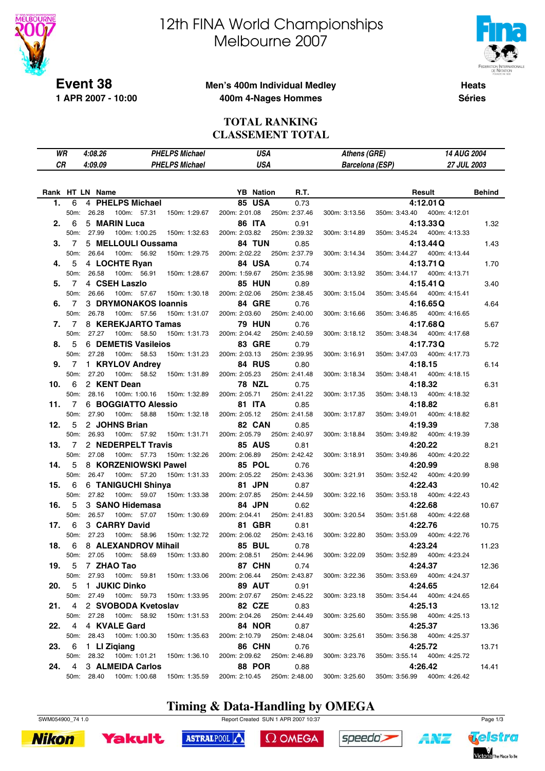# 12th FINA World Championships
# Melbourne 2007

**Event 38**
**1 APR 2007 - 10:00**

**Men's 400m Individual Medley**
**400m 4-Nages Hommes**

**Heats**
**Séries**

## TOTAL RANKING
## CLASSEMENT TOTAL

| | | | | | |
|---|---|---|---|---|---|
| WR | 4:08.26 | PHELPS Michael | USA | Athens (GRE) | 14 AUG 2004 |
| CR | 4:09.09 | PHELPS Michael | USA | Barcelona (ESP) | 27 JUL 2003 |

| Rank | HT | LN | Name | YB | Nation | R.T. | 50m | 100m | 150m | 200m | 250m | 300m | 350m | 400m | Result | Behind |
|---|---|---|---|---|---|---|---|---|---|---|---|---|---|---|---|---|
| 1. | 6 | 4 | PHELPS Michael | 85 | USA | 0.73 | 26.28 | 57.31 | 1:29.67 | 2:01.08 | 2:37.46 | 3:13.56 | 3:43.40 | 4:12.01 | 4:12.01 Q | |
| 2. | 6 | 5 | MARIN Luca | 86 | ITA | 0.91 | 27.99 | 1:00.25 | 1:32.63 | 2:03.82 | 2:39.32 | 3:14.89 | 3:45.24 | 4:13.33 | 4:13.33 Q | 1.32 |
| 3. | 7 | 5 | MELLOULI Oussama | 84 | TUN | 0.85 | 26.64 | 56.92 | 1:29.75 | 2:02.22 | 2:37.79 | 3:14.34 | 3:44.27 | 4:13.44 | 4:13.44 Q | 1.43 |
| 4. | 5 | 4 | LOCHTE Ryan | 84 | USA | 0.74 | 26.58 | 56.91 | 1:28.67 | 1:59.67 | 2:35.98 | 3:13.92 | 3:44.17 | 4:13.71 | 4:13.71 Q | 1.70 |
| 5. | 7 | 4 | CSEH Laszlo | 85 | HUN | 0.89 | 26.66 | 57.67 | 1:30.18 | 2:02.06 | 2:38.45 | 3:15.04 | 3:45.64 | 4:15.41 | 4:15.41 Q | 3.40 |
| 6. | 7 | 3 | DRYMONAKOS Ioannis | 84 | GRE | 0.76 | 26.78 | 57.56 | 1:31.07 | 2:03.60 | 2:40.00 | 3:16.66 | 3:46.85 | 4:16.65 | 4:16.65 Q | 4.64 |
| 7. | 7 | 8 | KEREKJARTO Tamas | 79 | HUN | 0.76 | 27.27 | 58.50 | 1:31.73 | 2:04.42 | 2:40.59 | 3:18.12 | 3:48.34 | 4:17.68 | 4:17.68 Q | 5.67 |
| 8. | 5 | 6 | DEMETIS Vasileios | 83 | GRE | 0.79 | 27.28 | 58.53 | 1:31.23 | 2:03.13 | 2:39.95 | 3:16.91 | 3:47.03 | 4:17.73 | 4:17.73 Q | 5.72 |
| 9. | 7 | 1 | KRYLOV Andrey | 84 | RUS | 0.80 | 27.20 | 58.52 | 1:31.89 | 2:05.23 | 2:41.48 | 3:18.34 | 3:48.41 | 4:18.15 | 4:18.15 | 6.14 |
| 10. | 6 | 2 | KENT Dean | 78 | NZL | 0.75 | 28.16 | 1:00.16 | 1:32.89 | 2:05.71 | 2:41.22 | 3:17.35 | 3:48.13 | 4:18.32 | 4:18.32 | 6.31 |
| 11. | 7 | 6 | BOGGIATTO Alessio | 81 | ITA | 0.85 | 27.90 | 58.88 | 1:32.18 | 2:05.12 | 2:41.58 | 3:17.87 | 3:49.01 | 4:18.82 | 4:18.82 | 6.81 |
| 12. | 5 | 2 | JOHNS Brian | 82 | CAN | 0.85 | 26.93 | 57.92 | 1:31.71 | 2:05.79 | 2:40.97 | 3:18.84 | 3:49.82 | 4:19.39 | 4:19.39 | 7.38 |
| 13. | 7 | 2 | NEDERPELT Travis | 85 | AUS | 0.81 | 27.08 | 57.73 | 1:32.26 | 2:06.89 | 2:42.42 | 3:18.91 | 3:49.86 | 4:20.22 | 4:20.22 | 8.21 |
| 14. | 5 | 8 | KORZENIOWSKI Pawel | 85 | POL | 0.76 | 26.47 | 57.20 | 1:31.33 | 2:05.22 | 2:43.36 | 3:21.91 | 3:52.42 | 4:20.99 | 4:20.99 | 8.98 |
| 15. | 6 | 6 | TANIGUCHI Shinya | 81 | JPN | 0.87 | 27.82 | 59.07 | 1:33.38 | 2:07.85 | 2:44.59 | 3:22.16 | 3:53.18 | 4:22.43 | 4:22.43 | 10.42 |
| 16. | 5 | 3 | SANO Hidemasa | 84 | JPN | 0.62 | 26.57 | 57.07 | 1:30.69 | 2:04.41 | 2:41.83 | 3:20.54 | 3:51.68 | 4:22.68 | 4:22.68 | 10.67 |
| 17. | 6 | 3 | CARRY David | 81 | GBR | 0.81 | 27.23 | 58.96 | 1:32.72 | 2:06.02 | 2:43.16 | 3:22.80 | 3:53.09 | 4:22.76 | 4:22.76 | 10.75 |
| 18. | 6 | 8 | ALEXANDROV Mihail | 85 | BUL | 0.78 | 27.05 | 58.69 | 1:33.80 | 2:08.51 | 2:44.96 | 3:22.09 | 3:52.89 | 4:23.24 | 4:23.24 | 11.23 |
| 19. | 5 | 7 | ZHAO Tao | 87 | CHN | 0.74 | 27.93 | 59.81 | 1:33.06 | 2:06.44 | 2:43.87 | 3:22.36 | 3:53.69 | 4:24.37 | 4:24.37 | 12.36 |
| 20. | 5 | 1 | JUKIC Dinko | 89 | AUT | 0.91 | 27.49 | 59.73 | 1:33.95 | 2:07.67 | 2:45.22 | 3:23.18 | 3:54.44 | 4:24.65 | 4:24.65 | 12.64 |
| 21. | 4 | 2 | SVOBODA Kvetoslav | 82 | CZE | 0.83 | 27.28 | 58.92 | 1:31.53 | 2:04.26 | 2:44.49 | 3:25.60 | 3:55.98 | 4:25.13 | 4:25.13 | 13.12 |
| 22. | 4 | 4 | KVALE Gard | 84 | NOR | 0.87 | 28.43 | 1:00.30 | 1:35.63 | 2:10.79 | 2:48.04 | 3:25.61 | 3:56.38 | 4:25.37 | 4:25.37 | 13.36 |
| 23. | 6 | 1 | LI Ziqiang | 86 | CHN | 0.76 | 28.32 | 1:01.21 | 1:36.10 | 2:09.62 | 2:46.89 | 3:23.76 | 3:55.14 | 4:25.72 | 4:25.72 | 13.71 |
| 24. | 4 | 3 | ALMEIDA Carlos | 88 | POR | 0.88 | 28.40 | 1:00.68 | 1:35.59 | 2:10.45 | 2:48.00 | 3:25.60 | 3:56.99 | 4:26.42 | 4:26.42 | 14.41 |

**Timing & Data-Handling by OMEGA**

SWM054900_74 1.0 — Report Created SUN 1 APR 2007 10:37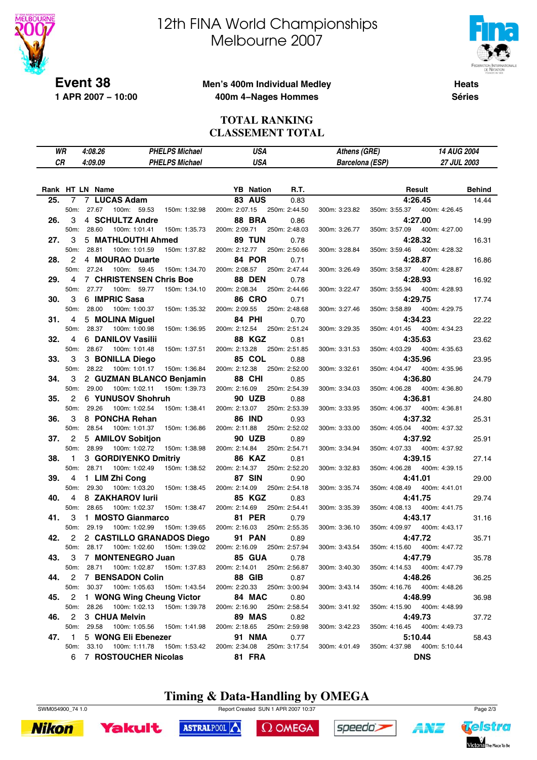# 12th FINA World Championships Melbourne 2007

**Event 38**
**1 APR 2007 – 10:00**

**Men's 400m Individual Medley**
**400m 4–Nages Hommes**

**Heats**
**Séries**

## TOTAL RANKING
## CLASSEMENT TOTAL

| | | | | | |
|---|---|---|---|---|---|
| WR | 4:08.26 | PHELPS Michael | USA | Athens (GRE) | 14 AUG 2004 |
| CR | 4:09.09 | PHELPS Michael | USA | Barcelona (ESP) | 27 JUL 2003 |

| Rank | HT | LN | Name | YB | Nation | R.T. | Result | Behind |
|---|---|---|---|---|---|---|---|---|
| 25. | 7 | 7 | LUCAS Adam | 83 | AUS | 0.83 | 4:26.45 | 14.44 |
| | | | 50m: 27.67 100m: 59.53 150m: 1:32.98 200m: 2:07.15 250m: 2:44.50 300m: 3:23.82 350m: 3:55.37 400m: 4:26.45 | | | | | |
| 26. | 3 | 4 | SCHULTZ Andre | 88 | BRA | 0.86 | 4:27.00 | 14.99 |
| | | | 50m: 28.60 100m: 1:01.41 150m: 1:35.73 200m: 2:09.71 250m: 2:48.03 300m: 3:26.77 350m: 3:57.09 400m: 4:27.00 | | | | | |
| 27. | 3 | 5 | MATHLOUTHI Ahmed | 89 | TUN | 0.78 | 4:28.32 | 16.31 |
| | | | 50m: 28.81 100m: 1:01.59 150m: 1:37.82 200m: 2:12.77 250m: 2:50.66 300m: 3:28.84 350m: 3:59.46 400m: 4:28.32 | | | | | |
| 28. | 2 | 4 | MOURAO Duarte | 84 | POR | 0.71 | 4:28.87 | 16.86 |
| | | | 50m: 27.24 100m: 59.45 150m: 1:34.70 200m: 2:08.57 250m: 2:47.44 300m: 3:26.49 350m: 3:58.37 400m: 4:28.87 | | | | | |
| 29. | 4 | 7 | CHRISTENSEN Chris Boe | 88 | DEN | 0.78 | 4:28.93 | 16.92 |
| | | | 50m: 27.77 100m: 59.77 150m: 1:34.10 200m: 2:08.34 250m: 2:44.66 300m: 3:22.47 350m: 3:55.94 400m: 4:28.93 | | | | | |
| 30. | 3 | 6 | IMPRIC Sasa | 86 | CRO | 0.71 | 4:29.75 | 17.74 |
| | | | 50m: 28.00 100m: 1:00.37 150m: 1:35.32 200m: 2:09.55 250m: 2:48.68 300m: 3:27.46 350m: 3:58.89 400m: 4:29.75 | | | | | |
| 31. | 4 | 5 | MOLINA Miguel | 84 | PHI | 0.70 | 4:34.23 | 22.22 |
| | | | 50m: 28.37 100m: 1:00.98 150m: 1:36.95 200m: 2:12.54 250m: 2:51.24 300m: 3:29.35 350m: 4:01.45 400m: 4:34.23 | | | | | |
| 32. | 4 | 6 | DANILOV Vasilii | 88 | KGZ | 0.81 | 4:35.63 | 23.62 |
| | | | 50m: 28.67 100m: 1:01.48 150m: 1:37.51 200m: 2:13.28 250m: 2:51.85 300m: 3:31.53 350m: 4:03.29 400m: 4:35.63 | | | | | |
| 33. | 3 | 3 | BONILLA Diego | 85 | COL | 0.88 | 4:35.96 | 23.95 |
| | | | 50m: 28.22 100m: 1:01.17 150m: 1:36.84 200m: 2:12.38 250m: 2:52.00 300m: 3:32.61 350m: 4:04.47 400m: 4:35.96 | | | | | |
| 34. | 3 | 2 | GUZMAN BLANCO Benjamin | 88 | CHI | 0.85 | 4:36.80 | 24.79 |
| | | | 50m: 29.00 100m: 1:02.11 150m: 1:39.73 200m: 2:16.09 250m: 2:54.39 300m: 3:34.03 350m: 4:06.28 400m: 4:36.80 | | | | | |
| 35. | 2 | 6 | YUNUSOV Shohruh | 90 | UZB | 0.88 | 4:36.81 | 24.80 |
| | | | 50m: 29.26 100m: 1:02.54 150m: 1:38.41 200m: 2:13.07 250m: 2:53.39 300m: 3:33.95 350m: 4:06.37 400m: 4:36.81 | | | | | |
| 36. | 3 | 8 | PONCHA Rehan | 86 | IND | 0.93 | 4:37.32 | 25.31 |
| | | | 50m: 28.54 100m: 1:01.37 150m: 1:36.86 200m: 2:11.88 250m: 2:52.02 300m: 3:33.00 350m: 4:05.04 400m: 4:37.32 | | | | | |
| 37. | 2 | 5 | AMILOV Sobitjon | 90 | UZB | 0.89 | 4:37.92 | 25.91 |
| | | | 50m: 28.99 100m: 1:02.72 150m: 1:38.98 200m: 2:14.84 250m: 2:54.71 300m: 3:34.94 350m: 4:07.33 400m: 4:37.92 | | | | | |
| 38. | 1 | 3 | GORDIYENKO Dmitriy | 86 | KAZ | 0.81 | 4:39.15 | 27.14 |
| | | | 50m: 28.71 100m: 1:02.49 150m: 1:38.52 200m: 2:14.37 250m: 2:52.20 300m: 3:32.83 350m: 4:06.28 400m: 4:39.15 | | | | | |
| 39. | 4 | 1 | LIM Zhi Cong | 87 | SIN | 0.90 | 4:41.01 | 29.00 |
| | | | 50m: 29.30 100m: 1:03.20 150m: 1:38.45 200m: 2:14.09 250m: 2:54.18 300m: 3:35.74 350m: 4:08.49 400m: 4:41.01 | | | | | |
| 40. | 4 | 8 | ZAKHAROV Iurii | 85 | KGZ | 0.83 | 4:41.75 | 29.74 |
| | | | 50m: 28.65 100m: 1:02.37 150m: 1:38.47 200m: 2:14.69 250m: 2:54.41 300m: 3:35.39 350m: 4:08.13 400m: 4:41.75 | | | | | |
| 41. | 3 | 1 | MOSTO Gianmarco | 81 | PER | 0.79 | 4:43.17 | 31.16 |
| | | | 50m: 29.19 100m: 1:02.99 150m: 1:39.65 200m: 2:16.03 250m: 2:55.35 300m: 3:36.10 350m: 4:09.97 400m: 4:43.17 | | | | | |
| 42. | 2 | 2 | CASTILLO GRANADOS Diego | 91 | PAN | 0.89 | 4:47.72 | 35.71 |
| | | | 50m: 28.17 100m: 1:02.60 150m: 1:39.02 200m: 2:16.09 250m: 2:57.94 300m: 3:43.54 350m: 4:15.60 400m: 4:47.72 | | | | | |
| 43. | 3 | 7 | MONTENEGRO Juan | 85 | GUA | 0.78 | 4:47.79 | 35.78 |
| | | | 50m: 28.71 100m: 1:02.87 150m: 1:37.83 200m: 2:14.01 250m: 2:56.87 300m: 3:40.30 350m: 4:14.53 400m: 4:47.79 | | | | | |
| 44. | 2 | 7 | BENSADON Colin | 88 | GIB | 0.87 | 4:48.26 | 36.25 |
| | | | 50m: 30.37 100m: 1:05.63 150m: 1:43.54 200m: 2:20.33 250m: 3:00.94 300m: 3:43.14 350m: 4:16.76 400m: 4:48.26 | | | | | |
| 45. | 2 | 1 | WONG Wing Cheung Victor | 84 | MAC | 0.80 | 4:48.99 | 36.98 |
| | | | 50m: 28.26 100m: 1:02.13 150m: 1:39.78 200m: 2:16.90 250m: 2:58.54 300m: 3:41.92 350m: 4:15.90 400m: 4:48.99 | | | | | |
| 46. | 2 | 3 | CHUA Melvin | 89 | MAS | 0.82 | 4:49.73 | 37.72 |
| | | | 50m: 29.58 100m: 1:05.56 150m: 1:41.98 200m: 2:18.65 250m: 2:59.98 300m: 3:42.23 350m: 4:16.45 400m: 4:49.73 | | | | | |
| 47. | 1 | 5 | WONG Eli Ebenezer | 91 | NMA | 0.77 | 5:10.44 | 58.43 |
| | | | 50m: 33.10 100m: 1:11.78 150m: 1:53.42 200m: 2:34.08 250m: 3:17.54 300m: 4:01.49 350m: 4:37.98 400m: 5:10.44 | | | | | |
| | 6 | 7 | ROSTOUCHER Nicolas | 81 | FRA | | DNS | |

**Timing & Data-Handling by OMEGA**

SWM054900_74 1.0 — Report Created SUN 1 APR 2007 10:37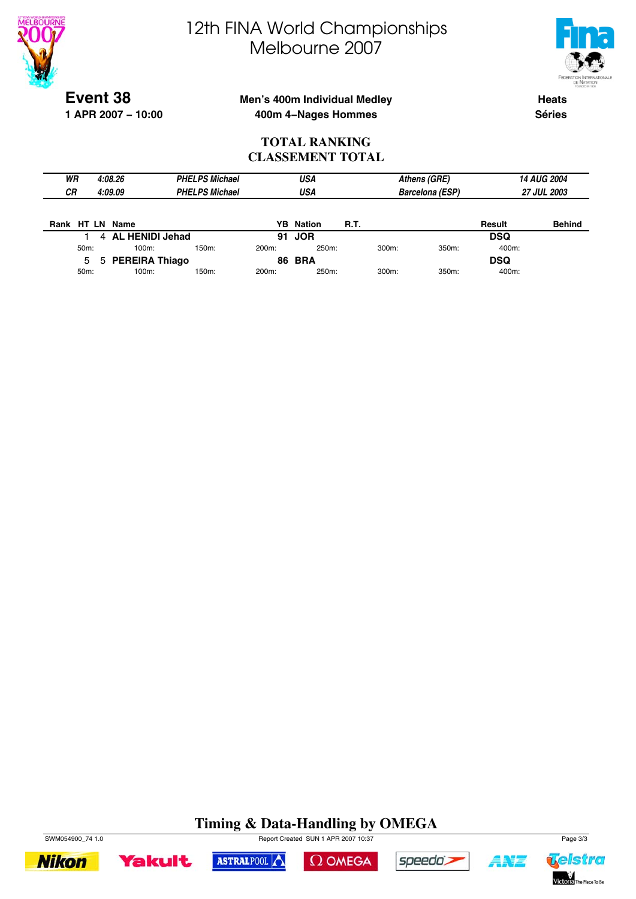# 12th FINA World Championships
# Melbourne 2007

**Event 38**
**1 APR 2007 – 10:00**

**Men's 400m Individual Medley**
**400m 4–Nages Hommes**

**Heats**
**Séries**

## TOTAL RANKING
## CLASSEMENT TOTAL

| | | | | | |
|---|---|---|---|---|---|
| *WR* | *4:08.26* | *PHELPS Michael* | *USA* | *Athens (GRE)* | *14 AUG 2004* |
| *CR* | *4:09.09* | *PHELPS Michael* | *USA* | *Barcelona (ESP)* | *27 JUL 2003* |

| Rank | HT | LN | Name | YB | Nation | R.T. | Result | Behind |
|---|---|---|---|---|---|---|---|---|
| | 1 | 4 | **AL HENIDI Jehad** | 91 | **JOR** | | **DSQ** | |
| 50m: | 100m: | 150m: | 200m: | 250m: | 300m: | 350m: | 400m: | |
| | 5 | 5 | **PEREIRA Thiago** | 86 | **BRA** | | **DSQ** | |
| 50m: | 100m: | 150m: | 200m: | 250m: | 300m: | 350m: | 400m: | |

**Timing & Data-Handling by OMEGA**

SWM054900_74 1.0 Report Created SUN 1 APR 2007 10:37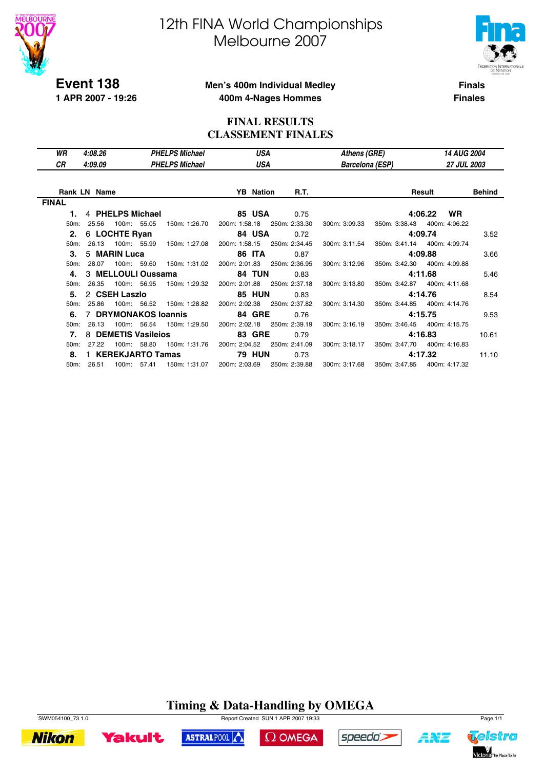# 12th FINA World Championships
# Melbourne 2007

**Event 138**
**1 APR 2007 - 19:26**

**Men's 400m Individual Medley**
**400m 4-Nages Hommes**

**Finals**
**Finales**

## FINAL RESULTS
## CLASSEMENT FINALES

| | | | | | |
|---|---|---|---|---|---|
| *WR* | *4:08.26* | *PHELPS Michael* | *USA* | *Athens (GRE)* | *14 AUG 2004* |
| *CR* | *4:09.09* | *PHELPS Michael* | *USA* | *Barcelona (ESP)* | *27 JUL 2003* |

**FINAL**

| Rank | LN | Name | YB | Nation | R.T. | Result | | Behind |
|---|---|---|---|---|---|---|---|---|
| **1.** | 4 | **PHELPS Michael** | **85** | **USA** | 0.75 | **4:06.22** | **WR** | |
| | | 50m: 25.56 · 100m: 55.05 · 150m: 1:26.70 · 200m: 1:58.18 · 250m: 2:33.30 · 300m: 3:09.33 · 350m: 3:38.43 · 400m: 4:06.22 | | | | | | |
| **2.** | 6 | **LOCHTE Ryan** | **84** | **USA** | 0.72 | **4:09.74** | | 3.52 |
| | | 50m: 26.13 · 100m: 55.99 · 150m: 1:27.08 · 200m: 1:58.15 · 250m: 2:34.45 · 300m: 3:11.54 · 350m: 3:41.14 · 400m: 4:09.74 | | | | | | |
| **3.** | 5 | **MARIN Luca** | **86** | **ITA** | 0.87 | **4:09.88** | | 3.66 |
| | | 50m: 28.07 · 100m: 59.60 · 150m: 1:31.02 · 200m: 2:01.83 · 250m: 2:36.95 · 300m: 3:12.96 · 350m: 3:42.30 · 400m: 4:09.88 | | | | | | |
| **4.** | 3 | **MELLOULI Oussama** | **84** | **TUN** | 0.83 | **4:11.68** | | 5.46 |
| | | 50m: 26.35 · 100m: 56.95 · 150m: 1:29.32 · 200m: 2:01.88 · 250m: 2:37.18 · 300m: 3:13.80 · 350m: 3:42.87 · 400m: 4:11.68 | | | | | | |
| **5.** | 2 | **CSEH Laszlo** | **85** | **HUN** | 0.83 | **4:14.76** | | 8.54 |
| | | 50m: 25.86 · 100m: 56.52 · 150m: 1:28.82 · 200m: 2:02.38 · 250m: 2:37.82 · 300m: 3:14.30 · 350m: 3:44.85 · 400m: 4:14.76 | | | | | | |
| **6.** | 7 | **DRYMONAKOS Ioannis** | **84** | **GRE** | 0.76 | **4:15.75** | | 9.53 |
| | | 50m: 26.13 · 100m: 56.54 · 150m: 1:29.50 · 200m: 2:02.18 · 250m: 2:39.19 · 300m: 3:16.19 · 350m: 3:46.45 · 400m: 4:15.75 | | | | | | |
| **7.** | 8 | **DEMETIS Vasileios** | **83** | **GRE** | 0.79 | **4:16.83** | | 10.61 |
| | | 50m: 27.22 · 100m: 58.80 · 150m: 1:31.76 · 200m: 2:04.52 · 250m: 2:41.09 · 300m: 3:18.17 · 350m: 3:47.70 · 400m: 4:16.83 | | | | | | |
| **8.** | 1 | **KEREKJARTO Tamas** | **79** | **HUN** | 0.73 | **4:17.32** | | 11.10 |
| | | 50m: 26.51 · 100m: 57.41 · 150m: 1:31.07 · 200m: 2:03.69 · 250m: 2:39.88 · 300m: 3:17.68 · 350m: 3:47.85 · 400m: 4:17.32 | | | | | | |

**Timing & Data-Handling by OMEGA**

SWM054100_73 1.0 — Report Created SUN 1 APR 2007 19:33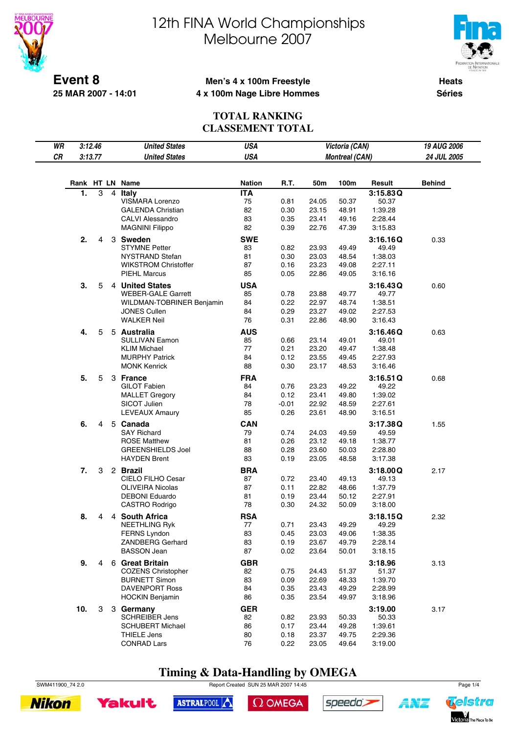# 12th FINA World Championships
# Melbourne 2007

**Event 8**
**25 MAR 2007 - 14:01**

**Men's 4 x 100m Freestyle**
**4 x 100m Nage Libre Hommes**

**Heats**
**Séries**

## TOTAL RANKING
## CLASSEMENT TOTAL

| | | | | | |
|---|---|---|---|---|---|
| *WR* | *3:12.46* | *United States* | *USA* | *Victoria (CAN)* | *19 AUG 2006* |
| *CR* | *3:13.77* | *United States* | *USA* | *Montreal (CAN)* | *24 JUL 2005* |

| Rank | HT | LN | Name | Nation | R.T. | 50m | 100m | Result | Behind |
|---|---|---|---|---|---|---|---|---|---|
| **1.** | 3 | 4 | **Italy** | **ITA** | | | | **3:15.83 Q** | |
| | | | VISMARA Lorenzo | 75 | 0.81 | 24.05 | 50.37 | 50.37 | |
| | | | GALENDA Christian | 82 | 0.30 | 23.15 | 48.91 | 1:39.28 | |
| | | | CALVI Alessandro | 83 | 0.35 | 23.41 | 49.16 | 2:28.44 | |
| | | | MAGNINI Filippo | 82 | 0.39 | 22.76 | 47.39 | 3:15.83 | |
| **2.** | 4 | 3 | **Sweden** | **SWE** | | | | **3:16.16 Q** | 0.33 |
| | | | STYMNE Petter | 83 | 0.82 | 23.93 | 49.49 | 49.49 | |
| | | | NYSTRAND Stefan | 81 | 0.30 | 23.03 | 48.54 | 1:38.03 | |
| | | | WIKSTROM Christoffer | 87 | 0.16 | 23.23 | 49.08 | 2:27.11 | |
| | | | PIEHL Marcus | 85 | 0.05 | 22.86 | 49.05 | 3:16.16 | |
| **3.** | 5 | 4 | **United States** | **USA** | | | | **3:16.43 Q** | 0.60 |
| | | | WEBER-GALE Garrett | 85 | 0.78 | 23.88 | 49.77 | 49.77 | |
| | | | WILDMAN-TOBRINER Benjamin | 84 | 0.22 | 22.97 | 48.74 | 1:38.51 | |
| | | | JONES Cullen | 84 | 0.29 | 23.27 | 49.02 | 2:27.53 | |
| | | | WALKER Neil | 76 | 0.31 | 22.86 | 48.90 | 3:16.43 | |
| **4.** | 5 | 5 | **Australia** | **AUS** | | | | **3:16.46 Q** | 0.63 |
| | | | SULLIVAN Eamon | 85 | 0.66 | 23.14 | 49.01 | 49.01 | |
| | | | KLIM Michael | 77 | 0.21 | 23.20 | 49.47 | 1:38.48 | |
| | | | MURPHY Patrick | 84 | 0.12 | 23.55 | 49.45 | 2:27.93 | |
| | | | MONK Kenrick | 88 | 0.30 | 23.17 | 48.53 | 3:16.46 | |
| **5.** | 5 | 3 | **France** | **FRA** | | | | **3:16.51 Q** | 0.68 |
| | | | GILOT Fabien | 84 | 0.76 | 23.23 | 49.22 | 49.22 | |
| | | | MALLET Gregory | 84 | 0.12 | 23.41 | 49.80 | 1:39.02 | |
| | | | SICOT Julien | 78 | -0.01 | 22.92 | 48.59 | 2:27.61 | |
| | | | LEVEAUX Amaury | 85 | 0.26 | 23.61 | 48.90 | 3:16.51 | |
| **6.** | 4 | 5 | **Canada** | **CAN** | | | | **3:17.38 Q** | 1.55 |
| | | | SAY Richard | 79 | 0.74 | 24.03 | 49.59 | 49.59 | |
| | | | ROSE Matthew | 81 | 0.26 | 23.12 | 49.18 | 1:38.77 | |
| | | | GREENSHIELDS Joel | 88 | 0.28 | 23.60 | 50.03 | 2:28.80 | |
| | | | HAYDEN Brent | 83 | 0.19 | 23.05 | 48.58 | 3:17.38 | |
| **7.** | 3 | 2 | **Brazil** | **BRA** | | | | **3:18.00 Q** | 2.17 |
| | | | CIELO FILHO Cesar | 87 | 0.72 | 23.40 | 49.13 | 49.13 | |
| | | | OLIVEIRA Nicolas | 87 | 0.11 | 22.82 | 48.66 | 1:37.79 | |
| | | | DEBONI Eduardo | 81 | 0.19 | 23.44 | 50.12 | 2:27.91 | |
| | | | CASTRO Rodrigo | 78 | 0.30 | 24.32 | 50.09 | 3:18.00 | |
| **8.** | 4 | 4 | **South Africa** | **RSA** | | | | **3:18.15 Q** | 2.32 |
| | | | NEETHLING Ryk | 77 | 0.71 | 23.43 | 49.29 | 49.29 | |
| | | | FERNS Lyndon | 83 | 0.45 | 23.03 | 49.06 | 1:38.35 | |
| | | | ZANDBERG Gerhard | 83 | 0.19 | 23.67 | 49.79 | 2:28.14 | |
| | | | BASSON Jean | 87 | 0.02 | 23.64 | 50.01 | 3:18.15 | |
| **9.** | 4 | 6 | **Great Britain** | **GBR** | | | | **3:18.96** | 3.13 |
| | | | COZENS Christopher | 82 | 0.75 | 24.43 | 51.37 | 51.37 | |
| | | | BURNETT Simon | 83 | 0.09 | 22.69 | 48.33 | 1:39.70 | |
| | | | DAVENPORT Ross | 84 | 0.35 | 23.43 | 49.29 | 2:28.99 | |
| | | | HOCKIN Benjamin | 86 | 0.35 | 23.54 | 49.97 | 3:18.96 | |
| **10.** | 3 | 3 | **Germany** | **GER** | | | | **3:19.00** | 3.17 |
| | | | SCHREIBER Jens | 82 | 0.82 | 23.93 | 50.33 | 50.33 | |
| | | | SCHUBERT Michael | 86 | 0.17 | 23.44 | 49.28 | 1:39.61 | |
| | | | THIELE Jens | 80 | 0.18 | 23.37 | 49.75 | 2:29.36 | |
| | | | CONRAD Lars | 76 | 0.22 | 23.05 | 49.64 | 3:19.00 | |

**Timing & Data-Handling by OMEGA**

SWM411900_74 2.0 — Report Created SUN 25 MAR 2007 14:45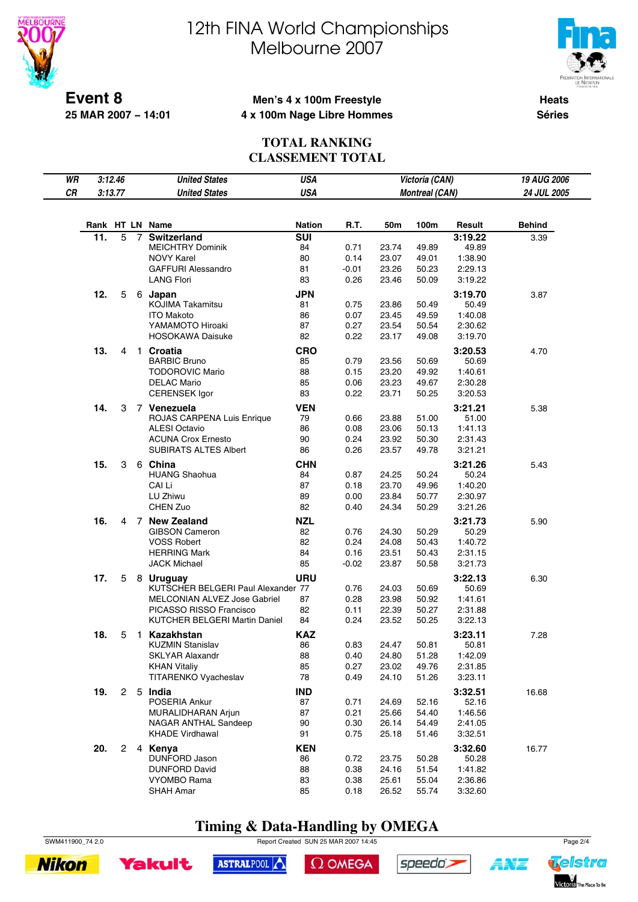# 12th FINA World Championships
# Melbourne 2007

**Event 8**
**25 MAR 2007 – 14:01**

**Men's 4 x 100m Freestyle**
**4 x 100m Nage Libre Hommes**

**Heats**
**Séries**

## TOTAL RANKING
## CLASSEMENT TOTAL

| | | | | | |
|---|---|---|---|---|---|
| *WR* | *3:12.46* | *United States* | *USA* | *Victoria (CAN)* | *19 AUG 2006* |
| *CR* | *3:13.77* | *United States* | *USA* | *Montreal (CAN)* | *24 JUL 2005* |

| Rank | HT | LN | Name | Nation | R.T. | 50m | 100m | Result | Behind |
|---|---|---|---|---|---|---|---|---|---|
| **11.** | 5 | 7 | **Switzerland** | **SUI** | | | | **3:19.22** | 3.39 |
| | | | MEICHTRY Dominik | 84 | 0.71 | 23.74 | 49.89 | 49.89 | |
| | | | NOVY Karel | 80 | 0.14 | 23.07 | 49.01 | 1:38.90 | |
| | | | GAFFURI Alessandro | 81 | -0.01 | 23.26 | 50.23 | 2:29.13 | |
| | | | LANG Flori | 83 | 0.26 | 23.46 | 50.09 | 3:19.22 | |
| **12.** | 5 | 6 | **Japan** | **JPN** | | | | **3:19.70** | 3.87 |
| | | | KOJIMA Takamitsu | 81 | 0.75 | 23.86 | 50.49 | 50.49 | |
| | | | ITO Makoto | 86 | 0.07 | 23.45 | 49.59 | 1:40.08 | |
| | | | YAMAMOTO Hiroaki | 87 | 0.27 | 23.54 | 50.54 | 2:30.62 | |
| | | | HOSOKAWA Daisuke | 82 | 0.22 | 23.17 | 49.08 | 3:19.70 | |
| **13.** | 4 | 1 | **Croatia** | **CRO** | | | | **3:20.53** | 4.70 |
| | | | BARBIC Bruno | 85 | 0.79 | 23.56 | 50.69 | 50.69 | |
| | | | TODOROVIC Mario | 88 | 0.15 | 23.20 | 49.92 | 1:40.61 | |
| | | | DELAC Mario | 85 | 0.06 | 23.23 | 49.67 | 2:30.28 | |
| | | | CERENSEK Igor | 83 | 0.22 | 23.71 | 50.25 | 3:20.53 | |
| **14.** | 3 | 7 | **Venezuela** | **VEN** | | | | **3:21.21** | 5.38 |
| | | | ROJAS CARPENA Luis Enrique | 79 | 0.66 | 23.88 | 51.00 | 51.00 | |
| | | | ALESI Octavio | 86 | 0.08 | 23.06 | 50.13 | 1:41.13 | |
| | | | ACUNA Crox Ernesto | 90 | 0.24 | 23.92 | 50.30 | 2:31.43 | |
| | | | SUBIRATS ALTES Albert | 86 | 0.26 | 23.57 | 49.78 | 3:21.21 | |
| **15.** | 3 | 6 | **China** | **CHN** | | | | **3:21.26** | 5.43 |
| | | | HUANG Shaohua | 84 | 0.87 | 24.25 | 50.24 | 50.24 | |
| | | | CAI Li | 87 | 0.18 | 23.70 | 49.96 | 1:40.20 | |
| | | | LU Zhiwu | 89 | 0.00 | 23.84 | 50.77 | 2:30.97 | |
| | | | CHEN Zuo | 82 | 0.40 | 24.34 | 50.29 | 3:21.26 | |
| **16.** | 4 | 7 | **New Zealand** | **NZL** | | | | **3:21.73** | 5.90 |
| | | | GIBSON Cameron | 82 | 0.76 | 24.30 | 50.29 | 50.29 | |
| | | | VOSS Robert | 82 | 0.24 | 24.08 | 50.43 | 1:40.72 | |
| | | | HERRING Mark | 84 | 0.16 | 23.51 | 50.43 | 2:31.15 | |
| | | | JACK Michael | 85 | -0.02 | 23.87 | 50.58 | 3:21.73 | |
| **17.** | 5 | 8 | **Uruguay** | **URU** | | | | **3:22.13** | 6.30 |
| | | | KUTSCHER BELGERI Paul Alexander | 77 | 0.76 | 24.03 | 50.69 | 50.69 | |
| | | | MELCONIAN ALVEZ Jose Gabriel | 87 | 0.28 | 23.98 | 50.92 | 1:41.61 | |
| | | | PICASSO RISSO Francisco | 82 | 0.11 | 22.39 | 50.27 | 2:31.88 | |
| | | | KUTCHER BELGERI Martin Daniel | 84 | 0.24 | 23.52 | 50.25 | 3:22.13 | |
| **18.** | 5 | 1 | **Kazakhstan** | **KAZ** | | | | **3:23.11** | 7.28 |
| | | | KUZMIN Stanislav | 86 | 0.83 | 24.47 | 50.81 | 50.81 | |
| | | | SKLYAR Alaxandr | 88 | 0.40 | 24.80 | 51.28 | 1:42.09 | |
| | | | KHAN Vitaliy | 85 | 0.27 | 23.02 | 49.76 | 2:31.85 | |
| | | | TITARENKO Vyacheslav | 78 | 0.49 | 24.10 | 51.26 | 3:23.11 | |
| **19.** | 2 | 5 | **India** | **IND** | | | | **3:32.51** | 16.68 |
| | | | POSERIA Ankur | 87 | 0.71 | 24.69 | 52.16 | 52.16 | |
| | | | MURALIDHARAN Arjun | 87 | 0.21 | 25.66 | 54.40 | 1:46.56 | |
| | | | NAGAR ANTHAL Sandeep | 90 | 0.30 | 26.14 | 54.49 | 2:41.05 | |
| | | | KHADE Virdhawal | 91 | 0.75 | 25.18 | 51.46 | 3:32.51 | |
| **20.** | 2 | 4 | **Kenya** | **KEN** | | | | **3:32.60** | 16.77 |
| | | | DUNFORD Jason | 86 | 0.72 | 23.75 | 50.28 | 50.28 | |
| | | | DUNFORD David | 88 | 0.38 | 24.16 | 51.54 | 1:41.82 | |
| | | | VYOMBO Rama | 83 | 0.38 | 25.61 | 55.04 | 2:36.86 | |
| | | | SHAH Amar | 85 | 0.18 | 26.52 | 55.74 | 3:32.60 | |

**Timing & Data-Handling by OMEGA**

SWM411900_74 2.0 — Report Created SUN 25 MAR 2007 14:45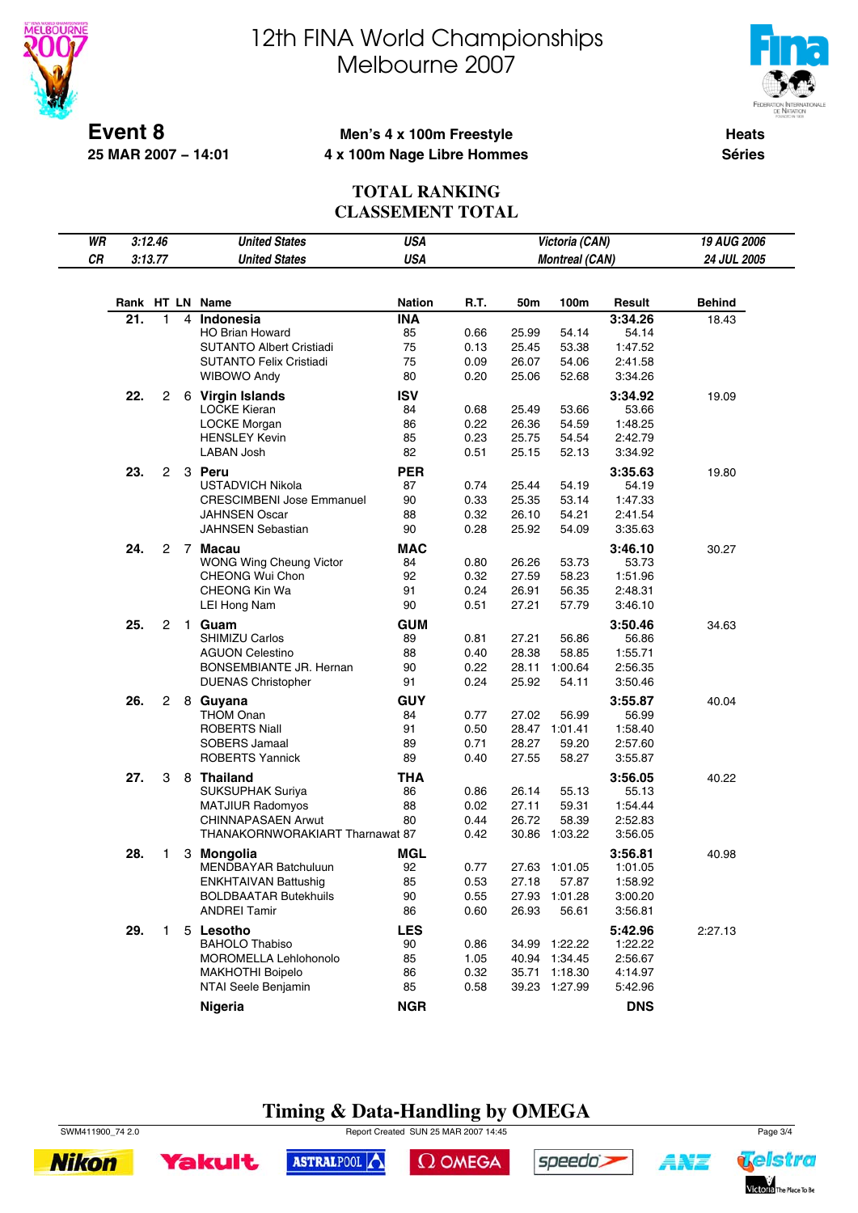# 12th FINA World Championships
# Melbourne 2007

**Event 8**
**25 MAR 2007 – 14:01**

**Men's 4 x 100m Freestyle**
**4 x 100m Nage Libre Hommes**

**Heats**
**Séries**

## TOTAL RANKING
## CLASSEMENT TOTAL

| | | | | |
|---|---|---|---|---|
| *WR* | *3:12.46* | *United States* | *USA* | *Victoria (CAN)* | *19 AUG 2006* |
| *CR* | *3:13.77* | *United States* | *USA* | *Montreal (CAN)* | *24 JUL 2005* |

| Rank | HT | LN | Name | Nation | R.T. | 50m | 100m | Result | Behind |
|---|---|---|---|---|---|---|---|---|---|
| **21.** | 1 | 4 | **Indonesia** | **INA** | | | | **3:34.26** | 18.43 |
| | | | HO Brian Howard | 85 | 0.66 | 25.99 | 54.14 | 54.14 | |
| | | | SUTANTO Albert Cristiadi | 75 | 0.13 | 25.45 | 53.38 | 1:47.52 | |
| | | | SUTANTO Felix Cristiadi | 75 | 0.09 | 26.07 | 54.06 | 2:41.58 | |
| | | | WIBOWO Andy | 80 | 0.20 | 25.06 | 52.68 | 3:34.26 | |
| **22.** | 2 | 6 | **Virgin Islands** | **ISV** | | | | **3:34.92** | 19.09 |
| | | | LOCKE Kieran | 84 | 0.68 | 25.49 | 53.66 | 53.66 | |
| | | | LOCKE Morgan | 86 | 0.22 | 26.36 | 54.59 | 1:48.25 | |
| | | | HENSLEY Kevin | 85 | 0.23 | 25.75 | 54.54 | 2:42.79 | |
| | | | LABAN Josh | 82 | 0.51 | 25.15 | 52.13 | 3:34.92 | |
| **23.** | 2 | 3 | **Peru** | **PER** | | | | **3:35.63** | 19.80 |
| | | | USTADVICH Nikola | 87 | 0.74 | 25.44 | 54.19 | 54.19 | |
| | | | CRESCIMBENI Jose Emmanuel | 90 | 0.33 | 25.35 | 53.14 | 1:47.33 | |
| | | | JAHNSEN Oscar | 88 | 0.32 | 26.10 | 54.21 | 2:41.54 | |
| | | | JAHNSEN Sebastian | 90 | 0.28 | 25.92 | 54.09 | 3:35.63 | |
| **24.** | 2 | 7 | **Macau** | **MAC** | | | | **3:46.10** | 30.27 |
| | | | WONG Wing Cheung Victor | 84 | 0.80 | 26.26 | 53.73 | 53.73 | |
| | | | CHEONG Wui Chon | 92 | 0.32 | 27.59 | 58.23 | 1:51.96 | |
| | | | CHEONG Kin Wa | 91 | 0.24 | 26.91 | 56.35 | 2:48.31 | |
| | | | LEI Hong Nam | 90 | 0.51 | 27.21 | 57.79 | 3:46.10 | |
| **25.** | 2 | 1 | **Guam** | **GUM** | | | | **3:50.46** | 34.63 |
| | | | SHIMIZU Carlos | 89 | 0.81 | 27.21 | 56.86 | 56.86 | |
| | | | AGUON Celestino | 88 | 0.40 | 28.38 | 58.85 | 1:55.71 | |
| | | | BONSEMBIANTE JR. Hernan | 90 | 0.22 | 28.11 | 1:00.64 | 2:56.35 | |
| | | | DUENAS Christopher | 91 | 0.24 | 25.92 | 54.11 | 3:50.46 | |
| **26.** | 2 | 8 | **Guyana** | **GUY** | | | | **3:55.87** | 40.04 |
| | | | THOM Onan | 84 | 0.77 | 27.02 | 56.99 | 56.99 | |
| | | | ROBERTS Niall | 91 | 0.50 | 28.47 | 1:01.41 | 1:58.40 | |
| | | | SOBERS Jamaal | 89 | 0.71 | 28.27 | 59.20 | 2:57.60 | |
| | | | ROBERTS Yannick | 89 | 0.40 | 27.55 | 58.27 | 3:55.87 | |
| **27.** | 3 | 8 | **Thailand** | **THA** | | | | **3:56.05** | 40.22 |
| | | | SUKSUPHAK Suriya | 86 | 0.86 | 26.14 | 55.13 | 55.13 | |
| | | | MATJIUR Radomyos | 88 | 0.02 | 27.11 | 59.31 | 1:54.44 | |
| | | | CHINNAPASAEN Arwut | 80 | 0.44 | 26.72 | 58.39 | 2:52.83 | |
| | | | THANAKORNWORAKIART Tharnawat | 87 | 0.42 | 30.86 | 1:03.22 | 3:56.05 | |
| **28.** | 1 | 3 | **Mongolia** | **MGL** | | | | **3:56.81** | 40.98 |
| | | | MENDBAYAR Batchuluun | 92 | 0.77 | 27.63 | 1:01.05 | 1:01.05 | |
| | | | ENKHTAIVAN Battushig | 85 | 0.53 | 27.18 | 57.87 | 1:58.92 | |
| | | | BOLDBAATAR Butekhuils | 90 | 0.55 | 27.93 | 1:01.28 | 3:00.20 | |
| | | | ANDREI Tamir | 86 | 0.60 | 26.93 | 56.61 | 3:56.81 | |
| **29.** | 1 | 5 | **Lesotho** | **LES** | | | | **5:42.96** | 2:27.13 |
| | | | BAHOLO Thabiso | 90 | 0.86 | 34.99 | 1:22.22 | 1:22.22 | |
| | | | MOROMELLA Lehlohonolo | 85 | 1.05 | 40.94 | 1:34.45 | 2:56.67 | |
| | | | MAKHOTHI Boipelo | 86 | 0.32 | 35.71 | 1:18.30 | 4:14.97 | |
| | | | NTAI Seele Benjamin | 85 | 0.58 | 39.23 | 1:27.99 | 5:42.96 | |
| | | | **Nigeria** | **NGR** | | | | **DNS** | |

**Timing & Data-Handling by OMEGA**

SWM411900_74 2.0 — Report Created SUN 25 MAR 2007 14:45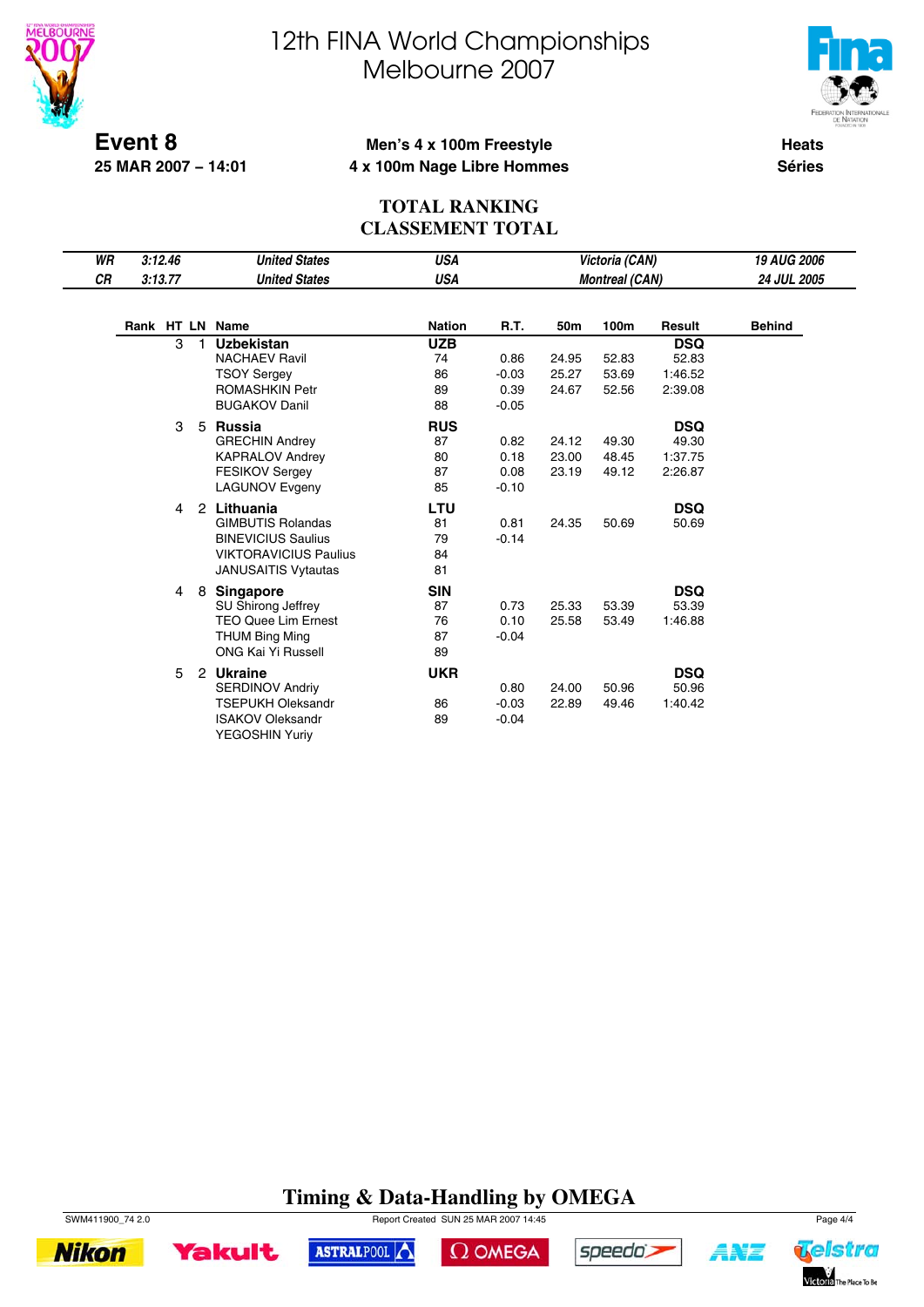# 12th FINA World Championships
# Melbourne 2007

**Event 8**
**25 MAR 2007 – 14:01**

**Men's 4 x 100m Freestyle**
**4 x 100m Nage Libre Hommes**

**Heats**
**Séries**

## TOTAL RANKING
## CLASSEMENT TOTAL

| | | | | | |
|---|---|---|---|---|---|
| *WR* | *3:12.46* | *United States* | *USA* | *Victoria (CAN)* | *19 AUG 2006* |
| *CR* | *3:13.77* | *United States* | *USA* | *Montreal (CAN)* | *24 JUL 2005* |

| Rank | HT | LN | Name | Nation | R.T. | 50m | 100m | Result | Behind |
|---|---|---|---|---|---|---|---|---|---|
| | 3 | 1 | **Uzbekistan** | **UZB** | | | | **DSQ** | |
| | | | NACHAEV Ravil | 74 | 0.86 | 24.95 | 52.83 | 52.83 | |
| | | | TSOY Sergey | 86 | -0.03 | 25.27 | 53.69 | 1:46.52 | |
| | | | ROMASHKIN Petr | 89 | 0.39 | 24.67 | 52.56 | 2:39.08 | |
| | | | BUGAKOV Danil | 88 | -0.05 | | | | |
| | 3 | 5 | **Russia** | **RUS** | | | | **DSQ** | |
| | | | GRECHIN Andrey | 87 | 0.82 | 24.12 | 49.30 | 49.30 | |
| | | | KAPRALOV Andrey | 80 | 0.18 | 23.00 | 48.45 | 1:37.75 | |
| | | | FESIKOV Sergey | 87 | 0.08 | 23.19 | 49.12 | 2:26.87 | |
| | | | LAGUNOV Evgeny | 85 | -0.10 | | | | |
| | 4 | 2 | **Lithuania** | **LTU** | | | | **DSQ** | |
| | | | GIMBUTIS Rolandas | 81 | 0.81 | 24.35 | 50.69 | 50.69 | |
| | | | BINEVICIUS Saulius | 79 | -0.14 | | | | |
| | | | VIKTORAVICIUS Paulius | 84 | | | | | |
| | | | JANUSAITIS Vytautas | 81 | | | | | |
| | 4 | 8 | **Singapore** | **SIN** | | | | **DSQ** | |
| | | | SU Shirong Jeffrey | 87 | 0.73 | 25.33 | 53.39 | 53.39 | |
| | | | TEO Quee Lim Ernest | 76 | 0.10 | 25.58 | 53.49 | 1:46.88 | |
| | | | THUM Bing Ming | 87 | -0.04 | | | | |
| | | | ONG Kai Yi Russell | 89 | | | | | |
| | 5 | 2 | **Ukraine** | **UKR** | | | | **DSQ** | |
| | | | SERDINOV Andriy | | 0.80 | 24.00 | 50.96 | 50.96 | |
| | | | TSEPUKH Oleksandr | 86 | -0.03 | 22.89 | 49.46 | 1:40.42 | |
| | | | ISAKOV Oleksandr | 89 | -0.04 | | | | |
| | | | YEGOSHIN Yuriy | | | | | | |

**Timing & Data-Handling by OMEGA**

SWM411900_74 2.0 Report Created SUN 25 MAR 2007 14:45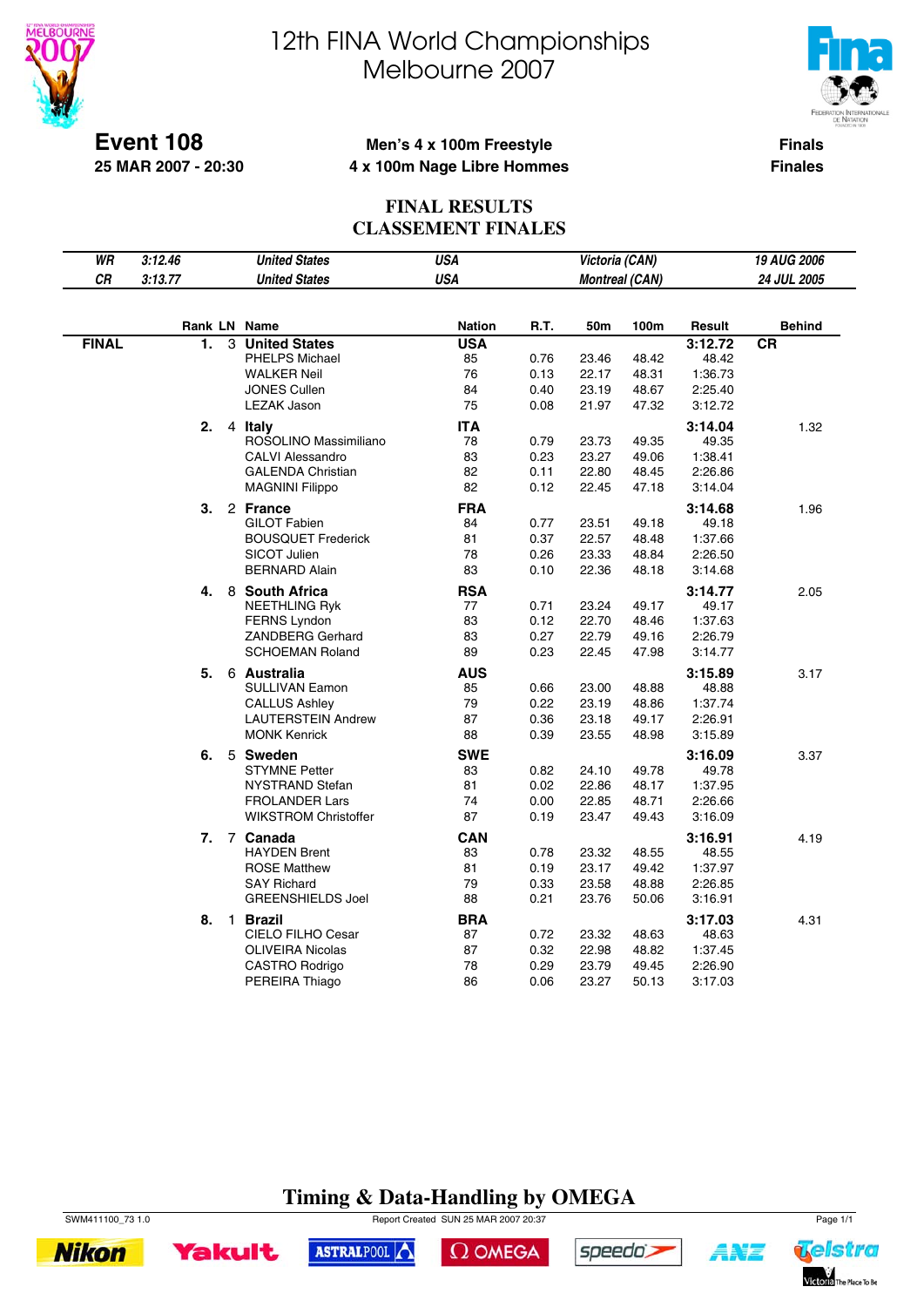# 12th FINA World Championships
# Melbourne 2007

**Event 108**
**25 MAR 2007 - 20:30**

**Men's 4 x 100m Freestyle**
**4 x 100m Nage Libre Hommes**

**Finals**
**Finales**

## FINAL RESULTS
## CLASSEMENT FINALES

| | | | | | | |
|---|---|---|---|---|---|---|
| *WR* | *3:12.46* | *United States* | *USA* | *Victoria (CAN)* | *19 AUG 2006* |
| *CR* | *3:13.77* | *United States* | *USA* | *Montreal (CAN)* | *24 JUL 2005* |

| | Rank | LN | Name | Nation | R.T. | 50m | 100m | Result | Behind |
|---|---|---|---|---|---|---|---|---|---|
| **FINAL** | **1.** | 3 | **United States** | **USA** | | | | **3:12.72** | **CR** |
| | | | PHELPS Michael | 85 | 0.76 | 23.46 | 48.42 | 48.42 | |
| | | | WALKER Neil | 76 | 0.13 | 22.17 | 48.31 | 1:36.73 | |
| | | | JONES Cullen | 84 | 0.40 | 23.19 | 48.67 | 2:25.40 | |
| | | | LEZAK Jason | 75 | 0.08 | 21.97 | 47.32 | 3:12.72 | |
| | **2.** | 4 | **Italy** | **ITA** | | | | **3:14.04** | 1.32 |
| | | | ROSOLINO Massimiliano | 78 | 0.79 | 23.73 | 49.35 | 49.35 | |
| | | | CALVI Alessandro | 83 | 0.23 | 23.27 | 49.06 | 1:38.41 | |
| | | | GALENDA Christian | 82 | 0.11 | 22.80 | 48.45 | 2:26.86 | |
| | | | MAGNINI Filippo | 82 | 0.12 | 22.45 | 47.18 | 3:14.04 | |
| | **3.** | 2 | **France** | **FRA** | | | | **3:14.68** | 1.96 |
| | | | GILOT Fabien | 84 | 0.77 | 23.51 | 49.18 | 49.18 | |
| | | | BOUSQUET Frederick | 81 | 0.37 | 22.57 | 48.48 | 1:37.66 | |
| | | | SICOT Julien | 78 | 0.26 | 23.33 | 48.84 | 2:26.50 | |
| | | | BERNARD Alain | 83 | 0.10 | 22.36 | 48.18 | 3:14.68 | |
| | **4.** | 8 | **South Africa** | **RSA** | | | | **3:14.77** | 2.05 |
| | | | NEETHLING Ryk | 77 | 0.71 | 23.24 | 49.17 | 49.17 | |
| | | | FERNS Lyndon | 83 | 0.12 | 22.70 | 48.46 | 1:37.63 | |
| | | | ZANDBERG Gerhard | 83 | 0.27 | 22.79 | 49.16 | 2:26.79 | |
| | | | SCHOEMAN Roland | 89 | 0.23 | 22.45 | 47.98 | 3:14.77 | |
| | **5.** | 6 | **Australia** | **AUS** | | | | **3:15.89** | 3.17 |
| | | | SULLIVAN Eamon | 85 | 0.66 | 23.00 | 48.88 | 48.88 | |
| | | | CALLUS Ashley | 79 | 0.22 | 23.19 | 48.86 | 1:37.74 | |
| | | | LAUTERSTEIN Andrew | 87 | 0.36 | 23.18 | 49.17 | 2:26.91 | |
| | | | MONK Kenrick | 88 | 0.39 | 23.55 | 48.98 | 3:15.89 | |
| | **6.** | 5 | **Sweden** | **SWE** | | | | **3:16.09** | 3.37 |
| | | | STYMNE Petter | 83 | 0.82 | 24.10 | 49.78 | 49.78 | |
| | | | NYSTRAND Stefan | 81 | 0.02 | 22.86 | 48.17 | 1:37.95 | |
| | | | FROLANDER Lars | 74 | 0.00 | 22.85 | 48.71 | 2:26.66 | |
| | | | WIKSTROM Christoffer | 87 | 0.19 | 23.47 | 49.43 | 3:16.09 | |
| | **7.** | 7 | **Canada** | **CAN** | | | | **3:16.91** | 4.19 |
| | | | HAYDEN Brent | 83 | 0.78 | 23.32 | 48.55 | 48.55 | |
| | | | ROSE Matthew | 81 | 0.19 | 23.17 | 49.42 | 1:37.97 | |
| | | | SAY Richard | 79 | 0.33 | 23.58 | 48.88 | 2:26.85 | |
| | | | GREENSHIELDS Joel | 88 | 0.21 | 23.76 | 50.06 | 3:16.91 | |
| | **8.** | 1 | **Brazil** | **BRA** | | | | **3:17.03** | 4.31 |
| | | | CIELO FILHO Cesar | 87 | 0.72 | 23.32 | 48.63 | 48.63 | |
| | | | OLIVEIRA Nicolas | 87 | 0.32 | 22.98 | 48.82 | 1:37.45 | |
| | | | CASTRO Rodrigo | 78 | 0.29 | 23.79 | 49.45 | 2:26.90 | |
| | | | PEREIRA Thiago | 86 | 0.06 | 23.27 | 50.13 | 3:17.03 | |

**Timing & Data-Handling by OMEGA**

SWM411100_73 1.0 — Report Created SUN 25 MAR 2007 20:37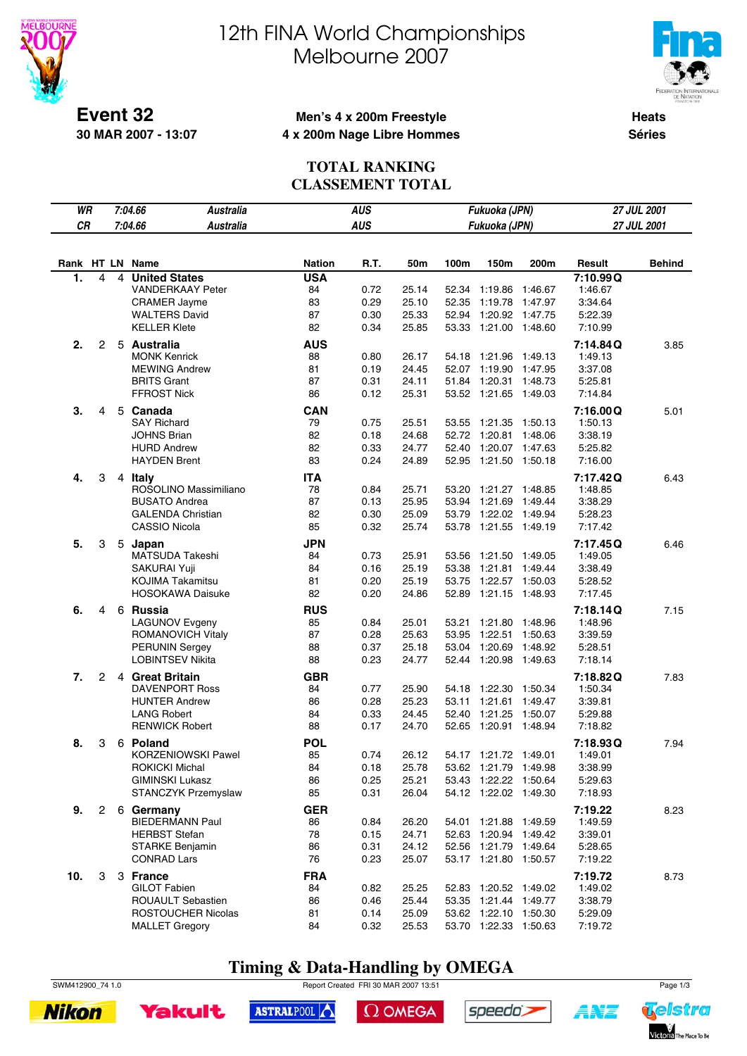# 12th FINA World Championships
# Melbourne 2007

**Event 32**
**30 MAR 2007 - 13:07**

**Men's 4 x 200m Freestyle**
**4 x 200m Nage Libre Hommes**

**Heats**
**Séries**

## TOTAL RANKING
## CLASSEMENT TOTAL

| | | | | | |
|---|---|---|---|---|---|
| *WR* | *7:04.66* | *Australia* | *AUS* | *Fukuoka (JPN)* | *27 JUL 2001* |
| *CR* | *7:04.66* | *Australia* | *AUS* | *Fukuoka (JPN)* | *27 JUL 2001* |

| Rank | HT | LN | Name | Nation | R.T. | 50m | 100m | 150m | 200m | Result | Behind |
|---|---|---|---|---|---|---|---|---|---|---|---|
| **1.** | 4 | 4 | **United States** | **USA** | | | | | | **7:10.99 Q** | |
| | | | VANDERKAAY Peter | 84 | 0.72 | 25.14 | 52.34 | 1:19.86 | 1:46.67 | 1:46.67 | |
| | | | CRAMER Jayme | 83 | 0.29 | 25.10 | 52.35 | 1:19.78 | 1:47.97 | 3:34.64 | |
| | | | WALTERS David | 87 | 0.30 | 25.33 | 52.94 | 1:20.92 | 1:47.75 | 5:22.39 | |
| | | | KELLER Klete | 82 | 0.34 | 25.85 | 53.33 | 1:21.00 | 1:48.60 | 7:10.99 | |
| **2.** | 2 | 5 | **Australia** | **AUS** | | | | | | **7:14.84 Q** | 3.85 |
| | | | MONK Kenrick | 88 | 0.80 | 26.17 | 54.18 | 1:21.96 | 1:49.13 | 1:49.13 | |
| | | | MEWING Andrew | 81 | 0.19 | 24.45 | 52.07 | 1:19.90 | 1:47.95 | 3:37.08 | |
| | | | BRITS Grant | 87 | 0.31 | 24.11 | 51.84 | 1:20.31 | 1:48.73 | 5:25.81 | |
| | | | FFROST Nick | 86 | 0.12 | 25.31 | 53.52 | 1:21.65 | 1:49.03 | 7:14.84 | |
| **3.** | 4 | 5 | **Canada** | **CAN** | | | | | | **7:16.00 Q** | 5.01 |
| | | | SAY Richard | 79 | 0.75 | 25.51 | 53.55 | 1:21.35 | 1:50.13 | 1:50.13 | |
| | | | JOHNS Brian | 82 | 0.18 | 24.68 | 52.72 | 1:20.81 | 1:48.06 | 3:38.19 | |
| | | | HURD Andrew | 82 | 0.33 | 24.77 | 52.40 | 1:20.07 | 1:47.63 | 5:25.82 | |
| | | | HAYDEN Brent | 83 | 0.24 | 24.89 | 52.95 | 1:21.50 | 1:50.18 | 7:16.00 | |
| **4.** | 3 | 4 | **Italy** | **ITA** | | | | | | **7:17.42 Q** | 6.43 |
| | | | ROSOLINO Massimiliano | 78 | 0.84 | 25.71 | 53.20 | 1:21.27 | 1:48.85 | 1:48.85 | |
| | | | BUSATO Andrea | 87 | 0.13 | 25.95 | 53.94 | 1:21.69 | 1:49.44 | 3:38.29 | |
| | | | GALENDA Christian | 82 | 0.30 | 25.09 | 53.79 | 1:22.02 | 1:49.94 | 5:28.23 | |
| | | | CASSIO Nicola | 85 | 0.32 | 25.74 | 53.78 | 1:21.55 | 1:49.19 | 7:17.42 | |
| **5.** | 3 | 5 | **Japan** | **JPN** | | | | | | **7:17.45 Q** | 6.46 |
| | | | MATSUDA Takeshi | 84 | 0.73 | 25.91 | 53.56 | 1:21.50 | 1:49.05 | 1:49.05 | |
| | | | SAKURAI Yuji | 84 | 0.16 | 25.19 | 53.38 | 1:21.81 | 1:49.44 | 3:38.49 | |
| | | | KOJIMA Takamitsu | 81 | 0.20 | 25.19 | 53.75 | 1:22.57 | 1:50.03 | 5:28.52 | |
| | | | HOSOKAWA Daisuke | 82 | 0.20 | 24.86 | 52.89 | 1:21.15 | 1:48.93 | 7:17.45 | |
| **6.** | 4 | 6 | **Russia** | **RUS** | | | | | | **7:18.14 Q** | 7.15 |
| | | | LAGUNOV Evgeny | 85 | 0.84 | 25.01 | 53.21 | 1:21.80 | 1:48.96 | 1:48.96 | |
| | | | ROMANOVICH Vitaly | 87 | 0.28 | 25.63 | 53.95 | 1:22.51 | 1:50.63 | 3:39.59 | |
| | | | PERUNIN Sergey | 88 | 0.37 | 25.18 | 53.04 | 1:20.69 | 1:48.92 | 5:28.51 | |
| | | | LOBINTSEV Nikita | 88 | 0.23 | 24.77 | 52.44 | 1:20.98 | 1:49.63 | 7:18.14 | |
| **7.** | 2 | 4 | **Great Britain** | **GBR** | | | | | | **7:18.82 Q** | 7.83 |
| | | | DAVENPORT Ross | 84 | 0.77 | 25.90 | 54.18 | 1:22.30 | 1:50.34 | 1:50.34 | |
| | | | HUNTER Andrew | 86 | 0.28 | 25.23 | 53.11 | 1:21.61 | 1:49.47 | 3:39.81 | |
| | | | LANG Robert | 84 | 0.33 | 24.45 | 52.40 | 1:21.25 | 1:50.07 | 5:29.88 | |
| | | | RENWICK Robert | 88 | 0.17 | 24.70 | 52.65 | 1:20.91 | 1:48.94 | 7:18.82 | |
| **8.** | 3 | 6 | **Poland** | **POL** | | | | | | **7:18.93 Q** | 7.94 |
| | | | KORZENIOWSKI Pawel | 85 | 0.74 | 26.12 | 54.17 | 1:21.72 | 1:49.01 | 1:49.01 | |
| | | | ROKICKI Michal | 84 | 0.18 | 25.78 | 53.62 | 1:21.79 | 1:49.98 | 3:38.99 | |
| | | | GIMINSKI Lukasz | 86 | 0.25 | 25.21 | 53.43 | 1:22.22 | 1:50.64 | 5:29.63 | |
| | | | STANCZYK Przemyslaw | 85 | 0.31 | 26.04 | 54.12 | 1:22.02 | 1:49.30 | 7:18.93 | |
| **9.** | 2 | 6 | **Germany** | **GER** | | | | | | **7:19.22** | 8.23 |
| | | | BIEDERMANN Paul | 86 | 0.84 | 26.20 | 54.01 | 1:21.88 | 1:49.59 | 1:49.59 | |
| | | | HERBST Stefan | 78 | 0.15 | 24.71 | 52.63 | 1:20.94 | 1:49.42 | 3:39.01 | |
| | | | STARKE Benjamin | 86 | 0.31 | 24.12 | 52.56 | 1:21.79 | 1:49.64 | 5:28.65 | |
| | | | CONRAD Lars | 76 | 0.23 | 25.07 | 53.17 | 1:21.80 | 1:50.57 | 7:19.22 | |
| **10.** | 3 | 3 | **France** | **FRA** | | | | | | **7:19.72** | 8.73 |
| | | | GILOT Fabien | 84 | 0.82 | 25.25 | 52.83 | 1:20.52 | 1:49.02 | 1:49.02 | |
| | | | ROUAULT Sebastien | 86 | 0.46 | 25.44 | 53.35 | 1:21.44 | 1:49.77 | 3:38.79 | |
| | | | ROSTOUCHER Nicolas | 81 | 0.14 | 25.09 | 53.62 | 1:22.10 | 1:50.30 | 5:29.09 | |
| | | | MALLET Gregory | 84 | 0.32 | 25.53 | 53.70 | 1:22.33 | 1:50.63 | 7:19.72 | |

**Timing & Data-Handling by OMEGA**

SWM412900_74 1.0 Report Created FRI 30 MAR 2007 13:51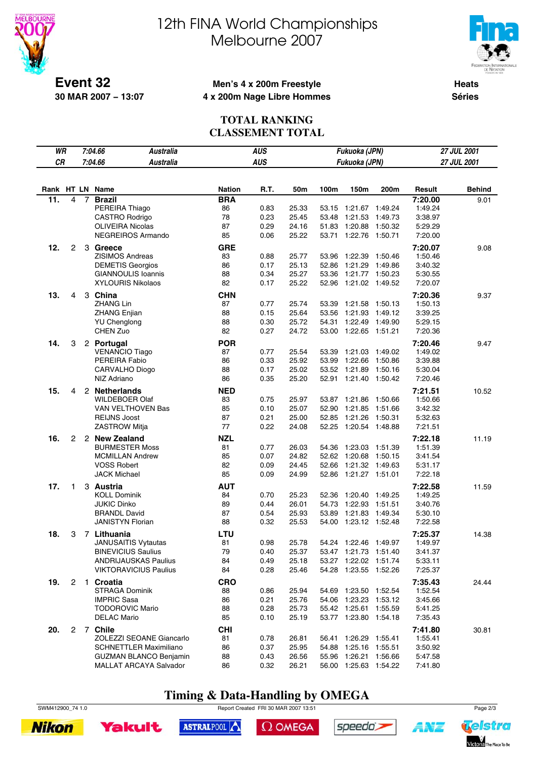# 12th FINA World Championships
# Melbourne 2007

**Event 32**
**30 MAR 2007 – 13:07**

**Men's 4 x 200m Freestyle**
**4 x 200m Nage Libre Hommes**

**Heats**
**Séries**

## TOTAL RANKING
## CLASSEMENT TOTAL

| | | | | | |
|---|---|---|---|---|---|
| *WR* | *7:04.66* | *Australia* | *AUS* | *Fukuoka (JPN)* | *27 JUL 2001* |
| *CR* | *7:04.66* | *Australia* | *AUS* | *Fukuoka (JPN)* | *27 JUL 2001* |

| Rank | HT | LN | Name | Nation | R.T. | 50m | 100m | 150m | 200m | Result | Behind |
|---|---|---|---|---|---|---|---|---|---|---|---|
| **11.** | 4 | 7 | **Brazil** | **BRA** | | | | | | **7:20.00** | 9.01 |
| | | | PEREIRA Thiago | 86 | 0.83 | 25.33 | 53.15 | 1:21.67 | 1:49.24 | 1:49.24 | |
| | | | CASTRO Rodrigo | 78 | 0.23 | 25.45 | 53.48 | 1:21.53 | 1:49.73 | 3:38.97 | |
| | | | OLIVEIRA Nicolas | 87 | 0.29 | 24.16 | 51.83 | 1:20.88 | 1:50.32 | 5:29.29 | |
| | | | NEGREIROS Armando | 85 | 0.06 | 25.22 | 53.71 | 1:22.76 | 1:50.71 | 7:20.00 | |
| **12.** | 2 | 3 | **Greece** | **GRE** | | | | | | **7:20.07** | 9.08 |
| | | | ZISIMOS Andreas | 83 | 0.88 | 25.77 | 53.96 | 1:22.39 | 1:50.46 | 1:50.46 | |
| | | | DEMETIS Georgios | 86 | 0.17 | 25.13 | 52.86 | 1:21.29 | 1:49.86 | 3:40.32 | |
| | | | GIANNOULIS Ioannis | 88 | 0.34 | 25.27 | 53.36 | 1:21.77 | 1:50.23 | 5:30.55 | |
| | | | XYLOURIS Nikolaos | 82 | 0.17 | 25.22 | 52.96 | 1:21.02 | 1:49.52 | 7:20.07 | |
| **13.** | 4 | 3 | **China** | **CHN** | | | | | | **7:20.36** | 9.37 |
| | | | ZHANG Lin | 87 | 0.77 | 25.74 | 53.39 | 1:21.58 | 1:50.13 | 1:50.13 | |
| | | | ZHANG Enjian | 88 | 0.15 | 25.64 | 53.56 | 1:21.93 | 1:49.12 | 3:39.25 | |
| | | | YU Chenglong | 88 | 0.30 | 25.72 | 54.31 | 1:22.49 | 1:49.90 | 5:29.15 | |
| | | | CHEN Zuo | 82 | 0.27 | 24.72 | 53.00 | 1:22.65 | 1:51.21 | 7:20.36 | |
| **14.** | 3 | 2 | **Portugal** | **POR** | | | | | | **7:20.46** | 9.47 |
| | | | VENANCIO Tiago | 87 | 0.77 | 25.54 | 53.39 | 1:21.03 | 1:49.02 | 1:49.02 | |
| | | | PEREIRA Fabio | 86 | 0.33 | 25.92 | 53.99 | 1:22.66 | 1:50.86 | 3:39.88 | |
| | | | CARVALHO Diogo | 88 | 0.17 | 25.02 | 53.52 | 1:21.89 | 1:50.16 | 5:30.04 | |
| | | | NIZ Adriano | 86 | 0.35 | 25.20 | 52.91 | 1:21.40 | 1:50.42 | 7:20.46 | |
| **15.** | 4 | 2 | **Netherlands** | **NED** | | | | | | **7:21.51** | 10.52 |
| | | | WILDEBOER Olaf | 83 | 0.75 | 25.97 | 53.87 | 1:21.86 | 1:50.66 | 1:50.66 | |
| | | | VAN VELTHOVEN Bas | 85 | 0.10 | 25.07 | 52.90 | 1:21.85 | 1:51.66 | 3:42.32 | |
| | | | REIJNS Joost | 87 | 0.21 | 25.00 | 52.85 | 1:21.26 | 1:50.31 | 5:32.63 | |
| | | | ZASTROW Mitja | 77 | 0.22 | 24.08 | 52.25 | 1:20.54 | 1:48.88 | 7:21.51 | |
| **16.** | 2 | 2 | **New Zealand** | **NZL** | | | | | | **7:22.18** | 11.19 |
| | | | BURMESTER Moss | 81 | 0.77 | 26.03 | 54.36 | 1:23.03 | 1:51.39 | 1:51.39 | |
| | | | MCMILLAN Andrew | 85 | 0.07 | 24.82 | 52.62 | 1:20.68 | 1:50.15 | 3:41.54 | |
| | | | VOSS Robert | 82 | 0.09 | 24.45 | 52.66 | 1:21.32 | 1:49.63 | 5:31.17 | |
| | | | JACK Michael | 85 | 0.09 | 24.99 | 52.86 | 1:21.27 | 1:51.01 | 7:22.18 | |
| **17.** | 1 | 3 | **Austria** | **AUT** | | | | | | **7:22.58** | 11.59 |
| | | | KOLL Dominik | 84 | 0.70 | 25.23 | 52.36 | 1:20.40 | 1:49.25 | 1:49.25 | |
| | | | JUKIC Dinko | 89 | 0.44 | 26.01 | 54.73 | 1:22.93 | 1:51.51 | 3:40.76 | |
| | | | BRANDL David | 87 | 0.54 | 25.93 | 53.89 | 1:21.83 | 1:49.34 | 5:30.10 | |
| | | | JANISTYN Florian | 88 | 0.32 | 25.53 | 54.00 | 1:23.12 | 1:52.48 | 7:22.58 | |
| **18.** | 3 | 7 | **Lithuania** | **LTU** | | | | | | **7:25.37** | 14.38 |
| | | | JANUSAITIS Vytautas | 81 | 0.98 | 25.78 | 54.24 | 1:22.46 | 1:49.97 | 1:49.97 | |
| | | | BINEVICIUS Saulius | 79 | 0.40 | 25.37 | 53.47 | 1:21.73 | 1:51.40 | 3:41.37 | |
| | | | ANDRIJAUSKAS Paulius | 84 | 0.49 | 25.18 | 53.27 | 1:22.02 | 1:51.74 | 5:33.11 | |
| | | | VIKTORAVICIUS Paulius | 84 | 0.28 | 25.46 | 54.28 | 1:23.55 | 1:52.26 | 7:25.37 | |
| **19.** | 2 | 1 | **Croatia** | **CRO** | | | | | | **7:35.43** | 24.44 |
| | | | STRAGA Dominik | 88 | 0.86 | 25.94 | 54.69 | 1:23.50 | 1:52.54 | 1:52.54 | |
| | | | IMPRIC Sasa | 86 | 0.21 | 25.76 | 54.06 | 1:23.23 | 1:53.12 | 3:45.66 | |
| | | | TODOROVIC Mario | 88 | 0.28 | 25.73 | 55.42 | 1:25.61 | 1:55.59 | 5:41.25 | |
| | | | DELAC Mario | 85 | 0.10 | 25.19 | 53.77 | 1:23.80 | 1:54.18 | 7:35.43 | |
| **20.** | 2 | 7 | **Chile** | **CHI** | | | | | | **7:41.80** | 30.81 |
| | | | ZOLEZZI SEOANE Giancarlo | 81 | 0.78 | 26.81 | 56.41 | 1:26.29 | 1:55.41 | 1:55.41 | |
| | | | SCHNETTLER Maximiliano | 86 | 0.37 | 25.95 | 54.88 | 1:25.16 | 1:55.51 | 3:50.92 | |
| | | | GUZMAN BLANCO Benjamin | 88 | 0.43 | 26.56 | 55.96 | 1:26.21 | 1:56.66 | 5:47.58 | |
| | | | MALLAT ARCAYA Salvador | 86 | 0.32 | 26.21 | 56.00 | 1:25.63 | 1:54.22 | 7:41.80 | |

**Timing & Data-Handling by OMEGA**

SWM412900_74 1.0 Report Created FRI 30 MAR 2007 13:51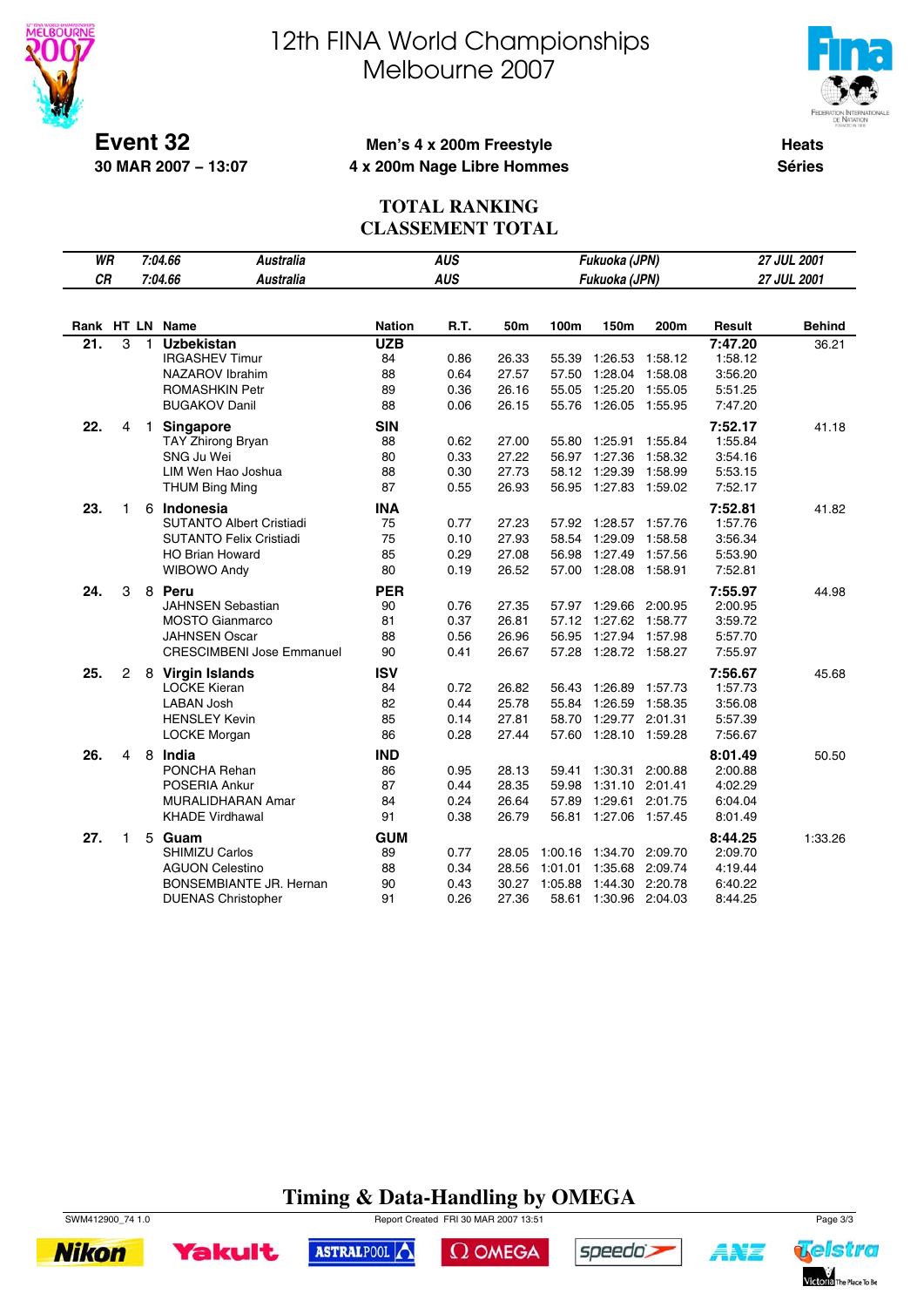# 12th FINA World Championships Melbourne 2007

**Event 32**
**30 MAR 2007 – 13:07**

**Men's 4 x 200m Freestyle**
**4 x 200m Nage Libre Hommes**

**Heats**
**Séries**

## TOTAL RANKING
## CLASSEMENT TOTAL

| | | | | | |
|---|---|---|---|---|---|
| WR | 7:04.66 | Australia | AUS | Fukuoka (JPN) | 27 JUL 2001 |
| CR | 7:04.66 | Australia | AUS | Fukuoka (JPN) | 27 JUL 2001 |

| Rank | HT | LN | Name | Nation | R.T. | 50m | 100m | 150m | 200m | Result | Behind |
|---|---|---|---|---|---|---|---|---|---|---|---|
| 21. | 3 | 1 | **Uzbekistan** | **UZB** | | | | | | **7:47.20** | 36.21 |
| | | | IRGASHEV Timur | 84 | 0.86 | 26.33 | 55.39 | 1:26.53 | 1:58.12 | 1:58.12 | |
| | | | NAZAROV Ibrahim | 88 | 0.64 | 27.57 | 57.50 | 1:28.04 | 1:58.08 | 3:56.20 | |
| | | | ROMASHKIN Petr | 89 | 0.36 | 26.16 | 55.05 | 1:25.20 | 1:55.05 | 5:51.25 | |
| | | | BUGAKOV Danil | 88 | 0.06 | 26.15 | 55.76 | 1:26.05 | 1:55.95 | 7:47.20 | |
| 22. | 4 | 1 | **Singapore** | **SIN** | | | | | | **7:52.17** | 41.18 |
| | | | TAY Zhirong Bryan | 88 | 0.62 | 27.00 | 55.80 | 1:25.91 | 1:55.84 | 1:55.84 | |
| | | | SNG Ju Wei | 80 | 0.33 | 27.22 | 56.97 | 1:27.36 | 1:58.32 | 3:54.16 | |
| | | | LIM Wen Hao Joshua | 88 | 0.30 | 27.73 | 58.12 | 1:29.39 | 1:58.99 | 5:53.15 | |
| | | | THUM Bing Ming | 87 | 0.55 | 26.93 | 56.95 | 1:27.83 | 1:59.02 | 7:52.17 | |
| 23. | 1 | 6 | **Indonesia** | **INA** | | | | | | **7:52.81** | 41.82 |
| | | | SUTANTO Albert Cristiadi | 75 | 0.77 | 27.23 | 57.92 | 1:28.57 | 1:57.76 | 1:57.76 | |
| | | | SUTANTO Felix Cristiadi | 75 | 0.10 | 27.93 | 58.54 | 1:29.09 | 1:58.58 | 3:56.34 | |
| | | | HO Brian Howard | 85 | 0.29 | 27.08 | 56.98 | 1:27.49 | 1:57.56 | 5:53.90 | |
| | | | WIBOWO Andy | 80 | 0.19 | 26.52 | 57.00 | 1:28.08 | 1:58.91 | 7:52.81 | |
| 24. | 3 | 8 | **Peru** | **PER** | | | | | | **7:55.97** | 44.98 |
| | | | JAHNSEN Sebastian | 90 | 0.76 | 27.35 | 57.97 | 1:29.66 | 2:00.95 | 2:00.95 | |
| | | | MOSTO Gianmarco | 81 | 0.37 | 26.81 | 57.12 | 1:27.62 | 1:58.77 | 3:59.72 | |
| | | | JAHNSEN Oscar | 88 | 0.56 | 26.96 | 56.95 | 1:27.94 | 1:57.98 | 5:57.70 | |
| | | | CRESCIMBENI Jose Emmanuel | 90 | 0.41 | 26.67 | 57.28 | 1:28.72 | 1:58.27 | 7:55.97 | |
| 25. | 2 | 8 | **Virgin Islands** | **ISV** | | | | | | **7:56.67** | 45.68 |
| | | | LOCKE Kieran | 84 | 0.72 | 26.82 | 56.43 | 1:26.89 | 1:57.73 | 1:57.73 | |
| | | | LABAN Josh | 82 | 0.44 | 25.78 | 55.84 | 1:26.59 | 1:58.35 | 3:56.08 | |
| | | | HENSLEY Kevin | 85 | 0.14 | 27.81 | 58.70 | 1:29.77 | 2:01.31 | 5:57.39 | |
| | | | LOCKE Morgan | 86 | 0.28 | 27.44 | 57.60 | 1:28.10 | 1:59.28 | 7:56.67 | |
| 26. | 4 | 8 | **India** | **IND** | | | | | | **8:01.49** | 50.50 |
| | | | PONCHA Rehan | 86 | 0.95 | 28.13 | 59.41 | 1:30.31 | 2:00.88 | 2:00.88 | |
| | | | POSERIA Ankur | 87 | 0.44 | 28.35 | 59.98 | 1:31.10 | 2:01.41 | 4:02.29 | |
| | | | MURALIDHARAN Amar | 84 | 0.24 | 26.64 | 57.89 | 1:29.61 | 2:01.75 | 6:04.04 | |
| | | | KHADE Virdhawal | 91 | 0.38 | 26.79 | 56.81 | 1:27.06 | 1:57.45 | 8:01.49 | |
| 27. | 1 | 5 | **Guam** | **GUM** | | | | | | **8:44.25** | 1:33.26 |
| | | | SHIMIZU Carlos | 89 | 0.77 | 28.05 | 1:00.16 | 1:34.70 | 2:09.70 | 2:09.70 | |
| | | | AGUON Celestino | 88 | 0.34 | 28.56 | 1:01.01 | 1:35.68 | 2:09.74 | 4:19.44 | |
| | | | BONSEMBIANTE JR. Hernan | 90 | 0.43 | 30.27 | 1:05.88 | 1:44.30 | 2:20.78 | 6:40.22 | |
| | | | DUENAS Christopher | 91 | 0.26 | 27.36 | 58.61 | 1:30.96 | 2:04.03 | 8:44.25 | |

**Timing & Data-Handling by OMEGA**

SWM412900_74 1.0 Report Created FRI 30 MAR 2007 13:51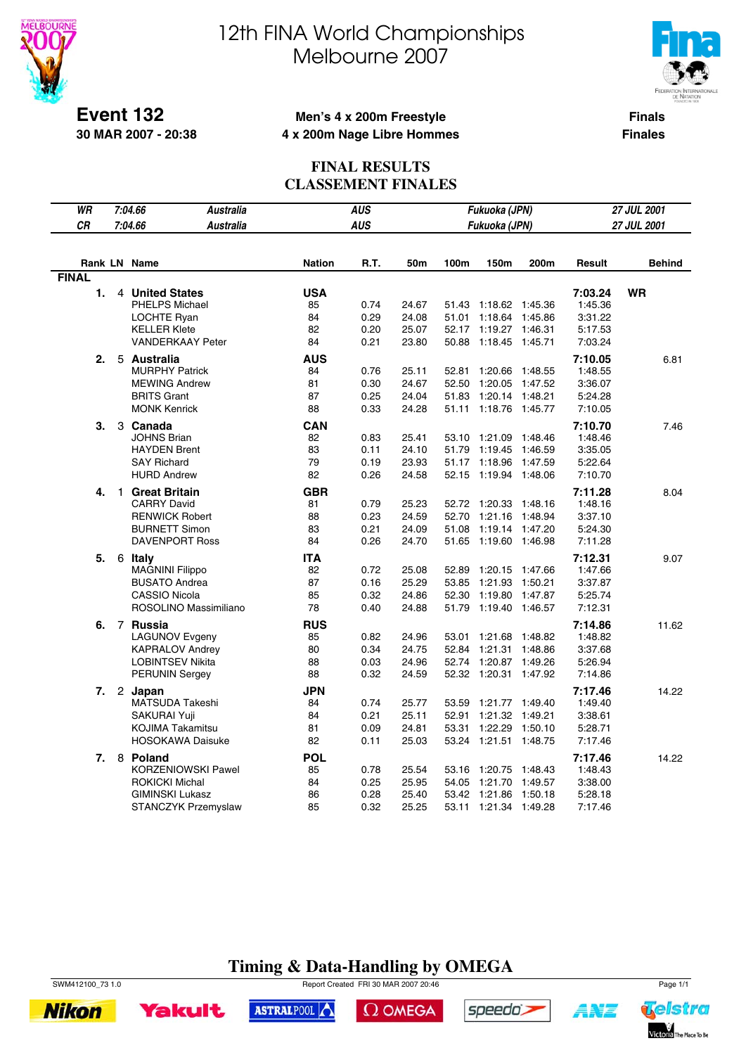# 12th FINA World Championships
# Melbourne 2007

**Event 132**
**30 MAR 2007 - 20:38**

**Men's 4 x 200m Freestyle**
**4 x 200m Nage Libre Hommes**

**Finals**
**Finales**

## FINAL RESULTS
## CLASSEMENT FINALES

| | | | | | |
|---|---|---|---|---|---|
| WR | 7:04.66 | Australia | AUS | Fukuoka (JPN) | 27 JUL 2001 |
| CR | 7:04.66 | Australia | AUS | Fukuoka (JPN) | 27 JUL 2001 |

**FINAL**

| Rank | LN | Name | Nation | R.T. | 50m | 100m | 150m | 200m | Result | Behind |
|---|---|---|---|---|---|---|---|---|---|---|
| 1. | 4 | **United States** | **USA** | | | | | | **7:03.24** | **WR** |
| | | PHELPS Michael | 85 | 0.74 | 24.67 | 51.43 | 1:18.62 | 1:45.36 | 1:45.36 | |
| | | LOCHTE Ryan | 84 | 0.29 | 24.08 | 51.01 | 1:18.64 | 1:45.86 | 3:31.22 | |
| | | KELLER Klete | 82 | 0.20 | 25.07 | 52.17 | 1:19.27 | 1:46.31 | 5:17.53 | |
| | | VANDERKAAY Peter | 84 | 0.21 | 23.80 | 50.88 | 1:18.45 | 1:45.71 | 7:03.24 | |
| 2. | 5 | **Australia** | **AUS** | | | | | | **7:10.05** | 6.81 |
| | | MURPHY Patrick | 84 | 0.76 | 25.11 | 52.81 | 1:20.66 | 1:48.55 | 1:48.55 | |
| | | MEWING Andrew | 81 | 0.30 | 24.67 | 52.50 | 1:20.05 | 1:47.52 | 3:36.07 | |
| | | BRITS Grant | 87 | 0.25 | 24.04 | 51.83 | 1:20.14 | 1:48.21 | 5:24.28 | |
| | | MONK Kenrick | 88 | 0.33 | 24.28 | 51.11 | 1:18.76 | 1:45.77 | 7:10.05 | |
| 3. | 3 | **Canada** | **CAN** | | | | | | **7:10.70** | 7.46 |
| | | JOHNS Brian | 82 | 0.83 | 25.41 | 53.10 | 1:21.09 | 1:48.46 | 1:48.46 | |
| | | HAYDEN Brent | 83 | 0.11 | 24.10 | 51.79 | 1:19.45 | 1:46.59 | 3:35.05 | |
| | | SAY Richard | 79 | 0.19 | 23.93 | 51.17 | 1:18.96 | 1:47.59 | 5:22.64 | |
| | | HURD Andrew | 82 | 0.26 | 24.58 | 52.15 | 1:19.94 | 1:48.06 | 7:10.70 | |
| 4. | 1 | **Great Britain** | **GBR** | | | | | | **7:11.28** | 8.04 |
| | | CARRY David | 81 | 0.79 | 25.23 | 52.72 | 1:20.33 | 1:48.16 | 1:48.16 | |
| | | RENWICK Robert | 88 | 0.23 | 24.59 | 52.70 | 1:21.16 | 1:48.94 | 3:37.10 | |
| | | BURNETT Simon | 83 | 0.21 | 24.09 | 51.08 | 1:19.14 | 1:47.20 | 5:24.30 | |
| | | DAVENPORT Ross | 84 | 0.26 | 24.70 | 51.65 | 1:19.60 | 1:46.98 | 7:11.28 | |
| 5. | 6 | **Italy** | **ITA** | | | | | | **7:12.31** | 9.07 |
| | | MAGNINI Filippo | 82 | 0.72 | 25.08 | 52.89 | 1:20.15 | 1:47.66 | 1:47.66 | |
| | | BUSATO Andrea | 87 | 0.16 | 25.29 | 53.85 | 1:21.93 | 1:50.21 | 3:37.87 | |
| | | CASSIO Nicola | 85 | 0.32 | 24.86 | 52.30 | 1:19.80 | 1:47.87 | 5:25.74 | |
| | | ROSOLINO Massimiliano | 78 | 0.40 | 24.88 | 51.79 | 1:19.40 | 1:46.57 | 7:12.31 | |
| 6. | 7 | **Russia** | **RUS** | | | | | | **7:14.86** | 11.62 |
| | | LAGUNOV Evgeny | 85 | 0.82 | 24.96 | 53.01 | 1:21.68 | 1:48.82 | 1:48.82 | |
| | | KAPRALOV Andrey | 80 | 0.34 | 24.75 | 52.84 | 1:21.31 | 1:48.86 | 3:37.68 | |
| | | LOBINTSEV Nikita | 88 | 0.03 | 24.96 | 52.74 | 1:20.87 | 1:49.26 | 5:26.94 | |
| | | PERUNIN Sergey | 88 | 0.32 | 24.59 | 52.32 | 1:20.31 | 1:47.92 | 7:14.86 | |
| 7. | 2 | **Japan** | **JPN** | | | | | | **7:17.46** | 14.22 |
| | | MATSUDA Takeshi | 84 | 0.74 | 25.77 | 53.59 | 1:21.77 | 1:49.40 | 1:49.40 | |
| | | SAKURAI Yuji | 84 | 0.21 | 25.11 | 52.91 | 1:21.32 | 1:49.21 | 3:38.61 | |
| | | KOJIMA Takamitsu | 81 | 0.09 | 24.81 | 53.31 | 1:22.29 | 1:50.10 | 5:28.71 | |
| | | HOSOKAWA Daisuke | 82 | 0.11 | 25.03 | 53.24 | 1:21.51 | 1:48.75 | 7:17.46 | |
| 7. | 8 | **Poland** | **POL** | | | | | | **7:17.46** | 14.22 |
| | | KORZENIOWSKI Pawel | 85 | 0.78 | 25.54 | 53.16 | 1:20.75 | 1:48.43 | 1:48.43 | |
| | | ROKICKI Michal | 84 | 0.25 | 25.95 | 54.05 | 1:21.70 | 1:49.57 | 3:38.00 | |
| | | GIMINSKI Lukasz | 86 | 0.28 | 25.40 | 53.42 | 1:21.86 | 1:50.18 | 5:28.18 | |
| | | STANCZYK Przemyslaw | 85 | 0.32 | 25.25 | 53.11 | 1:21.34 | 1:49.28 | 7:17.46 | |

**Timing & Data-Handling by OMEGA**

SWM412100_73 1.0 — Report Created FRI 30 MAR 2007 20:46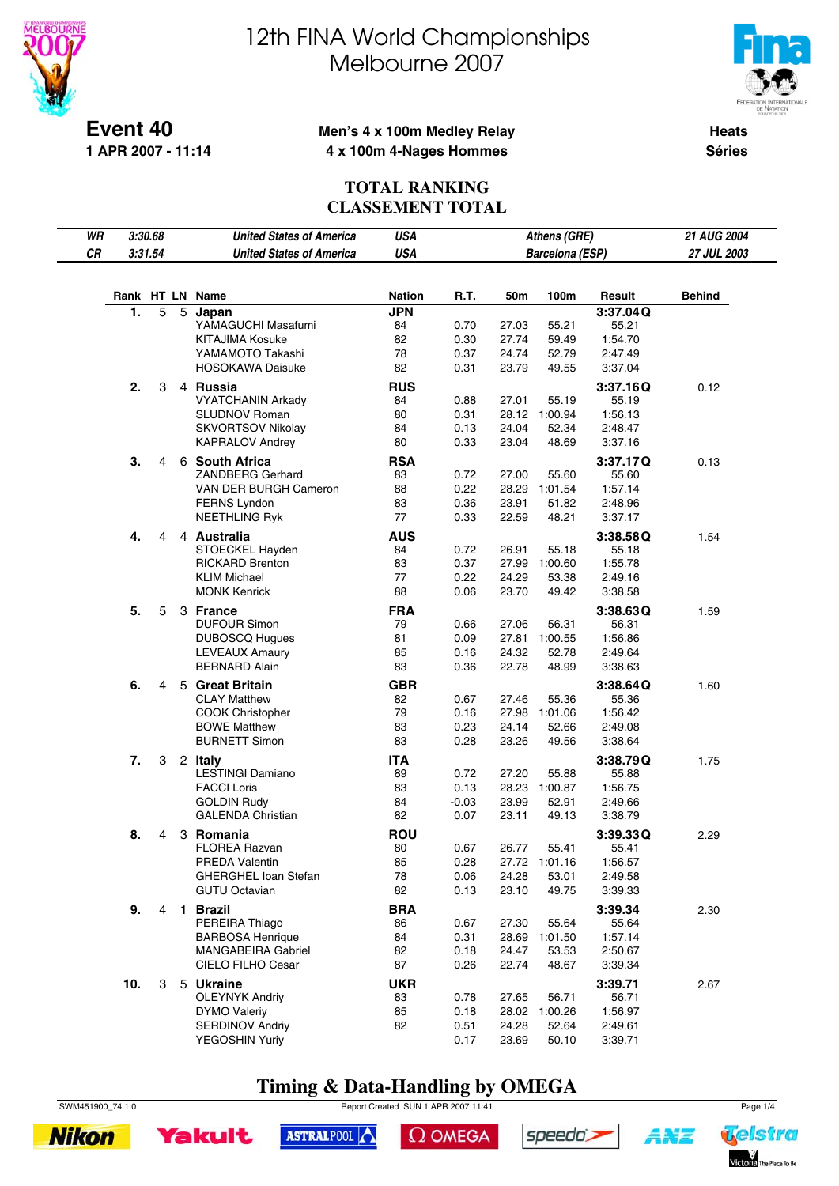# 12th FINA World Championships
# Melbourne 2007

**Event 40** — **Men's 4 x 100m Medley Relay** — **Heats**

**1 APR 2007 - 11:14** — **4 x 100m 4-Nages Hommes** — **Séries**

## TOTAL RANKING
## CLASSEMENT TOTAL

| | | | | | |
|---|---|---|---|---|---|
| WR | 3:30.68 | United States of America | USA | Athens (GRE) | 21 AUG 2004 |
| CR | 3:31.54 | United States of America | USA | Barcelona (ESP) | 27 JUL 2003 |

| Rank | HT | LN | Name | Nation | R.T. | 50m | 100m | Result | Behind |
|---|---|---|---|---|---|---|---|---|---|
| 1. | 5 | 5 | **Japan** | **JPN** | | | | **3:37.04 Q** | |
| | | | YAMAGUCHI Masafumi | 84 | 0.70 | 27.03 | 55.21 | 55.21 | |
| | | | KITAJIMA Kosuke | 82 | 0.30 | 27.74 | 59.49 | 1:54.70 | |
| | | | YAMAMOTO Takashi | 78 | 0.37 | 24.74 | 52.79 | 2:47.49 | |
| | | | HOSOKAWA Daisuke | 82 | 0.31 | 23.79 | 49.55 | 3:37.04 | |
| 2. | 3 | 4 | **Russia** | **RUS** | | | | **3:37.16 Q** | 0.12 |
| | | | VYATCHANIN Arkady | 84 | 0.88 | 27.01 | 55.19 | 55.19 | |
| | | | SLUDNOV Roman | 80 | 0.31 | 28.12 | 1:00.94 | 1:56.13 | |
| | | | SKVORTSOV Nikolay | 84 | 0.13 | 24.04 | 52.34 | 2:48.47 | |
| | | | KAPRALOV Andrey | 80 | 0.33 | 23.04 | 48.69 | 3:37.16 | |
| 3. | 4 | 6 | **South Africa** | **RSA** | | | | **3:37.17 Q** | 0.13 |
| | | | ZANDBERG Gerhard | 83 | 0.72 | 27.00 | 55.60 | 55.60 | |
| | | | VAN DER BURGH Cameron | 88 | 0.22 | 28.29 | 1:01.54 | 1:57.14 | |
| | | | FERNS Lyndon | 83 | 0.36 | 23.91 | 51.82 | 2:48.96 | |
| | | | NEETHLING Ryk | 77 | 0.33 | 22.59 | 48.21 | 3:37.17 | |
| 4. | 4 | 4 | **Australia** | **AUS** | | | | **3:38.58 Q** | 1.54 |
| | | | STOECKEL Hayden | 84 | 0.72 | 26.91 | 55.18 | 55.18 | |
| | | | RICKARD Brenton | 83 | 0.37 | 27.99 | 1:00.60 | 1:55.78 | |
| | | | KLIM Michael | 77 | 0.22 | 24.29 | 53.38 | 2:49.16 | |
| | | | MONK Kenrick | 88 | 0.06 | 23.70 | 49.42 | 3:38.58 | |
| 5. | 5 | 3 | **France** | **FRA** | | | | **3:38.63 Q** | 1.59 |
| | | | DUFOUR Simon | 79 | 0.66 | 27.06 | 56.31 | 56.31 | |
| | | | DUBOSCQ Hugues | 81 | 0.09 | 27.81 | 1:00.55 | 1:56.86 | |
| | | | LEVEAUX Amaury | 85 | 0.16 | 24.32 | 52.78 | 2:49.64 | |
| | | | BERNARD Alain | 83 | 0.36 | 22.78 | 48.99 | 3:38.63 | |
| 6. | 4 | 5 | **Great Britain** | **GBR** | | | | **3:38.64 Q** | 1.60 |
| | | | CLAY Matthew | 82 | 0.67 | 27.46 | 55.36 | 55.36 | |
| | | | COOK Christopher | 79 | 0.16 | 27.98 | 1:01.06 | 1:56.42 | |
| | | | BOWE Matthew | 83 | 0.23 | 24.14 | 52.66 | 2:49.08 | |
| | | | BURNETT Simon | 83 | 0.28 | 23.26 | 49.56 | 3:38.64 | |
| 7. | 3 | 2 | **Italy** | **ITA** | | | | **3:38.79 Q** | 1.75 |
| | | | LESTINGI Damiano | 89 | 0.72 | 27.20 | 55.88 | 55.88 | |
| | | | FACCI Loris | 83 | 0.13 | 28.23 | 1:00.87 | 1:56.75 | |
| | | | GOLDIN Rudy | 84 | -0.03 | 23.99 | 52.91 | 2:49.66 | |
| | | | GALENDA Christian | 82 | 0.07 | 23.11 | 49.13 | 3:38.79 | |
| 8. | 4 | 3 | **Romania** | **ROU** | | | | **3:39.33 Q** | 2.29 |
| | | | FLOREA Razvan | 80 | 0.67 | 26.77 | 55.41 | 55.41 | |
| | | | PREDA Valentin | 85 | 0.28 | 27.72 | 1:01.16 | 1:56.57 | |
| | | | GHERGHEL Ioan Stefan | 78 | 0.06 | 24.28 | 53.01 | 2:49.58 | |
| | | | GUTU Octavian | 82 | 0.13 | 23.10 | 49.75 | 3:39.33 | |
| 9. | 4 | 1 | **Brazil** | **BRA** | | | | **3:39.34** | 2.30 |
| | | | PEREIRA Thiago | 86 | 0.67 | 27.30 | 55.64 | 55.64 | |
| | | | BARBOSA Henrique | 84 | 0.31 | 28.69 | 1:01.50 | 1:57.14 | |
| | | | MANGABEIRA Gabriel | 82 | 0.18 | 24.47 | 53.53 | 2:50.67 | |
| | | | CIELO FILHO Cesar | 87 | 0.26 | 22.74 | 48.67 | 3:39.34 | |
| 10. | 3 | 5 | **Ukraine** | **UKR** | | | | **3:39.71** | 2.67 |
| | | | OLEYNYK Andriy | 83 | 0.78 | 27.65 | 56.71 | 56.71 | |
| | | | DYMO Valeriy | 85 | 0.18 | 28.02 | 1:00.26 | 1:56.97 | |
| | | | SERDINOV Andriy | 82 | 0.51 | 24.28 | 52.64 | 2:49.61 | |
| | | | YEGOSHIN Yuriy | | 0.17 | 23.69 | 50.10 | 3:39.71 | |

**Timing & Data-Handling by OMEGA**

SWM451900_74 1.0 — Report Created SUN 1 APR 2007 11:41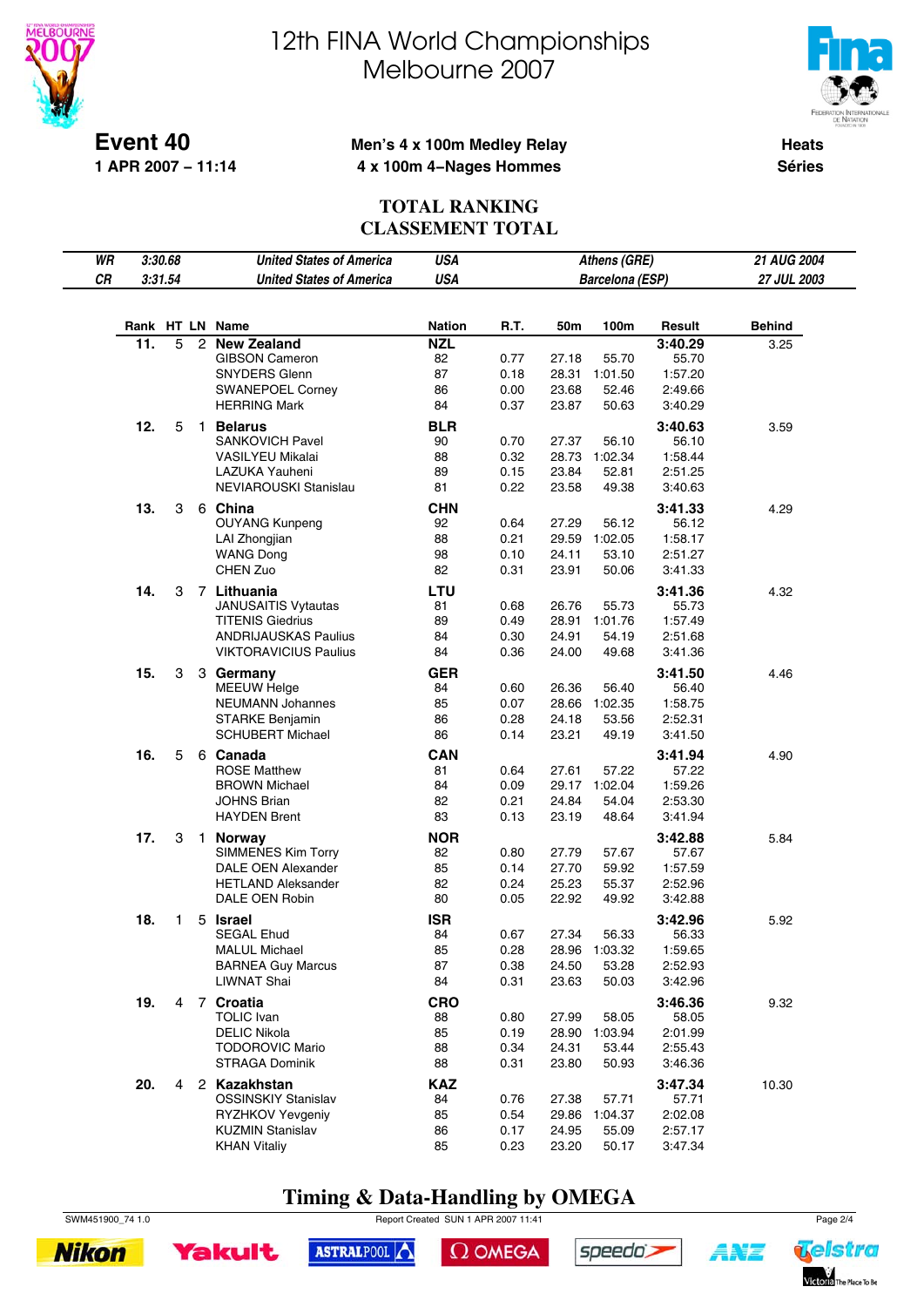# 12th FINA World Championships Melbourne 2007

**Event 40** — 1 APR 2007 – 11:14

**Men's 4 x 100m Medley Relay**
**4 x 100m 4–Nages Hommes**

**Heats / Séries**

## TOTAL RANKING
## CLASSEMENT TOTAL

| | | | | | |
|---|---|---|---|---|---|
| WR | 3:30.68 | United States of America | USA | Athens (GRE) | 21 AUG 2004 |
| CR | 3:31.54 | United States of America | USA | Barcelona (ESP) | 27 JUL 2003 |

| Rank | HT | LN | Name | Nation | R.T. | 50m | 100m | Result | Behind |
|---|---|---|---|---|---|---|---|---|---|
| **11.** | 5 | 2 | **New Zealand** | **NZL** | | | | **3:40.29** | 3.25 |
| | | | GIBSON Cameron | 82 | 0.77 | 27.18 | 55.70 | 55.70 | |
| | | | SNYDERS Glenn | 87 | 0.18 | 28.31 | 1:01.50 | 1:57.20 | |
| | | | SWANEPOEL Corney | 86 | 0.00 | 23.68 | 52.46 | 2:49.66 | |
| | | | HERRING Mark | 84 | 0.37 | 23.87 | 50.63 | 3:40.29 | |
| **12.** | 5 | 1 | **Belarus** | **BLR** | | | | **3:40.63** | 3.59 |
| | | | SANKOVICH Pavel | 90 | 0.70 | 27.37 | 56.10 | 56.10 | |
| | | | VASILYEU Mikalai | 88 | 0.32 | 28.73 | 1:02.34 | 1:58.44 | |
| | | | LAZUKA Yauheni | 89 | 0.15 | 23.84 | 52.81 | 2:51.25 | |
| | | | NEVIAROUSKI Stanislau | 81 | 0.22 | 23.58 | 49.38 | 3:40.63 | |
| **13.** | 3 | 6 | **China** | **CHN** | | | | **3:41.33** | 4.29 |
| | | | OUYANG Kunpeng | 92 | 0.64 | 27.29 | 56.12 | 56.12 | |
| | | | LAI Zhongjian | 88 | 0.21 | 29.59 | 1:02.05 | 1:58.17 | |
| | | | WANG Dong | 98 | 0.10 | 24.11 | 53.10 | 2:51.27 | |
| | | | CHEN Zuo | 82 | 0.31 | 23.91 | 50.06 | 3:41.33 | |
| **14.** | 3 | 7 | **Lithuania** | **LTU** | | | | **3:41.36** | 4.32 |
| | | | JANUSAITIS Vytautas | 81 | 0.68 | 26.76 | 55.73 | 55.73 | |
| | | | TITENIS Giedrius | 89 | 0.49 | 28.91 | 1:01.76 | 1:57.49 | |
| | | | ANDRIJAUSKAS Paulius | 84 | 0.30 | 24.91 | 54.19 | 2:51.68 | |
| | | | VIKTORAVICIUS Paulius | 84 | 0.36 | 24.00 | 49.68 | 3:41.36 | |
| **15.** | 3 | 3 | **Germany** | **GER** | | | | **3:41.50** | 4.46 |
| | | | MEEUW Helge | 84 | 0.60 | 26.36 | 56.40 | 56.40 | |
| | | | NEUMANN Johannes | 85 | 0.07 | 28.66 | 1:02.35 | 1:58.75 | |
| | | | STARKE Benjamin | 86 | 0.28 | 24.18 | 53.56 | 2:52.31 | |
| | | | SCHUBERT Michael | 86 | 0.14 | 23.21 | 49.19 | 3:41.50 | |
| **16.** | 5 | 6 | **Canada** | **CAN** | | | | **3:41.94** | 4.90 |
| | | | ROSE Matthew | 81 | 0.64 | 27.61 | 57.22 | 57.22 | |
| | | | BROWN Michael | 84 | 0.09 | 29.17 | 1:02.04 | 1:59.26 | |
| | | | JOHNS Brian | 82 | 0.21 | 24.84 | 54.04 | 2:53.30 | |
| | | | HAYDEN Brent | 83 | 0.13 | 23.19 | 48.64 | 3:41.94 | |
| **17.** | 3 | 1 | **Norway** | **NOR** | | | | **3:42.88** | 5.84 |
| | | | SIMMENES Kim Torry | 82 | 0.80 | 27.79 | 57.67 | 57.67 | |
| | | | DALE OEN Alexander | 85 | 0.14 | 27.70 | 59.92 | 1:57.59 | |
| | | | HETLAND Aleksander | 82 | 0.24 | 25.23 | 55.37 | 2:52.96 | |
| | | | DALE OEN Robin | 80 | 0.05 | 22.92 | 49.92 | 3:42.88 | |
| **18.** | 1 | 5 | **Israel** | **ISR** | | | | **3:42.96** | 5.92 |
| | | | SEGAL Ehud | 84 | 0.67 | 27.34 | 56.33 | 56.33 | |
| | | | MALUL Michael | 85 | 0.28 | 28.96 | 1:03.32 | 1:59.65 | |
| | | | BARNEA Guy Marcus | 87 | 0.38 | 24.50 | 53.28 | 2:52.93 | |
| | | | LIWNAT Shai | 84 | 0.31 | 23.63 | 50.03 | 3:42.96 | |
| **19.** | 4 | 7 | **Croatia** | **CRO** | | | | **3:46.36** | 9.32 |
| | | | TOLIC Ivan | 88 | 0.80 | 27.99 | 58.05 | 58.05 | |
| | | | DELIC Nikola | 85 | 0.19 | 28.90 | 1:03.94 | 2:01.99 | |
| | | | TODOROVIC Mario | 88 | 0.34 | 24.31 | 53.44 | 2:55.43 | |
| | | | STRAGA Dominik | 88 | 0.31 | 23.80 | 50.93 | 3:46.36 | |
| **20.** | 4 | 2 | **Kazakhstan** | **KAZ** | | | | **3:47.34** | 10.30 |
| | | | OSSINSKIY Stanislav | 84 | 0.76 | 27.38 | 57.71 | 57.71 | |
| | | | RYZHKOV Yevgeniy | 85 | 0.54 | 29.86 | 1:04.37 | 2:02.08 | |
| | | | KUZMIN Stanislav | 86 | 0.17 | 24.95 | 55.09 | 2:57.17 | |
| | | | KHAN Vitaliy | 85 | 0.23 | 23.20 | 50.17 | 3:47.34 | |

**Timing & Data-Handling by OMEGA**

SWM451900_74 1.0 — Report Created SUN 1 APR 2007 11:41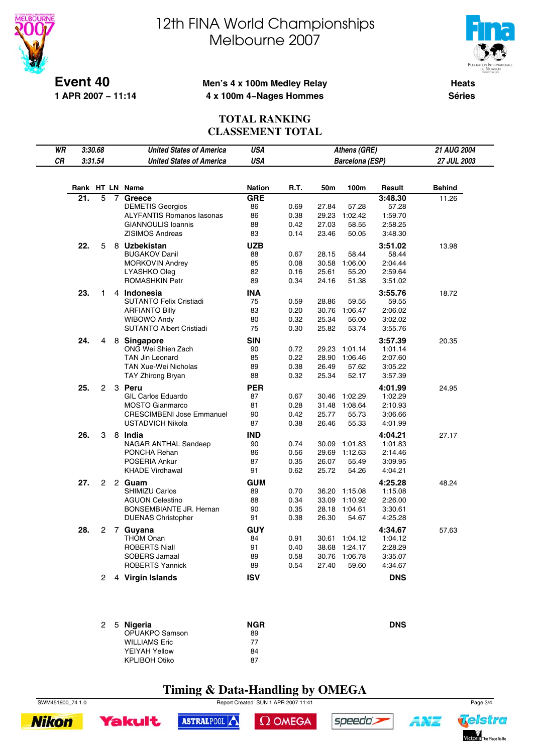# 12th FINA World Championships
# Melbourne 2007

**Event 40**
**1 APR 2007 – 11:14**

**Men's 4 x 100m Medley Relay**
**4 x 100m 4–Nages Hommes**

**Heats**
**Séries**

## TOTAL RANKING
## CLASSEMENT TOTAL

| | | | | | |
|---|---|---|---|---|---|
| WR | 3:30.68 | United States of America | USA | Athens (GRE) | 21 AUG 2004 |
| CR | 3:31.54 | United States of America | USA | Barcelona (ESP) | 27 JUL 2003 |

| Rank | HT | LN | Name | Nation | R.T. | 50m | 100m | Result | Behind |
|---|---|---|---|---|---|---|---|---|---|
| 21. | 5 | 7 | **Greece** | **GRE** | | | | **3:48.30** | 11.26 |
| | | | DEMETIS Georgios | 86 | 0.69 | 27.84 | 57.28 | 57.28 | |
| | | | ALYFANTIS Romanos Iasonas | 86 | 0.38 | 29.23 | 1:02.42 | 1:59.70 | |
| | | | GIANNOULIS Ioannis | 88 | 0.42 | 27.03 | 58.55 | 2:58.25 | |
| | | | ZISIMOS Andreas | 83 | 0.14 | 23.46 | 50.05 | 3:48.30 | |
| 22. | 5 | 8 | **Uzbekistan** | **UZB** | | | | **3:51.02** | 13.98 |
| | | | BUGAKOV Danil | 88 | 0.67 | 28.15 | 58.44 | 58.44 | |
| | | | MORKOVIN Andrey | 85 | 0.08 | 30.58 | 1:06.00 | 2:04.44 | |
| | | | LYASHKO Oleg | 82 | 0.16 | 25.61 | 55.20 | 2:59.64 | |
| | | | ROMASHKIN Petr | 89 | 0.34 | 24.16 | 51.38 | 3:51.02 | |
| 23. | 1 | 4 | **Indonesia** | **INA** | | | | **3:55.76** | 18.72 |
| | | | SUTANTO Felix Cristiadi | 75 | 0.59 | 28.86 | 59.55 | 59.55 | |
| | | | ARFIANTO Billy | 83 | 0.20 | 30.76 | 1:06.47 | 2:06.02 | |
| | | | WIBOWO Andy | 80 | 0.32 | 25.34 | 56.00 | 3:02.02 | |
| | | | SUTANTO Albert Cristiadi | 75 | 0.30 | 25.82 | 53.74 | 3:55.76 | |
| 24. | 4 | 8 | **Singapore** | **SIN** | | | | **3:57.39** | 20.35 |
| | | | ONG Wei Shien Zach | 90 | 0.72 | 29.23 | 1:01.14 | 1:01.14 | |
| | | | TAN Jin Leonard | 85 | 0.22 | 28.90 | 1:06.46 | 2:07.60 | |
| | | | TAN Xue-Wei Nicholas | 89 | 0.38 | 26.49 | 57.62 | 3:05.22 | |
| | | | TAY Zhirong Bryan | 88 | 0.32 | 25.34 | 52.17 | 3:57.39 | |
| 25. | 2 | 3 | **Peru** | **PER** | | | | **4:01.99** | 24.95 |
| | | | GIL Carlos Eduardo | 87 | 0.67 | 30.46 | 1:02.29 | 1:02.29 | |
| | | | MOSTO Gianmarco | 81 | 0.28 | 31.48 | 1:08.64 | 2:10.93 | |
| | | | CRESCIMBENI Jose Emmanuel | 90 | 0.42 | 25.77 | 55.73 | 3:06.66 | |
| | | | USTADVICH Nikola | 87 | 0.38 | 26.46 | 55.33 | 4:01.99 | |
| 26. | 3 | 8 | **India** | **IND** | | | | **4:04.21** | 27.17 |
| | | | NAGAR ANTHAL Sandeep | 90 | 0.74 | 30.09 | 1:01.83 | 1:01.83 | |
| | | | PONCHA Rehan | 86 | 0.56 | 29.69 | 1:12.63 | 2:14.46 | |
| | | | POSERIA Ankur | 87 | 0.35 | 26.07 | 55.49 | 3:09.95 | |
| | | | KHADE Virdhawal | 91 | 0.62 | 25.72 | 54.26 | 4:04.21 | |
| 27. | 2 | 2 | **Guam** | **GUM** | | | | **4:25.28** | 48.24 |
| | | | SHIMIZU Carlos | 89 | 0.70 | 36.20 | 1:15.08 | 1:15.08 | |
| | | | AGUON Celestino | 88 | 0.34 | 33.09 | 1:10.92 | 2:26.00 | |
| | | | BONSEMBIANTE JR. Hernan | 90 | 0.35 | 28.18 | 1:04.61 | 3:30.61 | |
| | | | DUENAS Christopher | 91 | 0.38 | 26.30 | 54.67 | 4:25.28 | |
| 28. | 2 | 7 | **Guyana** | **GUY** | | | | **4:34.67** | 57.63 |
| | | | THOM Onan | 84 | 0.91 | 30.61 | 1:04.12 | 1:04.12 | |
| | | | ROBERTS Niall | 91 | 0.40 | 38.68 | 1:24.17 | 2:28.29 | |
| | | | SOBERS Jamaal | 89 | 0.58 | 30.76 | 1:06.78 | 3:35.07 | |
| | | | ROBERTS Yannick | 89 | 0.54 | 27.40 | 59.60 | 4:34.67 | |
| | 2 | 4 | **Virgin Islands** | **ISV** | | | | **DNS** | |
| | 2 | 5 | **Nigeria** | **NGR** | | | | **DNS** | |
| | | | OPUAKPO Samson | 89 | | | | | |
| | | | WILLIAMS Eric | 77 | | | | | |
| | | | YEIYAH Yellow | 84 | | | | | |
| | | | KPLIBOH Otiko | 87 | | | | | |

**Timing & Data-Handling by OMEGA**

SWM451900_74 1.0 — Report Created SUN 1 APR 2007 11:41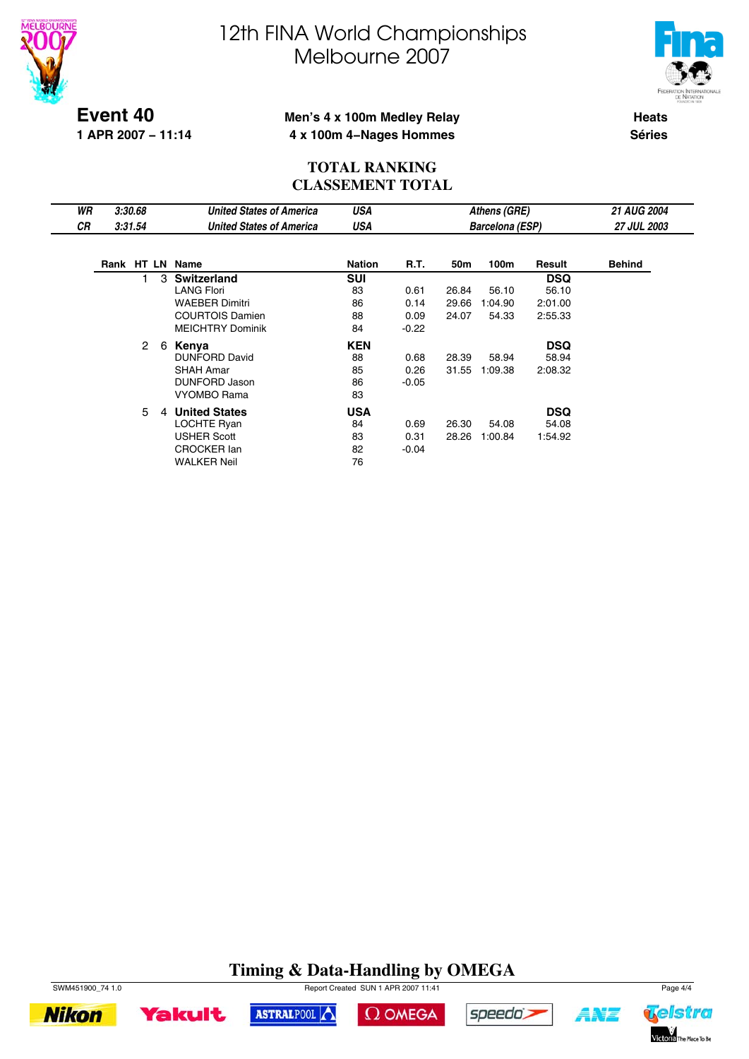# 12th FINA World Championships Melbourne 2007

**Event 40**
**1 APR 2007 – 11:14**

**Men's 4 x 100m Medley Relay**
**4 x 100m 4–Nages Hommes**

**Heats**
**Séries**

## TOTAL RANKING
## CLASSEMENT TOTAL

| | | | | | |
|---|---|---|---|---|---|
| *WR* | *3:30.68* | *United States of America* | *USA* | *Athens (GRE)* | *21 AUG 2004* |
| *CR* | *3:31.54* | *United States of America* | *USA* | *Barcelona (ESP)* | *27 JUL 2003* |

| Rank | HT | LN | Name | Nation | R.T. | 50m | 100m | Result | Behind |
|---|---|---|---|---|---|---|---|---|---|
| | 1 | 3 | **Switzerland** | **SUI** | | | | **DSQ** | |
| | | | LANG Flori | 83 | 0.61 | 26.84 | 56.10 | 56.10 | |
| | | | WAEBER Dimitri | 86 | 0.14 | 29.66 | 1:04.90 | 2:01.00 | |
| | | | COURTOIS Damien | 88 | 0.09 | 24.07 | 54.33 | 2:55.33 | |
| | | | MEICHTRY Dominik | 84 | -0.22 | | | | |
| | 2 | 6 | **Kenya** | **KEN** | | | | **DSQ** | |
| | | | DUNFORD David | 88 | 0.68 | 28.39 | 58.94 | 58.94 | |
| | | | SHAH Amar | 85 | 0.26 | 31.55 | 1:09.38 | 2:08.32 | |
| | | | DUNFORD Jason | 86 | -0.05 | | | | |
| | | | VYOMBO Rama | 83 | | | | | |
| | 5 | 4 | **United States** | **USA** | | | | **DSQ** | |
| | | | LOCHTE Ryan | 84 | 0.69 | 26.30 | 54.08 | 54.08 | |
| | | | USHER Scott | 83 | 0.31 | 28.26 | 1:00.84 | 1:54.92 | |
| | | | CROCKER Ian | 82 | -0.04 | | | | |
| | | | WALKER Neil | 76 | | | | | |

**Timing & Data-Handling by OMEGA**

SWM451900_74 1.0 Report Created SUN 1 APR 2007 11:41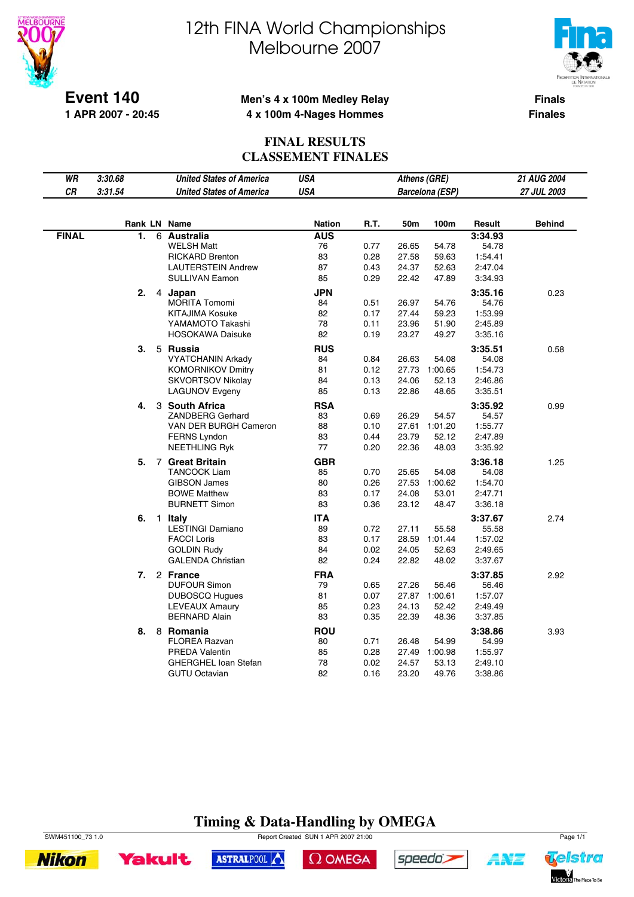# 12th FINA World Championships
# Melbourne 2007

**Event 140**
**1 APR 2007 - 20:45**

**Men's 4 x 100m Medley Relay**
**4 x 100m 4-Nages Hommes**

**Finals**
**Finales**

## FINAL RESULTS
## CLASSEMENT FINALES

| | | | | | |
|---|---|---|---|---|---|
| *WR* | *3:30.68* | *United States of America* | *USA* | *Athens (GRE)* | *21 AUG 2004* |
| *CR* | *3:31.54* | *United States of America* | *USA* | *Barcelona (ESP)* | *27 JUL 2003* |

| | Rank | LN | Name | Nation | R.T. | 50m | 100m | Result | Behind |
|---|---|---|---|---|---|---|---|---|---|
| **FINAL** | **1.** | 6 | **Australia** | **AUS** | | | | **3:34.93** | |
| | | | WELSH Matt | 76 | 0.77 | 26.65 | 54.78 | 54.78 | |
| | | | RICKARD Brenton | 83 | 0.28 | 27.58 | 59.63 | 1:54.41 | |
| | | | LAUTERSTEIN Andrew | 87 | 0.43 | 24.37 | 52.63 | 2:47.04 | |
| | | | SULLIVAN Eamon | 85 | 0.29 | 22.42 | 47.89 | 3:34.93 | |
| | **2.** | 4 | **Japan** | **JPN** | | | | **3:35.16** | 0.23 |
| | | | MORITA Tomomi | 84 | 0.51 | 26.97 | 54.76 | 54.76 | |
| | | | KITAJIMA Kosuke | 82 | 0.17 | 27.44 | 59.23 | 1:53.99 | |
| | | | YAMAMOTO Takashi | 78 | 0.11 | 23.96 | 51.90 | 2:45.89 | |
| | | | HOSOKAWA Daisuke | 82 | 0.19 | 23.27 | 49.27 | 3:35.16 | |
| | **3.** | 5 | **Russia** | **RUS** | | | | **3:35.51** | 0.58 |
| | | | VYATCHANIN Arkady | 84 | 0.84 | 26.63 | 54.08 | 54.08 | |
| | | | KOMORNIKOV Dmitry | 81 | 0.12 | 27.73 | 1:00.65 | 1:54.73 | |
| | | | SKVORTSOV Nikolay | 84 | 0.13 | 24.06 | 52.13 | 2:46.86 | |
| | | | LAGUNOV Evgeny | 85 | 0.13 | 22.86 | 48.65 | 3:35.51 | |
| | **4.** | 3 | **South Africa** | **RSA** | | | | **3:35.92** | 0.99 |
| | | | ZANDBERG Gerhard | 83 | 0.69 | 26.29 | 54.57 | 54.57 | |
| | | | VAN DER BURGH Cameron | 88 | 0.10 | 27.61 | 1:01.20 | 1:55.77 | |
| | | | FERNS Lyndon | 83 | 0.44 | 23.79 | 52.12 | 2:47.89 | |
| | | | NEETHLING Ryk | 77 | 0.20 | 22.36 | 48.03 | 3:35.92 | |
| | **5.** | 7 | **Great Britain** | **GBR** | | | | **3:36.18** | 1.25 |
| | | | TANCOCK Liam | 85 | 0.70 | 25.65 | 54.08 | 54.08 | |
| | | | GIBSON James | 80 | 0.26 | 27.53 | 1:00.62 | 1:54.70 | |
| | | | BOWE Matthew | 83 | 0.17 | 24.08 | 53.01 | 2:47.71 | |
| | | | BURNETT Simon | 83 | 0.36 | 23.12 | 48.47 | 3:36.18 | |
| | **6.** | 1 | **Italy** | **ITA** | | | | **3:37.67** | 2.74 |
| | | | LESTINGI Damiano | 89 | 0.72 | 27.11 | 55.58 | 55.58 | |
| | | | FACCI Loris | 83 | 0.17 | 28.59 | 1:01.44 | 1:57.02 | |
| | | | GOLDIN Rudy | 84 | 0.02 | 24.05 | 52.63 | 2:49.65 | |
| | | | GALENDA Christian | 82 | 0.24 | 22.82 | 48.02 | 3:37.67 | |
| | **7.** | 2 | **France** | **FRA** | | | | **3:37.85** | 2.92 |
| | | | DUFOUR Simon | 79 | 0.65 | 27.26 | 56.46 | 56.46 | |
| | | | DUBOSCQ Hugues | 81 | 0.07 | 27.87 | 1:00.61 | 1:57.07 | |
| | | | LEVEAUX Amaury | 85 | 0.23 | 24.13 | 52.42 | 2:49.49 | |
| | | | BERNARD Alain | 83 | 0.35 | 22.39 | 48.36 | 3:37.85 | |
| | **8.** | 8 | **Romania** | **ROU** | | | | **3:38.86** | 3.93 |
| | | | FLOREA Razvan | 80 | 0.71 | 26.48 | 54.99 | 54.99 | |
| | | | PREDA Valentin | 85 | 0.28 | 27.49 | 1:00.98 | 1:55.97 | |
| | | | GHERGHEL Ioan Stefan | 78 | 0.02 | 24.57 | 53.13 | 2:49.10 | |
| | | | GUTU Octavian | 82 | 0.16 | 23.20 | 49.76 | 3:38.86 | |

**Timing & Data-Handling by OMEGA**

SWM451100_73 1.0 Report Created SUN 1 APR 2007 21:00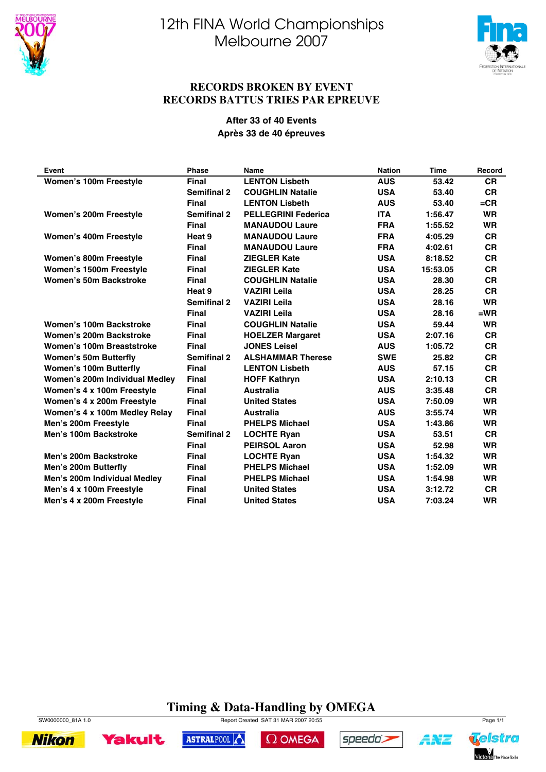# 12th FINA World Championships
# Melbourne 2007

## RECORDS BROKEN BY EVENT
## RECORDS BATTUS TRIES PAR EPREUVE

**After 33 of 40 Events**
**Après 33 de 40 épreuves**

| Event | Phase | Name | Nation | Time | Record |
|---|---|---|---|---|---|
| Women's 100m Freestyle | Final | LENTON Lisbeth | AUS | 53.42 | CR |
| | Semifinal 2 | COUGHLIN Natalie | USA | 53.40 | CR |
| | Final | LENTON Lisbeth | AUS | 53.40 | =CR |
| Women's 200m Freestyle | Semifinal 2 | PELLEGRINI Federica | ITA | 1:56.47 | WR |
| | Final | MANAUDOU Laure | FRA | 1:55.52 | WR |
| Women's 400m Freestyle | Heat 9 | MANAUDOU Laure | FRA | 4:05.29 | CR |
| | Final | MANAUDOU Laure | FRA | 4:02.61 | CR |
| Women's 800m Freestyle | Final | ZIEGLER Kate | USA | 8:18.52 | CR |
| Women's 1500m Freestyle | Final | ZIEGLER Kate | USA | 15:53.05 | CR |
| Women's 50m Backstroke | Final | COUGHLIN Natalie | USA | 28.30 | CR |
| | Heat 9 | VAZIRI Leila | USA | 28.25 | CR |
| | Semifinal 2 | VAZIRI Leila | USA | 28.16 | WR |
| | Final | VAZIRI Leila | USA | 28.16 | =WR |
| Women's 100m Backstroke | Final | COUGHLIN Natalie | USA | 59.44 | WR |
| Women's 200m Backstroke | Final | HOELZER Margaret | USA | 2:07.16 | CR |
| Women's 100m Breaststroke | Final | JONES Leisel | AUS | 1:05.72 | CR |
| Women's 50m Butterfly | Semifinal 2 | ALSHAMMAR Therese | SWE | 25.82 | CR |
| Women's 100m Butterfly | Final | LENTON Lisbeth | AUS | 57.15 | CR |
| Women's 200m Individual Medley | Final | HOFF Kathryn | USA | 2:10.13 | CR |
| Women's 4 x 100m Freestyle | Final | Australia | AUS | 3:35.48 | CR |
| Women's 4 x 200m Freestyle | Final | United States | USA | 7:50.09 | WR |
| Women's 4 x 100m Medley Relay | Final | Australia | AUS | 3:55.74 | WR |
| Men's 200m Freestyle | Final | PHELPS Michael | USA | 1:43.86 | WR |
| Men's 100m Backstroke | Semifinal 2 | LOCHTE Ryan | USA | 53.51 | CR |
| | Final | PEIRSOL Aaron | USA | 52.98 | WR |
| Men's 200m Backstroke | Final | LOCHTE Ryan | USA | 1:54.32 | WR |
| Men's 200m Butterfly | Final | PHELPS Michael | USA | 1:52.09 | WR |
| Men's 200m Individual Medley | Final | PHELPS Michael | USA | 1:54.98 | WR |
| Men's 4 x 100m Freestyle | Final | United States | USA | 3:12.72 | CR |
| Men's 4 x 200m Freestyle | Final | United States | USA | 7:03.24 | WR |

**Timing & Data-Handling by OMEGA**

SW0000000_81A 1.0 — Report Created SAT 31 MAR 2007 20:55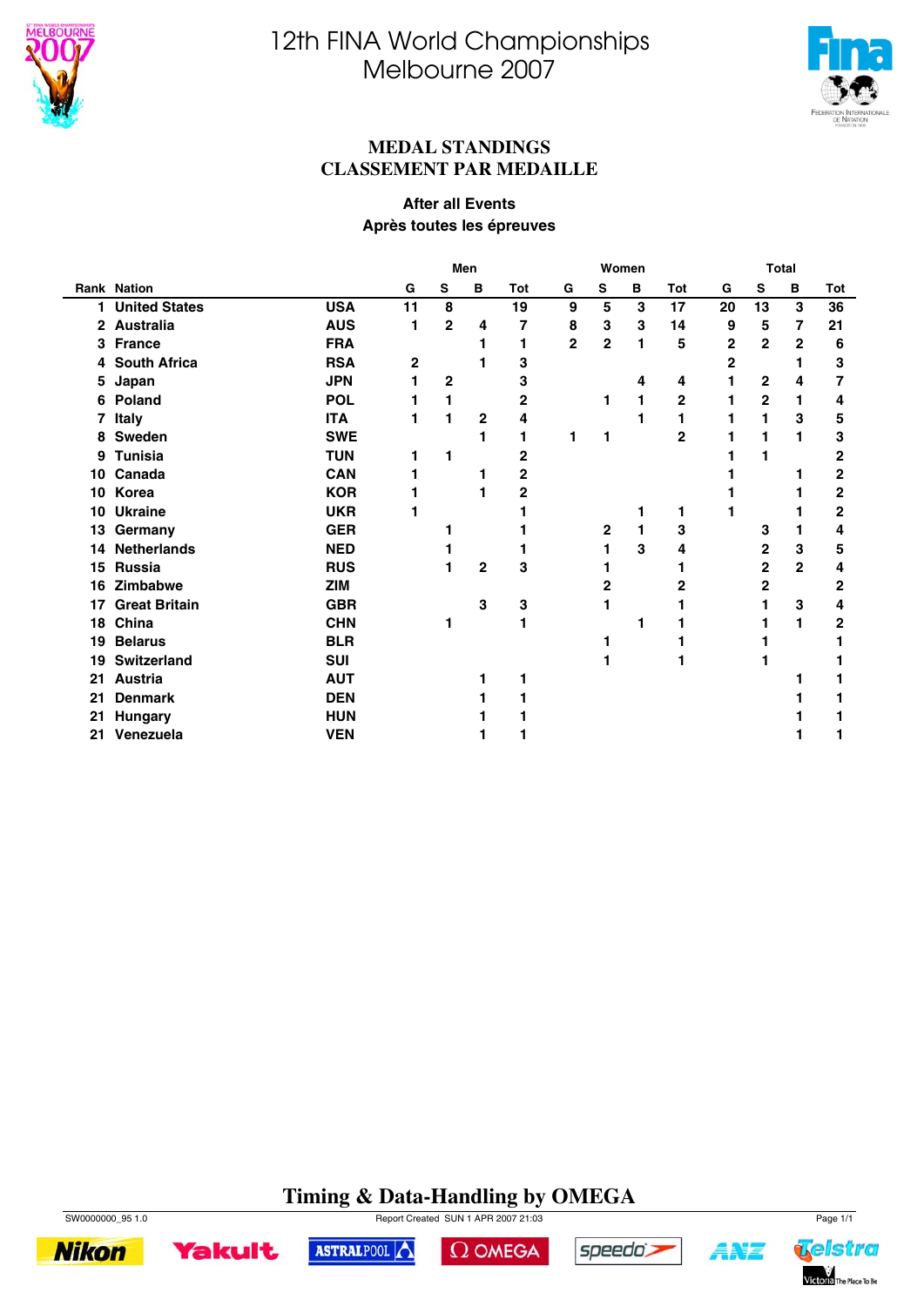# 12th FINA World Championships
# Melbourne 2007

## MEDAL STANDINGS
## CLASSEMENT PAR MEDAILLE

**After all Events**
**Après toutes les épreuves**

| | | | Men | | | | Women | | | | Total | | | |
|---|---|---|---|---|---|---|---|---|---|---|---|---|---|---|
| Rank | Nation | | G | S | B | Tot | G | S | B | Tot | G | S | B | Tot |
| 1 | United States | USA | 11 | 8 | | 19 | 9 | 5 | 3 | 17 | 20 | 13 | 3 | 36 |
| 2 | Australia | AUS | 1 | 2 | 4 | 7 | 8 | 3 | 3 | 14 | 9 | 5 | 7 | 21 |
| 3 | France | FRA | | | 1 | 1 | 2 | 2 | 1 | 5 | 2 | 2 | 2 | 6 |
| 4 | South Africa | RSA | 2 | | 1 | 3 | | | | | 2 | | 1 | 3 |
| 5 | Japan | JPN | 1 | 2 | | 3 | | | 4 | 4 | 1 | 2 | 4 | 7 |
| 6 | Poland | POL | 1 | 1 | | 2 | | 1 | 1 | 2 | 1 | 2 | 1 | 4 |
| 7 | Italy | ITA | 1 | 1 | 2 | 4 | | | 1 | 1 | 1 | 1 | 3 | 5 |
| 8 | Sweden | SWE | | | 1 | 1 | 1 | 1 | | 2 | 1 | 1 | 1 | 3 |
| 9 | Tunisia | TUN | 1 | 1 | | 2 | | | | | 1 | 1 | | 2 |
| 10 | Canada | CAN | 1 | | 1 | 2 | | | | | 1 | | 1 | 2 |
| 10 | Korea | KOR | 1 | | 1 | 2 | | | | | 1 | | 1 | 2 |
| 10 | Ukraine | UKR | 1 | | | 1 | | | 1 | 1 | 1 | | 1 | 2 |
| 13 | Germany | GER | | 1 | | 1 | | 2 | 1 | 3 | | 3 | 1 | 4 |
| 14 | Netherlands | NED | | 1 | | 1 | | 1 | 3 | 4 | | 2 | 3 | 5 |
| 15 | Russia | RUS | | 1 | 2 | 3 | | 1 | | 1 | | 2 | 2 | 4 |
| 16 | Zimbabwe | ZIM | | | | | | 2 | | 2 | | 2 | | 2 |
| 17 | Great Britain | GBR | | | 3 | 3 | | 1 | | 1 | | 1 | 3 | 4 |
| 18 | China | CHN | | 1 | | 1 | | | 1 | 1 | | 1 | 1 | 2 |
| 19 | Belarus | BLR | | | | | | 1 | | 1 | | 1 | | 1 |
| 19 | Switzerland | SUI | | | | | | 1 | | 1 | | 1 | | 1 |
| 21 | Austria | AUT | | | 1 | 1 | | | | | | | 1 | 1 |
| 21 | Denmark | DEN | | | 1 | 1 | | | | | | | 1 | 1 |
| 21 | Hungary | HUN | | | 1 | 1 | | | | | | | 1 | 1 |
| 21 | Venezuela | VEN | | | 1 | 1 | | | | | | | 1 | 1 |

**Timing & Data-Handling by OMEGA**

SW0000000_95 1.0 Report Created SUN 1 APR 2007 21:03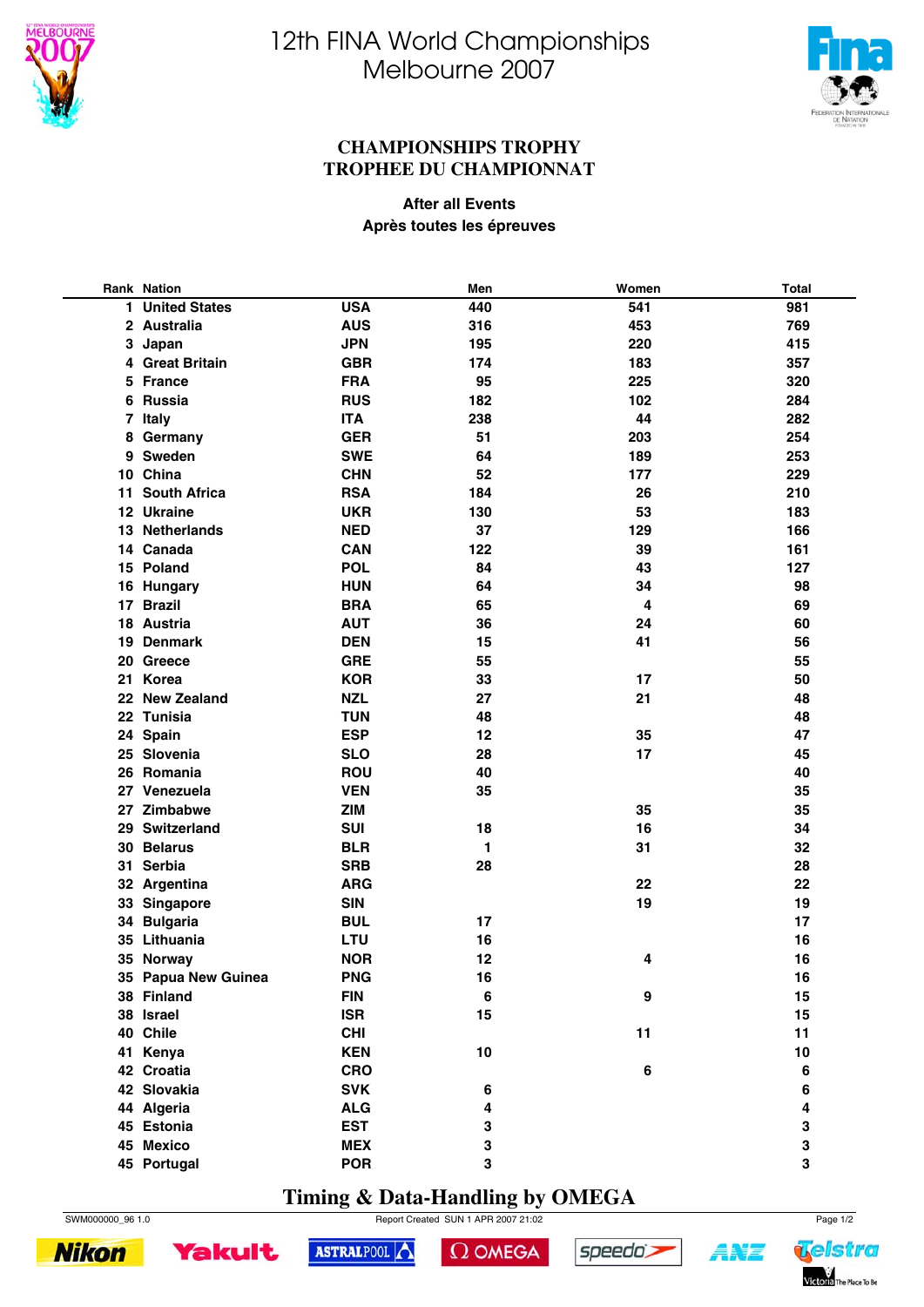# 12th FINA World Championships Melbourne 2007

## CHAMPIONSHIPS TROPHY
## TROPHEE DU CHAMPIONNAT

**After all Events**
**Après toutes les épreuves**

| Rank | Nation | | Men | Women | Total |
|---|---|---|---|---|---|
| 1 | United States | USA | 440 | 541 | 981 |
| 2 | Australia | AUS | 316 | 453 | 769 |
| 3 | Japan | JPN | 195 | 220 | 415 |
| 4 | Great Britain | GBR | 174 | 183 | 357 |
| 5 | France | FRA | 95 | 225 | 320 |
| 6 | Russia | RUS | 182 | 102 | 284 |
| 7 | Italy | ITA | 238 | 44 | 282 |
| 8 | Germany | GER | 51 | 203 | 254 |
| 9 | Sweden | SWE | 64 | 189 | 253 |
| 10 | China | CHN | 52 | 177 | 229 |
| 11 | South Africa | RSA | 184 | 26 | 210 |
| 12 | Ukraine | UKR | 130 | 53 | 183 |
| 13 | Netherlands | NED | 37 | 129 | 166 |
| 14 | Canada | CAN | 122 | 39 | 161 |
| 15 | Poland | POL | 84 | 43 | 127 |
| 16 | Hungary | HUN | 64 | 34 | 98 |
| 17 | Brazil | BRA | 65 | 4 | 69 |
| 18 | Austria | AUT | 36 | 24 | 60 |
| 19 | Denmark | DEN | 15 | 41 | 56 |
| 20 | Greece | GRE | 55 | | 55 |
| 21 | Korea | KOR | 33 | 17 | 50 |
| 22 | New Zealand | NZL | 27 | 21 | 48 |
| 22 | Tunisia | TUN | 48 | | 48 |
| 24 | Spain | ESP | 12 | 35 | 47 |
| 25 | Slovenia | SLO | 28 | 17 | 45 |
| 26 | Romania | ROU | 40 | | 40 |
| 27 | Venezuela | VEN | 35 | | 35 |
| 27 | Zimbabwe | ZIM | | 35 | 35 |
| 29 | Switzerland | SUI | 18 | 16 | 34 |
| 30 | Belarus | BLR | 1 | 31 | 32 |
| 31 | Serbia | SRB | 28 | | 28 |
| 32 | Argentina | ARG | | 22 | 22 |
| 33 | Singapore | SIN | | 19 | 19 |
| 34 | Bulgaria | BUL | 17 | | 17 |
| 35 | Lithuania | LTU | 16 | | 16 |
| 35 | Norway | NOR | 12 | 4 | 16 |
| 35 | Papua New Guinea | PNG | 16 | | 16 |
| 38 | Finland | FIN | 6 | 9 | 15 |
| 38 | Israel | ISR | 15 | | 15 |
| 40 | Chile | CHI | | 11 | 11 |
| 41 | Kenya | KEN | 10 | | 10 |
| 42 | Croatia | CRO | | 6 | 6 |
| 42 | Slovakia | SVK | 6 | | 6 |
| 44 | Algeria | ALG | 4 | | 4 |
| 45 | Estonia | EST | 3 | | 3 |
| 45 | Mexico | MEX | 3 | | 3 |
| 45 | Portugal | POR | 3 | | 3 |

**Timing & Data-Handling by OMEGA**

SWM000000_96 1.0 Report Created SUN 1 APR 2007 21:02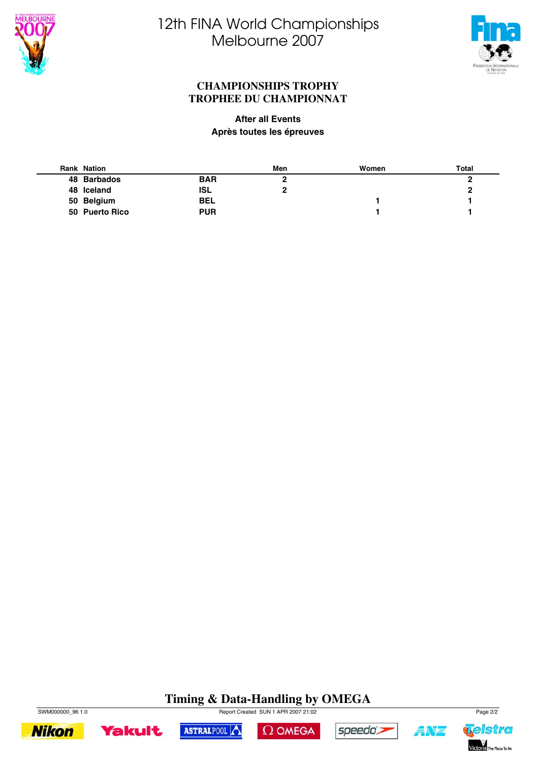# CHAMPIONSHIPS TROPHY
# TROPHEE DU CHAMPIONNAT

**After all Events**
**Après toutes les épreuves**

| Rank | Nation | | Men | Women | Total |
|---|---|---|---|---|---|
| 48 | Barbados | BAR | 2 | | 2 |
| 48 | Iceland | ISL | 2 | | 2 |
| 50 | Belgium | BEL | | 1 | 1 |
| 50 | Puerto Rico | PUR | | 1 | 1 |

**Timing & Data-Handling by OMEGA**

SWM000000_96 1.0 Report Created SUN 1 APR 2007 21:02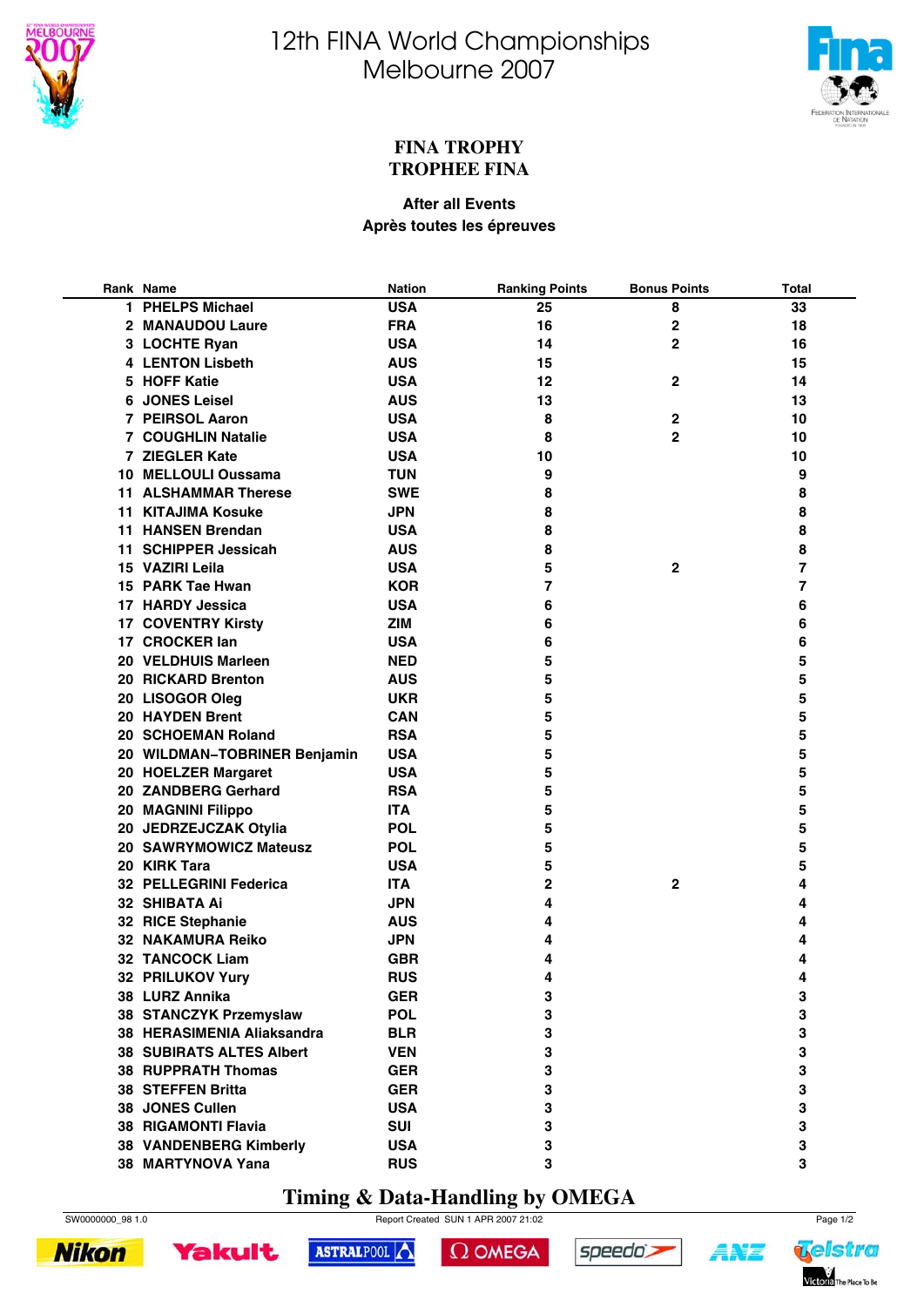# 12th FINA World Championships
# Melbourne 2007

## FINA TROPHY
## TROPHEE FINA

**After all Events**
**Après toutes les épreuves**

| Rank | Name | Nation | Ranking Points | Bonus Points | Total |
|---|---|---|---|---|---|
| 1 | PHELPS Michael | USA | 25 | 8 | 33 |
| 2 | MANAUDOU Laure | FRA | 16 | 2 | 18 |
| 3 | LOCHTE Ryan | USA | 14 | 2 | 16 |
| 4 | LENTON Lisbeth | AUS | 15 | | 15 |
| 5 | HOFF Katie | USA | 12 | 2 | 14 |
| 6 | JONES Leisel | AUS | 13 | | 13 |
| 7 | PEIRSOL Aaron | USA | 8 | 2 | 10 |
| 7 | COUGHLIN Natalie | USA | 8 | 2 | 10 |
| 7 | ZIEGLER Kate | USA | 10 | | 10 |
| 10 | MELLOULI Oussama | TUN | 9 | | 9 |
| 11 | ALSHAMMAR Therese | SWE | 8 | | 8 |
| 11 | KITAJIMA Kosuke | JPN | 8 | | 8 |
| 11 | HANSEN Brendan | USA | 8 | | 8 |
| 11 | SCHIPPER Jessicah | AUS | 8 | | 8 |
| 15 | VAZIRI Leila | USA | 5 | 2 | 7 |
| 15 | PARK Tae Hwan | KOR | 7 | | 7 |
| 17 | HARDY Jessica | USA | 6 | | 6 |
| 17 | COVENTRY Kirsty | ZIM | 6 | | 6 |
| 17 | CROCKER Ian | USA | 6 | | 6 |
| 20 | VELDHUIS Marleen | NED | 5 | | 5 |
| 20 | RICKARD Brenton | AUS | 5 | | 5 |
| 20 | LISOGOR Oleg | UKR | 5 | | 5 |
| 20 | HAYDEN Brent | CAN | 5 | | 5 |
| 20 | SCHOEMAN Roland | RSA | 5 | | 5 |
| 20 | WILDMAN–TOBRINER Benjamin | USA | 5 | | 5 |
| 20 | HOELZER Margaret | USA | 5 | | 5 |
| 20 | ZANDBERG Gerhard | RSA | 5 | | 5 |
| 20 | MAGNINI Filippo | ITA | 5 | | 5 |
| 20 | JEDRZEJCZAK Otylia | POL | 5 | | 5 |
| 20 | SAWRYMOWICZ Mateusz | POL | 5 | | 5 |
| 20 | KIRK Tara | USA | 5 | | 5 |
| 32 | PELLEGRINI Federica | ITA | 2 | 2 | 4 |
| 32 | SHIBATA Ai | JPN | 4 | | 4 |
| 32 | RICE Stephanie | AUS | 4 | | 4 |
| 32 | NAKAMURA Reiko | JPN | 4 | | 4 |
| 32 | TANCOCK Liam | GBR | 4 | | 4 |
| 32 | PRILUKOV Yury | RUS | 4 | | 4 |
| 38 | LURZ Annika | GER | 3 | | 3 |
| 38 | STANCZYK Przemyslaw | POL | 3 | | 3 |
| 38 | HERASIMENIA Aliaksandra | BLR | 3 | | 3 |
| 38 | SUBIRATS ALTES Albert | VEN | 3 | | 3 |
| 38 | RUPPRATH Thomas | GER | 3 | | 3 |
| 38 | STEFFEN Britta | GER | 3 | | 3 |
| 38 | JONES Cullen | USA | 3 | | 3 |
| 38 | RIGAMONTI Flavia | SUI | 3 | | 3 |
| 38 | VANDENBERG Kimberly | USA | 3 | | 3 |
| 38 | MARTYNOVA Yana | RUS | 3 | | 3 |

**Timing & Data-Handling by OMEGA**

SW0000000_98 1.0 Report Created SUN 1 APR 2007 21:02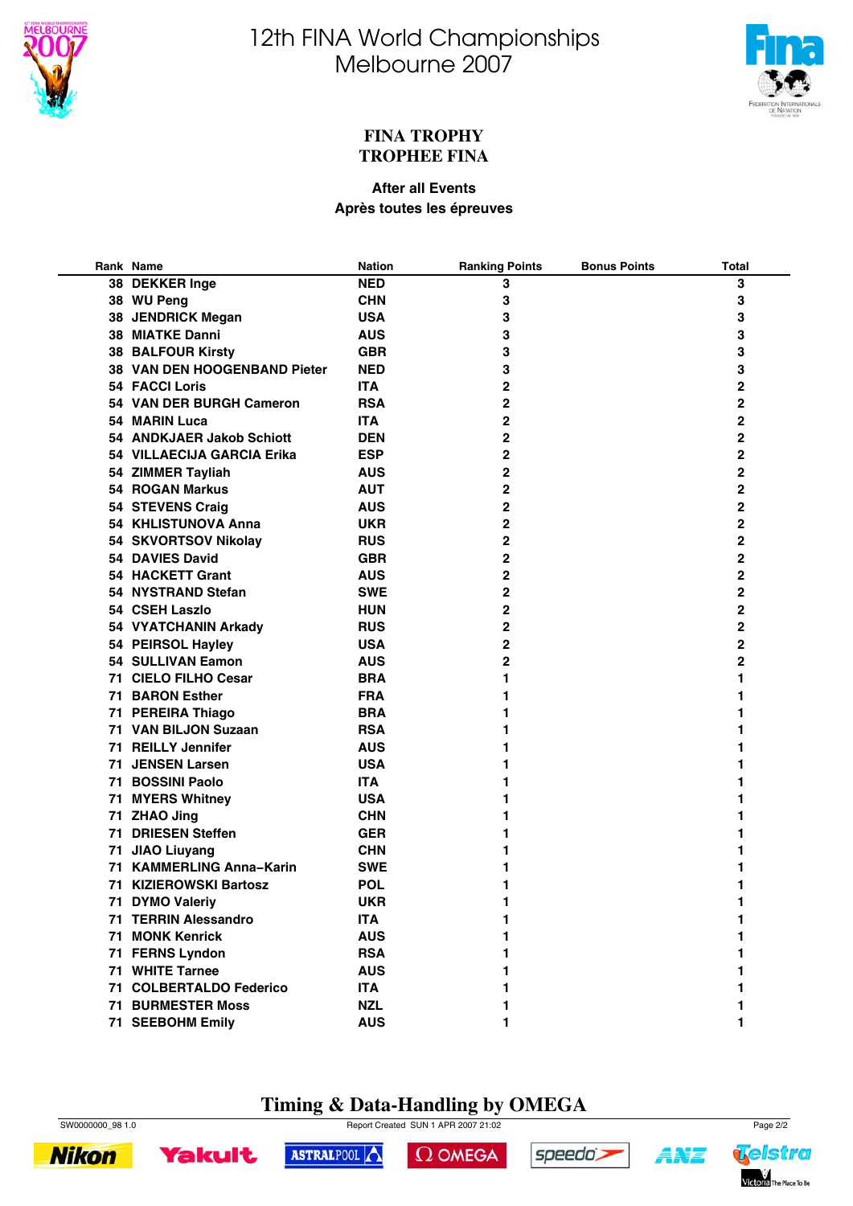# 12th FINA World Championships
# Melbourne 2007

## FINA TROPHY
## TROPHEE FINA

### After all Events
### Après toutes les épreuves

| Rank | Name | Nation | Ranking Points | Bonus Points | Total |
|---|---|---|---|---|---|
| 38 | DEKKER Inge | NED | 3 | | 3 |
| 38 | WU Peng | CHN | 3 | | 3 |
| 38 | JENDRICK Megan | USA | 3 | | 3 |
| 38 | MIATKE Danni | AUS | 3 | | 3 |
| 38 | BALFOUR Kirsty | GBR | 3 | | 3 |
| 38 | VAN DEN HOOGENBAND Pieter | NED | 3 | | 3 |
| 54 | FACCI Loris | ITA | 2 | | 2 |
| 54 | VAN DER BURGH Cameron | RSA | 2 | | 2 |
| 54 | MARIN Luca | ITA | 2 | | 2 |
| 54 | ANDKJAER Jakob Schiott | DEN | 2 | | 2 |
| 54 | VILLAECIJA GARCIA Erika | ESP | 2 | | 2 |
| 54 | ZIMMER Tayliah | AUS | 2 | | 2 |
| 54 | ROGAN Markus | AUT | 2 | | 2 |
| 54 | STEVENS Craig | AUS | 2 | | 2 |
| 54 | KHLISTUNOVA Anna | UKR | 2 | | 2 |
| 54 | SKVORTSOV Nikolay | RUS | 2 | | 2 |
| 54 | DAVIES David | GBR | 2 | | 2 |
| 54 | HACKETT Grant | AUS | 2 | | 2 |
| 54 | NYSTRAND Stefan | SWE | 2 | | 2 |
| 54 | CSEH Laszlo | HUN | 2 | | 2 |
| 54 | VYATCHANIN Arkady | RUS | 2 | | 2 |
| 54 | PEIRSOL Hayley | USA | 2 | | 2 |
| 54 | SULLIVAN Eamon | AUS | 2 | | 2 |
| 71 | CIELO FILHO Cesar | BRA | 1 | | 1 |
| 71 | BARON Esther | FRA | 1 | | 1 |
| 71 | PEREIRA Thiago | BRA | 1 | | 1 |
| 71 | VAN BILJON Suzaan | RSA | 1 | | 1 |
| 71 | REILLY Jennifer | AUS | 1 | | 1 |
| 71 | JENSEN Larsen | USA | 1 | | 1 |
| 71 | BOSSINI Paolo | ITA | 1 | | 1 |
| 71 | MYERS Whitney | USA | 1 | | 1 |
| 71 | ZHAO Jing | CHN | 1 | | 1 |
| 71 | DRIESEN Steffen | GER | 1 | | 1 |
| 71 | JIAO Liuyang | CHN | 1 | | 1 |
| 71 | KAMMERLING Anna–Karin | SWE | 1 | | 1 |
| 71 | KIZIEROWSKI Bartosz | POL | 1 | | 1 |
| 71 | DYMO Valeriy | UKR | 1 | | 1 |
| 71 | TERRIN Alessandro | ITA | 1 | | 1 |
| 71 | MONK Kenrick | AUS | 1 | | 1 |
| 71 | FERNS Lyndon | RSA | 1 | | 1 |
| 71 | WHITE Tarnee | AUS | 1 | | 1 |
| 71 | COLBERTALDO Federico | ITA | 1 | | 1 |
| 71 | BURMESTER Moss | NZL | 1 | | 1 |
| 71 | SEEBOHM Emily | AUS | 1 | | 1 |

Timing & Data-Handling by OMEGA

SW0000000_98 1.0 Report Created SUN 1 APR 2007 21:02